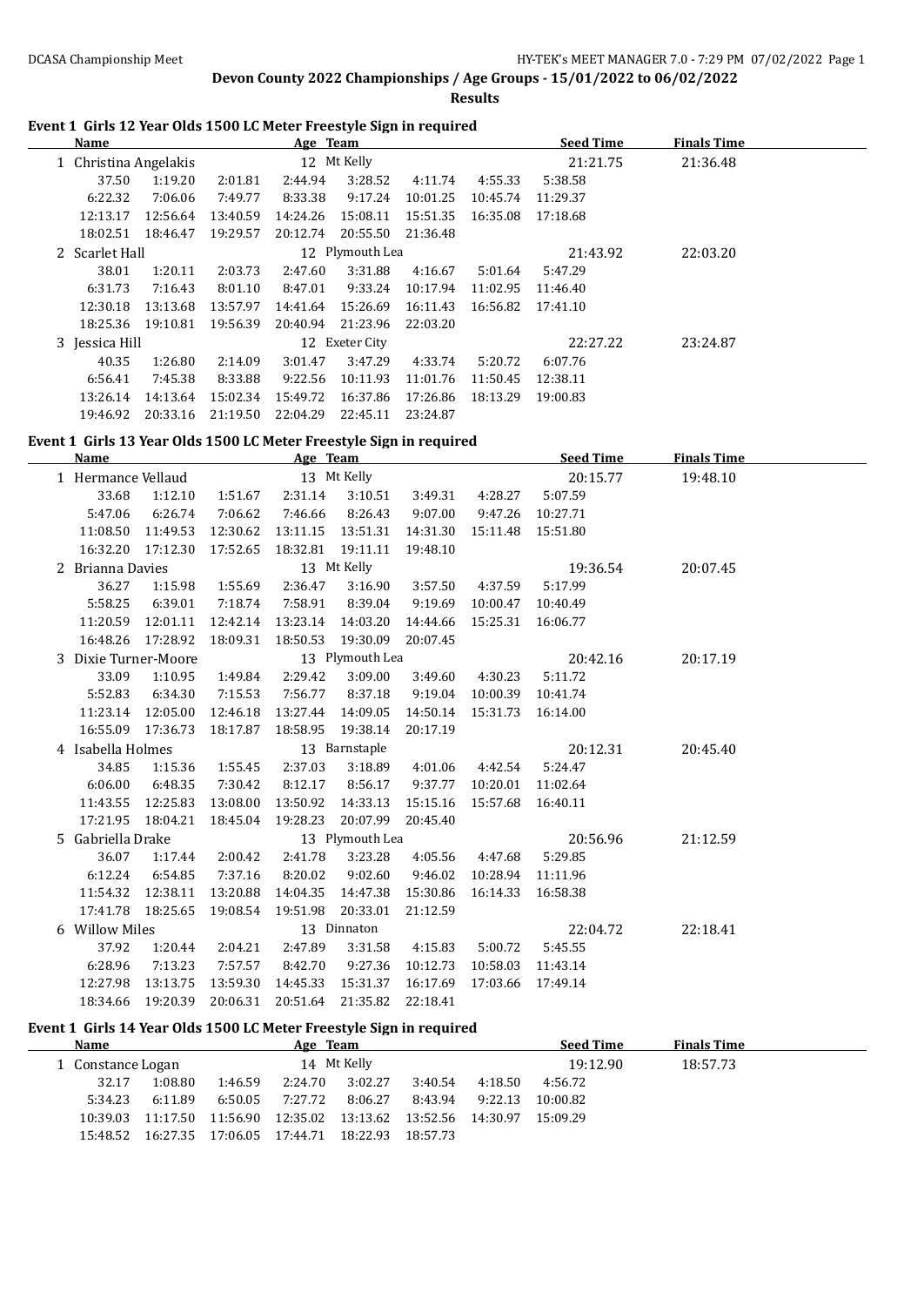**Devon County 2022 Championships / Age Groups - 15/01/2022 to 06/02/2022**

**Results**

### Event 1 Girls 12 Year Olds 1500 LC Meter Freestyle Sign in required

| Name | | | Age | Team | | | Seed Time | Finals Time |
|---|---|---|---|---|---|---|---|---|
| 1 Christina Angelakis | | | 12 | Mt Kelly | | | 21:21.75 | 21:36.48 |
| 37.50 | 1:19.20 | 2:01.81 | 2:44.94 | 3:28.52 | 4:11.74 | 4:55.33 | 5:38.58 | |
| 6:22.32 | 7:06.06 | 7:49.77 | 8:33.38 | 9:17.24 | 10:01.25 | 10:45.74 | 11:29.37 | |
| 12:13.17 | 12:56.64 | 13:40.59 | 14:24.26 | 15:08.11 | 15:51.35 | 16:35.08 | 17:18.68 | |
| 18:02.51 | 18:46.47 | 19:29.57 | 20:12.74 | 20:55.50 | 21:36.48 | | | |
| 2 Scarlet Hall | | | 12 | Plymouth Lea | | | 21:43.92 | 22:03.20 |
| 38.01 | 1:20.11 | 2:03.73 | 2:47.60 | 3:31.88 | 4:16.67 | 5:01.64 | 5:47.29 | |
| 6:31.73 | 7:16.43 | 8:01.10 | 8:47.01 | 9:33.24 | 10:17.94 | 11:02.95 | 11:46.40 | |
| 12:30.18 | 13:13.68 | 13:57.97 | 14:41.64 | 15:26.69 | 16:11.43 | 16:56.82 | 17:41.10 | |
| 18:25.36 | 19:10.81 | 19:56.39 | 20:40.94 | 21:23.96 | 22:03.20 | | | |
| 3 Jessica Hill | | | 12 | Exeter City | | | 22:27.22 | 23:24.87 |
| 40.35 | 1:26.80 | 2:14.09 | 3:01.47 | 3:47.29 | 4:33.74 | 5:20.72 | 6:07.76 | |
| 6:56.41 | 7:45.38 | 8:33.88 | 9:22.56 | 10:11.93 | 11:01.76 | 11:50.45 | 12:38.11 | |
| 13:26.14 | 14:13.64 | 15:02.34 | 15:49.72 | 16:37.86 | 17:26.86 | 18:13.29 | 19:00.83 | |
| 19:46.92 | 20:33.16 | 21:19.50 | 22:04.29 | 22:45.11 | 23:24.87 | | | |

### Event 1 Girls 13 Year Olds 1500 LC Meter Freestyle Sign in required

| Name | | | Age | Team | | | Seed Time | Finals Time |
|---|---|---|---|---|---|---|---|---|
| 1 Hermance Vellaud | | | 13 | Mt Kelly | | | 20:15.77 | 19:48.10 |
| 33.68 | 1:12.10 | 1:51.67 | 2:31.14 | 3:10.51 | 3:49.31 | 4:28.27 | 5:07.59 | |
| 5:47.06 | 6:26.74 | 7:06.62 | 7:46.66 | 8:26.43 | 9:07.00 | 9:47.26 | 10:27.71 | |
| 11:08.50 | 11:49.53 | 12:30.62 | 13:11.15 | 13:51.31 | 14:31.30 | 15:11.48 | 15:51.80 | |
| 16:32.20 | 17:12.30 | 17:52.65 | 18:32.81 | 19:11.11 | 19:48.10 | | | |
| 2 Brianna Davies | | | 13 | Mt Kelly | | | 19:36.54 | 20:07.45 |
| 36.27 | 1:15.98 | 1:55.69 | 2:36.47 | 3:16.90 | 3:57.50 | 4:37.59 | 5:17.99 | |
| 5:58.25 | 6:39.01 | 7:18.74 | 7:58.91 | 8:39.04 | 9:19.69 | 10:00.47 | 10:40.49 | |
| 11:20.59 | 12:01.11 | 12:42.14 | 13:23.14 | 14:03.20 | 14:44.66 | 15:25.31 | 16:06.77 | |
| 16:48.26 | 17:28.92 | 18:09.31 | 18:50.53 | 19:30.09 | 20:07.45 | | | |
| 3 Dixie Turner-Moore | | | 13 | Plymouth Lea | | | 20:42.16 | 20:17.19 |
| 33.09 | 1:10.95 | 1:49.84 | 2:29.42 | 3:09.00 | 3:49.60 | 4:30.23 | 5:11.72 | |
| 5:52.83 | 6:34.30 | 7:15.53 | 7:56.77 | 8:37.18 | 9:19.04 | 10:00.39 | 10:41.74 | |
| 11:23.14 | 12:05.00 | 12:46.18 | 13:27.44 | 14:09.05 | 14:50.14 | 15:31.73 | 16:14.00 | |
| 16:55.09 | 17:36.73 | 18:17.87 | 18:58.95 | 19:38.14 | 20:17.19 | | | |
| 4 Isabella Holmes | | | 13 | Barnstaple | | | 20:12.31 | 20:45.40 |
| 34.85 | 1:15.36 | 1:55.45 | 2:37.03 | 3:18.89 | 4:01.06 | 4:42.54 | 5:24.47 | |
| 6:06.00 | 6:48.35 | 7:30.42 | 8:12.17 | 8:56.17 | 9:37.77 | 10:20.01 | 11:02.64 | |
| 11:43.55 | 12:25.83 | 13:08.00 | 13:50.92 | 14:33.13 | 15:15.16 | 15:57.68 | 16:40.11 | |
| 17:21.95 | 18:04.21 | 18:45.04 | 19:28.23 | 20:07.99 | 20:45.40 | | | |
| 5 Gabriella Drake | | | 13 | Plymouth Lea | | | 20:56.96 | 21:12.59 |
| 36.07 | 1:17.44 | 2:00.42 | 2:41.78 | 3:23.28 | 4:05.56 | 4:47.68 | 5:29.85 | |
| 6:12.24 | 6:54.85 | 7:37.16 | 8:20.02 | 9:02.60 | 9:46.02 | 10:28.94 | 11:11.96 | |
| 11:54.32 | 12:38.11 | 13:20.88 | 14:04.35 | 14:47.38 | 15:30.86 | 16:14.33 | 16:58.38 | |
| 17:41.78 | 18:25.65 | 19:08.54 | 19:51.98 | 20:33.01 | 21:12.59 | | | |
| 6 Willow Miles | | | 13 | Dinnaton | | | 22:04.72 | 22:18.41 |
| 37.92 | 1:20.44 | 2:04.21 | 2:47.89 | 3:31.58 | 4:15.83 | 5:00.72 | 5:45.55 | |
| 6:28.96 | 7:13.23 | 7:57.57 | 8:42.70 | 9:27.36 | 10:12.73 | 10:58.03 | 11:43.14 | |
| 12:27.98 | 13:13.75 | 13:59.30 | 14:45.33 | 15:31.37 | 16:17.69 | 17:03.66 | 17:49.14 | |
| 18:34.66 | 19:20.39 | 20:06.31 | 20:51.64 | 21:35.82 | 22:18.41 | | | |

### Event 1 Girls 14 Year Olds 1500 LC Meter Freestyle Sign in required

| Name | | | Age | Team | | | Seed Time | Finals Time |
|---|---|---|---|---|---|---|---|---|
| 1 Constance Logan | | | 14 | Mt Kelly | | | 19:12.90 | 18:57.73 |
| 32.17 | 1:08.80 | 1:46.59 | 2:24.70 | 3:02.27 | 3:40.54 | 4:18.50 | 4:56.72 | |
| 5:34.23 | 6:11.89 | 6:50.05 | 7:27.72 | 8:06.27 | 8:43.94 | 9:22.13 | 10:00.82 | |
| 10:39.03 | 11:17.50 | 11:56.90 | 12:35.02 | 13:13.62 | 13:52.56 | 14:30.97 | 15:09.29 | |
| 15:48.52 | 16:27.35 | 17:06.05 | 17:44.71 | 18:22.93 | 18:57.73 | | | |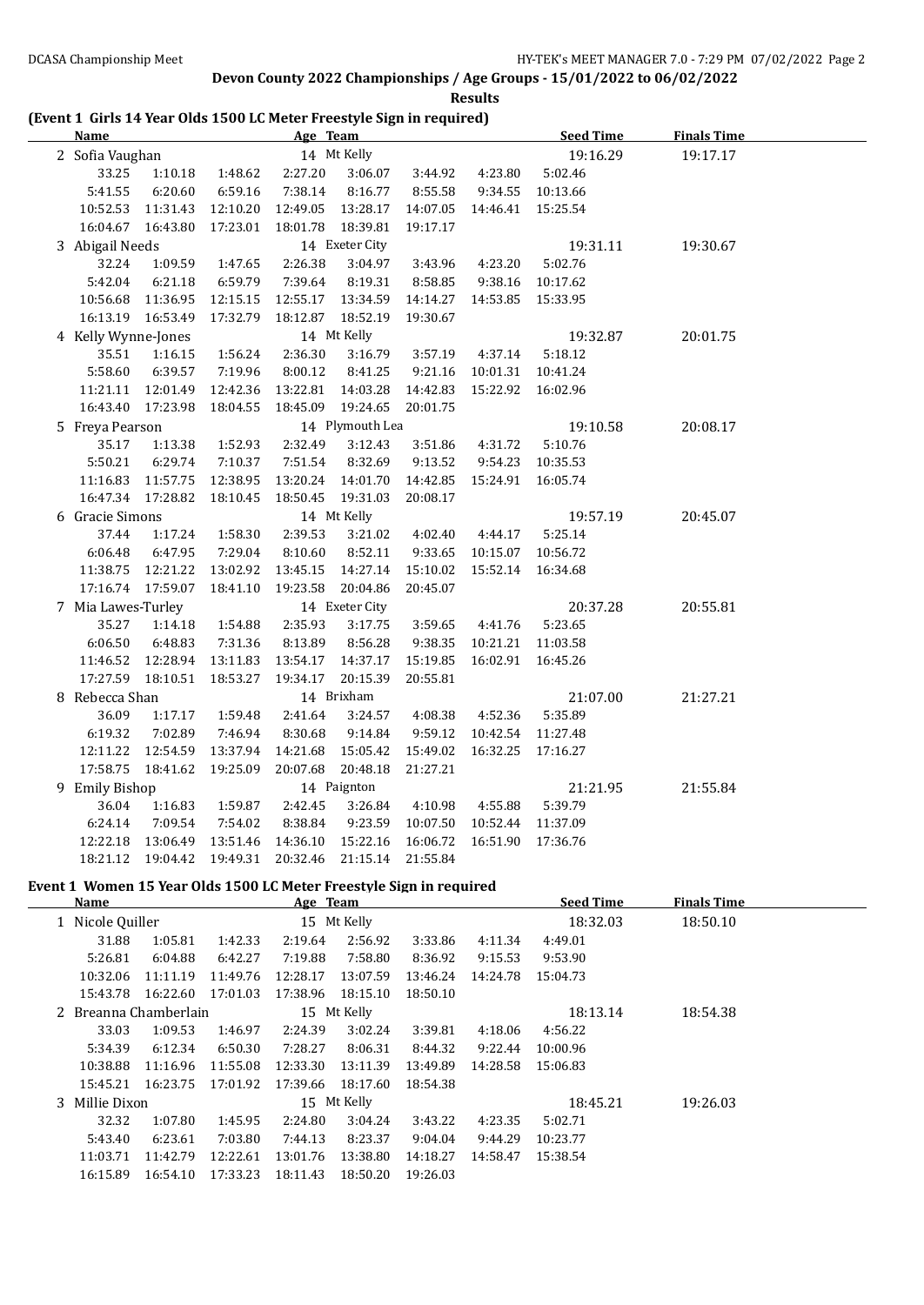## Devon County 2022 Championships / Age Groups - 15/01/2022 to 06/02/2022

### Results

### (Event 1 Girls 14 Year Olds 1500 LC Meter Freestyle Sign in required)

| Name | Age | Team | Seed Time | Finals Time |
|---|---|---|---|---|
| 2 Sofia Vaughan | 14 | Mt Kelly | 19:16.29 | 19:17.17 |

33.25 1:10.18 1:48.62 2:27.20 3:06.07 3:44.92 4:23.80 5:02.46
5:41.55 6:20.60 6:59.16 7:38.14 8:16.77 8:55.58 9:34.55 10:13.66
10:52.53 11:31.43 12:10.20 12:49.05 13:28.17 14:07.05 14:46.41 15:25.54
16:04.67 16:43.80 17:23.01 18:01.78 18:39.81 19:17.17

| Name | Age | Team | Seed Time | Finals Time |
|---|---|---|---|---|
| 3 Abigail Needs | 14 | Exeter City | 19:31.11 | 19:30.67 |

32.24 1:09.59 1:47.65 2:26.38 3:04.97 3:43.96 4:23.20 5:02.76
5:42.04 6:21.18 6:59.79 7:39.64 8:19.31 8:58.85 9:38.16 10:17.62
10:56.68 11:36.95 12:15.15 12:55.17 13:34.59 14:14.27 14:53.85 15:33.95
16:13.19 16:53.49 17:32.79 18:12.87 18:52.19 19:30.67

| Name | Age | Team | Seed Time | Finals Time |
|---|---|---|---|---|
| 4 Kelly Wynne-Jones | 14 | Mt Kelly | 19:32.87 | 20:01.75 |

35.51 1:16.15 1:56.24 2:36.30 3:16.79 3:57.19 4:37.14 5:18.12
5:58.60 6:39.57 7:19.96 8:00.12 8:41.25 9:21.16 10:01.31 10:41.24
11:21.11 12:01.49 12:42.36 13:22.81 14:03.28 14:42.83 15:22.92 16:02.96
16:43.40 17:23.98 18:04.55 18:45.09 19:24.65 20:01.75

| Name | Age | Team | Seed Time | Finals Time |
|---|---|---|---|---|
| 5 Freya Pearson | 14 | Plymouth Lea | 19:10.58 | 20:08.17 |

35.17 1:13.38 1:52.93 2:32.49 3:12.43 3:51.86 4:31.72 5:10.76
5:50.21 6:29.74 7:10.37 7:51.54 8:32.69 9:13.52 9:54.23 10:35.53
11:16.83 11:57.75 12:38.95 13:20.24 14:01.70 14:42.85 15:24.91 16:05.74
16:47.34 17:28.82 18:10.45 18:50.45 19:31.03 20:08.17

| Name | Age | Team | Seed Time | Finals Time |
|---|---|---|---|---|
| 6 Gracie Simons | 14 | Mt Kelly | 19:57.19 | 20:45.07 |

37.44 1:17.24 1:58.30 2:39.53 3:21.02 4:02.40 4:44.17 5:25.14
6:06.48 6:47.95 7:29.04 8:10.60 8:52.11 9:33.65 10:15.07 10:56.72
11:38.75 12:21.22 13:02.92 13:45.15 14:27.14 15:10.02 15:52.14 16:34.68
17:16.74 17:59.07 18:41.10 19:23.58 20:04.86 20:45.07

| Name | Age | Team | Seed Time | Finals Time |
|---|---|---|---|---|
| 7 Mia Lawes-Turley | 14 | Exeter City | 20:37.28 | 20:55.81 |

35.27 1:14.18 1:54.88 2:35.93 3:17.75 3:59.65 4:41.76 5:23.65
6:06.50 6:48.83 7:31.36 8:13.89 8:56.28 9:38.35 10:21.21 11:03.58
11:46.52 12:28.94 13:11.83 13:54.17 14:37.17 15:19.85 16:02.91 16:45.26
17:27.59 18:10.51 18:53.27 19:34.17 20:15.39 20:55.81

| Name | Age | Team | Seed Time | Finals Time |
|---|---|---|---|---|
| 8 Rebecca Shan | 14 | Brixham | 21:07.00 | 21:27.21 |

36.09 1:17.17 1:59.48 2:41.64 3:24.57 4:08.38 4:52.36 5:35.89
6:19.32 7:02.89 7:46.94 8:30.68 9:14.84 9:59.12 10:42.54 11:27.48
12:11.22 12:54.59 13:37.94 14:21.68 15:05.42 15:49.02 16:32.25 17:16.27
17:58.75 18:41.62 19:25.09 20:07.68 20:48.18 21:27.21

| Name | Age | Team | Seed Time | Finals Time |
|---|---|---|---|---|
| 9 Emily Bishop | 14 | Paignton | 21:21.95 | 21:55.84 |

36.04 1:16.83 1:59.87 2:42.45 3:26.84 4:10.98 4:55.88 5:39.79
6:24.14 7:09.54 7:54.02 8:38.84 9:23.59 10:07.50 10:52.44 11:37.09
12:22.18 13:06.49 13:51.46 14:36.10 15:22.16 16:06.72 16:51.90 17:36.76
18:21.12 19:04.42 19:49.31 20:32.46 21:15.14 21:55.84

### Event 1 Women 15 Year Olds 1500 LC Meter Freestyle Sign in required

| Name | Age | Team | Seed Time | Finals Time |
|---|---|---|---|---|
| 1 Nicole Quiller | 15 | Mt Kelly | 18:32.03 | 18:50.10 |

31.88 1:05.81 1:42.33 2:19.64 2:56.92 3:33.86 4:11.34 4:49.01
5:26.81 6:04.88 6:42.27 7:19.88 7:58.80 8:36.92 9:15.53 9:53.90
10:32.06 11:11.19 11:49.76 12:28.17 13:07.59 13:46.24 14:24.78 15:04.73
15:43.78 16:22.60 17:01.03 17:38.96 18:15.10 18:50.10

| Name | Age | Team | Seed Time | Finals Time |
|---|---|---|---|---|
| 2 Breanna Chamberlain | 15 | Mt Kelly | 18:13.14 | 18:54.38 |

33.03 1:09.53 1:46.97 2:24.39 3:02.24 3:39.81 4:18.06 4:56.22
5:34.39 6:12.34 6:50.30 7:28.27 8:06.31 8:44.32 9:22.44 10:00.96
10:38.88 11:16.96 11:55.08 12:33.30 13:11.39 13:49.89 14:28.58 15:06.83
15:45.21 16:23.75 17:01.92 17:39.66 18:17.60 18:54.38

| Name | Age | Team | Seed Time | Finals Time |
|---|---|---|---|---|
| 3 Millie Dixon | 15 | Mt Kelly | 18:45.21 | 19:26.03 |

32.32 1:07.80 1:45.95 2:24.80 3:04.24 3:43.22 4:23.35 5:02.71
5:43.40 6:23.61 7:03.80 7:44.13 8:23.37 9:04.04 9:44.29 10:23.77
11:03.71 11:42.79 12:22.61 13:01.76 13:38.80 14:18.27 14:58.47 15:38.54
16:15.89 16:54.10 17:33.23 18:11.43 18:50.20 19:26.03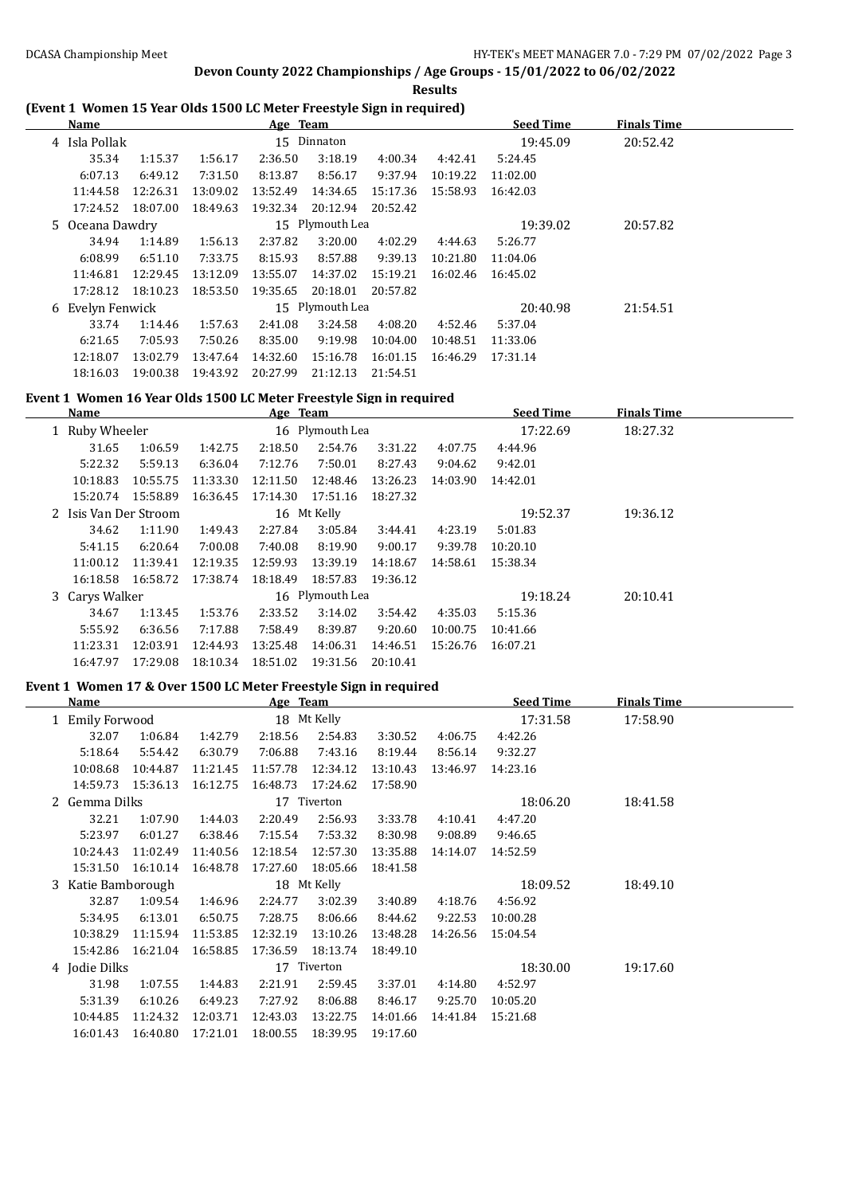**Devon County 2022 Championships / Age Groups - 15/01/2022 to 06/02/2022**

**Results**

## (Event 1 Women 15 Year Olds 1500 LC Meter Freestyle Sign in required)

| | Name | | | Age | Team | | | Seed Time | Finals Time |
|---|---|---|---|---|---|---|---|---|---|
| 4 | Isla Pollak | | | 15 | Dinnaton | | | 19:45.09 | 20:52.42 |
| | 35.34 | 1:15.37 | 1:56.17 | 2:36.50 | 3:18.19 | 4:00.34 | 4:42.41 | 5:24.45 | |
| | 6:07.13 | 6:49.12 | 7:31.50 | 8:13.87 | 8:56.17 | 9:37.94 | 10:19.22 | 11:02.00 | |
| | 11:44.58 | 12:26.31 | 13:09.02 | 13:52.49 | 14:34.65 | 15:17.36 | 15:58.93 | 16:42.03 | |
| | 17:24.52 | 18:07.00 | 18:49.63 | 19:32.34 | 20:12.94 | 20:52.42 | | | |
| 5 | Oceana Dawdry | | | 15 | Plymouth Lea | | | 19:39.02 | 20:57.82 |
| | 34.94 | 1:14.89 | 1:56.13 | 2:37.82 | 3:20.00 | 4:02.29 | 4:44.63 | 5:26.77 | |
| | 6:08.99 | 6:51.10 | 7:33.75 | 8:15.93 | 8:57.88 | 9:39.13 | 10:21.80 | 11:04.06 | |
| | 11:46.81 | 12:29.45 | 13:12.09 | 13:55.07 | 14:37.02 | 15:19.21 | 16:02.46 | 16:45.02 | |
| | 17:28.12 | 18:10.23 | 18:53.50 | 19:35.65 | 20:18.01 | 20:57.82 | | | |
| 6 | Evelyn Fenwick | | | 15 | Plymouth Lea | | | 20:40.98 | 21:54.51 |
| | 33.74 | 1:14.46 | 1:57.63 | 2:41.08 | 3:24.58 | 4:08.20 | 4:52.46 | 5:37.04 | |
| | 6:21.65 | 7:05.93 | 7:50.26 | 8:35.00 | 9:19.98 | 10:04.00 | 10:48.51 | 11:33.06 | |
| | 12:18.07 | 13:02.79 | 13:47.64 | 14:32.60 | 15:16.78 | 16:01.15 | 16:46.29 | 17:31.14 | |
| | 18:16.03 | 19:00.38 | 19:43.92 | 20:27.99 | 21:12.13 | 21:54.51 | | | |

## Event 1 Women 16 Year Olds 1500 LC Meter Freestyle Sign in required

| | Name | | | Age | Team | | | Seed Time | Finals Time |
|---|---|---|---|---|---|---|---|---|---|
| 1 | Ruby Wheeler | | | 16 | Plymouth Lea | | | 17:22.69 | 18:27.32 |
| | 31.65 | 1:06.59 | 1:42.75 | 2:18.50 | 2:54.76 | 3:31.22 | 4:07.75 | 4:44.96 | |
| | 5:22.32 | 5:59.13 | 6:36.04 | 7:12.76 | 7:50.01 | 8:27.43 | 9:04.62 | 9:42.01 | |
| | 10:18.83 | 10:55.75 | 11:33.30 | 12:11.50 | 12:48.46 | 13:26.23 | 14:03.90 | 14:42.01 | |
| | 15:20.74 | 15:58.89 | 16:36.45 | 17:14.30 | 17:51.16 | 18:27.32 | | | |
| 2 | Isis Van Der Stroom | | | 16 | Mt Kelly | | | 19:52.37 | 19:36.12 |
| | 34.62 | 1:11.90 | 1:49.43 | 2:27.84 | 3:05.84 | 3:44.41 | 4:23.19 | 5:01.83 | |
| | 5:41.15 | 6:20.64 | 7:00.08 | 7:40.08 | 8:19.90 | 9:00.17 | 9:39.78 | 10:20.10 | |
| | 11:00.12 | 11:39.41 | 12:19.35 | 12:59.93 | 13:39.19 | 14:18.67 | 14:58.61 | 15:38.34 | |
| | 16:18.58 | 16:58.72 | 17:38.74 | 18:18.49 | 18:57.83 | 19:36.12 | | | |
| 3 | Carys Walker | | | 16 | Plymouth Lea | | | 19:18.24 | 20:10.41 |
| | 34.67 | 1:13.45 | 1:53.76 | 2:33.52 | 3:14.02 | 3:54.42 | 4:35.03 | 5:15.36 | |
| | 5:55.92 | 6:36.56 | 7:17.88 | 7:58.49 | 8:39.87 | 9:20.60 | 10:00.75 | 10:41.66 | |
| | 11:23.31 | 12:03.91 | 12:44.93 | 13:25.48 | 14:06.31 | 14:46.51 | 15:26.76 | 16:07.21 | |
| | 16:47.97 | 17:29.08 | 18:10.34 | 18:51.02 | 19:31.56 | 20:10.41 | | | |

## Event 1 Women 17 & Over 1500 LC Meter Freestyle Sign in required

| | Name | | | Age | Team | | | Seed Time | Finals Time |
|---|---|---|---|---|---|---|---|---|---|
| 1 | Emily Forwood | | | 18 | Mt Kelly | | | 17:31.58 | 17:58.90 |
| | 32.07 | 1:06.84 | 1:42.79 | 2:18.56 | 2:54.83 | 3:30.52 | 4:06.75 | 4:42.26 | |
| | 5:18.64 | 5:54.42 | 6:30.79 | 7:06.88 | 7:43.16 | 8:19.44 | 8:56.14 | 9:32.27 | |
| | 10:08.68 | 10:44.87 | 11:21.45 | 11:57.78 | 12:34.12 | 13:10.43 | 13:46.97 | 14:23.16 | |
| | 14:59.73 | 15:36.13 | 16:12.75 | 16:48.73 | 17:24.62 | 17:58.90 | | | |
| 2 | Gemma Dilks | | | 17 | Tiverton | | | 18:06.20 | 18:41.58 |
| | 32.21 | 1:07.90 | 1:44.03 | 2:20.49 | 2:56.93 | 3:33.78 | 4:10.41 | 4:47.20 | |
| | 5:23.97 | 6:01.27 | 6:38.46 | 7:15.54 | 7:53.32 | 8:30.98 | 9:08.89 | 9:46.65 | |
| | 10:24.43 | 11:02.49 | 11:40.56 | 12:18.54 | 12:57.30 | 13:35.88 | 14:14.07 | 14:52.59 | |
| | 15:31.50 | 16:10.14 | 16:48.78 | 17:27.60 | 18:05.66 | 18:41.58 | | | |
| 3 | Katie Bamborough | | | 18 | Mt Kelly | | | 18:09.52 | 18:49.10 |
| | 32.87 | 1:09.54 | 1:46.96 | 2:24.77 | 3:02.39 | 3:40.89 | 4:18.76 | 4:56.92 | |
| | 5:34.95 | 6:13.01 | 6:50.75 | 7:28.75 | 8:06.66 | 8:44.62 | 9:22.53 | 10:00.28 | |
| | 10:38.29 | 11:15.94 | 11:53.85 | 12:32.19 | 13:10.26 | 13:48.28 | 14:26.56 | 15:04.54 | |
| | 15:42.86 | 16:21.04 | 16:58.85 | 17:36.59 | 18:13.74 | 18:49.10 | | | |
| 4 | Jodie Dilks | | | 17 | Tiverton | | | 18:30.00 | 19:17.60 |
| | 31.98 | 1:07.55 | 1:44.83 | 2:21.91 | 2:59.45 | 3:37.01 | 4:14.80 | 4:52.97 | |
| | 5:31.39 | 6:10.26 | 6:49.23 | 7:27.92 | 8:06.88 | 8:46.17 | 9:25.70 | 10:05.20 | |
| | 10:44.85 | 11:24.32 | 12:03.71 | 12:43.03 | 13:22.75 | 14:01.66 | 14:41.84 | 15:21.68 | |
| | 16:01.43 | 16:40.80 | 17:21.01 | 18:00.55 | 18:39.95 | 19:17.60 | | | |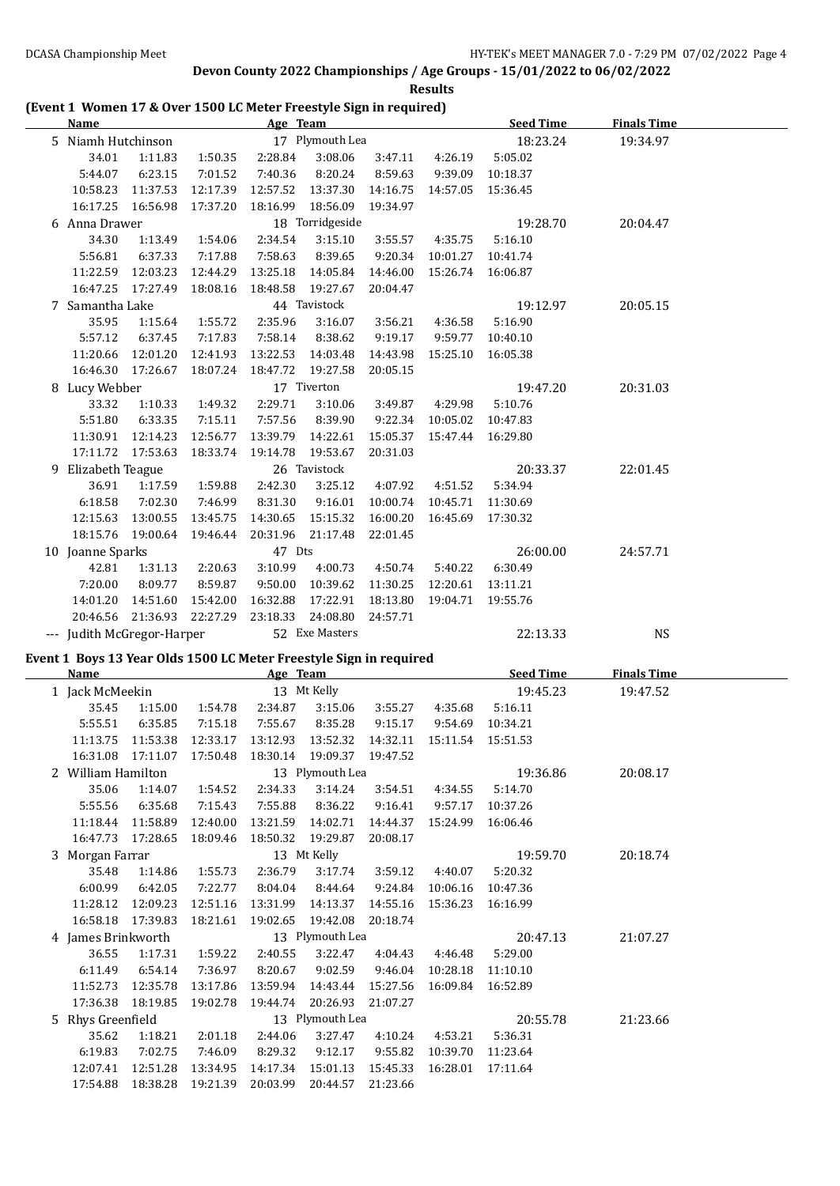Devon County 2022 Championships / Age Groups - 15/01/2022 to 06/02/2022

Results

## (Event 1 Women 17 & Over 1500 LC Meter Freestyle Sign in required)

| Name | Age | Team | Seed Time | Finals Time |
|---|---|---|---|---|
| 5 Niamh Hutchinson | 17 | Plymouth Lea | 18:23.24 | 19:34.97 |
| 34.01, 1:11.83, 1:50.35, 2:28.84, 3:08.06, 3:47.11, 4:26.19, 5:05.02, 5:44.07, 6:23.15, 7:01.52, 7:40.36, 8:20.24, 8:59.63, 9:39.09, 10:18.37, 10:58.23, 11:37.53, 12:17.39, 12:57.52, 13:37.30, 14:16.75, 14:57.05, 15:36.45, 16:17.25, 16:56.98, 17:37.20, 18:16.99, 18:56.09, 19:34.97 | | | | |
| 6 Anna Drawer | 18 | Torridgeside | 19:28.70 | 20:04.47 |
| 34.30, 1:13.49, 1:54.06, 2:34.54, 3:15.10, 3:55.57, 4:35.75, 5:16.10, 5:56.81, 6:37.33, 7:17.88, 7:58.63, 8:39.65, 9:20.34, 10:01.27, 10:41.74, 11:22.59, 12:03.23, 12:44.29, 13:25.18, 14:05.84, 14:46.00, 15:26.74, 16:06.87, 16:47.25, 17:27.49, 18:08.16, 18:48.58, 19:27.67, 20:04.47 | | | | |
| 7 Samantha Lake | 44 | Tavistock | 19:12.97 | 20:05.15 |
| 35.95, 1:15.64, 1:55.72, 2:35.96, 3:16.07, 3:56.21, 4:36.58, 5:16.90, 5:57.12, 6:37.45, 7:17.83, 7:58.14, 8:38.62, 9:19.17, 9:59.77, 10:40.10, 11:20.66, 12:01.20, 12:41.93, 13:22.53, 14:03.48, 14:43.98, 15:25.10, 16:05.38, 16:46.30, 17:26.67, 18:07.24, 18:47.72, 19:27.58, 20:05.15 | | | | |
| 8 Lucy Webber | 17 | Tiverton | 19:47.20 | 20:31.03 |
| 33.32, 1:10.33, 1:49.32, 2:29.71, 3:10.06, 3:49.87, 4:29.98, 5:10.76, 5:51.80, 6:33.35, 7:15.11, 7:57.56, 8:39.90, 9:22.34, 10:05.02, 10:47.83, 11:30.91, 12:14.23, 12:56.77, 13:39.79, 14:22.61, 15:05.37, 15:47.44, 16:29.80, 17:11.72, 17:53.63, 18:33.74, 19:14.78, 19:53.67, 20:31.03 | | | | |
| 9 Elizabeth Teague | 26 | Tavistock | 20:33.37 | 22:01.45 |
| 36.91, 1:17.59, 1:59.88, 2:42.30, 3:25.12, 4:07.92, 4:51.52, 5:34.94, 6:18.58, 7:02.30, 7:46.99, 8:31.30, 9:16.01, 10:00.74, 10:45.71, 11:30.69, 12:15.63, 13:00.55, 13:45.75, 14:30.65, 15:15.32, 16:00.20, 16:45.69, 17:30.32, 18:15.76, 19:00.64, 19:46.44, 20:31.96, 21:17.48, 22:01.45 | | | | |
| 10 Joanne Sparks | 47 | Dts | 26:00.00 | 24:57.71 |
| 42.81, 1:31.13, 2:20.63, 3:10.99, 4:00.73, 4:50.74, 5:40.22, 6:30.49, 7:20.00, 8:09.77, 8:59.87, 9:50.00, 10:39.62, 11:30.25, 12:20.61, 13:11.21, 14:01.20, 14:51.60, 15:42.00, 16:32.88, 17:22.91, 18:13.80, 19:04.71, 19:55.76, 20:46.56, 21:36.93, 22:27.29, 23:18.33, 24:08.80, 24:57.71 | | | | |
| --- Judith McGregor-Harper | 52 | Exe Masters | 22:13.33 | NS |

## Event 1 Boys 13 Year Olds 1500 LC Meter Freestyle Sign in required

| Name | Age | Team | Seed Time | Finals Time |
|---|---|---|---|---|
| 1 Jack McMeekin | 13 | Mt Kelly | 19:45.23 | 19:47.52 |
| 35.45, 1:15.00, 1:54.78, 2:34.87, 3:15.06, 3:55.27, 4:35.68, 5:16.11, 5:55.51, 6:35.85, 7:15.18, 7:55.67, 8:35.28, 9:15.17, 9:54.69, 10:34.21, 11:13.75, 11:53.38, 12:33.17, 13:12.93, 13:52.32, 14:32.11, 15:11.54, 15:51.53, 16:31.08, 17:11.07, 17:50.48, 18:30.14, 19:09.37, 19:47.52 | | | | |
| 2 William Hamilton | 13 | Plymouth Lea | 19:36.86 | 20:08.17 |
| 35.06, 1:14.07, 1:54.52, 2:34.33, 3:14.24, 3:54.51, 4:34.55, 5:14.70, 5:55.56, 6:35.68, 7:15.43, 7:55.88, 8:36.22, 9:16.41, 9:57.17, 10:37.26, 11:18.44, 11:58.89, 12:40.00, 13:21.59, 14:02.71, 14:44.37, 15:24.99, 16:06.46, 16:47.73, 17:28.65, 18:09.46, 18:50.32, 19:29.87, 20:08.17 | | | | |
| 3 Morgan Farrar | 13 | Mt Kelly | 19:59.70 | 20:18.74 |
| 35.48, 1:14.86, 1:55.73, 2:36.79, 3:17.74, 3:59.12, 4:40.07, 5:20.32, 6:00.99, 6:42.05, 7:22.77, 8:04.04, 8:44.64, 9:24.84, 10:06.16, 10:47.36, 11:28.12, 12:09.23, 12:51.16, 13:31.99, 14:13.37, 14:55.16, 15:36.23, 16:16.99, 16:58.18, 17:39.83, 18:21.61, 19:02.65, 19:42.08, 20:18.74 | | | | |
| 4 James Brinkworth | 13 | Plymouth Lea | 20:47.13 | 21:07.27 |
| 36.55, 1:17.31, 1:59.22, 2:40.55, 3:22.47, 4:04.43, 4:46.48, 5:29.00, 6:11.49, 6:54.14, 7:36.97, 8:20.67, 9:02.59, 9:46.04, 10:28.18, 11:10.10, 11:52.73, 12:35.78, 13:17.86, 13:59.94, 14:43.44, 15:27.56, 16:09.84, 16:52.89, 17:36.38, 18:19.85, 19:02.78, 19:44.74, 20:26.93, 21:07.27 | | | | |
| 5 Rhys Greenfield | 13 | Plymouth Lea | 20:55.78 | 21:23.66 |
| 35.62, 1:18.21, 2:01.18, 2:44.06, 3:27.47, 4:10.24, 4:53.21, 5:36.31, 6:19.83, 7:02.75, 7:46.09, 8:29.32, 9:12.17, 9:55.82, 10:39.70, 11:23.64, 12:07.41, 12:51.28, 13:34.95, 14:17.34, 15:01.13, 15:45.33, 16:28.01, 17:11.64, 17:54.88, 18:38.28, 19:21.39, 20:03.99, 20:44.57, 21:23.66 | | | | |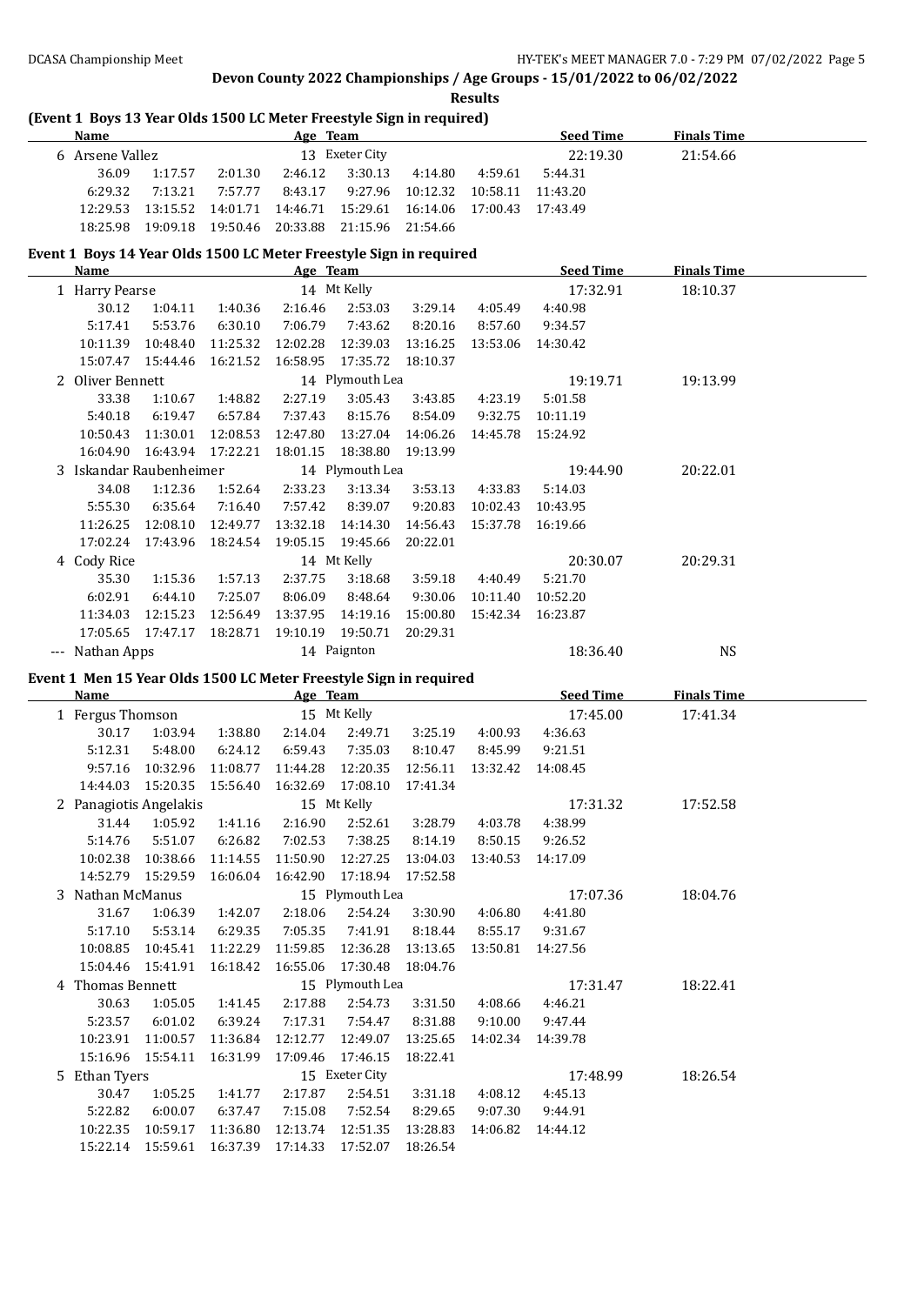**Devon County 2022 Championships / Age Groups - 15/01/2022 to 06/02/2022**

**Results**

### (Event 1 Boys 13 Year Olds 1500 LC Meter Freestyle Sign in required)

| Name | | | Age | Team | | | Seed Time | Finals Time |
|---|---|---|---|---|---|---|---|---|
| 6 Arsene Vallez | | | 13 | Exeter City | | | 22:19.30 | 21:54.66 |
| 36.09 | 1:17.57 | 2:01.30 | 2:46.12 | 3:30.13 | 4:14.80 | 4:59.61 | 5:44.31 | |
| 6:29.32 | 7:13.21 | 7:57.77 | 8:43.17 | 9:27.96 | 10:12.32 | 10:58.11 | 11:43.20 | |
| 12:29.53 | 13:15.52 | 14:01.71 | 14:46.71 | 15:29.61 | 16:14.06 | 17:00.43 | 17:43.49 | |
| 18:25.98 | 19:09.18 | 19:50.46 | 20:33.88 | 21:15.96 | 21:54.66 | | | |

### Event 1 Boys 14 Year Olds 1500 LC Meter Freestyle Sign in required

| Name | | | Age | Team | | | Seed Time | Finals Time |
|---|---|---|---|---|---|---|---|---|
| 1 Harry Pearse | | | 14 | Mt Kelly | | | 17:32.91 | 18:10.37 |
| 30.12 | 1:04.11 | 1:40.36 | 2:16.46 | 2:53.03 | 3:29.14 | 4:05.49 | 4:40.98 | |
| 5:17.41 | 5:53.76 | 6:30.10 | 7:06.79 | 7:43.62 | 8:20.16 | 8:57.60 | 9:34.57 | |
| 10:11.39 | 10:48.40 | 11:25.32 | 12:02.28 | 12:39.03 | 13:16.25 | 13:53.06 | 14:30.42 | |
| 15:07.47 | 15:44.46 | 16:21.52 | 16:58.95 | 17:35.72 | 18:10.37 | | | |
| 2 Oliver Bennett | | | 14 | Plymouth Lea | | | 19:19.71 | 19:13.99 |
| 33.38 | 1:10.67 | 1:48.82 | 2:27.19 | 3:05.43 | 3:43.85 | 4:23.19 | 5:01.58 | |
| 5:40.18 | 6:19.47 | 6:57.84 | 7:37.43 | 8:15.76 | 8:54.09 | 9:32.75 | 10:11.19 | |
| 10:50.43 | 11:30.01 | 12:08.53 | 12:47.80 | 13:27.04 | 14:06.26 | 14:45.78 | 15:24.92 | |
| 16:04.90 | 16:43.94 | 17:22.21 | 18:01.15 | 18:38.80 | 19:13.99 | | | |
| 3 Iskandar Raubenheimer | | | 14 | Plymouth Lea | | | 19:44.90 | 20:22.01 |
| 34.08 | 1:12.36 | 1:52.64 | 2:33.23 | 3:13.34 | 3:53.13 | 4:33.83 | 5:14.03 | |
| 5:55.30 | 6:35.64 | 7:16.40 | 7:57.42 | 8:39.07 | 9:20.83 | 10:02.43 | 10:43.95 | |
| 11:26.25 | 12:08.10 | 12:49.77 | 13:32.18 | 14:14.30 | 14:56.43 | 15:37.78 | 16:19.66 | |
| 17:02.24 | 17:43.96 | 18:24.54 | 19:05.15 | 19:45.66 | 20:22.01 | | | |
| 4 Cody Rice | | | 14 | Mt Kelly | | | 20:30.07 | 20:29.31 |
| 35.30 | 1:15.36 | 1:57.13 | 2:37.75 | 3:18.68 | 3:59.18 | 4:40.49 | 5:21.70 | |
| 6:02.91 | 6:44.10 | 7:25.07 | 8:06.09 | 8:48.64 | 9:30.06 | 10:11.40 | 10:52.20 | |
| 11:34.03 | 12:15.23 | 12:56.49 | 13:37.95 | 14:19.16 | 15:00.80 | 15:42.34 | 16:23.87 | |
| 17:05.65 | 17:47.17 | 18:28.71 | 19:10.19 | 19:50.71 | 20:29.31 | | | |
| --- Nathan Apps | | | 14 | Paignton | | | 18:36.40 | NS |

### Event 1 Men 15 Year Olds 1500 LC Meter Freestyle Sign in required

| Name | | | Age | Team | | | Seed Time | Finals Time |
|---|---|---|---|---|---|---|---|---|
| 1 Fergus Thomson | | | 15 | Mt Kelly | | | 17:45.00 | 17:41.34 |
| 30.17 | 1:03.94 | 1:38.80 | 2:14.04 | 2:49.71 | 3:25.19 | 4:00.93 | 4:36.63 | |
| 5:12.31 | 5:48.00 | 6:24.12 | 6:59.43 | 7:35.03 | 8:10.47 | 8:45.99 | 9:21.51 | |
| 9:57.16 | 10:32.96 | 11:08.77 | 11:44.28 | 12:20.35 | 12:56.11 | 13:32.42 | 14:08.45 | |
| 14:44.03 | 15:20.35 | 15:56.40 | 16:32.69 | 17:08.10 | 17:41.34 | | | |
| 2 Panagiotis Angelakis | | | 15 | Mt Kelly | | | 17:31.32 | 17:52.58 |
| 31.44 | 1:05.92 | 1:41.16 | 2:16.90 | 2:52.61 | 3:28.79 | 4:03.78 | 4:38.99 | |
| 5:14.76 | 5:51.07 | 6:26.82 | 7:02.53 | 7:38.25 | 8:14.19 | 8:50.15 | 9:26.52 | |
| 10:02.38 | 10:38.66 | 11:14.55 | 11:50.90 | 12:27.25 | 13:04.03 | 13:40.53 | 14:17.09 | |
| 14:52.79 | 15:29.59 | 16:06.04 | 16:42.90 | 17:18.94 | 17:52.58 | | | |
| 3 Nathan McManus | | | 15 | Plymouth Lea | | | 17:07.36 | 18:04.76 |
| 31.67 | 1:06.39 | 1:42.07 | 2:18.06 | 2:54.24 | 3:30.90 | 4:06.80 | 4:41.80 | |
| 5:17.10 | 5:53.14 | 6:29.35 | 7:05.35 | 7:41.91 | 8:18.44 | 8:55.17 | 9:31.67 | |
| 10:08.85 | 10:45.41 | 11:22.29 | 11:59.85 | 12:36.28 | 13:13.65 | 13:50.81 | 14:27.56 | |
| 15:04.46 | 15:41.91 | 16:18.42 | 16:55.06 | 17:30.48 | 18:04.76 | | | |
| 4 Thomas Bennett | | | 15 | Plymouth Lea | | | 17:31.47 | 18:22.41 |
| 30.63 | 1:05.05 | 1:41.45 | 2:17.88 | 2:54.73 | 3:31.50 | 4:08.66 | 4:46.21 | |
| 5:23.57 | 6:01.02 | 6:39.24 | 7:17.31 | 7:54.47 | 8:31.88 | 9:10.00 | 9:47.44 | |
| 10:23.91 | 11:00.57 | 11:36.84 | 12:12.77 | 12:49.07 | 13:25.65 | 14:02.34 | 14:39.78 | |
| 15:16.96 | 15:54.11 | 16:31.99 | 17:09.46 | 17:46.15 | 18:22.41 | | | |
| 5 Ethan Tyers | | | 15 | Exeter City | | | 17:48.99 | 18:26.54 |
| 30.47 | 1:05.25 | 1:41.77 | 2:17.87 | 2:54.51 | 3:31.18 | 4:08.12 | 4:45.13 | |
| 5:22.82 | 6:00.07 | 6:37.47 | 7:15.08 | 7:52.54 | 8:29.65 | 9:07.30 | 9:44.91 | |
| 10:22.35 | 10:59.17 | 11:36.80 | 12:13.74 | 12:51.35 | 13:28.83 | 14:06.82 | 14:44.12 | |
| 15:22.14 | 15:59.61 | 16:37.39 | 17:14.33 | 17:52.07 | 18:26.54 | | | |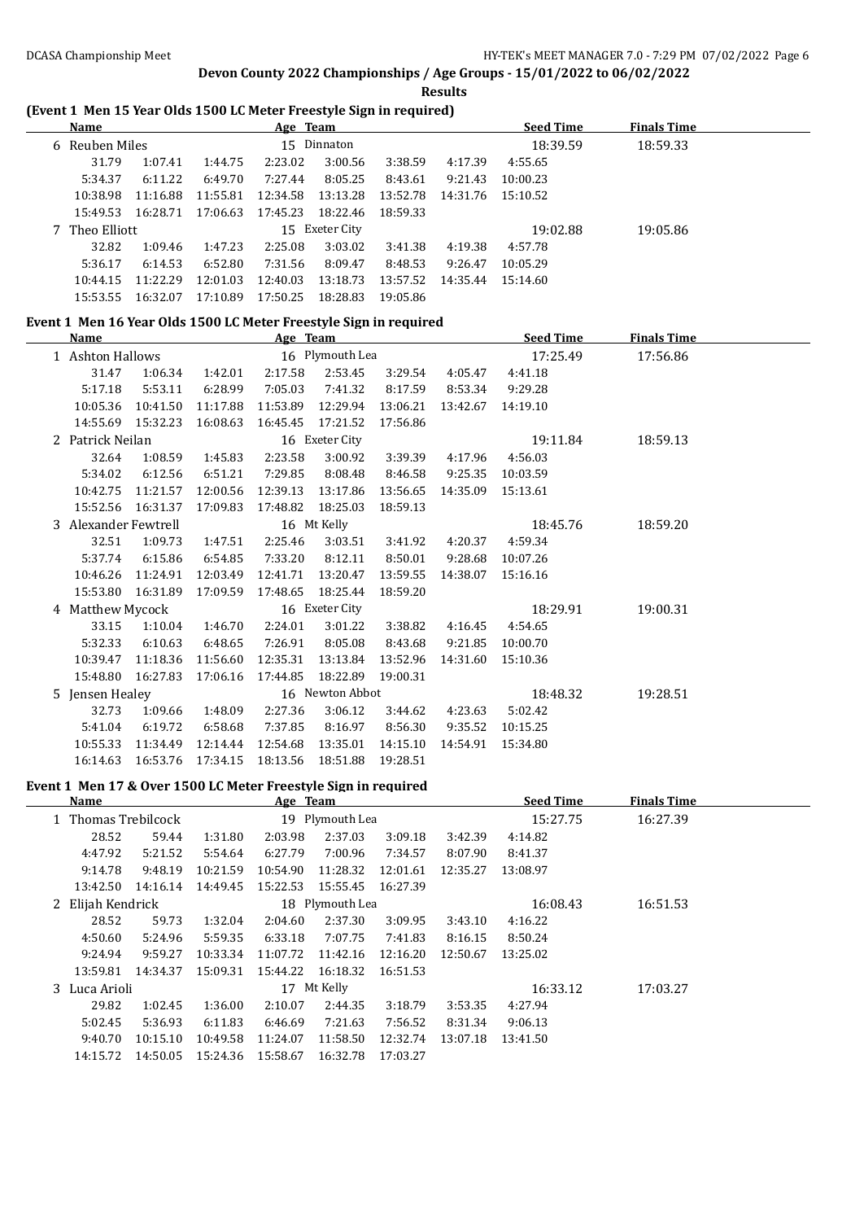## Devon County 2022 Championships / Age Groups - 15/01/2022 to 06/02/2022

### Results

### (Event 1 Men 15 Year Olds 1500 LC Meter Freestyle Sign in required)

| Name | | | Age | Team | | | Seed Time | Finals Time |
|---|---|---|---|---|---|---|---|---|
| 6 Reuben Miles | | | 15 | Dinnaton | | | 18:39.59 | 18:59.33 |
| 31.79 | 1:07.41 | 1:44.75 | 2:23.02 | 3:00.56 | 3:38.59 | 4:17.39 | 4:55.65 | |
| 5:34.37 | 6:11.22 | 6:49.70 | 7:27.44 | 8:05.25 | 8:43.61 | 9:21.43 | 10:00.23 | |
| 10:38.98 | 11:16.88 | 11:55.81 | 12:34.58 | 13:13.28 | 13:52.78 | 14:31.76 | 15:10.52 | |
| 15:49.53 | 16:28.71 | 17:06.63 | 17:45.23 | 18:22.46 | 18:59.33 | | | |
| 7 Theo Elliott | | | 15 | Exeter City | | | 19:02.88 | 19:05.86 |
| 32.82 | 1:09.46 | 1:47.23 | 2:25.08 | 3:03.02 | 3:41.38 | 4:19.38 | 4:57.78 | |
| 5:36.17 | 6:14.53 | 6:52.80 | 7:31.56 | 8:09.47 | 8:48.53 | 9:26.47 | 10:05.29 | |
| 10:44.15 | 11:22.29 | 12:01.03 | 12:40.03 | 13:18.73 | 13:57.52 | 14:35.44 | 15:14.60 | |
| 15:53.55 | 16:32.07 | 17:10.89 | 17:50.25 | 18:28.83 | 19:05.86 | | | |

### Event 1 Men 16 Year Olds 1500 LC Meter Freestyle Sign in required

| Name | | | Age | Team | | | Seed Time | Finals Time |
|---|---|---|---|---|---|---|---|---|
| 1 Ashton Hallows | | | 16 | Plymouth Lea | | | 17:25.49 | 17:56.86 |
| 31.47 | 1:06.34 | 1:42.01 | 2:17.58 | 2:53.45 | 3:29.54 | 4:05.47 | 4:41.18 | |
| 5:17.18 | 5:53.11 | 6:28.99 | 7:05.03 | 7:41.32 | 8:17.59 | 8:53.34 | 9:29.28 | |
| 10:05.36 | 10:41.50 | 11:17.88 | 11:53.89 | 12:29.94 | 13:06.21 | 13:42.67 | 14:19.10 | |
| 14:55.69 | 15:32.23 | 16:08.63 | 16:45.45 | 17:21.52 | 17:56.86 | | | |
| 2 Patrick Neilan | | | 16 | Exeter City | | | 19:11.84 | 18:59.13 |
| 32.64 | 1:08.59 | 1:45.83 | 2:23.58 | 3:00.92 | 3:39.39 | 4:17.96 | 4:56.03 | |
| 5:34.02 | 6:12.56 | 6:51.21 | 7:29.85 | 8:08.48 | 8:46.58 | 9:25.35 | 10:03.59 | |
| 10:42.75 | 11:21.57 | 12:00.56 | 12:39.13 | 13:17.86 | 13:56.65 | 14:35.09 | 15:13.61 | |
| 15:52.56 | 16:31.37 | 17:09.83 | 17:48.82 | 18:25.03 | 18:59.13 | | | |
| 3 Alexander Fewtrell | | | 16 | Mt Kelly | | | 18:45.76 | 18:59.20 |
| 32.51 | 1:09.73 | 1:47.51 | 2:25.46 | 3:03.51 | 3:41.92 | 4:20.37 | 4:59.34 | |
| 5:37.74 | 6:15.86 | 6:54.85 | 7:33.20 | 8:12.11 | 8:50.01 | 9:28.68 | 10:07.26 | |
| 10:46.26 | 11:24.91 | 12:03.49 | 12:41.71 | 13:20.47 | 13:59.55 | 14:38.07 | 15:16.16 | |
| 15:53.80 | 16:31.89 | 17:09.59 | 17:48.65 | 18:25.44 | 18:59.20 | | | |
| 4 Matthew Mycock | | | 16 | Exeter City | | | 18:29.91 | 19:00.31 |
| 33.15 | 1:10.04 | 1:46.70 | 2:24.01 | 3:01.22 | 3:38.82 | 4:16.45 | 4:54.65 | |
| 5:32.33 | 6:10.63 | 6:48.65 | 7:26.91 | 8:05.08 | 8:43.68 | 9:21.85 | 10:00.70 | |
| 10:39.47 | 11:18.36 | 11:56.60 | 12:35.31 | 13:13.84 | 13:52.96 | 14:31.60 | 15:10.36 | |
| 15:48.80 | 16:27.83 | 17:06.16 | 17:44.85 | 18:22.89 | 19:00.31 | | | |
| 5 Jensen Healey | | | 16 | Newton Abbot | | | 18:48.32 | 19:28.51 |
| 32.73 | 1:09.66 | 1:48.09 | 2:27.36 | 3:06.12 | 3:44.62 | 4:23.63 | 5:02.42 | |
| 5:41.04 | 6:19.72 | 6:58.68 | 7:37.85 | 8:16.97 | 8:56.30 | 9:35.52 | 10:15.25 | |
| 10:55.33 | 11:34.49 | 12:14.44 | 12:54.68 | 13:35.01 | 14:15.10 | 14:54.91 | 15:34.80 | |
| 16:14.63 | 16:53.76 | 17:34.15 | 18:13.56 | 18:51.88 | 19:28.51 | | | |

### Event 1 Men 17 & Over 1500 LC Meter Freestyle Sign in required

| Name | | | Age | Team | | | Seed Time | Finals Time |
|---|---|---|---|---|---|---|---|---|
| 1 Thomas Trebilcock | | | 19 | Plymouth Lea | | | 15:27.75 | 16:27.39 |
| 28.52 | 59.44 | 1:31.80 | 2:03.98 | 2:37.03 | 3:09.18 | 3:42.39 | 4:14.82 | |
| 4:47.92 | 5:21.52 | 5:54.64 | 6:27.79 | 7:00.96 | 7:34.57 | 8:07.90 | 8:41.37 | |
| 9:14.78 | 9:48.19 | 10:21.59 | 10:54.90 | 11:28.32 | 12:01.61 | 12:35.27 | 13:08.97 | |
| 13:42.50 | 14:16.14 | 14:49.45 | 15:22.53 | 15:55.45 | 16:27.39 | | | |
| 2 Elijah Kendrick | | | 18 | Plymouth Lea | | | 16:08.43 | 16:51.53 |
| 28.52 | 59.73 | 1:32.04 | 2:04.60 | 2:37.30 | 3:09.95 | 3:43.10 | 4:16.22 | |
| 4:50.60 | 5:24.96 | 5:59.35 | 6:33.18 | 7:07.75 | 7:41.83 | 8:16.15 | 8:50.24 | |
| 9:24.94 | 9:59.27 | 10:33.34 | 11:07.72 | 11:42.16 | 12:16.20 | 12:50.67 | 13:25.02 | |
| 13:59.81 | 14:34.37 | 15:09.31 | 15:44.22 | 16:18.32 | 16:51.53 | | | |
| 3 Luca Arioli | | | 17 | Mt Kelly | | | 16:33.12 | 17:03.27 |
| 29.82 | 1:02.45 | 1:36.00 | 2:10.07 | 2:44.35 | 3:18.79 | 3:53.35 | 4:27.94 | |
| 5:02.45 | 5:36.93 | 6:11.83 | 6:46.69 | 7:21.63 | 7:56.52 | 8:31.34 | 9:06.13 | |
| 9:40.70 | 10:15.10 | 10:49.58 | 11:24.07 | 11:58.50 | 12:32.74 | 13:07.18 | 13:41.50 | |
| 14:15.72 | 14:50.05 | 15:24.36 | 15:58.67 | 16:32.78 | 17:03.27 | | | |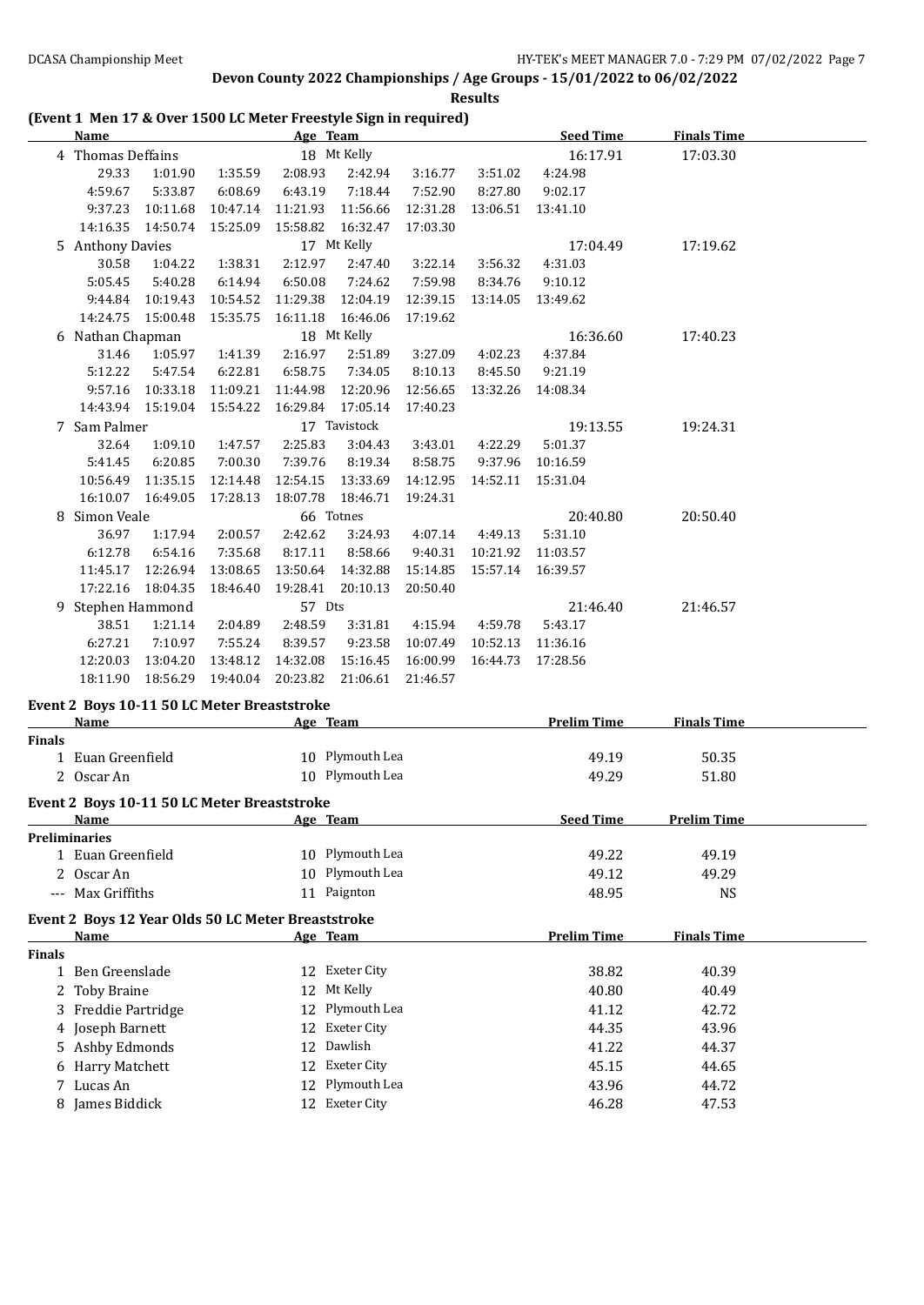**Devon County 2022 Championships / Age Groups - 15/01/2022 to 06/02/2022**

**Results**

## (Event 1 Men 17 & Over 1500 LC Meter Freestyle Sign in required)

| | Name | | | Age | Team | | | Seed Time | Finals Time |
|---|---|---|---|---|---|---|---|---|---|
| 4 | Thomas Deffains | | | 18 | Mt Kelly | | | 16:17.91 | 17:03.30 |
| | 29.33 | 1:01.90 | 1:35.59 | 2:08.93 | 2:42.94 | 3:16.77 | 3:51.02 | 4:24.98 | |
| | 4:59.67 | 5:33.87 | 6:08.69 | 6:43.19 | 7:18.44 | 7:52.90 | 8:27.80 | 9:02.17 | |
| | 9:37.23 | 10:11.68 | 10:47.14 | 11:21.93 | 11:56.66 | 12:31.28 | 13:06.51 | 13:41.10 | |
| | 14:16.35 | 14:50.74 | 15:25.09 | 15:58.82 | 16:32.47 | 17:03.30 | | | |
| 5 | Anthony Davies | | | 17 | Mt Kelly | | | 17:04.49 | 17:19.62 |
| | 30.58 | 1:04.22 | 1:38.31 | 2:12.97 | 2:47.40 | 3:22.14 | 3:56.32 | 4:31.03 | |
| | 5:05.45 | 5:40.28 | 6:14.94 | 6:50.08 | 7:24.62 | 7:59.98 | 8:34.76 | 9:10.12 | |
| | 9:44.84 | 10:19.43 | 10:54.52 | 11:29.38 | 12:04.19 | 12:39.15 | 13:14.05 | 13:49.62 | |
| | 14:24.75 | 15:00.48 | 15:35.75 | 16:11.18 | 16:46.06 | 17:19.62 | | | |
| 6 | Nathan Chapman | | | 18 | Mt Kelly | | | 16:36.60 | 17:40.23 |
| | 31.46 | 1:05.97 | 1:41.39 | 2:16.97 | 2:51.89 | 3:27.09 | 4:02.23 | 4:37.84 | |
| | 5:12.22 | 5:47.54 | 6:22.81 | 6:58.75 | 7:34.05 | 8:10.13 | 8:45.50 | 9:21.19 | |
| | 9:57.16 | 10:33.18 | 11:09.21 | 11:44.98 | 12:20.96 | 12:56.65 | 13:32.26 | 14:08.34 | |
| | 14:43.94 | 15:19.04 | 15:54.22 | 16:29.84 | 17:05.14 | 17:40.23 | | | |
| 7 | Sam Palmer | | | 17 | Tavistock | | | 19:13.55 | 19:24.31 |
| | 32.64 | 1:09.10 | 1:47.57 | 2:25.83 | 3:04.43 | 3:43.01 | 4:22.29 | 5:01.37 | |
| | 5:41.45 | 6:20.85 | 7:00.30 | 7:39.76 | 8:19.34 | 8:58.75 | 9:37.96 | 10:16.59 | |
| | 10:56.49 | 11:35.15 | 12:14.48 | 12:54.15 | 13:33.69 | 14:12.95 | 14:52.11 | 15:31.04 | |
| | 16:10.07 | 16:49.05 | 17:28.13 | 18:07.78 | 18:46.71 | 19:24.31 | | | |
| 8 | Simon Veale | | | 66 | Totnes | | | 20:40.80 | 20:50.40 |
| | 36.97 | 1:17.94 | 2:00.57 | 2:42.62 | 3:24.93 | 4:07.14 | 4:49.13 | 5:31.10 | |
| | 6:12.78 | 6:54.16 | 7:35.68 | 8:17.11 | 8:58.66 | 9:40.31 | 10:21.92 | 11:03.57 | |
| | 11:45.17 | 12:26.94 | 13:08.65 | 13:50.64 | 14:32.88 | 15:14.85 | 15:57.14 | 16:39.57 | |
| | 17:22.16 | 18:04.35 | 18:46.40 | 19:28.41 | 20:10.13 | 20:50.40 | | | |
| 9 | Stephen Hammond | | | 57 | Dts | | | 21:46.40 | 21:46.57 |
| | 38.51 | 1:21.14 | 2:04.89 | 2:48.59 | 3:31.81 | 4:15.94 | 4:59.78 | 5:43.17 | |
| | 6:27.21 | 7:10.97 | 7:55.24 | 8:39.57 | 9:23.58 | 10:07.49 | 10:52.13 | 11:36.16 | |
| | 12:20.03 | 13:04.20 | 13:48.12 | 14:32.08 | 15:16.45 | 16:00.99 | 16:44.73 | 17:28.56 | |
| | 18:11.90 | 18:56.29 | 19:40.04 | 20:23.82 | 21:06.61 | 21:46.57 | | | |

## Event 2 Boys 10-11 50 LC Meter Breaststroke

| | Name | Age | Team | Prelim Time | Finals Time |
|---|---|---|---|---|---|
| **Finals** | | | | | |
| 1 | Euan Greenfield | 10 | Plymouth Lea | 49.19 | 50.35 |
| 2 | Oscar An | 10 | Plymouth Lea | 49.29 | 51.80 |

## Event 2 Boys 10-11 50 LC Meter Breaststroke

| | Name | Age | Team | Seed Time | Prelim Time |
|---|---|---|---|---|---|
| **Preliminaries** | | | | | |
| 1 | Euan Greenfield | 10 | Plymouth Lea | 49.22 | 49.19 |
| 2 | Oscar An | 10 | Plymouth Lea | 49.12 | 49.29 |
| --- | Max Griffiths | 11 | Paignton | 48.95 | NS |

## Event 2 Boys 12 Year Olds 50 LC Meter Breaststroke

| | Name | Age | Team | Prelim Time | Finals Time |
|---|---|---|---|---|---|
| **Finals** | | | | | |
| 1 | Ben Greenslade | 12 | Exeter City | 38.82 | 40.39 |
| 2 | Toby Braine | 12 | Mt Kelly | 40.80 | 40.49 |
| 3 | Freddie Partridge | 12 | Plymouth Lea | 41.12 | 42.72 |
| 4 | Joseph Barnett | 12 | Exeter City | 44.35 | 43.96 |
| 5 | Ashby Edmonds | 12 | Dawlish | 41.22 | 44.37 |
| 6 | Harry Matchett | 12 | Exeter City | 45.15 | 44.65 |
| 7 | Lucas An | 12 | Plymouth Lea | 43.96 | 44.72 |
| 8 | James Biddick | 12 | Exeter City | 46.28 | 47.53 |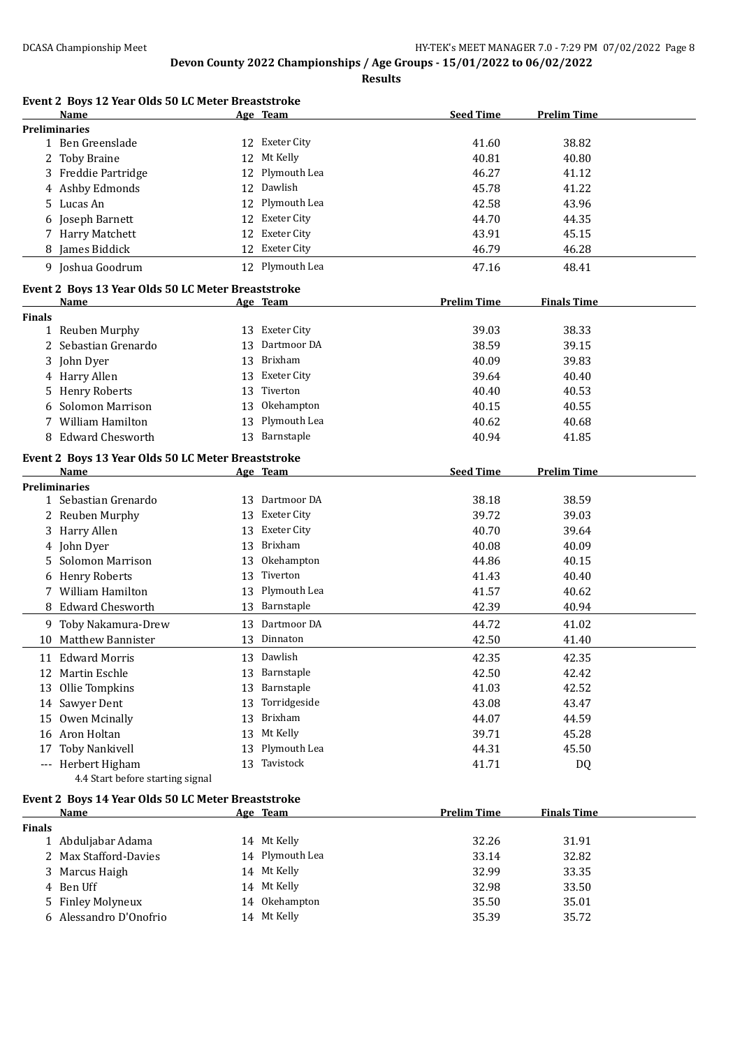**Devon County 2022 Championships / Age Groups - 15/01/2022 to 06/02/2022**

**Results**

### Event 2 Boys 12 Year Olds 50 LC Meter Breaststroke

| | Name | Age | Team | Seed Time | Prelim Time |
|---|---|---|---|---|---|
| **Preliminaries** | | | | | |
| 1 | Ben Greenslade | 12 | Exeter City | 41.60 | 38.82 |
| 2 | Toby Braine | 12 | Mt Kelly | 40.81 | 40.80 |
| 3 | Freddie Partridge | 12 | Plymouth Lea | 46.27 | 41.12 |
| 4 | Ashby Edmonds | 12 | Dawlish | 45.78 | 41.22 |
| 5 | Lucas An | 12 | Plymouth Lea | 42.58 | 43.96 |
| 6 | Joseph Barnett | 12 | Exeter City | 44.70 | 44.35 |
| 7 | Harry Matchett | 12 | Exeter City | 43.91 | 45.15 |
| 8 | James Biddick | 12 | Exeter City | 46.79 | 46.28 |
| 9 | Joshua Goodrum | 12 | Plymouth Lea | 47.16 | 48.41 |

### Event 2 Boys 13 Year Olds 50 LC Meter Breaststroke

| | Name | Age | Team | Prelim Time | Finals Time |
|---|---|---|---|---|---|
| **Finals** | | | | | |
| 1 | Reuben Murphy | 13 | Exeter City | 39.03 | 38.33 |
| 2 | Sebastian Grenardo | 13 | Dartmoor DA | 38.59 | 39.15 |
| 3 | John Dyer | 13 | Brixham | 40.09 | 39.83 |
| 4 | Harry Allen | 13 | Exeter City | 39.64 | 40.40 |
| 5 | Henry Roberts | 13 | Tiverton | 40.40 | 40.53 |
| 6 | Solomon Marrison | 13 | Okehampton | 40.15 | 40.55 |
| 7 | William Hamilton | 13 | Plymouth Lea | 40.62 | 40.68 |
| 8 | Edward Chesworth | 13 | Barnstaple | 40.94 | 41.85 |

### Event 2 Boys 13 Year Olds 50 LC Meter Breaststroke

| | Name | Age | Team | Seed Time | Prelim Time |
|---|---|---|---|---|---|
| **Preliminaries** | | | | | |
| 1 | Sebastian Grenardo | 13 | Dartmoor DA | 38.18 | 38.59 |
| 2 | Reuben Murphy | 13 | Exeter City | 39.72 | 39.03 |
| 3 | Harry Allen | 13 | Exeter City | 40.70 | 39.64 |
| 4 | John Dyer | 13 | Brixham | 40.08 | 40.09 |
| 5 | Solomon Marrison | 13 | Okehampton | 44.86 | 40.15 |
| 6 | Henry Roberts | 13 | Tiverton | 41.43 | 40.40 |
| 7 | William Hamilton | 13 | Plymouth Lea | 41.57 | 40.62 |
| 8 | Edward Chesworth | 13 | Barnstaple | 42.39 | 40.94 |
| 9 | Toby Nakamura-Drew | 13 | Dartmoor DA | 44.72 | 41.02 |
| 10 | Matthew Bannister | 13 | Dinnaton | 42.50 | 41.40 |
| 11 | Edward Morris | 13 | Dawlish | 42.35 | 42.35 |
| 12 | Martin Eschle | 13 | Barnstaple | 42.50 | 42.42 |
| 13 | Ollie Tompkins | 13 | Barnstaple | 41.03 | 42.52 |
| 14 | Sawyer Dent | 13 | Torridgeside | 43.08 | 43.47 |
| 15 | Owen Mcinally | 13 | Brixham | 44.07 | 44.59 |
| 16 | Aron Holtan | 13 | Mt Kelly | 39.71 | 45.28 |
| 17 | Toby Nankivell | 13 | Plymouth Lea | 44.31 | 45.50 |
| --- | Herbert Higham | 13 | Tavistock | 41.71 | DQ |
| | 4.4 Start before starting signal | | | | |

### Event 2 Boys 14 Year Olds 50 LC Meter Breaststroke

| | Name | Age | Team | Prelim Time | Finals Time |
|---|---|---|---|---|---|
| **Finals** | | | | | |
| 1 | Abduljabar Adama | 14 | Mt Kelly | 32.26 | 31.91 |
| 2 | Max Stafford-Davies | 14 | Plymouth Lea | 33.14 | 32.82 |
| 3 | Marcus Haigh | 14 | Mt Kelly | 32.99 | 33.35 |
| 4 | Ben Uff | 14 | Mt Kelly | 32.98 | 33.50 |
| 5 | Finley Molyneux | 14 | Okehampton | 35.50 | 35.01 |
| 6 | Alessandro D'Onofrio | 14 | Mt Kelly | 35.39 | 35.72 |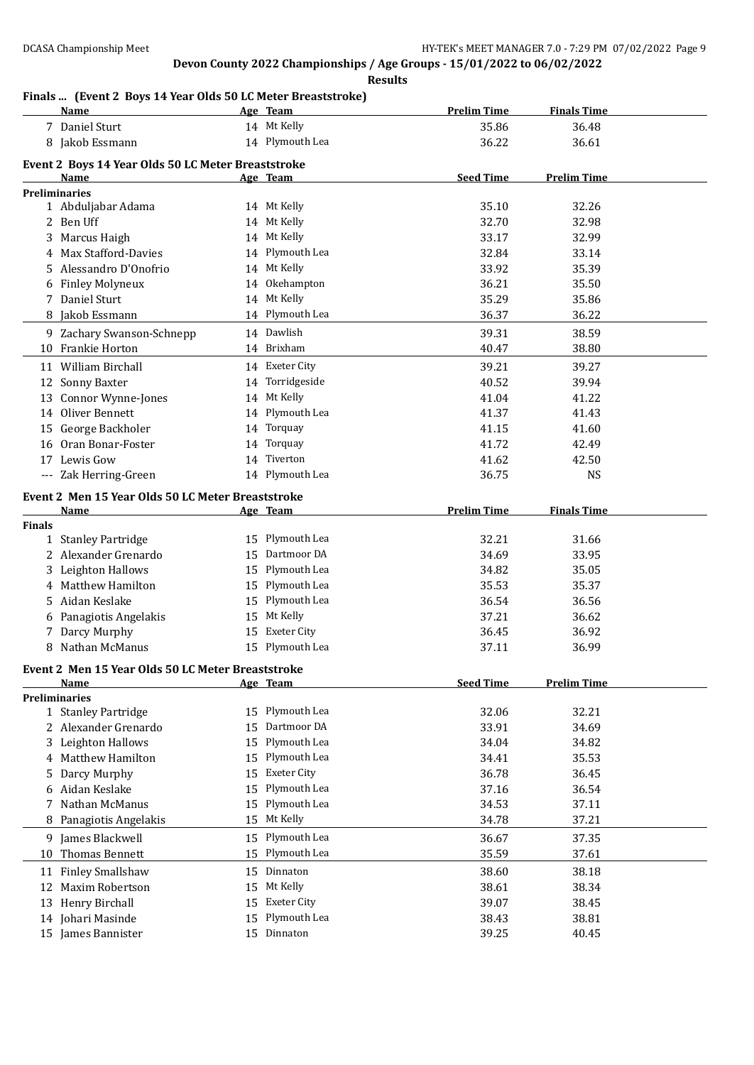**Devon County 2022 Championships / Age Groups - 15/01/2022 to 06/02/2022**

**Results**

### Finals ... (Event 2 Boys 14 Year Olds 50 LC Meter Breaststroke)

| | Name | Age | Team | Prelim Time | Finals Time |
|---|---|---|---|---|---|
| 7 | Daniel Sturt | 14 | Mt Kelly | 35.86 | 36.48 |
| 8 | Jakob Essmann | 14 | Plymouth Lea | 36.22 | 36.61 |

### Event 2 Boys 14 Year Olds 50 LC Meter Breaststroke

| | Name | Age | Team | Seed Time | Prelim Time |
|---|---|---|---|---|---|
| **Preliminaries** | | | | | |
| 1 | Abduljabar Adama | 14 | Mt Kelly | 35.10 | 32.26 |
| 2 | Ben Uff | 14 | Mt Kelly | 32.70 | 32.98 |
| 3 | Marcus Haigh | 14 | Mt Kelly | 33.17 | 32.99 |
| 4 | Max Stafford-Davies | 14 | Plymouth Lea | 32.84 | 33.14 |
| 5 | Alessandro D'Onofrio | 14 | Mt Kelly | 33.92 | 35.39 |
| 6 | Finley Molyneux | 14 | Okehampton | 36.21 | 35.50 |
| 7 | Daniel Sturt | 14 | Mt Kelly | 35.29 | 35.86 |
| 8 | Jakob Essmann | 14 | Plymouth Lea | 36.37 | 36.22 |
| 9 | Zachary Swanson-Schnepp | 14 | Dawlish | 39.31 | 38.59 |
| 10 | Frankie Horton | 14 | Brixham | 40.47 | 38.80 |
| 11 | William Birchall | 14 | Exeter City | 39.21 | 39.27 |
| 12 | Sonny Baxter | 14 | Torridgeside | 40.52 | 39.94 |
| 13 | Connor Wynne-Jones | 14 | Mt Kelly | 41.04 | 41.22 |
| 14 | Oliver Bennett | 14 | Plymouth Lea | 41.37 | 41.43 |
| 15 | George Backholer | 14 | Torquay | 41.15 | 41.60 |
| 16 | Oran Bonar-Foster | 14 | Torquay | 41.72 | 42.49 |
| 17 | Lewis Gow | 14 | Tiverton | 41.62 | 42.50 |
| --- | Zak Herring-Green | 14 | Plymouth Lea | 36.75 | NS |

### Event 2 Men 15 Year Olds 50 LC Meter Breaststroke

| | Name | Age | Team | Prelim Time | Finals Time |
|---|---|---|---|---|---|
| **Finals** | | | | | |
| 1 | Stanley Partridge | 15 | Plymouth Lea | 32.21 | 31.66 |
| 2 | Alexander Grenardo | 15 | Dartmoor DA | 34.69 | 33.95 |
| 3 | Leighton Hallows | 15 | Plymouth Lea | 34.82 | 35.05 |
| 4 | Matthew Hamilton | 15 | Plymouth Lea | 35.53 | 35.37 |
| 5 | Aidan Keslake | 15 | Plymouth Lea | 36.54 | 36.56 |
| 6 | Panagiotis Angelakis | 15 | Mt Kelly | 37.21 | 36.62 |
| 7 | Darcy Murphy | 15 | Exeter City | 36.45 | 36.92 |
| 8 | Nathan McManus | 15 | Plymouth Lea | 37.11 | 36.99 |

### Event 2 Men 15 Year Olds 50 LC Meter Breaststroke

| | Name | Age | Team | Seed Time | Prelim Time |
|---|---|---|---|---|---|
| **Preliminaries** | | | | | |
| 1 | Stanley Partridge | 15 | Plymouth Lea | 32.06 | 32.21 |
| 2 | Alexander Grenardo | 15 | Dartmoor DA | 33.91 | 34.69 |
| 3 | Leighton Hallows | 15 | Plymouth Lea | 34.04 | 34.82 |
| 4 | Matthew Hamilton | 15 | Plymouth Lea | 34.41 | 35.53 |
| 5 | Darcy Murphy | 15 | Exeter City | 36.78 | 36.45 |
| 6 | Aidan Keslake | 15 | Plymouth Lea | 37.16 | 36.54 |
| 7 | Nathan McManus | 15 | Plymouth Lea | 34.53 | 37.11 |
| 8 | Panagiotis Angelakis | 15 | Mt Kelly | 34.78 | 37.21 |
| 9 | James Blackwell | 15 | Plymouth Lea | 36.67 | 37.35 |
| 10 | Thomas Bennett | 15 | Plymouth Lea | 35.59 | 37.61 |
| 11 | Finley Smallshaw | 15 | Dinnaton | 38.60 | 38.18 |
| 12 | Maxim Robertson | 15 | Mt Kelly | 38.61 | 38.34 |
| 13 | Henry Birchall | 15 | Exeter City | 39.07 | 38.45 |
| 14 | Johari Masinde | 15 | Plymouth Lea | 38.43 | 38.81 |
| 15 | James Bannister | 15 | Dinnaton | 39.25 | 40.45 |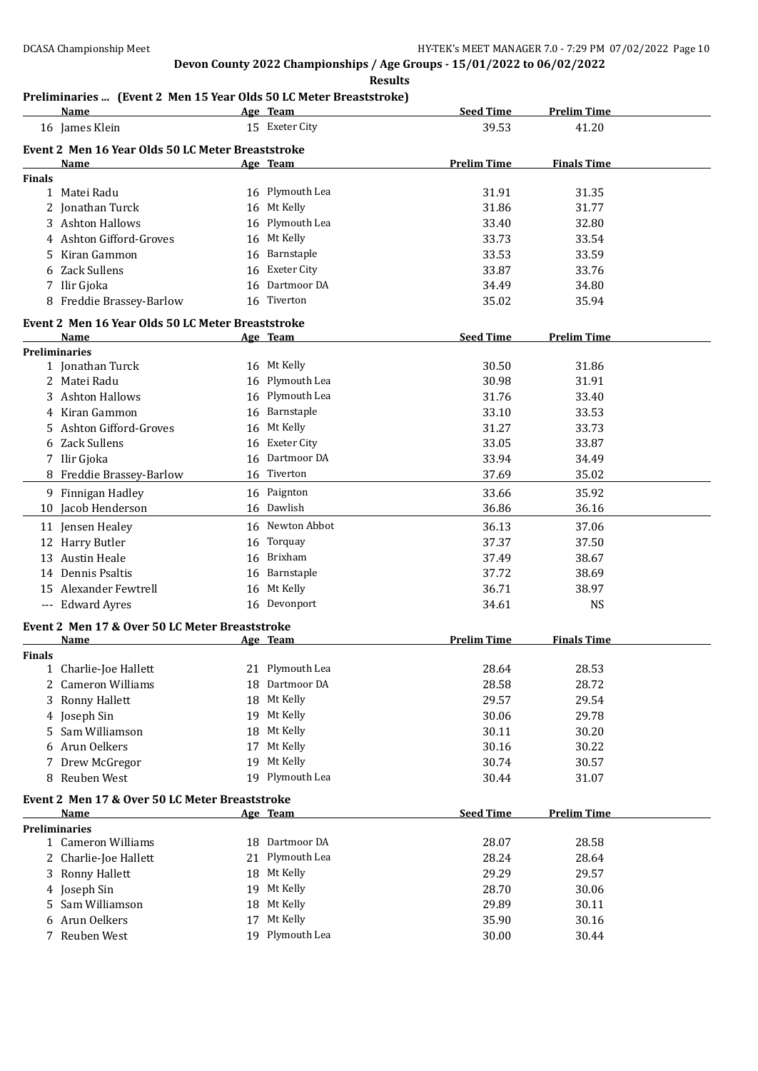**Devon County 2022 Championships / Age Groups - 15/01/2022 to 06/02/2022**

**Results**

### Preliminaries ... (Event 2 Men 15 Year Olds 50 LC Meter Breaststroke)

| | Name | Age | Team | Seed Time | Prelim Time |
|---|---|---|---|---|---|
| 16 | James Klein | 15 | Exeter City | 39.53 | 41.20 |

### Event 2 Men 16 Year Olds 50 LC Meter Breaststroke

| | Name | Age | Team | Prelim Time | Finals Time |
|---|---|---|---|---|---|
| **Finals** | | | | | |
| 1 | Matei Radu | 16 | Plymouth Lea | 31.91 | 31.35 |
| 2 | Jonathan Turck | 16 | Mt Kelly | 31.86 | 31.77 |
| 3 | Ashton Hallows | 16 | Plymouth Lea | 33.40 | 32.80 |
| 4 | Ashton Gifford-Groves | 16 | Mt Kelly | 33.73 | 33.54 |
| 5 | Kiran Gammon | 16 | Barnstaple | 33.53 | 33.59 |
| 6 | Zack Sullens | 16 | Exeter City | 33.87 | 33.76 |
| 7 | Ilir Gjoka | 16 | Dartmoor DA | 34.49 | 34.80 |
| 8 | Freddie Brassey-Barlow | 16 | Tiverton | 35.02 | 35.94 |

### Event 2 Men 16 Year Olds 50 LC Meter Breaststroke

| | Name | Age | Team | Seed Time | Prelim Time |
|---|---|---|---|---|---|
| **Preliminaries** | | | | | |
| 1 | Jonathan Turck | 16 | Mt Kelly | 30.50 | 31.86 |
| 2 | Matei Radu | 16 | Plymouth Lea | 30.98 | 31.91 |
| 3 | Ashton Hallows | 16 | Plymouth Lea | 31.76 | 33.40 |
| 4 | Kiran Gammon | 16 | Barnstaple | 33.10 | 33.53 |
| 5 | Ashton Gifford-Groves | 16 | Mt Kelly | 31.27 | 33.73 |
| 6 | Zack Sullens | 16 | Exeter City | 33.05 | 33.87 |
| 7 | Ilir Gjoka | 16 | Dartmoor DA | 33.94 | 34.49 |
| 8 | Freddie Brassey-Barlow | 16 | Tiverton | 37.69 | 35.02 |
| 9 | Finnigan Hadley | 16 | Paignton | 33.66 | 35.92 |
| 10 | Jacob Henderson | 16 | Dawlish | 36.86 | 36.16 |
| 11 | Jensen Healey | 16 | Newton Abbot | 36.13 | 37.06 |
| 12 | Harry Butler | 16 | Torquay | 37.37 | 37.50 |
| 13 | Austin Heale | 16 | Brixham | 37.49 | 38.67 |
| 14 | Dennis Psaltis | 16 | Barnstaple | 37.72 | 38.69 |
| 15 | Alexander Fewtrell | 16 | Mt Kelly | 36.71 | 38.97 |
| --- | Edward Ayres | 16 | Devonport | 34.61 | NS |

### Event 2 Men 17 & Over 50 LC Meter Breaststroke

| | Name | Age | Team | Prelim Time | Finals Time |
|---|---|---|---|---|---|
| **Finals** | | | | | |
| 1 | Charlie-Joe Hallett | 21 | Plymouth Lea | 28.64 | 28.53 |
| 2 | Cameron Williams | 18 | Dartmoor DA | 28.58 | 28.72 |
| 3 | Ronny Hallett | 18 | Mt Kelly | 29.57 | 29.54 |
| 4 | Joseph Sin | 19 | Mt Kelly | 30.06 | 29.78 |
| 5 | Sam Williamson | 18 | Mt Kelly | 30.11 | 30.20 |
| 6 | Arun Oelkers | 17 | Mt Kelly | 30.16 | 30.22 |
| 7 | Drew McGregor | 19 | Mt Kelly | 30.74 | 30.57 |
| 8 | Reuben West | 19 | Plymouth Lea | 30.44 | 31.07 |

### Event 2 Men 17 & Over 50 LC Meter Breaststroke

| | Name | Age | Team | Seed Time | Prelim Time |
|---|---|---|---|---|---|
| **Preliminaries** | | | | | |
| 1 | Cameron Williams | 18 | Dartmoor DA | 28.07 | 28.58 |
| 2 | Charlie-Joe Hallett | 21 | Plymouth Lea | 28.24 | 28.64 |
| 3 | Ronny Hallett | 18 | Mt Kelly | 29.29 | 29.57 |
| 4 | Joseph Sin | 19 | Mt Kelly | 28.70 | 30.06 |
| 5 | Sam Williamson | 18 | Mt Kelly | 29.89 | 30.11 |
| 6 | Arun Oelkers | 17 | Mt Kelly | 35.90 | 30.16 |
| 7 | Reuben West | 19 | Plymouth Lea | 30.00 | 30.44 |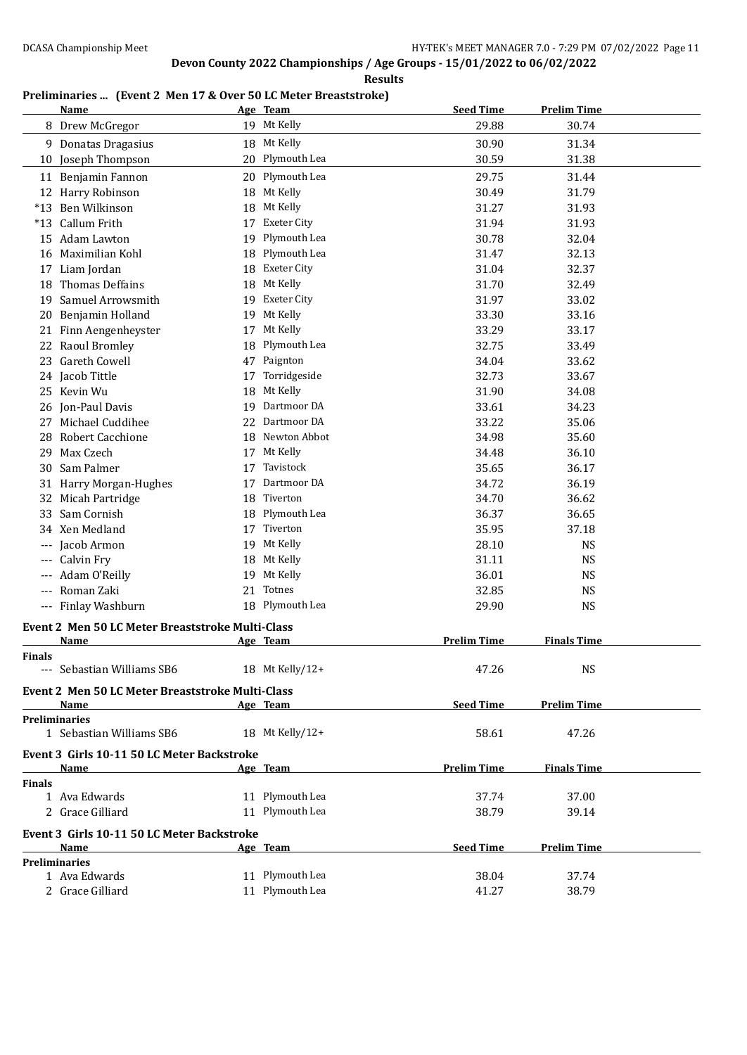## Devon County 2022 Championships / Age Groups - 15/01/2022 to 06/02/2022

**Results**

### Preliminaries ... (Event 2 Men 17 & Over 50 LC Meter Breaststroke)

| | Name | Age | Team | Seed Time | Prelim Time |
|---|---|---|---|---|---|
| 8 | Drew McGregor | 19 | Mt Kelly | 29.88 | 30.74 |
| 9 | Donatas Dragasius | 18 | Mt Kelly | 30.90 | 31.34 |
| 10 | Joseph Thompson | 20 | Plymouth Lea | 30.59 | 31.38 |
| 11 | Benjamin Fannon | 20 | Plymouth Lea | 29.75 | 31.44 |
| 12 | Harry Robinson | 18 | Mt Kelly | 30.49 | 31.79 |
| *13 | Ben Wilkinson | 18 | Mt Kelly | 31.27 | 31.93 |
| *13 | Callum Frith | 17 | Exeter City | 31.94 | 31.93 |
| 15 | Adam Lawton | 19 | Plymouth Lea | 30.78 | 32.04 |
| 16 | Maximilian Kohl | 18 | Plymouth Lea | 31.47 | 32.13 |
| 17 | Liam Jordan | 18 | Exeter City | 31.04 | 32.37 |
| 18 | Thomas Deffains | 18 | Mt Kelly | 31.70 | 32.49 |
| 19 | Samuel Arrowsmith | 19 | Exeter City | 31.97 | 33.02 |
| 20 | Benjamin Holland | 19 | Mt Kelly | 33.30 | 33.16 |
| 21 | Finn Aengenheyster | 17 | Mt Kelly | 33.29 | 33.17 |
| 22 | Raoul Bromley | 18 | Plymouth Lea | 32.75 | 33.49 |
| 23 | Gareth Cowell | 47 | Paignton | 34.04 | 33.62 |
| 24 | Jacob Tittle | 17 | Torridgeside | 32.73 | 33.67 |
| 25 | Kevin Wu | 18 | Mt Kelly | 31.90 | 34.08 |
| 26 | Jon-Paul Davis | 19 | Dartmoor DA | 33.61 | 34.23 |
| 27 | Michael Cuddihee | 22 | Dartmoor DA | 33.22 | 35.06 |
| 28 | Robert Cacchione | 18 | Newton Abbot | 34.98 | 35.60 |
| 29 | Max Czech | 17 | Mt Kelly | 34.48 | 36.10 |
| 30 | Sam Palmer | 17 | Tavistock | 35.65 | 36.17 |
| 31 | Harry Morgan-Hughes | 17 | Dartmoor DA | 34.72 | 36.19 |
| 32 | Micah Partridge | 18 | Tiverton | 34.70 | 36.62 |
| 33 | Sam Cornish | 18 | Plymouth Lea | 36.37 | 36.65 |
| 34 | Xen Medland | 17 | Tiverton | 35.95 | 37.18 |
| --- | Jacob Armon | 19 | Mt Kelly | 28.10 | NS |
| --- | Calvin Fry | 18 | Mt Kelly | 31.11 | NS |
| --- | Adam O'Reilly | 19 | Mt Kelly | 36.01 | NS |
| --- | Roman Zaki | 21 | Totnes | 32.85 | NS |
| --- | Finlay Washburn | 18 | Plymouth Lea | 29.90 | NS |

### Event 2 Men 50 LC Meter Breaststroke Multi-Class

| | Name | Age | Team | Prelim Time | Finals Time |
|---|---|---|---|---|---|
| **Finals** | | | | | |
| --- | Sebastian Williams SB6 | 18 | Mt Kelly/12+ | 47.26 | NS |

### Event 2 Men 50 LC Meter Breaststroke Multi-Class

| | Name | Age | Team | Seed Time | Prelim Time |
|---|---|---|---|---|---|
| **Preliminaries** | | | | | |
| 1 | Sebastian Williams SB6 | 18 | Mt Kelly/12+ | 58.61 | 47.26 |

### Event 3 Girls 10-11 50 LC Meter Backstroke

| | Name | Age | Team | Prelim Time | Finals Time |
|---|---|---|---|---|---|
| **Finals** | | | | | |
| 1 | Ava Edwards | 11 | Plymouth Lea | 37.74 | 37.00 |
| 2 | Grace Gilliard | 11 | Plymouth Lea | 38.79 | 39.14 |

### Event 3 Girls 10-11 50 LC Meter Backstroke

| | Name | Age | Team | Seed Time | Prelim Time |
|---|---|---|---|---|---|
| **Preliminaries** | | | | | |
| 1 | Ava Edwards | 11 | Plymouth Lea | 38.04 | 37.74 |
| 2 | Grace Gilliard | 11 | Plymouth Lea | 41.27 | 38.79 |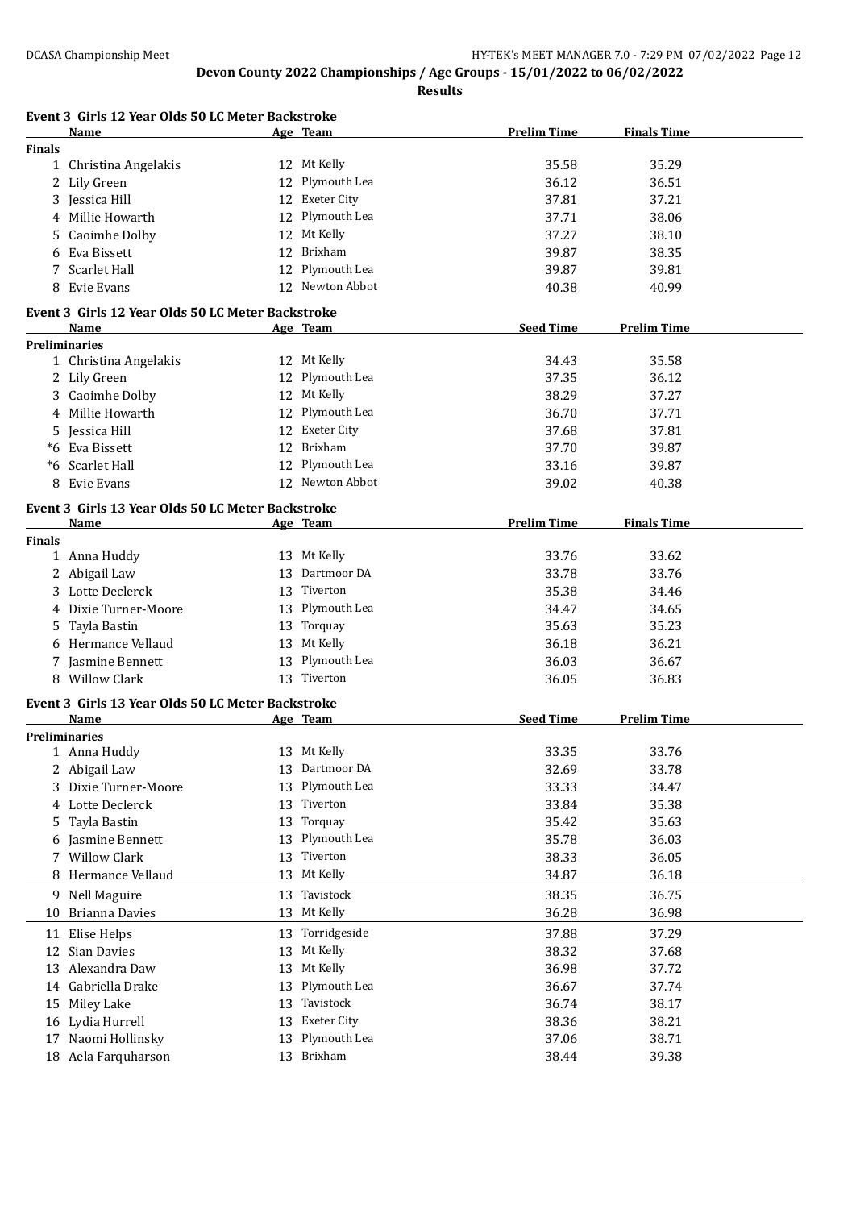**Devon County 2022 Championships / Age Groups - 15/01/2022 to 06/02/2022**

**Results**

### Event 3 Girls 12 Year Olds 50 LC Meter Backstroke

| | Name | Age | Team | Prelim Time | Finals Time |
|---|---|---|---|---|---|
| **Finals** | | | | | |
| 1 | Christina Angelakis | 12 | Mt Kelly | 35.58 | 35.29 |
| 2 | Lily Green | 12 | Plymouth Lea | 36.12 | 36.51 |
| 3 | Jessica Hill | 12 | Exeter City | 37.81 | 37.21 |
| 4 | Millie Howarth | 12 | Plymouth Lea | 37.71 | 38.06 |
| 5 | Caoimhe Dolby | 12 | Mt Kelly | 37.27 | 38.10 |
| 6 | Eva Bissett | 12 | Brixham | 39.87 | 38.35 |
| 7 | Scarlet Hall | 12 | Plymouth Lea | 39.87 | 39.81 |
| 8 | Evie Evans | 12 | Newton Abbot | 40.38 | 40.99 |

### Event 3 Girls 12 Year Olds 50 LC Meter Backstroke

| | Name | Age | Team | Seed Time | Prelim Time |
|---|---|---|---|---|---|
| **Preliminaries** | | | | | |
| 1 | Christina Angelakis | 12 | Mt Kelly | 34.43 | 35.58 |
| 2 | Lily Green | 12 | Plymouth Lea | 37.35 | 36.12 |
| 3 | Caoimhe Dolby | 12 | Mt Kelly | 38.29 | 37.27 |
| 4 | Millie Howarth | 12 | Plymouth Lea | 36.70 | 37.71 |
| 5 | Jessica Hill | 12 | Exeter City | 37.68 | 37.81 |
| *6 | Eva Bissett | 12 | Brixham | 37.70 | 39.87 |
| *6 | Scarlet Hall | 12 | Plymouth Lea | 33.16 | 39.87 |
| 8 | Evie Evans | 12 | Newton Abbot | 39.02 | 40.38 |

### Event 3 Girls 13 Year Olds 50 LC Meter Backstroke

| | Name | Age | Team | Prelim Time | Finals Time |
|---|---|---|---|---|---|
| **Finals** | | | | | |
| 1 | Anna Huddy | 13 | Mt Kelly | 33.76 | 33.62 |
| 2 | Abigail Law | 13 | Dartmoor DA | 33.78 | 33.76 |
| 3 | Lotte Declerck | 13 | Tiverton | 35.38 | 34.46 |
| 4 | Dixie Turner-Moore | 13 | Plymouth Lea | 34.47 | 34.65 |
| 5 | Tayla Bastin | 13 | Torquay | 35.63 | 35.23 |
| 6 | Hermance Vellaud | 13 | Mt Kelly | 36.18 | 36.21 |
| 7 | Jasmine Bennett | 13 | Plymouth Lea | 36.03 | 36.67 |
| 8 | Willow Clark | 13 | Tiverton | 36.05 | 36.83 |

### Event 3 Girls 13 Year Olds 50 LC Meter Backstroke

| | Name | Age | Team | Seed Time | Prelim Time |
|---|---|---|---|---|---|
| **Preliminaries** | | | | | |
| 1 | Anna Huddy | 13 | Mt Kelly | 33.35 | 33.76 |
| 2 | Abigail Law | 13 | Dartmoor DA | 32.69 | 33.78 |
| 3 | Dixie Turner-Moore | 13 | Plymouth Lea | 33.33 | 34.47 |
| 4 | Lotte Declerck | 13 | Tiverton | 33.84 | 35.38 |
| 5 | Tayla Bastin | 13 | Torquay | 35.42 | 35.63 |
| 6 | Jasmine Bennett | 13 | Plymouth Lea | 35.78 | 36.03 |
| 7 | Willow Clark | 13 | Tiverton | 38.33 | 36.05 |
| 8 | Hermance Vellaud | 13 | Mt Kelly | 34.87 | 36.18 |
| 9 | Nell Maguire | 13 | Tavistock | 38.35 | 36.75 |
| 10 | Brianna Davies | 13 | Mt Kelly | 36.28 | 36.98 |
| 11 | Elise Helps | 13 | Torridgeside | 37.88 | 37.29 |
| 12 | Sian Davies | 13 | Mt Kelly | 38.32 | 37.68 |
| 13 | Alexandra Daw | 13 | Mt Kelly | 36.98 | 37.72 |
| 14 | Gabriella Drake | 13 | Plymouth Lea | 36.67 | 37.74 |
| 15 | Miley Lake | 13 | Tavistock | 36.74 | 38.17 |
| 16 | Lydia Hurrell | 13 | Exeter City | 38.36 | 38.21 |
| 17 | Naomi Hollinsky | 13 | Plymouth Lea | 37.06 | 38.71 |
| 18 | Aela Farquharson | 13 | Brixham | 38.44 | 39.38 |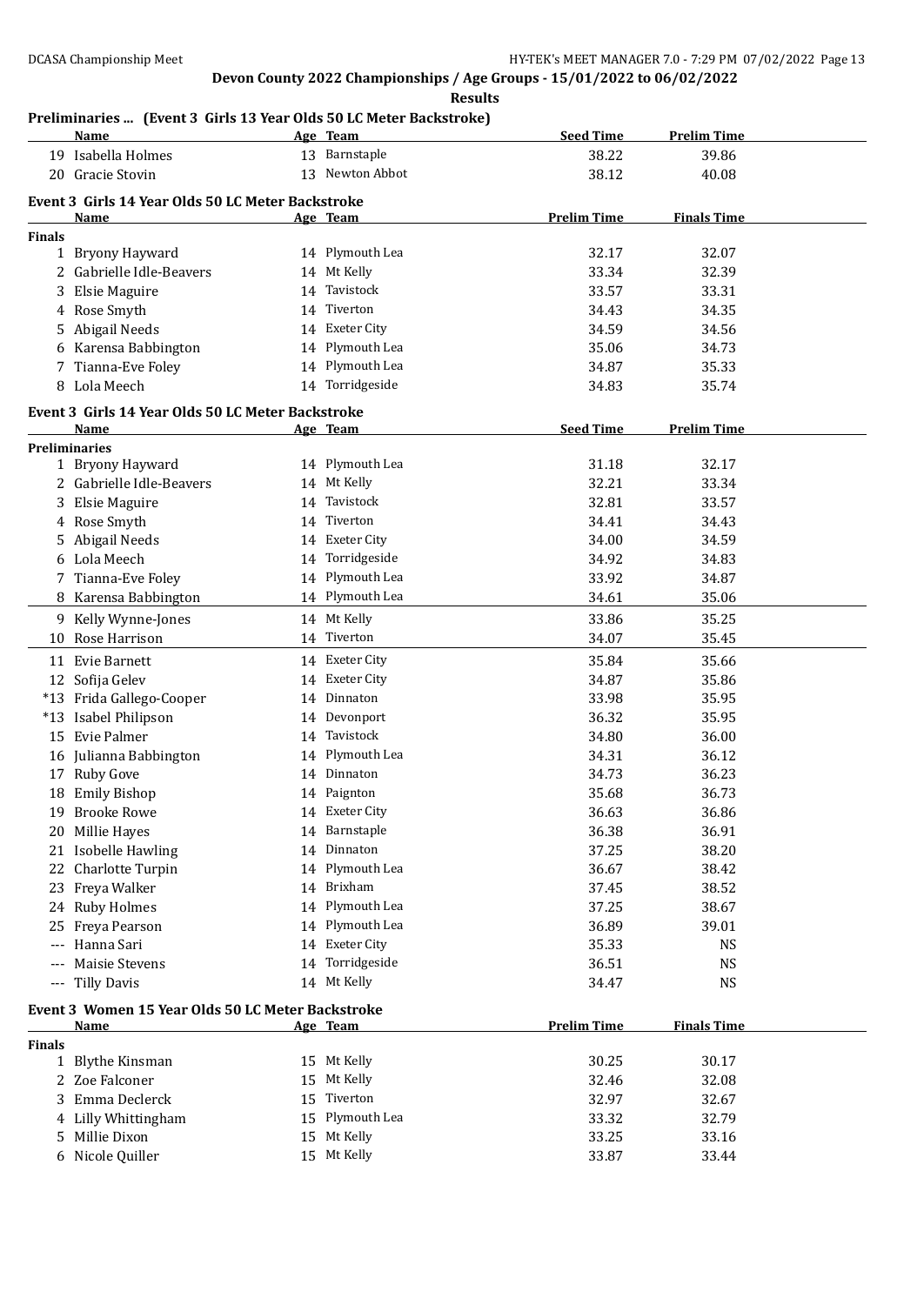## Devon County 2022 Championships / Age Groups - 15/01/2022 to 06/02/2022

**Results**

### Preliminaries ... (Event 3 Girls 13 Year Olds 50 LC Meter Backstroke)

| | Name | Age | Team | Seed Time | Prelim Time |
|---|---|---|---|---|---|
| 19 | Isabella Holmes | 13 | Barnstaple | 38.22 | 39.86 |
| 20 | Gracie Stovin | 13 | Newton Abbot | 38.12 | 40.08 |

### Event 3 Girls 14 Year Olds 50 LC Meter Backstroke

| | Name | Age | Team | Prelim Time | Finals Time |
|---|---|---|---|---|---|
| **Finals** | | | | | |
| 1 | Bryony Hayward | 14 | Plymouth Lea | 32.17 | 32.07 |
| 2 | Gabrielle Idle-Beavers | 14 | Mt Kelly | 33.34 | 32.39 |
| 3 | Elsie Maguire | 14 | Tavistock | 33.57 | 33.31 |
| 4 | Rose Smyth | 14 | Tiverton | 34.43 | 34.35 |
| 5 | Abigail Needs | 14 | Exeter City | 34.59 | 34.56 |
| 6 | Karensa Babbington | 14 | Plymouth Lea | 35.06 | 34.73 |
| 7 | Tianna-Eve Foley | 14 | Plymouth Lea | 34.87 | 35.33 |
| 8 | Lola Meech | 14 | Torridgeside | 34.83 | 35.74 |

### Event 3 Girls 14 Year Olds 50 LC Meter Backstroke

| | Name | Age | Team | Seed Time | Prelim Time |
|---|---|---|---|---|---|
| **Preliminaries** | | | | | |
| 1 | Bryony Hayward | 14 | Plymouth Lea | 31.18 | 32.17 |
| 2 | Gabrielle Idle-Beavers | 14 | Mt Kelly | 32.21 | 33.34 |
| 3 | Elsie Maguire | 14 | Tavistock | 32.81 | 33.57 |
| 4 | Rose Smyth | 14 | Tiverton | 34.41 | 34.43 |
| 5 | Abigail Needs | 14 | Exeter City | 34.00 | 34.59 |
| 6 | Lola Meech | 14 | Torridgeside | 34.92 | 34.83 |
| 7 | Tianna-Eve Foley | 14 | Plymouth Lea | 33.92 | 34.87 |
| 8 | Karensa Babbington | 14 | Plymouth Lea | 34.61 | 35.06 |
| 9 | Kelly Wynne-Jones | 14 | Mt Kelly | 33.86 | 35.25 |
| 10 | Rose Harrison | 14 | Tiverton | 34.07 | 35.45 |
| 11 | Evie Barnett | 14 | Exeter City | 35.84 | 35.66 |
| 12 | Sofija Gelev | 14 | Exeter City | 34.87 | 35.86 |
| *13 | Frida Gallego-Cooper | 14 | Dinnaton | 33.98 | 35.95 |
| *13 | Isabel Philipson | 14 | Devonport | 36.32 | 35.95 |
| 15 | Evie Palmer | 14 | Tavistock | 34.80 | 36.00 |
| 16 | Julianna Babbington | 14 | Plymouth Lea | 34.31 | 36.12 |
| 17 | Ruby Gove | 14 | Dinnaton | 34.73 | 36.23 |
| 18 | Emily Bishop | 14 | Paignton | 35.68 | 36.73 |
| 19 | Brooke Rowe | 14 | Exeter City | 36.63 | 36.86 |
| 20 | Millie Hayes | 14 | Barnstaple | 36.38 | 36.91 |
| 21 | Isobelle Hawling | 14 | Dinnaton | 37.25 | 38.20 |
| 22 | Charlotte Turpin | 14 | Plymouth Lea | 36.67 | 38.42 |
| 23 | Freya Walker | 14 | Brixham | 37.45 | 38.52 |
| 24 | Ruby Holmes | 14 | Plymouth Lea | 37.25 | 38.67 |
| 25 | Freya Pearson | 14 | Plymouth Lea | 36.89 | 39.01 |
| --- | Hanna Sari | 14 | Exeter City | 35.33 | NS |
| --- | Maisie Stevens | 14 | Torridgeside | 36.51 | NS |
| --- | Tilly Davis | 14 | Mt Kelly | 34.47 | NS |

### Event 3 Women 15 Year Olds 50 LC Meter Backstroke

| | Name | Age | Team | Prelim Time | Finals Time |
|---|---|---|---|---|---|
| **Finals** | | | | | |
| 1 | Blythe Kinsman | 15 | Mt Kelly | 30.25 | 30.17 |
| 2 | Zoe Falconer | 15 | Mt Kelly | 32.46 | 32.08 |
| 3 | Emma Declerck | 15 | Tiverton | 32.97 | 32.67 |
| 4 | Lilly Whittingham | 15 | Plymouth Lea | 33.32 | 32.79 |
| 5 | Millie Dixon | 15 | Mt Kelly | 33.25 | 33.16 |
| 6 | Nicole Quiller | 15 | Mt Kelly | 33.87 | 33.44 |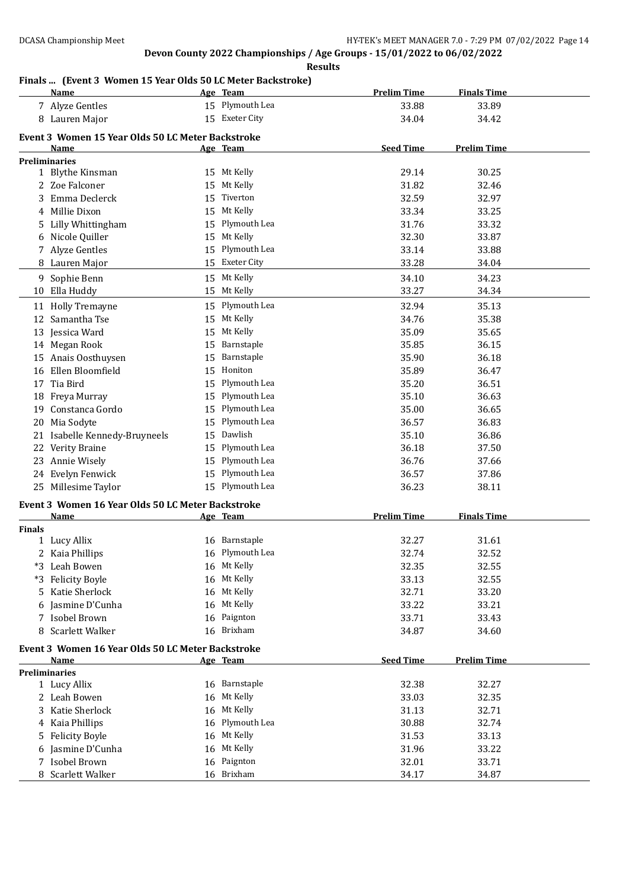## Devon County 2022 Championships / Age Groups - 15/01/2022 to 06/02/2022

**Results**

### Finals ... (Event 3 Women 15 Year Olds 50 LC Meter Backstroke)

| | Name | Age | Team | Prelim Time | Finals Time |
|---|---|---|---|---|---|
| 7 | Alyze Gentles | 15 | Plymouth Lea | 33.88 | 33.89 |
| 8 | Lauren Major | 15 | Exeter City | 34.04 | 34.42 |

### Event 3 Women 15 Year Olds 50 LC Meter Backstroke

| | Name | Age | Team | Seed Time | Prelim Time |
|---|---|---|---|---|---|
| **Preliminaries** | | | | | |
| 1 | Blythe Kinsman | 15 | Mt Kelly | 29.14 | 30.25 |
| 2 | Zoe Falconer | 15 | Mt Kelly | 31.82 | 32.46 |
| 3 | Emma Declerck | 15 | Tiverton | 32.59 | 32.97 |
| 4 | Millie Dixon | 15 | Mt Kelly | 33.34 | 33.25 |
| 5 | Lilly Whittingham | 15 | Plymouth Lea | 31.76 | 33.32 |
| 6 | Nicole Quiller | 15 | Mt Kelly | 32.30 | 33.87 |
| 7 | Alyze Gentles | 15 | Plymouth Lea | 33.14 | 33.88 |
| 8 | Lauren Major | 15 | Exeter City | 33.28 | 34.04 |
| 9 | Sophie Benn | 15 | Mt Kelly | 34.10 | 34.23 |
| 10 | Ella Huddy | 15 | Mt Kelly | 33.27 | 34.34 |
| 11 | Holly Tremayne | 15 | Plymouth Lea | 32.94 | 35.13 |
| 12 | Samantha Tse | 15 | Mt Kelly | 34.76 | 35.38 |
| 13 | Jessica Ward | 15 | Mt Kelly | 35.09 | 35.65 |
| 14 | Megan Rook | 15 | Barnstaple | 35.85 | 36.15 |
| 15 | Anais Oosthuysen | 15 | Barnstaple | 35.90 | 36.18 |
| 16 | Ellen Bloomfield | 15 | Honiton | 35.89 | 36.47 |
| 17 | Tia Bird | 15 | Plymouth Lea | 35.20 | 36.51 |
| 18 | Freya Murray | 15 | Plymouth Lea | 35.10 | 36.63 |
| 19 | Constanca Gordo | 15 | Plymouth Lea | 35.00 | 36.65 |
| 20 | Mia Sodyte | 15 | Plymouth Lea | 36.57 | 36.83 |
| 21 | Isabelle Kennedy-Bruyneels | 15 | Dawlish | 35.10 | 36.86 |
| 22 | Verity Braine | 15 | Plymouth Lea | 36.18 | 37.50 |
| 23 | Annie Wisely | 15 | Plymouth Lea | 36.76 | 37.66 |
| 24 | Evelyn Fenwick | 15 | Plymouth Lea | 36.57 | 37.86 |
| 25 | Millesime Taylor | 15 | Plymouth Lea | 36.23 | 38.11 |

### Event 3 Women 16 Year Olds 50 LC Meter Backstroke

| | Name | Age | Team | Prelim Time | Finals Time |
|---|---|---|---|---|---|
| **Finals** | | | | | |
| 1 | Lucy Allix | 16 | Barnstaple | 32.27 | 31.61 |
| 2 | Kaia Phillips | 16 | Plymouth Lea | 32.74 | 32.52 |
| *3 | Leah Bowen | 16 | Mt Kelly | 32.35 | 32.55 |
| *3 | Felicity Boyle | 16 | Mt Kelly | 33.13 | 32.55 |
| 5 | Katie Sherlock | 16 | Mt Kelly | 32.71 | 33.20 |
| 6 | Jasmine D'Cunha | 16 | Mt Kelly | 33.22 | 33.21 |
| 7 | Isobel Brown | 16 | Paignton | 33.71 | 33.43 |
| 8 | Scarlett Walker | 16 | Brixham | 34.87 | 34.60 |

### Event 3 Women 16 Year Olds 50 LC Meter Backstroke

| | Name | Age | Team | Seed Time | Prelim Time |
|---|---|---|---|---|---|
| **Preliminaries** | | | | | |
| 1 | Lucy Allix | 16 | Barnstaple | 32.38 | 32.27 |
| 2 | Leah Bowen | 16 | Mt Kelly | 33.03 | 32.35 |
| 3 | Katie Sherlock | 16 | Mt Kelly | 31.13 | 32.71 |
| 4 | Kaia Phillips | 16 | Plymouth Lea | 30.88 | 32.74 |
| 5 | Felicity Boyle | 16 | Mt Kelly | 31.53 | 33.13 |
| 6 | Jasmine D'Cunha | 16 | Mt Kelly | 31.96 | 33.22 |
| 7 | Isobel Brown | 16 | Paignton | 32.01 | 33.71 |
| 8 | Scarlett Walker | 16 | Brixham | 34.17 | 34.87 |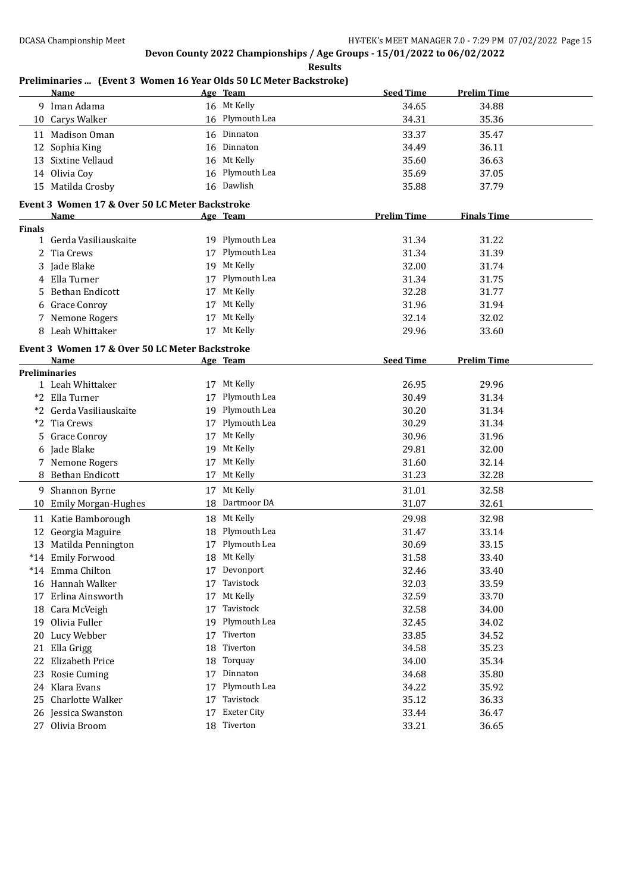**Devon County 2022 Championships / Age Groups - 15/01/2022 to 06/02/2022**

**Results**

## Preliminaries ... (Event 3 Women 16 Year Olds 50 LC Meter Backstroke)

| | Name | Age | Team | Seed Time | Prelim Time |
|---|---|---|---|---|---|
| 9 | Iman Adama | 16 | Mt Kelly | 34.65 | 34.88 |
| 10 | Carys Walker | 16 | Plymouth Lea | 34.31 | 35.36 |
| 11 | Madison Oman | 16 | Dinnaton | 33.37 | 35.47 |
| 12 | Sophia King | 16 | Dinnaton | 34.49 | 36.11 |
| 13 | Sixtine Vellaud | 16 | Mt Kelly | 35.60 | 36.63 |
| 14 | Olivia Coy | 16 | Plymouth Lea | 35.69 | 37.05 |
| 15 | Matilda Crosby | 16 | Dawlish | 35.88 | 37.79 |

## Event 3 Women 17 & Over 50 LC Meter Backstroke

| | Name | Age | Team | Prelim Time | Finals Time |
|---|---|---|---|---|---|
| **Finals** | | | | | |
| 1 | Gerda Vasiliauskaite | 19 | Plymouth Lea | 31.34 | 31.22 |
| 2 | Tia Crews | 17 | Plymouth Lea | 31.34 | 31.39 |
| 3 | Jade Blake | 19 | Mt Kelly | 32.00 | 31.74 |
| 4 | Ella Turner | 17 | Plymouth Lea | 31.34 | 31.75 |
| 5 | Bethan Endicott | 17 | Mt Kelly | 32.28 | 31.77 |
| 6 | Grace Conroy | 17 | Mt Kelly | 31.96 | 31.94 |
| 7 | Nemone Rogers | 17 | Mt Kelly | 32.14 | 32.02 |
| 8 | Leah Whittaker | 17 | Mt Kelly | 29.96 | 33.60 |

## Event 3 Women 17 & Over 50 LC Meter Backstroke

| | Name | Age | Team | Seed Time | Prelim Time |
|---|---|---|---|---|---|
| **Preliminaries** | | | | | |
| 1 | Leah Whittaker | 17 | Mt Kelly | 26.95 | 29.96 |
| *2 | Ella Turner | 17 | Plymouth Lea | 30.49 | 31.34 |
| *2 | Gerda Vasiliauskaite | 19 | Plymouth Lea | 30.20 | 31.34 |
| *2 | Tia Crews | 17 | Plymouth Lea | 30.29 | 31.34 |
| 5 | Grace Conroy | 17 | Mt Kelly | 30.96 | 31.96 |
| 6 | Jade Blake | 19 | Mt Kelly | 29.81 | 32.00 |
| 7 | Nemone Rogers | 17 | Mt Kelly | 31.60 | 32.14 |
| 8 | Bethan Endicott | 17 | Mt Kelly | 31.23 | 32.28 |
| 9 | Shannon Byrne | 17 | Mt Kelly | 31.01 | 32.58 |
| 10 | Emily Morgan-Hughes | 18 | Dartmoor DA | 31.07 | 32.61 |
| 11 | Katie Bamborough | 18 | Mt Kelly | 29.98 | 32.98 |
| 12 | Georgia Maguire | 18 | Plymouth Lea | 31.47 | 33.14 |
| 13 | Matilda Pennington | 17 | Plymouth Lea | 30.69 | 33.15 |
| *14 | Emily Forwood | 18 | Mt Kelly | 31.58 | 33.40 |
| *14 | Emma Chilton | 17 | Devonport | 32.46 | 33.40 |
| 16 | Hannah Walker | 17 | Tavistock | 32.03 | 33.59 |
| 17 | Erlina Ainsworth | 17 | Mt Kelly | 32.59 | 33.70 |
| 18 | Cara McVeigh | 17 | Tavistock | 32.58 | 34.00 |
| 19 | Olivia Fuller | 19 | Plymouth Lea | 32.45 | 34.02 |
| 20 | Lucy Webber | 17 | Tiverton | 33.85 | 34.52 |
| 21 | Ella Grigg | 18 | Tiverton | 34.58 | 35.23 |
| 22 | Elizabeth Price | 18 | Torquay | 34.00 | 35.34 |
| 23 | Rosie Cuming | 17 | Dinnaton | 34.68 | 35.80 |
| 24 | Klara Evans | 17 | Plymouth Lea | 34.22 | 35.92 |
| 25 | Charlotte Walker | 17 | Tavistock | 35.12 | 36.33 |
| 26 | Jessica Swanston | 17 | Exeter City | 33.44 | 36.47 |
| 27 | Olivia Broom | 18 | Tiverton | 33.21 | 36.65 |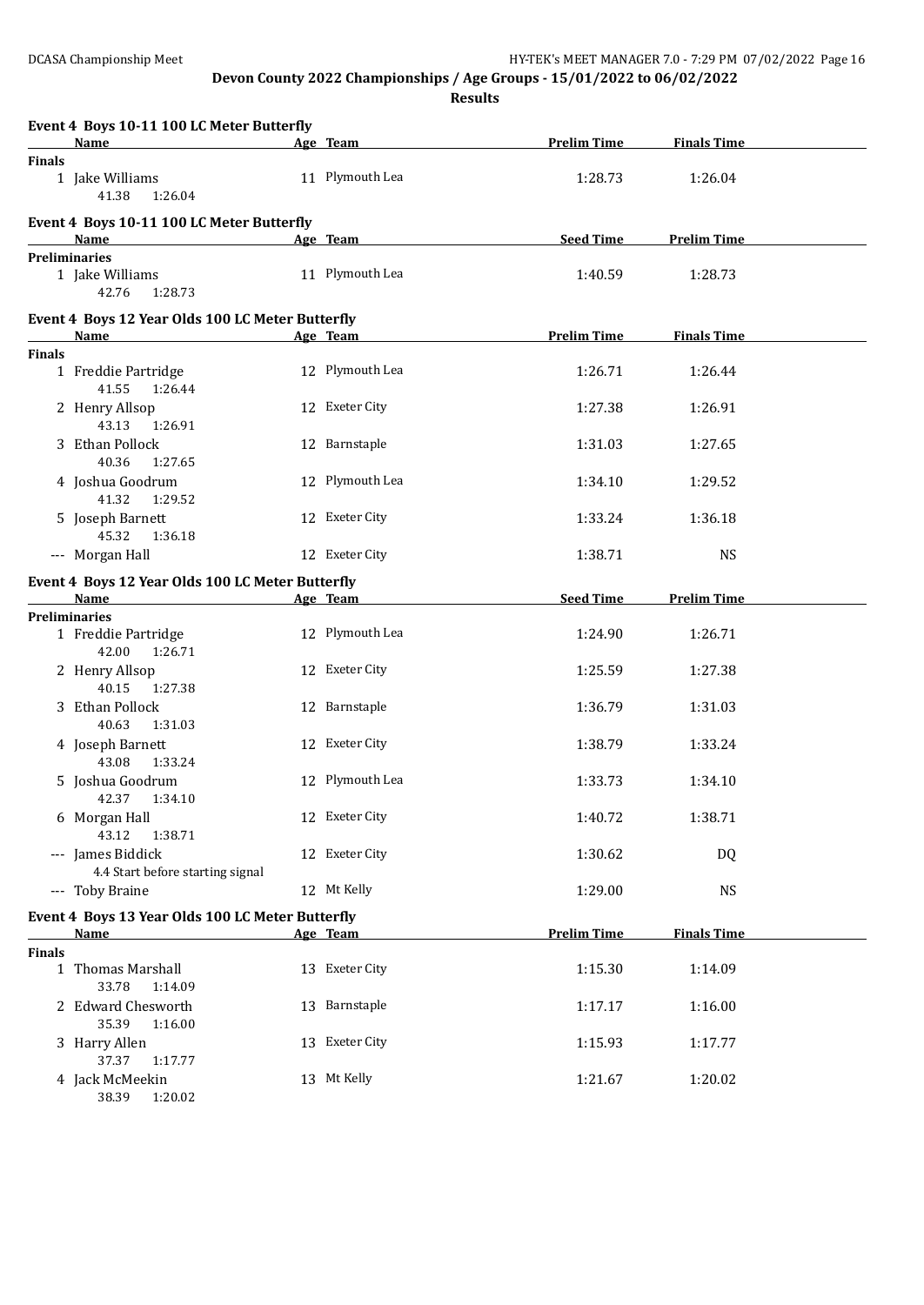# Devon County 2022 Championships / Age Groups - 15/01/2022 to 06/02/2022

**Results**

## Event 4 Boys 10-11 100 LC Meter Butterfly

| | Name | Age | Team | Prelim Time | Finals Time |
|---|---|---|---|---|---|
| **Finals** | | | | | |
| 1 | Jake Williams | 11 | Plymouth Lea | 1:28.73 | 1:26.04 |
| | 41.38 1:26.04 | | | | |

## Event 4 Boys 10-11 100 LC Meter Butterfly

| | Name | Age | Team | Seed Time | Prelim Time |
|---|---|---|---|---|---|
| **Preliminaries** | | | | | |
| 1 | Jake Williams | 11 | Plymouth Lea | 1:40.59 | 1:28.73 |
| | 42.76 1:28.73 | | | | |

## Event 4 Boys 12 Year Olds 100 LC Meter Butterfly

| | Name | Age | Team | Prelim Time | Finals Time |
|---|---|---|---|---|---|
| **Finals** | | | | | |
| 1 | Freddie Partridge | 12 | Plymouth Lea | 1:26.71 | 1:26.44 |
| | 41.55 1:26.44 | | | | |
| 2 | Henry Allsop | 12 | Exeter City | 1:27.38 | 1:26.91 |
| | 43.13 1:26.91 | | | | |
| 3 | Ethan Pollock | 12 | Barnstaple | 1:31.03 | 1:27.65 |
| | 40.36 1:27.65 | | | | |
| 4 | Joshua Goodrum | 12 | Plymouth Lea | 1:34.10 | 1:29.52 |
| | 41.32 1:29.52 | | | | |
| 5 | Joseph Barnett | 12 | Exeter City | 1:33.24 | 1:36.18 |
| | 45.32 1:36.18 | | | | |
| --- | Morgan Hall | 12 | Exeter City | 1:38.71 | NS |

## Event 4 Boys 12 Year Olds 100 LC Meter Butterfly

| | Name | Age | Team | Seed Time | Prelim Time |
|---|---|---|---|---|---|
| **Preliminaries** | | | | | |
| 1 | Freddie Partridge | 12 | Plymouth Lea | 1:24.90 | 1:26.71 |
| | 42.00 1:26.71 | | | | |
| 2 | Henry Allsop | 12 | Exeter City | 1:25.59 | 1:27.38 |
| | 40.15 1:27.38 | | | | |
| 3 | Ethan Pollock | 12 | Barnstaple | 1:36.79 | 1:31.03 |
| | 40.63 1:31.03 | | | | |
| 4 | Joseph Barnett | 12 | Exeter City | 1:38.79 | 1:33.24 |
| | 43.08 1:33.24 | | | | |
| 5 | Joshua Goodrum | 12 | Plymouth Lea | 1:33.73 | 1:34.10 |
| | 42.37 1:34.10 | | | | |
| 6 | Morgan Hall | 12 | Exeter City | 1:40.72 | 1:38.71 |
| | 43.12 1:38.71 | | | | |
| --- | James Biddick | 12 | Exeter City | 1:30.62 | DQ |
| | 4.4 Start before starting signal | | | | |
| --- | Toby Braine | 12 | Mt Kelly | 1:29.00 | NS |

## Event 4 Boys 13 Year Olds 100 LC Meter Butterfly

| | Name | Age | Team | Prelim Time | Finals Time |
|---|---|---|---|---|---|
| **Finals** | | | | | |
| 1 | Thomas Marshall | 13 | Exeter City | 1:15.30 | 1:14.09 |
| | 33.78 1:14.09 | | | | |
| 2 | Edward Chesworth | 13 | Barnstaple | 1:17.17 | 1:16.00 |
| | 35.39 1:16.00 | | | | |
| 3 | Harry Allen | 13 | Exeter City | 1:15.93 | 1:17.77 |
| | 37.37 1:17.77 | | | | |
| 4 | Jack McMeekin | 13 | Mt Kelly | 1:21.67 | 1:20.02 |
| | 38.39 1:20.02 | | | | |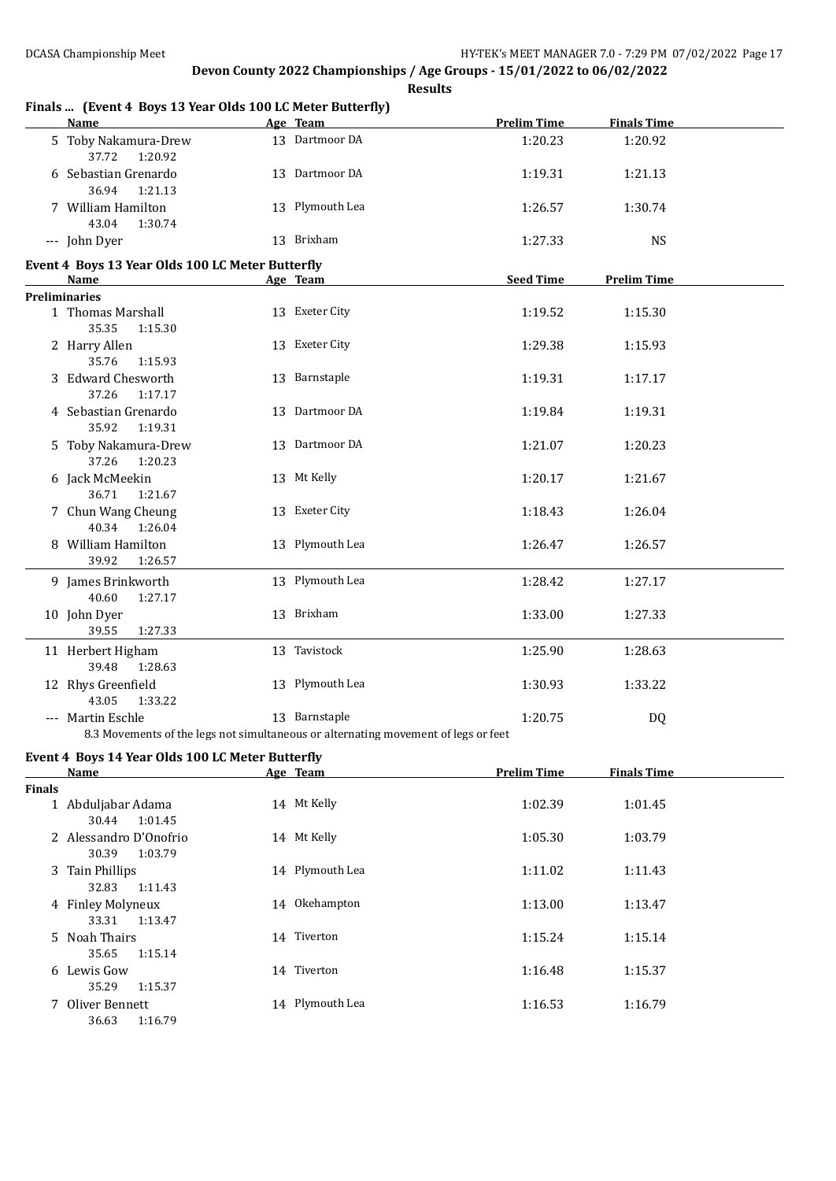## Devon County 2022 Championships / Age Groups - 15/01/2022 to 06/02/2022

**Results**

### Finals ... (Event 4 Boys 13 Year Olds 100 LC Meter Butterfly)

| | Name | Age | Team | Prelim Time | Finals Time |
|---|---|---|---|---|---|
| 5 | Toby Nakamura-Drew | 13 | Dartmoor DA | 1:20.23 | 1:20.92 |
| | 37.72 1:20.92 | | | | |
| 6 | Sebastian Grenardo | 13 | Dartmoor DA | 1:19.31 | 1:21.13 |
| | 36.94 1:21.13 | | | | |
| 7 | William Hamilton | 13 | Plymouth Lea | 1:26.57 | 1:30.74 |
| | 43.04 1:30.74 | | | | |
| --- | John Dyer | 13 | Brixham | 1:27.33 | NS |

### Event 4 Boys 13 Year Olds 100 LC Meter Butterfly

| | Name | Age | Team | Seed Time | Prelim Time |
|---|---|---|---|---|---|
| **Preliminaries** | | | | | |
| 1 | Thomas Marshall | 13 | Exeter City | 1:19.52 | 1:15.30 |
| | 35.35 1:15.30 | | | | |
| 2 | Harry Allen | 13 | Exeter City | 1:29.38 | 1:15.93 |
| | 35.76 1:15.93 | | | | |
| 3 | Edward Chesworth | 13 | Barnstaple | 1:19.31 | 1:17.17 |
| | 37.26 1:17.17 | | | | |
| 4 | Sebastian Grenardo | 13 | Dartmoor DA | 1:19.84 | 1:19.31 |
| | 35.92 1:19.31 | | | | |
| 5 | Toby Nakamura-Drew | 13 | Dartmoor DA | 1:21.07 | 1:20.23 |
| | 37.26 1:20.23 | | | | |
| 6 | Jack McMeekin | 13 | Mt Kelly | 1:20.17 | 1:21.67 |
| | 36.71 1:21.67 | | | | |
| 7 | Chun Wang Cheung | 13 | Exeter City | 1:18.43 | 1:26.04 |
| | 40.34 1:26.04 | | | | |
| 8 | William Hamilton | 13 | Plymouth Lea | 1:26.47 | 1:26.57 |
| | 39.92 1:26.57 | | | | |
| 9 | James Brinkworth | 13 | Plymouth Lea | 1:28.42 | 1:27.17 |
| | 40.60 1:27.17 | | | | |
| 10 | John Dyer | 13 | Brixham | 1:33.00 | 1:27.33 |
| | 39.55 1:27.33 | | | | |
| 11 | Herbert Higham | 13 | Tavistock | 1:25.90 | 1:28.63 |
| | 39.48 1:28.63 | | | | |
| 12 | Rhys Greenfield | 13 | Plymouth Lea | 1:30.93 | 1:33.22 |
| | 43.05 1:33.22 | | | | |
| --- | Martin Eschle | 13 | Barnstaple | 1:20.75 | DQ |
| | 8.3 Movements of the legs not simultaneous or alternating movement of legs or feet | | | | |

### Event 4 Boys 14 Year Olds 100 LC Meter Butterfly

| | Name | Age | Team | Prelim Time | Finals Time |
|---|---|---|---|---|---|
| **Finals** | | | | | |
| 1 | Abduljabar Adama | 14 | Mt Kelly | 1:02.39 | 1:01.45 |
| | 30.44 1:01.45 | | | | |
| 2 | Alessandro D'Onofrio | 14 | Mt Kelly | 1:05.30 | 1:03.79 |
| | 30.39 1:03.79 | | | | |
| 3 | Tain Phillips | 14 | Plymouth Lea | 1:11.02 | 1:11.43 |
| | 32.83 1:11.43 | | | | |
| 4 | Finley Molyneux | 14 | Okehampton | 1:13.00 | 1:13.47 |
| | 33.31 1:13.47 | | | | |
| 5 | Noah Thairs | 14 | Tiverton | 1:15.24 | 1:15.14 |
| | 35.65 1:15.14 | | | | |
| 6 | Lewis Gow | 14 | Tiverton | 1:16.48 | 1:15.37 |
| | 35.29 1:15.37 | | | | |
| 7 | Oliver Bennett | 14 | Plymouth Lea | 1:16.53 | 1:16.79 |
| | 36.63 1:16.79 | | | | |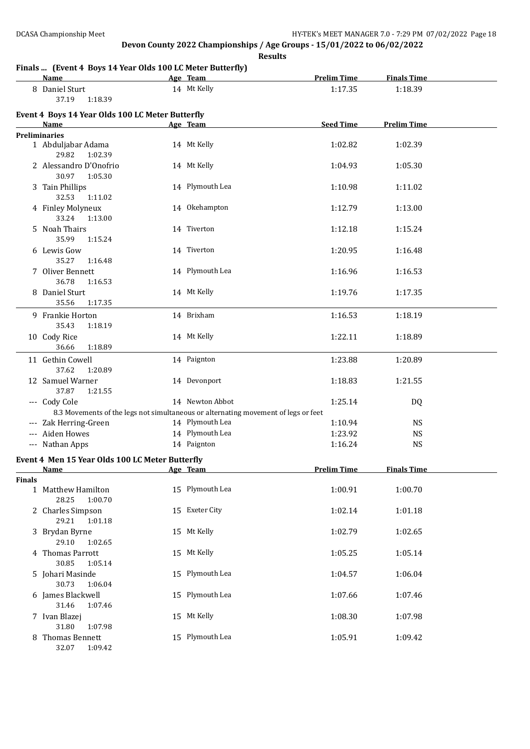# Devon County 2022 Championships / Age Groups - 15/01/2022 to 06/02/2022

**Results**

### Finals ... (Event 4 Boys 14 Year Olds 100 LC Meter Butterfly)

| | Name | Age | Team | Prelim Time | Finals Time |
|---|---|---|---|---|---|
| 8 | Daniel Sturt | 14 | Mt Kelly | 1:17.35 | 1:18.39 |
| | 37.19 1:18.39 | | | | |

### Event 4 Boys 14 Year Olds 100 LC Meter Butterfly

| | Name | Age | Team | Seed Time | Prelim Time |
|---|---|---|---|---|---|
| **Preliminaries** | | | | | |
| 1 | Abduljabar Adama | 14 | Mt Kelly | 1:02.82 | 1:02.39 |
| | 29.82 1:02.39 | | | | |
| 2 | Alessandro D'Onofrio | 14 | Mt Kelly | 1:04.93 | 1:05.30 |
| | 30.97 1:05.30 | | | | |
| 3 | Tain Phillips | 14 | Plymouth Lea | 1:10.98 | 1:11.02 |
| | 32.53 1:11.02 | | | | |
| 4 | Finley Molyneux | 14 | Okehampton | 1:12.79 | 1:13.00 |
| | 33.24 1:13.00 | | | | |
| 5 | Noah Thairs | 14 | Tiverton | 1:12.18 | 1:15.24 |
| | 35.99 1:15.24 | | | | |
| 6 | Lewis Gow | 14 | Tiverton | 1:20.95 | 1:16.48 |
| | 35.27 1:16.48 | | | | |
| 7 | Oliver Bennett | 14 | Plymouth Lea | 1:16.96 | 1:16.53 |
| | 36.78 1:16.53 | | | | |
| 8 | Daniel Sturt | 14 | Mt Kelly | 1:19.76 | 1:17.35 |
| | 35.56 1:17.35 | | | | |
| 9 | Frankie Horton | 14 | Brixham | 1:16.53 | 1:18.19 |
| | 35.43 1:18.19 | | | | |
| 10 | Cody Rice | 14 | Mt Kelly | 1:22.11 | 1:18.89 |
| | 36.66 1:18.89 | | | | |
| 11 | Gethin Cowell | 14 | Paignton | 1:23.88 | 1:20.89 |
| | 37.62 1:20.89 | | | | |
| 12 | Samuel Warner | 14 | Devonport | 1:18.83 | 1:21.55 |
| | 37.87 1:21.55 | | | | |
| --- | Cody Cole | 14 | Newton Abbot | 1:25.14 | DQ |
| | 8.3 Movements of the legs not simultaneous or alternating movement of legs or feet | | | | |
| --- | Zak Herring-Green | 14 | Plymouth Lea | 1:10.94 | NS |
| --- | Aiden Howes | 14 | Plymouth Lea | 1:23.92 | NS |
| --- | Nathan Apps | 14 | Paignton | 1:16.24 | NS |

### Event 4 Men 15 Year Olds 100 LC Meter Butterfly

| | Name | Age | Team | Prelim Time | Finals Time |
|---|---|---|---|---|---|
| **Finals** | | | | | |
| 1 | Matthew Hamilton | 15 | Plymouth Lea | 1:00.91 | 1:00.70 |
| | 28.25 1:00.70 | | | | |
| 2 | Charles Simpson | 15 | Exeter City | 1:02.14 | 1:01.18 |
| | 29.21 1:01.18 | | | | |
| 3 | Brydan Byrne | 15 | Mt Kelly | 1:02.79 | 1:02.65 |
| | 29.10 1:02.65 | | | | |
| 4 | Thomas Parrott | 15 | Mt Kelly | 1:05.25 | 1:05.14 |
| | 30.85 1:05.14 | | | | |
| 5 | Johari Masinde | 15 | Plymouth Lea | 1:04.57 | 1:06.04 |
| | 30.73 1:06.04 | | | | |
| 6 | James Blackwell | 15 | Plymouth Lea | 1:07.66 | 1:07.46 |
| | 31.46 1:07.46 | | | | |
| 7 | Ivan Blazej | 15 | Mt Kelly | 1:08.30 | 1:07.98 |
| | 31.80 1:07.98 | | | | |
| 8 | Thomas Bennett | 15 | Plymouth Lea | 1:05.91 | 1:09.42 |
| | 32.07 1:09.42 | | | | |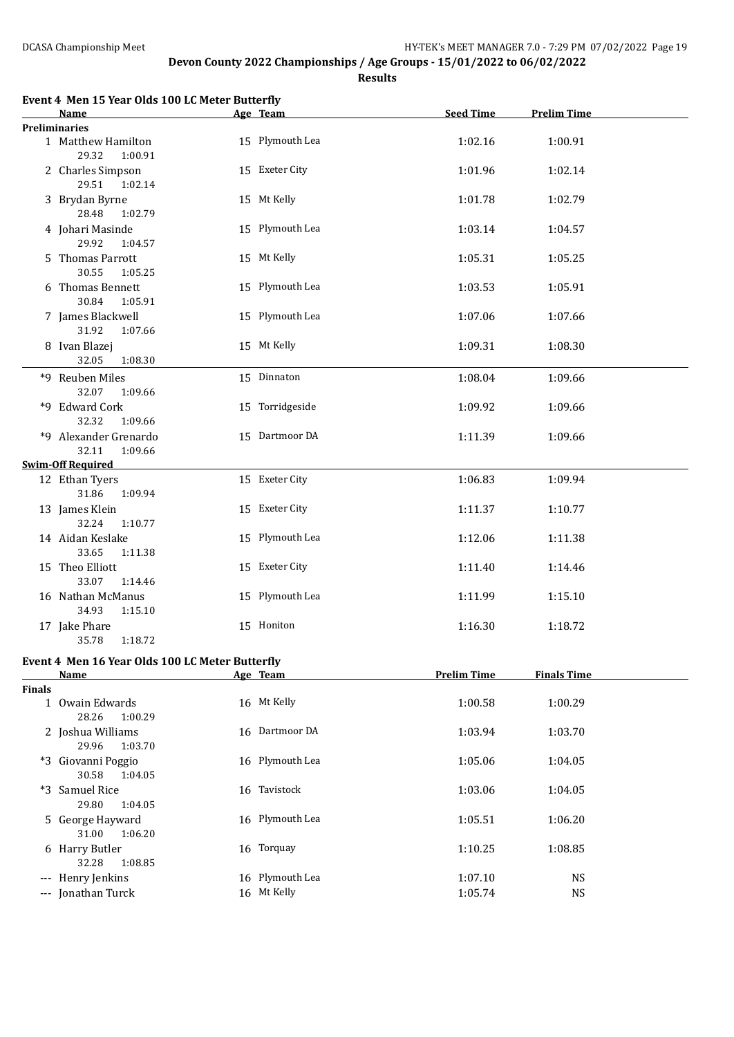## Devon County 2022 Championships / Age Groups - 15/01/2022 to 06/02/2022

**Results**

### Event 4 Men 15 Year Olds 100 LC Meter Butterfly

| Name | Age | Team | Seed Time | Prelim Time |
|---|---|---|---|---|
| **Preliminaries** | | | | |
| 1 Matthew Hamilton | 15 | Plymouth Lea | 1:02.16 | 1:00.91 |
| 29.32 1:00.91 | | | | |
| 2 Charles Simpson | 15 | Exeter City | 1:01.96 | 1:02.14 |
| 29.51 1:02.14 | | | | |
| 3 Brydan Byrne | 15 | Mt Kelly | 1:01.78 | 1:02.79 |
| 28.48 1:02.79 | | | | |
| 4 Johari Masinde | 15 | Plymouth Lea | 1:03.14 | 1:04.57 |
| 29.92 1:04.57 | | | | |
| 5 Thomas Parrott | 15 | Mt Kelly | 1:05.31 | 1:05.25 |
| 30.55 1:05.25 | | | | |
| 6 Thomas Bennett | 15 | Plymouth Lea | 1:03.53 | 1:05.91 |
| 30.84 1:05.91 | | | | |
| 7 James Blackwell | 15 | Plymouth Lea | 1:07.06 | 1:07.66 |
| 31.92 1:07.66 | | | | |
| 8 Ivan Blazej | 15 | Mt Kelly | 1:09.31 | 1:08.30 |
| 32.05 1:08.30 | | | | |
| *9 Reuben Miles | 15 | Dinnaton | 1:08.04 | 1:09.66 |
| 32.07 1:09.66 | | | | |
| *9 Edward Cork | 15 | Torridgeside | 1:09.92 | 1:09.66 |
| 32.32 1:09.66 | | | | |
| *9 Alexander Grenardo | 15 | Dartmoor DA | 1:11.39 | 1:09.66 |
| 32.11 1:09.66 | | | | |
| **Swim-Off Required** | | | | |
| 12 Ethan Tyers | 15 | Exeter City | 1:06.83 | 1:09.94 |
| 31.86 1:09.94 | | | | |
| 13 James Klein | 15 | Exeter City | 1:11.37 | 1:10.77 |
| 32.24 1:10.77 | | | | |
| 14 Aidan Keslake | 15 | Plymouth Lea | 1:12.06 | 1:11.38 |
| 33.65 1:11.38 | | | | |
| 15 Theo Elliott | 15 | Exeter City | 1:11.40 | 1:14.46 |
| 33.07 1:14.46 | | | | |
| 16 Nathan McManus | 15 | Plymouth Lea | 1:11.99 | 1:15.10 |
| 34.93 1:15.10 | | | | |
| 17 Jake Phare | 15 | Honiton | 1:16.30 | 1:18.72 |
| 35.78 1:18.72 | | | | |

### Event 4 Men 16 Year Olds 100 LC Meter Butterfly

| Name | Age | Team | Prelim Time | Finals Time |
|---|---|---|---|---|
| **Finals** | | | | |
| 1 Owain Edwards | 16 | Mt Kelly | 1:00.58 | 1:00.29 |
| 28.26 1:00.29 | | | | |
| 2 Joshua Williams | 16 | Dartmoor DA | 1:03.94 | 1:03.70 |
| 29.96 1:03.70 | | | | |
| *3 Giovanni Poggio | 16 | Plymouth Lea | 1:05.06 | 1:04.05 |
| 30.58 1:04.05 | | | | |
| *3 Samuel Rice | 16 | Tavistock | 1:03.06 | 1:04.05 |
| 29.80 1:04.05 | | | | |
| 5 George Hayward | 16 | Plymouth Lea | 1:05.51 | 1:06.20 |
| 31.00 1:06.20 | | | | |
| 6 Harry Butler | 16 | Torquay | 1:10.25 | 1:08.85 |
| 32.28 1:08.85 | | | | |
| --- Henry Jenkins | 16 | Plymouth Lea | 1:07.10 | NS |
| --- Jonathan Turck | 16 | Mt Kelly | 1:05.74 | NS |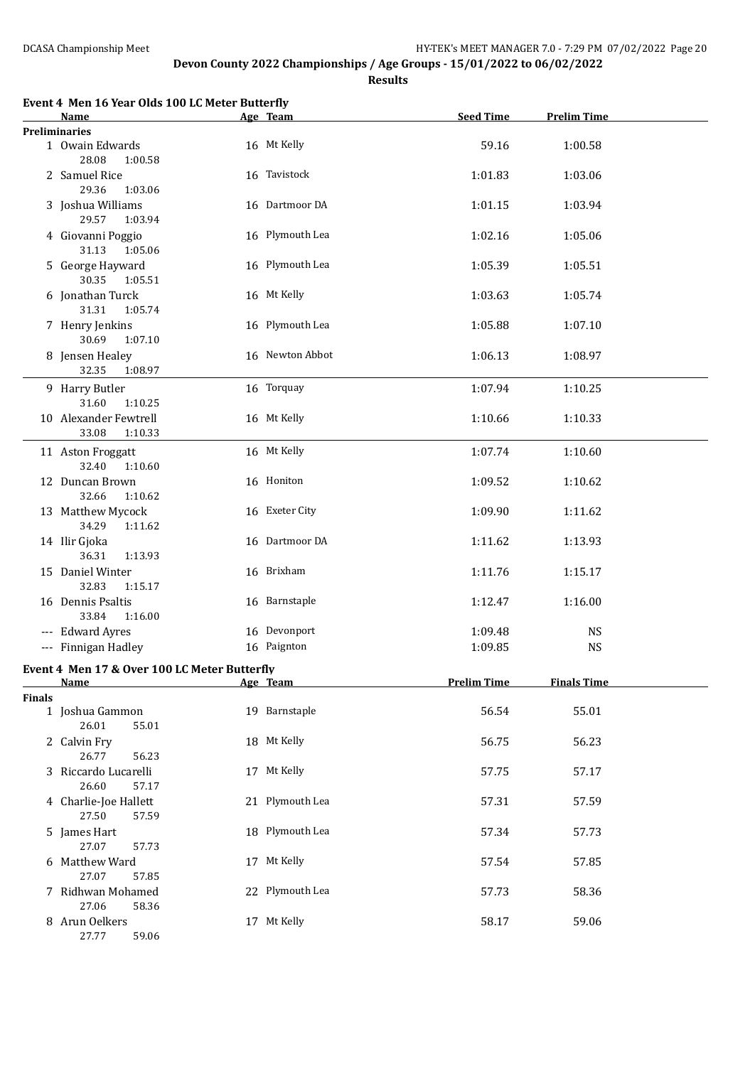DCASA Championship Meet

HY-TEK's MEET MANAGER 7.0 - 7:29 PM 07/02/2022

# Devon County 2022 Championships / Age Groups - 15/01/2022 to 06/02/2022

## Results

### Event 4 Men 16 Year Olds 100 LC Meter Butterfly

| | Name | Age | Team | Seed Time | Prelim Time |
|---|---|---|---|---|---|
| **Preliminaries** | | | | | |
| 1 | Owain Edwards | 16 | Mt Kelly | 59.16 | 1:00.58 |
| | 28.08 1:00.58 | | | | |
| 2 | Samuel Rice | 16 | Tavistock | 1:01.83 | 1:03.06 |
| | 29.36 1:03.06 | | | | |
| 3 | Joshua Williams | 16 | Dartmoor DA | 1:01.15 | 1:03.94 |
| | 29.57 1:03.94 | | | | |
| 4 | Giovanni Poggio | 16 | Plymouth Lea | 1:02.16 | 1:05.06 |
| | 31.13 1:05.06 | | | | |
| 5 | George Hayward | 16 | Plymouth Lea | 1:05.39 | 1:05.51 |
| | 30.35 1:05.51 | | | | |
| 6 | Jonathan Turck | 16 | Mt Kelly | 1:03.63 | 1:05.74 |
| | 31.31 1:05.74 | | | | |
| 7 | Henry Jenkins | 16 | Plymouth Lea | 1:05.88 | 1:07.10 |
| | 30.69 1:07.10 | | | | |
| 8 | Jensen Healey | 16 | Newton Abbot | 1:06.13 | 1:08.97 |
| | 32.35 1:08.97 | | | | |
| 9 | Harry Butler | 16 | Torquay | 1:07.94 | 1:10.25 |
| | 31.60 1:10.25 | | | | |
| 10 | Alexander Fewtrell | 16 | Mt Kelly | 1:10.66 | 1:10.33 |
| | 33.08 1:10.33 | | | | |
| 11 | Aston Froggatt | 16 | Mt Kelly | 1:07.74 | 1:10.60 |
| | 32.40 1:10.60 | | | | |
| 12 | Duncan Brown | 16 | Honiton | 1:09.52 | 1:10.62 |
| | 32.66 1:10.62 | | | | |
| 13 | Matthew Mycock | 16 | Exeter City | 1:09.90 | 1:11.62 |
| | 34.29 1:11.62 | | | | |
| 14 | Ilir Gjoka | 16 | Dartmoor DA | 1:11.62 | 1:13.93 |
| | 36.31 1:13.93 | | | | |
| 15 | Daniel Winter | 16 | Brixham | 1:11.76 | 1:15.17 |
| | 32.83 1:15.17 | | | | |
| 16 | Dennis Psaltis | 16 | Barnstaple | 1:12.47 | 1:16.00 |
| | 33.84 1:16.00 | | | | |
| --- | Edward Ayres | 16 | Devonport | 1:09.48 | NS |
| --- | Finnigan Hadley | 16 | Paignton | 1:09.85 | NS |

### Event 4 Men 17 & Over 100 LC Meter Butterfly

| | Name | Age | Team | Prelim Time | Finals Time |
|---|---|---|---|---|---|
| **Finals** | | | | | |
| 1 | Joshua Gammon | 19 | Barnstaple | 56.54 | 55.01 |
| | 26.01 55.01 | | | | |
| 2 | Calvin Fry | 18 | Mt Kelly | 56.75 | 56.23 |
| | 26.77 56.23 | | | | |
| 3 | Riccardo Lucarelli | 17 | Mt Kelly | 57.75 | 57.17 |
| | 26.60 57.17 | | | | |
| 4 | Charlie-Joe Hallett | 21 | Plymouth Lea | 57.31 | 57.59 |
| | 27.50 57.59 | | | | |
| 5 | James Hart | 18 | Plymouth Lea | 57.34 | 57.73 |
| | 27.07 57.73 | | | | |
| 6 | Matthew Ward | 17 | Mt Kelly | 57.54 | 57.85 |
| | 27.07 57.85 | | | | |
| 7 | Ridhwan Mohamed | 22 | Plymouth Lea | 57.73 | 58.36 |
| | 27.06 58.36 | | | | |
| 8 | Arun Oelkers | 17 | Mt Kelly | 58.17 | 59.06 |
| | 27.77 59.06 | | | | |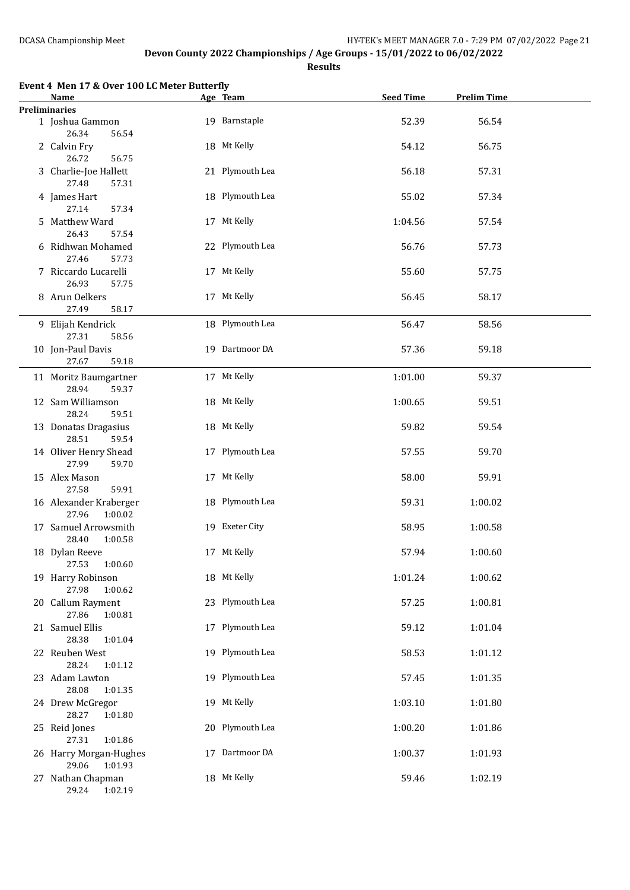# Devon County 2022 Championships / Age Groups - 15/01/2022 to 06/02/2022

## Results

### Event 4 Men 17 & Over 100 LC Meter Butterfly

| Name | Age | Team | Seed Time | Prelim Time |
|---|---|---|---|---|
| **Preliminaries** | | | | |
| 1 Joshua Gammon | 19 | Barnstaple | 52.39 | 56.54 |
| 26.34 56.54 | | | | |
| 2 Calvin Fry | 18 | Mt Kelly | 54.12 | 56.75 |
| 26.72 56.75 | | | | |
| 3 Charlie-Joe Hallett | 21 | Plymouth Lea | 56.18 | 57.31 |
| 27.48 57.31 | | | | |
| 4 James Hart | 18 | Plymouth Lea | 55.02 | 57.34 |
| 27.14 57.34 | | | | |
| 5 Matthew Ward | 17 | Mt Kelly | 1:04.56 | 57.54 |
| 26.43 57.54 | | | | |
| 6 Ridhwan Mohamed | 22 | Plymouth Lea | 56.76 | 57.73 |
| 27.46 57.73 | | | | |
| 7 Riccardo Lucarelli | 17 | Mt Kelly | 55.60 | 57.75 |
| 26.93 57.75 | | | | |
| 8 Arun Oelkers | 17 | Mt Kelly | 56.45 | 58.17 |
| 27.49 58.17 | | | | |
| 9 Elijah Kendrick | 18 | Plymouth Lea | 56.47 | 58.56 |
| 27.31 58.56 | | | | |
| 10 Jon-Paul Davis | 19 | Dartmoor DA | 57.36 | 59.18 |
| 27.67 59.18 | | | | |
| 11 Moritz Baumgartner | 17 | Mt Kelly | 1:01.00 | 59.37 |
| 28.94 59.37 | | | | |
| 12 Sam Williamson | 18 | Mt Kelly | 1:00.65 | 59.51 |
| 28.24 59.51 | | | | |
| 13 Donatas Dragasius | 18 | Mt Kelly | 59.82 | 59.54 |
| 28.51 59.54 | | | | |
| 14 Oliver Henry Shead | 17 | Plymouth Lea | 57.55 | 59.70 |
| 27.99 59.70 | | | | |
| 15 Alex Mason | 17 | Mt Kelly | 58.00 | 59.91 |
| 27.58 59.91 | | | | |
| 16 Alexander Kraberger | 18 | Plymouth Lea | 59.31 | 1:00.02 |
| 27.96 1:00.02 | | | | |
| 17 Samuel Arrowsmith | 19 | Exeter City | 58.95 | 1:00.58 |
| 28.40 1:00.58 | | | | |
| 18 Dylan Reeve | 17 | Mt Kelly | 57.94 | 1:00.60 |
| 27.53 1:00.60 | | | | |
| 19 Harry Robinson | 18 | Mt Kelly | 1:01.24 | 1:00.62 |
| 27.98 1:00.62 | | | | |
| 20 Callum Rayment | 23 | Plymouth Lea | 57.25 | 1:00.81 |
| 27.86 1:00.81 | | | | |
| 21 Samuel Ellis | 17 | Plymouth Lea | 59.12 | 1:01.04 |
| 28.38 1:01.04 | | | | |
| 22 Reuben West | 19 | Plymouth Lea | 58.53 | 1:01.12 |
| 28.24 1:01.12 | | | | |
| 23 Adam Lawton | 19 | Plymouth Lea | 57.45 | 1:01.35 |
| 28.08 1:01.35 | | | | |
| 24 Drew McGregor | 19 | Mt Kelly | 1:03.10 | 1:01.80 |
| 28.27 1:01.80 | | | | |
| 25 Reid Jones | 20 | Plymouth Lea | 1:00.20 | 1:01.86 |
| 27.31 1:01.86 | | | | |
| 26 Harry Morgan-Hughes | 17 | Dartmoor DA | 1:00.37 | 1:01.93 |
| 29.06 1:01.93 | | | | |
| 27 Nathan Chapman | 18 | Mt Kelly | 59.46 | 1:02.19 |
| 29.24 1:02.19 | | | | |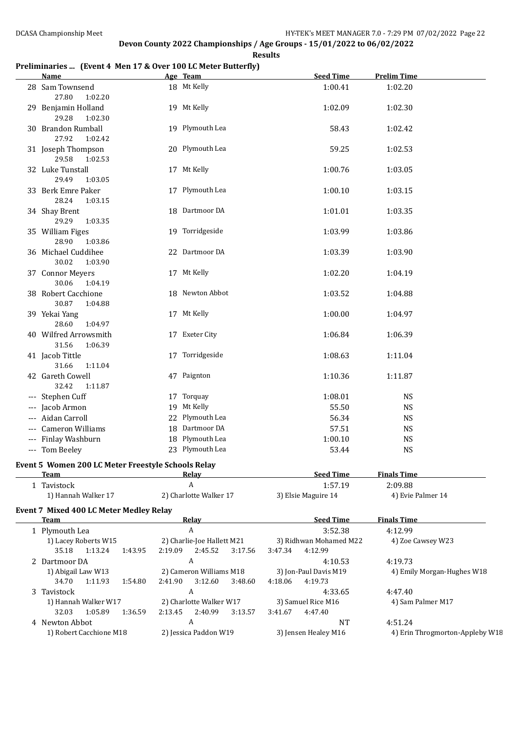Devon County 2022 Championships / Age Groups - 15/01/2022 to 06/02/2022

**Results**

### Preliminaries ... (Event 4 Men 17 & Over 100 LC Meter Butterfly)

| | Name | Age | Team | Seed Time | Prelim Time |
|---|---|---|---|---|---|
| 28 | Sam Townsend | 18 | Mt Kelly | 1:00.41 | 1:02.20 |
| | 27.80 1:02.20 | | | | |
| 29 | Benjamin Holland | 19 | Mt Kelly | 1:02.09 | 1:02.30 |
| | 29.28 1:02.30 | | | | |
| 30 | Brandon Rumball | 19 | Plymouth Lea | 58.43 | 1:02.42 |
| | 27.92 1:02.42 | | | | |
| 31 | Joseph Thompson | 20 | Plymouth Lea | 59.25 | 1:02.53 |
| | 29.58 1:02.53 | | | | |
| 32 | Luke Tunstall | 17 | Mt Kelly | 1:00.76 | 1:03.05 |
| | 29.49 1:03.05 | | | | |
| 33 | Berk Emre Paker | 17 | Plymouth Lea | 1:00.10 | 1:03.15 |
| | 28.24 1:03.15 | | | | |
| 34 | Shay Brent | 18 | Dartmoor DA | 1:01.01 | 1:03.35 |
| | 29.29 1:03.35 | | | | |
| 35 | William Figes | 19 | Torridgeside | 1:03.99 | 1:03.86 |
| | 28.90 1:03.86 | | | | |
| 36 | Michael Cuddihee | 22 | Dartmoor DA | 1:03.39 | 1:03.90 |
| | 30.02 1:03.90 | | | | |
| 37 | Connor Meyers | 17 | Mt Kelly | 1:02.20 | 1:04.19 |
| | 30.06 1:04.19 | | | | |
| 38 | Robert Cacchione | 18 | Newton Abbot | 1:03.52 | 1:04.88 |
| | 30.87 1:04.88 | | | | |
| 39 | Yekai Yang | 17 | Mt Kelly | 1:00.00 | 1:04.97 |
| | 28.60 1:04.97 | | | | |
| 40 | Wilfred Arrowsmith | 17 | Exeter City | 1:06.84 | 1:06.39 |
| | 31.56 1:06.39 | | | | |
| 41 | Jacob Tittle | 17 | Torridgeside | 1:08.63 | 1:11.04 |
| | 31.66 1:11.04 | | | | |
| 42 | Gareth Cowell | 47 | Paignton | 1:10.36 | 1:11.87 |
| | 32.42 1:11.87 | | | | |
| --- | Stephen Cuff | 17 | Torquay | 1:08.01 | NS |
| --- | Jacob Armon | 19 | Mt Kelly | 55.50 | NS |
| --- | Aidan Carroll | 22 | Plymouth Lea | 56.34 | NS |
| --- | Cameron Williams | 18 | Dartmoor DA | 57.51 | NS |
| --- | Finlay Washburn | 18 | Plymouth Lea | 1:00.10 | NS |
| --- | Tom Beeley | 23 | Plymouth Lea | 53.44 | NS |

### Event 5 Women 200 LC Meter Freestyle Schools Relay

| | Team | Relay | Seed Time | Finals Time |
|---|---|---|---|---|
| 1 | Tavistock | A | 1:57.19 | 2:09.88 |
| | 1) Hannah Walker 17 | 2) Charlotte Walker 17 | 3) Elsie Maguire 14 | 4) Evie Palmer 14 |

### Event 7 Mixed 400 LC Meter Medley Relay

| | Team | Relay | Seed Time | Finals Time |
|---|---|---|---|---|
| 1 | Plymouth Lea | A | 3:52.38 | 4:12.99 |
| | 1) Lacey Roberts W15 | 2) Charlie-Joe Hallett M21 | 3) Ridhwan Mohamed M22 | 4) Zoe Cawsey W23 |
| | 35.18 1:13.24 1:43.95 | 2:19.09 2:45.52 3:17.56 | 3:47.34 4:12.99 | |
| 2 | Dartmoor DA | A | 4:10.53 | 4:19.73 |
| | 1) Abigail Law W13 | 2) Cameron Williams M18 | 3) Jon-Paul Davis M19 | 4) Emily Morgan-Hughes W18 |
| | 34.70 1:11.93 1:54.80 | 2:41.90 3:12.60 3:48.60 | 4:18.06 4:19.73 | |
| 3 | Tavistock | A | 4:33.65 | 4:47.40 |
| | 1) Hannah Walker W17 | 2) Charlotte Walker W17 | 3) Samuel Rice M16 | 4) Sam Palmer M17 |
| | 32.03 1:05.89 1:36.59 | 2:13.45 2:40.99 3:13.57 | 3:41.67 4:47.40 | |
| 4 | Newton Abbot | A | NT | 4:51.24 |
| | 1) Robert Cacchione M18 | 2) Jessica Paddon W19 | 3) Jensen Healey M16 | 4) Erin Throgmorton-Appleby W18 |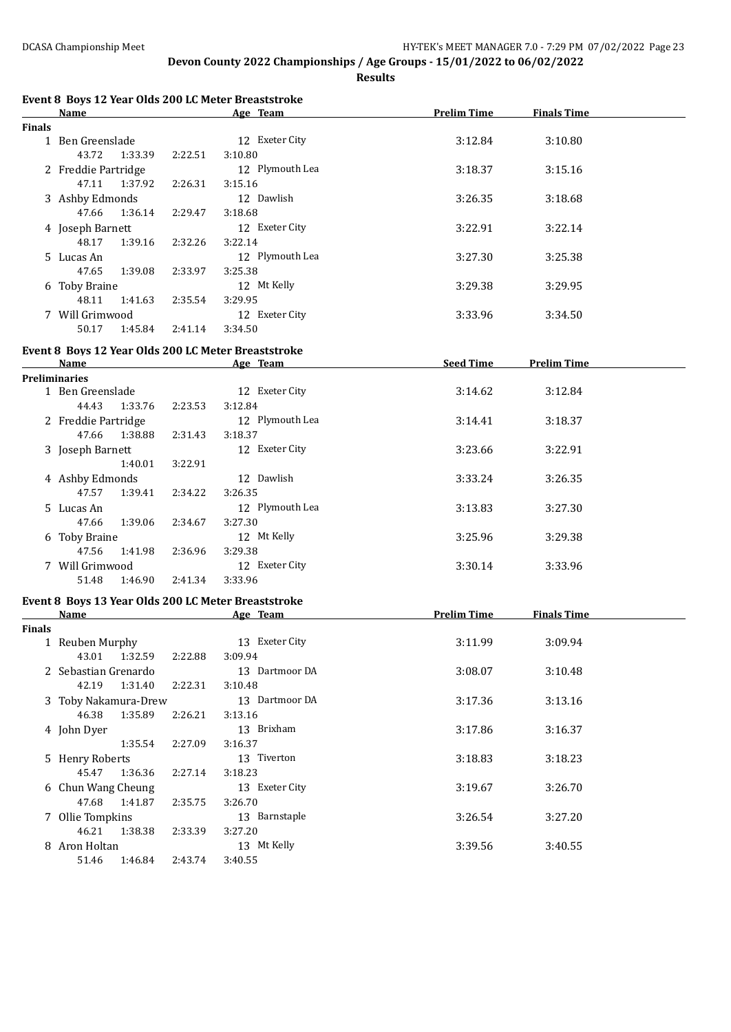# Devon County 2022 Championships / Age Groups - 15/01/2022 to 06/02/2022

**Results**

### Event 8 Boys 12 Year Olds 200 LC Meter Breaststroke

| | Name | Age | Team | Prelim Time | Finals Time |
|---|---|---|---|---|---|
| **Finals** | | | | | |
| 1 | Ben Greenslade | 12 | Exeter City | 3:12.84 | 3:10.80 |
| | 43.72 1:33.39 2:22.51 3:10.80 | | | | |
| 2 | Freddie Partridge | 12 | Plymouth Lea | 3:18.37 | 3:15.16 |
| | 47.11 1:37.92 2:26.31 3:15.16 | | | | |
| 3 | Ashby Edmonds | 12 | Dawlish | 3:26.35 | 3:18.68 |
| | 47.66 1:36.14 2:29.47 3:18.68 | | | | |
| 4 | Joseph Barnett | 12 | Exeter City | 3:22.91 | 3:22.14 |
| | 48.17 1:39.16 2:32.26 3:22.14 | | | | |
| 5 | Lucas An | 12 | Plymouth Lea | 3:27.30 | 3:25.38 |
| | 47.65 1:39.08 2:33.97 3:25.38 | | | | |
| 6 | Toby Braine | 12 | Mt Kelly | 3:29.38 | 3:29.95 |
| | 48.11 1:41.63 2:35.54 3:29.95 | | | | |
| 7 | Will Grimwood | 12 | Exeter City | 3:33.96 | 3:34.50 |
| | 50.17 1:45.84 2:41.14 3:34.50 | | | | |

### Event 8 Boys 12 Year Olds 200 LC Meter Breaststroke

| | Name | Age | Team | Seed Time | Prelim Time |
|---|---|---|---|---|---|
| **Preliminaries** | | | | | |
| 1 | Ben Greenslade | 12 | Exeter City | 3:14.62 | 3:12.84 |
| | 44.43 1:33.76 2:23.53 3:12.84 | | | | |
| 2 | Freddie Partridge | 12 | Plymouth Lea | 3:14.41 | 3:18.37 |
| | 47.66 1:38.88 2:31.43 3:18.37 | | | | |
| 3 | Joseph Barnett | 12 | Exeter City | 3:23.66 | 3:22.91 |
| | 1:40.01 3:22.91 | | | | |
| 4 | Ashby Edmonds | 12 | Dawlish | 3:33.24 | 3:26.35 |
| | 47.57 1:39.41 2:34.22 3:26.35 | | | | |
| 5 | Lucas An | 12 | Plymouth Lea | 3:13.83 | 3:27.30 |
| | 47.66 1:39.06 2:34.67 3:27.30 | | | | |
| 6 | Toby Braine | 12 | Mt Kelly | 3:25.96 | 3:29.38 |
| | 47.56 1:41.98 2:36.96 3:29.38 | | | | |
| 7 | Will Grimwood | 12 | Exeter City | 3:30.14 | 3:33.96 |
| | 51.48 1:46.90 2:41.34 3:33.96 | | | | |

### Event 8 Boys 13 Year Olds 200 LC Meter Breaststroke

| | Name | Age | Team | Prelim Time | Finals Time |
|---|---|---|---|---|---|
| **Finals** | | | | | |
| 1 | Reuben Murphy | 13 | Exeter City | 3:11.99 | 3:09.94 |
| | 43.01 1:32.59 2:22.88 3:09.94 | | | | |
| 2 | Sebastian Grenardo | 13 | Dartmoor DA | 3:08.07 | 3:10.48 |
| | 42.19 1:31.40 2:22.31 3:10.48 | | | | |
| 3 | Toby Nakamura-Drew | 13 | Dartmoor DA | 3:17.36 | 3:13.16 |
| | 46.38 1:35.89 2:26.21 3:13.16 | | | | |
| 4 | John Dyer | 13 | Brixham | 3:17.86 | 3:16.37 |
| | 1:35.54 2:27.09 3:16.37 | | | | |
| 5 | Henry Roberts | 13 | Tiverton | 3:18.83 | 3:18.23 |
| | 45.47 1:36.36 2:27.14 3:18.23 | | | | |
| 6 | Chun Wang Cheung | 13 | Exeter City | 3:19.67 | 3:26.70 |
| | 47.68 1:41.87 2:35.75 3:26.70 | | | | |
| 7 | Ollie Tompkins | 13 | Barnstaple | 3:26.54 | 3:27.20 |
| | 46.21 1:38.38 2:33.39 3:27.20 | | | | |
| 8 | Aron Holtan | 13 | Mt Kelly | 3:39.56 | 3:40.55 |
| | 51.46 1:46.84 2:43.74 3:40.55 | | | | |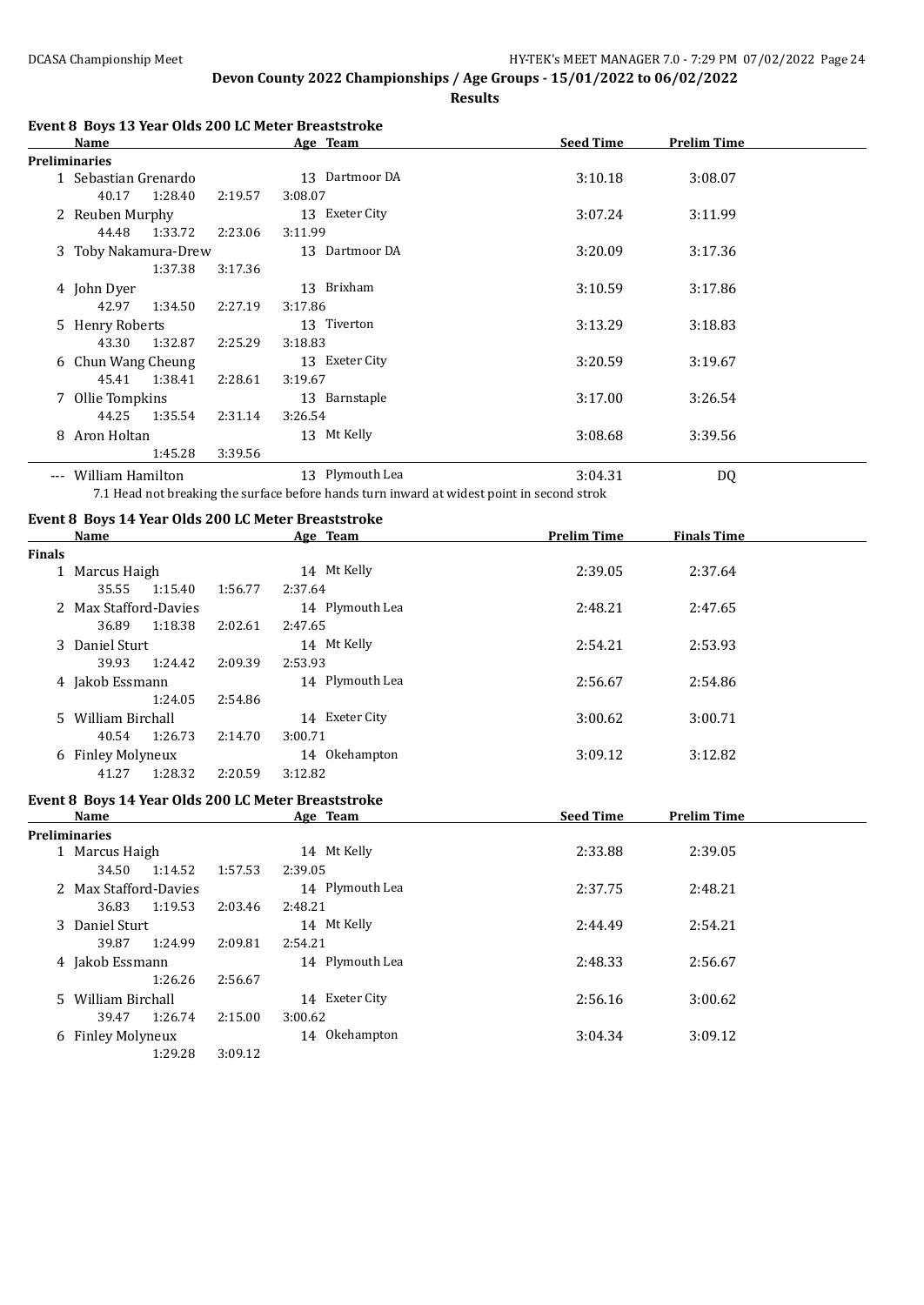## Devon County 2022 Championships / Age Groups - 15/01/2022 to 06/02/2022

**Results**

### Event 8 Boys 13 Year Olds 200 LC Meter Breaststroke

| | Name | Age | Team | Seed Time | Prelim Time |
|---|---|---|---|---|---|
| **Preliminaries** | | | | | |
| 1 | Sebastian Grenardo | 13 | Dartmoor DA | 3:10.18 | 3:08.07 |
| | 40.17 1:28.40 2:19.57 3:08.07 | | | | |
| 2 | Reuben Murphy | 13 | Exeter City | 3:07.24 | 3:11.99 |
| | 44.48 1:33.72 2:23.06 3:11.99 | | | | |
| 3 | Toby Nakamura-Drew | 13 | Dartmoor DA | 3:20.09 | 3:17.36 |
| | 1:37.38 3:17.36 | | | | |
| 4 | John Dyer | 13 | Brixham | 3:10.59 | 3:17.86 |
| | 42.97 1:34.50 2:27.19 3:17.86 | | | | |
| 5 | Henry Roberts | 13 | Tiverton | 3:13.29 | 3:18.83 |
| | 43.30 1:32.87 2:25.29 3:18.83 | | | | |
| 6 | Chun Wang Cheung | 13 | Exeter City | 3:20.59 | 3:19.67 |
| | 45.41 1:38.41 2:28.61 3:19.67 | | | | |
| 7 | Ollie Tompkins | 13 | Barnstaple | 3:17.00 | 3:26.54 |
| | 44.25 1:35.54 2:31.14 3:26.54 | | | | |
| 8 | Aron Holtan | 13 | Mt Kelly | 3:08.68 | 3:39.56 |
| | 1:45.28 3:39.56 | | | | |
| --- | William Hamilton | 13 | Plymouth Lea | 3:04.31 | DQ |

7.1 Head not breaking the surface before hands turn inward at widest point in second strok

### Event 8 Boys 14 Year Olds 200 LC Meter Breaststroke

| | Name | Age | Team | Prelim Time | Finals Time |
|---|---|---|---|---|---|
| **Finals** | | | | | |
| 1 | Marcus Haigh | 14 | Mt Kelly | 2:39.05 | 2:37.64 |
| | 35.55 1:15.40 1:56.77 2:37.64 | | | | |
| 2 | Max Stafford-Davies | 14 | Plymouth Lea | 2:48.21 | 2:47.65 |
| | 36.89 1:18.38 2:02.61 2:47.65 | | | | |
| 3 | Daniel Sturt | 14 | Mt Kelly | 2:54.21 | 2:53.93 |
| | 39.93 1:24.42 2:09.39 2:53.93 | | | | |
| 4 | Jakob Essmann | 14 | Plymouth Lea | 2:56.67 | 2:54.86 |
| | 1:24.05 2:54.86 | | | | |
| 5 | William Birchall | 14 | Exeter City | 3:00.62 | 3:00.71 |
| | 40.54 1:26.73 2:14.70 3:00.71 | | | | |
| 6 | Finley Molyneux | 14 | Okehampton | 3:09.12 | 3:12.82 |
| | 41.27 1:28.32 2:20.59 3:12.82 | | | | |

### Event 8 Boys 14 Year Olds 200 LC Meter Breaststroke

| | Name | Age | Team | Seed Time | Prelim Time |
|---|---|---|---|---|---|
| **Preliminaries** | | | | | |
| 1 | Marcus Haigh | 14 | Mt Kelly | 2:33.88 | 2:39.05 |
| | 34.50 1:14.52 1:57.53 2:39.05 | | | | |
| 2 | Max Stafford-Davies | 14 | Plymouth Lea | 2:37.75 | 2:48.21 |
| | 36.83 1:19.53 2:03.46 2:48.21 | | | | |
| 3 | Daniel Sturt | 14 | Mt Kelly | 2:44.49 | 2:54.21 |
| | 39.87 1:24.99 2:09.81 2:54.21 | | | | |
| 4 | Jakob Essmann | 14 | Plymouth Lea | 2:48.33 | 2:56.67 |
| | 1:26.26 2:56.67 | | | | |
| 5 | William Birchall | 14 | Exeter City | 2:56.16 | 3:00.62 |
| | 39.47 1:26.74 2:15.00 3:00.62 | | | | |
| 6 | Finley Molyneux | 14 | Okehampton | 3:04.34 | 3:09.12 |
| | 1:29.28 3:09.12 | | | | |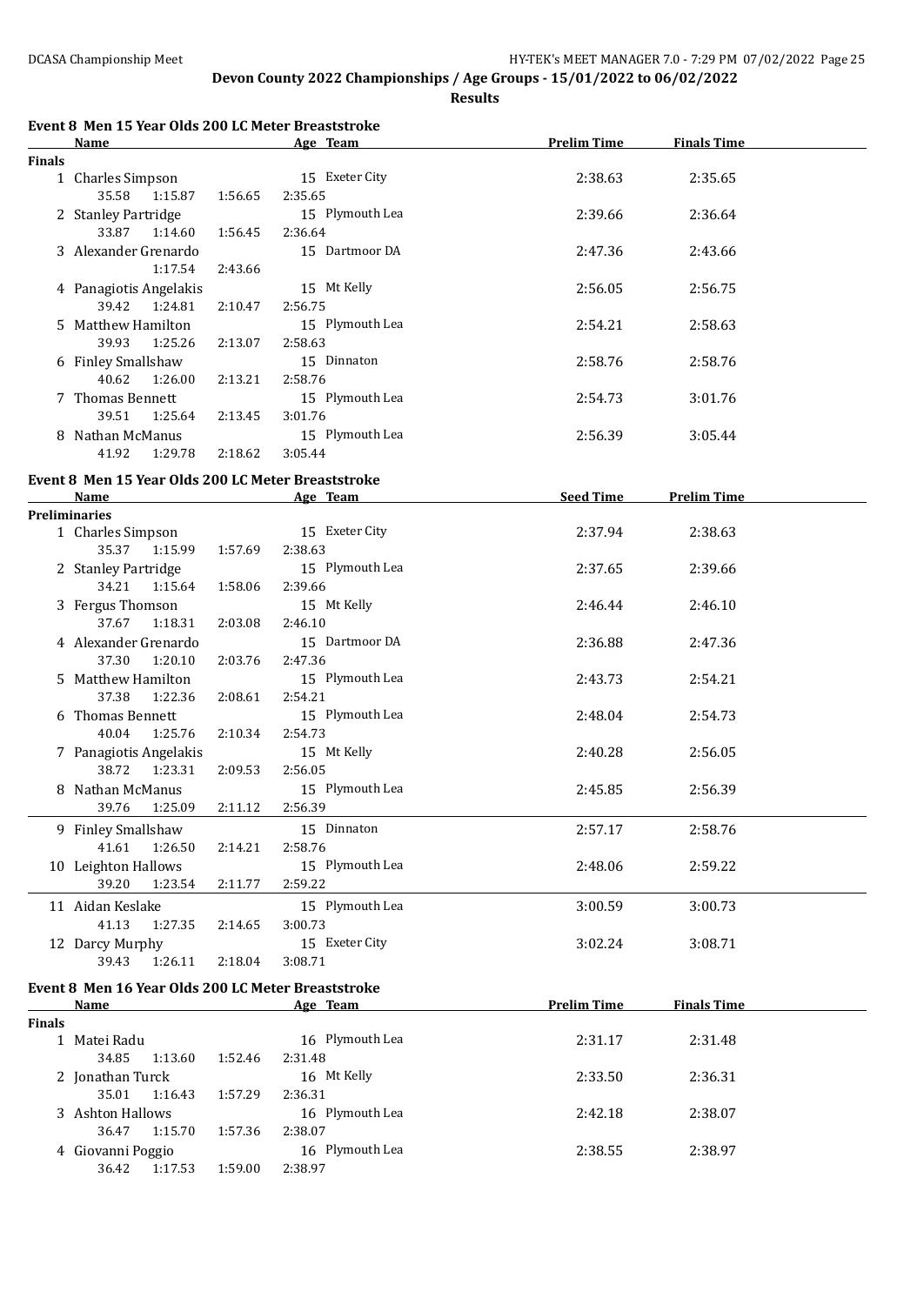**Devon County 2022 Championships / Age Groups - 15/01/2022 to 06/02/2022**

**Results**

### Event 8 Men 15 Year Olds 200 LC Meter Breaststroke

| Name | Age | Team | Prelim Time | Finals Time |
|---|---|---|---|---|
| **Finals** | | | | |
| 1 Charles Simpson | 15 | Exeter City | 2:38.63 | 2:35.65 |
| 35.58 1:15.87 1:56.65 2:35.65 | | | | |
| 2 Stanley Partridge | 15 | Plymouth Lea | 2:39.66 | 2:36.64 |
| 33.87 1:14.60 1:56.45 2:36.64 | | | | |
| 3 Alexander Grenardo | 15 | Dartmoor DA | 2:47.36 | 2:43.66 |
| 1:17.54 2:43.66 | | | | |
| 4 Panagiotis Angelakis | 15 | Mt Kelly | 2:56.05 | 2:56.75 |
| 39.42 1:24.81 2:10.47 2:56.75 | | | | |
| 5 Matthew Hamilton | 15 | Plymouth Lea | 2:54.21 | 2:58.63 |
| 39.93 1:25.26 2:13.07 2:58.63 | | | | |
| 6 Finley Smallshaw | 15 | Dinnaton | 2:58.76 | 2:58.76 |
| 40.62 1:26.00 2:13.21 2:58.76 | | | | |
| 7 Thomas Bennett | 15 | Plymouth Lea | 2:54.73 | 3:01.76 |
| 39.51 1:25.64 2:13.45 3:01.76 | | | | |
| 8 Nathan McManus | 15 | Plymouth Lea | 2:56.39 | 3:05.44 |
| 41.92 1:29.78 2:18.62 3:05.44 | | | | |

### Event 8 Men 15 Year Olds 200 LC Meter Breaststroke

| Name | Age | Team | Seed Time | Prelim Time |
|---|---|---|---|---|
| **Preliminaries** | | | | |
| 1 Charles Simpson | 15 | Exeter City | 2:37.94 | 2:38.63 |
| 35.37 1:15.99 1:57.69 2:38.63 | | | | |
| 2 Stanley Partridge | 15 | Plymouth Lea | 2:37.65 | 2:39.66 |
| 34.21 1:15.64 1:58.06 2:39.66 | | | | |
| 3 Fergus Thomson | 15 | Mt Kelly | 2:46.44 | 2:46.10 |
| 37.67 1:18.31 2:03.08 2:46.10 | | | | |
| 4 Alexander Grenardo | 15 | Dartmoor DA | 2:36.88 | 2:47.36 |
| 37.30 1:20.10 2:03.76 2:47.36 | | | | |
| 5 Matthew Hamilton | 15 | Plymouth Lea | 2:43.73 | 2:54.21 |
| 37.38 1:22.36 2:08.61 2:54.21 | | | | |
| 6 Thomas Bennett | 15 | Plymouth Lea | 2:48.04 | 2:54.73 |
| 40.04 1:25.76 2:10.34 2:54.73 | | | | |
| 7 Panagiotis Angelakis | 15 | Mt Kelly | 2:40.28 | 2:56.05 |
| 38.72 1:23.31 2:09.53 2:56.05 | | | | |
| 8 Nathan McManus | 15 | Plymouth Lea | 2:45.85 | 2:56.39 |
| 39.76 1:25.09 2:11.12 2:56.39 | | | | |
| 9 Finley Smallshaw | 15 | Dinnaton | 2:57.17 | 2:58.76 |
| 41.61 1:26.50 2:14.21 2:58.76 | | | | |
| 10 Leighton Hallows | 15 | Plymouth Lea | 2:48.06 | 2:59.22 |
| 39.20 1:23.54 2:11.77 2:59.22 | | | | |
| 11 Aidan Keslake | 15 | Plymouth Lea | 3:00.59 | 3:00.73 |
| 41.13 1:27.35 2:14.65 3:00.73 | | | | |
| 12 Darcy Murphy | 15 | Exeter City | 3:02.24 | 3:08.71 |
| 39.43 1:26.11 2:18.04 3:08.71 | | | | |

### Event 8 Men 16 Year Olds 200 LC Meter Breaststroke

| Name | Age | Team | Prelim Time | Finals Time |
|---|---|---|---|---|
| **Finals** | | | | |
| 1 Matei Radu | 16 | Plymouth Lea | 2:31.17 | 2:31.48 |
| 34.85 1:13.60 1:52.46 2:31.48 | | | | |
| 2 Jonathan Turck | 16 | Mt Kelly | 2:33.50 | 2:36.31 |
| 35.01 1:16.43 1:57.29 2:36.31 | | | | |
| 3 Ashton Hallows | 16 | Plymouth Lea | 2:42.18 | 2:38.07 |
| 36.47 1:15.70 1:57.36 2:38.07 | | | | |
| 4 Giovanni Poggio | 16 | Plymouth Lea | 2:38.55 | 2:38.97 |
| 36.42 1:17.53 1:59.00 2:38.97 | | | | |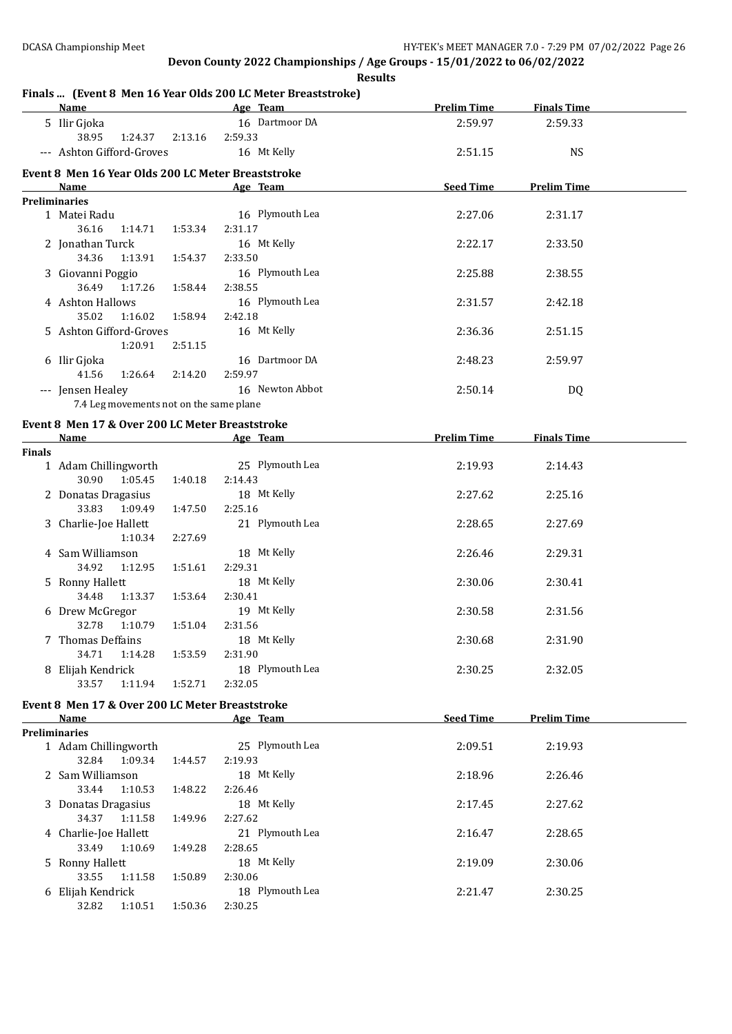## Devon County 2022 Championships / Age Groups - 15/01/2022 to 06/02/2022

**Results**

### Finals ... (Event 8 Men 16 Year Olds 200 LC Meter Breaststroke)

| | Name | Age | Team | Prelim Time | Finals Time |
|---|---|---|---|---|---|
| 5 | Ilir Gjoka | 16 | Dartmoor DA | 2:59.97 | 2:59.33 |
| | 38.95 1:24.37 2:13.16 2:59.33 | | | | |
| --- | Ashton Gifford-Groves | 16 | Mt Kelly | 2:51.15 | NS |

### Event 8 Men 16 Year Olds 200 LC Meter Breaststroke

| | Name | Age | Team | Seed Time | Prelim Time |
|---|---|---|---|---|---|
| **Preliminaries** | | | | | |
| 1 | Matei Radu | 16 | Plymouth Lea | 2:27.06 | 2:31.17 |
| | 36.16 1:14.71 1:53.34 2:31.17 | | | | |
| 2 | Jonathan Turck | 16 | Mt Kelly | 2:22.17 | 2:33.50 |
| | 34.36 1:13.91 1:54.37 2:33.50 | | | | |
| 3 | Giovanni Poggio | 16 | Plymouth Lea | 2:25.88 | 2:38.55 |
| | 36.49 1:17.26 1:58.44 2:38.55 | | | | |
| 4 | Ashton Hallows | 16 | Plymouth Lea | 2:31.57 | 2:42.18 |
| | 35.02 1:16.02 1:58.94 2:42.18 | | | | |
| 5 | Ashton Gifford-Groves | 16 | Mt Kelly | 2:36.36 | 2:51.15 |
| | 1:20.91 2:51.15 | | | | |
| 6 | Ilir Gjoka | 16 | Dartmoor DA | 2:48.23 | 2:59.97 |
| | 41.56 1:26.64 2:14.20 2:59.97 | | | | |
| --- | Jensen Healey | 16 | Newton Abbot | 2:50.14 | DQ |
| | 7.4 Leg movements not on the same plane | | | | |

### Event 8 Men 17 & Over 200 LC Meter Breaststroke

| | Name | Age | Team | Prelim Time | Finals Time |
|---|---|---|---|---|---|
| **Finals** | | | | | |
| 1 | Adam Chillingworth | 25 | Plymouth Lea | 2:19.93 | 2:14.43 |
| | 30.90 1:05.45 1:40.18 2:14.43 | | | | |
| 2 | Donatas Dragasius | 18 | Mt Kelly | 2:27.62 | 2:25.16 |
| | 33.83 1:09.49 1:47.50 2:25.16 | | | | |
| 3 | Charlie-Joe Hallett | 21 | Plymouth Lea | 2:28.65 | 2:27.69 |
| | 1:10.34 2:27.69 | | | | |
| 4 | Sam Williamson | 18 | Mt Kelly | 2:26.46 | 2:29.31 |
| | 34.92 1:12.95 1:51.61 2:29.31 | | | | |
| 5 | Ronny Hallett | 18 | Mt Kelly | 2:30.06 | 2:30.41 |
| | 34.48 1:13.37 1:53.64 2:30.41 | | | | |
| 6 | Drew McGregor | 19 | Mt Kelly | 2:30.58 | 2:31.56 |
| | 32.78 1:10.79 1:51.04 2:31.56 | | | | |
| 7 | Thomas Deffains | 18 | Mt Kelly | 2:30.68 | 2:31.90 |
| | 34.71 1:14.28 1:53.59 2:31.90 | | | | |
| 8 | Elijah Kendrick | 18 | Plymouth Lea | 2:30.25 | 2:32.05 |
| | 33.57 1:11.94 1:52.71 2:32.05 | | | | |

### Event 8 Men 17 & Over 200 LC Meter Breaststroke

| | Name | Age | Team | Seed Time | Prelim Time |
|---|---|---|---|---|---|
| **Preliminaries** | | | | | |
| 1 | Adam Chillingworth | 25 | Plymouth Lea | 2:09.51 | 2:19.93 |
| | 32.84 1:09.34 1:44.57 2:19.93 | | | | |
| 2 | Sam Williamson | 18 | Mt Kelly | 2:18.96 | 2:26.46 |
| | 33.44 1:10.53 1:48.22 2:26.46 | | | | |
| 3 | Donatas Dragasius | 18 | Mt Kelly | 2:17.45 | 2:27.62 |
| | 34.37 1:11.58 1:49.96 2:27.62 | | | | |
| 4 | Charlie-Joe Hallett | 21 | Plymouth Lea | 2:16.47 | 2:28.65 |
| | 33.49 1:10.69 1:49.28 2:28.65 | | | | |
| 5 | Ronny Hallett | 18 | Mt Kelly | 2:19.09 | 2:30.06 |
| | 33.55 1:11.58 1:50.89 2:30.06 | | | | |
| 6 | Elijah Kendrick | 18 | Plymouth Lea | 2:21.47 | 2:30.25 |
| | 32.82 1:10.51 1:50.36 2:30.25 | | | | |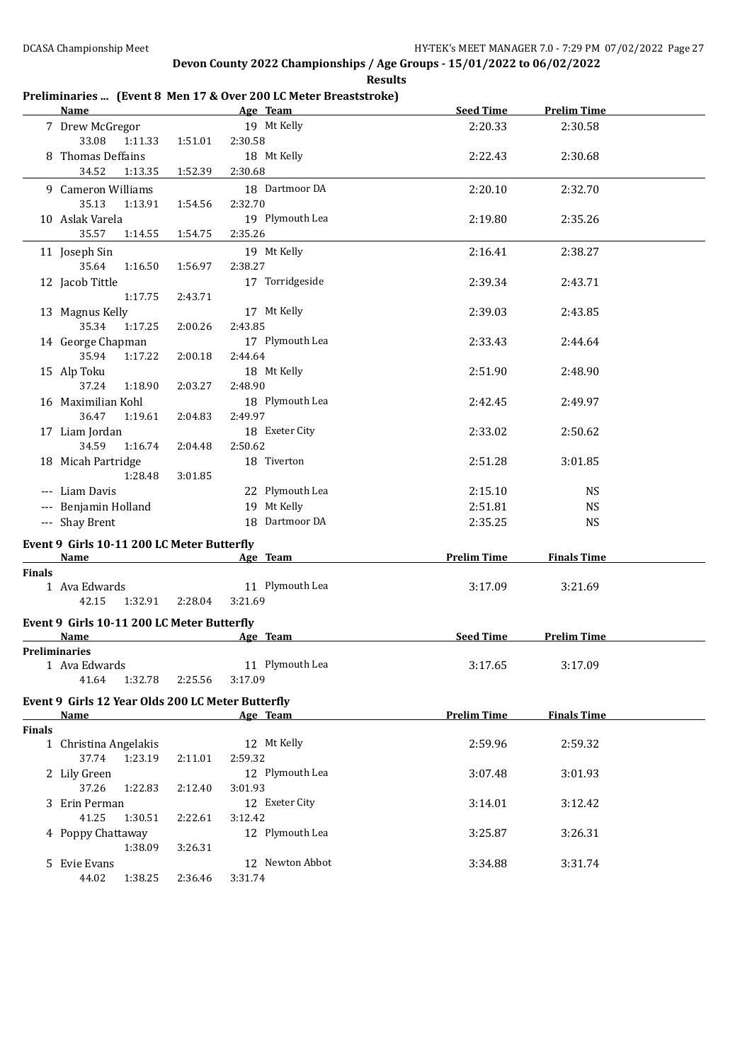## Devon County 2022 Championships / Age Groups - 15/01/2022 to 06/02/2022

**Results**

### Preliminaries ... (Event 8 Men 17 & Over 200 LC Meter Breaststroke)

| | Name | Age | Team | Seed Time | Prelim Time |
|---|---|---|---|---|---|
| 7 | Drew McGregor | 19 | Mt Kelly | 2:20.33 | 2:30.58 |
| | 33.08 1:11.33 1:51.01 2:30.58 | | | | |
| 8 | Thomas Deffains | 18 | Mt Kelly | 2:22.43 | 2:30.68 |
| | 34.52 1:13.35 1:52.39 2:30.68 | | | | |
| 9 | Cameron Williams | 18 | Dartmoor DA | 2:20.10 | 2:32.70 |
| | 35.13 1:13.91 1:54.56 2:32.70 | | | | |
| 10 | Aslak Varela | 19 | Plymouth Lea | 2:19.80 | 2:35.26 |
| | 35.57 1:14.55 1:54.75 2:35.26 | | | | |
| 11 | Joseph Sin | 19 | Mt Kelly | 2:16.41 | 2:38.27 |
| | 35.64 1:16.50 1:56.97 2:38.27 | | | | |
| 12 | Jacob Tittle | 17 | Torridgeside | 2:39.34 | 2:43.71 |
| | 1:17.75 2:43.71 | | | | |
| 13 | Magnus Kelly | 17 | Mt Kelly | 2:39.03 | 2:43.85 |
| | 35.34 1:17.25 2:00.26 2:43.85 | | | | |
| 14 | George Chapman | 17 | Plymouth Lea | 2:33.43 | 2:44.64 |
| | 35.94 1:17.22 2:00.18 2:44.64 | | | | |
| 15 | Alp Toku | 18 | Mt Kelly | 2:51.90 | 2:48.90 |
| | 37.24 1:18.90 2:03.27 2:48.90 | | | | |
| 16 | Maximilian Kohl | 18 | Plymouth Lea | 2:42.45 | 2:49.97 |
| | 36.47 1:19.61 2:04.83 2:49.97 | | | | |
| 17 | Liam Jordan | 18 | Exeter City | 2:33.02 | 2:50.62 |
| | 34.59 1:16.74 2:04.48 2:50.62 | | | | |
| 18 | Micah Partridge | 18 | Tiverton | 2:51.28 | 3:01.85 |
| | 1:28.48 3:01.85 | | | | |
| --- | Liam Davis | 22 | Plymouth Lea | 2:15.10 | NS |
| --- | Benjamin Holland | 19 | Mt Kelly | 2:51.81 | NS |
| --- | Shay Brent | 18 | Dartmoor DA | 2:35.25 | NS |

### Event 9 Girls 10-11 200 LC Meter Butterfly

| | Name | Age | Team | Prelim Time | Finals Time |
|---|---|---|---|---|---|
| **Finals** | | | | | |
| 1 | Ava Edwards | 11 | Plymouth Lea | 3:17.09 | 3:21.69 |
| | 42.15 1:32.91 2:28.04 3:21.69 | | | | |

### Event 9 Girls 10-11 200 LC Meter Butterfly

| | Name | Age | Team | Seed Time | Prelim Time |
|---|---|---|---|---|---|
| **Preliminaries** | | | | | |
| 1 | Ava Edwards | 11 | Plymouth Lea | 3:17.65 | 3:17.09 |
| | 41.64 1:32.78 2:25.56 3:17.09 | | | | |

### Event 9 Girls 12 Year Olds 200 LC Meter Butterfly

| | Name | Age | Team | Prelim Time | Finals Time |
|---|---|---|---|---|---|
| **Finals** | | | | | |
| 1 | Christina Angelakis | 12 | Mt Kelly | 2:59.96 | 2:59.32 |
| | 37.74 1:23.19 2:11.01 2:59.32 | | | | |
| 2 | Lily Green | 12 | Plymouth Lea | 3:07.48 | 3:01.93 |
| | 37.26 1:22.83 2:12.40 3:01.93 | | | | |
| 3 | Erin Perman | 12 | Exeter City | 3:14.01 | 3:12.42 |
| | 41.25 1:30.51 2:22.61 3:12.42 | | | | |
| 4 | Poppy Chattaway | 12 | Plymouth Lea | 3:25.87 | 3:26.31 |
| | 1:38.09 3:26.31 | | | | |
| 5 | Evie Evans | 12 | Newton Abbot | 3:34.88 | 3:31.74 |
| | 44.02 1:38.25 2:36.46 3:31.74 | | | | |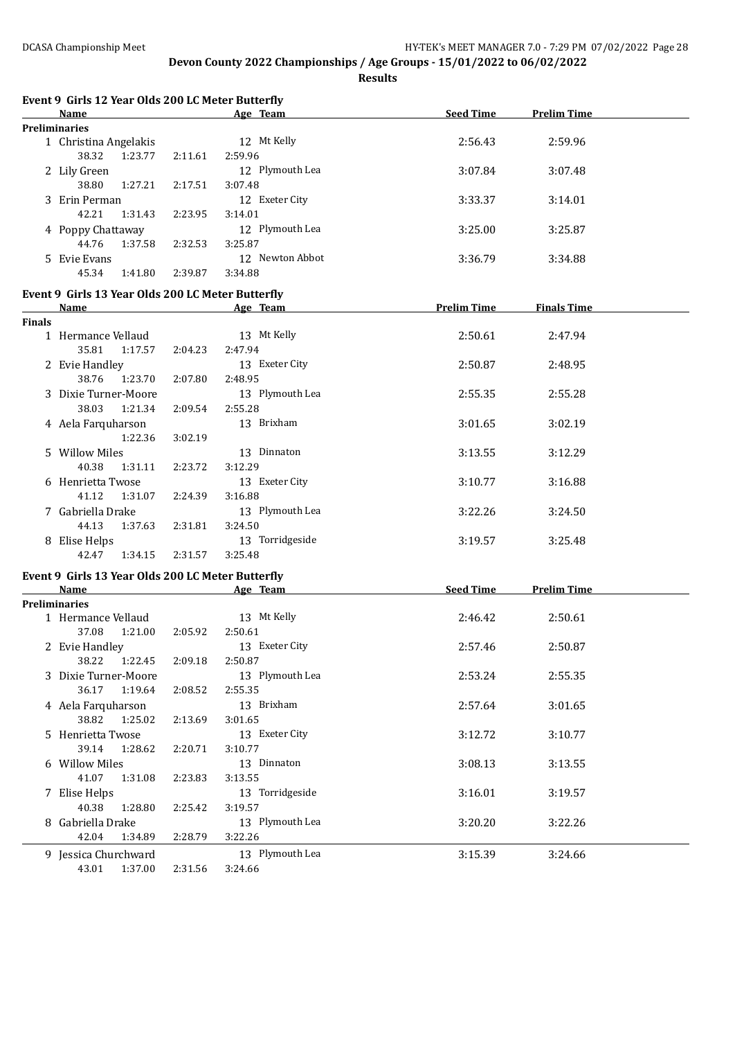**Devon County 2022 Championships / Age Groups - 15/01/2022 to 06/02/2022**

**Results**

### Event 9 Girls 12 Year Olds 200 LC Meter Butterfly

| | Name | Age | Team | Seed Time | Prelim Time |
|---|---|---|---|---|---|
| **Preliminaries** | | | | | |
| 1 | Christina Angelakis | 12 | Mt Kelly | 2:56.43 | 2:59.96 |
| | 38.32 1:23.77 2:11.61 2:59.96 | | | | |
| 2 | Lily Green | 12 | Plymouth Lea | 3:07.84 | 3:07.48 |
| | 38.80 1:27.21 2:17.51 3:07.48 | | | | |
| 3 | Erin Perman | 12 | Exeter City | 3:33.37 | 3:14.01 |
| | 42.21 1:31.43 2:23.95 3:14.01 | | | | |
| 4 | Poppy Chattaway | 12 | Plymouth Lea | 3:25.00 | 3:25.87 |
| | 44.76 1:37.58 2:32.53 3:25.87 | | | | |
| 5 | Evie Evans | 12 | Newton Abbot | 3:36.79 | 3:34.88 |
| | 45.34 1:41.80 2:39.87 3:34.88 | | | | |

### Event 9 Girls 13 Year Olds 200 LC Meter Butterfly

| | Name | Age | Team | Prelim Time | Finals Time |
|---|---|---|---|---|---|
| **Finals** | | | | | |
| 1 | Hermance Vellaud | 13 | Mt Kelly | 2:50.61 | 2:47.94 |
| | 35.81 1:17.57 2:04.23 2:47.94 | | | | |
| 2 | Evie Handley | 13 | Exeter City | 2:50.87 | 2:48.95 |
| | 38.76 1:23.70 2:07.80 2:48.95 | | | | |
| 3 | Dixie Turner-Moore | 13 | Plymouth Lea | 2:55.35 | 2:55.28 |
| | 38.03 1:21.34 2:09.54 2:55.28 | | | | |
| 4 | Aela Farquharson | 13 | Brixham | 3:01.65 | 3:02.19 |
| | 1:22.36 3:02.19 | | | | |
| 5 | Willow Miles | 13 | Dinnaton | 3:13.55 | 3:12.29 |
| | 40.38 1:31.11 2:23.72 3:12.29 | | | | |
| 6 | Henrietta Twose | 13 | Exeter City | 3:10.77 | 3:16.88 |
| | 41.12 1:31.07 2:24.39 3:16.88 | | | | |
| 7 | Gabriella Drake | 13 | Plymouth Lea | 3:22.26 | 3:24.50 |
| | 44.13 1:37.63 2:31.81 3:24.50 | | | | |
| 8 | Elise Helps | 13 | Torridgeside | 3:19.57 | 3:25.48 |
| | 42.47 1:34.15 2:31.57 3:25.48 | | | | |

### Event 9 Girls 13 Year Olds 200 LC Meter Butterfly

| | Name | Age | Team | Seed Time | Prelim Time |
|---|---|---|---|---|---|
| **Preliminaries** | | | | | |
| 1 | Hermance Vellaud | 13 | Mt Kelly | 2:46.42 | 2:50.61 |
| | 37.08 1:21.00 2:05.92 2:50.61 | | | | |
| 2 | Evie Handley | 13 | Exeter City | 2:57.46 | 2:50.87 |
| | 38.22 1:22.45 2:09.18 2:50.87 | | | | |
| 3 | Dixie Turner-Moore | 13 | Plymouth Lea | 2:53.24 | 2:55.35 |
| | 36.17 1:19.64 2:08.52 2:55.35 | | | | |
| 4 | Aela Farquharson | 13 | Brixham | 2:57.64 | 3:01.65 |
| | 38.82 1:25.02 2:13.69 3:01.65 | | | | |
| 5 | Henrietta Twose | 13 | Exeter City | 3:12.72 | 3:10.77 |
| | 39.14 1:28.62 2:20.71 3:10.77 | | | | |
| 6 | Willow Miles | 13 | Dinnaton | 3:08.13 | 3:13.55 |
| | 41.07 1:31.08 2:23.83 3:13.55 | | | | |
| 7 | Elise Helps | 13 | Torridgeside | 3:16.01 | 3:19.57 |
| | 40.38 1:28.80 2:25.42 3:19.57 | | | | |
| 8 | Gabriella Drake | 13 | Plymouth Lea | 3:20.20 | 3:22.26 |
| | 42.04 1:34.89 2:28.79 3:22.26 | | | | |
| 9 | Jessica Churchward | 13 | Plymouth Lea | 3:15.39 | 3:24.66 |
| | 43.01 1:37.00 2:31.56 3:24.66 | | | | |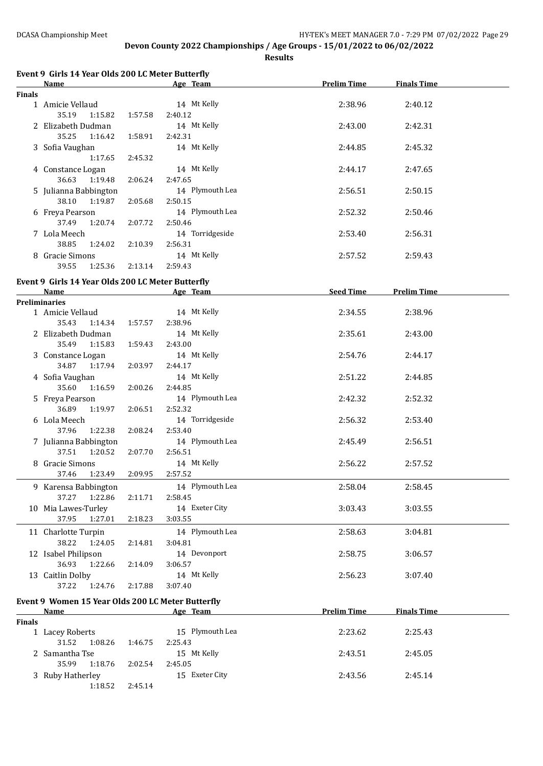**Devon County 2022 Championships / Age Groups - 15/01/2022 to 06/02/2022**

**Results**

### Event 9 Girls 14 Year Olds 200 LC Meter Butterfly

**Finals**

| | Name | Age | Team | Prelim Time | Finals Time |
|---|---|---|---|---|---|
| 1 | Amicie Vellaud | 14 | Mt Kelly | 2:38.96 | 2:40.12 |
| | 35.19 1:15.82 1:57.58 2:40.12 | | | | |
| 2 | Elizabeth Dudman | 14 | Mt Kelly | 2:43.00 | 2:42.31 |
| | 35.25 1:16.42 1:58.91 2:42.31 | | | | |
| 3 | Sofia Vaughan | 14 | Mt Kelly | 2:44.85 | 2:45.32 |
| | 1:17.65 2:45.32 | | | | |
| 4 | Constance Logan | 14 | Mt Kelly | 2:44.17 | 2:47.65 |
| | 36.63 1:19.48 2:06.24 2:47.65 | | | | |
| 5 | Julianna Babbington | 14 | Plymouth Lea | 2:56.51 | 2:50.15 |
| | 38.10 1:19.87 2:05.68 2:50.15 | | | | |
| 6 | Freya Pearson | 14 | Plymouth Lea | 2:52.32 | 2:50.46 |
| | 37.49 1:20.74 2:07.72 2:50.46 | | | | |
| 7 | Lola Meech | 14 | Torridgeside | 2:53.40 | 2:56.31 |
| | 38.85 1:24.02 2:10.39 2:56.31 | | | | |
| 8 | Gracie Simons | 14 | Mt Kelly | 2:57.52 | 2:59.43 |
| | 39.55 1:25.36 2:13.14 2:59.43 | | | | |

### Event 9 Girls 14 Year Olds 200 LC Meter Butterfly

**Preliminaries**

| | Name | Age | Team | Seed Time | Prelim Time |
|---|---|---|---|---|---|
| 1 | Amicie Vellaud | 14 | Mt Kelly | 2:34.55 | 2:38.96 |
| | 35.43 1:14.34 1:57.57 2:38.96 | | | | |
| 2 | Elizabeth Dudman | 14 | Mt Kelly | 2:35.61 | 2:43.00 |
| | 35.49 1:15.83 1:59.43 2:43.00 | | | | |
| 3 | Constance Logan | 14 | Mt Kelly | 2:54.76 | 2:44.17 |
| | 34.87 1:17.94 2:03.97 2:44.17 | | | | |
| 4 | Sofia Vaughan | 14 | Mt Kelly | 2:51.22 | 2:44.85 |
| | 35.60 1:16.59 2:00.26 2:44.85 | | | | |
| 5 | Freya Pearson | 14 | Plymouth Lea | 2:42.32 | 2:52.32 |
| | 36.89 1:19.97 2:06.51 2:52.32 | | | | |
| 6 | Lola Meech | 14 | Torridgeside | 2:56.32 | 2:53.40 |
| | 37.96 1:22.38 2:08.24 2:53.40 | | | | |
| 7 | Julianna Babbington | 14 | Plymouth Lea | 2:45.49 | 2:56.51 |
| | 37.51 1:20.52 2:07.70 2:56.51 | | | | |
| 8 | Gracie Simons | 14 | Mt Kelly | 2:56.22 | 2:57.52 |
| | 37.46 1:23.49 2:09.95 2:57.52 | | | | |
| 9 | Karensa Babbington | 14 | Plymouth Lea | 2:58.04 | 2:58.45 |
| | 37.27 1:22.86 2:11.71 2:58.45 | | | | |
| 10 | Mia Lawes-Turley | 14 | Exeter City | 3:03.43 | 3:03.55 |
| | 37.95 1:27.01 2:18.23 3:03.55 | | | | |
| 11 | Charlotte Turpin | 14 | Plymouth Lea | 2:58.63 | 3:04.81 |
| | 38.22 1:24.05 2:14.81 3:04.81 | | | | |
| 12 | Isabel Philipson | 14 | Devonport | 2:58.75 | 3:06.57 |
| | 36.93 1:22.66 2:14.09 3:06.57 | | | | |
| 13 | Caitlin Dolby | 14 | Mt Kelly | 2:56.23 | 3:07.40 |
| | 37.22 1:24.76 2:17.88 3:07.40 | | | | |

### Event 9 Women 15 Year Olds 200 LC Meter Butterfly

**Finals**

| | Name | Age | Team | Prelim Time | Finals Time |
|---|---|---|---|---|---|
| 1 | Lacey Roberts | 15 | Plymouth Lea | 2:23.62 | 2:25.43 |
| | 31.52 1:08.26 1:46.75 2:25.43 | | | | |
| 2 | Samantha Tse | 15 | Mt Kelly | 2:43.51 | 2:45.05 |
| | 35.99 1:18.76 2:02.54 2:45.05 | | | | |
| 3 | Ruby Hatherley | 15 | Exeter City | 2:43.56 | 2:45.14 |
| | 1:18.52 2:45.14 | | | | |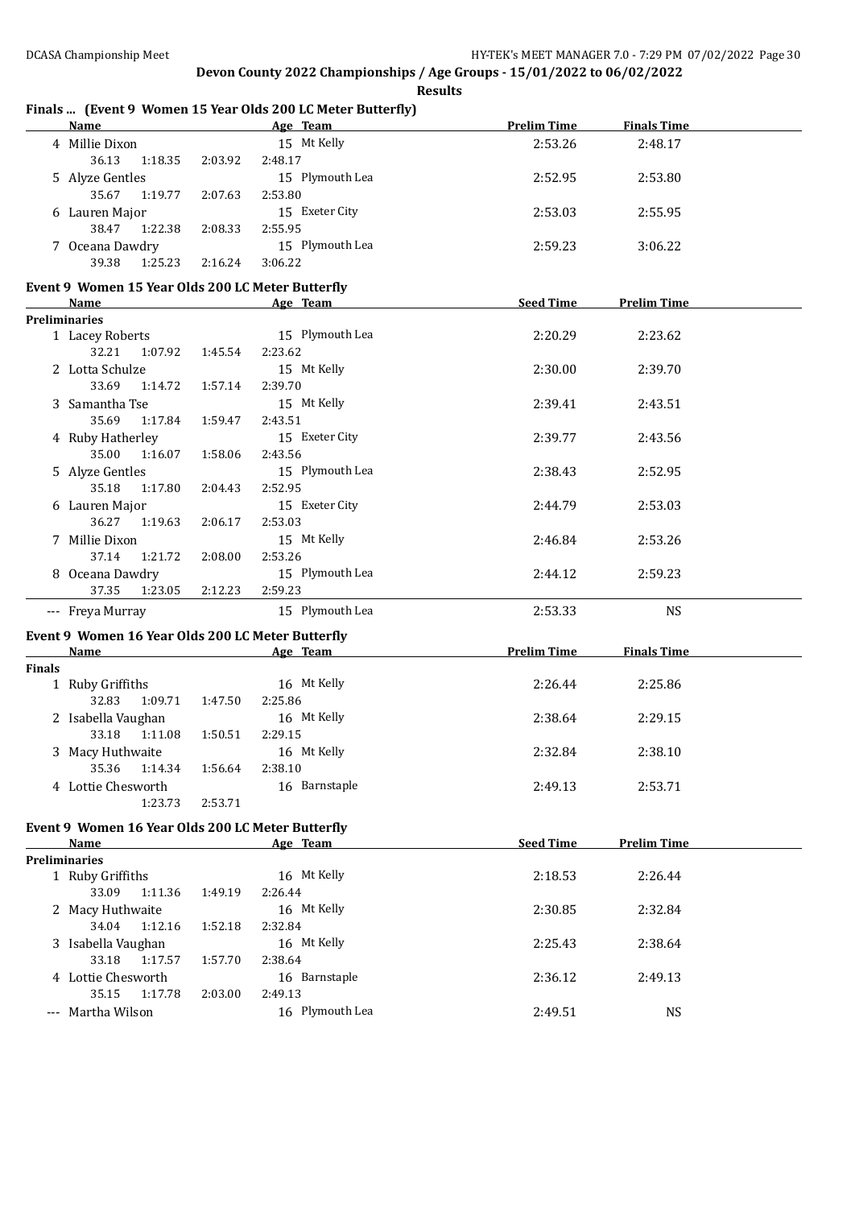## Devon County 2022 Championships / Age Groups - 15/01/2022 to 06/02/2022

### Results

#### Finals ... (Event 9 Women 15 Year Olds 200 LC Meter Butterfly)

| | Name | Age | Team | Prelim Time | Finals Time |
|---|---|---|---|---|---|
| 4 | Millie Dixon | 15 | Mt Kelly | 2:53.26 | 2:48.17 |
| | 36.13 1:18.35 2:03.92 2:48.17 | | | | |
| 5 | Alyze Gentles | 15 | Plymouth Lea | 2:52.95 | 2:53.80 |
| | 35.67 1:19.77 2:07.63 2:53.80 | | | | |
| 6 | Lauren Major | 15 | Exeter City | 2:53.03 | 2:55.95 |
| | 38.47 1:22.38 2:08.33 2:55.95 | | | | |
| 7 | Oceana Dawdry | 15 | Plymouth Lea | 2:59.23 | 3:06.22 |
| | 39.38 1:25.23 2:16.24 3:06.22 | | | | |

#### Event 9 Women 15 Year Olds 200 LC Meter Butterfly

| | Name | Age | Team | Seed Time | Prelim Time |
|---|---|---|---|---|---|
| **Preliminaries** | | | | | |
| 1 | Lacey Roberts | 15 | Plymouth Lea | 2:20.29 | 2:23.62 |
| | 32.21 1:07.92 1:45.54 2:23.62 | | | | |
| 2 | Lotta Schulze | 15 | Mt Kelly | 2:30.00 | 2:39.70 |
| | 33.69 1:14.72 1:57.14 2:39.70 | | | | |
| 3 | Samantha Tse | 15 | Mt Kelly | 2:39.41 | 2:43.51 |
| | 35.69 1:17.84 1:59.47 2:43.51 | | | | |
| 4 | Ruby Hatherley | 15 | Exeter City | 2:39.77 | 2:43.56 |
| | 35.00 1:16.07 1:58.06 2:43.56 | | | | |
| 5 | Alyze Gentles | 15 | Plymouth Lea | 2:38.43 | 2:52.95 |
| | 35.18 1:17.80 2:04.43 2:52.95 | | | | |
| 6 | Lauren Major | 15 | Exeter City | 2:44.79 | 2:53.03 |
| | 36.27 1:19.63 2:06.17 2:53.03 | | | | |
| 7 | Millie Dixon | 15 | Mt Kelly | 2:46.84 | 2:53.26 |
| | 37.14 1:21.72 2:08.00 2:53.26 | | | | |
| 8 | Oceana Dawdry | 15 | Plymouth Lea | 2:44.12 | 2:59.23 |
| | 37.35 1:23.05 2:12.23 2:59.23 | | | | |
| --- | Freya Murray | 15 | Plymouth Lea | 2:53.33 | NS |

#### Event 9 Women 16 Year Olds 200 LC Meter Butterfly

| | Name | Age | Team | Prelim Time | Finals Time |
|---|---|---|---|---|---|
| **Finals** | | | | | |
| 1 | Ruby Griffiths | 16 | Mt Kelly | 2:26.44 | 2:25.86 |
| | 32.83 1:09.71 1:47.50 2:25.86 | | | | |
| 2 | Isabella Vaughan | 16 | Mt Kelly | 2:38.64 | 2:29.15 |
| | 33.18 1:11.08 1:50.51 2:29.15 | | | | |
| 3 | Macy Huthwaite | 16 | Mt Kelly | 2:32.84 | 2:38.10 |
| | 35.36 1:14.34 1:56.64 2:38.10 | | | | |
| 4 | Lottie Chesworth | 16 | Barnstaple | 2:49.13 | 2:53.71 |
| | 1:23.73 2:53.71 | | | | |

#### Event 9 Women 16 Year Olds 200 LC Meter Butterfly

| | Name | Age | Team | Seed Time | Prelim Time |
|---|---|---|---|---|---|
| **Preliminaries** | | | | | |
| 1 | Ruby Griffiths | 16 | Mt Kelly | 2:18.53 | 2:26.44 |
| | 33.09 1:11.36 1:49.19 2:26.44 | | | | |
| 2 | Macy Huthwaite | 16 | Mt Kelly | 2:30.85 | 2:32.84 |
| | 34.04 1:12.16 1:52.18 2:32.84 | | | | |
| 3 | Isabella Vaughan | 16 | Mt Kelly | 2:25.43 | 2:38.64 |
| | 33.18 1:17.57 1:57.70 2:38.64 | | | | |
| 4 | Lottie Chesworth | 16 | Barnstaple | 2:36.12 | 2:49.13 |
| | 35.15 1:17.78 2:03.00 2:49.13 | | | | |
| --- | Martha Wilson | 16 | Plymouth Lea | 2:49.51 | NS |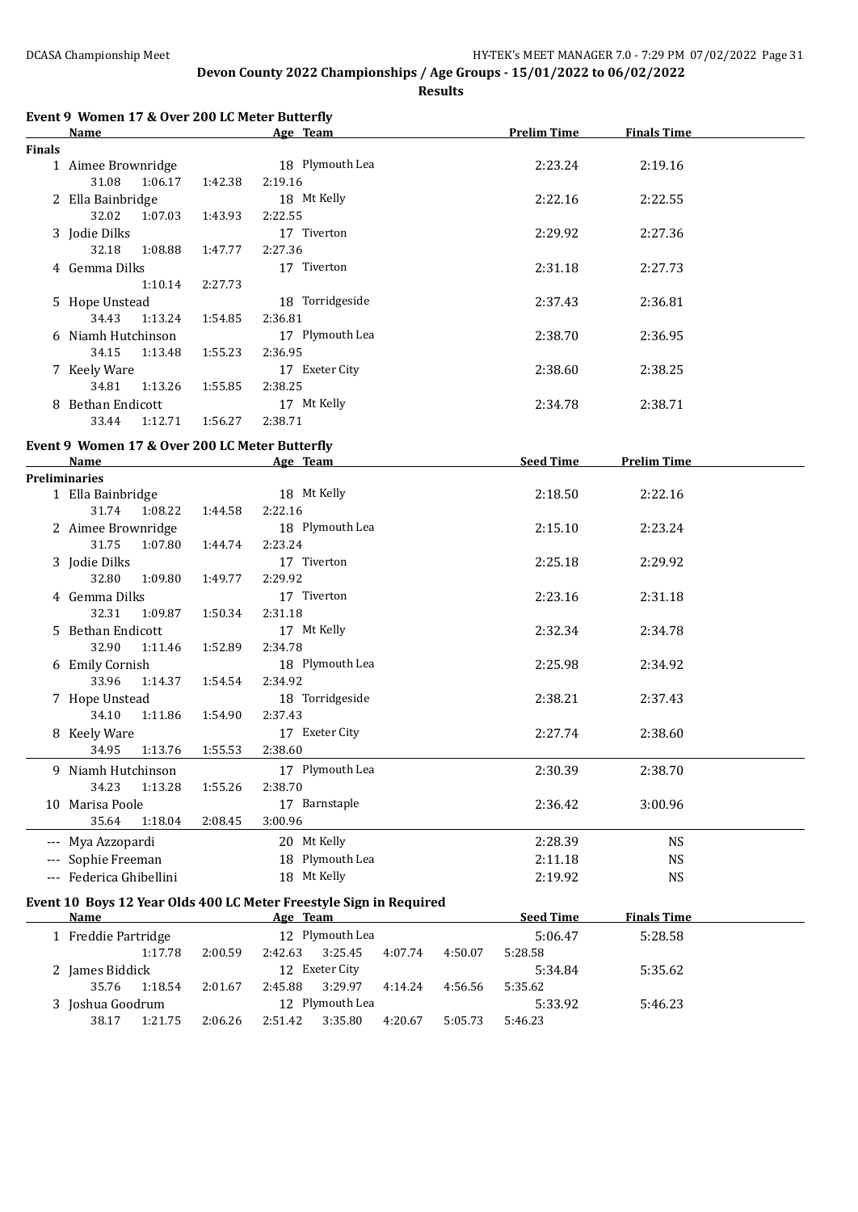**Devon County 2022 Championships / Age Groups - 15/01/2022 to 06/02/2022**

**Results**

## Event 9 Women 17 & Over 200 LC Meter Butterfly

| Name | Age | Team | Prelim Time | Finals Time |
|---|---|---|---|---|
| **Finals** | | | | |
| 1 Aimee Brownridge | 18 | Plymouth Lea | 2:23.24 | 2:19.16 |
| 31.08 1:06.17 1:42.38 2:19.16 | | | | |
| 2 Ella Bainbridge | 18 | Mt Kelly | 2:22.16 | 2:22.55 |
| 32.02 1:07.03 1:43.93 2:22.55 | | | | |
| 3 Jodie Dilks | 17 | Tiverton | 2:29.92 | 2:27.36 |
| 32.18 1:08.88 1:47.77 2:27.36 | | | | |
| 4 Gemma Dilks | 17 | Tiverton | 2:31.18 | 2:27.73 |
| 1:10.14 2:27.73 | | | | |
| 5 Hope Unstead | 18 | Torridgeside | 2:37.43 | 2:36.81 |
| 34.43 1:13.24 1:54.85 2:36.81 | | | | |
| 6 Niamh Hutchinson | 17 | Plymouth Lea | 2:38.70 | 2:36.95 |
| 34.15 1:13.48 1:55.23 2:36.95 | | | | |
| 7 Keely Ware | 17 | Exeter City | 2:38.60 | 2:38.25 |
| 34.81 1:13.26 1:55.85 2:38.25 | | | | |
| 8 Bethan Endicott | 17 | Mt Kelly | 2:34.78 | 2:38.71 |
| 33.44 1:12.71 1:56.27 2:38.71 | | | | |

## Event 9 Women 17 & Over 200 LC Meter Butterfly

| Name | Age | Team | Seed Time | Prelim Time |
|---|---|---|---|---|
| **Preliminaries** | | | | |
| 1 Ella Bainbridge | 18 | Mt Kelly | 2:18.50 | 2:22.16 |
| 31.74 1:08.22 1:44.58 2:22.16 | | | | |
| 2 Aimee Brownridge | 18 | Plymouth Lea | 2:15.10 | 2:23.24 |
| 31.75 1:07.80 1:44.74 2:23.24 | | | | |
| 3 Jodie Dilks | 17 | Tiverton | 2:25.18 | 2:29.92 |
| 32.80 1:09.80 1:49.77 2:29.92 | | | | |
| 4 Gemma Dilks | 17 | Tiverton | 2:23.16 | 2:31.18 |
| 32.31 1:09.87 1:50.34 2:31.18 | | | | |
| 5 Bethan Endicott | 17 | Mt Kelly | 2:32.34 | 2:34.78 |
| 32.90 1:11.46 1:52.89 2:34.78 | | | | |
| 6 Emily Cornish | 18 | Plymouth Lea | 2:25.98 | 2:34.92 |
| 33.96 1:14.37 1:54.54 2:34.92 | | | | |
| 7 Hope Unstead | 18 | Torridgeside | 2:38.21 | 2:37.43 |
| 34.10 1:11.86 1:54.90 2:37.43 | | | | |
| 8 Keely Ware | 17 | Exeter City | 2:27.74 | 2:38.60 |
| 34.95 1:13.76 1:55.53 2:38.60 | | | | |
| 9 Niamh Hutchinson | 17 | Plymouth Lea | 2:30.39 | 2:38.70 |
| 34.23 1:13.28 1:55.26 2:38.70 | | | | |
| 10 Marisa Poole | 17 | Barnstaple | 2:36.42 | 3:00.96 |
| 35.64 1:18.04 2:08.45 3:00.96 | | | | |
| --- Mya Azzopardi | 20 | Mt Kelly | 2:28.39 | NS |
| --- Sophie Freeman | 18 | Plymouth Lea | 2:11.18 | NS |
| --- Federica Ghibellini | 18 | Mt Kelly | 2:19.92 | NS |

## Event 10 Boys 12 Year Olds 400 LC Meter Freestyle Sign in Required

| Name | Age | Team | Seed Time | Finals Time |
|---|---|---|---|---|
| 1 Freddie Partridge | 12 | Plymouth Lea | 5:06.47 | 5:28.58 |
| 1:17.78 2:00.59 2:42.63 3:25.45 4:07.74 4:50.07 5:28.58 | | | | |
| 2 James Biddick | 12 | Exeter City | 5:34.84 | 5:35.62 |
| 35.76 1:18.54 2:01.67 2:45.88 3:29.97 4:14.24 4:56.56 5:35.62 | | | | |
| 3 Joshua Goodrum | 12 | Plymouth Lea | 5:33.92 | 5:46.23 |
| 38.17 1:21.75 2:06.26 2:51.42 3:35.80 4:20.67 5:05.73 5:46.23 | | | | |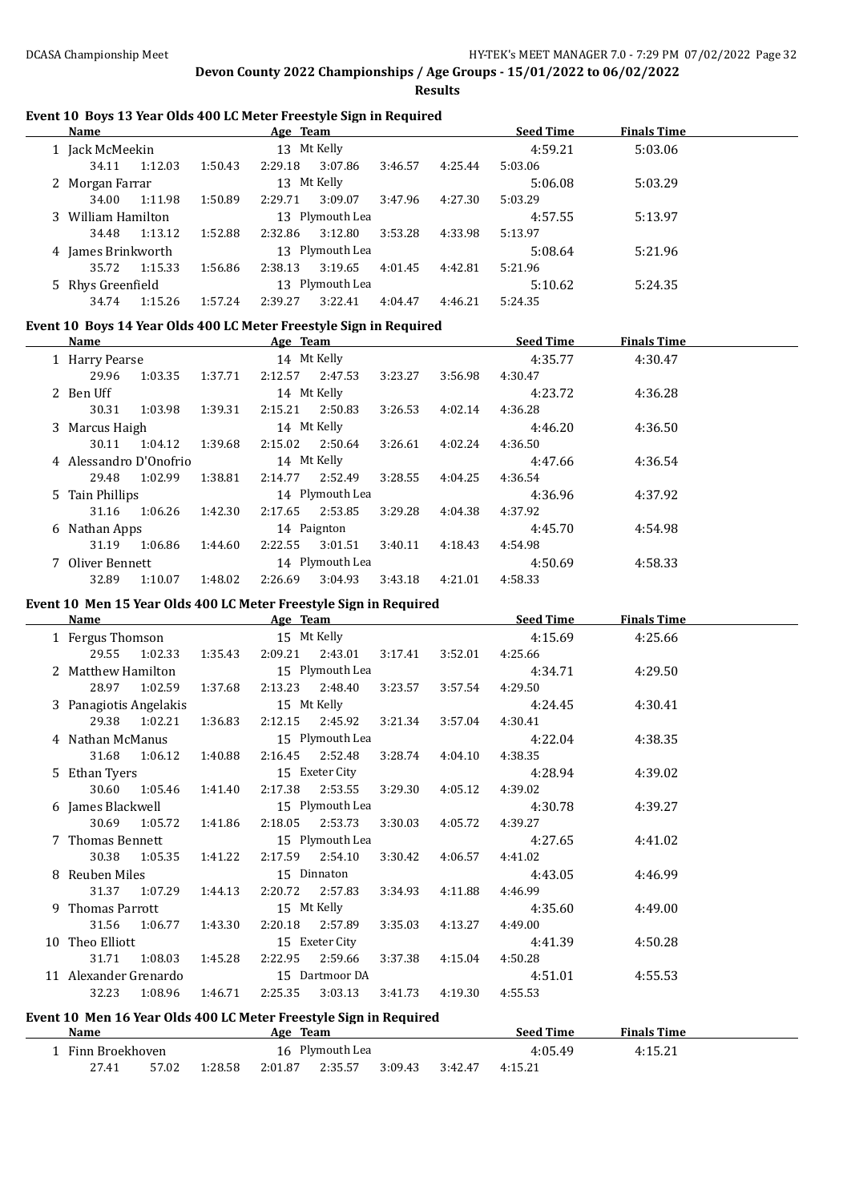## Devon County 2022 Championships / Age Groups - 15/01/2022 to 06/02/2022

**Results**

### Event 10 Boys 13 Year Olds 400 LC Meter Freestyle Sign in Required

| | Name | Age | Team | Seed Time | Finals Time |
|---|---|---|---|---|---|
| 1 | Jack McMeekin | 13 | Mt Kelly | 4:59.21 | 5:03.06 |
| | 34.11 1:12.03 1:50.43 2:29.18 3:07.86 3:46.57 4:25.44 5:03.06 | | | | |
| 2 | Morgan Farrar | 13 | Mt Kelly | 5:06.08 | 5:03.29 |
| | 34.00 1:11.98 1:50.89 2:29.71 3:09.07 3:47.96 4:27.30 5:03.29 | | | | |
| 3 | William Hamilton | 13 | Plymouth Lea | 4:57.55 | 5:13.97 |
| | 34.48 1:13.12 1:52.88 2:32.86 3:12.80 3:53.28 4:33.98 5:13.97 | | | | |
| 4 | James Brinkworth | 13 | Plymouth Lea | 5:08.64 | 5:21.96 |
| | 35.72 1:15.33 1:56.86 2:38.13 3:19.65 4:01.45 4:42.81 5:21.96 | | | | |
| 5 | Rhys Greenfield | 13 | Plymouth Lea | 5:10.62 | 5:24.35 |
| | 34.74 1:15.26 1:57.24 2:39.27 3:22.41 4:04.47 4:46.21 5:24.35 | | | | |

### Event 10 Boys 14 Year Olds 400 LC Meter Freestyle Sign in Required

| | Name | Age | Team | Seed Time | Finals Time |
|---|---|---|---|---|---|
| 1 | Harry Pearse | 14 | Mt Kelly | 4:35.77 | 4:30.47 |
| | 29.96 1:03.35 1:37.71 2:12.57 2:47.53 3:23.27 3:56.98 4:30.47 | | | | |
| 2 | Ben Uff | 14 | Mt Kelly | 4:23.72 | 4:36.28 |
| | 30.31 1:03.98 1:39.31 2:15.21 2:50.83 3:26.53 4:02.14 4:36.28 | | | | |
| 3 | Marcus Haigh | 14 | Mt Kelly | 4:46.20 | 4:36.50 |
| | 30.11 1:04.12 1:39.68 2:15.02 2:50.64 3:26.61 4:02.24 4:36.50 | | | | |
| 4 | Alessandro D'Onofrio | 14 | Mt Kelly | 4:47.66 | 4:36.54 |
| | 29.48 1:02.99 1:38.81 2:14.77 2:52.49 3:28.55 4:04.25 4:36.54 | | | | |
| 5 | Tain Phillips | 14 | Plymouth Lea | 4:36.96 | 4:37.92 |
| | 31.16 1:06.26 1:42.30 2:17.65 2:53.85 3:29.28 4:04.38 4:37.92 | | | | |
| 6 | Nathan Apps | 14 | Paignton | 4:45.70 | 4:54.98 |
| | 31.19 1:06.86 1:44.60 2:22.55 3:01.51 3:40.11 4:18.43 4:54.98 | | | | |
| 7 | Oliver Bennett | 14 | Plymouth Lea | 4:50.69 | 4:58.33 |
| | 32.89 1:10.07 1:48.02 2:26.69 3:04.93 3:43.18 4:21.01 4:58.33 | | | | |

### Event 10 Men 15 Year Olds 400 LC Meter Freestyle Sign in Required

| | Name | Age | Team | Seed Time | Finals Time |
|---|---|---|---|---|---|
| 1 | Fergus Thomson | 15 | Mt Kelly | 4:15.69 | 4:25.66 |
| | 29.55 1:02.33 1:35.43 2:09.21 2:43.01 3:17.41 3:52.01 4:25.66 | | | | |
| 2 | Matthew Hamilton | 15 | Plymouth Lea | 4:34.71 | 4:29.50 |
| | 28.97 1:02.59 1:37.68 2:13.23 2:48.40 3:23.57 3:57.54 4:29.50 | | | | |
| 3 | Panagiotis Angelakis | 15 | Mt Kelly | 4:24.45 | 4:30.41 |
| | 29.38 1:02.21 1:36.83 2:12.15 2:45.92 3:21.34 3:57.04 4:30.41 | | | | |
| 4 | Nathan McManus | 15 | Plymouth Lea | 4:22.04 | 4:38.35 |
| | 31.68 1:06.12 1:40.88 2:16.45 2:52.48 3:28.74 4:04.10 4:38.35 | | | | |
| 5 | Ethan Tyers | 15 | Exeter City | 4:28.94 | 4:39.02 |
| | 30.60 1:05.46 1:41.40 2:17.38 2:53.55 3:29.30 4:05.12 4:39.02 | | | | |
| 6 | James Blackwell | 15 | Plymouth Lea | 4:30.78 | 4:39.27 |
| | 30.69 1:05.72 1:41.86 2:18.05 2:53.73 3:30.03 4:05.72 4:39.27 | | | | |
| 7 | Thomas Bennett | 15 | Plymouth Lea | 4:27.65 | 4:41.02 |
| | 30.38 1:05.35 1:41.22 2:17.59 2:54.10 3:30.42 4:06.57 4:41.02 | | | | |
| 8 | Reuben Miles | 15 | Dinnaton | 4:43.05 | 4:46.99 |
| | 31.37 1:07.29 1:44.13 2:20.72 2:57.83 3:34.93 4:11.88 4:46.99 | | | | |
| 9 | Thomas Parrott | 15 | Mt Kelly | 4:35.60 | 4:49.00 |
| | 31.56 1:06.77 1:43.30 2:20.18 2:57.89 3:35.03 4:13.27 4:49.00 | | | | |
| 10 | Theo Elliott | 15 | Exeter City | 4:41.39 | 4:50.28 |
| | 31.71 1:08.03 1:45.28 2:22.95 2:59.66 3:37.38 4:15.04 4:50.28 | | | | |
| 11 | Alexander Grenardo | 15 | Dartmoor DA | 4:51.01 | 4:55.53 |
| | 32.23 1:08.96 1:46.71 2:25.35 3:03.13 3:41.73 4:19.30 4:55.53 | | | | |

### Event 10 Men 16 Year Olds 400 LC Meter Freestyle Sign in Required

| | Name | Age | Team | Seed Time | Finals Time |
|---|---|---|---|---|---|
| 1 | Finn Broekhoven | 16 | Plymouth Lea | 4:05.49 | 4:15.21 |
| | 27.41 57.02 1:28.58 2:01.87 2:35.57 3:09.43 3:42.47 4:15.21 | | | | |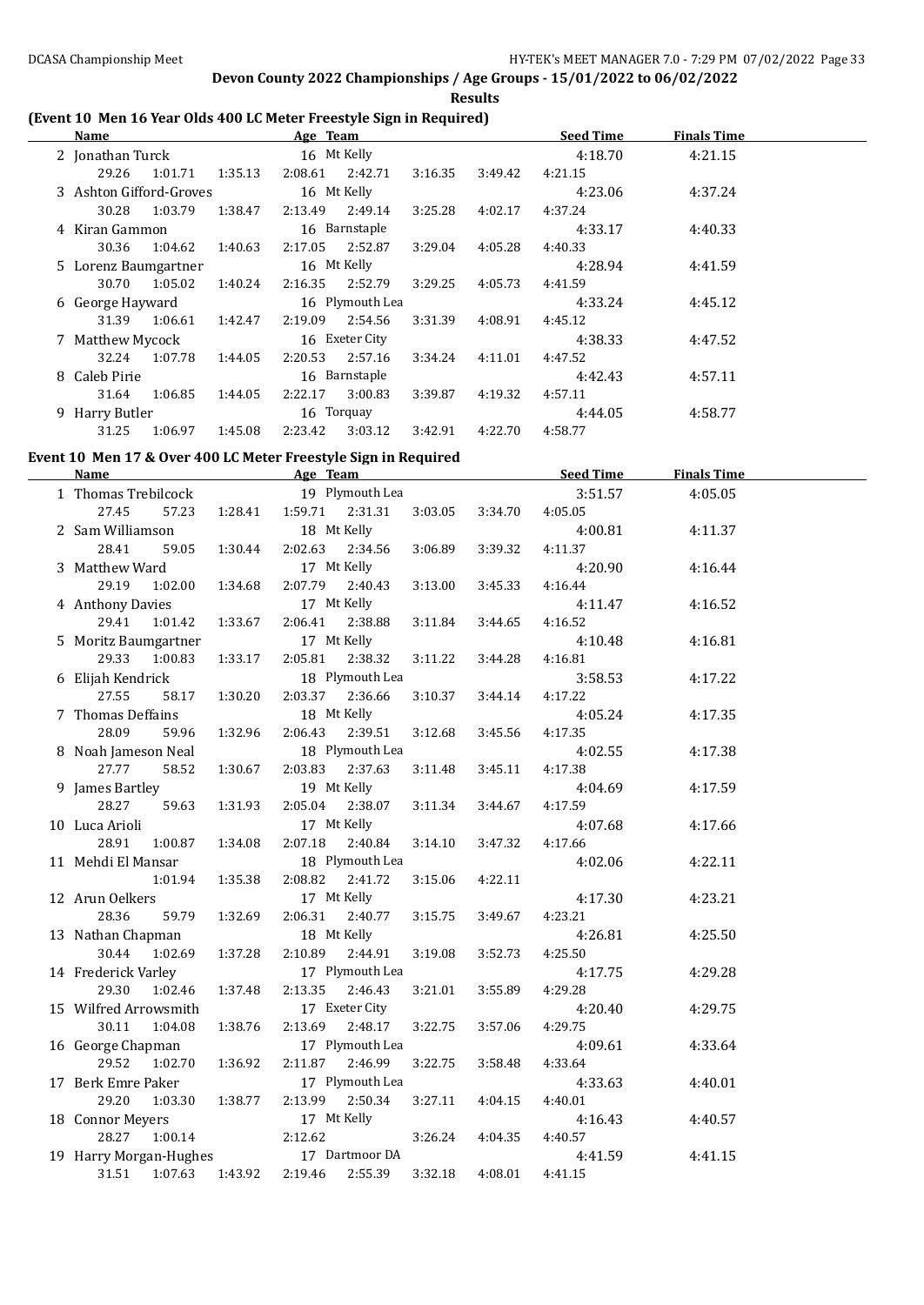# Devon County 2022 Championships / Age Groups - 15/01/2022 to 06/02/2022

## Results

### (Event 10 Men 16 Year Olds 400 LC Meter Freestyle Sign in Required)

| Name | Age | Team | Seed Time | Finals Time |
|---|---|---|---|---|
| 2 Jonathan Turck | 16 | Mt Kelly | 4:18.70 | 4:21.15 |
| 29.26  1:01.71  1:35.13  2:08.61  2:42.71  3:16.35  3:49.42  4:21.15 | | | | |
| 3 Ashton Gifford-Groves | 16 | Mt Kelly | 4:23.06 | 4:37.24 |
| 30.28  1:03.79  1:38.47  2:13.49  2:49.14  3:25.28  4:02.17  4:37.24 | | | | |
| 4 Kiran Gammon | 16 | Barnstaple | 4:33.17 | 4:40.33 |
| 30.36  1:04.62  1:40.63  2:17.05  2:52.87  3:29.04  4:05.28  4:40.33 | | | | |
| 5 Lorenz Baumgartner | 16 | Mt Kelly | 4:28.94 | 4:41.59 |
| 30.70  1:05.02  1:40.24  2:16.35  2:52.79  3:29.25  4:05.73  4:41.59 | | | | |
| 6 George Hayward | 16 | Plymouth Lea | 4:33.24 | 4:45.12 |
| 31.39  1:06.61  1:42.47  2:19.09  2:54.56  3:31.39  4:08.91  4:45.12 | | | | |
| 7 Matthew Mycock | 16 | Exeter City | 4:38.33 | 4:47.52 |
| 32.24  1:07.78  1:44.05  2:20.53  2:57.16  3:34.24  4:11.01  4:47.52 | | | | |
| 8 Caleb Pirie | 16 | Barnstaple | 4:42.43 | 4:57.11 |
| 31.64  1:06.85  1:44.05  2:22.17  3:00.83  3:39.87  4:19.32  4:57.11 | | | | |
| 9 Harry Butler | 16 | Torquay | 4:44.05 | 4:58.77 |
| 31.25  1:06.97  1:45.08  2:23.42  3:03.12  3:42.91  4:22.70  4:58.77 | | | | |

### Event 10 Men 17 & Over 400 LC Meter Freestyle Sign in Required

| Name | Age | Team | Seed Time | Finals Time |
|---|---|---|---|---|
| 1 Thomas Trebilcock | 19 | Plymouth Lea | 3:51.57 | 4:05.05 |
| 27.45  57.23  1:28.41  1:59.71  2:31.31  3:03.05  3:34.70  4:05.05 | | | | |
| 2 Sam Williamson | 18 | Mt Kelly | 4:00.81 | 4:11.37 |
| 28.41  59.05  1:30.44  2:02.63  2:34.56  3:06.89  3:39.32  4:11.37 | | | | |
| 3 Matthew Ward | 17 | Mt Kelly | 4:20.90 | 4:16.44 |
| 29.19  1:02.00  1:34.68  2:07.79  2:40.43  3:13.00  3:45.33  4:16.44 | | | | |
| 4 Anthony Davies | 17 | Mt Kelly | 4:11.47 | 4:16.52 |
| 29.41  1:01.42  1:33.67  2:06.41  2:38.88  3:11.84  3:44.65  4:16.52 | | | | |
| 5 Moritz Baumgartner | 17 | Mt Kelly | 4:10.48 | 4:16.81 |
| 29.33  1:00.83  1:33.17  2:05.81  2:38.32  3:11.22  3:44.28  4:16.81 | | | | |
| 6 Elijah Kendrick | 18 | Plymouth Lea | 3:58.53 | 4:17.22 |
| 27.55  58.17  1:30.20  2:03.37  2:36.66  3:10.37  3:44.14  4:17.22 | | | | |
| 7 Thomas Deffains | 18 | Mt Kelly | 4:05.24 | 4:17.35 |
| 28.09  59.96  1:32.96  2:06.43  2:39.51  3:12.68  3:45.56  4:17.35 | | | | |
| 8 Noah Jameson Neal | 18 | Plymouth Lea | 4:02.55 | 4:17.38 |
| 27.77  58.52  1:30.67  2:03.83  2:37.63  3:11.48  3:45.11  4:17.38 | | | | |
| 9 James Bartley | 19 | Mt Kelly | 4:04.69 | 4:17.59 |
| 28.27  59.63  1:31.93  2:05.04  2:38.07  3:11.34  3:44.67  4:17.59 | | | | |
| 10 Luca Arioli | 17 | Mt Kelly | 4:07.68 | 4:17.66 |
| 28.91  1:00.87  1:34.08  2:07.18  2:40.84  3:14.10  3:47.32  4:17.66 | | | | |
| 11 Mehdi El Mansar | 18 | Plymouth Lea | 4:02.06 | 4:22.11 |
| 1:01.94  1:35.38  2:08.82  2:41.72  3:15.06  4:22.11 | | | | |
| 12 Arun Oelkers | 17 | Mt Kelly | 4:17.30 | 4:23.21 |
| 28.36  59.79  1:32.69  2:06.31  2:40.77  3:15.75  3:49.67  4:23.21 | | | | |
| 13 Nathan Chapman | 18 | Mt Kelly | 4:26.81 | 4:25.50 |
| 30.44  1:02.69  1:37.28  2:10.89  2:44.91  3:19.08  3:52.73  4:25.50 | | | | |
| 14 Frederick Varley | 17 | Plymouth Lea | 4:17.75 | 4:29.28 |
| 29.30  1:02.46  1:37.48  2:13.35  2:46.43  3:21.01  3:55.89  4:29.28 | | | | |
| 15 Wilfred Arrowsmith | 17 | Exeter City | 4:20.40 | 4:29.75 |
| 30.11  1:04.08  1:38.76  2:13.69  2:48.17  3:22.75  3:57.06  4:29.75 | | | | |
| 16 George Chapman | 17 | Plymouth Lea | 4:09.61 | 4:33.64 |
| 29.52  1:02.70  1:36.92  2:11.87  2:46.99  3:22.75  3:58.48  4:33.64 | | | | |
| 17 Berk Emre Paker | 17 | Plymouth Lea | 4:33.63 | 4:40.01 |
| 29.20  1:03.30  1:38.77  2:13.99  2:50.34  3:27.11  4:04.15  4:40.01 | | | | |
| 18 Connor Meyers | 17 | Mt Kelly | 4:16.43 | 4:40.57 |
| 28.27  1:00.14  2:12.62  3:26.24  4:04.35  4:40.57 | | | | |
| 19 Harry Morgan-Hughes | 17 | Dartmoor DA | 4:41.59 | 4:41.15 |
| 31.51  1:07.63  1:43.92  2:19.46  2:55.39  3:32.18  4:08.01  4:41.15 | | | | |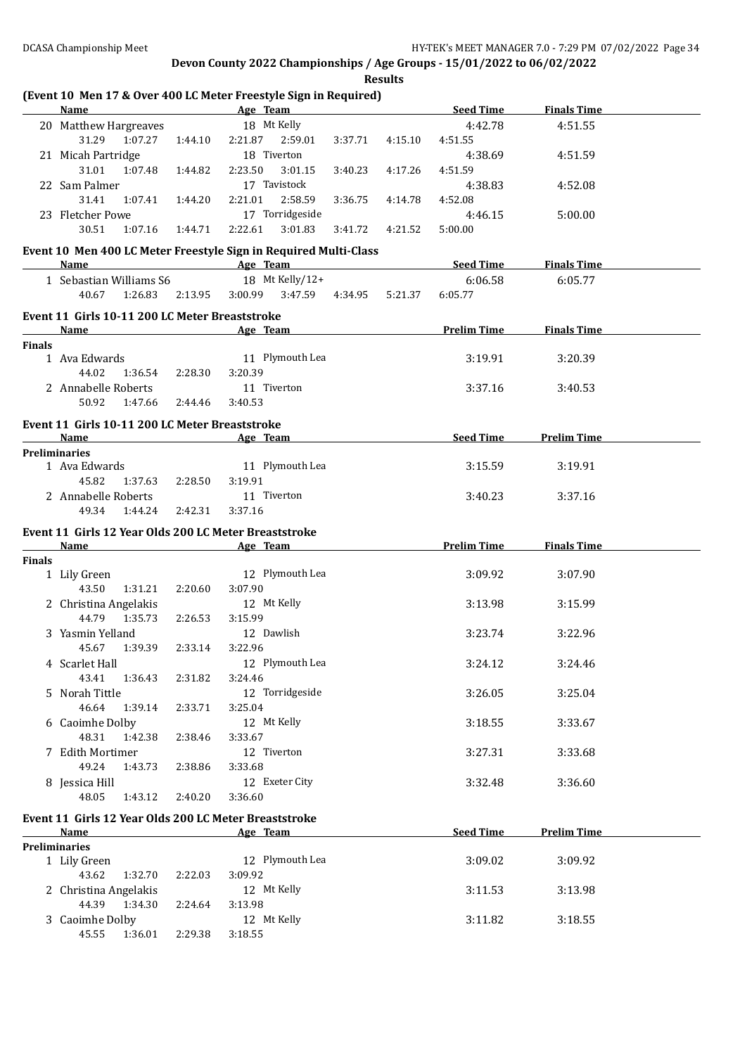## Devon County 2022 Championships / Age Groups - 15/01/2022 to 06/02/2022

### Results

#### (Event 10 Men 17 & Over 400 LC Meter Freestyle Sign in Required)

| Name | Age | Team | Seed Time | Finals Time |
|---|---|---|---|---|
| 20 Matthew Hargreaves | 18 | Mt Kelly | 4:42.78 | 4:51.55 |
| 31.29 1:07.27 1:44.10 2:21.87 2:59.01 3:37.71 4:15.10 4:51.55 | | | | |
| 21 Micah Partridge | 18 | Tiverton | 4:38.69 | 4:51.59 |
| 31.01 1:07.48 1:44.82 2:23.50 3:01.15 3:40.23 4:17.26 4:51.59 | | | | |
| 22 Sam Palmer | 17 | Tavistock | 4:38.83 | 4:52.08 |
| 31.41 1:07.41 1:44.20 2:21.01 2:58.59 3:36.75 4:14.78 4:52.08 | | | | |
| 23 Fletcher Powe | 17 | Torridgeside | 4:46.15 | 5:00.00 |
| 30.51 1:07.16 1:44.71 2:22.61 3:01.83 3:41.72 4:21.52 5:00.00 | | | | |

#### Event 10 Men 400 LC Meter Freestyle Sign in Required Multi-Class

| Name | Age | Team | Seed Time | Finals Time |
|---|---|---|---|---|
| 1 Sebastian Williams S6 | 18 | Mt Kelly/12+ | 6:06.58 | 6:05.77 |
| 40.67 1:26.83 2:13.95 3:00.99 3:47.59 4:34.95 5:21.37 6:05.77 | | | | |

#### Event 11 Girls 10-11 200 LC Meter Breaststroke

| Name | Age | Team | Prelim Time | Finals Time |
|---|---|---|---|---|
| **Finals** | | | | |
| 1 Ava Edwards | 11 | Plymouth Lea | 3:19.91 | 3:20.39 |
| 44.02 1:36.54 2:28.30 3:20.39 | | | | |
| 2 Annabelle Roberts | 11 | Tiverton | 3:37.16 | 3:40.53 |
| 50.92 1:47.66 2:44.46 3:40.53 | | | | |

#### Event 11 Girls 10-11 200 LC Meter Breaststroke

| Name | Age | Team | Seed Time | Prelim Time |
|---|---|---|---|---|
| **Preliminaries** | | | | |
| 1 Ava Edwards | 11 | Plymouth Lea | 3:15.59 | 3:19.91 |
| 45.82 1:37.63 2:28.50 3:19.91 | | | | |
| 2 Annabelle Roberts | 11 | Tiverton | 3:40.23 | 3:37.16 |
| 49.34 1:44.24 2:42.31 3:37.16 | | | | |

#### Event 11 Girls 12 Year Olds 200 LC Meter Breaststroke

| Name | Age | Team | Prelim Time | Finals Time |
|---|---|---|---|---|
| **Finals** | | | | |
| 1 Lily Green | 12 | Plymouth Lea | 3:09.92 | 3:07.90 |
| 43.50 1:31.21 2:20.60 3:07.90 | | | | |
| 2 Christina Angelakis | 12 | Mt Kelly | 3:13.98 | 3:15.99 |
| 44.79 1:35.73 2:26.53 3:15.99 | | | | |
| 3 Yasmin Yelland | 12 | Dawlish | 3:23.74 | 3:22.96 |
| 45.67 1:39.39 2:33.14 3:22.96 | | | | |
| 4 Scarlet Hall | 12 | Plymouth Lea | 3:24.12 | 3:24.46 |
| 43.41 1:36.43 2:31.82 3:24.46 | | | | |
| 5 Norah Tittle | 12 | Torridgeside | 3:26.05 | 3:25.04 |
| 46.64 1:39.14 2:33.71 3:25.04 | | | | |
| 6 Caoimhe Dolby | 12 | Mt Kelly | 3:18.55 | 3:33.67 |
| 48.31 1:42.38 2:38.46 3:33.67 | | | | |
| 7 Edith Mortimer | 12 | Tiverton | 3:27.31 | 3:33.68 |
| 49.24 1:43.73 2:38.86 3:33.68 | | | | |
| 8 Jessica Hill | 12 | Exeter City | 3:32.48 | 3:36.60 |
| 48.05 1:43.12 2:40.20 3:36.60 | | | | |

#### Event 11 Girls 12 Year Olds 200 LC Meter Breaststroke

| Name | Age | Team | Seed Time | Prelim Time |
|---|---|---|---|---|
| **Preliminaries** | | | | |
| 1 Lily Green | 12 | Plymouth Lea | 3:09.02 | 3:09.92 |
| 43.62 1:32.70 2:22.03 3:09.92 | | | | |
| 2 Christina Angelakis | 12 | Mt Kelly | 3:11.53 | 3:13.98 |
| 44.39 1:34.30 2:24.64 3:13.98 | | | | |
| 3 Caoimhe Dolby | 12 | Mt Kelly | 3:11.82 | 3:18.55 |
| 45.55 1:36.01 2:29.38 3:18.55 | | | | |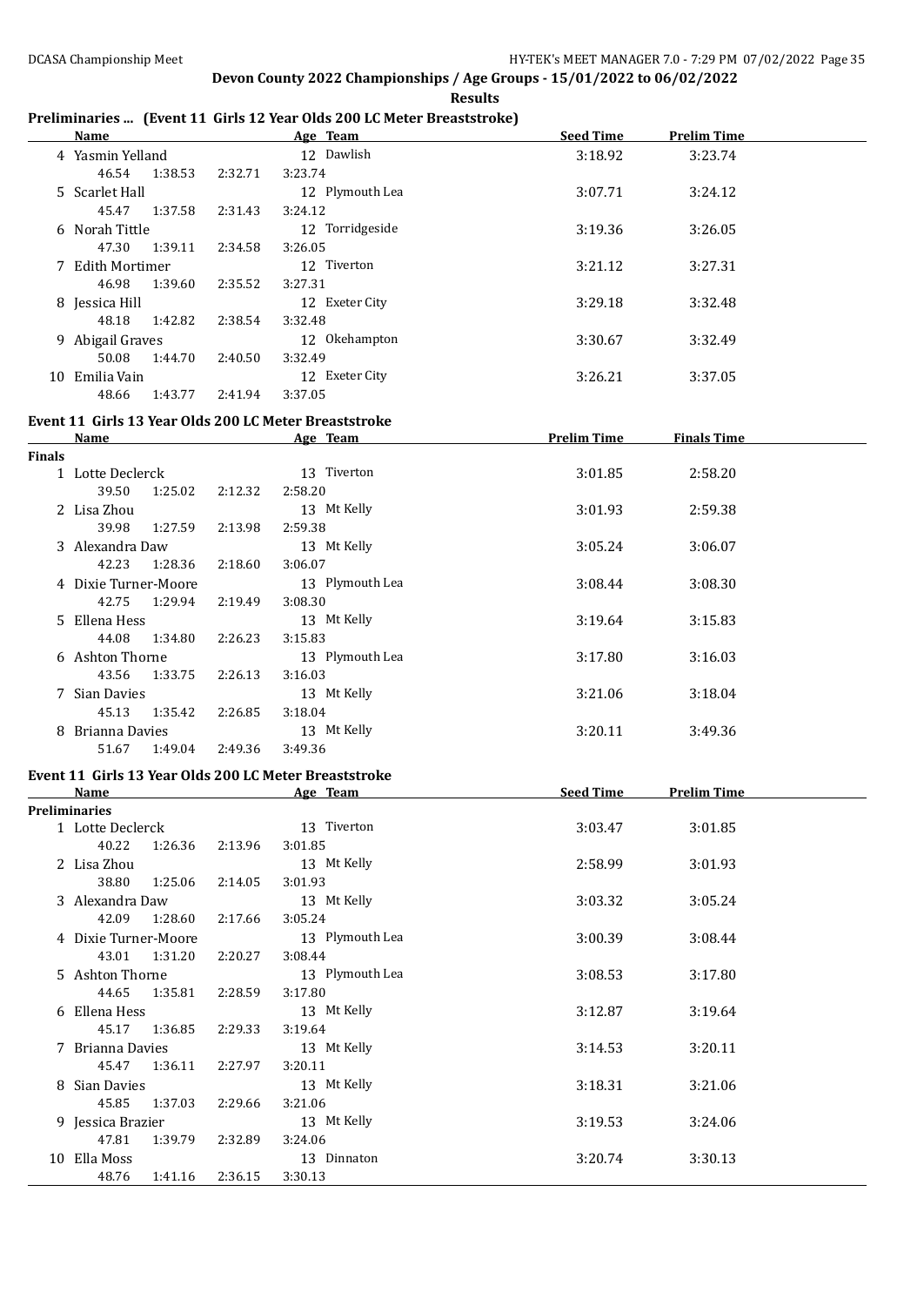**Devon County 2022 Championships / Age Groups - 15/01/2022 to 06/02/2022**

**Results**

## Preliminaries ... (Event 11 Girls 12 Year Olds 200 LC Meter Breaststroke)

| | Name | | | Age | Team | Seed Time | Prelim Time |
|---|---|---|---|---|---|---|---|
| 4 | Yasmin Yelland | | | 12 | Dawlish | 3:18.92 | 3:23.74 |
| | 46.54 | 1:38.53 | 2:32.71 | 3:23.74 | | | |
| 5 | Scarlet Hall | | | 12 | Plymouth Lea | 3:07.71 | 3:24.12 |
| | 45.47 | 1:37.58 | 2:31.43 | 3:24.12 | | | |
| 6 | Norah Tittle | | | 12 | Torridgeside | 3:19.36 | 3:26.05 |
| | 47.30 | 1:39.11 | 2:34.58 | 3:26.05 | | | |
| 7 | Edith Mortimer | | | 12 | Tiverton | 3:21.12 | 3:27.31 |
| | 46.98 | 1:39.60 | 2:35.52 | 3:27.31 | | | |
| 8 | Jessica Hill | | | 12 | Exeter City | 3:29.18 | 3:32.48 |
| | 48.18 | 1:42.82 | 2:38.54 | 3:32.48 | | | |
| 9 | Abigail Graves | | | 12 | Okehampton | 3:30.67 | 3:32.49 |
| | 50.08 | 1:44.70 | 2:40.50 | 3:32.49 | | | |
| 10 | Emilia Vain | | | 12 | Exeter City | 3:26.21 | 3:37.05 |
| | 48.66 | 1:43.77 | 2:41.94 | 3:37.05 | | | |

## Event 11 Girls 13 Year Olds 200 LC Meter Breaststroke

| | Name | | | Age | Team | Prelim Time | Finals Time |
|---|---|---|---|---|---|---|---|
| **Finals** | | | | | | | |
| 1 | Lotte Declerck | | | 13 | Tiverton | 3:01.85 | 2:58.20 |
| | 39.50 | 1:25.02 | 2:12.32 | 2:58.20 | | | |
| 2 | Lisa Zhou | | | 13 | Mt Kelly | 3:01.93 | 2:59.38 |
| | 39.98 | 1:27.59 | 2:13.98 | 2:59.38 | | | |
| 3 | Alexandra Daw | | | 13 | Mt Kelly | 3:05.24 | 3:06.07 |
| | 42.23 | 1:28.36 | 2:18.60 | 3:06.07 | | | |
| 4 | Dixie Turner-Moore | | | 13 | Plymouth Lea | 3:08.44 | 3:08.30 |
| | 42.75 | 1:29.94 | 2:19.49 | 3:08.30 | | | |
| 5 | Ellena Hess | | | 13 | Mt Kelly | 3:19.64 | 3:15.83 |
| | 44.08 | 1:34.80 | 2:26.23 | 3:15.83 | | | |
| 6 | Ashton Thorne | | | 13 | Plymouth Lea | 3:17.80 | 3:16.03 |
| | 43.56 | 1:33.75 | 2:26.13 | 3:16.03 | | | |
| 7 | Sian Davies | | | 13 | Mt Kelly | 3:21.06 | 3:18.04 |
| | 45.13 | 1:35.42 | 2:26.85 | 3:18.04 | | | |
| 8 | Brianna Davies | | | 13 | Mt Kelly | 3:20.11 | 3:49.36 |
| | 51.67 | 1:49.04 | 2:49.36 | 3:49.36 | | | |

## Event 11 Girls 13 Year Olds 200 LC Meter Breaststroke

| | Name | | | Age | Team | Seed Time | Prelim Time |
|---|---|---|---|---|---|---|---|
| **Preliminaries** | | | | | | | |
| 1 | Lotte Declerck | | | 13 | Tiverton | 3:03.47 | 3:01.85 |
| | 40.22 | 1:26.36 | 2:13.96 | 3:01.85 | | | |
| 2 | Lisa Zhou | | | 13 | Mt Kelly | 2:58.99 | 3:01.93 |
| | 38.80 | 1:25.06 | 2:14.05 | 3:01.93 | | | |
| 3 | Alexandra Daw | | | 13 | Mt Kelly | 3:03.32 | 3:05.24 |
| | 42.09 | 1:28.60 | 2:17.66 | 3:05.24 | | | |
| 4 | Dixie Turner-Moore | | | 13 | Plymouth Lea | 3:00.39 | 3:08.44 |
| | 43.01 | 1:31.20 | 2:20.27 | 3:08.44 | | | |
| 5 | Ashton Thorne | | | 13 | Plymouth Lea | 3:08.53 | 3:17.80 |
| | 44.65 | 1:35.81 | 2:28.59 | 3:17.80 | | | |
| 6 | Ellena Hess | | | 13 | Mt Kelly | 3:12.87 | 3:19.64 |
| | 45.17 | 1:36.85 | 2:29.33 | 3:19.64 | | | |
| 7 | Brianna Davies | | | 13 | Mt Kelly | 3:14.53 | 3:20.11 |
| | 45.47 | 1:36.11 | 2:27.97 | 3:20.11 | | | |
| 8 | Sian Davies | | | 13 | Mt Kelly | 3:18.31 | 3:21.06 |
| | 45.85 | 1:37.03 | 2:29.66 | 3:21.06 | | | |
| 9 | Jessica Brazier | | | 13 | Mt Kelly | 3:19.53 | 3:24.06 |
| | 47.81 | 1:39.79 | 2:32.89 | 3:24.06 | | | |
| 10 | Ella Moss | | | 13 | Dinnaton | 3:20.74 | 3:30.13 |
| | 48.76 | 1:41.16 | 2:36.15 | 3:30.13 | | | |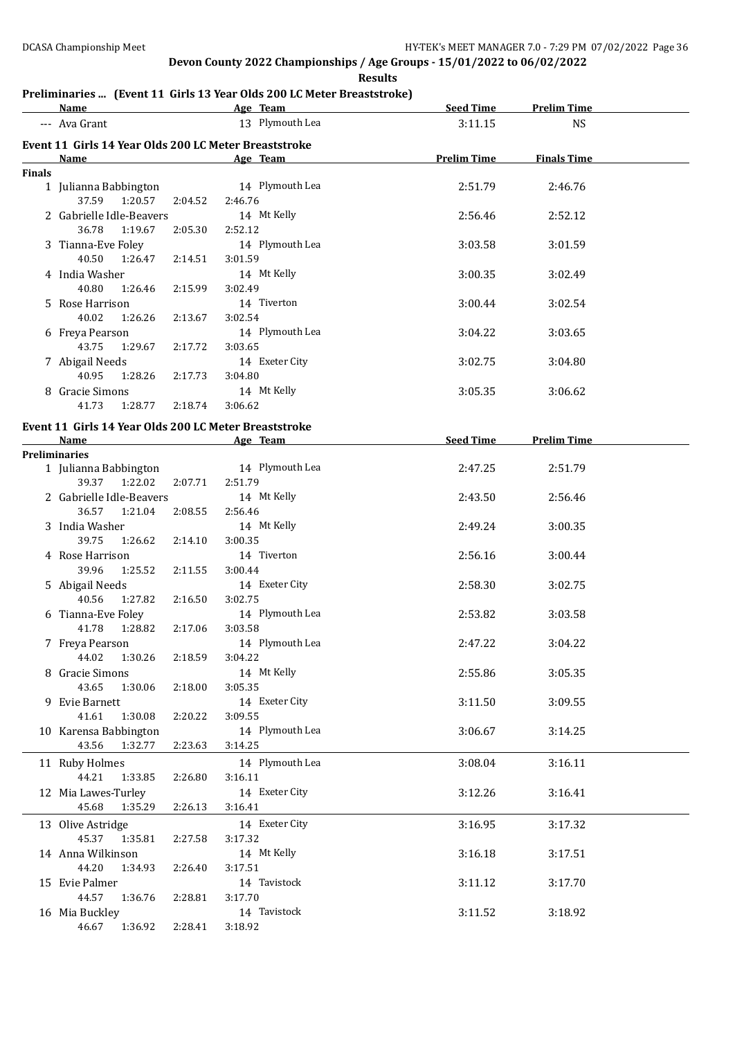## Devon County 2022 Championships / Age Groups - 15/01/2022 to 06/02/2022

**Results**

### Preliminaries ... (Event 11 Girls 13 Year Olds 200 LC Meter Breaststroke)

| | Name | Age | Team | Seed Time | Prelim Time |
|---|---|---|---|---|---|
| --- | Ava Grant | 13 | Plymouth Lea | 3:11.15 | NS |

### Event 11 Girls 14 Year Olds 200 LC Meter Breaststroke

| | Name | Age | Team | Prelim Time | Finals Time |
|---|---|---|---|---|---|
| **Finals** | | | | | |
| 1 | Julianna Babbington | 14 | Plymouth Lea | 2:51.79 | 2:46.76 |
| | 37.59 1:20.57 2:04.52 2:46.76 | | | | |
| 2 | Gabrielle Idle-Beavers | 14 | Mt Kelly | 2:56.46 | 2:52.12 |
| | 36.78 1:19.67 2:05.30 2:52.12 | | | | |
| 3 | Tianna-Eve Foley | 14 | Plymouth Lea | 3:03.58 | 3:01.59 |
| | 40.50 1:26.47 2:14.51 3:01.59 | | | | |
| 4 | India Washer | 14 | Mt Kelly | 3:00.35 | 3:02.49 |
| | 40.80 1:26.46 2:15.99 3:02.49 | | | | |
| 5 | Rose Harrison | 14 | Tiverton | 3:00.44 | 3:02.54 |
| | 40.02 1:26.26 2:13.67 3:02.54 | | | | |
| 6 | Freya Pearson | 14 | Plymouth Lea | 3:04.22 | 3:03.65 |
| | 43.75 1:29.67 2:17.72 3:03.65 | | | | |
| 7 | Abigail Needs | 14 | Exeter City | 3:02.75 | 3:04.80 |
| | 40.95 1:28.26 2:17.73 3:04.80 | | | | |
| 8 | Gracie Simons | 14 | Mt Kelly | 3:05.35 | 3:06.62 |
| | 41.73 1:28.77 2:18.74 3:06.62 | | | | |

### Event 11 Girls 14 Year Olds 200 LC Meter Breaststroke

| | Name | Age | Team | Seed Time | Prelim Time |
|---|---|---|---|---|---|
| **Preliminaries** | | | | | |
| 1 | Julianna Babbington | 14 | Plymouth Lea | 2:47.25 | 2:51.79 |
| | 39.37 1:22.02 2:07.71 2:51.79 | | | | |
| 2 | Gabrielle Idle-Beavers | 14 | Mt Kelly | 2:43.50 | 2:56.46 |
| | 36.57 1:21.04 2:08.55 2:56.46 | | | | |
| 3 | India Washer | 14 | Mt Kelly | 2:49.24 | 3:00.35 |
| | 39.75 1:26.62 2:14.10 3:00.35 | | | | |
| 4 | Rose Harrison | 14 | Tiverton | 2:56.16 | 3:00.44 |
| | 39.96 1:25.52 2:11.55 3:00.44 | | | | |
| 5 | Abigail Needs | 14 | Exeter City | 2:58.30 | 3:02.75 |
| | 40.56 1:27.82 2:16.50 3:02.75 | | | | |
| 6 | Tianna-Eve Foley | 14 | Plymouth Lea | 2:53.82 | 3:03.58 |
| | 41.78 1:28.82 2:17.06 3:03.58 | | | | |
| 7 | Freya Pearson | 14 | Plymouth Lea | 2:47.22 | 3:04.22 |
| | 44.02 1:30.26 2:18.59 3:04.22 | | | | |
| 8 | Gracie Simons | 14 | Mt Kelly | 2:55.86 | 3:05.35 |
| | 43.65 1:30.06 2:18.00 3:05.35 | | | | |
| 9 | Evie Barnett | 14 | Exeter City | 3:11.50 | 3:09.55 |
| | 41.61 1:30.08 2:20.22 3:09.55 | | | | |
| 10 | Karensa Babbington | 14 | Plymouth Lea | 3:06.67 | 3:14.25 |
| | 43.56 1:32.77 2:23.63 3:14.25 | | | | |
| 11 | Ruby Holmes | 14 | Plymouth Lea | 3:08.04 | 3:16.11 |
| | 44.21 1:33.85 2:26.80 3:16.11 | | | | |
| 12 | Mia Lawes-Turley | 14 | Exeter City | 3:12.26 | 3:16.41 |
| | 45.68 1:35.29 2:26.13 3:16.41 | | | | |
| 13 | Olive Astridge | 14 | Exeter City | 3:16.95 | 3:17.32 |
| | 45.37 1:35.81 2:27.58 3:17.32 | | | | |
| 14 | Anna Wilkinson | 14 | Mt Kelly | 3:16.18 | 3:17.51 |
| | 44.20 1:34.93 2:26.40 3:17.51 | | | | |
| 15 | Evie Palmer | 14 | Tavistock | 3:11.12 | 3:17.70 |
| | 44.57 1:36.76 2:28.81 3:17.70 | | | | |
| 16 | Mia Buckley | 14 | Tavistock | 3:11.52 | 3:18.92 |
| | 46.67 1:36.92 2:28.41 3:18.92 | | | | |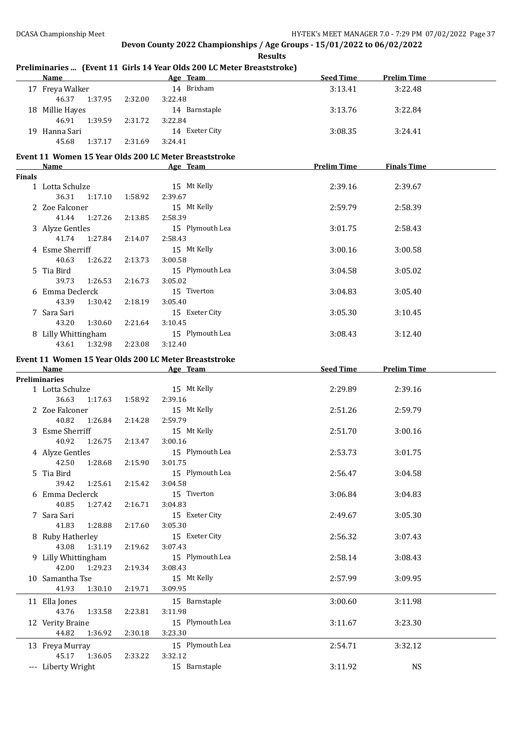Devon County 2022 Championships / Age Groups - 15/01/2022 to 06/02/2022

**Results**

### Preliminaries ... (Event 11 Girls 14 Year Olds 200 LC Meter Breaststroke)

| | Name | Age | Team | Seed Time | Prelim Time |
|---|---|---|---|---|---|
| 17 | Freya Walker | 14 | Brixham | 3:13.41 | 3:22.48 |
| | 46.37 1:37.95 2:32.00 3:22.48 | | | | |
| 18 | Millie Hayes | 14 | Barnstaple | 3:13.76 | 3:22.84 |
| | 46.91 1:39.59 2:31.72 3:22.84 | | | | |
| 19 | Hanna Sari | 14 | Exeter City | 3:08.35 | 3:24.41 |
| | 45.68 1:37.17 2:31.69 3:24.41 | | | | |

### Event 11 Women 15 Year Olds 200 LC Meter Breaststroke

| | Name | Age | Team | Prelim Time | Finals Time |
|---|---|---|---|---|---|
| **Finals** | | | | | |
| 1 | Lotta Schulze | 15 | Mt Kelly | 2:39.16 | 2:39.67 |
| | 36.31 1:17.10 1:58.92 2:39.67 | | | | |
| 2 | Zoe Falconer | 15 | Mt Kelly | 2:59.79 | 2:58.39 |
| | 41.44 1:27.26 2:13.85 2:58.39 | | | | |
| 3 | Alyze Gentles | 15 | Plymouth Lea | 3:01.75 | 2:58.43 |
| | 41.74 1:27.84 2:14.07 2:58.43 | | | | |
| 4 | Esme Sherriff | 15 | Mt Kelly | 3:00.16 | 3:00.58 |
| | 40.63 1:26.22 2:13.73 3:00.58 | | | | |
| 5 | Tia Bird | 15 | Plymouth Lea | 3:04.58 | 3:05.02 |
| | 39.73 1:26.53 2:16.73 3:05.02 | | | | |
| 6 | Emma Declerck | 15 | Tiverton | 3:04.83 | 3:05.40 |
| | 43.39 1:30.42 2:18.19 3:05.40 | | | | |
| 7 | Sara Sari | 15 | Exeter City | 3:05.30 | 3:10.45 |
| | 43.20 1:30.60 2:21.64 3:10.45 | | | | |
| 8 | Lilly Whittingham | 15 | Plymouth Lea | 3:08.43 | 3:12.40 |
| | 43.61 1:32.98 2:23.08 3:12.40 | | | | |

### Event 11 Women 15 Year Olds 200 LC Meter Breaststroke

| | Name | Age | Team | Seed Time | Prelim Time |
|---|---|---|---|---|---|
| **Preliminaries** | | | | | |
| 1 | Lotta Schulze | 15 | Mt Kelly | 2:29.89 | 2:39.16 |
| | 36.63 1:17.63 1:58.92 2:39.16 | | | | |
| 2 | Zoe Falconer | 15 | Mt Kelly | 2:51.26 | 2:59.79 |
| | 40.82 1:26.84 2:14.28 2:59.79 | | | | |
| 3 | Esme Sherriff | 15 | Mt Kelly | 2:51.70 | 3:00.16 |
| | 40.92 1:26.75 2:13.47 3:00.16 | | | | |
| 4 | Alyze Gentles | 15 | Plymouth Lea | 2:53.73 | 3:01.75 |
| | 42.50 1:28.68 2:15.90 3:01.75 | | | | |
| 5 | Tia Bird | 15 | Plymouth Lea | 2:56.47 | 3:04.58 |
| | 39.42 1:25.61 2:15.42 3:04.58 | | | | |
| 6 | Emma Declerck | 15 | Tiverton | 3:06.84 | 3:04.83 |
| | 40.85 1:27.42 2:16.71 3:04.83 | | | | |
| 7 | Sara Sari | 15 | Exeter City | 2:49.67 | 3:05.30 |
| | 41.83 1:28.88 2:17.60 3:05.30 | | | | |
| 8 | Ruby Hatherley | 15 | Exeter City | 2:56.32 | 3:07.43 |
| | 43.08 1:31.19 2:19.62 3:07.43 | | | | |
| 9 | Lilly Whittingham | 15 | Plymouth Lea | 2:58.14 | 3:08.43 |
| | 42.00 1:29.23 2:19.34 3:08.43 | | | | |
| 10 | Samantha Tse | 15 | Mt Kelly | 2:57.99 | 3:09.95 |
| | 41.93 1:30.10 2:19.71 3:09.95 | | | | |
| 11 | Ella Jones | 15 | Barnstaple | 3:00.60 | 3:11.98 |
| | 43.76 1:33.58 2:23.81 3:11.98 | | | | |
| 12 | Verity Braine | 15 | Plymouth Lea | 3:11.67 | 3:23.30 |
| | 44.82 1:36.92 2:30.18 3:23.30 | | | | |
| 13 | Freya Murray | 15 | Plymouth Lea | 2:54.71 | 3:32.12 |
| | 45.17 1:36.05 2:33.22 3:32.12 | | | | |
| --- | Liberty Wright | 15 | Barnstaple | 3:11.92 | NS |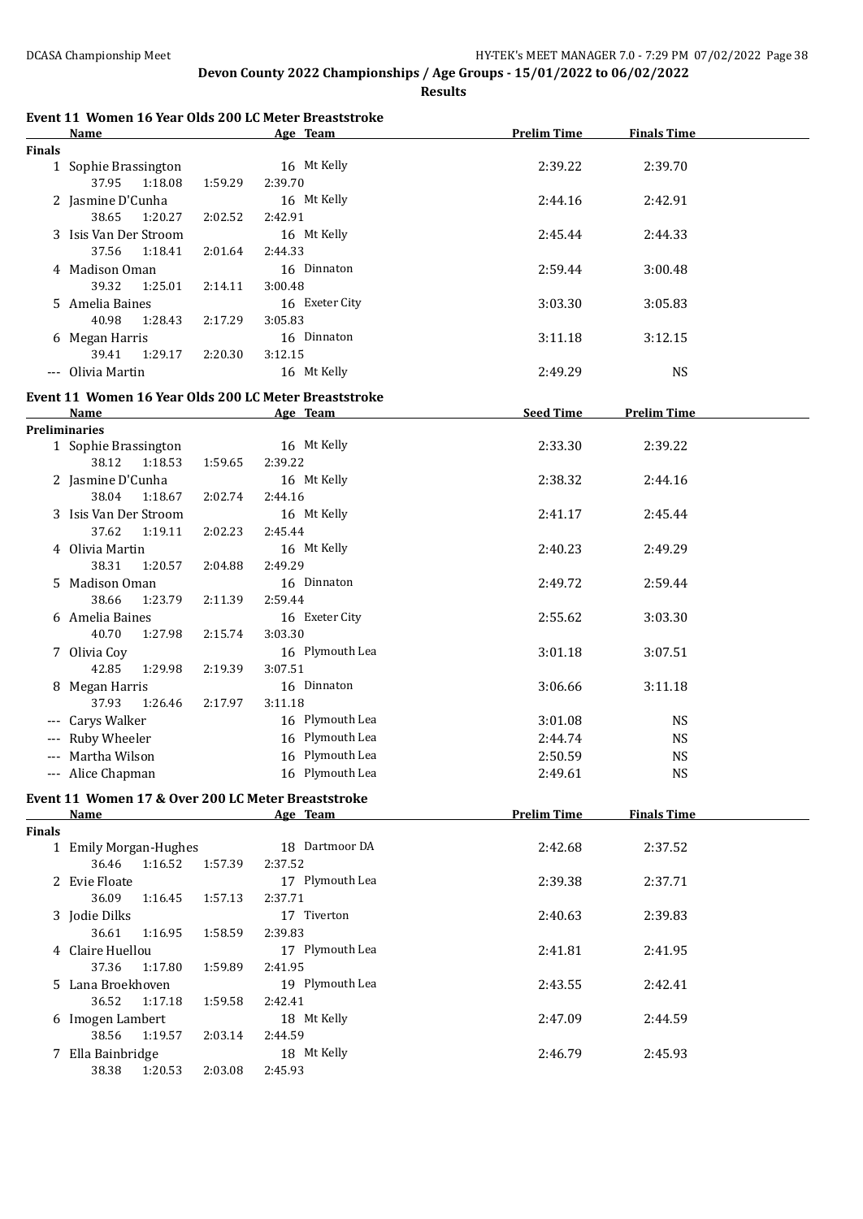# Devon County 2022 Championships / Age Groups - 15/01/2022 to 06/02/2022

**Results**

## Event 11 Women 16 Year Olds 200 LC Meter Breaststroke

| | Name | Age | Team | Prelim Time | Finals Time |
|---|---|---|---|---|---|
| **Finals** | | | | | |
| 1 | Sophie Brassington | 16 | Mt Kelly | 2:39.22 | 2:39.70 |
| | 37.95 1:18.08 1:59.29 2:39.70 | | | | |
| 2 | Jasmine D'Cunha | 16 | Mt Kelly | 2:44.16 | 2:42.91 |
| | 38.65 1:20.27 2:02.52 2:42.91 | | | | |
| 3 | Isis Van Der Stroom | 16 | Mt Kelly | 2:45.44 | 2:44.33 |
| | 37.56 1:18.41 2:01.64 2:44.33 | | | | |
| 4 | Madison Oman | 16 | Dinnaton | 2:59.44 | 3:00.48 |
| | 39.32 1:25.01 2:14.11 3:00.48 | | | | |
| 5 | Amelia Baines | 16 | Exeter City | 3:03.30 | 3:05.83 |
| | 40.98 1:28.43 2:17.29 3:05.83 | | | | |
| 6 | Megan Harris | 16 | Dinnaton | 3:11.18 | 3:12.15 |
| | 39.41 1:29.17 2:20.30 3:12.15 | | | | |
| --- | Olivia Martin | 16 | Mt Kelly | 2:49.29 | NS |

## Event 11 Women 16 Year Olds 200 LC Meter Breaststroke

| | Name | Age | Team | Seed Time | Prelim Time |
|---|---|---|---|---|---|
| **Preliminaries** | | | | | |
| 1 | Sophie Brassington | 16 | Mt Kelly | 2:33.30 | 2:39.22 |
| | 38.12 1:18.53 1:59.65 2:39.22 | | | | |
| 2 | Jasmine D'Cunha | 16 | Mt Kelly | 2:38.32 | 2:44.16 |
| | 38.04 1:18.67 2:02.74 2:44.16 | | | | |
| 3 | Isis Van Der Stroom | 16 | Mt Kelly | 2:41.17 | 2:45.44 |
| | 37.62 1:19.11 2:02.23 2:45.44 | | | | |
| 4 | Olivia Martin | 16 | Mt Kelly | 2:40.23 | 2:49.29 |
| | 38.31 1:20.57 2:04.88 2:49.29 | | | | |
| 5 | Madison Oman | 16 | Dinnaton | 2:49.72 | 2:59.44 |
| | 38.66 1:23.79 2:11.39 2:59.44 | | | | |
| 6 | Amelia Baines | 16 | Exeter City | 2:55.62 | 3:03.30 |
| | 40.70 1:27.98 2:15.74 3:03.30 | | | | |
| 7 | Olivia Coy | 16 | Plymouth Lea | 3:01.18 | 3:07.51 |
| | 42.85 1:29.98 2:19.39 3:07.51 | | | | |
| 8 | Megan Harris | 16 | Dinnaton | 3:06.66 | 3:11.18 |
| | 37.93 1:26.46 2:17.97 3:11.18 | | | | |
| --- | Carys Walker | 16 | Plymouth Lea | 3:01.08 | NS |
| --- | Ruby Wheeler | 16 | Plymouth Lea | 2:44.74 | NS |
| --- | Martha Wilson | 16 | Plymouth Lea | 2:50.59 | NS |
| --- | Alice Chapman | 16 | Plymouth Lea | 2:49.61 | NS |

## Event 11 Women 17 & Over 200 LC Meter Breaststroke

| | Name | Age | Team | Prelim Time | Finals Time |
|---|---|---|---|---|---|
| **Finals** | | | | | |
| 1 | Emily Morgan-Hughes | 18 | Dartmoor DA | 2:42.68 | 2:37.52 |
| | 36.46 1:16.52 1:57.39 2:37.52 | | | | |
| 2 | Evie Floate | 17 | Plymouth Lea | 2:39.38 | 2:37.71 |
| | 36.09 1:16.45 1:57.13 2:37.71 | | | | |
| 3 | Jodie Dilks | 17 | Tiverton | 2:40.63 | 2:39.83 |
| | 36.61 1:16.95 1:58.59 2:39.83 | | | | |
| 4 | Claire Huellou | 17 | Plymouth Lea | 2:41.81 | 2:41.95 |
| | 37.36 1:17.80 1:59.89 2:41.95 | | | | |
| 5 | Lana Broekhoven | 19 | Plymouth Lea | 2:43.55 | 2:42.41 |
| | 36.52 1:17.18 1:59.58 2:42.41 | | | | |
| 6 | Imogen Lambert | 18 | Mt Kelly | 2:47.09 | 2:44.59 |
| | 38.56 1:19.57 2:03.14 2:44.59 | | | | |
| 7 | Ella Bainbridge | 18 | Mt Kelly | 2:46.79 | 2:45.93 |
| | 38.38 1:20.53 2:03.08 2:45.93 | | | | |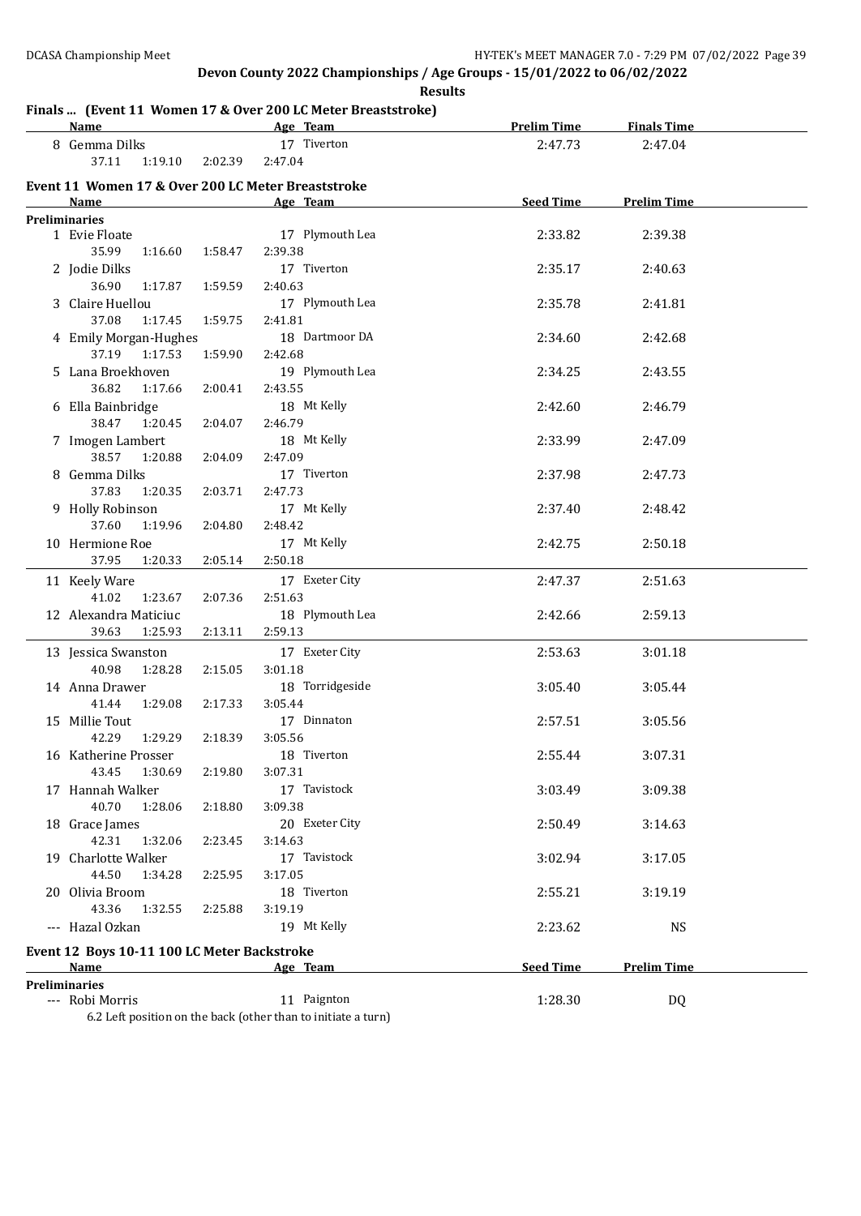## Devon County 2022 Championships / Age Groups - 15/01/2022 to 06/02/2022

**Results**

### Finals ... (Event 11 Women 17 & Over 200 LC Meter Breaststroke)

| Name | Age | Team | Prelim Time | Finals Time |
|---|---|---|---|---|
| 8 Gemma Dilks | 17 | Tiverton | 2:47.73 | 2:47.04 |
| 37.11   1:19.10   2:02.39   2:47.04 | | | | |

### Event 11 Women 17 & Over 200 LC Meter Breaststroke

| Name | Age | Team | Seed Time | Prelim Time |
|---|---|---|---|---|
| **Preliminaries** | | | | |
| 1 Evie Floate | 17 | Plymouth Lea | 2:33.82 | 2:39.38 |
| 35.99   1:16.60   1:58.47   2:39.38 | | | | |
| 2 Jodie Dilks | 17 | Tiverton | 2:35.17 | 2:40.63 |
| 36.90   1:17.87   1:59.59   2:40.63 | | | | |
| 3 Claire Huellou | 17 | Plymouth Lea | 2:35.78 | 2:41.81 |
| 37.08   1:17.45   1:59.75   2:41.81 | | | | |
| 4 Emily Morgan-Hughes | 18 | Dartmoor DA | 2:34.60 | 2:42.68 |
| 37.19   1:17.53   1:59.90   2:42.68 | | | | |
| 5 Lana Broekhoven | 19 | Plymouth Lea | 2:34.25 | 2:43.55 |
| 36.82   1:17.66   2:00.41   2:43.55 | | | | |
| 6 Ella Bainbridge | 18 | Mt Kelly | 2:42.60 | 2:46.79 |
| 38.47   1:20.45   2:04.07   2:46.79 | | | | |
| 7 Imogen Lambert | 18 | Mt Kelly | 2:33.99 | 2:47.09 |
| 38.57   1:20.88   2:04.09   2:47.09 | | | | |
| 8 Gemma Dilks | 17 | Tiverton | 2:37.98 | 2:47.73 |
| 37.83   1:20.35   2:03.71   2:47.73 | | | | |
| 9 Holly Robinson | 17 | Mt Kelly | 2:37.40 | 2:48.42 |
| 37.60   1:19.96   2:04.80   2:48.42 | | | | |
| 10 Hermione Roe | 17 | Mt Kelly | 2:42.75 | 2:50.18 |
| 37.95   1:20.33   2:05.14   2:50.18 | | | | |
| 11 Keely Ware | 17 | Exeter City | 2:47.37 | 2:51.63 |
| 41.02   1:23.67   2:07.36   2:51.63 | | | | |
| 12 Alexandra Maticiuc | 18 | Plymouth Lea | 2:42.66 | 2:59.13 |
| 39.63   1:25.93   2:13.11   2:59.13 | | | | |
| 13 Jessica Swanston | 17 | Exeter City | 2:53.63 | 3:01.18 |
| 40.98   1:28.28   2:15.05   3:01.18 | | | | |
| 14 Anna Drawer | 18 | Torridgeside | 3:05.40 | 3:05.44 |
| 41.44   1:29.08   2:17.33   3:05.44 | | | | |
| 15 Millie Tout | 17 | Dinnaton | 2:57.51 | 3:05.56 |
| 42.29   1:29.29   2:18.39   3:05.56 | | | | |
| 16 Katherine Prosser | 18 | Tiverton | 2:55.44 | 3:07.31 |
| 43.45   1:30.69   2:19.80   3:07.31 | | | | |
| 17 Hannah Walker | 17 | Tavistock | 3:03.49 | 3:09.38 |
| 40.70   1:28.06   2:18.80   3:09.38 | | | | |
| 18 Grace James | 20 | Exeter City | 2:50.49 | 3:14.63 |
| 42.31   1:32.06   2:23.45   3:14.63 | | | | |
| 19 Charlotte Walker | 17 | Tavistock | 3:02.94 | 3:17.05 |
| 44.50   1:34.28   2:25.95   3:17.05 | | | | |
| 20 Olivia Broom | 18 | Tiverton | 2:55.21 | 3:19.19 |
| 43.36   1:32.55   2:25.88   3:19.19 | | | | |
| --- Hazal Ozkan | 19 | Mt Kelly | 2:23.62 | NS |

### Event 12 Boys 10-11 100 LC Meter Backstroke

| Name | Age | Team | Seed Time | Prelim Time |
|---|---|---|---|---|
| **Preliminaries** | | | | |
| --- Robi Morris | 11 | Paignton | 1:28.30 | DQ |
| 6.2 Left position on the back (other than to initiate a turn) | | | | |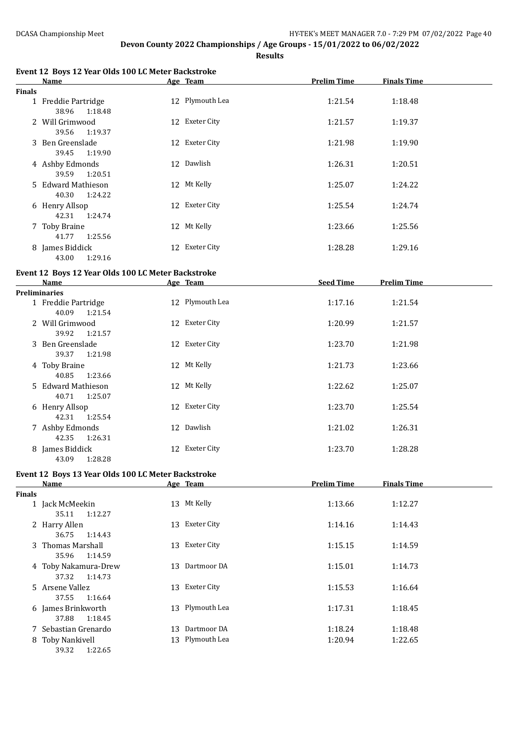# Devon County 2022 Championships / Age Groups - 15/01/2022 to 06/02/2022

**Results**

## Event 12 Boys 12 Year Olds 100 LC Meter Backstroke

| | Name | Age | Team | Prelim Time | Finals Time |
|---|---|---|---|---|---|
| **Finals** | | | | | |
| 1 | Freddie Partridge | 12 | Plymouth Lea | 1:21.54 | 1:18.48 |
| | 38.96 1:18.48 | | | | |
| 2 | Will Grimwood | 12 | Exeter City | 1:21.57 | 1:19.37 |
| | 39.56 1:19.37 | | | | |
| 3 | Ben Greenslade | 12 | Exeter City | 1:21.98 | 1:19.90 |
| | 39.45 1:19.90 | | | | |
| 4 | Ashby Edmonds | 12 | Dawlish | 1:26.31 | 1:20.51 |
| | 39.59 1:20.51 | | | | |
| 5 | Edward Mathieson | 12 | Mt Kelly | 1:25.07 | 1:24.22 |
| | 40.30 1:24.22 | | | | |
| 6 | Henry Allsop | 12 | Exeter City | 1:25.54 | 1:24.74 |
| | 42.31 1:24.74 | | | | |
| 7 | Toby Braine | 12 | Mt Kelly | 1:23.66 | 1:25.56 |
| | 41.77 1:25.56 | | | | |
| 8 | James Biddick | 12 | Exeter City | 1:28.28 | 1:29.16 |
| | 43.00 1:29.16 | | | | |

## Event 12 Boys 12 Year Olds 100 LC Meter Backstroke

| | Name | Age | Team | Seed Time | Prelim Time |
|---|---|---|---|---|---|
| **Preliminaries** | | | | | |
| 1 | Freddie Partridge | 12 | Plymouth Lea | 1:17.16 | 1:21.54 |
| | 40.09 1:21.54 | | | | |
| 2 | Will Grimwood | 12 | Exeter City | 1:20.99 | 1:21.57 |
| | 39.92 1:21.57 | | | | |
| 3 | Ben Greenslade | 12 | Exeter City | 1:23.70 | 1:21.98 |
| | 39.37 1:21.98 | | | | |
| 4 | Toby Braine | 12 | Mt Kelly | 1:21.73 | 1:23.66 |
| | 40.85 1:23.66 | | | | |
| 5 | Edward Mathieson | 12 | Mt Kelly | 1:22.62 | 1:25.07 |
| | 40.71 1:25.07 | | | | |
| 6 | Henry Allsop | 12 | Exeter City | 1:23.70 | 1:25.54 |
| | 42.31 1:25.54 | | | | |
| 7 | Ashby Edmonds | 12 | Dawlish | 1:21.02 | 1:26.31 |
| | 42.35 1:26.31 | | | | |
| 8 | James Biddick | 12 | Exeter City | 1:23.70 | 1:28.28 |
| | 43.09 1:28.28 | | | | |

## Event 12 Boys 13 Year Olds 100 LC Meter Backstroke

| | Name | Age | Team | Prelim Time | Finals Time |
|---|---|---|---|---|---|
| **Finals** | | | | | |
| 1 | Jack McMeekin | 13 | Mt Kelly | 1:13.66 | 1:12.27 |
| | 35.11 1:12.27 | | | | |
| 2 | Harry Allen | 13 | Exeter City | 1:14.16 | 1:14.43 |
| | 36.75 1:14.43 | | | | |
| 3 | Thomas Marshall | 13 | Exeter City | 1:15.15 | 1:14.59 |
| | 35.96 1:14.59 | | | | |
| 4 | Toby Nakamura-Drew | 13 | Dartmoor DA | 1:15.01 | 1:14.73 |
| | 37.32 1:14.73 | | | | |
| 5 | Arsene Vallez | 13 | Exeter City | 1:15.53 | 1:16.64 |
| | 37.55 1:16.64 | | | | |
| 6 | James Brinkworth | 13 | Plymouth Lea | 1:17.31 | 1:18.45 |
| | 37.88 1:18.45 | | | | |
| 7 | Sebastian Grenardo | 13 | Dartmoor DA | 1:18.24 | 1:18.48 |
| 8 | Toby Nankivell | 13 | Plymouth Lea | 1:20.94 | 1:22.65 |
| | 39.32 1:22.65 | | | | |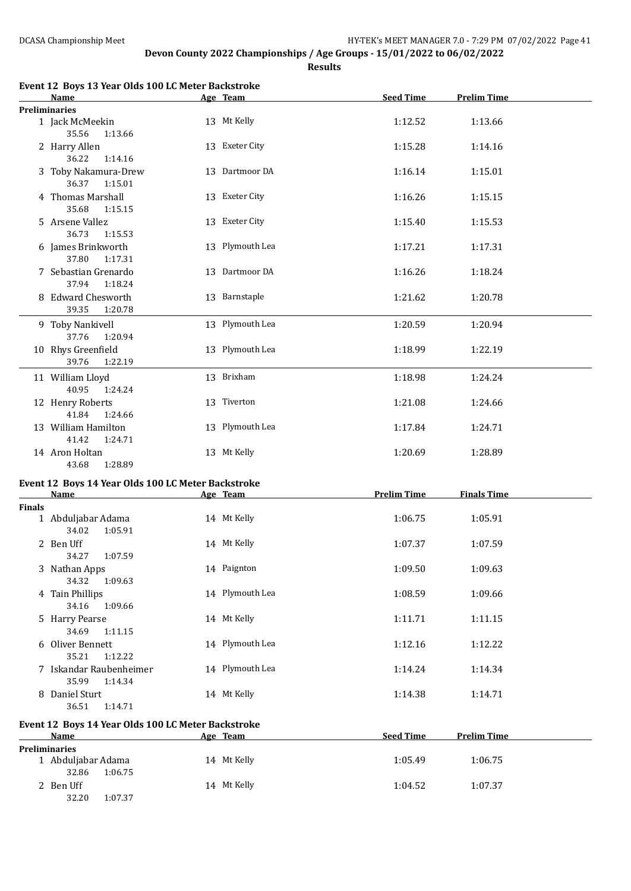DCASA Championship Meet

**Devon County 2022 Championships / Age Groups - 15/01/2022 to 06/02/2022**

**Results**

### Event 12 Boys 13 Year Olds 100 LC Meter Backstroke

| | Name | Age | Team | Seed Time | Prelim Time |
|---|---|---|---|---|---|
| **Preliminaries** | | | | | |
| 1 | Jack McMeekin | 13 | Mt Kelly | 1:12.52 | 1:13.66 |
| | 35.56 1:13.66 | | | | |
| 2 | Harry Allen | 13 | Exeter City | 1:15.28 | 1:14.16 |
| | 36.22 1:14.16 | | | | |
| 3 | Toby Nakamura-Drew | 13 | Dartmoor DA | 1:16.14 | 1:15.01 |
| | 36.37 1:15.01 | | | | |
| 4 | Thomas Marshall | 13 | Exeter City | 1:16.26 | 1:15.15 |
| | 35.68 1:15.15 | | | | |
| 5 | Arsene Vallez | 13 | Exeter City | 1:15.40 | 1:15.53 |
| | 36.73 1:15.53 | | | | |
| 6 | James Brinkworth | 13 | Plymouth Lea | 1:17.21 | 1:17.31 |
| | 37.80 1:17.31 | | | | |
| 7 | Sebastian Grenardo | 13 | Dartmoor DA | 1:16.26 | 1:18.24 |
| | 37.94 1:18.24 | | | | |
| 8 | Edward Chesworth | 13 | Barnstaple | 1:21.62 | 1:20.78 |
| | 39.35 1:20.78 | | | | |
| 9 | Toby Nankivell | 13 | Plymouth Lea | 1:20.59 | 1:20.94 |
| | 37.76 1:20.94 | | | | |
| 10 | Rhys Greenfield | 13 | Plymouth Lea | 1:18.99 | 1:22.19 |
| | 39.76 1:22.19 | | | | |
| 11 | William Lloyd | 13 | Brixham | 1:18.98 | 1:24.24 |
| | 40.95 1:24.24 | | | | |
| 12 | Henry Roberts | 13 | Tiverton | 1:21.08 | 1:24.66 |
| | 41.84 1:24.66 | | | | |
| 13 | William Hamilton | 13 | Plymouth Lea | 1:17.84 | 1:24.71 |
| | 41.42 1:24.71 | | | | |
| 14 | Aron Holtan | 13 | Mt Kelly | 1:20.69 | 1:28.89 |
| | 43.68 1:28.89 | | | | |

### Event 12 Boys 14 Year Olds 100 LC Meter Backstroke

| | Name | Age | Team | Prelim Time | Finals Time |
|---|---|---|---|---|---|
| **Finals** | | | | | |
| 1 | Abduljabar Adama | 14 | Mt Kelly | 1:06.75 | 1:05.91 |
| | 34.02 1:05.91 | | | | |
| 2 | Ben Uff | 14 | Mt Kelly | 1:07.37 | 1:07.59 |
| | 34.27 1:07.59 | | | | |
| 3 | Nathan Apps | 14 | Paignton | 1:09.50 | 1:09.63 |
| | 34.32 1:09.63 | | | | |
| 4 | Tain Phillips | 14 | Plymouth Lea | 1:08.59 | 1:09.66 |
| | 34.16 1:09.66 | | | | |
| 5 | Harry Pearse | 14 | Mt Kelly | 1:11.71 | 1:11.15 |
| | 34.69 1:11.15 | | | | |
| 6 | Oliver Bennett | 14 | Plymouth Lea | 1:12.16 | 1:12.22 |
| | 35.21 1:12.22 | | | | |
| 7 | Iskandar Raubenheimer | 14 | Plymouth Lea | 1:14.24 | 1:14.34 |
| | 35.99 1:14.34 | | | | |
| 8 | Daniel Sturt | 14 | Mt Kelly | 1:14.38 | 1:14.71 |
| | 36.51 1:14.71 | | | | |

### Event 12 Boys 14 Year Olds 100 LC Meter Backstroke

| | Name | Age | Team | Seed Time | Prelim Time |
|---|---|---|---|---|---|
| **Preliminaries** | | | | | |
| 1 | Abduljabar Adama | 14 | Mt Kelly | 1:05.49 | 1:06.75 |
| | 32.86 1:06.75 | | | | |
| 2 | Ben Uff | 14 | Mt Kelly | 1:04.52 | 1:07.37 |
| | 32.20 1:07.37 | | | | |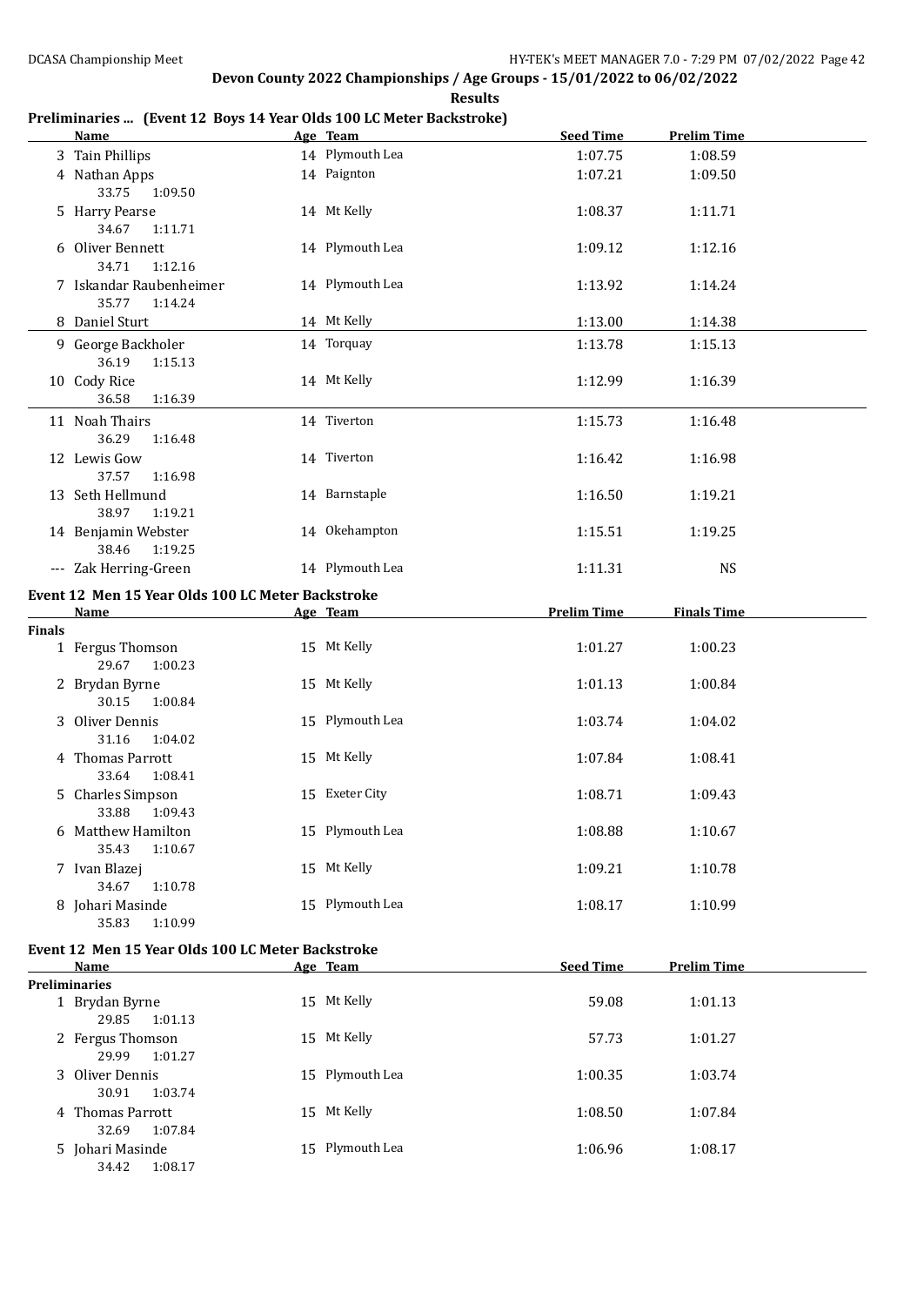## Devon County 2022 Championships / Age Groups - 15/01/2022 to 06/02/2022

**Results**

### Preliminaries ... (Event 12 Boys 14 Year Olds 100 LC Meter Backstroke)

| | Name | Age | Team | Seed Time | Prelim Time |
|---|---|---|---|---|---|
| 3 | Tain Phillips | 14 | Plymouth Lea | 1:07.75 | 1:08.59 |
| 4 | Nathan Apps | 14 | Paignton | 1:07.21 | 1:09.50 |
| | 33.75 1:09.50 | | | | |
| 5 | Harry Pearse | 14 | Mt Kelly | 1:08.37 | 1:11.71 |
| | 34.67 1:11.71 | | | | |
| 6 | Oliver Bennett | 14 | Plymouth Lea | 1:09.12 | 1:12.16 |
| | 34.71 1:12.16 | | | | |
| 7 | Iskandar Raubenheimer | 14 | Plymouth Lea | 1:13.92 | 1:14.24 |
| | 35.77 1:14.24 | | | | |
| 8 | Daniel Sturt | 14 | Mt Kelly | 1:13.00 | 1:14.38 |
| 9 | George Backholer | 14 | Torquay | 1:13.78 | 1:15.13 |
| | 36.19 1:15.13 | | | | |
| 10 | Cody Rice | 14 | Mt Kelly | 1:12.99 | 1:16.39 |
| | 36.58 1:16.39 | | | | |
| 11 | Noah Thairs | 14 | Tiverton | 1:15.73 | 1:16.48 |
| | 36.29 1:16.48 | | | | |
| 12 | Lewis Gow | 14 | Tiverton | 1:16.42 | 1:16.98 |
| | 37.57 1:16.98 | | | | |
| 13 | Seth Hellmund | 14 | Barnstaple | 1:16.50 | 1:19.21 |
| | 38.97 1:19.21 | | | | |
| 14 | Benjamin Webster | 14 | Okehampton | 1:15.51 | 1:19.25 |
| | 38.46 1:19.25 | | | | |
| --- | Zak Herring-Green | 14 | Plymouth Lea | 1:11.31 | NS |

### Event 12 Men 15 Year Olds 100 LC Meter Backstroke

| | Name | Age | Team | Prelim Time | Finals Time |
|---|---|---|---|---|---|
| **Finals** | | | | | |
| 1 | Fergus Thomson | 15 | Mt Kelly | 1:01.27 | 1:00.23 |
| | 29.67 1:00.23 | | | | |
| 2 | Brydan Byrne | 15 | Mt Kelly | 1:01.13 | 1:00.84 |
| | 30.15 1:00.84 | | | | |
| 3 | Oliver Dennis | 15 | Plymouth Lea | 1:03.74 | 1:04.02 |
| | 31.16 1:04.02 | | | | |
| 4 | Thomas Parrott | 15 | Mt Kelly | 1:07.84 | 1:08.41 |
| | 33.64 1:08.41 | | | | |
| 5 | Charles Simpson | 15 | Exeter City | 1:08.71 | 1:09.43 |
| | 33.88 1:09.43 | | | | |
| 6 | Matthew Hamilton | 15 | Plymouth Lea | 1:08.88 | 1:10.67 |
| | 35.43 1:10.67 | | | | |
| 7 | Ivan Blazej | 15 | Mt Kelly | 1:09.21 | 1:10.78 |
| | 34.67 1:10.78 | | | | |
| 8 | Johari Masinde | 15 | Plymouth Lea | 1:08.17 | 1:10.99 |
| | 35.83 1:10.99 | | | | |

### Event 12 Men 15 Year Olds 100 LC Meter Backstroke

| | Name | Age | Team | Seed Time | Prelim Time |
|---|---|---|---|---|---|
| **Preliminaries** | | | | | |
| 1 | Brydan Byrne | 15 | Mt Kelly | 59.08 | 1:01.13 |
| | 29.85 1:01.13 | | | | |
| 2 | Fergus Thomson | 15 | Mt Kelly | 57.73 | 1:01.27 |
| | 29.99 1:01.27 | | | | |
| 3 | Oliver Dennis | 15 | Plymouth Lea | 1:00.35 | 1:03.74 |
| | 30.91 1:03.74 | | | | |
| 4 | Thomas Parrott | 15 | Mt Kelly | 1:08.50 | 1:07.84 |
| | 32.69 1:07.84 | | | | |
| 5 | Johari Masinde | 15 | Plymouth Lea | 1:06.96 | 1:08.17 |
| | 34.42 1:08.17 | | | | |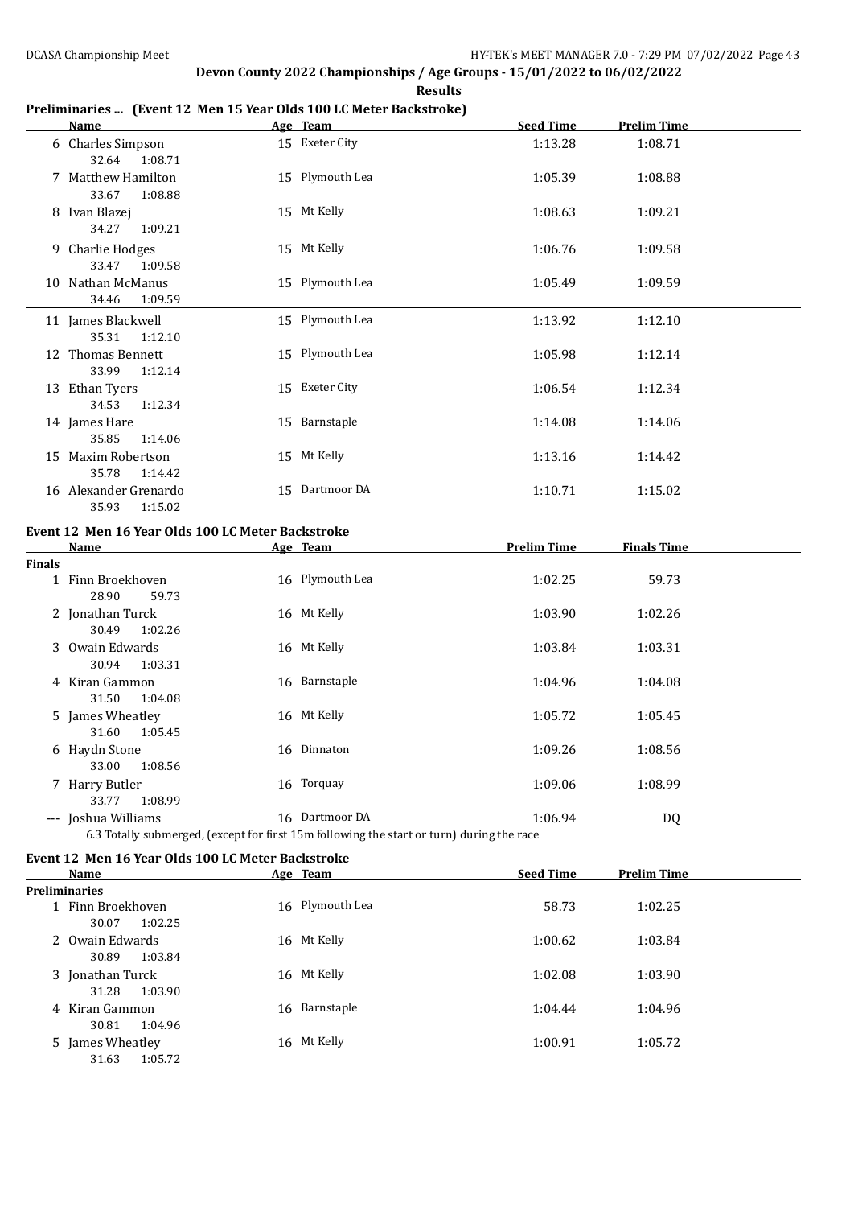## Devon County 2022 Championships / Age Groups - 15/01/2022 to 06/02/2022

**Results**

### Preliminaries ... (Event 12 Men 15 Year Olds 100 LC Meter Backstroke)

| | Name | Age | Team | Seed Time | Prelim Time |
|---|---|---|---|---|---|
| 6 | Charles Simpson | 15 | Exeter City | 1:13.28 | 1:08.71 |
| | 32.64 1:08.71 | | | | |
| 7 | Matthew Hamilton | 15 | Plymouth Lea | 1:05.39 | 1:08.88 |
| | 33.67 1:08.88 | | | | |
| 8 | Ivan Blazej | 15 | Mt Kelly | 1:08.63 | 1:09.21 |
| | 34.27 1:09.21 | | | | |
| 9 | Charlie Hodges | 15 | Mt Kelly | 1:06.76 | 1:09.58 |
| | 33.47 1:09.58 | | | | |
| 10 | Nathan McManus | 15 | Plymouth Lea | 1:05.49 | 1:09.59 |
| | 34.46 1:09.59 | | | | |
| 11 | James Blackwell | 15 | Plymouth Lea | 1:13.92 | 1:12.10 |
| | 35.31 1:12.10 | | | | |
| 12 | Thomas Bennett | 15 | Plymouth Lea | 1:05.98 | 1:12.14 |
| | 33.99 1:12.14 | | | | |
| 13 | Ethan Tyers | 15 | Exeter City | 1:06.54 | 1:12.34 |
| | 34.53 1:12.34 | | | | |
| 14 | James Hare | 15 | Barnstaple | 1:14.08 | 1:14.06 |
| | 35.85 1:14.06 | | | | |
| 15 | Maxim Robertson | 15 | Mt Kelly | 1:13.16 | 1:14.42 |
| | 35.78 1:14.42 | | | | |
| 16 | Alexander Grenardo | 15 | Dartmoor DA | 1:10.71 | 1:15.02 |
| | 35.93 1:15.02 | | | | |

### Event 12 Men 16 Year Olds 100 LC Meter Backstroke

| | Name | Age | Team | Prelim Time | Finals Time |
|---|---|---|---|---|---|
| **Finals** | | | | | |
| 1 | Finn Broekhoven | 16 | Plymouth Lea | 1:02.25 | 59.73 |
| | 28.90 59.73 | | | | |
| 2 | Jonathan Turck | 16 | Mt Kelly | 1:03.90 | 1:02.26 |
| | 30.49 1:02.26 | | | | |
| 3 | Owain Edwards | 16 | Mt Kelly | 1:03.84 | 1:03.31 |
| | 30.94 1:03.31 | | | | |
| 4 | Kiran Gammon | 16 | Barnstaple | 1:04.96 | 1:04.08 |
| | 31.50 1:04.08 | | | | |
| 5 | James Wheatley | 16 | Mt Kelly | 1:05.72 | 1:05.45 |
| | 31.60 1:05.45 | | | | |
| 6 | Haydn Stone | 16 | Dinnaton | 1:09.26 | 1:08.56 |
| | 33.00 1:08.56 | | | | |
| 7 | Harry Butler | 16 | Torquay | 1:09.06 | 1:08.99 |
| | 33.77 1:08.99 | | | | |
| --- | Joshua Williams | 16 | Dartmoor DA | 1:06.94 | DQ |
| | 6.3 Totally submerged, (except for first 15m following the start or turn) during the race | | | | |

### Event 12 Men 16 Year Olds 100 LC Meter Backstroke

| | Name | Age | Team | Seed Time | Prelim Time |
|---|---|---|---|---|---|
| **Preliminaries** | | | | | |
| 1 | Finn Broekhoven | 16 | Plymouth Lea | 58.73 | 1:02.25 |
| | 30.07 1:02.25 | | | | |
| 2 | Owain Edwards | 16 | Mt Kelly | 1:00.62 | 1:03.84 |
| | 30.89 1:03.84 | | | | |
| 3 | Jonathan Turck | 16 | Mt Kelly | 1:02.08 | 1:03.90 |
| | 31.28 1:03.90 | | | | |
| 4 | Kiran Gammon | 16 | Barnstaple | 1:04.44 | 1:04.96 |
| | 30.81 1:04.96 | | | | |
| 5 | James Wheatley | 16 | Mt Kelly | 1:00.91 | 1:05.72 |
| | 31.63 1:05.72 | | | | |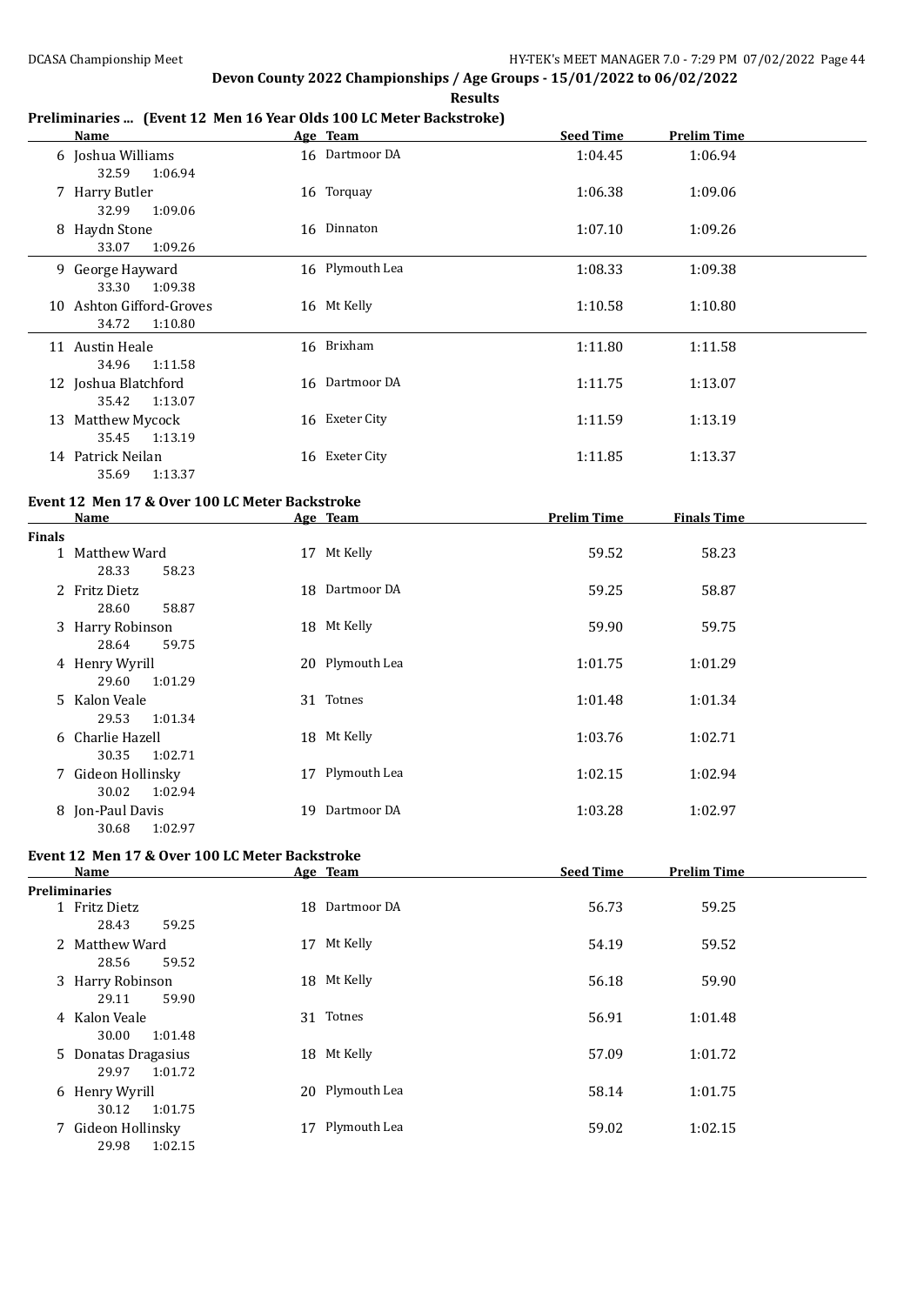## Devon County 2022 Championships / Age Groups - 15/01/2022 to 06/02/2022

**Results**

### Preliminaries ... (Event 12 Men 16 Year Olds 100 LC Meter Backstroke)

| | Name | Age | Team | Seed Time | Prelim Time |
|---|---|---|---|---|---|
| 6 | Joshua Williams | 16 | Dartmoor DA | 1:04.45 | 1:06.94 |
| | 32.59 1:06.94 | | | | |
| 7 | Harry Butler | 16 | Torquay | 1:06.38 | 1:09.06 |
| | 32.99 1:09.06 | | | | |
| 8 | Haydn Stone | 16 | Dinnaton | 1:07.10 | 1:09.26 |
| | 33.07 1:09.26 | | | | |
| 9 | George Hayward | 16 | Plymouth Lea | 1:08.33 | 1:09.38 |
| | 33.30 1:09.38 | | | | |
| 10 | Ashton Gifford-Groves | 16 | Mt Kelly | 1:10.58 | 1:10.80 |
| | 34.72 1:10.80 | | | | |
| 11 | Austin Heale | 16 | Brixham | 1:11.80 | 1:11.58 |
| | 34.96 1:11.58 | | | | |
| 12 | Joshua Blatchford | 16 | Dartmoor DA | 1:11.75 | 1:13.07 |
| | 35.42 1:13.07 | | | | |
| 13 | Matthew Mycock | 16 | Exeter City | 1:11.59 | 1:13.19 |
| | 35.45 1:13.19 | | | | |
| 14 | Patrick Neilan | 16 | Exeter City | 1:11.85 | 1:13.37 |
| | 35.69 1:13.37 | | | | |

### Event 12 Men 17 & Over 100 LC Meter Backstroke

| | Name | Age | Team | Prelim Time | Finals Time |
|---|---|---|---|---|---|
| **Finals** | | | | | |
| 1 | Matthew Ward | 17 | Mt Kelly | 59.52 | 58.23 |
| | 28.33 58.23 | | | | |
| 2 | Fritz Dietz | 18 | Dartmoor DA | 59.25 | 58.87 |
| | 28.60 58.87 | | | | |
| 3 | Harry Robinson | 18 | Mt Kelly | 59.90 | 59.75 |
| | 28.64 59.75 | | | | |
| 4 | Henry Wyrill | 20 | Plymouth Lea | 1:01.75 | 1:01.29 |
| | 29.60 1:01.29 | | | | |
| 5 | Kalon Veale | 31 | Totnes | 1:01.48 | 1:01.34 |
| | 29.53 1:01.34 | | | | |
| 6 | Charlie Hazell | 18 | Mt Kelly | 1:03.76 | 1:02.71 |
| | 30.35 1:02.71 | | | | |
| 7 | Gideon Hollinsky | 17 | Plymouth Lea | 1:02.15 | 1:02.94 |
| | 30.02 1:02.94 | | | | |
| 8 | Jon-Paul Davis | 19 | Dartmoor DA | 1:03.28 | 1:02.97 |
| | 30.68 1:02.97 | | | | |

### Event 12 Men 17 & Over 100 LC Meter Backstroke

| | Name | Age | Team | Seed Time | Prelim Time |
|---|---|---|---|---|---|
| **Preliminaries** | | | | | |
| 1 | Fritz Dietz | 18 | Dartmoor DA | 56.73 | 59.25 |
| | 28.43 59.25 | | | | |
| 2 | Matthew Ward | 17 | Mt Kelly | 54.19 | 59.52 |
| | 28.56 59.52 | | | | |
| 3 | Harry Robinson | 18 | Mt Kelly | 56.18 | 59.90 |
| | 29.11 59.90 | | | | |
| 4 | Kalon Veale | 31 | Totnes | 56.91 | 1:01.48 |
| | 30.00 1:01.48 | | | | |
| 5 | Donatas Dragasius | 18 | Mt Kelly | 57.09 | 1:01.72 |
| | 29.97 1:01.72 | | | | |
| 6 | Henry Wyrill | 20 | Plymouth Lea | 58.14 | 1:01.75 |
| | 30.12 1:01.75 | | | | |
| 7 | Gideon Hollinsky | 17 | Plymouth Lea | 59.02 | 1:02.15 |
| | 29.98 1:02.15 | | | | |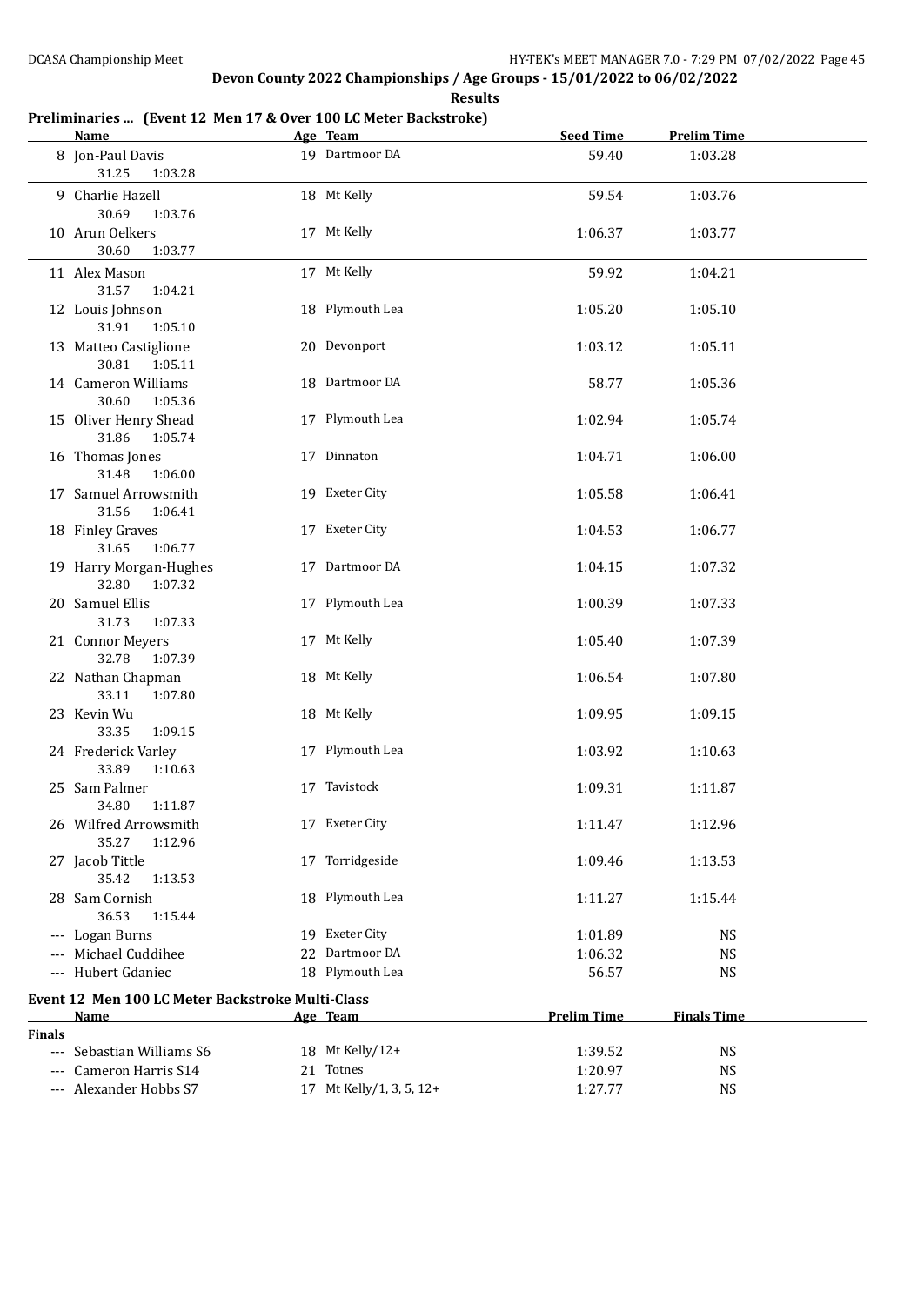## Devon County 2022 Championships / Age Groups - 15/01/2022 to 06/02/2022

**Results**

### Preliminaries ... (Event 12 Men 17 & Over 100 LC Meter Backstroke)

| Name | Age | Team | Seed Time | Prelim Time |
|---|---|---|---|---|
| 8 Jon-Paul Davis | 19 | Dartmoor DA | 59.40 | 1:03.28 |
| 31.25 1:03.28 | | | | |
| 9 Charlie Hazell | 18 | Mt Kelly | 59.54 | 1:03.76 |
| 30.69 1:03.76 | | | | |
| 10 Arun Oelkers | 17 | Mt Kelly | 1:06.37 | 1:03.77 |
| 30.60 1:03.77 | | | | |
| 11 Alex Mason | 17 | Mt Kelly | 59.92 | 1:04.21 |
| 31.57 1:04.21 | | | | |
| 12 Louis Johnson | 18 | Plymouth Lea | 1:05.20 | 1:05.10 |
| 31.91 1:05.10 | | | | |
| 13 Matteo Castiglione | 20 | Devonport | 1:03.12 | 1:05.11 |
| 30.81 1:05.11 | | | | |
| 14 Cameron Williams | 18 | Dartmoor DA | 58.77 | 1:05.36 |
| 30.60 1:05.36 | | | | |
| 15 Oliver Henry Shead | 17 | Plymouth Lea | 1:02.94 | 1:05.74 |
| 31.86 1:05.74 | | | | |
| 16 Thomas Jones | 17 | Dinnaton | 1:04.71 | 1:06.00 |
| 31.48 1:06.00 | | | | |
| 17 Samuel Arrowsmith | 19 | Exeter City | 1:05.58 | 1:06.41 |
| 31.56 1:06.41 | | | | |
| 18 Finley Graves | 17 | Exeter City | 1:04.53 | 1:06.77 |
| 31.65 1:06.77 | | | | |
| 19 Harry Morgan-Hughes | 17 | Dartmoor DA | 1:04.15 | 1:07.32 |
| 32.80 1:07.32 | | | | |
| 20 Samuel Ellis | 17 | Plymouth Lea | 1:00.39 | 1:07.33 |
| 31.73 1:07.33 | | | | |
| 21 Connor Meyers | 17 | Mt Kelly | 1:05.40 | 1:07.39 |
| 32.78 1:07.39 | | | | |
| 22 Nathan Chapman | 18 | Mt Kelly | 1:06.54 | 1:07.80 |
| 33.11 1:07.80 | | | | |
| 23 Kevin Wu | 18 | Mt Kelly | 1:09.95 | 1:09.15 |
| 33.35 1:09.15 | | | | |
| 24 Frederick Varley | 17 | Plymouth Lea | 1:03.92 | 1:10.63 |
| 33.89 1:10.63 | | | | |
| 25 Sam Palmer | 17 | Tavistock | 1:09.31 | 1:11.87 |
| 34.80 1:11.87 | | | | |
| 26 Wilfred Arrowsmith | 17 | Exeter City | 1:11.47 | 1:12.96 |
| 35.27 1:12.96 | | | | |
| 27 Jacob Tittle | 17 | Torridgeside | 1:09.46 | 1:13.53 |
| 35.42 1:13.53 | | | | |
| 28 Sam Cornish | 18 | Plymouth Lea | 1:11.27 | 1:15.44 |
| 36.53 1:15.44 | | | | |
| --- Logan Burns | 19 | Exeter City | 1:01.89 | NS |
| --- Michael Cuddihee | 22 | Dartmoor DA | 1:06.32 | NS |
| --- Hubert Gdaniec | 18 | Plymouth Lea | 56.57 | NS |

### Event 12 Men 100 LC Meter Backstroke Multi-Class

| Name | Age | Team | Prelim Time | Finals Time |
|---|---|---|---|---|
| **Finals** | | | | |
| --- Sebastian Williams S6 | 18 | Mt Kelly/12+ | 1:39.52 | NS |
| --- Cameron Harris S14 | 21 | Totnes | 1:20.97 | NS |
| --- Alexander Hobbs S7 | 17 | Mt Kelly/1, 3, 5, 12+ | 1:27.77 | NS |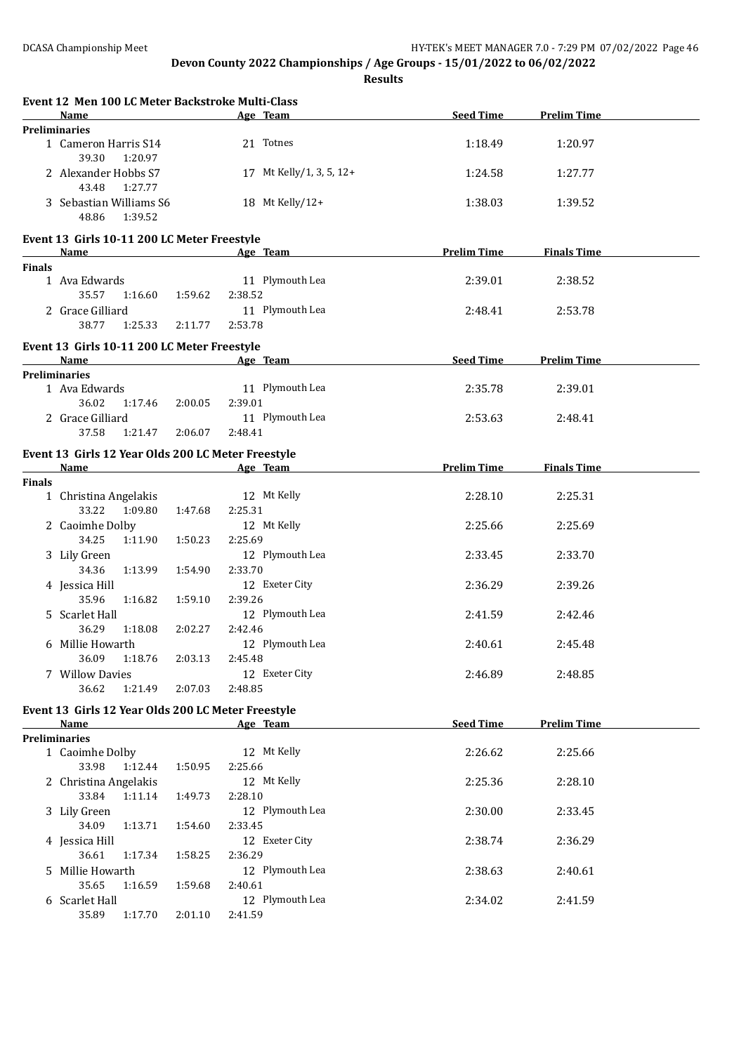**Devon County 2022 Championships / Age Groups - 15/01/2022 to 06/02/2022**

**Results**

### Event 12 Men 100 LC Meter Backstroke Multi-Class

| Name | Age | Team | Seed Time | Prelim Time |
|---|---|---|---|---|
| **Preliminaries** | | | | |
| 1 Cameron Harris S14 | 21 | Totnes | 1:18.49 | 1:20.97 |
| 39.30 1:20.97 | | | | |
| 2 Alexander Hobbs S7 | 17 | Mt Kelly/1, 3, 5, 12+ | 1:24.58 | 1:27.77 |
| 43.48 1:27.77 | | | | |
| 3 Sebastian Williams S6 | 18 | Mt Kelly/12+ | 1:38.03 | 1:39.52 |
| 48.86 1:39.52 | | | | |

### Event 13 Girls 10-11 200 LC Meter Freestyle

| Name | Age | Team | Prelim Time | Finals Time |
|---|---|---|---|---|
| **Finals** | | | | |
| 1 Ava Edwards | 11 | Plymouth Lea | 2:39.01 | 2:38.52 |
| 35.57 1:16.60 1:59.62 2:38.52 | | | | |
| 2 Grace Gilliard | 11 | Plymouth Lea | 2:48.41 | 2:53.78 |
| 38.77 1:25.33 2:11.77 2:53.78 | | | | |

### Event 13 Girls 10-11 200 LC Meter Freestyle

| Name | Age | Team | Seed Time | Prelim Time |
|---|---|---|---|---|
| **Preliminaries** | | | | |
| 1 Ava Edwards | 11 | Plymouth Lea | 2:35.78 | 2:39.01 |
| 36.02 1:17.46 2:00.05 2:39.01 | | | | |
| 2 Grace Gilliard | 11 | Plymouth Lea | 2:53.63 | 2:48.41 |
| 37.58 1:21.47 2:06.07 2:48.41 | | | | |

### Event 13 Girls 12 Year Olds 200 LC Meter Freestyle

| Name | Age | Team | Prelim Time | Finals Time |
|---|---|---|---|---|
| **Finals** | | | | |
| 1 Christina Angelakis | 12 | Mt Kelly | 2:28.10 | 2:25.31 |
| 33.22 1:09.80 1:47.68 2:25.31 | | | | |
| 2 Caoimhe Dolby | 12 | Mt Kelly | 2:25.66 | 2:25.69 |
| 34.25 1:11.90 1:50.23 2:25.69 | | | | |
| 3 Lily Green | 12 | Plymouth Lea | 2:33.45 | 2:33.70 |
| 34.36 1:13.99 1:54.90 2:33.70 | | | | |
| 4 Jessica Hill | 12 | Exeter City | 2:36.29 | 2:39.26 |
| 35.96 1:16.82 1:59.10 2:39.26 | | | | |
| 5 Scarlet Hall | 12 | Plymouth Lea | 2:41.59 | 2:42.46 |
| 36.29 1:18.08 2:02.27 2:42.46 | | | | |
| 6 Millie Howarth | 12 | Plymouth Lea | 2:40.61 | 2:45.48 |
| 36.09 1:18.76 2:03.13 2:45.48 | | | | |
| 7 Willow Davies | 12 | Exeter City | 2:46.89 | 2:48.85 |
| 36.62 1:21.49 2:07.03 2:48.85 | | | | |

### Event 13 Girls 12 Year Olds 200 LC Meter Freestyle

| Name | Age | Team | Seed Time | Prelim Time |
|---|---|---|---|---|
| **Preliminaries** | | | | |
| 1 Caoimhe Dolby | 12 | Mt Kelly | 2:26.62 | 2:25.66 |
| 33.98 1:12.44 1:50.95 2:25.66 | | | | |
| 2 Christina Angelakis | 12 | Mt Kelly | 2:25.36 | 2:28.10 |
| 33.84 1:11.14 1:49.73 2:28.10 | | | | |
| 3 Lily Green | 12 | Plymouth Lea | 2:30.00 | 2:33.45 |
| 34.09 1:13.71 1:54.60 2:33.45 | | | | |
| 4 Jessica Hill | 12 | Exeter City | 2:38.74 | 2:36.29 |
| 36.61 1:17.34 1:58.25 2:36.29 | | | | |
| 5 Millie Howarth | 12 | Plymouth Lea | 2:38.63 | 2:40.61 |
| 35.65 1:16.59 1:59.68 2:40.61 | | | | |
| 6 Scarlet Hall | 12 | Plymouth Lea | 2:34.02 | 2:41.59 |
| 35.89 1:17.70 2:01.10 2:41.59 | | | | |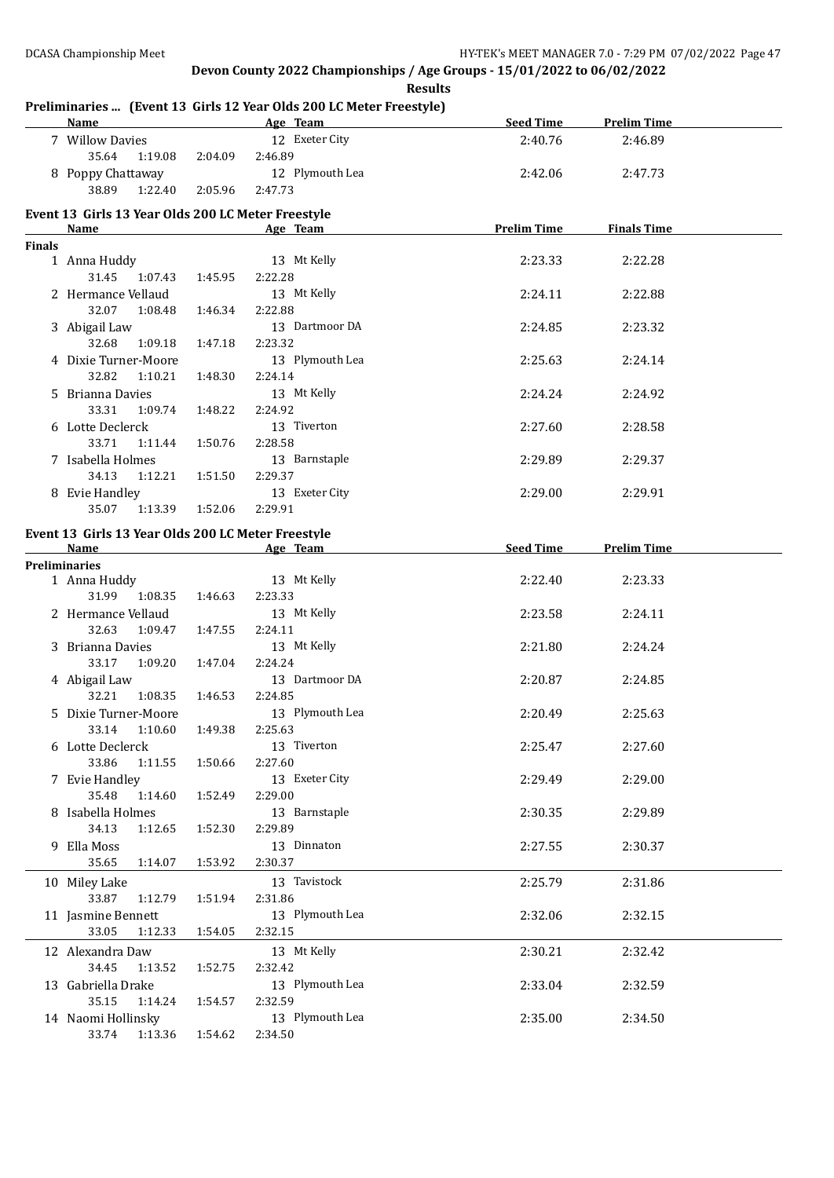Devon County 2022 Championships / Age Groups - 15/01/2022 to 06/02/2022

**Results**

### Preliminaries ... (Event 13 Girls 12 Year Olds 200 LC Meter Freestyle)

| | Name | Age | Team | Seed Time | Prelim Time |
|---|---|---|---|---|---|
| 7 | Willow Davies | 12 | Exeter City | 2:40.76 | 2:46.89 |
| | 35.64 1:19.08 2:04.09 2:46.89 | | | | |
| 8 | Poppy Chattaway | 12 | Plymouth Lea | 2:42.06 | 2:47.73 |
| | 38.89 1:22.40 2:05.96 2:47.73 | | | | |

### Event 13 Girls 13 Year Olds 200 LC Meter Freestyle

**Finals**

| | Name | Age | Team | Prelim Time | Finals Time |
|---|---|---|---|---|---|
| 1 | Anna Huddy | 13 | Mt Kelly | 2:23.33 | 2:22.28 |
| | 31.45 1:07.43 1:45.95 2:22.28 | | | | |
| 2 | Hermance Vellaud | 13 | Mt Kelly | 2:24.11 | 2:22.88 |
| | 32.07 1:08.48 1:46.34 2:22.88 | | | | |
| 3 | Abigail Law | 13 | Dartmoor DA | 2:24.85 | 2:23.32 |
| | 32.68 1:09.18 1:47.18 2:23.32 | | | | |
| 4 | Dixie Turner-Moore | 13 | Plymouth Lea | 2:25.63 | 2:24.14 |
| | 32.82 1:10.21 1:48.30 2:24.14 | | | | |
| 5 | Brianna Davies | 13 | Mt Kelly | 2:24.24 | 2:24.92 |
| | 33.31 1:09.74 1:48.22 2:24.92 | | | | |
| 6 | Lotte Declerck | 13 | Tiverton | 2:27.60 | 2:28.58 |
| | 33.71 1:11.44 1:50.76 2:28.58 | | | | |
| 7 | Isabella Holmes | 13 | Barnstaple | 2:29.89 | 2:29.37 |
| | 34.13 1:12.21 1:51.50 2:29.37 | | | | |
| 8 | Evie Handley | 13 | Exeter City | 2:29.00 | 2:29.91 |
| | 35.07 1:13.39 1:52.06 2:29.91 | | | | |

### Event 13 Girls 13 Year Olds 200 LC Meter Freestyle

**Preliminaries**

| | Name | Age | Team | Seed Time | Prelim Time |
|---|---|---|---|---|---|
| 1 | Anna Huddy | 13 | Mt Kelly | 2:22.40 | 2:23.33 |
| | 31.99 1:08.35 1:46.63 2:23.33 | | | | |
| 2 | Hermance Vellaud | 13 | Mt Kelly | 2:23.58 | 2:24.11 |
| | 32.63 1:09.47 1:47.55 2:24.11 | | | | |
| 3 | Brianna Davies | 13 | Mt Kelly | 2:21.80 | 2:24.24 |
| | 33.17 1:09.20 1:47.04 2:24.24 | | | | |
| 4 | Abigail Law | 13 | Dartmoor DA | 2:20.87 | 2:24.85 |
| | 32.21 1:08.35 1:46.53 2:24.85 | | | | |
| 5 | Dixie Turner-Moore | 13 | Plymouth Lea | 2:20.49 | 2:25.63 |
| | 33.14 1:10.60 1:49.38 2:25.63 | | | | |
| 6 | Lotte Declerck | 13 | Tiverton | 2:25.47 | 2:27.60 |
| | 33.86 1:11.55 1:50.66 2:27.60 | | | | |
| 7 | Evie Handley | 13 | Exeter City | 2:29.49 | 2:29.00 |
| | 35.48 1:14.60 1:52.49 2:29.00 | | | | |
| 8 | Isabella Holmes | 13 | Barnstaple | 2:30.35 | 2:29.89 |
| | 34.13 1:12.65 1:52.30 2:29.89 | | | | |
| 9 | Ella Moss | 13 | Dinnaton | 2:27.55 | 2:30.37 |
| | 35.65 1:14.07 1:53.92 2:30.37 | | | | |
| 10 | Miley Lake | 13 | Tavistock | 2:25.79 | 2:31.86 |
| | 33.87 1:12.79 1:51.94 2:31.86 | | | | |
| 11 | Jasmine Bennett | 13 | Plymouth Lea | 2:32.06 | 2:32.15 |
| | 33.05 1:12.33 1:54.05 2:32.15 | | | | |
| 12 | Alexandra Daw | 13 | Mt Kelly | 2:30.21 | 2:32.42 |
| | 34.45 1:13.52 1:52.75 2:32.42 | | | | |
| 13 | Gabriella Drake | 13 | Plymouth Lea | 2:33.04 | 2:32.59 |
| | 35.15 1:14.24 1:54.57 2:32.59 | | | | |
| 14 | Naomi Hollinsky | 13 | Plymouth Lea | 2:35.00 | 2:34.50 |
| | 33.74 1:13.36 1:54.62 2:34.50 | | | | |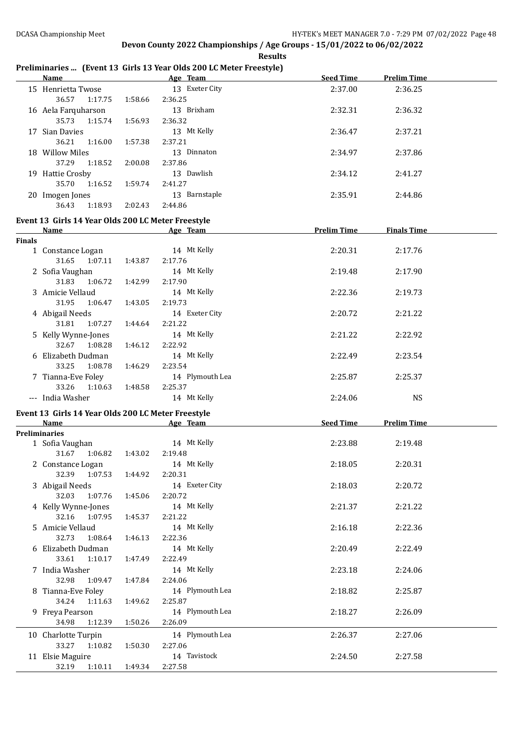**Devon County 2022 Championships / Age Groups - 15/01/2022 to 06/02/2022**

**Results**

## Preliminaries ... (Event 13 Girls 13 Year Olds 200 LC Meter Freestyle)

| | Name | Age | Team | Seed Time | Prelim Time |
|---|---|---|---|---|---|
| 15 | Henrietta Twose | 13 | Exeter City | 2:37.00 | 2:36.25 |
| | 36.57 1:17.75 1:58.66 2:36.25 | | | | |
| 16 | Aela Farquharson | 13 | Brixham | 2:32.31 | 2:36.32 |
| | 35.73 1:15.74 1:56.93 2:36.32 | | | | |
| 17 | Sian Davies | 13 | Mt Kelly | 2:36.47 | 2:37.21 |
| | 36.21 1:16.00 1:57.38 2:37.21 | | | | |
| 18 | Willow Miles | 13 | Dinnaton | 2:34.97 | 2:37.86 |
| | 37.29 1:18.52 2:00.08 2:37.86 | | | | |
| 19 | Hattie Crosby | 13 | Dawlish | 2:34.12 | 2:41.27 |
| | 35.70 1:16.52 1:59.74 2:41.27 | | | | |
| 20 | Imogen Jones | 13 | Barnstaple | 2:35.91 | 2:44.86 |
| | 36.43 1:18.93 2:02.43 2:44.86 | | | | |

## Event 13 Girls 14 Year Olds 200 LC Meter Freestyle

**Finals**

| | Name | Age | Team | Prelim Time | Finals Time |
|---|---|---|---|---|---|
| 1 | Constance Logan | 14 | Mt Kelly | 2:20.31 | 2:17.76 |
| | 31.65 1:07.11 1:43.87 2:17.76 | | | | |
| 2 | Sofia Vaughan | 14 | Mt Kelly | 2:19.48 | 2:17.90 |
| | 31.83 1:06.72 1:42.99 2:17.90 | | | | |
| 3 | Amicie Vellaud | 14 | Mt Kelly | 2:22.36 | 2:19.73 |
| | 31.95 1:06.47 1:43.05 2:19.73 | | | | |
| 4 | Abigail Needs | 14 | Exeter City | 2:20.72 | 2:21.22 |
| | 31.81 1:07.27 1:44.64 2:21.22 | | | | |
| 5 | Kelly Wynne-Jones | 14 | Mt Kelly | 2:21.22 | 2:22.92 |
| | 32.67 1:08.28 1:46.12 2:22.92 | | | | |
| 6 | Elizabeth Dudman | 14 | Mt Kelly | 2:22.49 | 2:23.54 |
| | 33.25 1:08.78 1:46.29 2:23.54 | | | | |
| 7 | Tianna-Eve Foley | 14 | Plymouth Lea | 2:25.87 | 2:25.37 |
| | 33.26 1:10.63 1:48.58 2:25.37 | | | | |
| --- | India Washer | 14 | Mt Kelly | 2:24.06 | NS |

## Event 13 Girls 14 Year Olds 200 LC Meter Freestyle

**Preliminaries**

| | Name | Age | Team | Seed Time | Prelim Time |
|---|---|---|---|---|---|
| 1 | Sofia Vaughan | 14 | Mt Kelly | 2:23.88 | 2:19.48 |
| | 31.67 1:06.82 1:43.02 2:19.48 | | | | |
| 2 | Constance Logan | 14 | Mt Kelly | 2:18.05 | 2:20.31 |
| | 32.39 1:07.53 1:44.92 2:20.31 | | | | |
| 3 | Abigail Needs | 14 | Exeter City | 2:18.03 | 2:20.72 |
| | 32.03 1:07.76 1:45.06 2:20.72 | | | | |
| 4 | Kelly Wynne-Jones | 14 | Mt Kelly | 2:21.37 | 2:21.22 |
| | 32.16 1:07.95 1:45.37 2:21.22 | | | | |
| 5 | Amicie Vellaud | 14 | Mt Kelly | 2:16.18 | 2:22.36 |
| | 32.73 1:08.64 1:46.13 2:22.36 | | | | |
| 6 | Elizabeth Dudman | 14 | Mt Kelly | 2:20.49 | 2:22.49 |
| | 33.61 1:10.17 1:47.49 2:22.49 | | | | |
| 7 | India Washer | 14 | Mt Kelly | 2:23.18 | 2:24.06 |
| | 32.98 1:09.47 1:47.84 2:24.06 | | | | |
| 8 | Tianna-Eve Foley | 14 | Plymouth Lea | 2:18.82 | 2:25.87 |
| | 34.24 1:11.63 1:49.62 2:25.87 | | | | |
| 9 | Freya Pearson | 14 | Plymouth Lea | 2:18.27 | 2:26.09 |
| | 34.98 1:12.39 1:50.26 2:26.09 | | | | |
| 10 | Charlotte Turpin | 14 | Plymouth Lea | 2:26.37 | 2:27.06 |
| | 33.27 1:10.82 1:50.30 2:27.06 | | | | |
| 11 | Elsie Maguire | 14 | Tavistock | 2:24.50 | 2:27.58 |
| | 32.19 1:10.11 1:49.34 2:27.58 | | | | |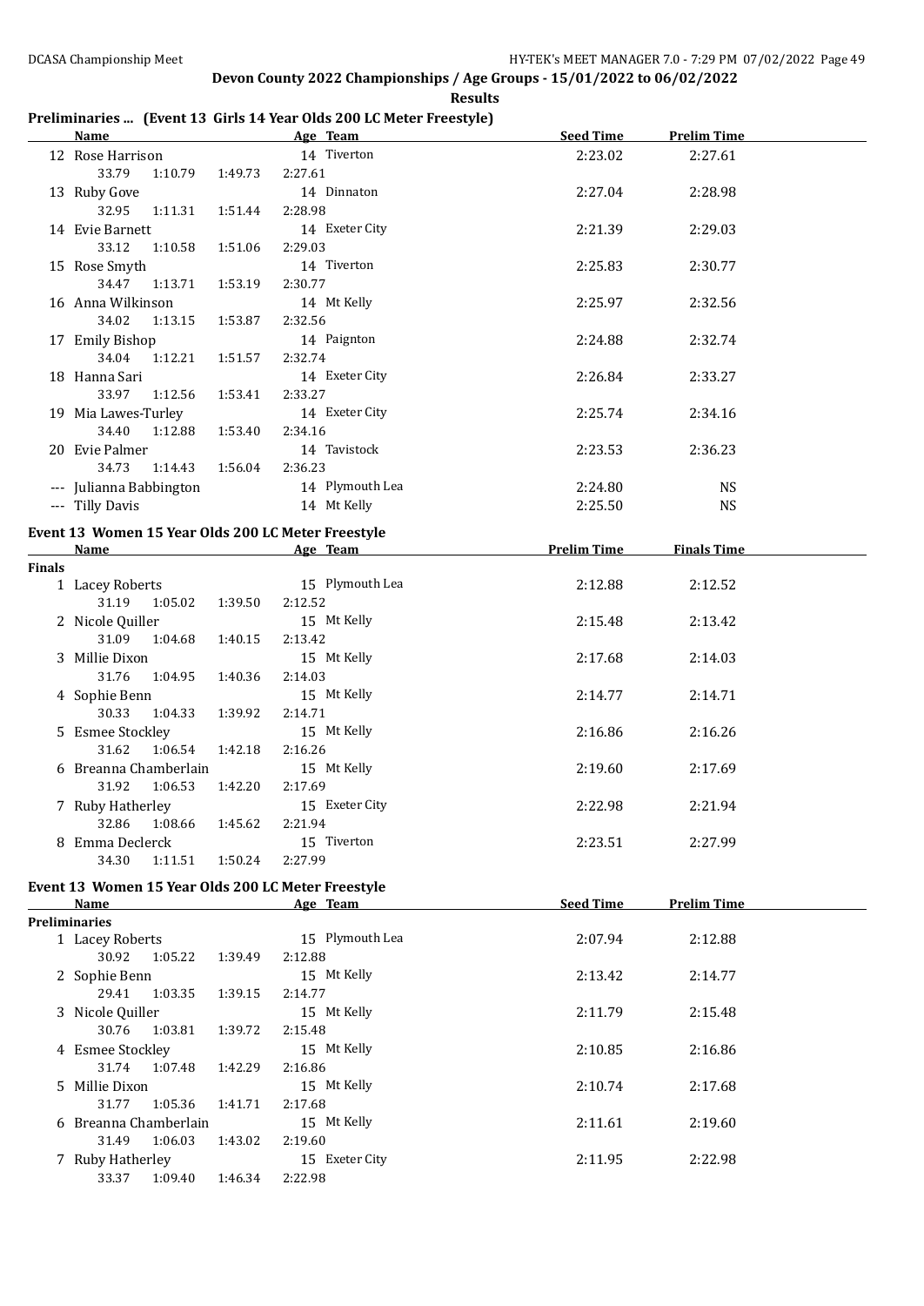## Devon County 2022 Championships / Age Groups - 15/01/2022 to 06/02/2022

**Results**

### Preliminaries ... (Event 13 Girls 14 Year Olds 200 LC Meter Freestyle)

| | Name | Age | Team | Seed Time | Prelim Time |
|---|---|---|---|---|---|
| 12 | Rose Harrison | 14 | Tiverton | 2:23.02 | 2:27.61 |
| | 33.79 1:10.79 1:49.73 2:27.61 | | | | |
| 13 | Ruby Gove | 14 | Dinnaton | 2:27.04 | 2:28.98 |
| | 32.95 1:11.31 1:51.44 2:28.98 | | | | |
| 14 | Evie Barnett | 14 | Exeter City | 2:21.39 | 2:29.03 |
| | 33.12 1:10.58 1:51.06 2:29.03 | | | | |
| 15 | Rose Smyth | 14 | Tiverton | 2:25.83 | 2:30.77 |
| | 34.47 1:13.71 1:53.19 2:30.77 | | | | |
| 16 | Anna Wilkinson | 14 | Mt Kelly | 2:25.97 | 2:32.56 |
| | 34.02 1:13.15 1:53.87 2:32.56 | | | | |
| 17 | Emily Bishop | 14 | Paignton | 2:24.88 | 2:32.74 |
| | 34.04 1:12.21 1:51.57 2:32.74 | | | | |
| 18 | Hanna Sari | 14 | Exeter City | 2:26.84 | 2:33.27 |
| | 33.97 1:12.56 1:53.41 2:33.27 | | | | |
| 19 | Mia Lawes-Turley | 14 | Exeter City | 2:25.74 | 2:34.16 |
| | 34.40 1:12.88 1:53.40 2:34.16 | | | | |
| 20 | Evie Palmer | 14 | Tavistock | 2:23.53 | 2:36.23 |
| | 34.73 1:14.43 1:56.04 2:36.23 | | | | |
| --- | Julianna Babbington | 14 | Plymouth Lea | 2:24.80 | NS |
| --- | Tilly Davis | 14 | Mt Kelly | 2:25.50 | NS |

### Event 13 Women 15 Year Olds 200 LC Meter Freestyle

| | Name | Age | Team | Prelim Time | Finals Time |
|---|---|---|---|---|---|
| **Finals** | | | | | |
| 1 | Lacey Roberts | 15 | Plymouth Lea | 2:12.88 | 2:12.52 |
| | 31.19 1:05.02 1:39.50 2:12.52 | | | | |
| 2 | Nicole Quiller | 15 | Mt Kelly | 2:15.48 | 2:13.42 |
| | 31.09 1:04.68 1:40.15 2:13.42 | | | | |
| 3 | Millie Dixon | 15 | Mt Kelly | 2:17.68 | 2:14.03 |
| | 31.76 1:04.95 1:40.36 2:14.03 | | | | |
| 4 | Sophie Benn | 15 | Mt Kelly | 2:14.77 | 2:14.71 |
| | 30.33 1:04.33 1:39.92 2:14.71 | | | | |
| 5 | Esmee Stockley | 15 | Mt Kelly | 2:16.86 | 2:16.26 |
| | 31.62 1:06.54 1:42.18 2:16.26 | | | | |
| 6 | Breanna Chamberlain | 15 | Mt Kelly | 2:19.60 | 2:17.69 |
| | 31.92 1:06.53 1:42.20 2:17.69 | | | | |
| 7 | Ruby Hatherley | 15 | Exeter City | 2:22.98 | 2:21.94 |
| | 32.86 1:08.66 1:45.62 2:21.94 | | | | |
| 8 | Emma Declerck | 15 | Tiverton | 2:23.51 | 2:27.99 |
| | 34.30 1:11.51 1:50.24 2:27.99 | | | | |

### Event 13 Women 15 Year Olds 200 LC Meter Freestyle

| | Name | Age | Team | Seed Time | Prelim Time |
|---|---|---|---|---|---|
| **Preliminaries** | | | | | |
| 1 | Lacey Roberts | 15 | Plymouth Lea | 2:07.94 | 2:12.88 |
| | 30.92 1:05.22 1:39.49 2:12.88 | | | | |
| 2 | Sophie Benn | 15 | Mt Kelly | 2:13.42 | 2:14.77 |
| | 29.41 1:03.35 1:39.15 2:14.77 | | | | |
| 3 | Nicole Quiller | 15 | Mt Kelly | 2:11.79 | 2:15.48 |
| | 30.76 1:03.81 1:39.72 2:15.48 | | | | |
| 4 | Esmee Stockley | 15 | Mt Kelly | 2:10.85 | 2:16.86 |
| | 31.74 1:07.48 1:42.29 2:16.86 | | | | |
| 5 | Millie Dixon | 15 | Mt Kelly | 2:10.74 | 2:17.68 |
| | 31.77 1:05.36 1:41.71 2:17.68 | | | | |
| 6 | Breanna Chamberlain | 15 | Mt Kelly | 2:11.61 | 2:19.60 |
| | 31.49 1:06.03 1:43.02 2:19.60 | | | | |
| 7 | Ruby Hatherley | 15 | Exeter City | 2:11.95 | 2:22.98 |
| | 33.37 1:09.40 1:46.34 2:22.98 | | | | |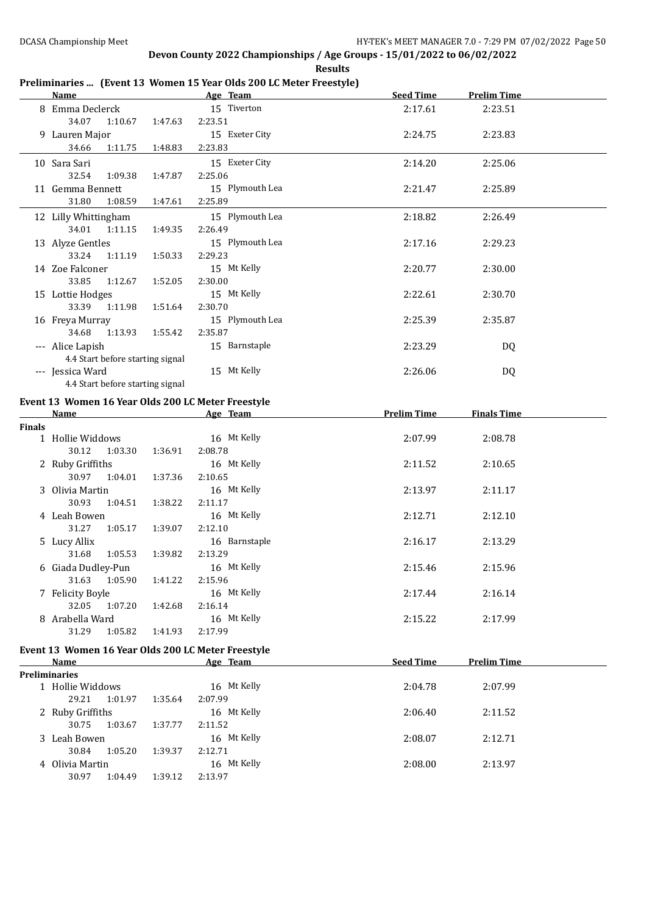## Devon County 2022 Championships / Age Groups - 15/01/2022 to 06/02/2022

**Results**

### Preliminaries ... (Event 13 Women 15 Year Olds 200 LC Meter Freestyle)

| Place | Name | Age | Team | Seed Time | Prelim Time |
|---|---|---|---|---|---|
| 8 | Emma Declerck | 15 | Tiverton | 2:17.61 | 2:23.51 |
| | 34.07 1:10.67 1:47.63 2:23.51 | | | | |
| 9 | Lauren Major | 15 | Exeter City | 2:24.75 | 2:23.83 |
| | 34.66 1:11.75 1:48.83 2:23.83 | | | | |
| 10 | Sara Sari | 15 | Exeter City | 2:14.20 | 2:25.06 |
| | 32.54 1:09.38 1:47.87 2:25.06 | | | | |
| 11 | Gemma Bennett | 15 | Plymouth Lea | 2:21.47 | 2:25.89 |
| | 31.80 1:08.59 1:47.61 2:25.89 | | | | |
| 12 | Lilly Whittingham | 15 | Plymouth Lea | 2:18.82 | 2:26.49 |
| | 34.01 1:11.15 1:49.35 2:26.49 | | | | |
| 13 | Alyze Gentles | 15 | Plymouth Lea | 2:17.16 | 2:29.23 |
| | 33.24 1:11.19 1:50.33 2:29.23 | | | | |
| 14 | Zoe Falconer | 15 | Mt Kelly | 2:20.77 | 2:30.00 |
| | 33.85 1:12.67 1:52.05 2:30.00 | | | | |
| 15 | Lottie Hodges | 15 | Mt Kelly | 2:22.61 | 2:30.70 |
| | 33.39 1:11.98 1:51.64 2:30.70 | | | | |
| 16 | Freya Murray | 15 | Plymouth Lea | 2:25.39 | 2:35.87 |
| | 34.68 1:13.93 1:55.42 2:35.87 | | | | |
| --- | Alice Lapish | 15 | Barnstaple | 2:23.29 | DQ |
| | 4.4 Start before starting signal | | | | |
| --- | Jessica Ward | 15 | Mt Kelly | 2:26.06 | DQ |
| | 4.4 Start before starting signal | | | | |

### Event 13 Women 16 Year Olds 200 LC Meter Freestyle

| Place | Name | Age | Team | Prelim Time | Finals Time |
|---|---|---|---|---|---|
| **Finals** | | | | | |
| 1 | Hollie Widdows | 16 | Mt Kelly | 2:07.99 | 2:08.78 |
| | 30.12 1:03.30 1:36.91 2:08.78 | | | | |
| 2 | Ruby Griffiths | 16 | Mt Kelly | 2:11.52 | 2:10.65 |
| | 30.97 1:04.01 1:37.36 2:10.65 | | | | |
| 3 | Olivia Martin | 16 | Mt Kelly | 2:13.97 | 2:11.17 |
| | 30.93 1:04.51 1:38.22 2:11.17 | | | | |
| 4 | Leah Bowen | 16 | Mt Kelly | 2:12.71 | 2:12.10 |
| | 31.27 1:05.17 1:39.07 2:12.10 | | | | |
| 5 | Lucy Allix | 16 | Barnstaple | 2:16.17 | 2:13.29 |
| | 31.68 1:05.53 1:39.82 2:13.29 | | | | |
| 6 | Giada Dudley-Pun | 16 | Mt Kelly | 2:15.46 | 2:15.96 |
| | 31.63 1:05.90 1:41.22 2:15.96 | | | | |
| 7 | Felicity Boyle | 16 | Mt Kelly | 2:17.44 | 2:16.14 |
| | 32.05 1:07.20 1:42.68 2:16.14 | | | | |
| 8 | Arabella Ward | 16 | Mt Kelly | 2:15.22 | 2:17.99 |
| | 31.29 1:05.82 1:41.93 2:17.99 | | | | |

### Event 13 Women 16 Year Olds 200 LC Meter Freestyle

| Place | Name | Age | Team | Seed Time | Prelim Time |
|---|---|---|---|---|---|
| **Preliminaries** | | | | | |
| 1 | Hollie Widdows | 16 | Mt Kelly | 2:04.78 | 2:07.99 |
| | 29.21 1:01.97 1:35.64 2:07.99 | | | | |
| 2 | Ruby Griffiths | 16 | Mt Kelly | 2:06.40 | 2:11.52 |
| | 30.75 1:03.67 1:37.77 2:11.52 | | | | |
| 3 | Leah Bowen | 16 | Mt Kelly | 2:08.07 | 2:12.71 |
| | 30.84 1:05.20 1:39.37 2:12.71 | | | | |
| 4 | Olivia Martin | 16 | Mt Kelly | 2:08.00 | 2:13.97 |
| | 30.97 1:04.49 1:39.12 2:13.97 | | | | |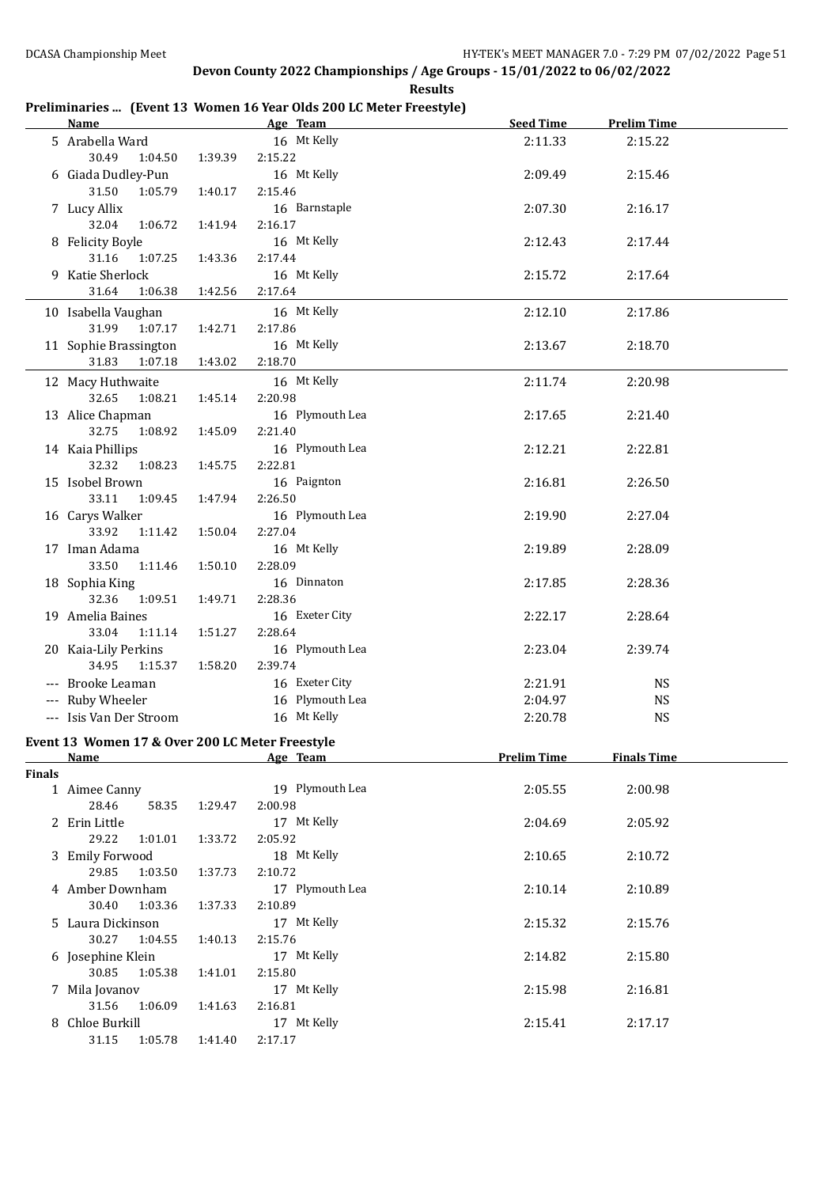**Devon County 2022 Championships / Age Groups - 15/01/2022 to 06/02/2022**

**Results**

## Preliminaries ... (Event 13 Women 16 Year Olds 200 LC Meter Freestyle)

| | Name | Age | Team | Seed Time | Prelim Time |
|---|---|---|---|---|---|
| 5 | Arabella Ward | 16 | Mt Kelly | 2:11.33 | 2:15.22 |
| | 30.49 1:04.50 1:39.39 2:15.22 | | | | |
| 6 | Giada Dudley-Pun | 16 | Mt Kelly | 2:09.49 | 2:15.46 |
| | 31.50 1:05.79 1:40.17 2:15.46 | | | | |
| 7 | Lucy Allix | 16 | Barnstaple | 2:07.30 | 2:16.17 |
| | 32.04 1:06.72 1:41.94 2:16.17 | | | | |
| 8 | Felicity Boyle | 16 | Mt Kelly | 2:12.43 | 2:17.44 |
| | 31.16 1:07.25 1:43.36 2:17.44 | | | | |
| 9 | Katie Sherlock | 16 | Mt Kelly | 2:15.72 | 2:17.64 |
| | 31.64 1:06.38 1:42.56 2:17.64 | | | | |
| 10 | Isabella Vaughan | 16 | Mt Kelly | 2:12.10 | 2:17.86 |
| | 31.99 1:07.17 1:42.71 2:17.86 | | | | |
| 11 | Sophie Brassington | 16 | Mt Kelly | 2:13.67 | 2:18.70 |
| | 31.83 1:07.18 1:43.02 2:18.70 | | | | |
| 12 | Macy Huthwaite | 16 | Mt Kelly | 2:11.74 | 2:20.98 |
| | 32.65 1:08.21 1:45.14 2:20.98 | | | | |
| 13 | Alice Chapman | 16 | Plymouth Lea | 2:17.65 | 2:21.40 |
| | 32.75 1:08.92 1:45.09 2:21.40 | | | | |
| 14 | Kaia Phillips | 16 | Plymouth Lea | 2:12.21 | 2:22.81 |
| | 32.32 1:08.23 1:45.75 2:22.81 | | | | |
| 15 | Isobel Brown | 16 | Paignton | 2:16.81 | 2:26.50 |
| | 33.11 1:09.45 1:47.94 2:26.50 | | | | |
| 16 | Carys Walker | 16 | Plymouth Lea | 2:19.90 | 2:27.04 |
| | 33.92 1:11.42 1:50.04 2:27.04 | | | | |
| 17 | Iman Adama | 16 | Mt Kelly | 2:19.89 | 2:28.09 |
| | 33.50 1:11.46 1:50.10 2:28.09 | | | | |
| 18 | Sophia King | 16 | Dinnaton | 2:17.85 | 2:28.36 |
| | 32.36 1:09.51 1:49.71 2:28.36 | | | | |
| 19 | Amelia Baines | 16 | Exeter City | 2:22.17 | 2:28.64 |
| | 33.04 1:11.14 1:51.27 2:28.64 | | | | |
| 20 | Kaia-Lily Perkins | 16 | Plymouth Lea | 2:23.04 | 2:39.74 |
| | 34.95 1:15.37 1:58.20 2:39.74 | | | | |
| --- | Brooke Leaman | 16 | Exeter City | 2:21.91 | NS |
| --- | Ruby Wheeler | 16 | Plymouth Lea | 2:04.97 | NS |
| --- | Isis Van Der Stroom | 16 | Mt Kelly | 2:20.78 | NS |

## Event 13 Women 17 & Over 200 LC Meter Freestyle

| | Name | Age | Team | Prelim Time | Finals Time |
|---|---|---|---|---|---|
| **Finals** | | | | | |
| 1 | Aimee Canny | 19 | Plymouth Lea | 2:05.55 | 2:00.98 |
| | 28.46 58.35 1:29.47 2:00.98 | | | | |
| 2 | Erin Little | 17 | Mt Kelly | 2:04.69 | 2:05.92 |
| | 29.22 1:01.01 1:33.72 2:05.92 | | | | |
| 3 | Emily Forwood | 18 | Mt Kelly | 2:10.65 | 2:10.72 |
| | 29.85 1:03.50 1:37.73 2:10.72 | | | | |
| 4 | Amber Downham | 17 | Plymouth Lea | 2:10.14 | 2:10.89 |
| | 30.40 1:03.36 1:37.33 2:10.89 | | | | |
| 5 | Laura Dickinson | 17 | Mt Kelly | 2:15.32 | 2:15.76 |
| | 30.27 1:04.55 1:40.13 2:15.76 | | | | |
| 6 | Josephine Klein | 17 | Mt Kelly | 2:14.82 | 2:15.80 |
| | 30.85 1:05.38 1:41.01 2:15.80 | | | | |
| 7 | Mila Jovanov | 17 | Mt Kelly | 2:15.98 | 2:16.81 |
| | 31.56 1:06.09 1:41.63 2:16.81 | | | | |
| 8 | Chloe Burkill | 17 | Mt Kelly | 2:15.41 | 2:17.17 |
| | 31.15 1:05.78 1:41.40 2:17.17 | | | | |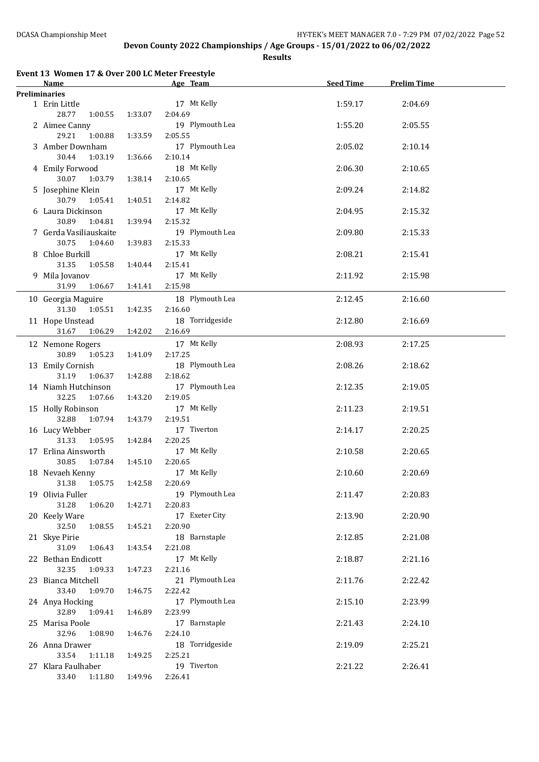**Devon County 2022 Championships / Age Groups - 15/01/2022 to 06/02/2022**

**Results**

### Event 13 Women 17 & Over 200 LC Meter Freestyle

| Name | Age | Team | Seed Time | Prelim Time |
|---|---|---|---|---|
| **Preliminaries** | | | | |
| 1 Erin Little | 17 | Mt Kelly | 1:59.17 | 2:04.69 |
| 28.77 1:00.55 1:33.07 2:04.69 | | | | |
| 2 Aimee Canny | 19 | Plymouth Lea | 1:55.20 | 2:05.55 |
| 29.21 1:00.88 1:33.59 2:05.55 | | | | |
| 3 Amber Downham | 17 | Plymouth Lea | 2:05.02 | 2:10.14 |
| 30.44 1:03.19 1:36.66 2:10.14 | | | | |
| 4 Emily Forwood | 18 | Mt Kelly | 2:06.30 | 2:10.65 |
| 30.07 1:03.79 1:38.14 2:10.65 | | | | |
| 5 Josephine Klein | 17 | Mt Kelly | 2:09.24 | 2:14.82 |
| 30.79 1:05.41 1:40.51 2:14.82 | | | | |
| 6 Laura Dickinson | 17 | Mt Kelly | 2:04.95 | 2:15.32 |
| 30.89 1:04.81 1:39.94 2:15.32 | | | | |
| 7 Gerda Vasiliauskaite | 19 | Plymouth Lea | 2:09.80 | 2:15.33 |
| 30.75 1:04.60 1:39.83 2:15.33 | | | | |
| 8 Chloe Burkill | 17 | Mt Kelly | 2:08.21 | 2:15.41 |
| 31.35 1:05.58 1:40.44 2:15.41 | | | | |
| 9 Mila Jovanov | 17 | Mt Kelly | 2:11.92 | 2:15.98 |
| 31.99 1:06.67 1:41.41 2:15.98 | | | | |
| 10 Georgia Maguire | 18 | Plymouth Lea | 2:12.45 | 2:16.60 |
| 31.30 1:05.51 1:42.35 2:16.60 | | | | |
| 11 Hope Unstead | 18 | Torridgeside | 2:12.80 | 2:16.69 |
| 31.67 1:06.29 1:42.02 2:16.69 | | | | |
| 12 Nemone Rogers | 17 | Mt Kelly | 2:08.93 | 2:17.25 |
| 30.89 1:05.23 1:41.09 2:17.25 | | | | |
| 13 Emily Cornish | 18 | Plymouth Lea | 2:08.26 | 2:18.62 |
| 31.19 1:06.37 1:42.88 2:18.62 | | | | |
| 14 Niamh Hutchinson | 17 | Plymouth Lea | 2:12.35 | 2:19.05 |
| 32.25 1:07.66 1:43.20 2:19.05 | | | | |
| 15 Holly Robinson | 17 | Mt Kelly | 2:11.23 | 2:19.51 |
| 32.88 1:07.94 1:43.79 2:19.51 | | | | |
| 16 Lucy Webber | 17 | Tiverton | 2:14.17 | 2:20.25 |
| 31.33 1:05.95 1:42.84 2:20.25 | | | | |
| 17 Erlina Ainsworth | 17 | Mt Kelly | 2:10.58 | 2:20.65 |
| 30.85 1:07.84 1:45.10 2:20.65 | | | | |
| 18 Nevaeh Kenny | 17 | Mt Kelly | 2:10.60 | 2:20.69 |
| 31.38 1:05.75 1:42.58 2:20.69 | | | | |
| 19 Olivia Fuller | 19 | Plymouth Lea | 2:11.47 | 2:20.83 |
| 31.28 1:06.20 1:42.71 2:20.83 | | | | |
| 20 Keely Ware | 17 | Exeter City | 2:13.90 | 2:20.90 |
| 32.50 1:08.55 1:45.21 2:20.90 | | | | |
| 21 Skye Pirie | 18 | Barnstaple | 2:12.85 | 2:21.08 |
| 31.09 1:06.43 1:43.54 2:21.08 | | | | |
| 22 Bethan Endicott | 17 | Mt Kelly | 2:18.87 | 2:21.16 |
| 32.35 1:09.33 1:47.23 2:21.16 | | | | |
| 23 Bianca Mitchell | 21 | Plymouth Lea | 2:11.76 | 2:22.42 |
| 33.40 1:09.70 1:46.75 2:22.42 | | | | |
| 24 Anya Hocking | 17 | Plymouth Lea | 2:15.10 | 2:23.99 |
| 32.89 1:09.41 1:46.89 2:23.99 | | | | |
| 25 Marisa Poole | 17 | Barnstaple | 2:21.43 | 2:24.10 |
| 32.96 1:08.90 1:46.76 2:24.10 | | | | |
| 26 Anna Drawer | 18 | Torridgeside | 2:19.09 | 2:25.21 |
| 33.54 1:11.18 1:49.25 2:25.21 | | | | |
| 27 Klara Faulhaber | 19 | Tiverton | 2:21.22 | 2:26.41 |
| 33.40 1:11.80 1:49.96 2:26.41 | | | | |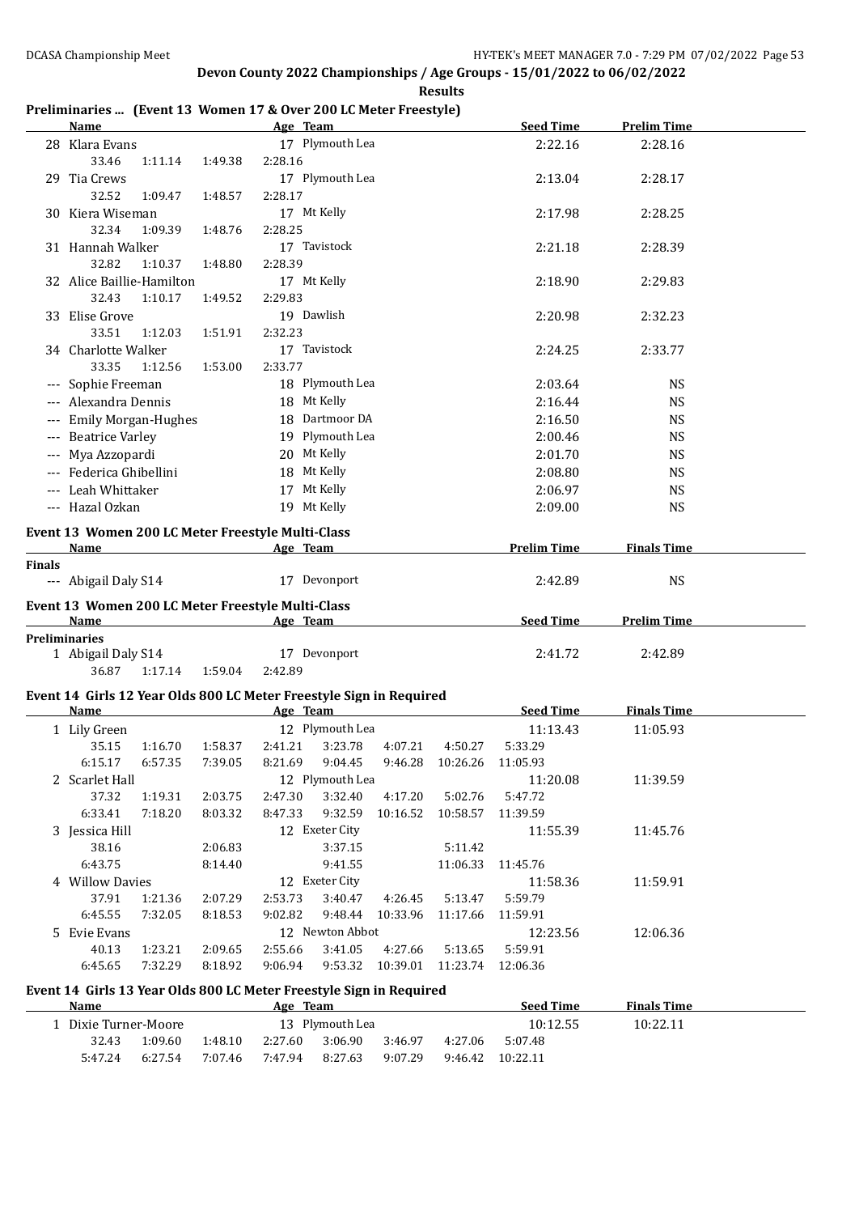# Devon County 2022 Championships / Age Groups - 15/01/2022 to 06/02/2022

**Results**

## Preliminaries ... (Event 13 Women 17 & Over 200 LC Meter Freestyle)

| | Name | Age | Team | Seed Time | Prelim Time |
|---|---|---|---|---|---|
| 28 | Klara Evans | 17 | Plymouth Lea | 2:22.16 | 2:28.16 |
| | 33.46 1:11.14 1:49.38 2:28.16 | | | | |
| 29 | Tia Crews | 17 | Plymouth Lea | 2:13.04 | 2:28.17 |
| | 32.52 1:09.47 1:48.57 2:28.17 | | | | |
| 30 | Kiera Wiseman | 17 | Mt Kelly | 2:17.98 | 2:28.25 |
| | 32.34 1:09.39 1:48.76 2:28.25 | | | | |
| 31 | Hannah Walker | 17 | Tavistock | 2:21.18 | 2:28.39 |
| | 32.82 1:10.37 1:48.80 2:28.39 | | | | |
| 32 | Alice Baillie-Hamilton | 17 | Mt Kelly | 2:18.90 | 2:29.83 |
| | 32.43 1:10.17 1:49.52 2:29.83 | | | | |
| 33 | Elise Grove | 19 | Dawlish | 2:20.98 | 2:32.23 |
| | 33.51 1:12.03 1:51.91 2:32.23 | | | | |
| 34 | Charlotte Walker | 17 | Tavistock | 2:24.25 | 2:33.77 |
| | 33.35 1:12.56 1:53.00 2:33.77 | | | | |
| --- | Sophie Freeman | 18 | Plymouth Lea | 2:03.64 | NS |
| --- | Alexandra Dennis | 18 | Mt Kelly | 2:16.44 | NS |
| --- | Emily Morgan-Hughes | 18 | Dartmoor DA | 2:16.50 | NS |
| --- | Beatrice Varley | 19 | Plymouth Lea | 2:00.46 | NS |
| --- | Mya Azzopardi | 20 | Mt Kelly | 2:01.70 | NS |
| --- | Federica Ghibellini | 18 | Mt Kelly | 2:08.80 | NS |
| --- | Leah Whittaker | 17 | Mt Kelly | 2:06.97 | NS |
| --- | Hazal Ozkan | 19 | Mt Kelly | 2:09.00 | NS |

## Event 13 Women 200 LC Meter Freestyle Multi-Class

| | Name | Age | Team | Prelim Time | Finals Time |
|---|---|---|---|---|---|
| **Finals** | | | | | |
| --- | Abigail Daly S14 | 17 | Devonport | 2:42.89 | NS |

## Event 13 Women 200 LC Meter Freestyle Multi-Class

| | Name | Age | Team | Seed Time | Prelim Time |
|---|---|---|---|---|---|
| **Preliminaries** | | | | | |
| 1 | Abigail Daly S14 | 17 | Devonport | 2:41.72 | 2:42.89 |
| | 36.87 1:17.14 1:59.04 2:42.89 | | | | |

## Event 14 Girls 12 Year Olds 800 LC Meter Freestyle Sign in Required

| | Name | Age | Team | Seed Time | Finals Time |
|---|---|---|---|---|---|
| 1 | Lily Green | 12 | Plymouth Lea | 11:13.43 | 11:05.93 |
| | 35.15 1:16.70 1:58.37 2:41.21 3:23.78 4:07.21 4:50.27 5:33.29 | | | | |
| | 6:15.17 6:57.35 7:39.05 8:21.69 9:04.45 9:46.28 10:26.26 11:05.93 | | | | |
| 2 | Scarlet Hall | 12 | Plymouth Lea | 11:20.08 | 11:39.59 |
| | 37.32 1:19.31 2:03.75 2:47.30 3:32.40 4:17.20 5:02.76 5:47.72 | | | | |
| | 6:33.41 7:18.20 8:03.32 8:47.33 9:32.59 10:16.52 10:58.57 11:39.59 | | | | |
| 3 | Jessica Hill | 12 | Exeter City | 11:55.39 | 11:45.76 |
| | 38.16 2:06.83 3:37.15 5:11.42 | | | | |
| | 6:43.75 8:14.40 9:41.55 11:06.33 11:45.76 | | | | |
| 4 | Willow Davies | 12 | Exeter City | 11:58.36 | 11:59.91 |
| | 37.91 1:21.36 2:07.29 2:53.73 3:40.47 4:26.45 5:13.47 5:59.79 | | | | |
| | 6:45.55 7:32.05 8:18.53 9:02.82 9:48.44 10:33.96 11:17.66 11:59.91 | | | | |
| 5 | Evie Evans | 12 | Newton Abbot | 12:23.56 | 12:06.36 |
| | 40.13 1:23.21 2:09.65 2:55.66 3:41.05 4:27.66 5:13.65 5:59.91 | | | | |
| | 6:45.65 7:32.29 8:18.92 9:06.94 9:53.32 10:39.01 11:23.74 12:06.36 | | | | |

## Event 14 Girls 13 Year Olds 800 LC Meter Freestyle Sign in Required

| | Name | Age | Team | Seed Time | Finals Time |
|---|---|---|---|---|---|
| 1 | Dixie Turner-Moore | 13 | Plymouth Lea | 10:12.55 | 10:22.11 |
| | 32.43 1:09.60 1:48.10 2:27.60 3:06.90 3:46.97 4:27.06 5:07.48 | | | | |
| | 5:47.24 6:27.54 7:07.46 7:47.94 8:27.63 9:07.29 9:46.42 10:22.11 | | | | |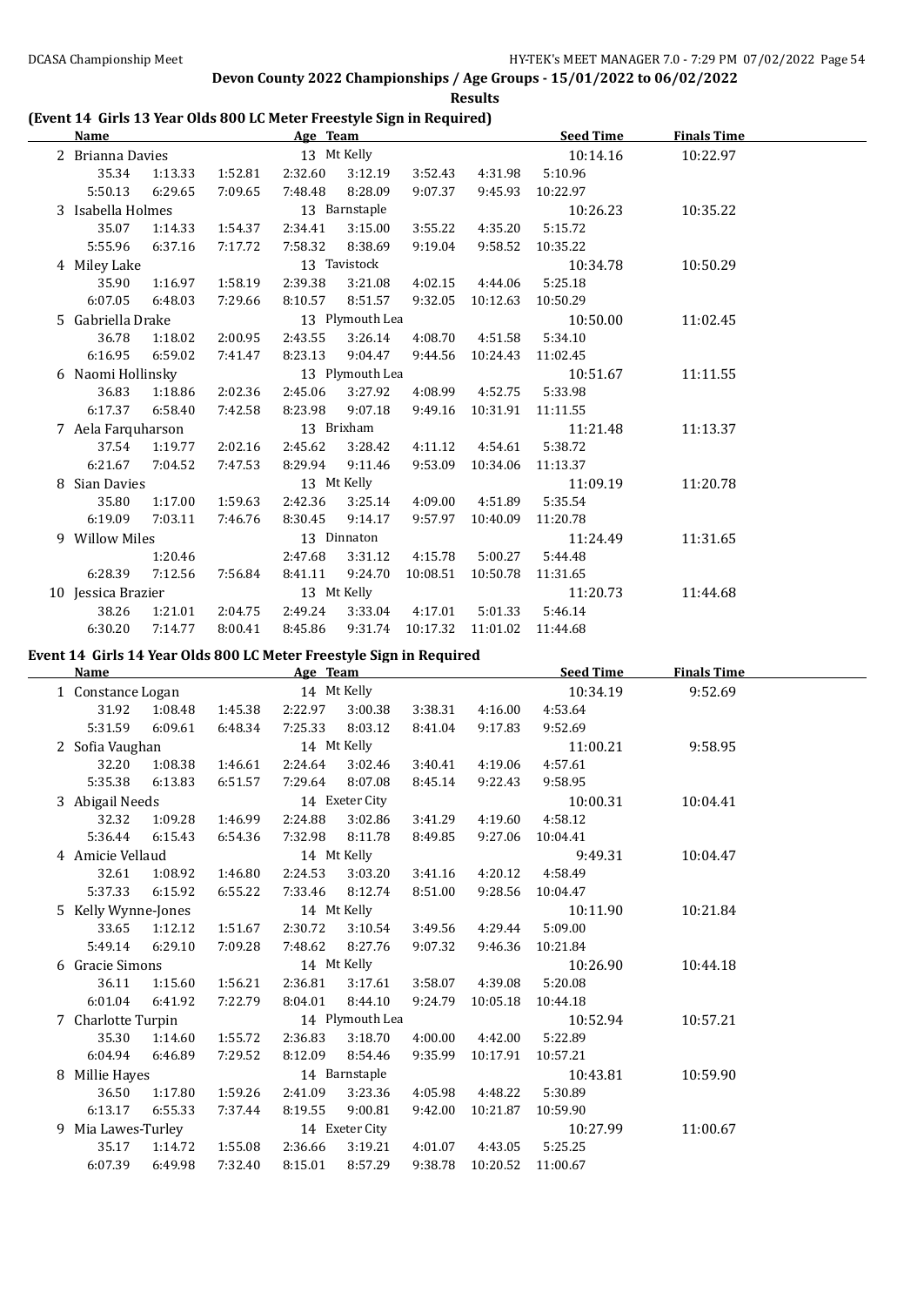Devon County 2022 Championships / Age Groups - 15/01/2022 to 06/02/2022

**Results**

### (Event 14 Girls 13 Year Olds 800 LC Meter Freestyle Sign in Required)

| Name | | | Age | Team | | | | Seed Time | Finals Time |
|---|---|---|---|---|---|---|---|---|---|
| 2 Brianna Davies | | | 13 | Mt Kelly | | | | 10:14.16 | 10:22.97 |
| 35.34 | 1:13.33 | 1:52.81 | 2:32.60 | 3:12.19 | 3:52.43 | 4:31.98 | 5:10.96 | | |
| 5:50.13 | 6:29.65 | 7:09.65 | 7:48.48 | 8:28.09 | 9:07.37 | 9:45.93 | 10:22.97 | | |
| 3 Isabella Holmes | | | 13 | Barnstaple | | | | 10:26.23 | 10:35.22 |
| 35.07 | 1:14.33 | 1:54.37 | 2:34.41 | 3:15.00 | 3:55.22 | 4:35.20 | 5:15.72 | | |
| 5:55.96 | 6:37.16 | 7:17.72 | 7:58.32 | 8:38.69 | 9:19.04 | 9:58.52 | 10:35.22 | | |
| 4 Miley Lake | | | 13 | Tavistock | | | | 10:34.78 | 10:50.29 |
| 35.90 | 1:16.97 | 1:58.19 | 2:39.38 | 3:21.08 | 4:02.15 | 4:44.06 | 5:25.18 | | |
| 6:07.05 | 6:48.03 | 7:29.66 | 8:10.57 | 8:51.57 | 9:32.05 | 10:12.63 | 10:50.29 | | |
| 5 Gabriella Drake | | | 13 | Plymouth Lea | | | | 10:50.00 | 11:02.45 |
| 36.78 | 1:18.02 | 2:00.95 | 2:43.55 | 3:26.14 | 4:08.70 | 4:51.58 | 5:34.10 | | |
| 6:16.95 | 6:59.02 | 7:41.47 | 8:23.13 | 9:04.47 | 9:44.56 | 10:24.43 | 11:02.45 | | |
| 6 Naomi Hollinsky | | | 13 | Plymouth Lea | | | | 10:51.67 | 11:11.55 |
| 36.83 | 1:18.86 | 2:02.36 | 2:45.06 | 3:27.92 | 4:08.99 | 4:52.75 | 5:33.98 | | |
| 6:17.37 | 6:58.40 | 7:42.58 | 8:23.98 | 9:07.18 | 9:49.16 | 10:31.91 | 11:11.55 | | |
| 7 Aela Farquharson | | | 13 | Brixham | | | | 11:21.48 | 11:13.37 |
| 37.54 | 1:19.77 | 2:02.16 | 2:45.62 | 3:28.42 | 4:11.12 | 4:54.61 | 5:38.72 | | |
| 6:21.67 | 7:04.52 | 7:47.53 | 8:29.94 | 9:11.46 | 9:53.09 | 10:34.06 | 11:13.37 | | |
| 8 Sian Davies | | | 13 | Mt Kelly | | | | 11:09.19 | 11:20.78 |
| 35.80 | 1:17.00 | 1:59.63 | 2:42.36 | 3:25.14 | 4:09.00 | 4:51.89 | 5:35.54 | | |
| 6:19.09 | 7:03.11 | 7:46.76 | 8:30.45 | 9:14.17 | 9:57.97 | 10:40.09 | 11:20.78 | | |
| 9 Willow Miles | | | 13 | Dinnaton | | | | 11:24.49 | 11:31.65 |
| | 1:20.46 | | 2:47.68 | 3:31.12 | 4:15.78 | 5:00.27 | 5:44.48 | | |
| 6:28.39 | 7:12.56 | 7:56.84 | 8:41.11 | 9:24.70 | 10:08.51 | 10:50.78 | 11:31.65 | | |
| 10 Jessica Brazier | | | 13 | Mt Kelly | | | | 11:20.73 | 11:44.68 |
| 38.26 | 1:21.01 | 2:04.75 | 2:49.24 | 3:33.04 | 4:17.01 | 5:01.33 | 5:46.14 | | |
| 6:30.20 | 7:14.77 | 8:00.41 | 8:45.86 | 9:31.74 | 10:17.32 | 11:01.02 | 11:44.68 | | |

### Event 14 Girls 14 Year Olds 800 LC Meter Freestyle Sign in Required

| Name | | | Age | Team | | | | Seed Time | Finals Time |
|---|---|---|---|---|---|---|---|---|---|
| 1 Constance Logan | | | 14 | Mt Kelly | | | | 10:34.19 | 9:52.69 |
| 31.92 | 1:08.48 | 1:45.38 | 2:22.97 | 3:00.38 | 3:38.31 | 4:16.00 | 4:53.64 | | |
| 5:31.59 | 6:09.61 | 6:48.34 | 7:25.33 | 8:03.12 | 8:41.04 | 9:17.83 | 9:52.69 | | |
| 2 Sofia Vaughan | | | 14 | Mt Kelly | | | | 11:00.21 | 9:58.95 |
| 32.20 | 1:08.38 | 1:46.61 | 2:24.64 | 3:02.46 | 3:40.41 | 4:19.06 | 4:57.61 | | |
| 5:35.38 | 6:13.83 | 6:51.57 | 7:29.64 | 8:07.08 | 8:45.14 | 9:22.43 | 9:58.95 | | |
| 3 Abigail Needs | | | 14 | Exeter City | | | | 10:00.31 | 10:04.41 |
| 32.32 | 1:09.28 | 1:46.99 | 2:24.88 | 3:02.86 | 3:41.29 | 4:19.60 | 4:58.12 | | |
| 5:36.44 | 6:15.43 | 6:54.36 | 7:32.98 | 8:11.78 | 8:49.85 | 9:27.06 | 10:04.41 | | |
| 4 Amicie Vellaud | | | 14 | Mt Kelly | | | | 9:49.31 | 10:04.47 |
| 32.61 | 1:08.92 | 1:46.80 | 2:24.53 | 3:03.20 | 3:41.16 | 4:20.12 | 4:58.49 | | |
| 5:37.33 | 6:15.92 | 6:55.22 | 7:33.46 | 8:12.74 | 8:51.00 | 9:28.56 | 10:04.47 | | |
| 5 Kelly Wynne-Jones | | | 14 | Mt Kelly | | | | 10:11.90 | 10:21.84 |
| 33.65 | 1:12.12 | 1:51.67 | 2:30.72 | 3:10.54 | 3:49.56 | 4:29.44 | 5:09.00 | | |
| 5:49.14 | 6:29.10 | 7:09.28 | 7:48.62 | 8:27.76 | 9:07.32 | 9:46.36 | 10:21.84 | | |
| 6 Gracie Simons | | | 14 | Mt Kelly | | | | 10:26.90 | 10:44.18 |
| 36.11 | 1:15.60 | 1:56.21 | 2:36.81 | 3:17.61 | 3:58.07 | 4:39.08 | 5:20.08 | | |
| 6:01.04 | 6:41.92 | 7:22.79 | 8:04.01 | 8:44.10 | 9:24.79 | 10:05.18 | 10:44.18 | | |
| 7 Charlotte Turpin | | | 14 | Plymouth Lea | | | | 10:52.94 | 10:57.21 |
| 35.30 | 1:14.60 | 1:55.72 | 2:36.83 | 3:18.70 | 4:00.00 | 4:42.00 | 5:22.89 | | |
| 6:04.94 | 6:46.89 | 7:29.52 | 8:12.09 | 8:54.46 | 9:35.99 | 10:17.91 | 10:57.21 | | |
| 8 Millie Hayes | | | 14 | Barnstaple | | | | 10:43.81 | 10:59.90 |
| 36.50 | 1:17.80 | 1:59.26 | 2:41.09 | 3:23.36 | 4:05.98 | 4:48.22 | 5:30.89 | | |
| 6:13.17 | 6:55.33 | 7:37.44 | 8:19.55 | 9:00.81 | 9:42.00 | 10:21.87 | 10:59.90 | | |
| 9 Mia Lawes-Turley | | | 14 | Exeter City | | | | 10:27.99 | 11:00.67 |
| 35.17 | 1:14.72 | 1:55.08 | 2:36.66 | 3:19.21 | 4:01.07 | 4:43.05 | 5:25.25 | | |
| 6:07.39 | 6:49.98 | 7:32.40 | 8:15.01 | 8:57.29 | 9:38.78 | 10:20.52 | 11:00.67 | | |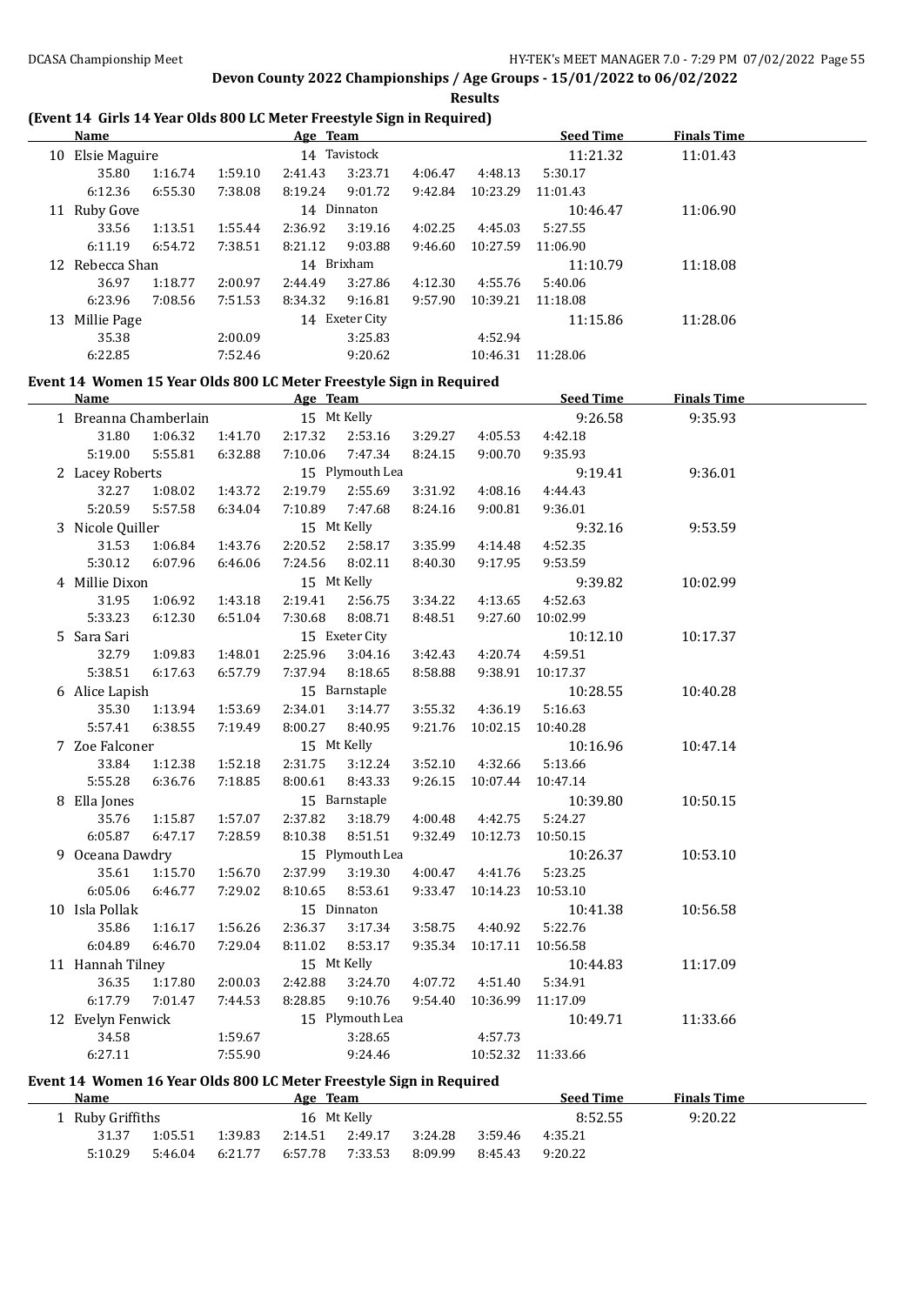## Devon County 2022 Championships / Age Groups - 15/01/2022 to 06/02/2022

### Results

#### (Event 14 Girls 14 Year Olds 800 LC Meter Freestyle Sign in Required)

| Name | | | Age | Team | | | Seed Time | Finals Time |
|---|---|---|---|---|---|---|---|---|
| 10 Elsie Maguire | | | 14 | Tavistock | | | 11:21.32 | 11:01.43 |
| 35.80 | 1:16.74 | 1:59.10 | 2:41.43 | 3:23.71 | 4:06.47 | 4:48.13 | 5:30.17 | |
| 6:12.36 | 6:55.30 | 7:38.08 | 8:19.24 | 9:01.72 | 9:42.84 | 10:23.29 | 11:01.43 | |
| 11 Ruby Gove | | | 14 | Dinnaton | | | 10:46.47 | 11:06.90 |
| 33.56 | 1:13.51 | 1:55.44 | 2:36.92 | 3:19.16 | 4:02.25 | 4:45.03 | 5:27.55 | |
| 6:11.19 | 6:54.72 | 7:38.51 | 8:21.12 | 9:03.88 | 9:46.60 | 10:27.59 | 11:06.90 | |
| 12 Rebecca Shan | | | 14 | Brixham | | | 11:10.79 | 11:18.08 |
| 36.97 | 1:18.77 | 2:00.97 | 2:44.49 | 3:27.86 | 4:12.30 | 4:55.76 | 5:40.06 | |
| 6:23.96 | 7:08.56 | 7:51.53 | 8:34.32 | 9:16.81 | 9:57.90 | 10:39.21 | 11:18.08 | |
| 13 Millie Page | | | 14 | Exeter City | | | 11:15.86 | 11:28.06 |
| 35.38 | | 2:00.09 | | 3:25.83 | | 4:52.94 | | |
| 6:22.85 | | 7:52.46 | | 9:20.62 | | 10:46.31 | 11:28.06 | |

#### Event 14 Women 15 Year Olds 800 LC Meter Freestyle Sign in Required

| Name | | | Age | Team | | | Seed Time | Finals Time |
|---|---|---|---|---|---|---|---|---|
| 1 Breanna Chamberlain | | | 15 | Mt Kelly | | | 9:26.58 | 9:35.93 |
| 31.80 | 1:06.32 | 1:41.70 | 2:17.32 | 2:53.16 | 3:29.27 | 4:05.53 | 4:42.18 | |
| 5:19.00 | 5:55.81 | 6:32.88 | 7:10.06 | 7:47.34 | 8:24.15 | 9:00.70 | 9:35.93 | |
| 2 Lacey Roberts | | | 15 | Plymouth Lea | | | 9:19.41 | 9:36.01 |
| 32.27 | 1:08.02 | 1:43.72 | 2:19.79 | 2:55.69 | 3:31.92 | 4:08.16 | 4:44.43 | |
| 5:20.59 | 5:57.58 | 6:34.04 | 7:10.89 | 7:47.68 | 8:24.16 | 9:00.81 | 9:36.01 | |
| 3 Nicole Quiller | | | 15 | Mt Kelly | | | 9:32.16 | 9:53.59 |
| 31.53 | 1:06.84 | 1:43.76 | 2:20.52 | 2:58.17 | 3:35.99 | 4:14.48 | 4:52.35 | |
| 5:30.12 | 6:07.96 | 6:46.06 | 7:24.56 | 8:02.11 | 8:40.30 | 9:17.95 | 9:53.59 | |
| 4 Millie Dixon | | | 15 | Mt Kelly | | | 9:39.82 | 10:02.99 |
| 31.95 | 1:06.92 | 1:43.18 | 2:19.41 | 2:56.75 | 3:34.22 | 4:13.65 | 4:52.63 | |
| 5:33.23 | 6:12.30 | 6:51.04 | 7:30.68 | 8:08.71 | 8:48.51 | 9:27.60 | 10:02.99 | |
| 5 Sara Sari | | | 15 | Exeter City | | | 10:12.10 | 10:17.37 |
| 32.79 | 1:09.83 | 1:48.01 | 2:25.96 | 3:04.16 | 3:42.43 | 4:20.74 | 4:59.51 | |
| 5:38.51 | 6:17.63 | 6:57.79 | 7:37.94 | 8:18.65 | 8:58.88 | 9:38.91 | 10:17.37 | |
| 6 Alice Lapish | | | 15 | Barnstaple | | | 10:28.55 | 10:40.28 |
| 35.30 | 1:13.94 | 1:53.69 | 2:34.01 | 3:14.77 | 3:55.32 | 4:36.19 | 5:16.63 | |
| 5:57.41 | 6:38.55 | 7:19.49 | 8:00.27 | 8:40.95 | 9:21.76 | 10:02.15 | 10:40.28 | |
| 7 Zoe Falconer | | | 15 | Mt Kelly | | | 10:16.96 | 10:47.14 |
| 33.84 | 1:12.38 | 1:52.18 | 2:31.75 | 3:12.24 | 3:52.10 | 4:32.66 | 5:13.66 | |
| 5:55.28 | 6:36.76 | 7:18.85 | 8:00.61 | 8:43.33 | 9:26.15 | 10:07.44 | 10:47.14 | |
| 8 Ella Jones | | | 15 | Barnstaple | | | 10:39.80 | 10:50.15 |
| 35.76 | 1:15.87 | 1:57.07 | 2:37.82 | 3:18.79 | 4:00.48 | 4:42.75 | 5:24.27 | |
| 6:05.87 | 6:47.17 | 7:28.59 | 8:10.38 | 8:51.51 | 9:32.49 | 10:12.73 | 10:50.15 | |
| 9 Oceana Dawdry | | | 15 | Plymouth Lea | | | 10:26.37 | 10:53.10 |
| 35.61 | 1:15.70 | 1:56.70 | 2:37.99 | 3:19.30 | 4:00.47 | 4:41.76 | 5:23.25 | |
| 6:05.06 | 6:46.77 | 7:29.02 | 8:10.65 | 8:53.61 | 9:33.47 | 10:14.23 | 10:53.10 | |
| 10 Isla Pollak | | | 15 | Dinnaton | | | 10:41.38 | 10:56.58 |
| 35.86 | 1:16.17 | 1:56.26 | 2:36.37 | 3:17.34 | 3:58.75 | 4:40.92 | 5:22.76 | |
| 6:04.89 | 6:46.70 | 7:29.04 | 8:11.02 | 8:53.17 | 9:35.34 | 10:17.11 | 10:56.58 | |
| 11 Hannah Tilney | | | 15 | Mt Kelly | | | 10:44.83 | 11:17.09 |
| 36.35 | 1:17.80 | 2:00.03 | 2:42.88 | 3:24.70 | 4:07.72 | 4:51.40 | 5:34.91 | |
| 6:17.79 | 7:01.47 | 7:44.53 | 8:28.85 | 9:10.76 | 9:54.40 | 10:36.99 | 11:17.09 | |
| 12 Evelyn Fenwick | | | 15 | Plymouth Lea | | | 10:49.71 | 11:33.66 |
| 34.58 | | 1:59.67 | | 3:28.65 | | 4:57.73 | | |
| 6:27.11 | | 7:55.90 | | 9:24.46 | | 10:52.32 | 11:33.66 | |

#### Event 14 Women 16 Year Olds 800 LC Meter Freestyle Sign in Required

| Name | | | Age | Team | | | Seed Time | Finals Time |
|---|---|---|---|---|---|---|---|---|
| 1 Ruby Griffiths | | | 16 | Mt Kelly | | | 8:52.55 | 9:20.22 |
| 31.37 | 1:05.51 | 1:39.83 | 2:14.51 | 2:49.17 | 3:24.28 | 3:59.46 | 4:35.21 | |
| 5:10.29 | 5:46.04 | 6:21.77 | 6:57.78 | 7:33.53 | 8:09.99 | 8:45.43 | 9:20.22 | |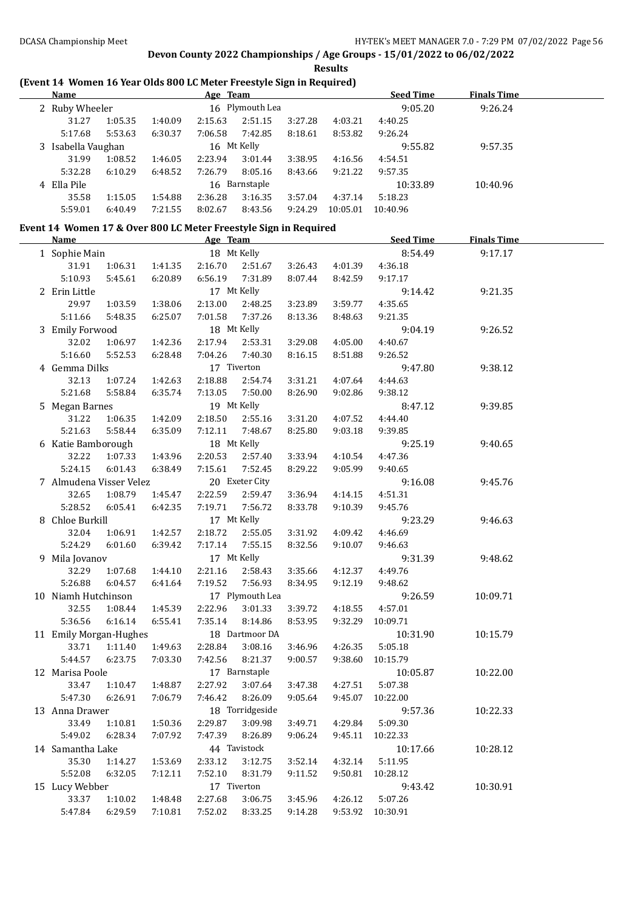**Devon County 2022 Championships / Age Groups - 15/01/2022 to 06/02/2022**

**Results**

### (Event 14 Women 16 Year Olds 800 LC Meter Freestyle Sign in Required)

| Name | | | Age | Team | | | Seed Time | Finals Time |
|---|---|---|---|---|---|---|---|---|
| 2 Ruby Wheeler | | | 16 | Plymouth Lea | | | 9:05.20 | 9:26.24 |
| 31.27 | 1:05.35 | 1:40.09 | 2:15.63 | 2:51.15 | 3:27.28 | 4:03.21 | 4:40.25 | |
| 5:17.68 | 5:53.63 | 6:30.37 | 7:06.58 | 7:42.85 | 8:18.61 | 8:53.82 | 9:26.24 | |
| 3 Isabella Vaughan | | | 16 | Mt Kelly | | | 9:55.82 | 9:57.35 |
| 31.99 | 1:08.52 | 1:46.05 | 2:23.94 | 3:01.44 | 3:38.95 | 4:16.56 | 4:54.51 | |
| 5:32.28 | 6:10.29 | 6:48.52 | 7:26.79 | 8:05.16 | 8:43.66 | 9:21.22 | 9:57.35 | |
| 4 Ella Pile | | | 16 | Barnstaple | | | 10:33.89 | 10:40.96 |
| 35.58 | 1:15.05 | 1:54.88 | 2:36.28 | 3:16.35 | 3:57.04 | 4:37.14 | 5:18.23 | |
| 5:59.01 | 6:40.49 | 7:21.55 | 8:02.67 | 8:43.56 | 9:24.29 | 10:05.01 | 10:40.96 | |

### Event 14 Women 17 & Over 800 LC Meter Freestyle Sign in Required

| Name | | | Age | Team | | | Seed Time | Finals Time |
|---|---|---|---|---|---|---|---|---|
| 1 Sophie Main | | | 18 | Mt Kelly | | | 8:54.49 | 9:17.17 |
| 31.91 | 1:06.31 | 1:41.35 | 2:16.70 | 2:51.67 | 3:26.43 | 4:01.39 | 4:36.18 | |
| 5:10.93 | 5:45.61 | 6:20.89 | 6:56.19 | 7:31.89 | 8:07.44 | 8:42.59 | 9:17.17 | |
| 2 Erin Little | | | 17 | Mt Kelly | | | 9:14.42 | 9:21.35 |
| 29.97 | 1:03.59 | 1:38.06 | 2:13.00 | 2:48.25 | 3:23.89 | 3:59.77 | 4:35.65 | |
| 5:11.66 | 5:48.35 | 6:25.07 | 7:01.58 | 7:37.26 | 8:13.36 | 8:48.63 | 9:21.35 | |
| 3 Emily Forwood | | | 18 | Mt Kelly | | | 9:04.19 | 9:26.52 |
| 32.02 | 1:06.97 | 1:42.36 | 2:17.94 | 2:53.31 | 3:29.08 | 4:05.00 | 4:40.67 | |
| 5:16.60 | 5:52.53 | 6:28.48 | 7:04.26 | 7:40.30 | 8:16.15 | 8:51.88 | 9:26.52 | |
| 4 Gemma Dilks | | | 17 | Tiverton | | | 9:47.80 | 9:38.12 |
| 32.13 | 1:07.24 | 1:42.63 | 2:18.88 | 2:54.74 | 3:31.21 | 4:07.64 | 4:44.63 | |
| 5:21.68 | 5:58.84 | 6:35.74 | 7:13.05 | 7:50.00 | 8:26.90 | 9:02.86 | 9:38.12 | |
| 5 Megan Barnes | | | 19 | Mt Kelly | | | 8:47.12 | 9:39.85 |
| 31.22 | 1:06.35 | 1:42.09 | 2:18.50 | 2:55.16 | 3:31.20 | 4:07.52 | 4:44.40 | |
| 5:21.63 | 5:58.44 | 6:35.09 | 7:12.11 | 7:48.67 | 8:25.80 | 9:03.18 | 9:39.85 | |
| 6 Katie Bamborough | | | 18 | Mt Kelly | | | 9:25.19 | 9:40.65 |
| 32.22 | 1:07.33 | 1:43.96 | 2:20.53 | 2:57.40 | 3:33.94 | 4:10.54 | 4:47.36 | |
| 5:24.15 | 6:01.43 | 6:38.49 | 7:15.61 | 7:52.45 | 8:29.22 | 9:05.99 | 9:40.65 | |
| 7 Almudena Visser Velez | | | 20 | Exeter City | | | 9:16.08 | 9:45.76 |
| 32.65 | 1:08.79 | 1:45.47 | 2:22.59 | 2:59.47 | 3:36.94 | 4:14.15 | 4:51.31 | |
| 5:28.52 | 6:05.41 | 6:42.35 | 7:19.71 | 7:56.72 | 8:33.78 | 9:10.39 | 9:45.76 | |
| 8 Chloe Burkill | | | 17 | Mt Kelly | | | 9:23.29 | 9:46.63 |
| 32.04 | 1:06.91 | 1:42.57 | 2:18.72 | 2:55.05 | 3:31.92 | 4:09.42 | 4:46.69 | |
| 5:24.29 | 6:01.60 | 6:39.42 | 7:17.14 | 7:55.15 | 8:32.56 | 9:10.07 | 9:46.63 | |
| 9 Mila Jovanov | | | 17 | Mt Kelly | | | 9:31.39 | 9:48.62 |
| 32.29 | 1:07.68 | 1:44.10 | 2:21.16 | 2:58.43 | 3:35.66 | 4:12.37 | 4:49.76 | |
| 5:26.88 | 6:04.57 | 6:41.64 | 7:19.52 | 7:56.93 | 8:34.95 | 9:12.19 | 9:48.62 | |
| 10 Niamh Hutchinson | | | 17 | Plymouth Lea | | | 9:26.59 | 10:09.71 |
| 32.55 | 1:08.44 | 1:45.39 | 2:22.96 | 3:01.33 | 3:39.72 | 4:18.55 | 4:57.01 | |
| 5:36.56 | 6:16.14 | 6:55.41 | 7:35.14 | 8:14.86 | 8:53.95 | 9:32.29 | 10:09.71 | |
| 11 Emily Morgan-Hughes | | | 18 | Dartmoor DA | | | 10:31.90 | 10:15.79 |
| 33.71 | 1:11.40 | 1:49.63 | 2:28.84 | 3:08.16 | 3:46.96 | 4:26.35 | 5:05.18 | |
| 5:44.57 | 6:23.75 | 7:03.30 | 7:42.56 | 8:21.37 | 9:00.57 | 9:38.60 | 10:15.79 | |
| 12 Marisa Poole | | | 17 | Barnstaple | | | 10:05.87 | 10:22.00 |
| 33.47 | 1:10.47 | 1:48.87 | 2:27.92 | 3:07.64 | 3:47.38 | 4:27.51 | 5:07.38 | |
| 5:47.30 | 6:26.91 | 7:06.79 | 7:46.42 | 8:26.09 | 9:05.64 | 9:45.07 | 10:22.00 | |
| 13 Anna Drawer | | | 18 | Torridgeside | | | 9:57.36 | 10:22.33 |
| 33.49 | 1:10.81 | 1:50.36 | 2:29.87 | 3:09.98 | 3:49.71 | 4:29.84 | 5:09.30 | |
| 5:49.02 | 6:28.34 | 7:07.92 | 7:47.39 | 8:26.89 | 9:06.24 | 9:45.11 | 10:22.33 | |
| 14 Samantha Lake | | | 44 | Tavistock | | | 10:17.66 | 10:28.12 |
| 35.30 | 1:14.27 | 1:53.69 | 2:33.12 | 3:12.75 | 3:52.14 | 4:32.14 | 5:11.95 | |
| 5:52.08 | 6:32.05 | 7:12.11 | 7:52.10 | 8:31.79 | 9:11.52 | 9:50.81 | 10:28.12 | |
| 15 Lucy Webber | | | 17 | Tiverton | | | 9:43.42 | 10:30.91 |
| 33.37 | 1:10.02 | 1:48.48 | 2:27.68 | 3:06.75 | 3:45.96 | 4:26.12 | 5:07.26 | |
| 5:47.84 | 6:29.59 | 7:10.81 | 7:52.02 | 8:33.25 | 9:14.28 | 9:53.92 | 10:30.91 | |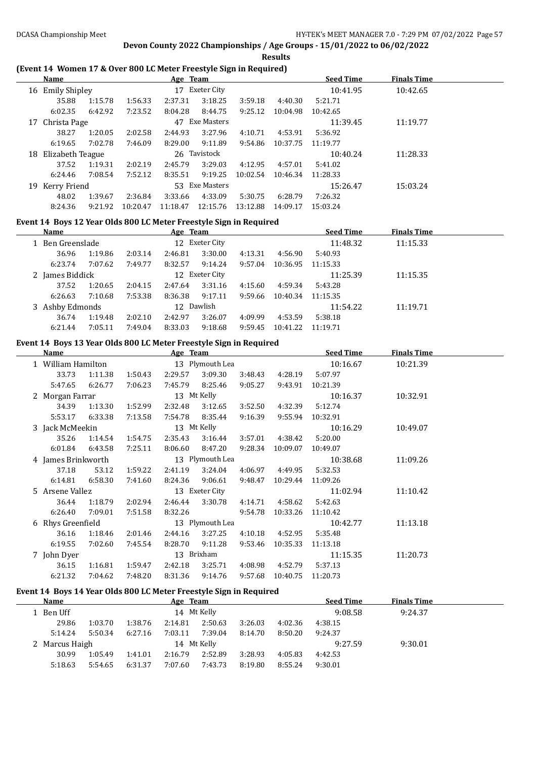**Devon County 2022 Championships / Age Groups - 15/01/2022 to 06/02/2022**

**Results**

### (Event 14 Women 17 & Over 800 LC Meter Freestyle Sign in Required)

| | Name | | Age | Team | | | Seed Time | Finals Time |
|---|---|---|---|---|---|---|---|---|
| 16 | Emily Shipley | | 17 | Exeter City | | | 10:41.95 | 10:42.65 |
| | 35.88 | 1:15.78 | 1:56.33 | 2:37.31 | 3:18.25 | 3:59.18 | 4:40.30 | 5:21.71 |
| | 6:02.35 | 6:42.92 | 7:23.52 | 8:04.28 | 8:44.75 | 9:25.12 | 10:04.98 | 10:42.65 |
| 17 | Christa Page | | 47 | Exe Masters | | | 11:39.45 | 11:19.77 |
| | 38.27 | 1:20.05 | 2:02.58 | 2:44.93 | 3:27.96 | 4:10.71 | 4:53.91 | 5:36.92 |
| | 6:19.65 | 7:02.78 | 7:46.09 | 8:29.00 | 9:11.89 | 9:54.86 | 10:37.75 | 11:19.77 |
| 18 | Elizabeth Teague | | 26 | Tavistock | | | 10:40.24 | 11:28.33 |
| | 37.52 | 1:19.31 | 2:02.19 | 2:45.79 | 3:29.03 | 4:12.95 | 4:57.01 | 5:41.02 |
| | 6:24.46 | 7:08.54 | 7:52.12 | 8:35.51 | 9:19.25 | 10:02.54 | 10:46.34 | 11:28.33 |
| 19 | Kerry Friend | | 53 | Exe Masters | | | 15:26.47 | 15:03.24 |
| | 48.02 | 1:39.67 | 2:36.84 | 3:33.66 | 4:33.09 | 5:30.75 | 6:28.79 | 7:26.32 |
| | 8:24.36 | 9:21.92 | 10:20.47 | 11:18.47 | 12:15.76 | 13:12.88 | 14:09.17 | 15:03.24 |

### Event 14 Boys 12 Year Olds 800 LC Meter Freestyle Sign in Required

| | Name | | Age | Team | | | Seed Time | Finals Time |
|---|---|---|---|---|---|---|---|---|
| 1 | Ben Greenslade | | 12 | Exeter City | | | 11:48.32 | 11:15.33 |
| | 36.96 | 1:19.86 | 2:03.14 | 2:46.81 | 3:30.00 | 4:13.31 | 4:56.90 | 5:40.93 |
| | 6:23.74 | 7:07.62 | 7:49.77 | 8:32.57 | 9:14.24 | 9:57.04 | 10:36.95 | 11:15.33 |
| 2 | James Biddick | | 12 | Exeter City | | | 11:25.39 | 11:15.35 |
| | 37.52 | 1:20.65 | 2:04.15 | 2:47.64 | 3:31.16 | 4:15.60 | 4:59.34 | 5:43.28 |
| | 6:26.63 | 7:10.68 | 7:53.38 | 8:36.38 | 9:17.11 | 9:59.66 | 10:40.34 | 11:15.35 |
| 3 | Ashby Edmonds | | 12 | Dawlish | | | 11:54.22 | 11:19.71 |
| | 36.74 | 1:19.48 | 2:02.10 | 2:42.97 | 3:26.07 | 4:09.99 | 4:53.59 | 5:38.18 |
| | 6:21.44 | 7:05.11 | 7:49.04 | 8:33.03 | 9:18.68 | 9:59.45 | 10:41.22 | 11:19.71 |

### Event 14 Boys 13 Year Olds 800 LC Meter Freestyle Sign in Required

| | Name | | Age | Team | | | Seed Time | Finals Time |
|---|---|---|---|---|---|---|---|---|
| 1 | William Hamilton | | 13 | Plymouth Lea | | | 10:16.67 | 10:21.39 |
| | 33.73 | 1:11.38 | 1:50.43 | 2:29.57 | 3:09.30 | 3:48.43 | 4:28.19 | 5:07.97 |
| | 5:47.65 | 6:26.77 | 7:06.23 | 7:45.79 | 8:25.46 | 9:05.27 | 9:43.91 | 10:21.39 |
| 2 | Morgan Farrar | | 13 | Mt Kelly | | | 10:16.37 | 10:32.91 |
| | 34.39 | 1:13.30 | 1:52.99 | 2:32.48 | 3:12.65 | 3:52.50 | 4:32.39 | 5:12.74 |
| | 5:53.17 | 6:33.38 | 7:13.58 | 7:54.78 | 8:35.44 | 9:16.39 | 9:55.94 | 10:32.91 |
| 3 | Jack McMeekin | | 13 | Mt Kelly | | | 10:16.29 | 10:49.07 |
| | 35.26 | 1:14.54 | 1:54.75 | 2:35.43 | 3:16.44 | 3:57.01 | 4:38.42 | 5:20.00 |
| | 6:01.84 | 6:43.58 | 7:25.11 | 8:06.60 | 8:47.20 | 9:28.34 | 10:09.07 | 10:49.07 |
| 4 | James Brinkworth | | 13 | Plymouth Lea | | | 10:38.68 | 11:09.26 |
| | 37.18 | 53.12 | 1:59.22 | 2:41.19 | 3:24.04 | 4:06.97 | 4:49.95 | 5:32.53 |
| | 6:14.81 | 6:58.30 | 7:41.60 | 8:24.36 | 9:06.61 | 9:48.47 | 10:29.44 | 11:09.26 |
| 5 | Arsene Vallez | | 13 | Exeter City | | | 11:02.94 | 11:10.42 |
| | 36.44 | 1:18.79 | 2:02.94 | 2:46.44 | 3:30.78 | 4:14.71 | 4:58.62 | 5:42.63 |
| | 6:26.40 | 7:09.01 | 7:51.58 | 8:32.26 | | 9:54.78 | 10:33.26 | 11:10.42 |
| 6 | Rhys Greenfield | | 13 | Plymouth Lea | | | 10:42.77 | 11:13.18 |
| | 36.16 | 1:18.46 | 2:01.46 | 2:44.16 | 3:27.25 | 4:10.18 | 4:52.95 | 5:35.48 |
| | 6:19.55 | 7:02.60 | 7:45.54 | 8:28.70 | 9:11.28 | 9:53.46 | 10:35.33 | 11:13.18 |
| 7 | John Dyer | | 13 | Brixham | | | 11:15.35 | 11:20.73 |
| | 36.15 | 1:16.81 | 1:59.47 | 2:42.18 | 3:25.71 | 4:08.98 | 4:52.79 | 5:37.13 |
| | 6:21.32 | 7:04.62 | 7:48.20 | 8:31.36 | 9:14.76 | 9:57.68 | 10:40.75 | 11:20.73 |

### Event 14 Boys 14 Year Olds 800 LC Meter Freestyle Sign in Required

| | Name | | Age | Team | | | Seed Time | Finals Time |
|---|---|---|---|---|---|---|---|---|
| 1 | Ben Uff | | 14 | Mt Kelly | | | 9:08.58 | 9:24.37 |
| | 29.86 | 1:03.70 | 1:38.76 | 2:14.81 | 2:50.63 | 3:26.03 | 4:02.36 | 4:38.15 |
| | 5:14.24 | 5:50.34 | 6:27.16 | 7:03.11 | 7:39.04 | 8:14.70 | 8:50.20 | 9:24.37 |
| 2 | Marcus Haigh | | 14 | Mt Kelly | | | 9:27.59 | 9:30.01 |
| | 30.99 | 1:05.49 | 1:41.01 | 2:16.79 | 2:52.89 | 3:28.93 | 4:05.83 | 4:42.53 |
| | 5:18.63 | 5:54.65 | 6:31.37 | 7:07.60 | 7:43.73 | 8:19.80 | 8:55.24 | 9:30.01 |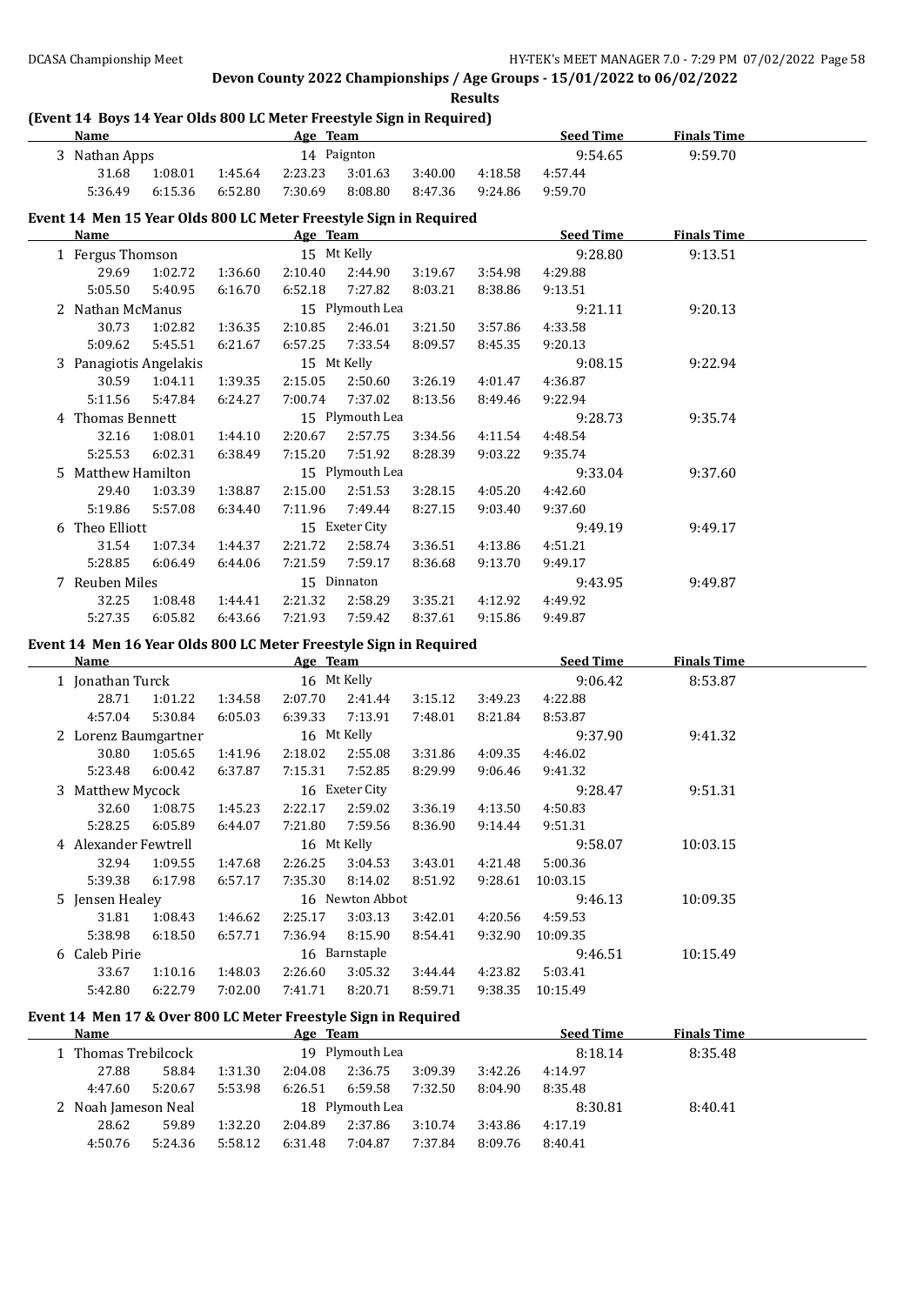**Devon County 2022 Championships / Age Groups - 15/01/2022 to 06/02/2022**

**Results**

### (Event 14 Boys 14 Year Olds 800 LC Meter Freestyle Sign in Required)

| | Name | Age | Team | Seed Time | Finals Time |
|---|---|---|---|---|---|
| 3 | Nathan Apps | 14 | Paignton | 9:54.65 | 9:59.70 |
| | 31.68 1:08.01 1:45.64 2:23.23 3:01.63 3:40.00 4:18.58 4:57.44 | | | | |
| | 5:36.49 6:15.36 6:52.80 7:30.69 8:08.80 8:47.36 9:24.86 9:59.70 | | | | |

### Event 14 Men 15 Year Olds 800 LC Meter Freestyle Sign in Required

| | Name | Age | Team | Seed Time | Finals Time |
|---|---|---|---|---|---|
| 1 | Fergus Thomson | 15 | Mt Kelly | 9:28.80 | 9:13.51 |
| | 29.69 1:02.72 1:36.60 2:10.40 2:44.90 3:19.67 3:54.98 4:29.88 | | | | |
| | 5:05.50 5:40.95 6:16.70 6:52.18 7:27.82 8:03.21 8:38.86 9:13.51 | | | | |
| 2 | Nathan McManus | 15 | Plymouth Lea | 9:21.11 | 9:20.13 |
| | 30.73 1:02.82 1:36.35 2:10.85 2:46.01 3:21.50 3:57.86 4:33.58 | | | | |
| | 5:09.62 5:45.51 6:21.67 6:57.25 7:33.54 8:09.57 8:45.35 9:20.13 | | | | |
| 3 | Panagiotis Angelakis | 15 | Mt Kelly | 9:08.15 | 9:22.94 |
| | 30.59 1:04.11 1:39.35 2:15.05 2:50.60 3:26.19 4:01.47 4:36.87 | | | | |
| | 5:11.56 5:47.84 6:24.27 7:00.74 7:37.02 8:13.56 8:49.46 9:22.94 | | | | |
| 4 | Thomas Bennett | 15 | Plymouth Lea | 9:28.73 | 9:35.74 |
| | 32.16 1:08.01 1:44.10 2:20.67 2:57.75 3:34.56 4:11.54 4:48.54 | | | | |
| | 5:25.53 6:02.31 6:38.49 7:15.20 7:51.92 8:28.39 9:03.22 9:35.74 | | | | |
| 5 | Matthew Hamilton | 15 | Plymouth Lea | 9:33.04 | 9:37.60 |
| | 29.40 1:03.39 1:38.87 2:15.00 2:51.53 3:28.15 4:05.20 4:42.60 | | | | |
| | 5:19.86 5:57.08 6:34.40 7:11.96 7:49.44 8:27.15 9:03.40 9:37.60 | | | | |
| 6 | Theo Elliott | 15 | Exeter City | 9:49.19 | 9:49.17 |
| | 31.54 1:07.34 1:44.37 2:21.72 2:58.74 3:36.51 4:13.86 4:51.21 | | | | |
| | 5:28.85 6:06.49 6:44.06 7:21.59 7:59.17 8:36.68 9:13.70 9:49.17 | | | | |
| 7 | Reuben Miles | 15 | Dinnaton | 9:43.95 | 9:49.87 |
| | 32.25 1:08.48 1:44.41 2:21.32 2:58.29 3:35.21 4:12.92 4:49.92 | | | | |
| | 5:27.35 6:05.82 6:43.66 7:21.93 7:59.42 8:37.61 9:15.86 9:49.87 | | | | |

### Event 14 Men 16 Year Olds 800 LC Meter Freestyle Sign in Required

| | Name | Age | Team | Seed Time | Finals Time |
|---|---|---|---|---|---|
| 1 | Jonathan Turck | 16 | Mt Kelly | 9:06.42 | 8:53.87 |
| | 28.71 1:01.22 1:34.58 2:07.70 2:41.44 3:15.12 3:49.23 4:22.88 | | | | |
| | 4:57.04 5:30.84 6:05.03 6:39.33 7:13.91 7:48.01 8:21.84 8:53.87 | | | | |
| 2 | Lorenz Baumgartner | 16 | Mt Kelly | 9:37.90 | 9:41.32 |
| | 30.80 1:05.65 1:41.96 2:18.02 2:55.08 3:31.86 4:09.35 4:46.02 | | | | |
| | 5:23.48 6:00.42 6:37.87 7:15.31 7:52.85 8:29.99 9:06.46 9:41.32 | | | | |
| 3 | Matthew Mycock | 16 | Exeter City | 9:28.47 | 9:51.31 |
| | 32.60 1:08.75 1:45.23 2:22.17 2:59.02 3:36.19 4:13.50 4:50.83 | | | | |
| | 5:28.25 6:05.89 6:44.07 7:21.80 7:59.56 8:36.90 9:14.44 9:51.31 | | | | |
| 4 | Alexander Fewtrell | 16 | Mt Kelly | 9:58.07 | 10:03.15 |
| | 32.94 1:09.55 1:47.68 2:26.25 3:04.53 3:43.01 4:21.48 5:00.36 | | | | |
| | 5:39.38 6:17.98 6:57.17 7:35.30 8:14.02 8:51.92 9:28.61 10:03.15 | | | | |
| 5 | Jensen Healey | 16 | Newton Abbot | 9:46.13 | 10:09.35 |
| | 31.81 1:08.43 1:46.62 2:25.17 3:03.13 3:42.01 4:20.56 4:59.53 | | | | |
| | 5:38.98 6:18.50 6:57.71 7:36.94 8:15.90 8:54.41 9:32.90 10:09.35 | | | | |
| 6 | Caleb Pirie | 16 | Barnstaple | 9:46.51 | 10:15.49 |
| | 33.67 1:10.16 1:48.03 2:26.60 3:05.32 3:44.44 4:23.82 5:03.41 | | | | |
| | 5:42.80 6:22.79 7:02.00 7:41.71 8:20.71 8:59.71 9:38.35 10:15.49 | | | | |

### Event 14 Men 17 & Over 800 LC Meter Freestyle Sign in Required

| | Name | Age | Team | Seed Time | Finals Time |
|---|---|---|---|---|---|
| 1 | Thomas Trebilcock | 19 | Plymouth Lea | 8:18.14 | 8:35.48 |
| | 27.88 58.84 1:31.30 2:04.08 2:36.75 3:09.39 3:42.26 4:14.97 | | | | |
| | 4:47.60 5:20.67 5:53.98 6:26.51 6:59.58 7:32.50 8:04.90 8:35.48 | | | | |
| 2 | Noah Jameson Neal | 18 | Plymouth Lea | 8:30.81 | 8:40.41 |
| | 28.62 59.89 1:32.20 2:04.89 2:37.86 3:10.74 3:43.86 4:17.19 | | | | |
| | 4:50.76 5:24.36 5:58.12 6:31.48 7:04.87 7:37.84 8:09.76 8:40.41 | | | | |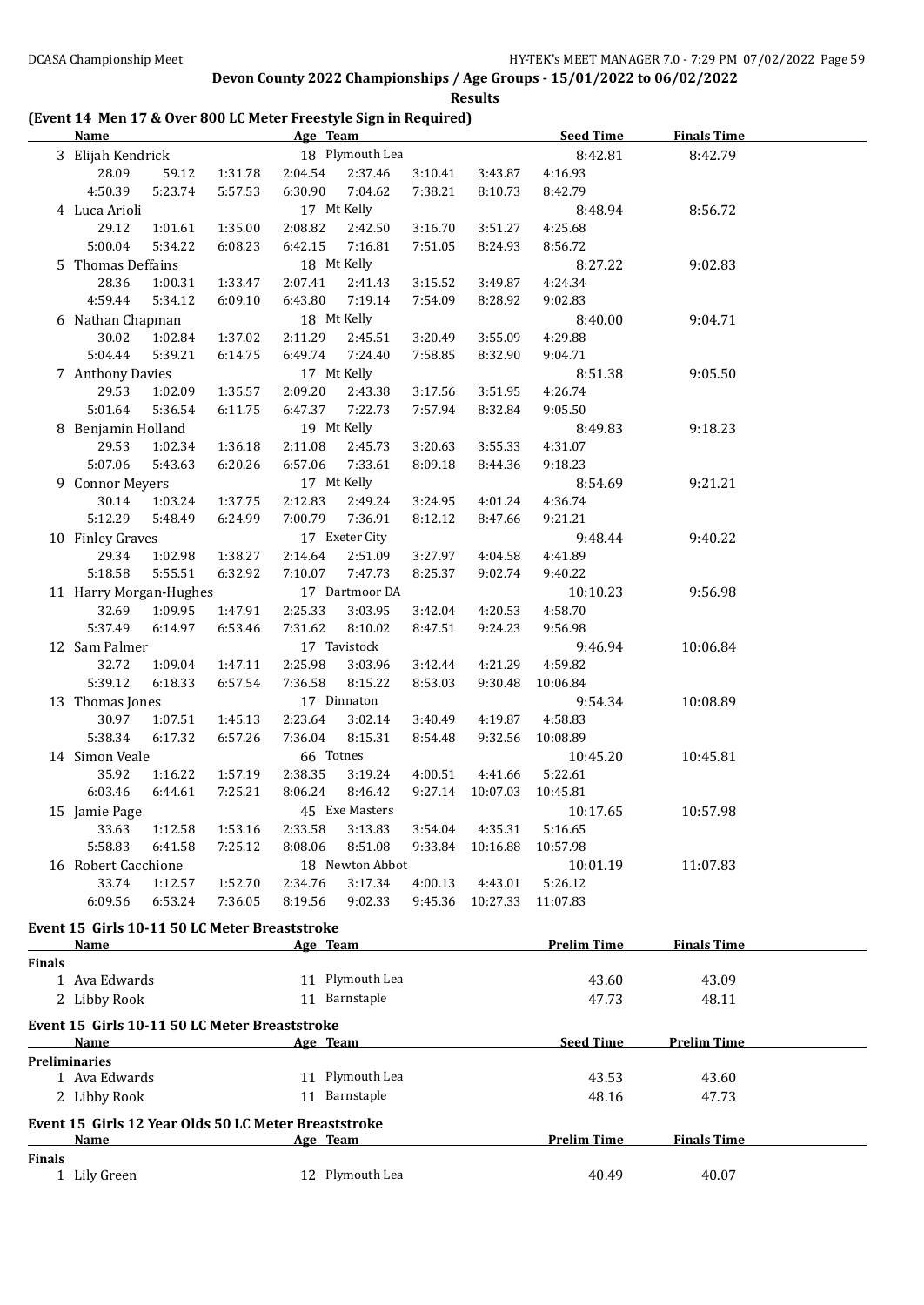## Devon County 2022 Championships / Age Groups - 15/01/2022 to 06/02/2022

**Results**

### (Event 14 Men 17 & Over 800 LC Meter Freestyle Sign in Required)

| | Name | Age | Team | Seed Time | Finals Time |
|---|---|---|---|---|---|
| 3 | Elijah Kendrick | 18 | Plymouth Lea | 8:42.81 | 8:42.79 |
| | 28.09 59.12 1:31.78 2:04.54 2:37.46 3:10.41 3:43.87 4:16.93 | | | | |
| | 4:50.39 5:23.74 5:57.53 6:30.90 7:04.62 7:38.21 8:10.73 8:42.79 | | | | |
| 4 | Luca Arioli | 17 | Mt Kelly | 8:48.94 | 8:56.72 |
| | 29.12 1:01.61 1:35.00 2:08.82 2:42.50 3:16.70 3:51.27 4:25.68 | | | | |
| | 5:00.04 5:34.22 6:08.23 6:42.15 7:16.81 7:51.05 8:24.93 8:56.72 | | | | |
| 5 | Thomas Deffains | 18 | Mt Kelly | 8:27.22 | 9:02.83 |
| | 28.36 1:00.31 1:33.47 2:07.41 2:41.43 3:15.52 3:49.87 4:24.34 | | | | |
| | 4:59.44 5:34.12 6:09.10 6:43.80 7:19.14 7:54.09 8:28.92 9:02.83 | | | | |
| 6 | Nathan Chapman | 18 | Mt Kelly | 8:40.00 | 9:04.71 |
| | 30.02 1:02.84 1:37.02 2:11.29 2:45.51 3:20.49 3:55.09 4:29.88 | | | | |
| | 5:04.44 5:39.21 6:14.75 6:49.74 7:24.40 7:58.85 8:32.90 9:04.71 | | | | |
| 7 | Anthony Davies | 17 | Mt Kelly | 8:51.38 | 9:05.50 |
| | 29.53 1:02.09 1:35.57 2:09.20 2:43.38 3:17.56 3:51.95 4:26.74 | | | | |
| | 5:01.64 5:36.54 6:11.75 6:47.37 7:22.73 7:57.94 8:32.84 9:05.50 | | | | |
| 8 | Benjamin Holland | 19 | Mt Kelly | 8:49.83 | 9:18.23 |
| | 29.53 1:02.34 1:36.18 2:11.08 2:45.73 3:20.63 3:55.33 4:31.07 | | | | |
| | 5:07.06 5:43.63 6:20.26 6:57.06 7:33.61 8:09.18 8:44.36 9:18.23 | | | | |
| 9 | Connor Meyers | 17 | Mt Kelly | 8:54.69 | 9:21.21 |
| | 30.14 1:03.24 1:37.75 2:12.83 2:49.24 3:24.95 4:01.24 4:36.74 | | | | |
| | 5:12.29 5:48.49 6:24.99 7:00.79 7:36.91 8:12.12 8:47.66 9:21.21 | | | | |
| 10 | Finley Graves | 17 | Exeter City | 9:48.44 | 9:40.22 |
| | 29.34 1:02.98 1:38.27 2:14.64 2:51.09 3:27.97 4:04.58 4:41.89 | | | | |
| | 5:18.58 5:55.51 6:32.92 7:10.07 7:47.73 8:25.37 9:02.74 9:40.22 | | | | |
| 11 | Harry Morgan-Hughes | 17 | Dartmoor DA | 10:10.23 | 9:56.98 |
| | 32.69 1:09.95 1:47.91 2:25.33 3:03.95 3:42.04 4:20.53 4:58.70 | | | | |
| | 5:37.49 6:14.97 6:53.46 7:31.62 8:10.02 8:47.51 9:24.23 9:56.98 | | | | |
| 12 | Sam Palmer | 17 | Tavistock | 9:46.94 | 10:06.84 |
| | 32.72 1:09.04 1:47.11 2:25.98 3:03.96 3:42.44 4:21.29 4:59.82 | | | | |
| | 5:39.12 6:18.33 6:57.54 7:36.58 8:15.22 8:53.03 9:30.48 10:06.84 | | | | |
| 13 | Thomas Jones | 17 | Dinnaton | 9:54.34 | 10:08.89 |
| | 30.97 1:07.51 1:45.13 2:23.64 3:02.14 3:40.49 4:19.87 4:58.83 | | | | |
| | 5:38.34 6:17.32 6:57.26 7:36.04 8:15.31 8:54.48 9:32.56 10:08.89 | | | | |
| 14 | Simon Veale | 66 | Totnes | 10:45.20 | 10:45.81 |
| | 35.92 1:16.22 1:57.19 2:38.35 3:19.24 4:00.51 4:41.66 5:22.61 | | | | |
| | 6:03.46 6:44.61 7:25.21 8:06.24 8:46.42 9:27.14 10:07.03 10:45.81 | | | | |
| 15 | Jamie Page | 45 | Exe Masters | 10:17.65 | 10:57.98 |
| | 33.63 1:12.58 1:53.16 2:33.58 3:13.83 3:54.04 4:35.31 5:16.65 | | | | |
| | 5:58.83 6:41.58 7:25.12 8:08.06 8:51.08 9:33.84 10:16.88 10:57.98 | | | | |
| 16 | Robert Cacchione | 18 | Newton Abbot | 10:01.19 | 11:07.83 |
| | 33.74 1:12.57 1:52.70 2:34.76 3:17.34 4:00.13 4:43.01 5:26.12 | | | | |
| | 6:09.56 6:53.24 7:36.05 8:19.56 9:02.33 9:45.36 10:27.33 11:07.83 | | | | |

### Event 15 Girls 10-11 50 LC Meter Breaststroke

| | Name | Age | Team | Prelim Time | Finals Time |
|---|---|---|---|---|---|
| **Finals** | | | | | |
| 1 | Ava Edwards | 11 | Plymouth Lea | 43.60 | 43.09 |
| 2 | Libby Rook | 11 | Barnstaple | 47.73 | 48.11 |

### Event 15 Girls 10-11 50 LC Meter Breaststroke

| | Name | Age | Team | Seed Time | Prelim Time |
|---|---|---|---|---|---|
| **Preliminaries** | | | | | |
| 1 | Ava Edwards | 11 | Plymouth Lea | 43.53 | 43.60 |
| 2 | Libby Rook | 11 | Barnstaple | 48.16 | 47.73 |

### Event 15 Girls 12 Year Olds 50 LC Meter Breaststroke

| | Name | Age | Team | Prelim Time | Finals Time |
|---|---|---|---|---|---|
| **Finals** | | | | | |
| 1 | Lily Green | 12 | Plymouth Lea | 40.49 | 40.07 |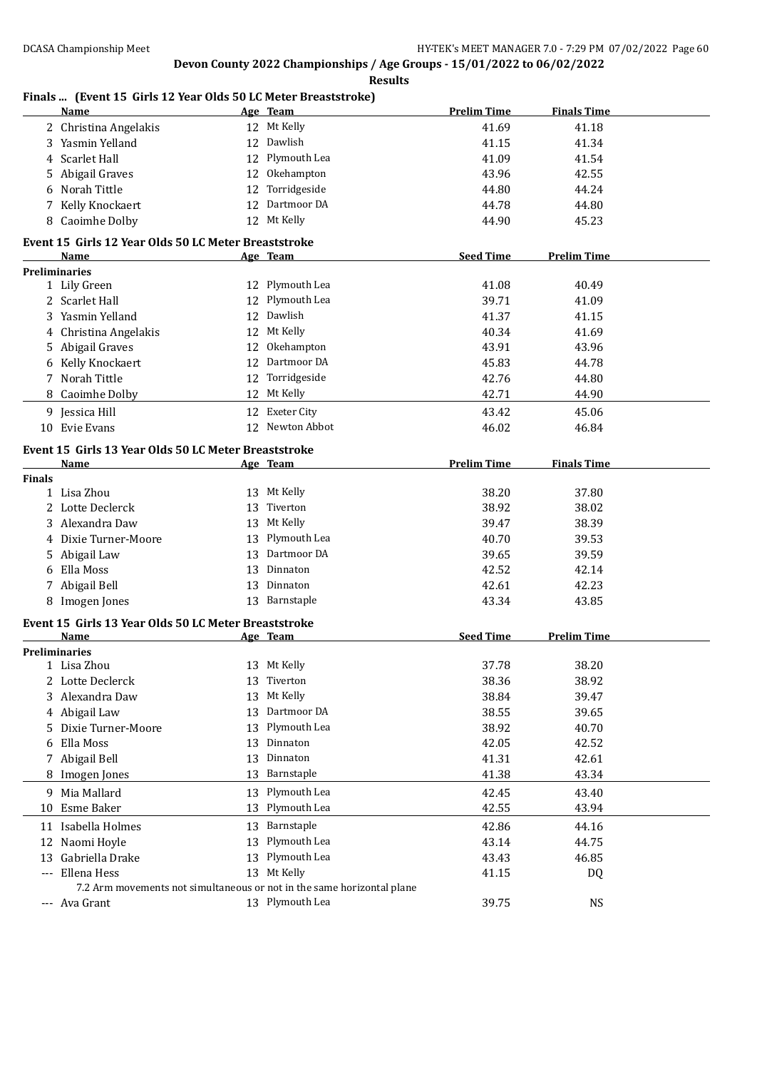## Devon County 2022 Championships / Age Groups - 15/01/2022 to 06/02/2022

**Results**

### Finals ... (Event 15 Girls 12 Year Olds 50 LC Meter Breaststroke)

| | Name | Age | Team | Prelim Time | Finals Time |
|---|---|---|---|---|---|
| 2 | Christina Angelakis | 12 | Mt Kelly | 41.69 | 41.18 |
| 3 | Yasmin Yelland | 12 | Dawlish | 41.15 | 41.34 |
| 4 | Scarlet Hall | 12 | Plymouth Lea | 41.09 | 41.54 |
| 5 | Abigail Graves | 12 | Okehampton | 43.96 | 42.55 |
| 6 | Norah Tittle | 12 | Torridgeside | 44.80 | 44.24 |
| 7 | Kelly Knockaert | 12 | Dartmoor DA | 44.78 | 44.80 |
| 8 | Caoimhe Dolby | 12 | Mt Kelly | 44.90 | 45.23 |

### Event 15 Girls 12 Year Olds 50 LC Meter Breaststroke

| | Name | Age | Team | Seed Time | Prelim Time |
|---|---|---|---|---|---|
| **Preliminaries** | | | | | |
| 1 | Lily Green | 12 | Plymouth Lea | 41.08 | 40.49 |
| 2 | Scarlet Hall | 12 | Plymouth Lea | 39.71 | 41.09 |
| 3 | Yasmin Yelland | 12 | Dawlish | 41.37 | 41.15 |
| 4 | Christina Angelakis | 12 | Mt Kelly | 40.34 | 41.69 |
| 5 | Abigail Graves | 12 | Okehampton | 43.91 | 43.96 |
| 6 | Kelly Knockaert | 12 | Dartmoor DA | 45.83 | 44.78 |
| 7 | Norah Tittle | 12 | Torridgeside | 42.76 | 44.80 |
| 8 | Caoimhe Dolby | 12 | Mt Kelly | 42.71 | 44.90 |
| 9 | Jessica Hill | 12 | Exeter City | 43.42 | 45.06 |
| 10 | Evie Evans | 12 | Newton Abbot | 46.02 | 46.84 |

### Event 15 Girls 13 Year Olds 50 LC Meter Breaststroke

| | Name | Age | Team | Prelim Time | Finals Time |
|---|---|---|---|---|---|
| **Finals** | | | | | |
| 1 | Lisa Zhou | 13 | Mt Kelly | 38.20 | 37.80 |
| 2 | Lotte Declerck | 13 | Tiverton | 38.92 | 38.02 |
| 3 | Alexandra Daw | 13 | Mt Kelly | 39.47 | 38.39 |
| 4 | Dixie Turner-Moore | 13 | Plymouth Lea | 40.70 | 39.53 |
| 5 | Abigail Law | 13 | Dartmoor DA | 39.65 | 39.59 |
| 6 | Ella Moss | 13 | Dinnaton | 42.52 | 42.14 |
| 7 | Abigail Bell | 13 | Dinnaton | 42.61 | 42.23 |
| 8 | Imogen Jones | 13 | Barnstaple | 43.34 | 43.85 |

### Event 15 Girls 13 Year Olds 50 LC Meter Breaststroke

| | Name | Age | Team | Seed Time | Prelim Time |
|---|---|---|---|---|---|
| **Preliminaries** | | | | | |
| 1 | Lisa Zhou | 13 | Mt Kelly | 37.78 | 38.20 |
| 2 | Lotte Declerck | 13 | Tiverton | 38.36 | 38.92 |
| 3 | Alexandra Daw | 13 | Mt Kelly | 38.84 | 39.47 |
| 4 | Abigail Law | 13 | Dartmoor DA | 38.55 | 39.65 |
| 5 | Dixie Turner-Moore | 13 | Plymouth Lea | 38.92 | 40.70 |
| 6 | Ella Moss | 13 | Dinnaton | 42.05 | 42.52 |
| 7 | Abigail Bell | 13 | Dinnaton | 41.31 | 42.61 |
| 8 | Imogen Jones | 13 | Barnstaple | 41.38 | 43.34 |
| 9 | Mia Mallard | 13 | Plymouth Lea | 42.45 | 43.40 |
| 10 | Esme Baker | 13 | Plymouth Lea | 42.55 | 43.94 |
| 11 | Isabella Holmes | 13 | Barnstaple | 42.86 | 44.16 |
| 12 | Naomi Hoyle | 13 | Plymouth Lea | 43.14 | 44.75 |
| 13 | Gabriella Drake | 13 | Plymouth Lea | 43.43 | 46.85 |
| --- | Ellena Hess | 13 | Mt Kelly | 41.15 | DQ |
| | 7.2 Arm movements not simultaneous or not in the same horizontal plane | | | | |
| --- | Ava Grant | 13 | Plymouth Lea | 39.75 | NS |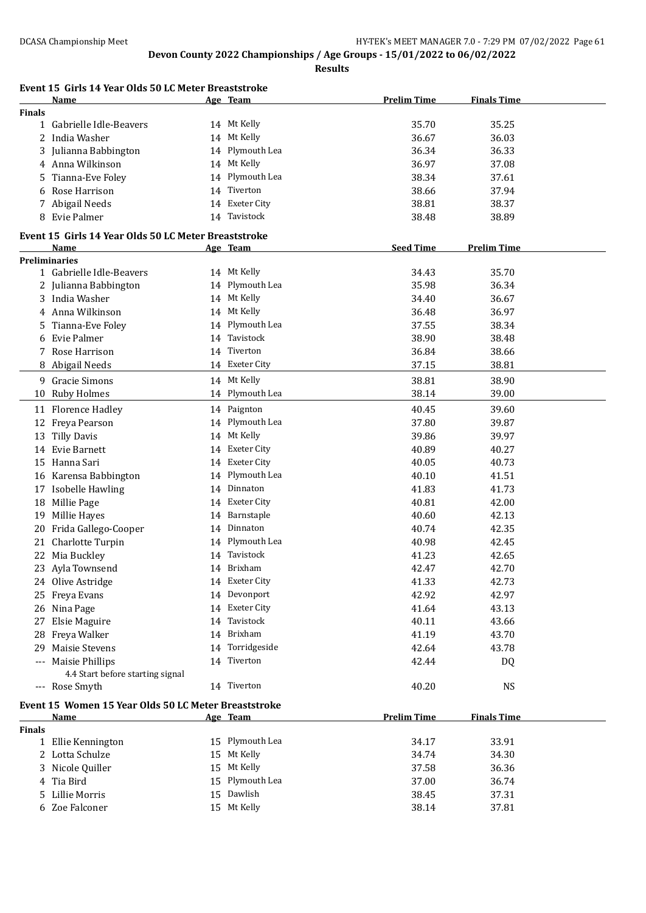**Devon County 2022 Championships / Age Groups - 15/01/2022 to 06/02/2022**

**Results**

### Event 15 Girls 14 Year Olds 50 LC Meter Breaststroke

| | Name | Age | Team | Prelim Time | Finals Time |
|---|---|---|---|---|---|
| **Finals** | | | | | |
| 1 | Gabrielle Idle-Beavers | 14 | Mt Kelly | 35.70 | 35.25 |
| 2 | India Washer | 14 | Mt Kelly | 36.67 | 36.03 |
| 3 | Julianna Babbington | 14 | Plymouth Lea | 36.34 | 36.33 |
| 4 | Anna Wilkinson | 14 | Mt Kelly | 36.97 | 37.08 |
| 5 | Tianna-Eve Foley | 14 | Plymouth Lea | 38.34 | 37.61 |
| 6 | Rose Harrison | 14 | Tiverton | 38.66 | 37.94 |
| 7 | Abigail Needs | 14 | Exeter City | 38.81 | 38.37 |
| 8 | Evie Palmer | 14 | Tavistock | 38.48 | 38.89 |

### Event 15 Girls 14 Year Olds 50 LC Meter Breaststroke

| | Name | Age | Team | Seed Time | Prelim Time |
|---|---|---|---|---|---|
| **Preliminaries** | | | | | |
| 1 | Gabrielle Idle-Beavers | 14 | Mt Kelly | 34.43 | 35.70 |
| 2 | Julianna Babbington | 14 | Plymouth Lea | 35.98 | 36.34 |
| 3 | India Washer | 14 | Mt Kelly | 34.40 | 36.67 |
| 4 | Anna Wilkinson | 14 | Mt Kelly | 36.48 | 36.97 |
| 5 | Tianna-Eve Foley | 14 | Plymouth Lea | 37.55 | 38.34 |
| 6 | Evie Palmer | 14 | Tavistock | 38.90 | 38.48 |
| 7 | Rose Harrison | 14 | Tiverton | 36.84 | 38.66 |
| 8 | Abigail Needs | 14 | Exeter City | 37.15 | 38.81 |
| 9 | Gracie Simons | 14 | Mt Kelly | 38.81 | 38.90 |
| 10 | Ruby Holmes | 14 | Plymouth Lea | 38.14 | 39.00 |
| 11 | Florence Hadley | 14 | Paignton | 40.45 | 39.60 |
| 12 | Freya Pearson | 14 | Plymouth Lea | 37.80 | 39.87 |
| 13 | Tilly Davis | 14 | Mt Kelly | 39.86 | 39.97 |
| 14 | Evie Barnett | 14 | Exeter City | 40.89 | 40.27 |
| 15 | Hanna Sari | 14 | Exeter City | 40.05 | 40.73 |
| 16 | Karensa Babbington | 14 | Plymouth Lea | 40.10 | 41.51 |
| 17 | Isobelle Hawling | 14 | Dinnaton | 41.83 | 41.73 |
| 18 | Millie Page | 14 | Exeter City | 40.81 | 42.00 |
| 19 | Millie Hayes | 14 | Barnstaple | 40.60 | 42.13 |
| 20 | Frida Gallego-Cooper | 14 | Dinnaton | 40.74 | 42.35 |
| 21 | Charlotte Turpin | 14 | Plymouth Lea | 40.98 | 42.45 |
| 22 | Mia Buckley | 14 | Tavistock | 41.23 | 42.65 |
| 23 | Ayla Townsend | 14 | Brixham | 42.47 | 42.70 |
| 24 | Olive Astridge | 14 | Exeter City | 41.33 | 42.73 |
| 25 | Freya Evans | 14 | Devonport | 42.92 | 42.97 |
| 26 | Nina Page | 14 | Exeter City | 41.64 | 43.13 |
| 27 | Elsie Maguire | 14 | Tavistock | 40.11 | 43.66 |
| 28 | Freya Walker | 14 | Brixham | 41.19 | 43.70 |
| 29 | Maisie Stevens | 14 | Torridgeside | 42.64 | 43.78 |
| --- | Maisie Phillips | 14 | Tiverton | 42.44 | DQ |
| | 4.4 Start before starting signal | | | | |
| --- | Rose Smyth | 14 | Tiverton | 40.20 | NS |

### Event 15 Women 15 Year Olds 50 LC Meter Breaststroke

| | Name | Age | Team | Prelim Time | Finals Time |
|---|---|---|---|---|---|
| **Finals** | | | | | |
| 1 | Ellie Kennington | 15 | Plymouth Lea | 34.17 | 33.91 |
| 2 | Lotta Schulze | 15 | Mt Kelly | 34.74 | 34.30 |
| 3 | Nicole Quiller | 15 | Mt Kelly | 37.58 | 36.36 |
| 4 | Tia Bird | 15 | Plymouth Lea | 37.00 | 36.74 |
| 5 | Lillie Morris | 15 | Dawlish | 38.45 | 37.31 |
| 6 | Zoe Falconer | 15 | Mt Kelly | 38.14 | 37.81 |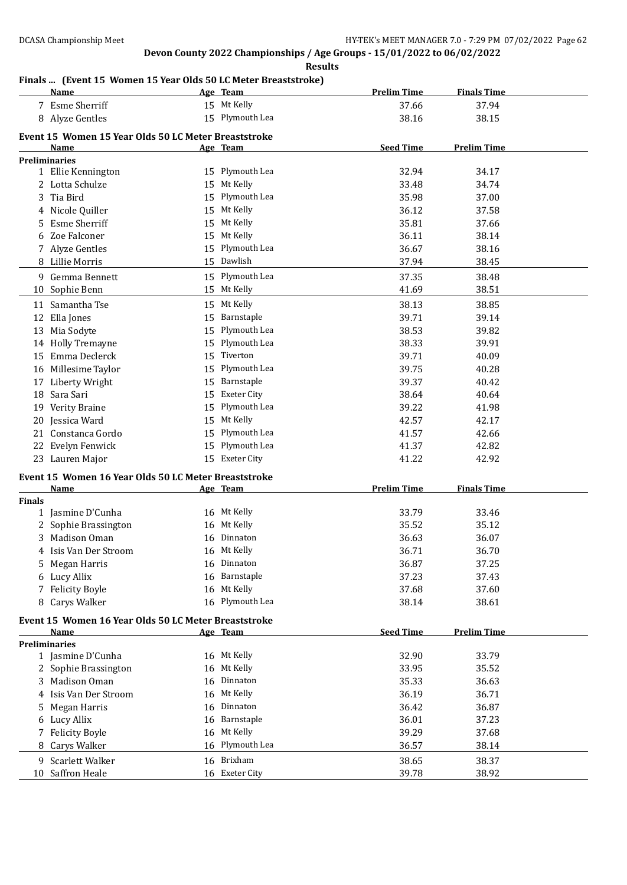Devon County 2022 Championships / Age Groups - 15/01/2022 to 06/02/2022

Results

### Finals ... (Event 15 Women 15 Year Olds 50 LC Meter Breaststroke)

| | Name | Age | Team | Prelim Time | Finals Time |
|---|---|---|---|---|---|
| 7 | Esme Sherriff | 15 | Mt Kelly | 37.66 | 37.94 |
| 8 | Alyze Gentles | 15 | Plymouth Lea | 38.16 | 38.15 |

### Event 15 Women 15 Year Olds 50 LC Meter Breaststroke

| | Name | Age | Team | Seed Time | Prelim Time |
|---|---|---|---|---|---|
| **Preliminaries** | | | | | |
| 1 | Ellie Kennington | 15 | Plymouth Lea | 32.94 | 34.17 |
| 2 | Lotta Schulze | 15 | Mt Kelly | 33.48 | 34.74 |
| 3 | Tia Bird | 15 | Plymouth Lea | 35.98 | 37.00 |
| 4 | Nicole Quiller | 15 | Mt Kelly | 36.12 | 37.58 |
| 5 | Esme Sherriff | 15 | Mt Kelly | 35.81 | 37.66 |
| 6 | Zoe Falconer | 15 | Mt Kelly | 36.11 | 38.14 |
| 7 | Alyze Gentles | 15 | Plymouth Lea | 36.67 | 38.16 |
| 8 | Lillie Morris | 15 | Dawlish | 37.94 | 38.45 |
| 9 | Gemma Bennett | 15 | Plymouth Lea | 37.35 | 38.48 |
| 10 | Sophie Benn | 15 | Mt Kelly | 41.69 | 38.51 |
| 11 | Samantha Tse | 15 | Mt Kelly | 38.13 | 38.85 |
| 12 | Ella Jones | 15 | Barnstaple | 39.71 | 39.14 |
| 13 | Mia Sodyte | 15 | Plymouth Lea | 38.53 | 39.82 |
| 14 | Holly Tremayne | 15 | Plymouth Lea | 38.33 | 39.91 |
| 15 | Emma Declerck | 15 | Tiverton | 39.71 | 40.09 |
| 16 | Millesime Taylor | 15 | Plymouth Lea | 39.75 | 40.28 |
| 17 | Liberty Wright | 15 | Barnstaple | 39.37 | 40.42 |
| 18 | Sara Sari | 15 | Exeter City | 38.64 | 40.64 |
| 19 | Verity Braine | 15 | Plymouth Lea | 39.22 | 41.98 |
| 20 | Jessica Ward | 15 | Mt Kelly | 42.57 | 42.17 |
| 21 | Constanca Gordo | 15 | Plymouth Lea | 41.57 | 42.66 |
| 22 | Evelyn Fenwick | 15 | Plymouth Lea | 41.37 | 42.82 |
| 23 | Lauren Major | 15 | Exeter City | 41.22 | 42.92 |

### Event 15 Women 16 Year Olds 50 LC Meter Breaststroke

| | Name | Age | Team | Prelim Time | Finals Time |
|---|---|---|---|---|---|
| **Finals** | | | | | |
| 1 | Jasmine D'Cunha | 16 | Mt Kelly | 33.79 | 33.46 |
| 2 | Sophie Brassington | 16 | Mt Kelly | 35.52 | 35.12 |
| 3 | Madison Oman | 16 | Dinnaton | 36.63 | 36.07 |
| 4 | Isis Van Der Stroom | 16 | Mt Kelly | 36.71 | 36.70 |
| 5 | Megan Harris | 16 | Dinnaton | 36.87 | 37.25 |
| 6 | Lucy Allix | 16 | Barnstaple | 37.23 | 37.43 |
| 7 | Felicity Boyle | 16 | Mt Kelly | 37.68 | 37.60 |
| 8 | Carys Walker | 16 | Plymouth Lea | 38.14 | 38.61 |

### Event 15 Women 16 Year Olds 50 LC Meter Breaststroke

| | Name | Age | Team | Seed Time | Prelim Time |
|---|---|---|---|---|---|
| **Preliminaries** | | | | | |
| 1 | Jasmine D'Cunha | 16 | Mt Kelly | 32.90 | 33.79 |
| 2 | Sophie Brassington | 16 | Mt Kelly | 33.95 | 35.52 |
| 3 | Madison Oman | 16 | Dinnaton | 35.33 | 36.63 |
| 4 | Isis Van Der Stroom | 16 | Mt Kelly | 36.19 | 36.71 |
| 5 | Megan Harris | 16 | Dinnaton | 36.42 | 36.87 |
| 6 | Lucy Allix | 16 | Barnstaple | 36.01 | 37.23 |
| 7 | Felicity Boyle | 16 | Mt Kelly | 39.29 | 37.68 |
| 8 | Carys Walker | 16 | Plymouth Lea | 36.57 | 38.14 |
| 9 | Scarlett Walker | 16 | Brixham | 38.65 | 38.37 |
| 10 | Saffron Heale | 16 | Exeter City | 39.78 | 38.92 |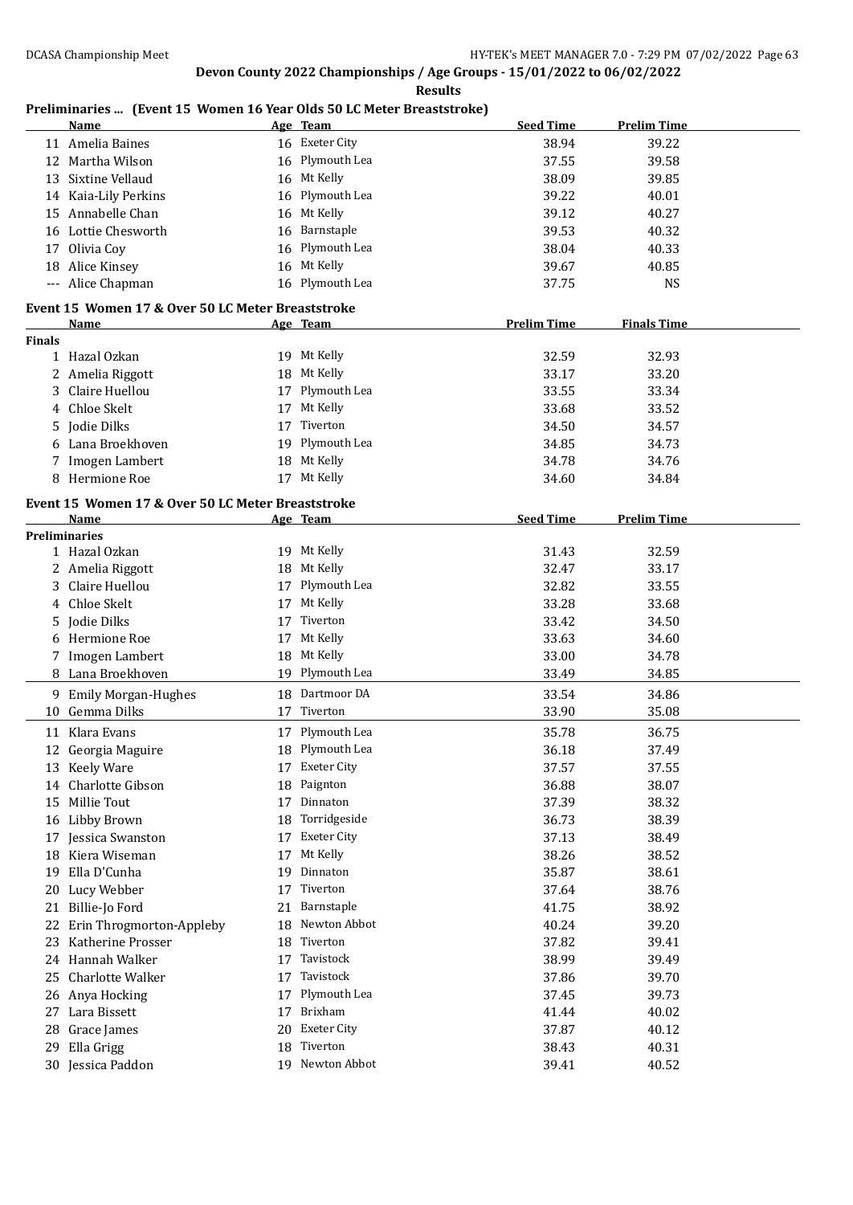## Devon County 2022 Championships / Age Groups - 15/01/2022 to 06/02/2022

**Results**

### Preliminaries ... (Event 15 Women 16 Year Olds 50 LC Meter Breaststroke)

| | Name | Age | Team | Seed Time | Prelim Time |
|---|---|---|---|---|---|
| 11 | Amelia Baines | 16 | Exeter City | 38.94 | 39.22 |
| 12 | Martha Wilson | 16 | Plymouth Lea | 37.55 | 39.58 |
| 13 | Sixtine Vellaud | 16 | Mt Kelly | 38.09 | 39.85 |
| 14 | Kaia-Lily Perkins | 16 | Plymouth Lea | 39.22 | 40.01 |
| 15 | Annabelle Chan | 16 | Mt Kelly | 39.12 | 40.27 |
| 16 | Lottie Chesworth | 16 | Barnstaple | 39.53 | 40.32 |
| 17 | Olivia Coy | 16 | Plymouth Lea | 38.04 | 40.33 |
| 18 | Alice Kinsey | 16 | Mt Kelly | 39.67 | 40.85 |
| --- | Alice Chapman | 16 | Plymouth Lea | 37.75 | NS |

### Event 15 Women 17 & Over 50 LC Meter Breaststroke

| | Name | Age | Team | Prelim Time | Finals Time |
|---|---|---|---|---|---|
| **Finals** | | | | | |
| 1 | Hazal Ozkan | 19 | Mt Kelly | 32.59 | 32.93 |
| 2 | Amelia Riggott | 18 | Mt Kelly | 33.17 | 33.20 |
| 3 | Claire Huellou | 17 | Plymouth Lea | 33.55 | 33.34 |
| 4 | Chloe Skelt | 17 | Mt Kelly | 33.68 | 33.52 |
| 5 | Jodie Dilks | 17 | Tiverton | 34.50 | 34.57 |
| 6 | Lana Broekhoven | 19 | Plymouth Lea | 34.85 | 34.73 |
| 7 | Imogen Lambert | 18 | Mt Kelly | 34.78 | 34.76 |
| 8 | Hermione Roe | 17 | Mt Kelly | 34.60 | 34.84 |

### Event 15 Women 17 & Over 50 LC Meter Breaststroke

| | Name | Age | Team | Seed Time | Prelim Time |
|---|---|---|---|---|---|
| **Preliminaries** | | | | | |
| 1 | Hazal Ozkan | 19 | Mt Kelly | 31.43 | 32.59 |
| 2 | Amelia Riggott | 18 | Mt Kelly | 32.47 | 33.17 |
| 3 | Claire Huellou | 17 | Plymouth Lea | 32.82 | 33.55 |
| 4 | Chloe Skelt | 17 | Mt Kelly | 33.28 | 33.68 |
| 5 | Jodie Dilks | 17 | Tiverton | 33.42 | 34.50 |
| 6 | Hermione Roe | 17 | Mt Kelly | 33.63 | 34.60 |
| 7 | Imogen Lambert | 18 | Mt Kelly | 33.00 | 34.78 |
| 8 | Lana Broekhoven | 19 | Plymouth Lea | 33.49 | 34.85 |
| 9 | Emily Morgan-Hughes | 18 | Dartmoor DA | 33.54 | 34.86 |
| 10 | Gemma Dilks | 17 | Tiverton | 33.90 | 35.08 |
| 11 | Klara Evans | 17 | Plymouth Lea | 35.78 | 36.75 |
| 12 | Georgia Maguire | 18 | Plymouth Lea | 36.18 | 37.49 |
| 13 | Keely Ware | 17 | Exeter City | 37.57 | 37.55 |
| 14 | Charlotte Gibson | 18 | Paignton | 36.88 | 38.07 |
| 15 | Millie Tout | 17 | Dinnaton | 37.39 | 38.32 |
| 16 | Libby Brown | 18 | Torridgeside | 36.73 | 38.39 |
| 17 | Jessica Swanston | 17 | Exeter City | 37.13 | 38.49 |
| 18 | Kiera Wiseman | 17 | Mt Kelly | 38.26 | 38.52 |
| 19 | Ella D'Cunha | 19 | Dinnaton | 35.87 | 38.61 |
| 20 | Lucy Webber | 17 | Tiverton | 37.64 | 38.76 |
| 21 | Billie-Jo Ford | 21 | Barnstaple | 41.75 | 38.92 |
| 22 | Erin Throgmorton-Appleby | 18 | Newton Abbot | 40.24 | 39.20 |
| 23 | Katherine Prosser | 18 | Tiverton | 37.82 | 39.41 |
| 24 | Hannah Walker | 17 | Tavistock | 38.99 | 39.49 |
| 25 | Charlotte Walker | 17 | Tavistock | 37.86 | 39.70 |
| 26 | Anya Hocking | 17 | Plymouth Lea | 37.45 | 39.73 |
| 27 | Lara Bissett | 17 | Brixham | 41.44 | 40.02 |
| 28 | Grace James | 20 | Exeter City | 37.87 | 40.12 |
| 29 | Ella Grigg | 18 | Tiverton | 38.43 | 40.31 |
| 30 | Jessica Paddon | 19 | Newton Abbot | 39.41 | 40.52 |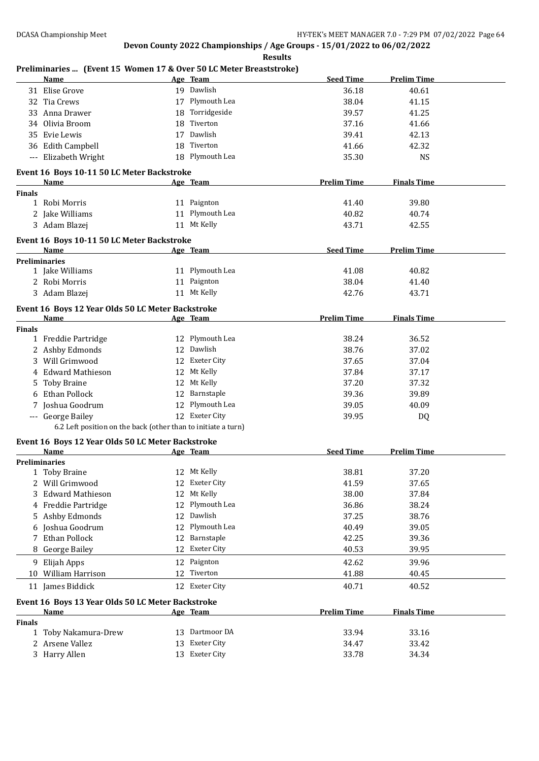**Devon County 2022 Championships / Age Groups - 15/01/2022 to 06/02/2022**

**Results**

### Preliminaries ... (Event 15 Women 17 & Over 50 LC Meter Breaststroke)

| | Name | Age | Team | Seed Time | Prelim Time |
|---|---|---|---|---|---|
| 31 | Elise Grove | 19 | Dawlish | 36.18 | 40.61 |
| 32 | Tia Crews | 17 | Plymouth Lea | 38.04 | 41.15 |
| 33 | Anna Drawer | 18 | Torridgeside | 39.57 | 41.25 |
| 34 | Olivia Broom | 18 | Tiverton | 37.16 | 41.66 |
| 35 | Evie Lewis | 17 | Dawlish | 39.41 | 42.13 |
| 36 | Edith Campbell | 18 | Tiverton | 41.66 | 42.32 |
| --- | Elizabeth Wright | 18 | Plymouth Lea | 35.30 | NS |

### Event 16 Boys 10-11 50 LC Meter Backstroke

| | Name | Age | Team | Prelim Time | Finals Time |
|---|---|---|---|---|---|
| **Finals** | | | | | |
| 1 | Robi Morris | 11 | Paignton | 41.40 | 39.80 |
| 2 | Jake Williams | 11 | Plymouth Lea | 40.82 | 40.74 |
| 3 | Adam Blazej | 11 | Mt Kelly | 43.71 | 42.55 |

### Event 16 Boys 10-11 50 LC Meter Backstroke

| | Name | Age | Team | Seed Time | Prelim Time |
|---|---|---|---|---|---|
| **Preliminaries** | | | | | |
| 1 | Jake Williams | 11 | Plymouth Lea | 41.08 | 40.82 |
| 2 | Robi Morris | 11 | Paignton | 38.04 | 41.40 |
| 3 | Adam Blazej | 11 | Mt Kelly | 42.76 | 43.71 |

### Event 16 Boys 12 Year Olds 50 LC Meter Backstroke

| | Name | Age | Team | Prelim Time | Finals Time |
|---|---|---|---|---|---|
| **Finals** | | | | | |
| 1 | Freddie Partridge | 12 | Plymouth Lea | 38.24 | 36.52 |
| 2 | Ashby Edmonds | 12 | Dawlish | 38.76 | 37.02 |
| 3 | Will Grimwood | 12 | Exeter City | 37.65 | 37.04 |
| 4 | Edward Mathieson | 12 | Mt Kelly | 37.84 | 37.17 |
| 5 | Toby Braine | 12 | Mt Kelly | 37.20 | 37.32 |
| 6 | Ethan Pollock | 12 | Barnstaple | 39.36 | 39.89 |
| 7 | Joshua Goodrum | 12 | Plymouth Lea | 39.05 | 40.09 |
| --- | George Bailey | 12 | Exeter City | 39.95 | DQ |

6.2 Left position on the back (other than to initiate a turn)

### Event 16 Boys 12 Year Olds 50 LC Meter Backstroke

| | Name | Age | Team | Seed Time | Prelim Time |
|---|---|---|---|---|---|
| **Preliminaries** | | | | | |
| 1 | Toby Braine | 12 | Mt Kelly | 38.81 | 37.20 |
| 2 | Will Grimwood | 12 | Exeter City | 41.59 | 37.65 |
| 3 | Edward Mathieson | 12 | Mt Kelly | 38.00 | 37.84 |
| 4 | Freddie Partridge | 12 | Plymouth Lea | 36.86 | 38.24 |
| 5 | Ashby Edmonds | 12 | Dawlish | 37.25 | 38.76 |
| 6 | Joshua Goodrum | 12 | Plymouth Lea | 40.49 | 39.05 |
| 7 | Ethan Pollock | 12 | Barnstaple | 42.25 | 39.36 |
| 8 | George Bailey | 12 | Exeter City | 40.53 | 39.95 |
| 9 | Elijah Apps | 12 | Paignton | 42.62 | 39.96 |
| 10 | William Harrison | 12 | Tiverton | 41.88 | 40.45 |
| 11 | James Biddick | 12 | Exeter City | 40.71 | 40.52 |

### Event 16 Boys 13 Year Olds 50 LC Meter Backstroke

| | Name | Age | Team | Prelim Time | Finals Time |
|---|---|---|---|---|---|
| **Finals** | | | | | |
| 1 | Toby Nakamura-Drew | 13 | Dartmoor DA | 33.94 | 33.16 |
| 2 | Arsene Vallez | 13 | Exeter City | 34.47 | 33.42 |
| 3 | Harry Allen | 13 | Exeter City | 33.78 | 34.34 |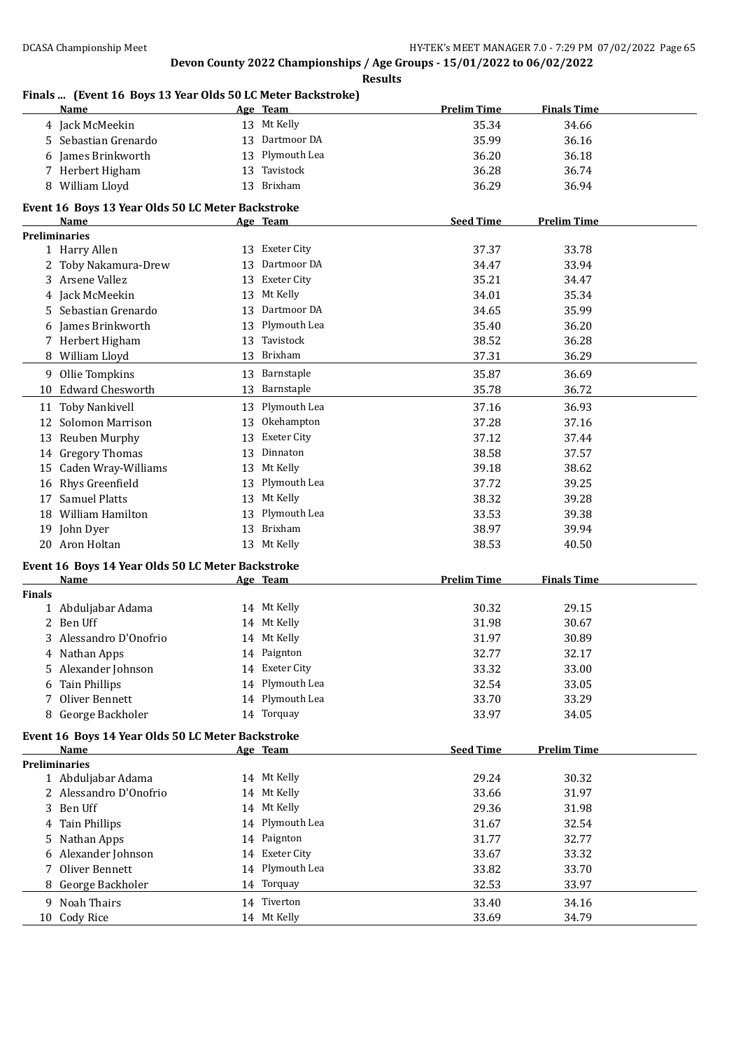Devon County 2022 Championships / Age Groups - 15/01/2022 to 06/02/2022

Results

### Finals ... (Event 16 Boys 13 Year Olds 50 LC Meter Backstroke)

| | Name | Age | Team | Prelim Time | Finals Time |
|---|---|---|---|---|---|
| 4 | Jack McMeekin | 13 | Mt Kelly | 35.34 | 34.66 |
| 5 | Sebastian Grenardo | 13 | Dartmoor DA | 35.99 | 36.16 |
| 6 | James Brinkworth | 13 | Plymouth Lea | 36.20 | 36.18 |
| 7 | Herbert Higham | 13 | Tavistock | 36.28 | 36.74 |
| 8 | William Lloyd | 13 | Brixham | 36.29 | 36.94 |

### Event 16 Boys 13 Year Olds 50 LC Meter Backstroke

| | Name | Age | Team | Seed Time | Prelim Time |
|---|---|---|---|---|---|
| **Preliminaries** | | | | | |
| 1 | Harry Allen | 13 | Exeter City | 37.37 | 33.78 |
| 2 | Toby Nakamura-Drew | 13 | Dartmoor DA | 34.47 | 33.94 |
| 3 | Arsene Vallez | 13 | Exeter City | 35.21 | 34.47 |
| 4 | Jack McMeekin | 13 | Mt Kelly | 34.01 | 35.34 |
| 5 | Sebastian Grenardo | 13 | Dartmoor DA | 34.65 | 35.99 |
| 6 | James Brinkworth | 13 | Plymouth Lea | 35.40 | 36.20 |
| 7 | Herbert Higham | 13 | Tavistock | 38.52 | 36.28 |
| 8 | William Lloyd | 13 | Brixham | 37.31 | 36.29 |
| 9 | Ollie Tompkins | 13 | Barnstaple | 35.87 | 36.69 |
| 10 | Edward Chesworth | 13 | Barnstaple | 35.78 | 36.72 |
| 11 | Toby Nankivell | 13 | Plymouth Lea | 37.16 | 36.93 |
| 12 | Solomon Marrison | 13 | Okehampton | 37.28 | 37.16 |
| 13 | Reuben Murphy | 13 | Exeter City | 37.12 | 37.44 |
| 14 | Gregory Thomas | 13 | Dinnaton | 38.58 | 37.57 |
| 15 | Caden Wray-Williams | 13 | Mt Kelly | 39.18 | 38.62 |
| 16 | Rhys Greenfield | 13 | Plymouth Lea | 37.72 | 39.25 |
| 17 | Samuel Platts | 13 | Mt Kelly | 38.32 | 39.28 |
| 18 | William Hamilton | 13 | Plymouth Lea | 33.53 | 39.38 |
| 19 | John Dyer | 13 | Brixham | 38.97 | 39.94 |
| 20 | Aron Holtan | 13 | Mt Kelly | 38.53 | 40.50 |

### Event 16 Boys 14 Year Olds 50 LC Meter Backstroke

| | Name | Age | Team | Prelim Time | Finals Time |
|---|---|---|---|---|---|
| **Finals** | | | | | |
| 1 | Abduljabar Adama | 14 | Mt Kelly | 30.32 | 29.15 |
| 2 | Ben Uff | 14 | Mt Kelly | 31.98 | 30.67 |
| 3 | Alessandro D'Onofrio | 14 | Mt Kelly | 31.97 | 30.89 |
| 4 | Nathan Apps | 14 | Paignton | 32.77 | 32.17 |
| 5 | Alexander Johnson | 14 | Exeter City | 33.32 | 33.00 |
| 6 | Tain Phillips | 14 | Plymouth Lea | 32.54 | 33.05 |
| 7 | Oliver Bennett | 14 | Plymouth Lea | 33.70 | 33.29 |
| 8 | George Backholer | 14 | Torquay | 33.97 | 34.05 |

### Event 16 Boys 14 Year Olds 50 LC Meter Backstroke

| | Name | Age | Team | Seed Time | Prelim Time |
|---|---|---|---|---|---|
| **Preliminaries** | | | | | |
| 1 | Abduljabar Adama | 14 | Mt Kelly | 29.24 | 30.32 |
| 2 | Alessandro D'Onofrio | 14 | Mt Kelly | 33.66 | 31.97 |
| 3 | Ben Uff | 14 | Mt Kelly | 29.36 | 31.98 |
| 4 | Tain Phillips | 14 | Plymouth Lea | 31.67 | 32.54 |
| 5 | Nathan Apps | 14 | Paignton | 31.77 | 32.77 |
| 6 | Alexander Johnson | 14 | Exeter City | 33.67 | 33.32 |
| 7 | Oliver Bennett | 14 | Plymouth Lea | 33.82 | 33.70 |
| 8 | George Backholer | 14 | Torquay | 32.53 | 33.97 |
| 9 | Noah Thairs | 14 | Tiverton | 33.40 | 34.16 |
| 10 | Cody Rice | 14 | Mt Kelly | 33.69 | 34.79 |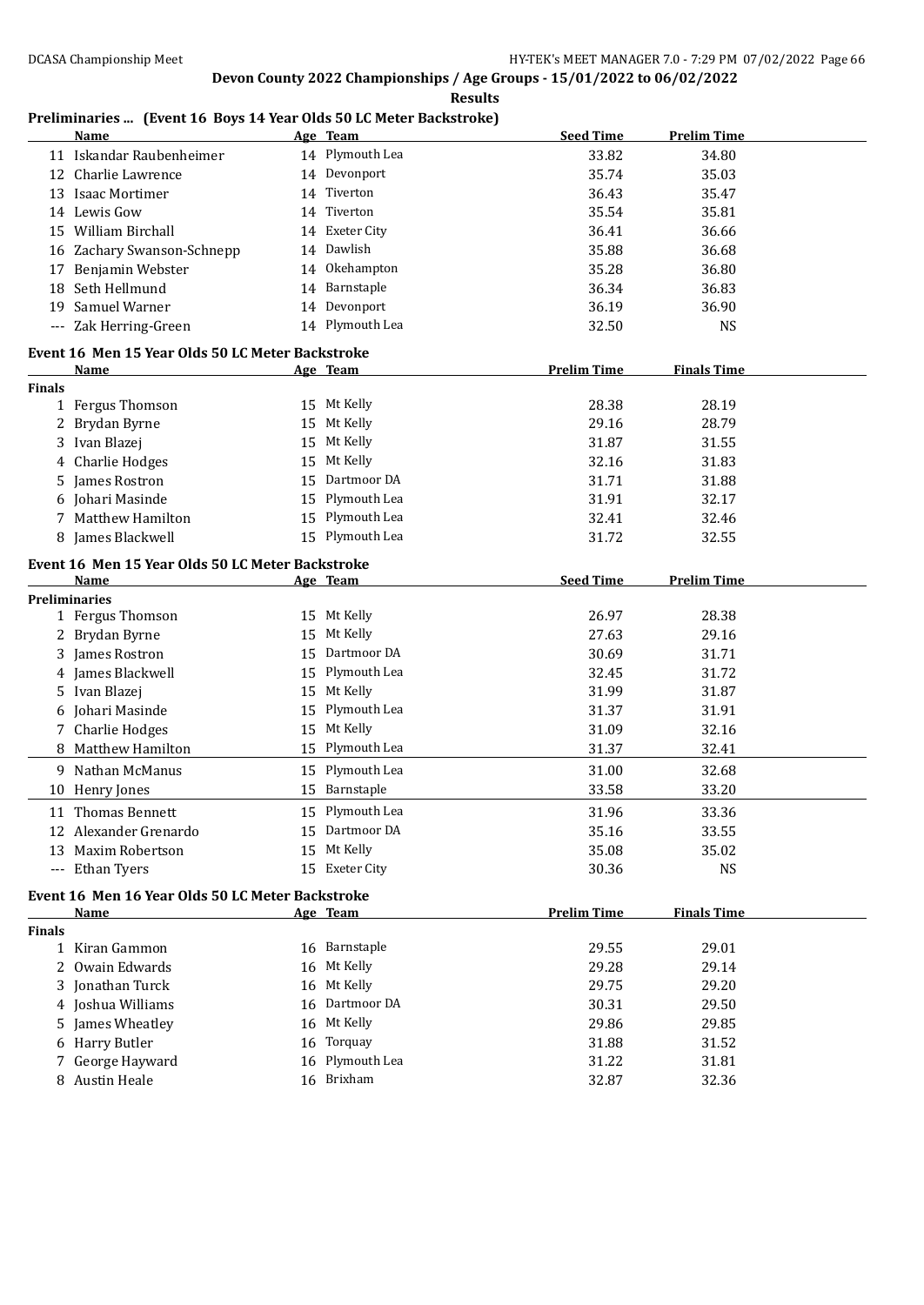**Devon County 2022 Championships / Age Groups - 15/01/2022 to 06/02/2022**

**Results**

### Preliminaries ... (Event 16 Boys 14 Year Olds 50 LC Meter Backstroke)

| | Name | Age | Team | Seed Time | Prelim Time |
|---|---|---|---|---|---|
| 11 | Iskandar Raubenheimer | 14 | Plymouth Lea | 33.82 | 34.80 |
| 12 | Charlie Lawrence | 14 | Devonport | 35.74 | 35.03 |
| 13 | Isaac Mortimer | 14 | Tiverton | 36.43 | 35.47 |
| 14 | Lewis Gow | 14 | Tiverton | 35.54 | 35.81 |
| 15 | William Birchall | 14 | Exeter City | 36.41 | 36.66 |
| 16 | Zachary Swanson-Schnepp | 14 | Dawlish | 35.88 | 36.68 |
| 17 | Benjamin Webster | 14 | Okehampton | 35.28 | 36.80 |
| 18 | Seth Hellmund | 14 | Barnstaple | 36.34 | 36.83 |
| 19 | Samuel Warner | 14 | Devonport | 36.19 | 36.90 |
| --- | Zak Herring-Green | 14 | Plymouth Lea | 32.50 | NS |

### Event 16 Men 15 Year Olds 50 LC Meter Backstroke

| | Name | Age | Team | Prelim Time | Finals Time |
|---|---|---|---|---|---|
| **Finals** | | | | | |
| 1 | Fergus Thomson | 15 | Mt Kelly | 28.38 | 28.19 |
| 2 | Brydan Byrne | 15 | Mt Kelly | 29.16 | 28.79 |
| 3 | Ivan Blazej | 15 | Mt Kelly | 31.87 | 31.55 |
| 4 | Charlie Hodges | 15 | Mt Kelly | 32.16 | 31.83 |
| 5 | James Rostron | 15 | Dartmoor DA | 31.71 | 31.88 |
| 6 | Johari Masinde | 15 | Plymouth Lea | 31.91 | 32.17 |
| 7 | Matthew Hamilton | 15 | Plymouth Lea | 32.41 | 32.46 |
| 8 | James Blackwell | 15 | Plymouth Lea | 31.72 | 32.55 |

### Event 16 Men 15 Year Olds 50 LC Meter Backstroke

| | Name | Age | Team | Seed Time | Prelim Time |
|---|---|---|---|---|---|
| **Preliminaries** | | | | | |
| 1 | Fergus Thomson | 15 | Mt Kelly | 26.97 | 28.38 |
| 2 | Brydan Byrne | 15 | Mt Kelly | 27.63 | 29.16 |
| 3 | James Rostron | 15 | Dartmoor DA | 30.69 | 31.71 |
| 4 | James Blackwell | 15 | Plymouth Lea | 32.45 | 31.72 |
| 5 | Ivan Blazej | 15 | Mt Kelly | 31.99 | 31.87 |
| 6 | Johari Masinde | 15 | Plymouth Lea | 31.37 | 31.91 |
| 7 | Charlie Hodges | 15 | Mt Kelly | 31.09 | 32.16 |
| 8 | Matthew Hamilton | 15 | Plymouth Lea | 31.37 | 32.41 |
| 9 | Nathan McManus | 15 | Plymouth Lea | 31.00 | 32.68 |
| 10 | Henry Jones | 15 | Barnstaple | 33.58 | 33.20 |
| 11 | Thomas Bennett | 15 | Plymouth Lea | 31.96 | 33.36 |
| 12 | Alexander Grenardo | 15 | Dartmoor DA | 35.16 | 33.55 |
| 13 | Maxim Robertson | 15 | Mt Kelly | 35.08 | 35.02 |
| --- | Ethan Tyers | 15 | Exeter City | 30.36 | NS |

### Event 16 Men 16 Year Olds 50 LC Meter Backstroke

| | Name | Age | Team | Prelim Time | Finals Time |
|---|---|---|---|---|---|
| **Finals** | | | | | |
| 1 | Kiran Gammon | 16 | Barnstaple | 29.55 | 29.01 |
| 2 | Owain Edwards | 16 | Mt Kelly | 29.28 | 29.14 |
| 3 | Jonathan Turck | 16 | Mt Kelly | 29.75 | 29.20 |
| 4 | Joshua Williams | 16 | Dartmoor DA | 30.31 | 29.50 |
| 5 | James Wheatley | 16 | Mt Kelly | 29.86 | 29.85 |
| 6 | Harry Butler | 16 | Torquay | 31.88 | 31.52 |
| 7 | George Hayward | 16 | Plymouth Lea | 31.22 | 31.81 |
| 8 | Austin Heale | 16 | Brixham | 32.87 | 32.36 |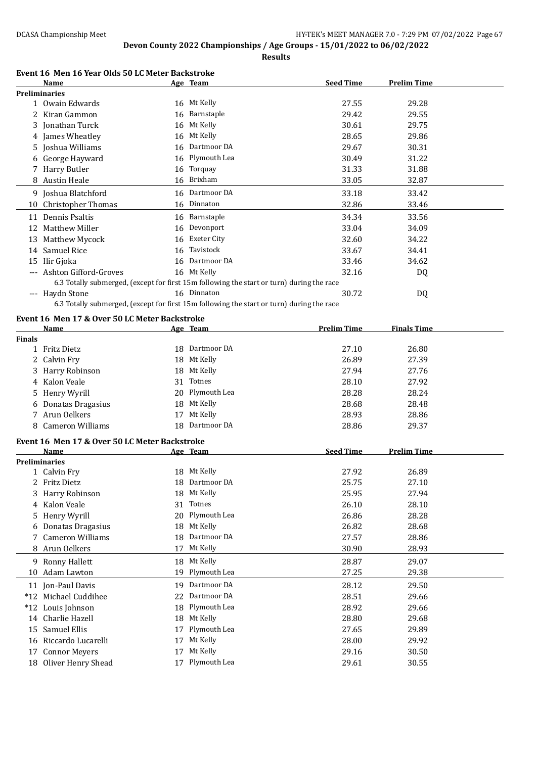# Devon County 2022 Championships / Age Groups - 15/01/2022 to 06/02/2022

**Results**

### Event 16 Men 16 Year Olds 50 LC Meter Backstroke

| | Name | Age | Team | Seed Time | Prelim Time |
|---|---|---|---|---|---|
| **Preliminaries** | | | | | |
| 1 | Owain Edwards | 16 | Mt Kelly | 27.55 | 29.28 |
| 2 | Kiran Gammon | 16 | Barnstaple | 29.42 | 29.55 |
| 3 | Jonathan Turck | 16 | Mt Kelly | 30.61 | 29.75 |
| 4 | James Wheatley | 16 | Mt Kelly | 28.65 | 29.86 |
| 5 | Joshua Williams | 16 | Dartmoor DA | 29.67 | 30.31 |
| 6 | George Hayward | 16 | Plymouth Lea | 30.49 | 31.22 |
| 7 | Harry Butler | 16 | Torquay | 31.33 | 31.88 |
| 8 | Austin Heale | 16 | Brixham | 33.05 | 32.87 |
| 9 | Joshua Blatchford | 16 | Dartmoor DA | 33.18 | 33.42 |
| 10 | Christopher Thomas | 16 | Dinnaton | 32.86 | 33.46 |
| 11 | Dennis Psaltis | 16 | Barnstaple | 34.34 | 33.56 |
| 12 | Matthew Miller | 16 | Devonport | 33.04 | 34.09 |
| 13 | Matthew Mycock | 16 | Exeter City | 32.60 | 34.22 |
| 14 | Samuel Rice | 16 | Tavistock | 33.67 | 34.41 |
| 15 | Ilir Gjoka | 16 | Dartmoor DA | 33.46 | 34.62 |
| --- | Ashton Gifford-Groves | 16 | Mt Kelly | 32.16 | DQ |
| | 6.3 Totally submerged, (except for first 15m following the start or turn) during the race | | | | |
| --- | Haydn Stone | 16 | Dinnaton | 30.72 | DQ |
| | 6.3 Totally submerged, (except for first 15m following the start or turn) during the race | | | | |

### Event 16 Men 17 & Over 50 LC Meter Backstroke

| | Name | Age | Team | Prelim Time | Finals Time |
|---|---|---|---|---|---|
| **Finals** | | | | | |
| 1 | Fritz Dietz | 18 | Dartmoor DA | 27.10 | 26.80 |
| 2 | Calvin Fry | 18 | Mt Kelly | 26.89 | 27.39 |
| 3 | Harry Robinson | 18 | Mt Kelly | 27.94 | 27.76 |
| 4 | Kalon Veale | 31 | Totnes | 28.10 | 27.92 |
| 5 | Henry Wyrill | 20 | Plymouth Lea | 28.28 | 28.24 |
| 6 | Donatas Dragasius | 18 | Mt Kelly | 28.68 | 28.48 |
| 7 | Arun Oelkers | 17 | Mt Kelly | 28.93 | 28.86 |
| 8 | Cameron Williams | 18 | Dartmoor DA | 28.86 | 29.37 |

### Event 16 Men 17 & Over 50 LC Meter Backstroke

| | Name | Age | Team | Seed Time | Prelim Time |
|---|---|---|---|---|---|
| **Preliminaries** | | | | | |
| 1 | Calvin Fry | 18 | Mt Kelly | 27.92 | 26.89 |
| 2 | Fritz Dietz | 18 | Dartmoor DA | 25.75 | 27.10 |
| 3 | Harry Robinson | 18 | Mt Kelly | 25.95 | 27.94 |
| 4 | Kalon Veale | 31 | Totnes | 26.10 | 28.10 |
| 5 | Henry Wyrill | 20 | Plymouth Lea | 26.86 | 28.28 |
| 6 | Donatas Dragasius | 18 | Mt Kelly | 26.82 | 28.68 |
| 7 | Cameron Williams | 18 | Dartmoor DA | 27.57 | 28.86 |
| 8 | Arun Oelkers | 17 | Mt Kelly | 30.90 | 28.93 |
| 9 | Ronny Hallett | 18 | Mt Kelly | 28.87 | 29.07 |
| 10 | Adam Lawton | 19 | Plymouth Lea | 27.25 | 29.38 |
| 11 | Jon-Paul Davis | 19 | Dartmoor DA | 28.12 | 29.50 |
| *12 | Michael Cuddihee | 22 | Dartmoor DA | 28.51 | 29.66 |
| *12 | Louis Johnson | 18 | Plymouth Lea | 28.92 | 29.66 |
| 14 | Charlie Hazell | 18 | Mt Kelly | 28.80 | 29.68 |
| 15 | Samuel Ellis | 17 | Plymouth Lea | 27.65 | 29.89 |
| 16 | Riccardo Lucarelli | 17 | Mt Kelly | 28.00 | 29.92 |
| 17 | Connor Meyers | 17 | Mt Kelly | 29.16 | 30.50 |
| 18 | Oliver Henry Shead | 17 | Plymouth Lea | 29.61 | 30.55 |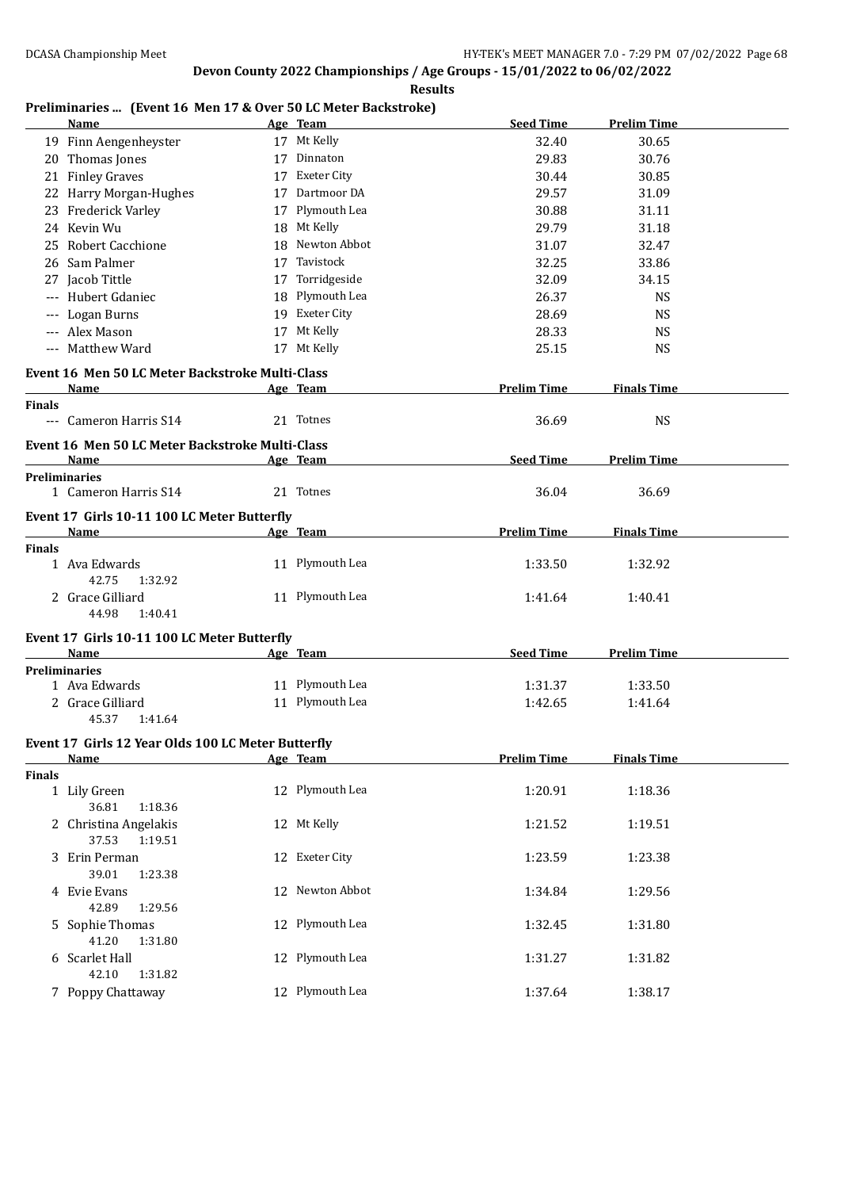**Devon County 2022 Championships / Age Groups - 15/01/2022 to 06/02/2022**

**Results**

## Preliminaries ... (Event 16 Men 17 & Over 50 LC Meter Backstroke)

| | Name | Age | Team | Seed Time | Prelim Time |
|---|---|---|---|---|---|
| 19 | Finn Aengenheyster | 17 | Mt Kelly | 32.40 | 30.65 |
| 20 | Thomas Jones | 17 | Dinnaton | 29.83 | 30.76 |
| 21 | Finley Graves | 17 | Exeter City | 30.44 | 30.85 |
| 22 | Harry Morgan-Hughes | 17 | Dartmoor DA | 29.57 | 31.09 |
| 23 | Frederick Varley | 17 | Plymouth Lea | 30.88 | 31.11 |
| 24 | Kevin Wu | 18 | Mt Kelly | 29.79 | 31.18 |
| 25 | Robert Cacchione | 18 | Newton Abbot | 31.07 | 32.47 |
| 26 | Sam Palmer | 17 | Tavistock | 32.25 | 33.86 |
| 27 | Jacob Tittle | 17 | Torridgeside | 32.09 | 34.15 |
| --- | Hubert Gdaniec | 18 | Plymouth Lea | 26.37 | NS |
| --- | Logan Burns | 19 | Exeter City | 28.69 | NS |
| --- | Alex Mason | 17 | Mt Kelly | 28.33 | NS |
| --- | Matthew Ward | 17 | Mt Kelly | 25.15 | NS |

## Event 16 Men 50 LC Meter Backstroke Multi-Class

| | Name | Age | Team | Prelim Time | Finals Time |
|---|---|---|---|---|---|
| **Finals** | | | | | |
| --- | Cameron Harris S14 | 21 | Totnes | 36.69 | NS |

## Event 16 Men 50 LC Meter Backstroke Multi-Class

| | Name | Age | Team | Seed Time | Prelim Time |
|---|---|---|---|---|---|
| **Preliminaries** | | | | | |
| 1 | Cameron Harris S14 | 21 | Totnes | 36.04 | 36.69 |

## Event 17 Girls 10-11 100 LC Meter Butterfly

| | Name | Age | Team | Prelim Time | Finals Time |
|---|---|---|---|---|---|
| **Finals** | | | | | |
| 1 | Ava Edwards | 11 | Plymouth Lea | 1:33.50 | 1:32.92 |
| | 42.75 1:32.92 | | | | |
| 2 | Grace Gilliard | 11 | Plymouth Lea | 1:41.64 | 1:40.41 |
| | 44.98 1:40.41 | | | | |

## Event 17 Girls 10-11 100 LC Meter Butterfly

| | Name | Age | Team | Seed Time | Prelim Time |
|---|---|---|---|---|---|
| **Preliminaries** | | | | | |
| 1 | Ava Edwards | 11 | Plymouth Lea | 1:31.37 | 1:33.50 |
| 2 | Grace Gilliard | 11 | Plymouth Lea | 1:42.65 | 1:41.64 |
| | 45.37 1:41.64 | | | | |

## Event 17 Girls 12 Year Olds 100 LC Meter Butterfly

| | Name | Age | Team | Prelim Time | Finals Time |
|---|---|---|---|---|---|
| **Finals** | | | | | |
| 1 | Lily Green | 12 | Plymouth Lea | 1:20.91 | 1:18.36 |
| | 36.81 1:18.36 | | | | |
| 2 | Christina Angelakis | 12 | Mt Kelly | 1:21.52 | 1:19.51 |
| | 37.53 1:19.51 | | | | |
| 3 | Erin Perman | 12 | Exeter City | 1:23.59 | 1:23.38 |
| | 39.01 1:23.38 | | | | |
| 4 | Evie Evans | 12 | Newton Abbot | 1:34.84 | 1:29.56 |
| | 42.89 1:29.56 | | | | |
| 5 | Sophie Thomas | 12 | Plymouth Lea | 1:32.45 | 1:31.80 |
| | 41.20 1:31.80 | | | | |
| 6 | Scarlet Hall | 12 | Plymouth Lea | 1:31.27 | 1:31.82 |
| | 42.10 1:31.82 | | | | |
| 7 | Poppy Chattaway | 12 | Plymouth Lea | 1:37.64 | 1:38.17 |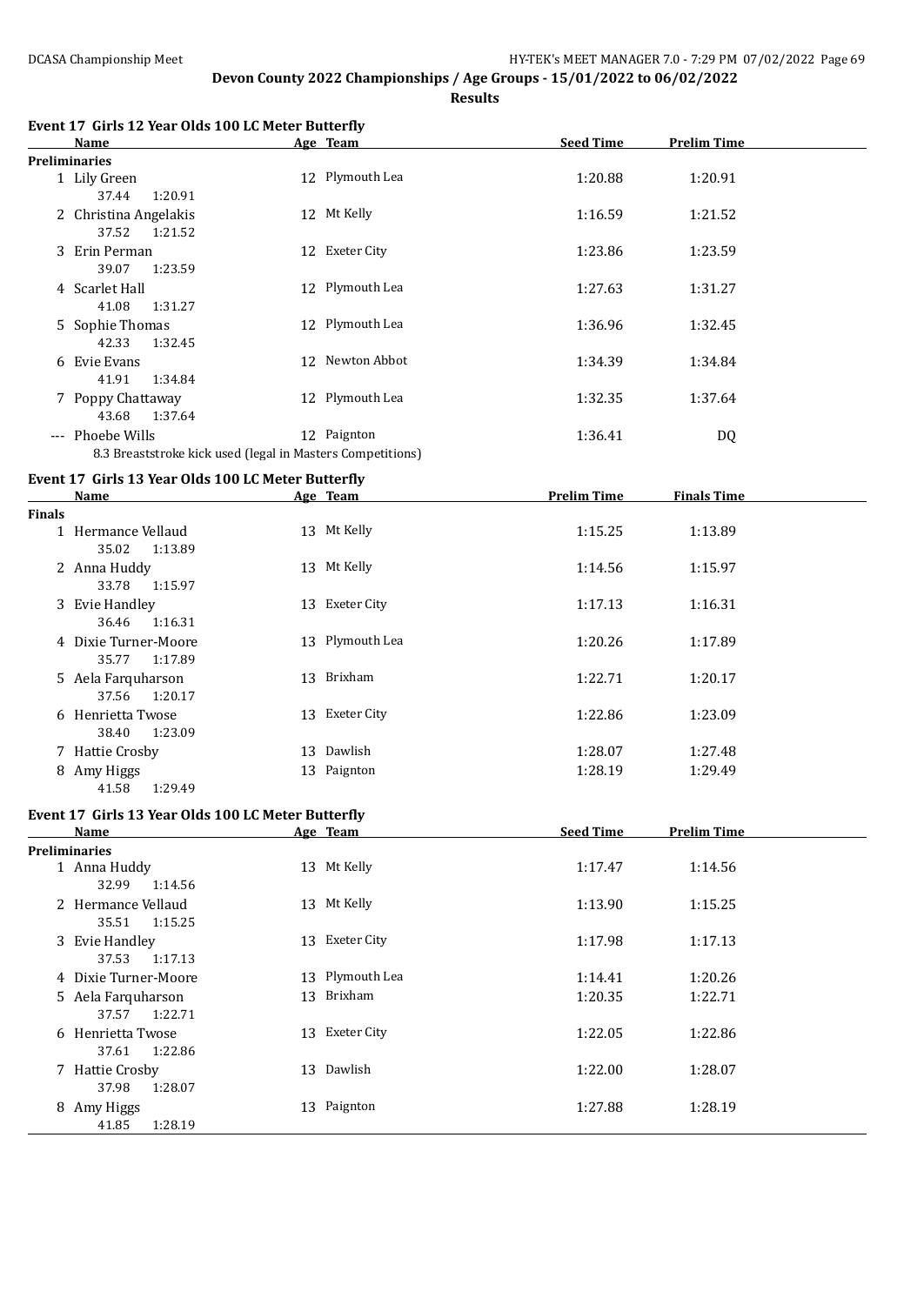**Devon County 2022 Championships / Age Groups - 15/01/2022 to 06/02/2022**

**Results**

### Event 17 Girls 12 Year Olds 100 LC Meter Butterfly

| Name | Age | Team | Seed Time | Prelim Time |
|---|---|---|---|---|
| **Preliminaries** | | | | |
| 1 Lily Green | 12 | Plymouth Lea | 1:20.88 | 1:20.91 |
| 37.44 1:20.91 | | | | |
| 2 Christina Angelakis | 12 | Mt Kelly | 1:16.59 | 1:21.52 |
| 37.52 1:21.52 | | | | |
| 3 Erin Perman | 12 | Exeter City | 1:23.86 | 1:23.59 |
| 39.07 1:23.59 | | | | |
| 4 Scarlet Hall | 12 | Plymouth Lea | 1:27.63 | 1:31.27 |
| 41.08 1:31.27 | | | | |
| 5 Sophie Thomas | 12 | Plymouth Lea | 1:36.96 | 1:32.45 |
| 42.33 1:32.45 | | | | |
| 6 Evie Evans | 12 | Newton Abbot | 1:34.39 | 1:34.84 |
| 41.91 1:34.84 | | | | |
| 7 Poppy Chattaway | 12 | Plymouth Lea | 1:32.35 | 1:37.64 |
| 43.68 1:37.64 | | | | |
| --- Phoebe Wills | 12 | Paignton | 1:36.41 | DQ |
| 8.3 Breaststroke kick used (legal in Masters Competitions) | | | | |

### Event 17 Girls 13 Year Olds 100 LC Meter Butterfly

| Name | Age | Team | Prelim Time | Finals Time |
|---|---|---|---|---|
| **Finals** | | | | |
| 1 Hermance Vellaud | 13 | Mt Kelly | 1:15.25 | 1:13.89 |
| 35.02 1:13.89 | | | | |
| 2 Anna Huddy | 13 | Mt Kelly | 1:14.56 | 1:15.97 |
| 33.78 1:15.97 | | | | |
| 3 Evie Handley | 13 | Exeter City | 1:17.13 | 1:16.31 |
| 36.46 1:16.31 | | | | |
| 4 Dixie Turner-Moore | 13 | Plymouth Lea | 1:20.26 | 1:17.89 |
| 35.77 1:17.89 | | | | |
| 5 Aela Farquharson | 13 | Brixham | 1:22.71 | 1:20.17 |
| 37.56 1:20.17 | | | | |
| 6 Henrietta Twose | 13 | Exeter City | 1:22.86 | 1:23.09 |
| 38.40 1:23.09 | | | | |
| 7 Hattie Crosby | 13 | Dawlish | 1:28.07 | 1:27.48 |
| 8 Amy Higgs | 13 | Paignton | 1:28.19 | 1:29.49 |
| 41.58 1:29.49 | | | | |

### Event 17 Girls 13 Year Olds 100 LC Meter Butterfly

| Name | Age | Team | Seed Time | Prelim Time |
|---|---|---|---|---|
| **Preliminaries** | | | | |
| 1 Anna Huddy | 13 | Mt Kelly | 1:17.47 | 1:14.56 |
| 32.99 1:14.56 | | | | |
| 2 Hermance Vellaud | 13 | Mt Kelly | 1:13.90 | 1:15.25 |
| 35.51 1:15.25 | | | | |
| 3 Evie Handley | 13 | Exeter City | 1:17.98 | 1:17.13 |
| 37.53 1:17.13 | | | | |
| 4 Dixie Turner-Moore | 13 | Plymouth Lea | 1:14.41 | 1:20.26 |
| 5 Aela Farquharson | 13 | Brixham | 1:20.35 | 1:22.71 |
| 37.57 1:22.71 | | | | |
| 6 Henrietta Twose | 13 | Exeter City | 1:22.05 | 1:22.86 |
| 37.61 1:22.86 | | | | |
| 7 Hattie Crosby | 13 | Dawlish | 1:22.00 | 1:28.07 |
| 37.98 1:28.07 | | | | |
| 8 Amy Higgs | 13 | Paignton | 1:27.88 | 1:28.19 |
| 41.85 1:28.19 | | | | |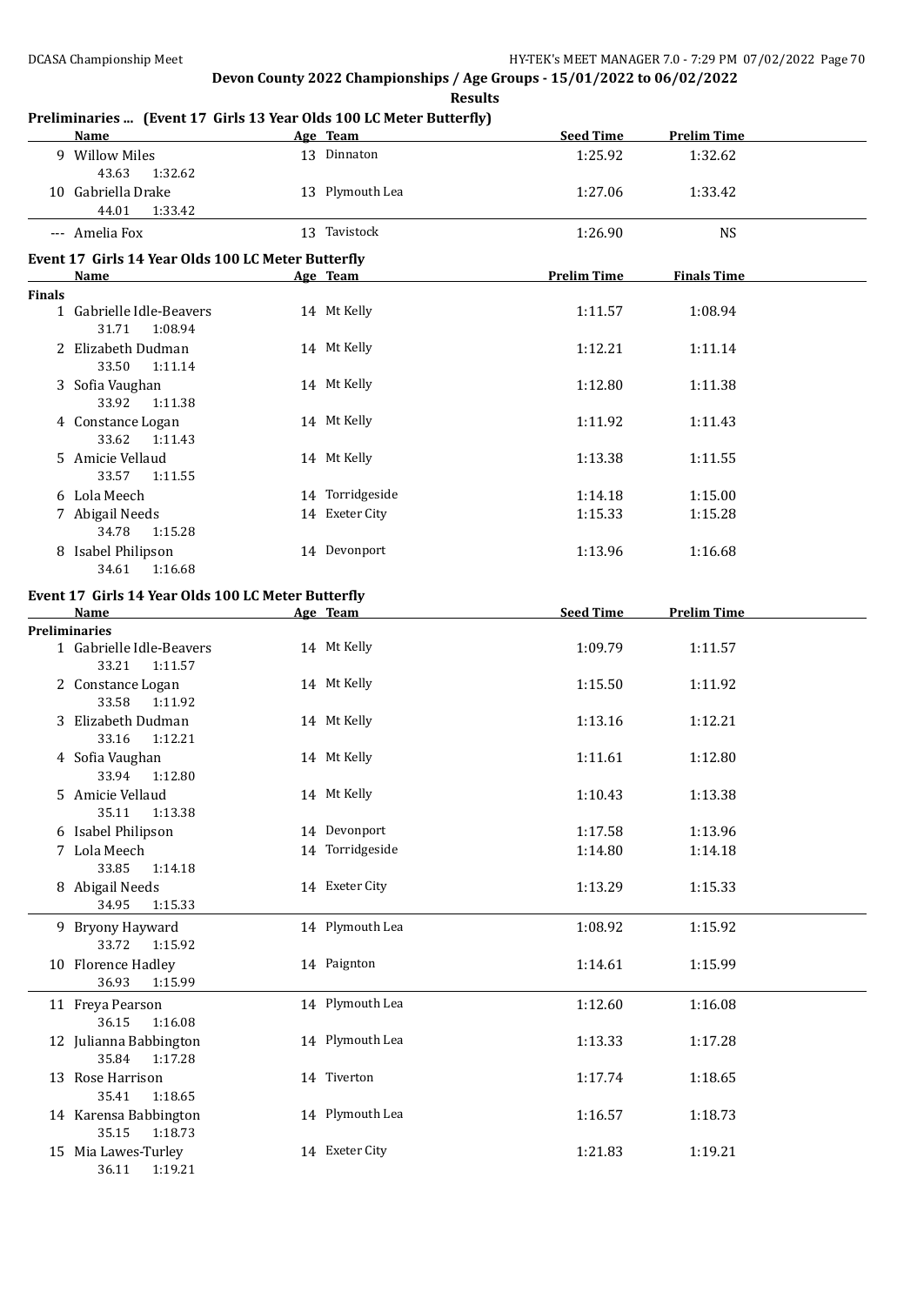## Devon County 2022 Championships / Age Groups - 15/01/2022 to 06/02/2022

**Results**

### Preliminaries ... (Event 17 Girls 13 Year Olds 100 LC Meter Butterfly)

| | Name | Age | Team | Seed Time | Prelim Time |
|---|---|---|---|---|---|
| 9 | Willow Miles | 13 | Dinnaton | 1:25.92 | 1:32.62 |
| | 43.63 1:32.62 | | | | |
| 10 | Gabriella Drake | 13 | Plymouth Lea | 1:27.06 | 1:33.42 |
| | 44.01 1:33.42 | | | | |
| --- | Amelia Fox | 13 | Tavistock | 1:26.90 | NS |

### Event 17 Girls 14 Year Olds 100 LC Meter Butterfly

| | Name | Age | Team | Prelim Time | Finals Time |
|---|---|---|---|---|---|
| **Finals** | | | | | |
| 1 | Gabrielle Idle-Beavers | 14 | Mt Kelly | 1:11.57 | 1:08.94 |
| | 31.71 1:08.94 | | | | |
| 2 | Elizabeth Dudman | 14 | Mt Kelly | 1:12.21 | 1:11.14 |
| | 33.50 1:11.14 | | | | |
| 3 | Sofia Vaughan | 14 | Mt Kelly | 1:12.80 | 1:11.38 |
| | 33.92 1:11.38 | | | | |
| 4 | Constance Logan | 14 | Mt Kelly | 1:11.92 | 1:11.43 |
| | 33.62 1:11.43 | | | | |
| 5 | Amicie Vellaud | 14 | Mt Kelly | 1:13.38 | 1:11.55 |
| | 33.57 1:11.55 | | | | |
| 6 | Lola Meech | 14 | Torridgeside | 1:14.18 | 1:15.00 |
| 7 | Abigail Needs | 14 | Exeter City | 1:15.33 | 1:15.28 |
| | 34.78 1:15.28 | | | | |
| 8 | Isabel Philipson | 14 | Devonport | 1:13.96 | 1:16.68 |
| | 34.61 1:16.68 | | | | |

### Event 17 Girls 14 Year Olds 100 LC Meter Butterfly

| | Name | Age | Team | Seed Time | Prelim Time |
|---|---|---|---|---|---|
| **Preliminaries** | | | | | |
| 1 | Gabrielle Idle-Beavers | 14 | Mt Kelly | 1:09.79 | 1:11.57 |
| | 33.21 1:11.57 | | | | |
| 2 | Constance Logan | 14 | Mt Kelly | 1:15.50 | 1:11.92 |
| | 33.58 1:11.92 | | | | |
| 3 | Elizabeth Dudman | 14 | Mt Kelly | 1:13.16 | 1:12.21 |
| | 33.16 1:12.21 | | | | |
| 4 | Sofia Vaughan | 14 | Mt Kelly | 1:11.61 | 1:12.80 |
| | 33.94 1:12.80 | | | | |
| 5 | Amicie Vellaud | 14 | Mt Kelly | 1:10.43 | 1:13.38 |
| | 35.11 1:13.38 | | | | |
| 6 | Isabel Philipson | 14 | Devonport | 1:17.58 | 1:13.96 |
| 7 | Lola Meech | 14 | Torridgeside | 1:14.80 | 1:14.18 |
| | 33.85 1:14.18 | | | | |
| 8 | Abigail Needs | 14 | Exeter City | 1:13.29 | 1:15.33 |
| | 34.95 1:15.33 | | | | |
| 9 | Bryony Hayward | 14 | Plymouth Lea | 1:08.92 | 1:15.92 |
| | 33.72 1:15.92 | | | | |
| 10 | Florence Hadley | 14 | Paignton | 1:14.61 | 1:15.99 |
| | 36.93 1:15.99 | | | | |
| 11 | Freya Pearson | 14 | Plymouth Lea | 1:12.60 | 1:16.08 |
| | 36.15 1:16.08 | | | | |
| 12 | Julianna Babbington | 14 | Plymouth Lea | 1:13.33 | 1:17.28 |
| | 35.84 1:17.28 | | | | |
| 13 | Rose Harrison | 14 | Tiverton | 1:17.74 | 1:18.65 |
| | 35.41 1:18.65 | | | | |
| 14 | Karensa Babbington | 14 | Plymouth Lea | 1:16.57 | 1:18.73 |
| | 35.15 1:18.73 | | | | |
| 15 | Mia Lawes-Turley | 14 | Exeter City | 1:21.83 | 1:19.21 |
| | 36.11 1:19.21 | | | | |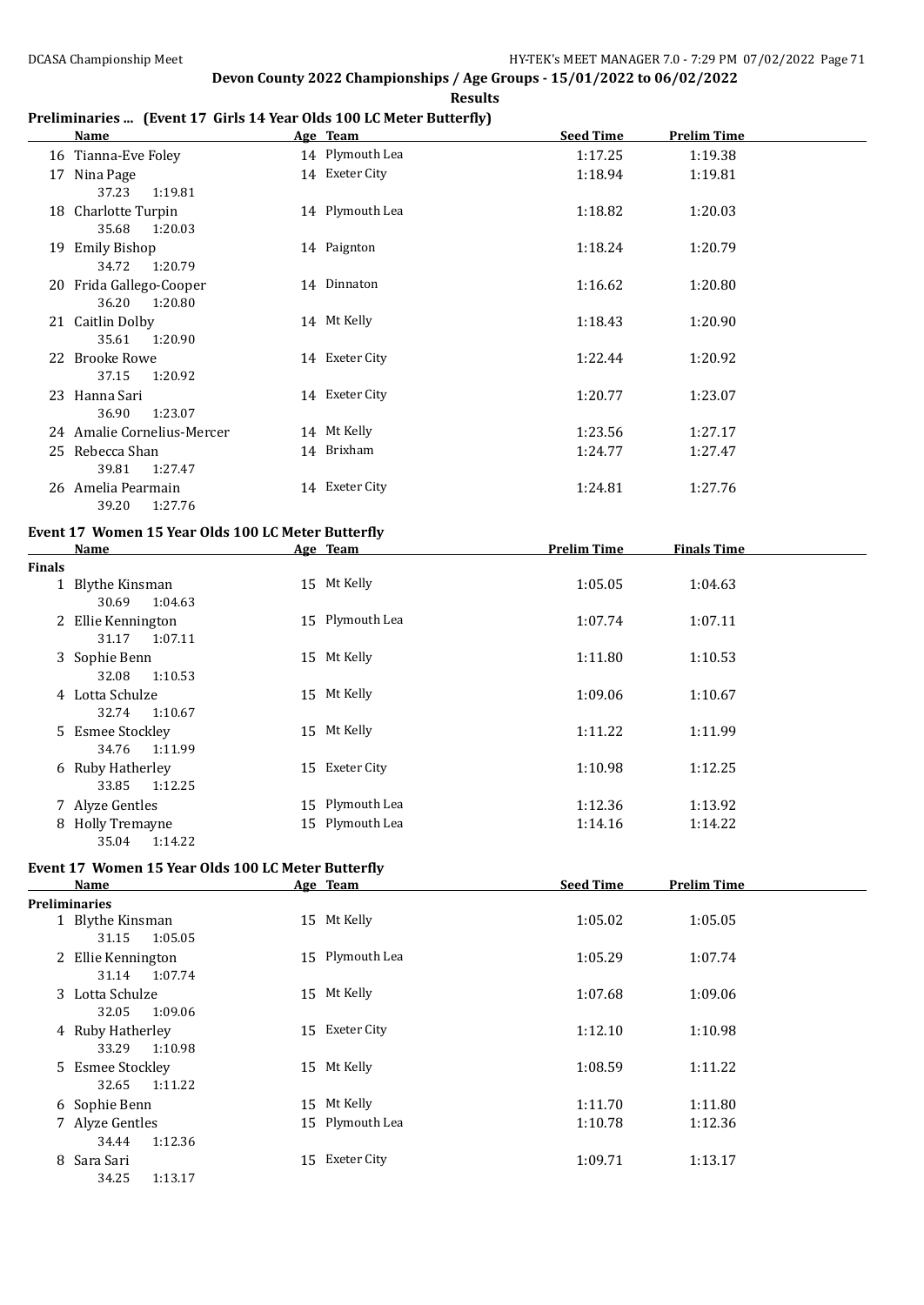## Devon County 2022 Championships / Age Groups - 15/01/2022 to 06/02/2022

**Results**

### Preliminaries ... (Event 17 Girls 14 Year Olds 100 LC Meter Butterfly)

| | Name | Age | Team | Seed Time | Prelim Time |
|---|---|---|---|---|---|
| 16 | Tianna-Eve Foley | 14 | Plymouth Lea | 1:17.25 | 1:19.38 |
| 17 | Nina Page | 14 | Exeter City | 1:18.94 | 1:19.81 |
| | 37.23 1:19.81 | | | | |
| 18 | Charlotte Turpin | 14 | Plymouth Lea | 1:18.82 | 1:20.03 |
| | 35.68 1:20.03 | | | | |
| 19 | Emily Bishop | 14 | Paignton | 1:18.24 | 1:20.79 |
| | 34.72 1:20.79 | | | | |
| 20 | Frida Gallego-Cooper | 14 | Dinnaton | 1:16.62 | 1:20.80 |
| | 36.20 1:20.80 | | | | |
| 21 | Caitlin Dolby | 14 | Mt Kelly | 1:18.43 | 1:20.90 |
| | 35.61 1:20.90 | | | | |
| 22 | Brooke Rowe | 14 | Exeter City | 1:22.44 | 1:20.92 |
| | 37.15 1:20.92 | | | | |
| 23 | Hanna Sari | 14 | Exeter City | 1:20.77 | 1:23.07 |
| | 36.90 1:23.07 | | | | |
| 24 | Amalie Cornelius-Mercer | 14 | Mt Kelly | 1:23.56 | 1:27.17 |
| 25 | Rebecca Shan | 14 | Brixham | 1:24.77 | 1:27.47 |
| | 39.81 1:27.47 | | | | |
| 26 | Amelia Pearmain | 14 | Exeter City | 1:24.81 | 1:27.76 |
| | 39.20 1:27.76 | | | | |

### Event 17 Women 15 Year Olds 100 LC Meter Butterfly

| | Name | Age | Team | Prelim Time | Finals Time |
|---|---|---|---|---|---|
| **Finals** | | | | | |
| 1 | Blythe Kinsman | 15 | Mt Kelly | 1:05.05 | 1:04.63 |
| | 30.69 1:04.63 | | | | |
| 2 | Ellie Kennington | 15 | Plymouth Lea | 1:07.74 | 1:07.11 |
| | 31.17 1:07.11 | | | | |
| 3 | Sophie Benn | 15 | Mt Kelly | 1:11.80 | 1:10.53 |
| | 32.08 1:10.53 | | | | |
| 4 | Lotta Schulze | 15 | Mt Kelly | 1:09.06 | 1:10.67 |
| | 32.74 1:10.67 | | | | |
| 5 | Esmee Stockley | 15 | Mt Kelly | 1:11.22 | 1:11.99 |
| | 34.76 1:11.99 | | | | |
| 6 | Ruby Hatherley | 15 | Exeter City | 1:10.98 | 1:12.25 |
| | 33.85 1:12.25 | | | | |
| 7 | Alyze Gentles | 15 | Plymouth Lea | 1:12.36 | 1:13.92 |
| 8 | Holly Tremayne | 15 | Plymouth Lea | 1:14.16 | 1:14.22 |
| | 35.04 1:14.22 | | | | |

### Event 17 Women 15 Year Olds 100 LC Meter Butterfly

| | Name | Age | Team | Seed Time | Prelim Time |
|---|---|---|---|---|---|
| **Preliminaries** | | | | | |
| 1 | Blythe Kinsman | 15 | Mt Kelly | 1:05.02 | 1:05.05 |
| | 31.15 1:05.05 | | | | |
| 2 | Ellie Kennington | 15 | Plymouth Lea | 1:05.29 | 1:07.74 |
| | 31.14 1:07.74 | | | | |
| 3 | Lotta Schulze | 15 | Mt Kelly | 1:07.68 | 1:09.06 |
| | 32.05 1:09.06 | | | | |
| 4 | Ruby Hatherley | 15 | Exeter City | 1:12.10 | 1:10.98 |
| | 33.29 1:10.98 | | | | |
| 5 | Esmee Stockley | 15 | Mt Kelly | 1:08.59 | 1:11.22 |
| | 32.65 1:11.22 | | | | |
| 6 | Sophie Benn | 15 | Mt Kelly | 1:11.70 | 1:11.80 |
| 7 | Alyze Gentles | 15 | Plymouth Lea | 1:10.78 | 1:12.36 |
| | 34.44 1:12.36 | | | | |
| 8 | Sara Sari | 15 | Exeter City | 1:09.71 | 1:13.17 |
| | 34.25 1:13.17 | | | | |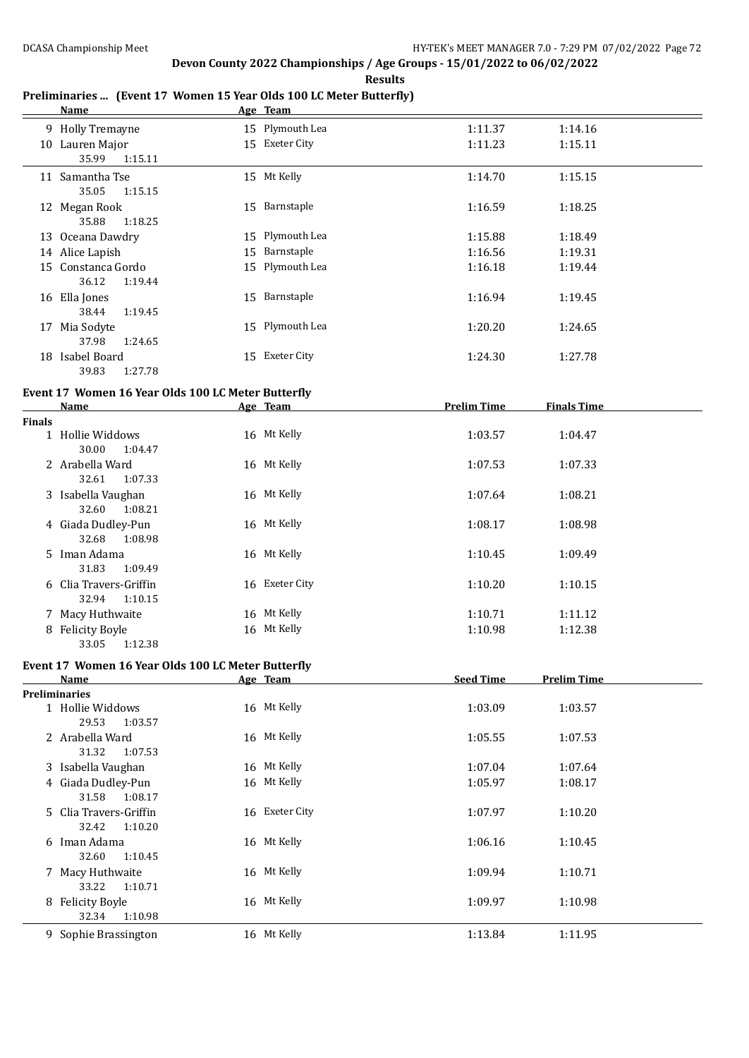## Devon County 2022 Championships / Age Groups - 15/01/2022 to 06/02/2022

**Results**

### Preliminaries ... (Event 17 Women 15 Year Olds 100 LC Meter Butterfly)

| | Name | Age | Team | | |
|---|---|---|---|---|---|
| 9 | Holly Tremayne | 15 | Plymouth Lea | 1:11.37 | 1:14.16 |
| 10 | Lauren Major | 15 | Exeter City | 1:11.23 | 1:15.11 |
| | 35.99 1:15.11 | | | | |
| 11 | Samantha Tse | 15 | Mt Kelly | 1:14.70 | 1:15.15 |
| | 35.05 1:15.15 | | | | |
| 12 | Megan Rook | 15 | Barnstaple | 1:16.59 | 1:18.25 |
| | 35.88 1:18.25 | | | | |
| 13 | Oceana Dawdry | 15 | Plymouth Lea | 1:15.88 | 1:18.49 |
| 14 | Alice Lapish | 15 | Barnstaple | 1:16.56 | 1:19.31 |
| 15 | Constanca Gordo | 15 | Plymouth Lea | 1:16.18 | 1:19.44 |
| | 36.12 1:19.44 | | | | |
| 16 | Ella Jones | 15 | Barnstaple | 1:16.94 | 1:19.45 |
| | 38.44 1:19.45 | | | | |
| 17 | Mia Sodyte | 15 | Plymouth Lea | 1:20.20 | 1:24.65 |
| | 37.98 1:24.65 | | | | |
| 18 | Isabel Board | 15 | Exeter City | 1:24.30 | 1:27.78 |
| | 39.83 1:27.78 | | | | |

### Event 17 Women 16 Year Olds 100 LC Meter Butterfly

| | Name | Age | Team | Prelim Time | Finals Time |
|---|---|---|---|---|---|
| **Finals** | | | | | |
| 1 | Hollie Widdows | 16 | Mt Kelly | 1:03.57 | 1:04.47 |
| | 30.00 1:04.47 | | | | |
| 2 | Arabella Ward | 16 | Mt Kelly | 1:07.53 | 1:07.33 |
| | 32.61 1:07.33 | | | | |
| 3 | Isabella Vaughan | 16 | Mt Kelly | 1:07.64 | 1:08.21 |
| | 32.60 1:08.21 | | | | |
| 4 | Giada Dudley-Pun | 16 | Mt Kelly | 1:08.17 | 1:08.98 |
| | 32.68 1:08.98 | | | | |
| 5 | Iman Adama | 16 | Mt Kelly | 1:10.45 | 1:09.49 |
| | 31.83 1:09.49 | | | | |
| 6 | Clia Travers-Griffin | 16 | Exeter City | 1:10.20 | 1:10.15 |
| | 32.94 1:10.15 | | | | |
| 7 | Macy Huthwaite | 16 | Mt Kelly | 1:10.71 | 1:11.12 |
| 8 | Felicity Boyle | 16 | Mt Kelly | 1:10.98 | 1:12.38 |
| | 33.05 1:12.38 | | | | |

### Event 17 Women 16 Year Olds 100 LC Meter Butterfly

| | Name | Age | Team | Seed Time | Prelim Time |
|---|---|---|---|---|---|
| **Preliminaries** | | | | | |
| 1 | Hollie Widdows | 16 | Mt Kelly | 1:03.09 | 1:03.57 |
| | 29.53 1:03.57 | | | | |
| 2 | Arabella Ward | 16 | Mt Kelly | 1:05.55 | 1:07.53 |
| | 31.32 1:07.53 | | | | |
| 3 | Isabella Vaughan | 16 | Mt Kelly | 1:07.04 | 1:07.64 |
| 4 | Giada Dudley-Pun | 16 | Mt Kelly | 1:05.97 | 1:08.17 |
| | 31.58 1:08.17 | | | | |
| 5 | Clia Travers-Griffin | 16 | Exeter City | 1:07.97 | 1:10.20 |
| | 32.42 1:10.20 | | | | |
| 6 | Iman Adama | 16 | Mt Kelly | 1:06.16 | 1:10.45 |
| | 32.60 1:10.45 | | | | |
| 7 | Macy Huthwaite | 16 | Mt Kelly | 1:09.94 | 1:10.71 |
| | 33.22 1:10.71 | | | | |
| 8 | Felicity Boyle | 16 | Mt Kelly | 1:09.97 | 1:10.98 |
| | 32.34 1:10.98 | | | | |
| 9 | Sophie Brassington | 16 | Mt Kelly | 1:13.84 | 1:11.95 |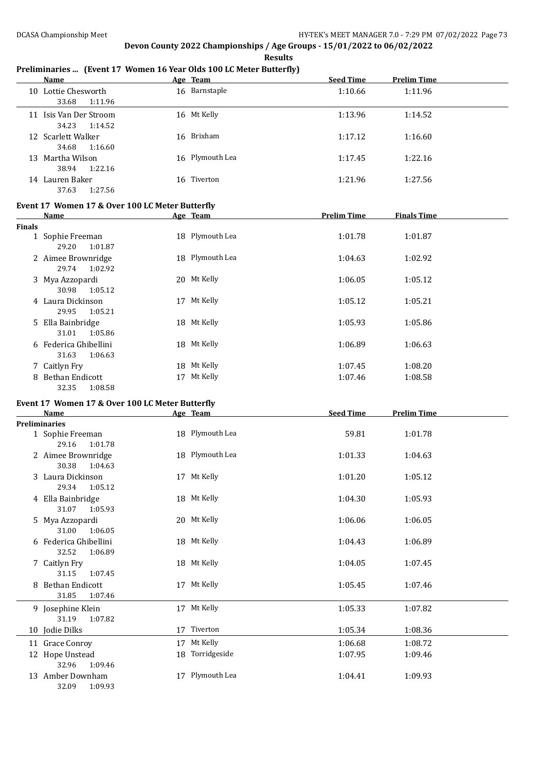**Devon County 2022 Championships / Age Groups - 15/01/2022 to 06/02/2022**

**Results**

## Preliminaries ... (Event 17 Women 16 Year Olds 100 LC Meter Butterfly)

| | Name | Age | Team | Seed Time | Prelim Time |
|---|---|---|---|---|---|
| 10 | Lottie Chesworth | 16 | Barnstaple | 1:10.66 | 1:11.96 |
| | 33.68 1:11.96 | | | | |
| 11 | Isis Van Der Stroom | 16 | Mt Kelly | 1:13.96 | 1:14.52 |
| | 34.23 1:14.52 | | | | |
| 12 | Scarlett Walker | 16 | Brixham | 1:17.12 | 1:16.60 |
| | 34.68 1:16.60 | | | | |
| 13 | Martha Wilson | 16 | Plymouth Lea | 1:17.45 | 1:22.16 |
| | 38.94 1:22.16 | | | | |
| 14 | Lauren Baker | 16 | Tiverton | 1:21.96 | 1:27.56 |
| | 37.63 1:27.56 | | | | |

## Event 17 Women 17 & Over 100 LC Meter Butterfly

| | Name | Age | Team | Prelim Time | Finals Time |
|---|---|---|---|---|---|
| **Finals** | | | | | |
| 1 | Sophie Freeman | 18 | Plymouth Lea | 1:01.78 | 1:01.87 |
| | 29.20 1:01.87 | | | | |
| 2 | Aimee Brownridge | 18 | Plymouth Lea | 1:04.63 | 1:02.92 |
| | 29.74 1:02.92 | | | | |
| 3 | Mya Azzopardi | 20 | Mt Kelly | 1:06.05 | 1:05.12 |
| | 30.98 1:05.12 | | | | |
| 4 | Laura Dickinson | 17 | Mt Kelly | 1:05.12 | 1:05.21 |
| | 29.95 1:05.21 | | | | |
| 5 | Ella Bainbridge | 18 | Mt Kelly | 1:05.93 | 1:05.86 |
| | 31.01 1:05.86 | | | | |
| 6 | Federica Ghibellini | 18 | Mt Kelly | 1:06.89 | 1:06.63 |
| | 31.63 1:06.63 | | | | |
| 7 | Caitlyn Fry | 18 | Mt Kelly | 1:07.45 | 1:08.20 |
| 8 | Bethan Endicott | 17 | Mt Kelly | 1:07.46 | 1:08.58 |
| | 32.35 1:08.58 | | | | |

## Event 17 Women 17 & Over 100 LC Meter Butterfly

| | Name | Age | Team | Seed Time | Prelim Time |
|---|---|---|---|---|---|
| **Preliminaries** | | | | | |
| 1 | Sophie Freeman | 18 | Plymouth Lea | 59.81 | 1:01.78 |
| | 29.16 1:01.78 | | | | |
| 2 | Aimee Brownridge | 18 | Plymouth Lea | 1:01.33 | 1:04.63 |
| | 30.38 1:04.63 | | | | |
| 3 | Laura Dickinson | 17 | Mt Kelly | 1:01.20 | 1:05.12 |
| | 29.34 1:05.12 | | | | |
| 4 | Ella Bainbridge | 18 | Mt Kelly | 1:04.30 | 1:05.93 |
| | 31.07 1:05.93 | | | | |
| 5 | Mya Azzopardi | 20 | Mt Kelly | 1:06.06 | 1:06.05 |
| | 31.00 1:06.05 | | | | |
| 6 | Federica Ghibellini | 18 | Mt Kelly | 1:04.43 | 1:06.89 |
| | 32.52 1:06.89 | | | | |
| 7 | Caitlyn Fry | 18 | Mt Kelly | 1:04.05 | 1:07.45 |
| | 31.15 1:07.45 | | | | |
| 8 | Bethan Endicott | 17 | Mt Kelly | 1:05.45 | 1:07.46 |
| | 31.85 1:07.46 | | | | |
| 9 | Josephine Klein | 17 | Mt Kelly | 1:05.33 | 1:07.82 |
| | 31.19 1:07.82 | | | | |
| 10 | Jodie Dilks | 17 | Tiverton | 1:05.34 | 1:08.36 |
| 11 | Grace Conroy | 17 | Mt Kelly | 1:06.68 | 1:08.72 |
| 12 | Hope Unstead | 18 | Torridgeside | 1:07.95 | 1:09.46 |
| | 32.96 1:09.46 | | | | |
| 13 | Amber Downham | 17 | Plymouth Lea | 1:04.41 | 1:09.93 |
| | 32.09 1:09.93 | | | | |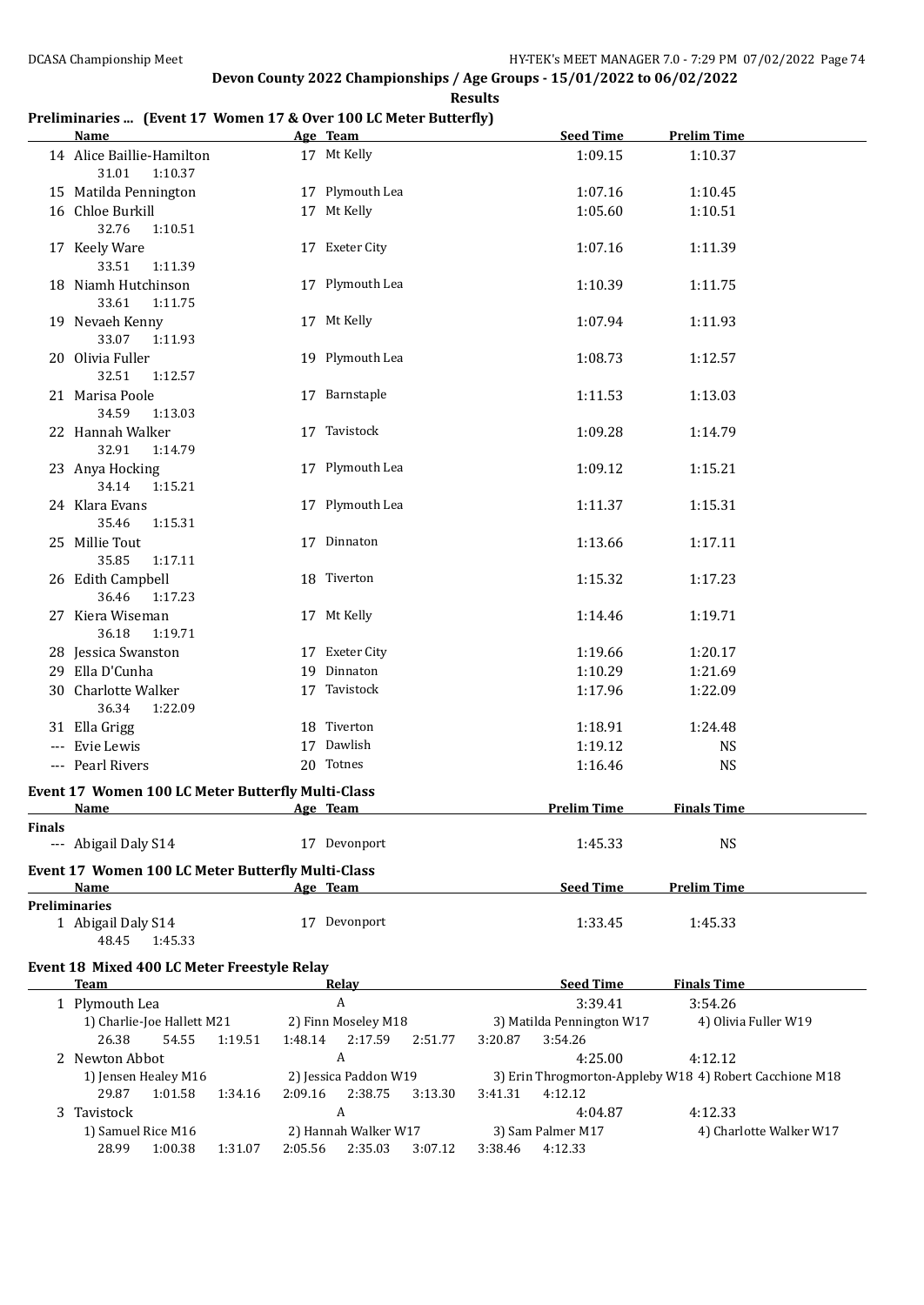## Devon County 2022 Championships / Age Groups - 15/01/2022 to 06/02/2022

**Results**

### Preliminaries ... (Event 17 Women 17 & Over 100 LC Meter Butterfly)

| | Name | Age | Team | Seed Time | Prelim Time |
|---|---|---|---|---|---|
| 14 | Alice Baillie-Hamilton | 17 | Mt Kelly | 1:09.15 | 1:10.37 |
| | 31.01 1:10.37 | | | | |
| 15 | Matilda Pennington | 17 | Plymouth Lea | 1:07.16 | 1:10.45 |
| 16 | Chloe Burkill | 17 | Mt Kelly | 1:05.60 | 1:10.51 |
| | 32.76 1:10.51 | | | | |
| 17 | Keely Ware | 17 | Exeter City | 1:07.16 | 1:11.39 |
| | 33.51 1:11.39 | | | | |
| 18 | Niamh Hutchinson | 17 | Plymouth Lea | 1:10.39 | 1:11.75 |
| | 33.61 1:11.75 | | | | |
| 19 | Nevaeh Kenny | 17 | Mt Kelly | 1:07.94 | 1:11.93 |
| | 33.07 1:11.93 | | | | |
| 20 | Olivia Fuller | 19 | Plymouth Lea | 1:08.73 | 1:12.57 |
| | 32.51 1:12.57 | | | | |
| 21 | Marisa Poole | 17 | Barnstaple | 1:11.53 | 1:13.03 |
| | 34.59 1:13.03 | | | | |
| 22 | Hannah Walker | 17 | Tavistock | 1:09.28 | 1:14.79 |
| | 32.91 1:14.79 | | | | |
| 23 | Anya Hocking | 17 | Plymouth Lea | 1:09.12 | 1:15.21 |
| | 34.14 1:15.21 | | | | |
| 24 | Klara Evans | 17 | Plymouth Lea | 1:11.37 | 1:15.31 |
| | 35.46 1:15.31 | | | | |
| 25 | Millie Tout | 17 | Dinnaton | 1:13.66 | 1:17.11 |
| | 35.85 1:17.11 | | | | |
| 26 | Edith Campbell | 18 | Tiverton | 1:15.32 | 1:17.23 |
| | 36.46 1:17.23 | | | | |
| 27 | Kiera Wiseman | 17 | Mt Kelly | 1:14.46 | 1:19.71 |
| | 36.18 1:19.71 | | | | |
| 28 | Jessica Swanston | 17 | Exeter City | 1:19.66 | 1:20.17 |
| 29 | Ella D'Cunha | 19 | Dinnaton | 1:10.29 | 1:21.69 |
| 30 | Charlotte Walker | 17 | Tavistock | 1:17.96 | 1:22.09 |
| | 36.34 1:22.09 | | | | |
| 31 | Ella Grigg | 18 | Tiverton | 1:18.91 | 1:24.48 |
| --- | Evie Lewis | 17 | Dawlish | 1:19.12 | NS |
| --- | Pearl Rivers | 20 | Totnes | 1:16.46 | NS |

### Event 17 Women 100 LC Meter Butterfly Multi-Class

| | Name | Age | Team | Prelim Time | Finals Time |
|---|---|---|---|---|---|
| **Finals** | | | | | |
| --- | Abigail Daly S14 | 17 | Devonport | 1:45.33 | NS |

### Event 17 Women 100 LC Meter Butterfly Multi-Class

| | Name | Age | Team | Seed Time | Prelim Time |
|---|---|---|---|---|---|
| **Preliminaries** | | | | | |
| 1 | Abigail Daly S14 | 17 | Devonport | 1:33.45 | 1:45.33 |
| | 48.45 1:45.33 | | | | |

### Event 18 Mixed 400 LC Meter Freestyle Relay

| | Team | Relay | Seed Time | Finals Time |
|---|---|---|---|---|
| 1 | Plymouth Lea | A | 3:39.41 | 3:54.26 |
| | 1) Charlie-Joe Hallett M21, 2) Finn Moseley M18, 3) Matilda Pennington W17, 4) Olivia Fuller W19 | | | |
| | 26.38 54.55 1:19.51 1:48.14 2:17.59 2:51.77 3:20.87 3:54.26 | | | |
| 2 | Newton Abbot | A | 4:25.00 | 4:12.12 |
| | 1) Jensen Healey M16, 2) Jessica Paddon W19, 3) Erin Throgmorton-Appleby W18, 4) Robert Cacchione M18 | | | |
| | 29.87 1:01.58 1:34.16 2:09.16 2:38.75 3:13.30 3:41.31 4:12.12 | | | |
| 3 | Tavistock | A | 4:04.87 | 4:12.33 |
| | 1) Samuel Rice M16, 2) Hannah Walker W17, 3) Sam Palmer M17, 4) Charlotte Walker W17 | | | |
| | 28.99 1:00.38 1:31.07 2:05.56 2:35.03 3:07.12 3:38.46 4:12.33 | | | |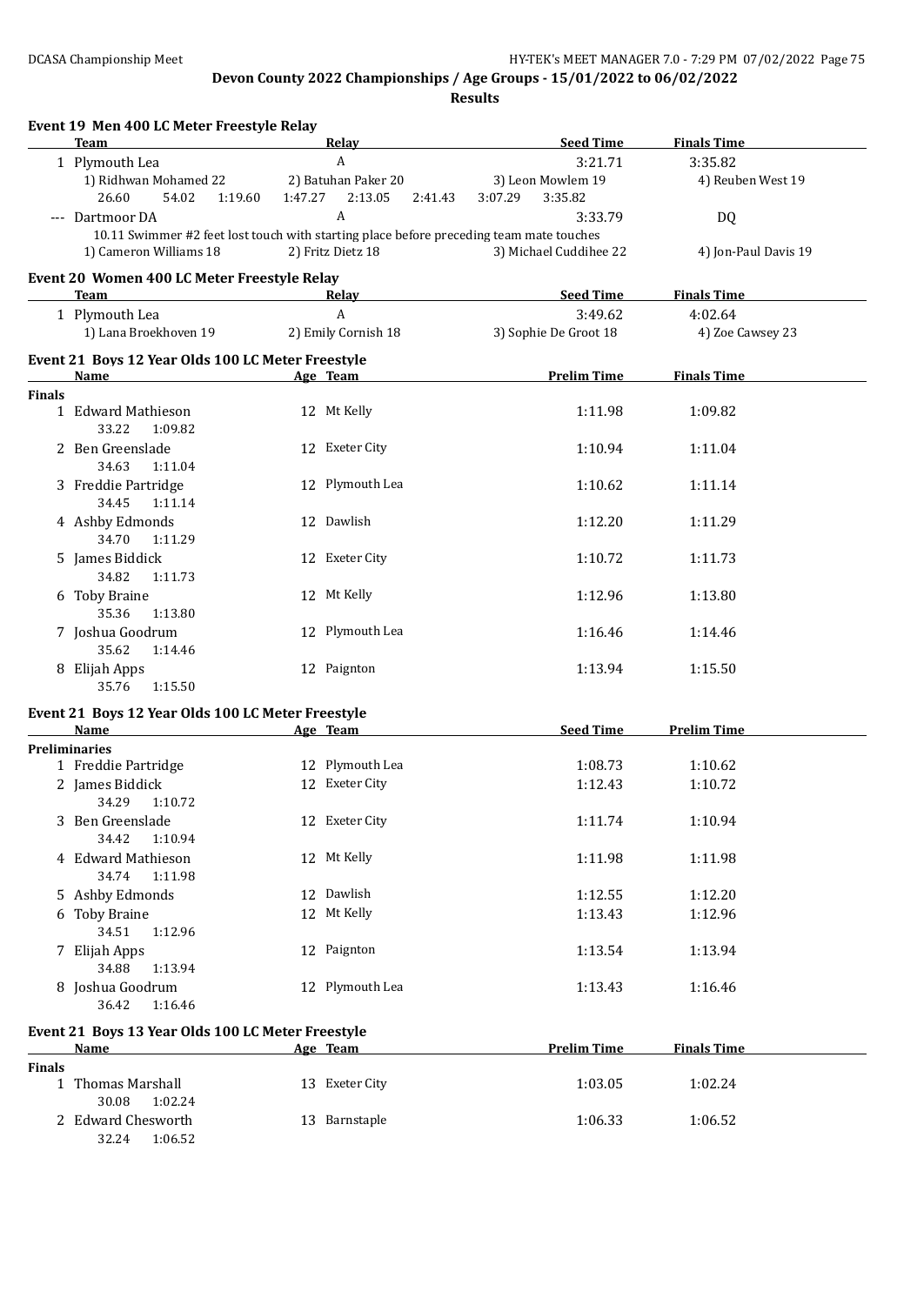## Devon County 2022 Championships / Age Groups - 15/01/2022 to 06/02/2022

**Results**

### Event 19 Men 400 LC Meter Freestyle Relay

| | Team | Relay | Seed Time | Finals Time |
|---|---|---|---|---|
| 1 | Plymouth Lea | A | 3:21.71 | 3:35.82 |

1) Ridhwan Mohamed 22 · 2) Batuhan Paker 20 · 3) Leon Mowlem 19 · 4) Reuben West 19

26.60 · 54.02 · 1:19.60 · 1:47.27 · 2:13.05 · 2:41.43 · 3:07.29 · 3:35.82

| | Team | Relay | Seed Time | Finals Time |
|---|---|---|---|---|
| --- | Dartmoor DA | A | 3:33.79 | DQ |

10.11 Swimmer #2 feet lost touch with starting place before preceding team mate touches

1) Cameron Williams 18 · 2) Fritz Dietz 18 · 3) Michael Cuddihee 22 · 4) Jon-Paul Davis 19

### Event 20 Women 400 LC Meter Freestyle Relay

| | Team | Relay | Seed Time | Finals Time |
|---|---|---|---|---|
| 1 | Plymouth Lea | A | 3:49.62 | 4:02.64 |

1) Lana Broekhoven 19 · 2) Emily Cornish 18 · 3) Sophie De Groot 18 · 4) Zoe Cawsey 23

### Event 21 Boys 12 Year Olds 100 LC Meter Freestyle

**Finals**

| | Name | Age | Team | Prelim Time | Finals Time | Splits |
|---|---|---|---|---|---|---|
| 1 | Edward Mathieson | 12 | Mt Kelly | 1:11.98 | 1:09.82 | 33.22 1:09.82 |
| 2 | Ben Greenslade | 12 | Exeter City | 1:10.94 | 1:11.04 | 34.63 1:11.04 |
| 3 | Freddie Partridge | 12 | Plymouth Lea | 1:10.62 | 1:11.14 | 34.45 1:11.14 |
| 4 | Ashby Edmonds | 12 | Dawlish | 1:12.20 | 1:11.29 | 34.70 1:11.29 |
| 5 | James Biddick | 12 | Exeter City | 1:10.72 | 1:11.73 | 34.82 1:11.73 |
| 6 | Toby Braine | 12 | Mt Kelly | 1:12.96 | 1:13.80 | 35.36 1:13.80 |
| 7 | Joshua Goodrum | 12 | Plymouth Lea | 1:16.46 | 1:14.46 | 35.62 1:14.46 |
| 8 | Elijah Apps | 12 | Paignton | 1:13.94 | 1:15.50 | 35.76 1:15.50 |

### Event 21 Boys 12 Year Olds 100 LC Meter Freestyle

**Preliminaries**

| | Name | Age | Team | Seed Time | Prelim Time | Splits |
|---|---|---|---|---|---|---|
| 1 | Freddie Partridge | 12 | Plymouth Lea | 1:08.73 | 1:10.62 | |
| 2 | James Biddick | 12 | Exeter City | 1:12.43 | 1:10.72 | 34.29 1:10.72 |
| 3 | Ben Greenslade | 12 | Exeter City | 1:11.74 | 1:10.94 | 34.42 1:10.94 |
| 4 | Edward Mathieson | 12 | Mt Kelly | 1:11.98 | 1:11.98 | 34.74 1:11.98 |
| 5 | Ashby Edmonds | 12 | Dawlish | 1:12.55 | 1:12.20 | |
| 6 | Toby Braine | 12 | Mt Kelly | 1:13.43 | 1:12.96 | 34.51 1:12.96 |
| 7 | Elijah Apps | 12 | Paignton | 1:13.54 | 1:13.94 | 34.88 1:13.94 |
| 8 | Joshua Goodrum | 12 | Plymouth Lea | 1:13.43 | 1:16.46 | 36.42 1:16.46 |

### Event 21 Boys 13 Year Olds 100 LC Meter Freestyle

**Finals**

| | Name | Age | Team | Prelim Time | Finals Time | Splits |
|---|---|---|---|---|---|---|
| 1 | Thomas Marshall | 13 | Exeter City | 1:03.05 | 1:02.24 | 30.08 1:02.24 |
| 2 | Edward Chesworth | 13 | Barnstaple | 1:06.33 | 1:06.52 | 32.24 1:06.52 |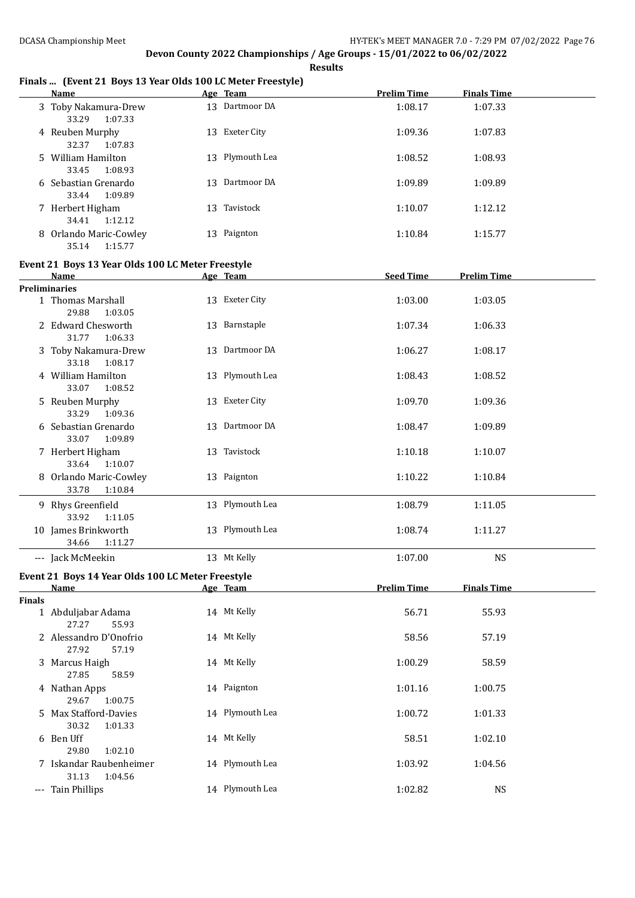Devon County 2022 Championships / Age Groups - 15/01/2022 to 06/02/2022

Results

## Finals ... (Event 21 Boys 13 Year Olds 100 LC Meter Freestyle)

| | Name | Age | Team | Prelim Time | Finals Time |
|---|---|---|---|---|---|
| 3 | Toby Nakamura-Drew | 13 | Dartmoor DA | 1:08.17 | 1:07.33 |
| | 33.29 1:07.33 | | | | |
| 4 | Reuben Murphy | 13 | Exeter City | 1:09.36 | 1:07.83 |
| | 32.37 1:07.83 | | | | |
| 5 | William Hamilton | 13 | Plymouth Lea | 1:08.52 | 1:08.93 |
| | 33.45 1:08.93 | | | | |
| 6 | Sebastian Grenardo | 13 | Dartmoor DA | 1:09.89 | 1:09.89 |
| | 33.44 1:09.89 | | | | |
| 7 | Herbert Higham | 13 | Tavistock | 1:10.07 | 1:12.12 |
| | 34.41 1:12.12 | | | | |
| 8 | Orlando Maric-Cowley | 13 | Paignton | 1:10.84 | 1:15.77 |
| | 35.14 1:15.77 | | | | |

## Event 21 Boys 13 Year Olds 100 LC Meter Freestyle

| | Name | Age | Team | Seed Time | Prelim Time |
|---|---|---|---|---|---|
| **Preliminaries** | | | | | |
| 1 | Thomas Marshall | 13 | Exeter City | 1:03.00 | 1:03.05 |
| | 29.88 1:03.05 | | | | |
| 2 | Edward Chesworth | 13 | Barnstaple | 1:07.34 | 1:06.33 |
| | 31.77 1:06.33 | | | | |
| 3 | Toby Nakamura-Drew | 13 | Dartmoor DA | 1:06.27 | 1:08.17 |
| | 33.18 1:08.17 | | | | |
| 4 | William Hamilton | 13 | Plymouth Lea | 1:08.43 | 1:08.52 |
| | 33.07 1:08.52 | | | | |
| 5 | Reuben Murphy | 13 | Exeter City | 1:09.70 | 1:09.36 |
| | 33.29 1:09.36 | | | | |
| 6 | Sebastian Grenardo | 13 | Dartmoor DA | 1:08.47 | 1:09.89 |
| | 33.07 1:09.89 | | | | |
| 7 | Herbert Higham | 13 | Tavistock | 1:10.18 | 1:10.07 |
| | 33.64 1:10.07 | | | | |
| 8 | Orlando Maric-Cowley | 13 | Paignton | 1:10.22 | 1:10.84 |
| | 33.78 1:10.84 | | | | |
| 9 | Rhys Greenfield | 13 | Plymouth Lea | 1:08.79 | 1:11.05 |
| | 33.92 1:11.05 | | | | |
| 10 | James Brinkworth | 13 | Plymouth Lea | 1:08.74 | 1:11.27 |
| | 34.66 1:11.27 | | | | |
| --- | Jack McMeekin | 13 | Mt Kelly | 1:07.00 | NS |

## Event 21 Boys 14 Year Olds 100 LC Meter Freestyle

| | Name | Age | Team | Prelim Time | Finals Time |
|---|---|---|---|---|---|
| **Finals** | | | | | |
| 1 | Abduljabar Adama | 14 | Mt Kelly | 56.71 | 55.93 |
| | 27.27 55.93 | | | | |
| 2 | Alessandro D'Onofrio | 14 | Mt Kelly | 58.56 | 57.19 |
| | 27.92 57.19 | | | | |
| 3 | Marcus Haigh | 14 | Mt Kelly | 1:00.29 | 58.59 |
| | 27.85 58.59 | | | | |
| 4 | Nathan Apps | 14 | Paignton | 1:01.16 | 1:00.75 |
| | 29.67 1:00.75 | | | | |
| 5 | Max Stafford-Davies | 14 | Plymouth Lea | 1:00.72 | 1:01.33 |
| | 30.32 1:01.33 | | | | |
| 6 | Ben Uff | 14 | Mt Kelly | 58.51 | 1:02.10 |
| | 29.80 1:02.10 | | | | |
| 7 | Iskandar Raubenheimer | 14 | Plymouth Lea | 1:03.92 | 1:04.56 |
| | 31.13 1:04.56 | | | | |
| --- | Tain Phillips | 14 | Plymouth Lea | 1:02.82 | NS |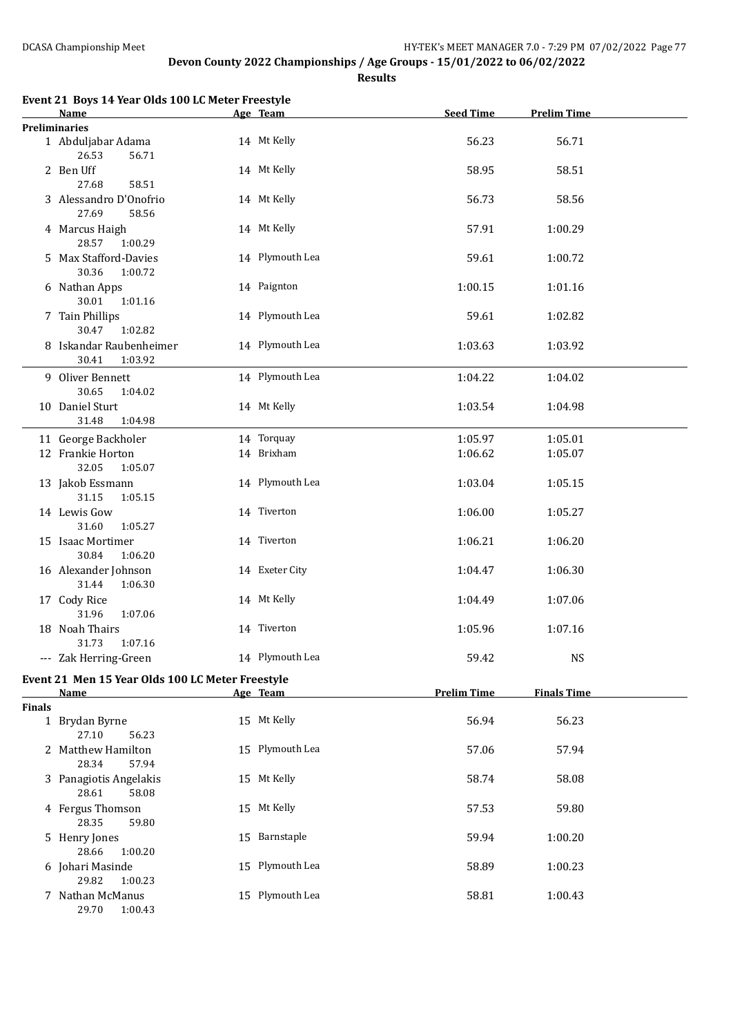Devon County 2022 Championships / Age Groups - 15/01/2022 to 06/02/2022

**Results**

### Event 21 Boys 14 Year Olds 100 LC Meter Freestyle

| | Name | Age | Team | Seed Time | Prelim Time |
|---|---|---|---|---|---|
| **Preliminaries** | | | | | |
| 1 | Abduljabar Adama | 14 | Mt Kelly | 56.23 | 56.71 |
| | 26.53 56.71 | | | | |
| 2 | Ben Uff | 14 | Mt Kelly | 58.95 | 58.51 |
| | 27.68 58.51 | | | | |
| 3 | Alessandro D'Onofrio | 14 | Mt Kelly | 56.73 | 58.56 |
| | 27.69 58.56 | | | | |
| 4 | Marcus Haigh | 14 | Mt Kelly | 57.91 | 1:00.29 |
| | 28.57 1:00.29 | | | | |
| 5 | Max Stafford-Davies | 14 | Plymouth Lea | 59.61 | 1:00.72 |
| | 30.36 1:00.72 | | | | |
| 6 | Nathan Apps | 14 | Paignton | 1:00.15 | 1:01.16 |
| | 30.01 1:01.16 | | | | |
| 7 | Tain Phillips | 14 | Plymouth Lea | 59.61 | 1:02.82 |
| | 30.47 1:02.82 | | | | |
| 8 | Iskandar Raubenheimer | 14 | Plymouth Lea | 1:03.63 | 1:03.92 |
| | 30.41 1:03.92 | | | | |
| 9 | Oliver Bennett | 14 | Plymouth Lea | 1:04.22 | 1:04.02 |
| | 30.65 1:04.02 | | | | |
| 10 | Daniel Sturt | 14 | Mt Kelly | 1:03.54 | 1:04.98 |
| | 31.48 1:04.98 | | | | |
| 11 | George Backholer | 14 | Torquay | 1:05.97 | 1:05.01 |
| 12 | Frankie Horton | 14 | Brixham | 1:06.62 | 1:05.07 |
| | 32.05 1:05.07 | | | | |
| 13 | Jakob Essmann | 14 | Plymouth Lea | 1:03.04 | 1:05.15 |
| | 31.15 1:05.15 | | | | |
| 14 | Lewis Gow | 14 | Tiverton | 1:06.00 | 1:05.27 |
| | 31.60 1:05.27 | | | | |
| 15 | Isaac Mortimer | 14 | Tiverton | 1:06.21 | 1:06.20 |
| | 30.84 1:06.20 | | | | |
| 16 | Alexander Johnson | 14 | Exeter City | 1:04.47 | 1:06.30 |
| | 31.44 1:06.30 | | | | |
| 17 | Cody Rice | 14 | Mt Kelly | 1:04.49 | 1:07.06 |
| | 31.96 1:07.06 | | | | |
| 18 | Noah Thairs | 14 | Tiverton | 1:05.96 | 1:07.16 |
| | 31.73 1:07.16 | | | | |
| --- | Zak Herring-Green | 14 | Plymouth Lea | 59.42 | NS |

### Event 21 Men 15 Year Olds 100 LC Meter Freestyle

| | Name | Age | Team | Prelim Time | Finals Time |
|---|---|---|---|---|---|
| **Finals** | | | | | |
| 1 | Brydan Byrne | 15 | Mt Kelly | 56.94 | 56.23 |
| | 27.10 56.23 | | | | |
| 2 | Matthew Hamilton | 15 | Plymouth Lea | 57.06 | 57.94 |
| | 28.34 57.94 | | | | |
| 3 | Panagiotis Angelakis | 15 | Mt Kelly | 58.74 | 58.08 |
| | 28.61 58.08 | | | | |
| 4 | Fergus Thomson | 15 | Mt Kelly | 57.53 | 59.80 |
| | 28.35 59.80 | | | | |
| 5 | Henry Jones | 15 | Barnstaple | 59.94 | 1:00.20 |
| | 28.66 1:00.20 | | | | |
| 6 | Johari Masinde | 15 | Plymouth Lea | 58.89 | 1:00.23 |
| | 29.82 1:00.23 | | | | |
| 7 | Nathan McManus | 15 | Plymouth Lea | 58.81 | 1:00.43 |
| | 29.70 1:00.43 | | | | |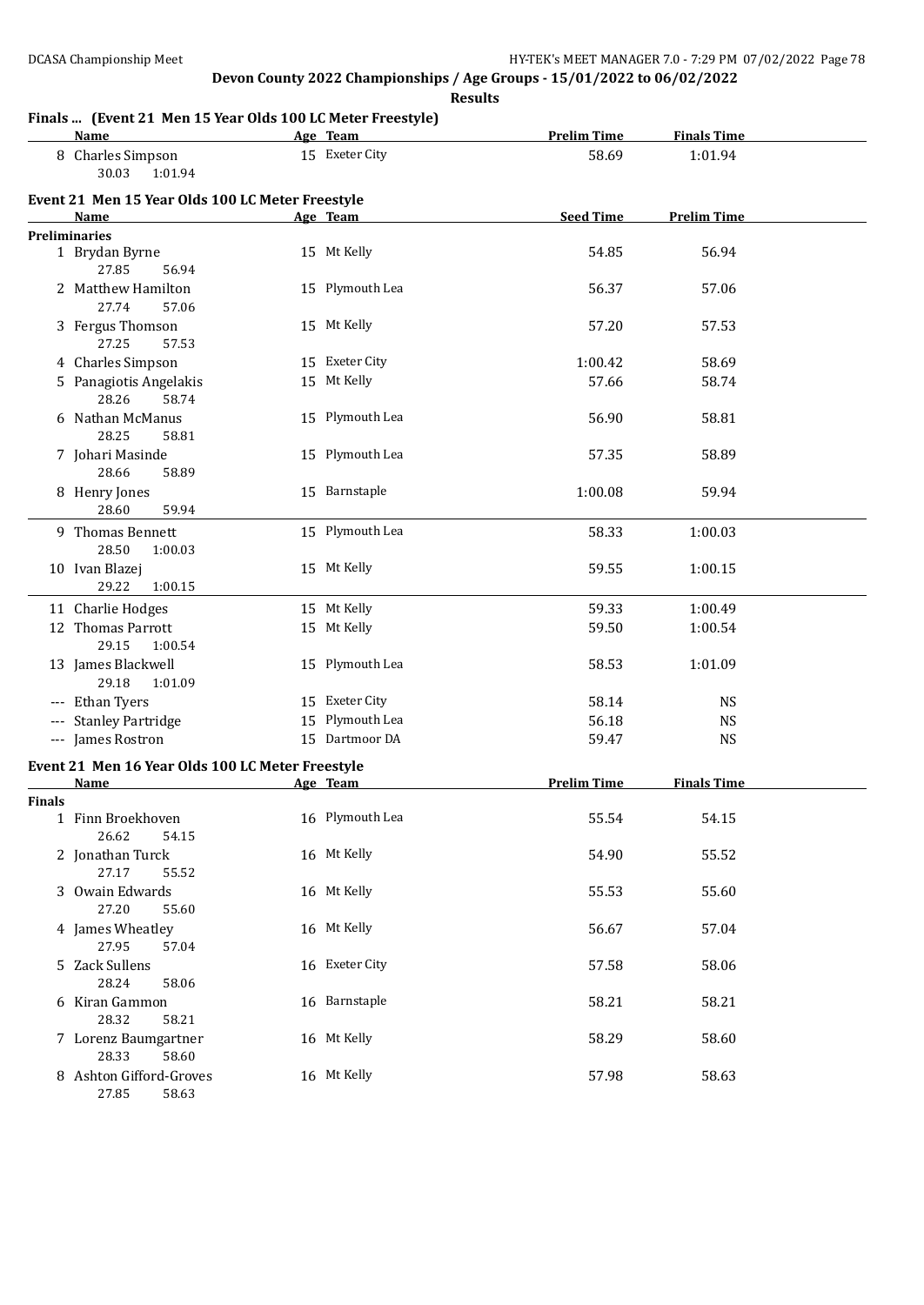**Devon County 2022 Championships / Age Groups - 15/01/2022 to 06/02/2022**

**Results**

### Finals ... (Event 21 Men 15 Year Olds 100 LC Meter Freestyle)

| Name | Age | Team | Prelim Time | Finals Time |
|---|---|---|---|---|
| 8 Charles Simpson<br>30.03 1:01.94 | 15 | Exeter City | 58.69 | 1:01.94 |

### Event 21 Men 15 Year Olds 100 LC Meter Freestyle

| Name | Age | Team | Seed Time | Prelim Time |
|---|---|---|---|---|
| **Preliminaries** | | | | |
| 1 Brydan Byrne<br>27.85 56.94 | 15 | Mt Kelly | 54.85 | 56.94 |
| 2 Matthew Hamilton<br>27.74 57.06 | 15 | Plymouth Lea | 56.37 | 57.06 |
| 3 Fergus Thomson<br>27.25 57.53 | 15 | Mt Kelly | 57.20 | 57.53 |
| 4 Charles Simpson | 15 | Exeter City | 1:00.42 | 58.69 |
| 5 Panagiotis Angelakis<br>28.26 58.74 | 15 | Mt Kelly | 57.66 | 58.74 |
| 6 Nathan McManus<br>28.25 58.81 | 15 | Plymouth Lea | 56.90 | 58.81 |
| 7 Johari Masinde<br>28.66 58.89 | 15 | Plymouth Lea | 57.35 | 58.89 |
| 8 Henry Jones<br>28.60 59.94 | 15 | Barnstaple | 1:00.08 | 59.94 |
| 9 Thomas Bennett<br>28.50 1:00.03 | 15 | Plymouth Lea | 58.33 | 1:00.03 |
| 10 Ivan Blazej<br>29.22 1:00.15 | 15 | Mt Kelly | 59.55 | 1:00.15 |
| 11 Charlie Hodges | 15 | Mt Kelly | 59.33 | 1:00.49 |
| 12 Thomas Parrott<br>29.15 1:00.54 | 15 | Mt Kelly | 59.50 | 1:00.54 |
| 13 James Blackwell<br>29.18 1:01.09 | 15 | Plymouth Lea | 58.53 | 1:01.09 |
| --- Ethan Tyers | 15 | Exeter City | 58.14 | NS |
| --- Stanley Partridge | 15 | Plymouth Lea | 56.18 | NS |
| --- James Rostron | 15 | Dartmoor DA | 59.47 | NS |

### Event 21 Men 16 Year Olds 100 LC Meter Freestyle

| Name | Age | Team | Prelim Time | Finals Time |
|---|---|---|---|---|
| **Finals** | | | | |
| 1 Finn Broekhoven<br>26.62 54.15 | 16 | Plymouth Lea | 55.54 | 54.15 |
| 2 Jonathan Turck<br>27.17 55.52 | 16 | Mt Kelly | 54.90 | 55.52 |
| 3 Owain Edwards<br>27.20 55.60 | 16 | Mt Kelly | 55.53 | 55.60 |
| 4 James Wheatley<br>27.95 57.04 | 16 | Mt Kelly | 56.67 | 57.04 |
| 5 Zack Sullens<br>28.24 58.06 | 16 | Exeter City | 57.58 | 58.06 |
| 6 Kiran Gammon<br>28.32 58.21 | 16 | Barnstaple | 58.21 | 58.21 |
| 7 Lorenz Baumgartner<br>28.33 58.60 | 16 | Mt Kelly | 58.29 | 58.60 |
| 8 Ashton Gifford-Groves<br>27.85 58.63 | 16 | Mt Kelly | 57.98 | 58.63 |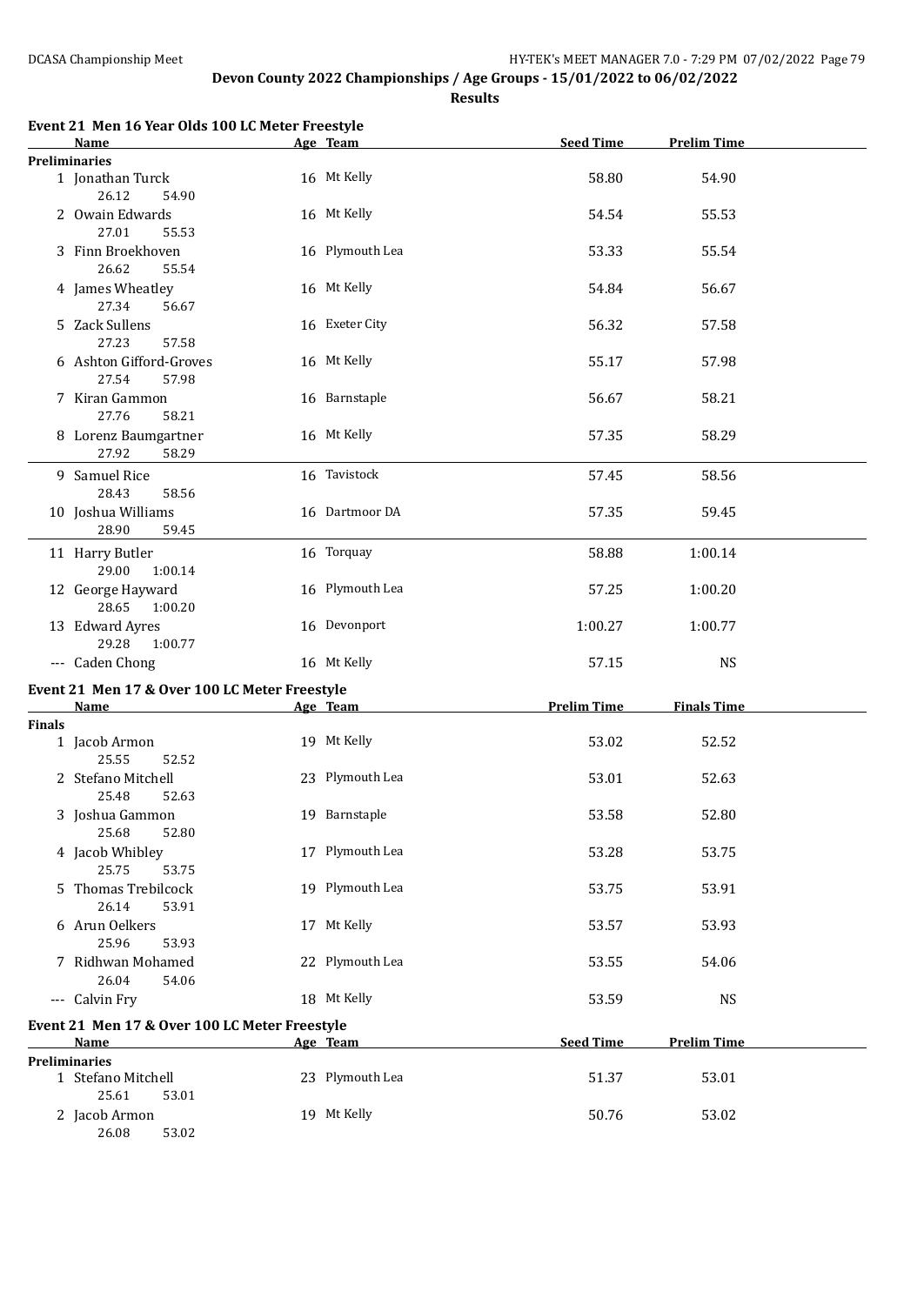**Devon County 2022 Championships / Age Groups - 15/01/2022 to 06/02/2022**

**Results**

### Event 21 Men 16 Year Olds 100 LC Meter Freestyle

| Name | Age | Team | Seed Time | Prelim Time |
|---|---|---|---|---|
| **Preliminaries** | | | | |
| 1 Jonathan Turck | 16 | Mt Kelly | 58.80 | 54.90 |
| 26.12 54.90 | | | | |
| 2 Owain Edwards | 16 | Mt Kelly | 54.54 | 55.53 |
| 27.01 55.53 | | | | |
| 3 Finn Broekhoven | 16 | Plymouth Lea | 53.33 | 55.54 |
| 26.62 55.54 | | | | |
| 4 James Wheatley | 16 | Mt Kelly | 54.84 | 56.67 |
| 27.34 56.67 | | | | |
| 5 Zack Sullens | 16 | Exeter City | 56.32 | 57.58 |
| 27.23 57.58 | | | | |
| 6 Ashton Gifford-Groves | 16 | Mt Kelly | 55.17 | 57.98 |
| 27.54 57.98 | | | | |
| 7 Kiran Gammon | 16 | Barnstaple | 56.67 | 58.21 |
| 27.76 58.21 | | | | |
| 8 Lorenz Baumgartner | 16 | Mt Kelly | 57.35 | 58.29 |
| 27.92 58.29 | | | | |
| 9 Samuel Rice | 16 | Tavistock | 57.45 | 58.56 |
| 28.43 58.56 | | | | |
| 10 Joshua Williams | 16 | Dartmoor DA | 57.35 | 59.45 |
| 28.90 59.45 | | | | |
| 11 Harry Butler | 16 | Torquay | 58.88 | 1:00.14 |
| 29.00 1:00.14 | | | | |
| 12 George Hayward | 16 | Plymouth Lea | 57.25 | 1:00.20 |
| 28.65 1:00.20 | | | | |
| 13 Edward Ayres | 16 | Devonport | 1:00.27 | 1:00.77 |
| 29.28 1:00.77 | | | | |
| --- Caden Chong | 16 | Mt Kelly | 57.15 | NS |

### Event 21 Men 17 & Over 100 LC Meter Freestyle

| Name | Age | Team | Prelim Time | Finals Time |
|---|---|---|---|---|
| **Finals** | | | | |
| 1 Jacob Armon | 19 | Mt Kelly | 53.02 | 52.52 |
| 25.55 52.52 | | | | |
| 2 Stefano Mitchell | 23 | Plymouth Lea | 53.01 | 52.63 |
| 25.48 52.63 | | | | |
| 3 Joshua Gammon | 19 | Barnstaple | 53.58 | 52.80 |
| 25.68 52.80 | | | | |
| 4 Jacob Whibley | 17 | Plymouth Lea | 53.28 | 53.75 |
| 25.75 53.75 | | | | |
| 5 Thomas Trebilcock | 19 | Plymouth Lea | 53.75 | 53.91 |
| 26.14 53.91 | | | | |
| 6 Arun Oelkers | 17 | Mt Kelly | 53.57 | 53.93 |
| 25.96 53.93 | | | | |
| 7 Ridhwan Mohamed | 22 | Plymouth Lea | 53.55 | 54.06 |
| 26.04 54.06 | | | | |
| --- Calvin Fry | 18 | Mt Kelly | 53.59 | NS |

### Event 21 Men 17 & Over 100 LC Meter Freestyle

| Name | Age | Team | Seed Time | Prelim Time |
|---|---|---|---|---|
| **Preliminaries** | | | | |
| 1 Stefano Mitchell | 23 | Plymouth Lea | 51.37 | 53.01 |
| 25.61 53.01 | | | | |
| 2 Jacob Armon | 19 | Mt Kelly | 50.76 | 53.02 |
| 26.08 53.02 | | | | |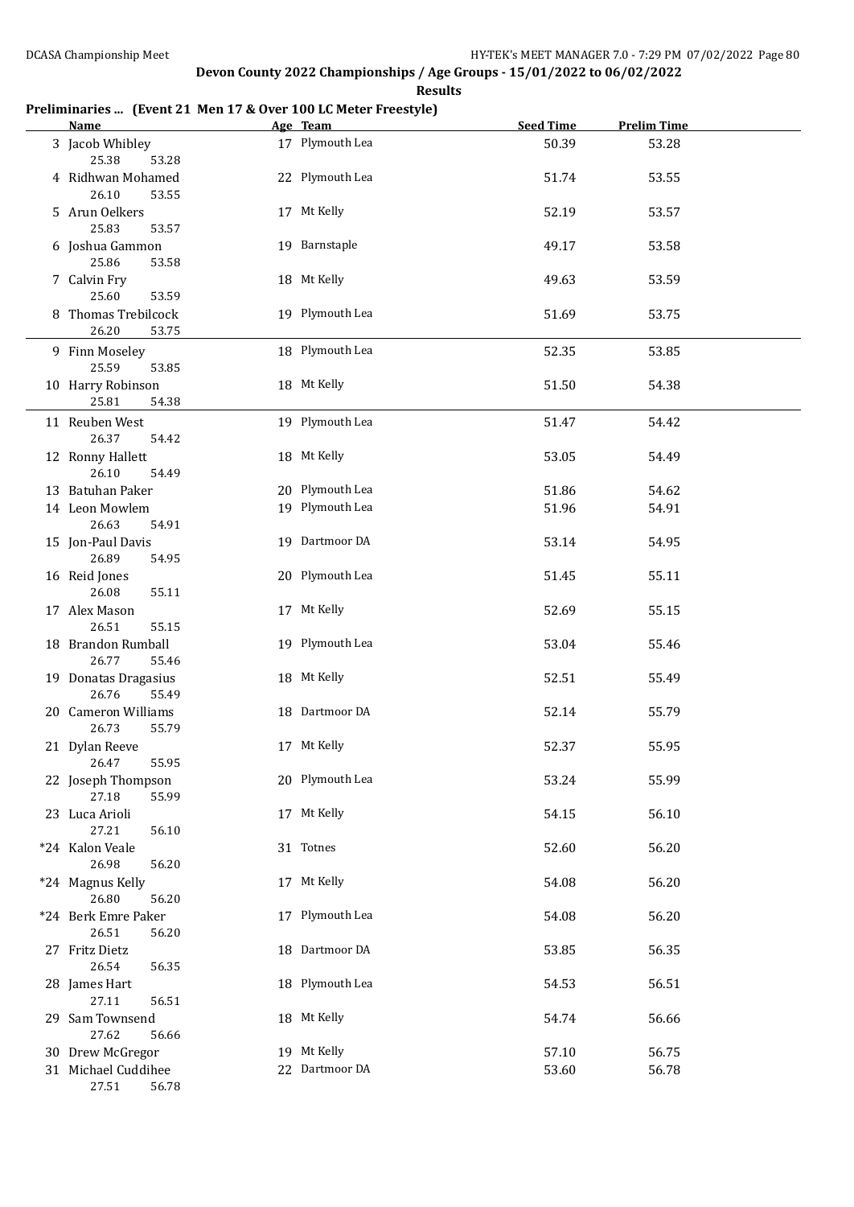**Devon County 2022 Championships / Age Groups - 15/01/2022 to 06/02/2022**

**Results**

**Preliminaries ... (Event 21 Men 17 & Over 100 LC Meter Freestyle)**

| Name | Age | Team | Seed Time | Prelim Time |
|---|---|---|---|---|
| 3 Jacob Whibley | 17 | Plymouth Lea | 50.39 | 53.28 |
| 25.38 53.28 | | | | |
| 4 Ridhwan Mohamed | 22 | Plymouth Lea | 51.74 | 53.55 |
| 26.10 53.55 | | | | |
| 5 Arun Oelkers | 17 | Mt Kelly | 52.19 | 53.57 |
| 25.83 53.57 | | | | |
| 6 Joshua Gammon | 19 | Barnstaple | 49.17 | 53.58 |
| 25.86 53.58 | | | | |
| 7 Calvin Fry | 18 | Mt Kelly | 49.63 | 53.59 |
| 25.60 53.59 | | | | |
| 8 Thomas Trebilcock | 19 | Plymouth Lea | 51.69 | 53.75 |
| 26.20 53.75 | | | | |
| 9 Finn Moseley | 18 | Plymouth Lea | 52.35 | 53.85 |
| 25.59 53.85 | | | | |
| 10 Harry Robinson | 18 | Mt Kelly | 51.50 | 54.38 |
| 25.81 54.38 | | | | |
| 11 Reuben West | 19 | Plymouth Lea | 51.47 | 54.42 |
| 26.37 54.42 | | | | |
| 12 Ronny Hallett | 18 | Mt Kelly | 53.05 | 54.49 |
| 26.10 54.49 | | | | |
| 13 Batuhan Paker | 20 | Plymouth Lea | 51.86 | 54.62 |
| 14 Leon Mowlem | 19 | Plymouth Lea | 51.96 | 54.91 |
| 26.63 54.91 | | | | |
| 15 Jon-Paul Davis | 19 | Dartmoor DA | 53.14 | 54.95 |
| 26.89 54.95 | | | | |
| 16 Reid Jones | 20 | Plymouth Lea | 51.45 | 55.11 |
| 26.08 55.11 | | | | |
| 17 Alex Mason | 17 | Mt Kelly | 52.69 | 55.15 |
| 26.51 55.15 | | | | |
| 18 Brandon Rumball | 19 | Plymouth Lea | 53.04 | 55.46 |
| 26.77 55.46 | | | | |
| 19 Donatas Dragasius | 18 | Mt Kelly | 52.51 | 55.49 |
| 26.76 55.49 | | | | |
| 20 Cameron Williams | 18 | Dartmoor DA | 52.14 | 55.79 |
| 26.73 55.79 | | | | |
| 21 Dylan Reeve | 17 | Mt Kelly | 52.37 | 55.95 |
| 26.47 55.95 | | | | |
| 22 Joseph Thompson | 20 | Plymouth Lea | 53.24 | 55.99 |
| 27.18 55.99 | | | | |
| 23 Luca Arioli | 17 | Mt Kelly | 54.15 | 56.10 |
| 27.21 56.10 | | | | |
| *24 Kalon Veale | 31 | Totnes | 52.60 | 56.20 |
| 26.98 56.20 | | | | |
| *24 Magnus Kelly | 17 | Mt Kelly | 54.08 | 56.20 |
| 26.80 56.20 | | | | |
| *24 Berk Emre Paker | 17 | Plymouth Lea | 54.08 | 56.20 |
| 26.51 56.20 | | | | |
| 27 Fritz Dietz | 18 | Dartmoor DA | 53.85 | 56.35 |
| 26.54 56.35 | | | | |
| 28 James Hart | 18 | Plymouth Lea | 54.53 | 56.51 |
| 27.11 56.51 | | | | |
| 29 Sam Townsend | 18 | Mt Kelly | 54.74 | 56.66 |
| 27.62 56.66 | | | | |
| 30 Drew McGregor | 19 | Mt Kelly | 57.10 | 56.75 |
| 31 Michael Cuddihee | 22 | Dartmoor DA | 53.60 | 56.78 |
| 27.51 56.78 | | | | |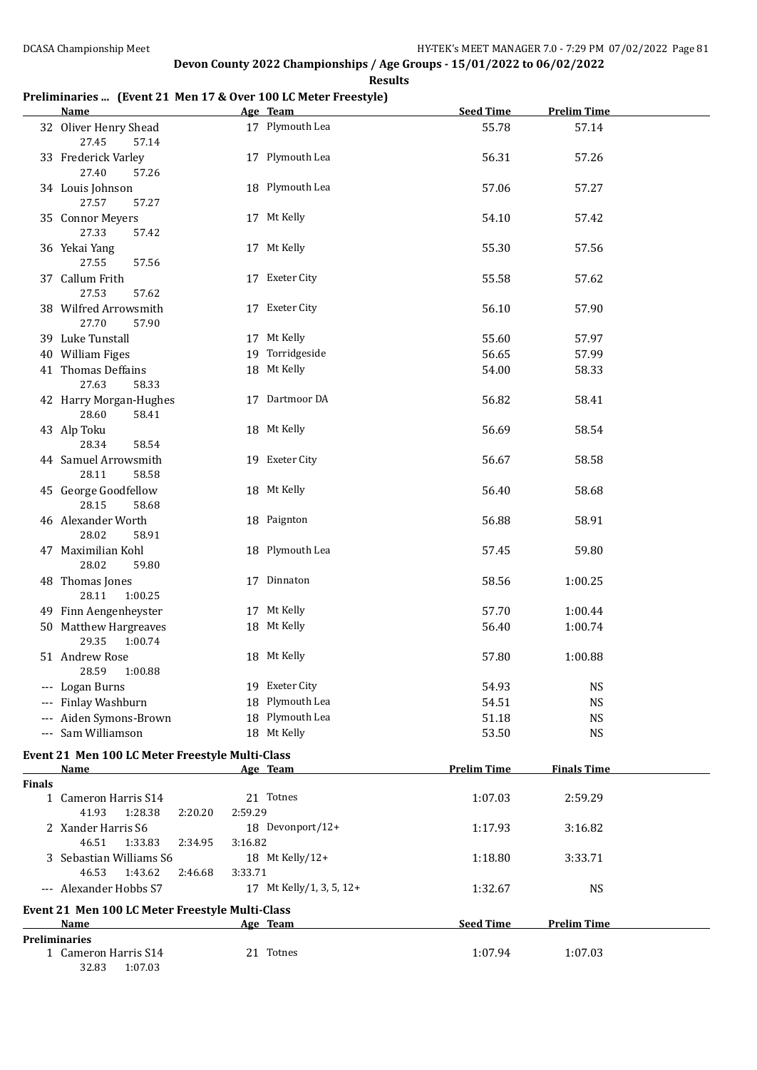**Devon County 2022 Championships / Age Groups - 15/01/2022 to 06/02/2022**

**Results**

### Preliminaries ... (Event 21 Men 17 & Over 100 LC Meter Freestyle)

| | Name | Age | Team | Seed Time | Prelim Time |
|---|---|---|---|---|---|
| 32 | Oliver Henry Shead | 17 | Plymouth Lea | 55.78 | 57.14 |
| | 27.45 57.14 | | | | |
| 33 | Frederick Varley | 17 | Plymouth Lea | 56.31 | 57.26 |
| | 27.40 57.26 | | | | |
| 34 | Louis Johnson | 18 | Plymouth Lea | 57.06 | 57.27 |
| | 27.57 57.27 | | | | |
| 35 | Connor Meyers | 17 | Mt Kelly | 54.10 | 57.42 |
| | 27.33 57.42 | | | | |
| 36 | Yekai Yang | 17 | Mt Kelly | 55.30 | 57.56 |
| | 27.55 57.56 | | | | |
| 37 | Callum Frith | 17 | Exeter City | 55.58 | 57.62 |
| | 27.53 57.62 | | | | |
| 38 | Wilfred Arrowsmith | 17 | Exeter City | 56.10 | 57.90 |
| | 27.70 57.90 | | | | |
| 39 | Luke Tunstall | 17 | Mt Kelly | 55.60 | 57.97 |
| 40 | William Figes | 19 | Torridgeside | 56.65 | 57.99 |
| 41 | Thomas Deffains | 18 | Mt Kelly | 54.00 | 58.33 |
| | 27.63 58.33 | | | | |
| 42 | Harry Morgan-Hughes | 17 | Dartmoor DA | 56.82 | 58.41 |
| | 28.60 58.41 | | | | |
| 43 | Alp Toku | 18 | Mt Kelly | 56.69 | 58.54 |
| | 28.34 58.54 | | | | |
| 44 | Samuel Arrowsmith | 19 | Exeter City | 56.67 | 58.58 |
| | 28.11 58.58 | | | | |
| 45 | George Goodfellow | 18 | Mt Kelly | 56.40 | 58.68 |
| | 28.15 58.68 | | | | |
| 46 | Alexander Worth | 18 | Paignton | 56.88 | 58.91 |
| | 28.02 58.91 | | | | |
| 47 | Maximilian Kohl | 18 | Plymouth Lea | 57.45 | 59.80 |
| | 28.02 59.80 | | | | |
| 48 | Thomas Jones | 17 | Dinnaton | 58.56 | 1:00.25 |
| | 28.11 1:00.25 | | | | |
| 49 | Finn Aengenheyster | 17 | Mt Kelly | 57.70 | 1:00.44 |
| 50 | Matthew Hargreaves | 18 | Mt Kelly | 56.40 | 1:00.74 |
| | 29.35 1:00.74 | | | | |
| 51 | Andrew Rose | 18 | Mt Kelly | 57.80 | 1:00.88 |
| | 28.59 1:00.88 | | | | |
| --- | Logan Burns | 19 | Exeter City | 54.93 | NS |
| --- | Finlay Washburn | 18 | Plymouth Lea | 54.51 | NS |
| --- | Aiden Symons-Brown | 18 | Plymouth Lea | 51.18 | NS |
| --- | Sam Williamson | 18 | Mt Kelly | 53.50 | NS |

### Event 21 Men 100 LC Meter Freestyle Multi-Class

| | Name | Age | Team | Prelim Time | Finals Time |
|---|---|---|---|---|---|
| **Finals** | | | | | |
| 1 | Cameron Harris S14 | 21 | Totnes | 1:07.03 | 2:59.29 |
| | 41.93 1:28.38 2:20.20 2:59.29 | | | | |
| 2 | Xander Harris S6 | 18 | Devonport/12+ | 1:17.93 | 3:16.82 |
| | 46.51 1:33.83 2:34.95 3:16.82 | | | | |
| 3 | Sebastian Williams S6 | 18 | Mt Kelly/12+ | 1:18.80 | 3:33.71 |
| | 46.53 1:43.62 2:46.68 3:33.71 | | | | |
| --- | Alexander Hobbs S7 | 17 | Mt Kelly/1, 3, 5, 12+ | 1:32.67 | NS |

### Event 21 Men 100 LC Meter Freestyle Multi-Class

| | Name | Age | Team | Seed Time | Prelim Time |
|---|---|---|---|---|---|
| **Preliminaries** | | | | | |
| 1 | Cameron Harris S14 | 21 | Totnes | 1:07.94 | 1:07.03 |
| | 32.83 1:07.03 | | | | |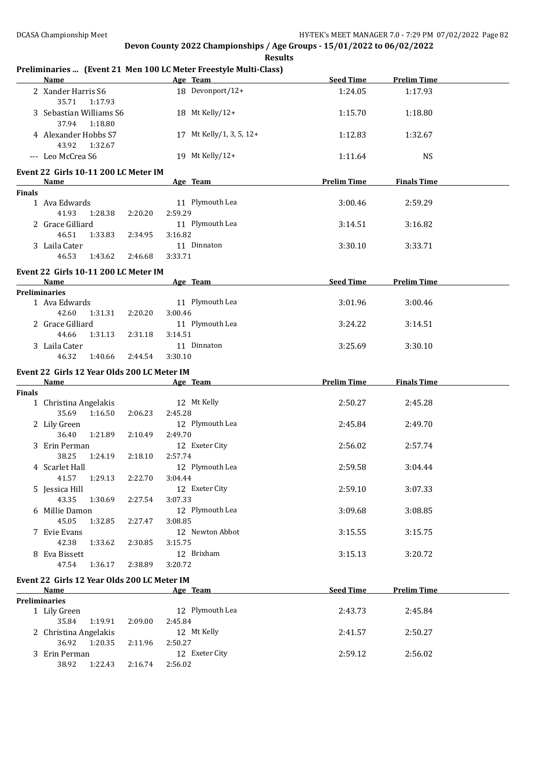**Devon County 2022 Championships / Age Groups - 15/01/2022 to 06/02/2022**

**Results**

### Preliminaries ... (Event 21 Men 100 LC Meter Freestyle Multi-Class)

| | Name | Age | Team | Seed Time | Prelim Time |
|---|---|---|---|---|---|
| 2 | Xander Harris S6 | 18 | Devonport/12+ | 1:24.05 | 1:17.93 |
| | 35.71 1:17.93 | | | | |
| 3 | Sebastian Williams S6 | 18 | Mt Kelly/12+ | 1:15.70 | 1:18.80 |
| | 37.94 1:18.80 | | | | |
| 4 | Alexander Hobbs S7 | 17 | Mt Kelly/1, 3, 5, 12+ | 1:12.83 | 1:32.67 |
| | 43.92 1:32.67 | | | | |
| --- | Leo McCrea S6 | 19 | Mt Kelly/12+ | 1:11.64 | NS |

### Event 22 Girls 10-11 200 LC Meter IM

| | Name | Age | Team | Prelim Time | Finals Time |
|---|---|---|---|---|---|
| **Finals** | | | | | |
| 1 | Ava Edwards | 11 | Plymouth Lea | 3:00.46 | 2:59.29 |
| | 41.93 1:28.38 2:20.20 2:59.29 | | | | |
| 2 | Grace Gilliard | 11 | Plymouth Lea | 3:14.51 | 3:16.82 |
| | 46.51 1:33.83 2:34.95 3:16.82 | | | | |
| 3 | Laila Cater | 11 | Dinnaton | 3:30.10 | 3:33.71 |
| | 46.53 1:43.62 2:46.68 3:33.71 | | | | |

### Event 22 Girls 10-11 200 LC Meter IM

| | Name | Age | Team | Seed Time | Prelim Time |
|---|---|---|---|---|---|
| **Preliminaries** | | | | | |
| 1 | Ava Edwards | 11 | Plymouth Lea | 3:01.96 | 3:00.46 |
| | 42.60 1:31.31 2:20.20 3:00.46 | | | | |
| 2 | Grace Gilliard | 11 | Plymouth Lea | 3:24.22 | 3:14.51 |
| | 44.66 1:31.13 2:31.18 3:14.51 | | | | |
| 3 | Laila Cater | 11 | Dinnaton | 3:25.69 | 3:30.10 |
| | 46.32 1:40.66 2:44.54 3:30.10 | | | | |

### Event 22 Girls 12 Year Olds 200 LC Meter IM

| | Name | Age | Team | Prelim Time | Finals Time |
|---|---|---|---|---|---|
| **Finals** | | | | | |
| 1 | Christina Angelakis | 12 | Mt Kelly | 2:50.27 | 2:45.28 |
| | 35.69 1:16.50 2:06.23 2:45.28 | | | | |
| 2 | Lily Green | 12 | Plymouth Lea | 2:45.84 | 2:49.70 |
| | 36.40 1:21.89 2:10.49 2:49.70 | | | | |
| 3 | Erin Perman | 12 | Exeter City | 2:56.02 | 2:57.74 |
| | 38.25 1:24.19 2:18.10 2:57.74 | | | | |
| 4 | Scarlet Hall | 12 | Plymouth Lea | 2:59.58 | 3:04.44 |
| | 41.57 1:29.13 2:22.70 3:04.44 | | | | |
| 5 | Jessica Hill | 12 | Exeter City | 2:59.10 | 3:07.33 |
| | 43.35 1:30.69 2:27.54 3:07.33 | | | | |
| 6 | Millie Damon | 12 | Plymouth Lea | 3:09.68 | 3:08.85 |
| | 45.05 1:32.85 2:27.47 3:08.85 | | | | |
| 7 | Evie Evans | 12 | Newton Abbot | 3:15.55 | 3:15.75 |
| | 42.38 1:33.62 2:30.85 3:15.75 | | | | |
| 8 | Eva Bissett | 12 | Brixham | 3:15.13 | 3:20.72 |
| | 47.54 1:36.17 2:38.89 3:20.72 | | | | |

### Event 22 Girls 12 Year Olds 200 LC Meter IM

| | Name | Age | Team | Seed Time | Prelim Time |
|---|---|---|---|---|---|
| **Preliminaries** | | | | | |
| 1 | Lily Green | 12 | Plymouth Lea | 2:43.73 | 2:45.84 |
| | 35.84 1:19.91 2:09.00 2:45.84 | | | | |
| 2 | Christina Angelakis | 12 | Mt Kelly | 2:41.57 | 2:50.27 |
| | 36.92 1:20.35 2:11.96 2:50.27 | | | | |
| 3 | Erin Perman | 12 | Exeter City | 2:59.12 | 2:56.02 |
| | 38.92 1:22.43 2:16.74 2:56.02 | | | | |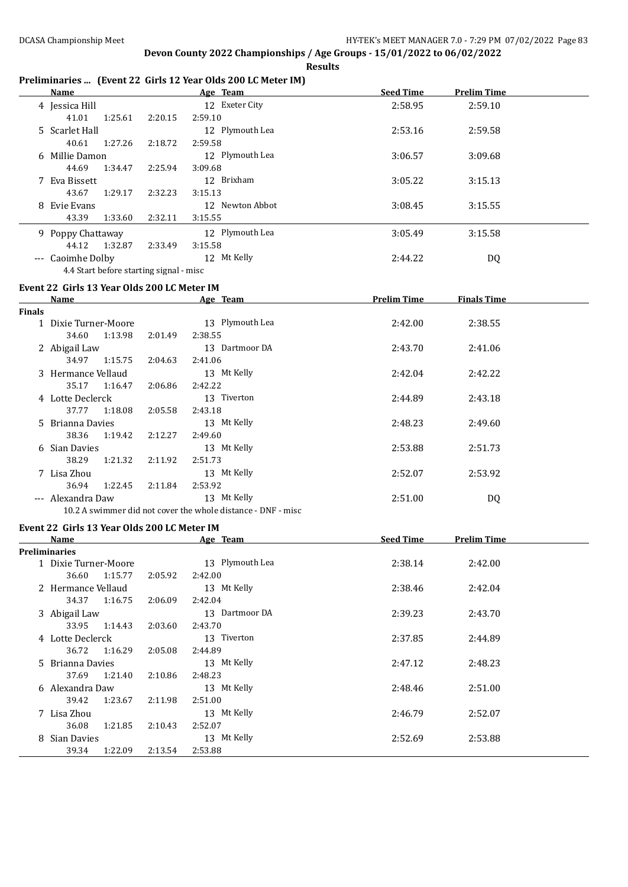**Devon County 2022 Championships / Age Groups - 15/01/2022 to 06/02/2022**

**Results**

### Preliminaries ... (Event 22 Girls 12 Year Olds 200 LC Meter IM)

| | Name | Age | Team | Seed Time | Prelim Time |
|---|---|---|---|---|---|
| 4 | Jessica Hill | 12 | Exeter City | 2:58.95 | 2:59.10 |
| | 41.01 1:25.61 2:20.15 2:59.10 | | | | |
| 5 | Scarlet Hall | 12 | Plymouth Lea | 2:53.16 | 2:59.58 |
| | 40.61 1:27.26 2:18.72 2:59.58 | | | | |
| 6 | Millie Damon | 12 | Plymouth Lea | 3:06.57 | 3:09.68 |
| | 44.69 1:34.47 2:25.94 3:09.68 | | | | |
| 7 | Eva Bissett | 12 | Brixham | 3:05.22 | 3:15.13 |
| | 43.67 1:29.17 2:32.23 3:15.13 | | | | |
| 8 | Evie Evans | 12 | Newton Abbot | 3:08.45 | 3:15.55 |
| | 43.39 1:33.60 2:32.11 3:15.55 | | | | |
| 9 | Poppy Chattaway | 12 | Plymouth Lea | 3:05.49 | 3:15.58 |
| | 44.12 1:32.87 2:33.49 3:15.58 | | | | |
| --- | Caoimhe Dolby | 12 | Mt Kelly | 2:44.22 | DQ |
| | 4.4 Start before starting signal - misc | | | | |

### Event 22 Girls 13 Year Olds 200 LC Meter IM

| | Name | Age | Team | Prelim Time | Finals Time |
|---|---|---|---|---|---|
| **Finals** | | | | | |
| 1 | Dixie Turner-Moore | 13 | Plymouth Lea | 2:42.00 | 2:38.55 |
| | 34.60 1:13.98 2:01.49 2:38.55 | | | | |
| 2 | Abigail Law | 13 | Dartmoor DA | 2:43.70 | 2:41.06 |
| | 34.97 1:15.75 2:04.63 2:41.06 | | | | |
| 3 | Hermance Vellaud | 13 | Mt Kelly | 2:42.04 | 2:42.22 |
| | 35.17 1:16.47 2:06.86 2:42.22 | | | | |
| 4 | Lotte Declerck | 13 | Tiverton | 2:44.89 | 2:43.18 |
| | 37.77 1:18.08 2:05.58 2:43.18 | | | | |
| 5 | Brianna Davies | 13 | Mt Kelly | 2:48.23 | 2:49.60 |
| | 38.36 1:19.42 2:12.27 2:49.60 | | | | |
| 6 | Sian Davies | 13 | Mt Kelly | 2:53.88 | 2:51.73 |
| | 38.29 1:21.32 2:11.92 2:51.73 | | | | |
| 7 | Lisa Zhou | 13 | Mt Kelly | 2:52.07 | 2:53.92 |
| | 36.94 1:22.45 2:11.84 2:53.92 | | | | |
| --- | Alexandra Daw | 13 | Mt Kelly | 2:51.00 | DQ |
| | 10.2 A swimmer did not cover the whole distance - DNF - misc | | | | |

### Event 22 Girls 13 Year Olds 200 LC Meter IM

| | Name | Age | Team | Seed Time | Prelim Time |
|---|---|---|---|---|---|
| **Preliminaries** | | | | | |
| 1 | Dixie Turner-Moore | 13 | Plymouth Lea | 2:38.14 | 2:42.00 |
| | 36.60 1:15.77 2:05.92 2:42.00 | | | | |
| 2 | Hermance Vellaud | 13 | Mt Kelly | 2:38.46 | 2:42.04 |
| | 34.37 1:16.75 2:06.09 2:42.04 | | | | |
| 3 | Abigail Law | 13 | Dartmoor DA | 2:39.23 | 2:43.70 |
| | 33.95 1:14.43 2:03.60 2:43.70 | | | | |
| 4 | Lotte Declerck | 13 | Tiverton | 2:37.85 | 2:44.89 |
| | 36.72 1:16.29 2:05.08 2:44.89 | | | | |
| 5 | Brianna Davies | 13 | Mt Kelly | 2:47.12 | 2:48.23 |
| | 37.69 1:21.40 2:10.86 2:48.23 | | | | |
| 6 | Alexandra Daw | 13 | Mt Kelly | 2:48.46 | 2:51.00 |
| | 39.42 1:23.67 2:11.98 2:51.00 | | | | |
| 7 | Lisa Zhou | 13 | Mt Kelly | 2:46.79 | 2:52.07 |
| | 36.08 1:21.85 2:10.43 2:52.07 | | | | |
| 8 | Sian Davies | 13 | Mt Kelly | 2:52.69 | 2:53.88 |
| | 39.34 1:22.09 2:13.54 2:53.88 | | | | |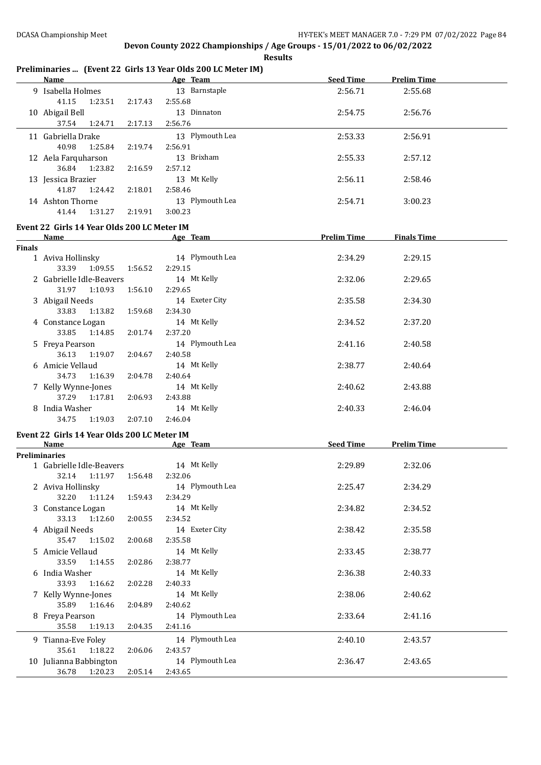## Devon County 2022 Championships / Age Groups - 15/01/2022 to 06/02/2022

**Results**

### Preliminaries ... (Event 22 Girls 13 Year Olds 200 LC Meter IM)

| | Name | Age | Team | Seed Time | Prelim Time |
|---|---|---|---|---|---|
| 9 | Isabella Holmes | 13 | Barnstaple | 2:56.71 | 2:55.68 |
| | 41.15 1:23.51 2:17.43 2:55.68 | | | | |
| 10 | Abigail Bell | 13 | Dinnaton | 2:54.75 | 2:56.76 |
| | 37.54 1:24.71 2:17.13 2:56.76 | | | | |
| 11 | Gabriella Drake | 13 | Plymouth Lea | 2:53.33 | 2:56.91 |
| | 40.98 1:25.84 2:19.74 2:56.91 | | | | |
| 12 | Aela Farquharson | 13 | Brixham | 2:55.33 | 2:57.12 |
| | 36.84 1:23.82 2:16.59 2:57.12 | | | | |
| 13 | Jessica Brazier | 13 | Mt Kelly | 2:56.11 | 2:58.46 |
| | 41.87 1:24.42 2:18.01 2:58.46 | | | | |
| 14 | Ashton Thorne | 13 | Plymouth Lea | 2:54.71 | 3:00.23 |
| | 41.44 1:31.27 2:19.91 3:00.23 | | | | |

### Event 22 Girls 14 Year Olds 200 LC Meter IM

| | Name | Age | Team | Prelim Time | Finals Time |
|---|---|---|---|---|---|
| **Finals** | | | | | |
| 1 | Aviva Hollinsky | 14 | Plymouth Lea | 2:34.29 | 2:29.15 |
| | 33.39 1:09.55 1:56.52 2:29.15 | | | | |
| 2 | Gabrielle Idle-Beavers | 14 | Mt Kelly | 2:32.06 | 2:29.65 |
| | 31.97 1:10.93 1:56.10 2:29.65 | | | | |
| 3 | Abigail Needs | 14 | Exeter City | 2:35.58 | 2:34.30 |
| | 33.83 1:13.82 1:59.68 2:34.30 | | | | |
| 4 | Constance Logan | 14 | Mt Kelly | 2:34.52 | 2:37.20 |
| | 33.85 1:14.85 2:01.74 2:37.20 | | | | |
| 5 | Freya Pearson | 14 | Plymouth Lea | 2:41.16 | 2:40.58 |
| | 36.13 1:19.07 2:04.67 2:40.58 | | | | |
| 6 | Amicie Vellaud | 14 | Mt Kelly | 2:38.77 | 2:40.64 |
| | 34.73 1:16.39 2:04.78 2:40.64 | | | | |
| 7 | Kelly Wynne-Jones | 14 | Mt Kelly | 2:40.62 | 2:43.88 |
| | 37.29 1:17.81 2:06.93 2:43.88 | | | | |
| 8 | India Washer | 14 | Mt Kelly | 2:40.33 | 2:46.04 |
| | 34.75 1:19.03 2:07.10 2:46.04 | | | | |

### Event 22 Girls 14 Year Olds 200 LC Meter IM

| | Name | Age | Team | Seed Time | Prelim Time |
|---|---|---|---|---|---|
| **Preliminaries** | | | | | |
| 1 | Gabrielle Idle-Beavers | 14 | Mt Kelly | 2:29.89 | 2:32.06 |
| | 32.14 1:11.97 1:56.48 2:32.06 | | | | |
| 2 | Aviva Hollinsky | 14 | Plymouth Lea | 2:25.47 | 2:34.29 |
| | 32.20 1:11.24 1:59.43 2:34.29 | | | | |
| 3 | Constance Logan | 14 | Mt Kelly | 2:34.82 | 2:34.52 |
| | 33.13 1:12.60 2:00.55 2:34.52 | | | | |
| 4 | Abigail Needs | 14 | Exeter City | 2:38.42 | 2:35.58 |
| | 35.47 1:15.02 2:00.68 2:35.58 | | | | |
| 5 | Amicie Vellaud | 14 | Mt Kelly | 2:33.45 | 2:38.77 |
| | 33.59 1:14.55 2:02.86 2:38.77 | | | | |
| 6 | India Washer | 14 | Mt Kelly | 2:36.38 | 2:40.33 |
| | 33.93 1:16.62 2:02.28 2:40.33 | | | | |
| 7 | Kelly Wynne-Jones | 14 | Mt Kelly | 2:38.06 | 2:40.62 |
| | 35.89 1:16.46 2:04.89 2:40.62 | | | | |
| 8 | Freya Pearson | 14 | Plymouth Lea | 2:33.64 | 2:41.16 |
| | 35.58 1:19.13 2:04.35 2:41.16 | | | | |
| 9 | Tianna-Eve Foley | 14 | Plymouth Lea | 2:40.10 | 2:43.57 |
| | 35.61 1:18.22 2:06.06 2:43.57 | | | | |
| 10 | Julianna Babbington | 14 | Plymouth Lea | 2:36.47 | 2:43.65 |
| | 36.78 1:20.23 2:05.14 2:43.65 | | | | |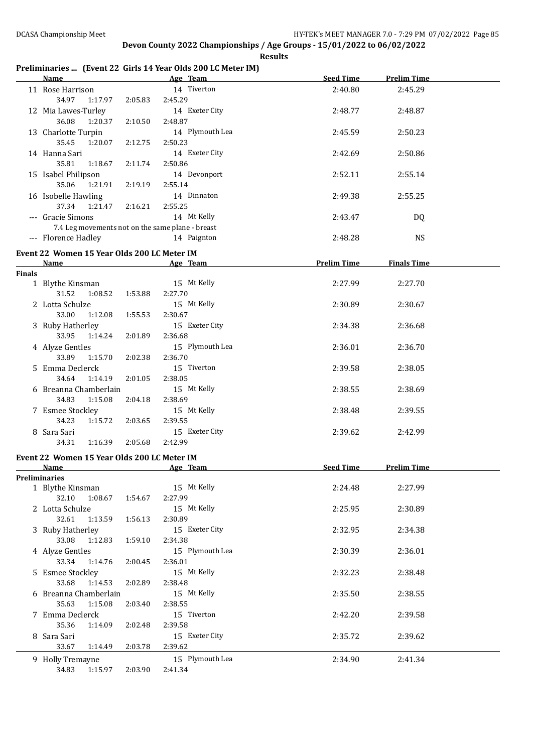# Devon County 2022 Championships / Age Groups - 15/01/2022 to 06/02/2022

**Results**

## Preliminaries ... (Event 22 Girls 14 Year Olds 200 LC Meter IM)

| | Name | Age | Team | Seed Time | Prelim Time |
|---|---|---|---|---|---|
| 11 | Rose Harrison | 14 | Tiverton | 2:40.80 | 2:45.29 |
| | 34.97 1:17.97 2:05.83 2:45.29 | | | | |
| 12 | Mia Lawes-Turley | 14 | Exeter City | 2:48.77 | 2:48.87 |
| | 36.08 1:20.37 2:10.50 2:48.87 | | | | |
| 13 | Charlotte Turpin | 14 | Plymouth Lea | 2:45.59 | 2:50.23 |
| | 35.45 1:20.07 2:12.75 2:50.23 | | | | |
| 14 | Hanna Sari | 14 | Exeter City | 2:42.69 | 2:50.86 |
| | 35.81 1:18.67 2:11.74 2:50.86 | | | | |
| 15 | Isabel Philipson | 14 | Devonport | 2:52.11 | 2:55.14 |
| | 35.06 1:21.91 2:19.19 2:55.14 | | | | |
| 16 | Isobelle Hawling | 14 | Dinnaton | 2:49.38 | 2:55.25 |
| | 37.34 1:21.47 2:16.21 2:55.25 | | | | |
| --- | Gracie Simons | 14 | Mt Kelly | 2:43.47 | DQ |
| | 7.4 Leg movements not on the same plane - breast | | | | |
| --- | Florence Hadley | 14 | Paignton | 2:48.28 | NS |

## Event 22 Women 15 Year Olds 200 LC Meter IM

| | Name | Age | Team | Prelim Time | Finals Time |
|---|---|---|---|---|---|
| **Finals** | | | | | |
| 1 | Blythe Kinsman | 15 | Mt Kelly | 2:27.99 | 2:27.70 |
| | 31.52 1:08.52 1:53.88 2:27.70 | | | | |
| 2 | Lotta Schulze | 15 | Mt Kelly | 2:30.89 | 2:30.67 |
| | 33.00 1:12.08 1:55.53 2:30.67 | | | | |
| 3 | Ruby Hatherley | 15 | Exeter City | 2:34.38 | 2:36.68 |
| | 33.95 1:14.24 2:01.89 2:36.68 | | | | |
| 4 | Alyze Gentles | 15 | Plymouth Lea | 2:36.01 | 2:36.70 |
| | 33.89 1:15.70 2:02.38 2:36.70 | | | | |
| 5 | Emma Declerck | 15 | Tiverton | 2:39.58 | 2:38.05 |
| | 34.64 1:14.19 2:01.05 2:38.05 | | | | |
| 6 | Breanna Chamberlain | 15 | Mt Kelly | 2:38.55 | 2:38.69 |
| | 34.83 1:15.08 2:04.18 2:38.69 | | | | |
| 7 | Esmee Stockley | 15 | Mt Kelly | 2:38.48 | 2:39.55 |
| | 34.23 1:15.72 2:03.65 2:39.55 | | | | |
| 8 | Sara Sari | 15 | Exeter City | 2:39.62 | 2:42.99 |
| | 34.31 1:16.39 2:05.68 2:42.99 | | | | |

## Event 22 Women 15 Year Olds 200 LC Meter IM

| | Name | Age | Team | Seed Time | Prelim Time |
|---|---|---|---|---|---|
| **Preliminaries** | | | | | |
| 1 | Blythe Kinsman | 15 | Mt Kelly | 2:24.48 | 2:27.99 |
| | 32.10 1:08.67 1:54.67 2:27.99 | | | | |
| 2 | Lotta Schulze | 15 | Mt Kelly | 2:25.95 | 2:30.89 |
| | 32.61 1:13.59 1:56.13 2:30.89 | | | | |
| 3 | Ruby Hatherley | 15 | Exeter City | 2:32.95 | 2:34.38 |
| | 33.08 1:12.83 1:59.10 2:34.38 | | | | |
| 4 | Alyze Gentles | 15 | Plymouth Lea | 2:30.39 | 2:36.01 |
| | 33.34 1:14.76 2:00.45 2:36.01 | | | | |
| 5 | Esmee Stockley | 15 | Mt Kelly | 2:32.23 | 2:38.48 |
| | 33.68 1:14.53 2:02.89 2:38.48 | | | | |
| 6 | Breanna Chamberlain | 15 | Mt Kelly | 2:35.50 | 2:38.55 |
| | 35.63 1:15.08 2:03.40 2:38.55 | | | | |
| 7 | Emma Declerck | 15 | Tiverton | 2:42.20 | 2:39.58 |
| | 35.36 1:14.09 2:02.48 2:39.58 | | | | |
| 8 | Sara Sari | 15 | Exeter City | 2:35.72 | 2:39.62 |
| | 33.67 1:14.49 2:03.78 2:39.62 | | | | |
| 9 | Holly Tremayne | 15 | Plymouth Lea | 2:34.90 | 2:41.34 |
| | 34.83 1:15.97 2:03.90 2:41.34 | | | | |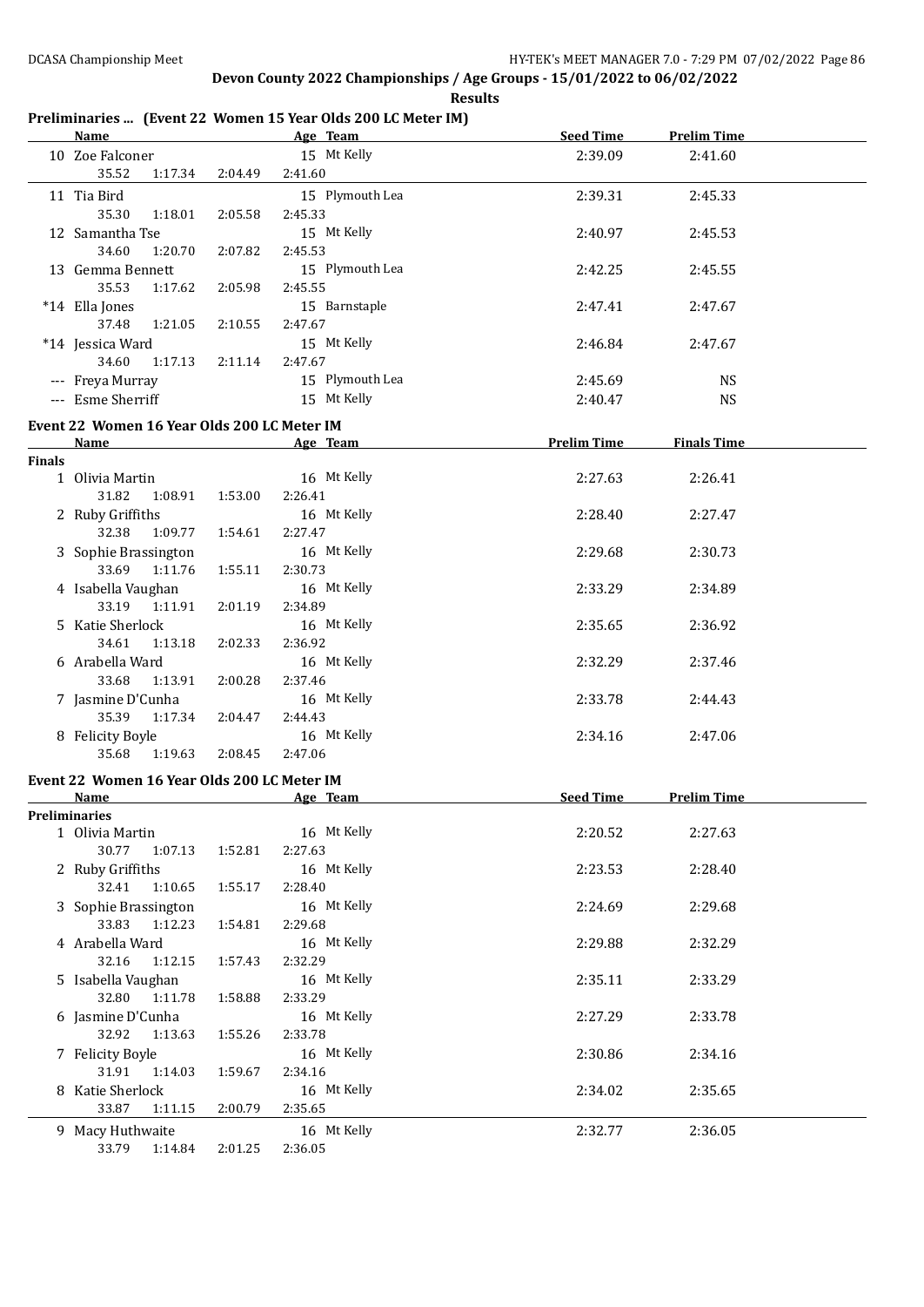**Devon County 2022 Championships / Age Groups - 15/01/2022 to 06/02/2022**

**Results**

### Preliminaries ... (Event 22 Women 15 Year Olds 200 LC Meter IM)

| Name | Age | Team | Seed Time | Prelim Time |
|---|---|---|---|---|
| 10 Zoe Falconer | 15 | Mt Kelly | 2:39.09 | 2:41.60 |
| 35.52 1:17.34 2:04.49 2:41.60 | | | | |
| 11 Tia Bird | 15 | Plymouth Lea | 2:39.31 | 2:45.33 |
| 35.30 1:18.01 2:05.58 2:45.33 | | | | |
| 12 Samantha Tse | 15 | Mt Kelly | 2:40.97 | 2:45.53 |
| 34.60 1:20.70 2:07.82 2:45.53 | | | | |
| 13 Gemma Bennett | 15 | Plymouth Lea | 2:42.25 | 2:45.55 |
| 35.53 1:17.62 2:05.98 2:45.55 | | | | |
| *14 Ella Jones | 15 | Barnstaple | 2:47.41 | 2:47.67 |
| 37.48 1:21.05 2:10.55 2:47.67 | | | | |
| *14 Jessica Ward | 15 | Mt Kelly | 2:46.84 | 2:47.67 |
| 34.60 1:17.13 2:11.14 2:47.67 | | | | |
| --- Freya Murray | 15 | Plymouth Lea | 2:45.69 | NS |
| --- Esme Sherriff | 15 | Mt Kelly | 2:40.47 | NS |

### Event 22 Women 16 Year Olds 200 LC Meter IM

| Name | Age | Team | Prelim Time | Finals Time |
|---|---|---|---|---|
| **Finals** | | | | |
| 1 Olivia Martin | 16 | Mt Kelly | 2:27.63 | 2:26.41 |
| 31.82 1:08.91 1:53.00 2:26.41 | | | | |
| 2 Ruby Griffiths | 16 | Mt Kelly | 2:28.40 | 2:27.47 |
| 32.38 1:09.77 1:54.61 2:27.47 | | | | |
| 3 Sophie Brassington | 16 | Mt Kelly | 2:29.68 | 2:30.73 |
| 33.69 1:11.76 1:55.11 2:30.73 | | | | |
| 4 Isabella Vaughan | 16 | Mt Kelly | 2:33.29 | 2:34.89 |
| 33.19 1:11.91 2:01.19 2:34.89 | | | | |
| 5 Katie Sherlock | 16 | Mt Kelly | 2:35.65 | 2:36.92 |
| 34.61 1:13.18 2:02.33 2:36.92 | | | | |
| 6 Arabella Ward | 16 | Mt Kelly | 2:32.29 | 2:37.46 |
| 33.68 1:13.91 2:00.28 2:37.46 | | | | |
| 7 Jasmine D'Cunha | 16 | Mt Kelly | 2:33.78 | 2:44.43 |
| 35.39 1:17.34 2:04.47 2:44.43 | | | | |
| 8 Felicity Boyle | 16 | Mt Kelly | 2:34.16 | 2:47.06 |
| 35.68 1:19.63 2:08.45 2:47.06 | | | | |

### Event 22 Women 16 Year Olds 200 LC Meter IM

| Name | Age | Team | Seed Time | Prelim Time |
|---|---|---|---|---|
| **Preliminaries** | | | | |
| 1 Olivia Martin | 16 | Mt Kelly | 2:20.52 | 2:27.63 |
| 30.77 1:07.13 1:52.81 2:27.63 | | | | |
| 2 Ruby Griffiths | 16 | Mt Kelly | 2:23.53 | 2:28.40 |
| 32.41 1:10.65 1:55.17 2:28.40 | | | | |
| 3 Sophie Brassington | 16 | Mt Kelly | 2:24.69 | 2:29.68 |
| 33.83 1:12.23 1:54.81 2:29.68 | | | | |
| 4 Arabella Ward | 16 | Mt Kelly | 2:29.88 | 2:32.29 |
| 32.16 1:12.15 1:57.43 2:32.29 | | | | |
| 5 Isabella Vaughan | 16 | Mt Kelly | 2:35.11 | 2:33.29 |
| 32.80 1:11.78 1:58.88 2:33.29 | | | | |
| 6 Jasmine D'Cunha | 16 | Mt Kelly | 2:27.29 | 2:33.78 |
| 32.92 1:13.63 1:55.26 2:33.78 | | | | |
| 7 Felicity Boyle | 16 | Mt Kelly | 2:30.86 | 2:34.16 |
| 31.91 1:14.03 1:59.67 2:34.16 | | | | |
| 8 Katie Sherlock | 16 | Mt Kelly | 2:34.02 | 2:35.65 |
| 33.87 1:11.15 2:00.79 2:35.65 | | | | |
| 9 Macy Huthwaite | 16 | Mt Kelly | 2:32.77 | 2:36.05 |
| 33.79 1:14.84 2:01.25 2:36.05 | | | | |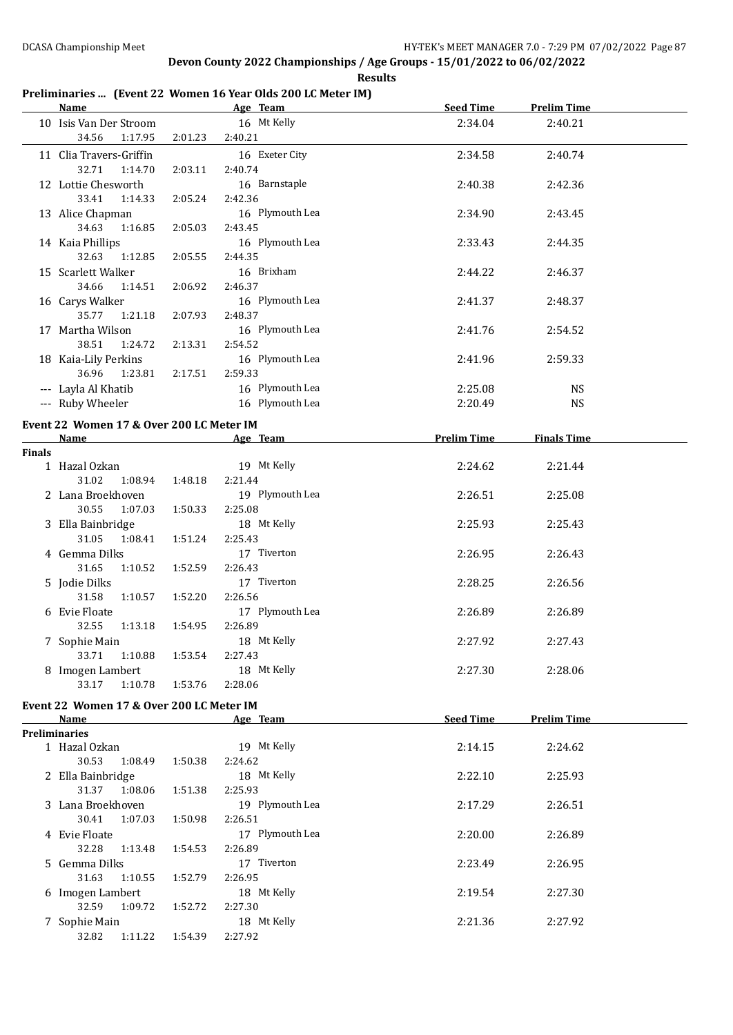## Devon County 2022 Championships / Age Groups - 15/01/2022 to 06/02/2022

### Results

### Preliminaries ... (Event 22 Women 16 Year Olds 200 LC Meter IM)

| Name | | | Age | Team | Seed Time | Prelim Time |
|---|---|---|---|---|---|---|
| 10 Isis Van Der Stroom | | | 16 | Mt Kelly | 2:34.04 | 2:40.21 |
| 34.56 | 1:17.95 | 2:01.23 | 2:40.21 | | | |
| 11 Clia Travers-Griffin | | | 16 | Exeter City | 2:34.58 | 2:40.74 |
| 32.71 | 1:14.70 | 2:03.11 | 2:40.74 | | | |
| 12 Lottie Chesworth | | | 16 | Barnstaple | 2:40.38 | 2:42.36 |
| 33.41 | 1:14.33 | 2:05.24 | 2:42.36 | | | |
| 13 Alice Chapman | | | 16 | Plymouth Lea | 2:34.90 | 2:43.45 |
| 34.63 | 1:16.85 | 2:05.03 | 2:43.45 | | | |
| 14 Kaia Phillips | | | 16 | Plymouth Lea | 2:33.43 | 2:44.35 |
| 32.63 | 1:12.85 | 2:05.55 | 2:44.35 | | | |
| 15 Scarlett Walker | | | 16 | Brixham | 2:44.22 | 2:46.37 |
| 34.66 | 1:14.51 | 2:06.92 | 2:46.37 | | | |
| 16 Carys Walker | | | 16 | Plymouth Lea | 2:41.37 | 2:48.37 |
| 35.77 | 1:21.18 | 2:07.93 | 2:48.37 | | | |
| 17 Martha Wilson | | | 16 | Plymouth Lea | 2:41.76 | 2:54.52 |
| 38.51 | 1:24.72 | 2:13.31 | 2:54.52 | | | |
| 18 Kaia-Lily Perkins | | | 16 | Plymouth Lea | 2:41.96 | 2:59.33 |
| 36.96 | 1:23.81 | 2:17.51 | 2:59.33 | | | |
| --- Layla Al Khatib | | | 16 | Plymouth Lea | 2:25.08 | NS |
| --- Ruby Wheeler | | | 16 | Plymouth Lea | 2:20.49 | NS |

### Event 22 Women 17 & Over 200 LC Meter IM

| Name | | | Age | Team | Prelim Time | Finals Time |
|---|---|---|---|---|---|---|
| **Finals** | | | | | | |
| 1 Hazal Ozkan | | | 19 | Mt Kelly | 2:24.62 | 2:21.44 |
| 31.02 | 1:08.94 | 1:48.18 | 2:21.44 | | | |
| 2 Lana Broekhoven | | | 19 | Plymouth Lea | 2:26.51 | 2:25.08 |
| 30.55 | 1:07.03 | 1:50.33 | 2:25.08 | | | |
| 3 Ella Bainbridge | | | 18 | Mt Kelly | 2:25.93 | 2:25.43 |
| 31.05 | 1:08.41 | 1:51.24 | 2:25.43 | | | |
| 4 Gemma Dilks | | | 17 | Tiverton | 2:26.95 | 2:26.43 |
| 31.65 | 1:10.52 | 1:52.59 | 2:26.43 | | | |
| 5 Jodie Dilks | | | 17 | Tiverton | 2:28.25 | 2:26.56 |
| 31.58 | 1:10.57 | 1:52.20 | 2:26.56 | | | |
| 6 Evie Floate | | | 17 | Plymouth Lea | 2:26.89 | 2:26.89 |
| 32.55 | 1:13.18 | 1:54.95 | 2:26.89 | | | |
| 7 Sophie Main | | | 18 | Mt Kelly | 2:27.92 | 2:27.43 |
| 33.71 | 1:10.88 | 1:53.54 | 2:27.43 | | | |
| 8 Imogen Lambert | | | 18 | Mt Kelly | 2:27.30 | 2:28.06 |
| 33.17 | 1:10.78 | 1:53.76 | 2:28.06 | | | |

### Event 22 Women 17 & Over 200 LC Meter IM

| Name | | | Age | Team | Seed Time | Prelim Time |
|---|---|---|---|---|---|---|
| **Preliminaries** | | | | | | |
| 1 Hazal Ozkan | | | 19 | Mt Kelly | 2:14.15 | 2:24.62 |
| 30.53 | 1:08.49 | 1:50.38 | 2:24.62 | | | |
| 2 Ella Bainbridge | | | 18 | Mt Kelly | 2:22.10 | 2:25.93 |
| 31.37 | 1:08.06 | 1:51.38 | 2:25.93 | | | |
| 3 Lana Broekhoven | | | 19 | Plymouth Lea | 2:17.29 | 2:26.51 |
| 30.41 | 1:07.03 | 1:50.98 | 2:26.51 | | | |
| 4 Evie Floate | | | 17 | Plymouth Lea | 2:20.00 | 2:26.89 |
| 32.28 | 1:13.48 | 1:54.53 | 2:26.89 | | | |
| 5 Gemma Dilks | | | 17 | Tiverton | 2:23.49 | 2:26.95 |
| 31.63 | 1:10.55 | 1:52.79 | 2:26.95 | | | |
| 6 Imogen Lambert | | | 18 | Mt Kelly | 2:19.54 | 2:27.30 |
| 32.59 | 1:09.72 | 1:52.72 | 2:27.30 | | | |
| 7 Sophie Main | | | 18 | Mt Kelly | 2:21.36 | 2:27.92 |
| 32.82 | 1:11.22 | 1:54.39 | 2:27.92 | | | |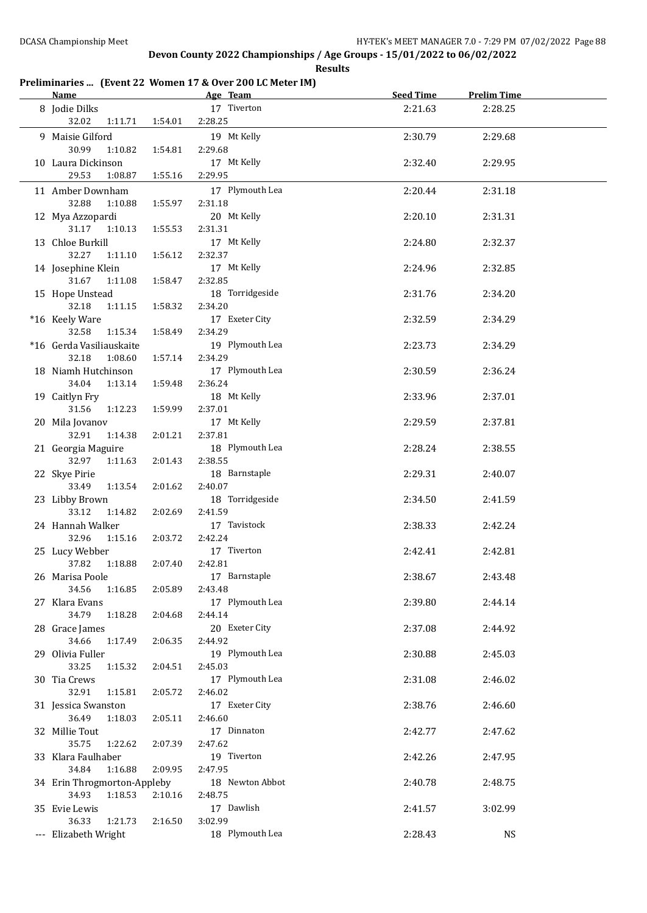# Devon County 2022 Championships / Age Groups - 15/01/2022 to 06/02/2022

## Results

### Preliminaries ... (Event 22 Women 17 & Over 200 LC Meter IM)

| Name | Age | Team | Seed Time | Prelim Time |
|---|---|---|---|---|
| 8 Jodie Dilks | 17 | Tiverton | 2:21.63 | 2:28.25 |
| 32.02 1:11.71 1:54.01 2:28.25 | | | | |
| 9 Maisie Gilford | 19 | Mt Kelly | 2:30.79 | 2:29.68 |
| 30.99 1:10.82 1:54.81 2:29.68 | | | | |
| 10 Laura Dickinson | 17 | Mt Kelly | 2:32.40 | 2:29.95 |
| 29.53 1:08.87 1:55.16 2:29.95 | | | | |
| 11 Amber Downham | 17 | Plymouth Lea | 2:20.44 | 2:31.18 |
| 32.88 1:10.88 1:55.97 2:31.18 | | | | |
| 12 Mya Azzopardi | 20 | Mt Kelly | 2:20.10 | 2:31.31 |
| 31.17 1:10.13 1:55.53 2:31.31 | | | | |
| 13 Chloe Burkill | 17 | Mt Kelly | 2:24.80 | 2:32.37 |
| 32.27 1:11.10 1:56.12 2:32.37 | | | | |
| 14 Josephine Klein | 17 | Mt Kelly | 2:24.96 | 2:32.85 |
| 31.67 1:11.08 1:58.47 2:32.85 | | | | |
| 15 Hope Unstead | 18 | Torridgeside | 2:31.76 | 2:34.20 |
| 32.18 1:11.15 1:58.32 2:34.20 | | | | |
| *16 Keely Ware | 17 | Exeter City | 2:32.59 | 2:34.29 |
| 32.58 1:15.34 1:58.49 2:34.29 | | | | |
| *16 Gerda Vasiliauskaite | 19 | Plymouth Lea | 2:23.73 | 2:34.29 |
| 32.18 1:08.60 1:57.14 2:34.29 | | | | |
| 18 Niamh Hutchinson | 17 | Plymouth Lea | 2:30.59 | 2:36.24 |
| 34.04 1:13.14 1:59.48 2:36.24 | | | | |
| 19 Caitlyn Fry | 18 | Mt Kelly | 2:33.96 | 2:37.01 |
| 31.56 1:12.23 1:59.99 2:37.01 | | | | |
| 20 Mila Jovanov | 17 | Mt Kelly | 2:29.59 | 2:37.81 |
| 32.91 1:14.38 2:01.21 2:37.81 | | | | |
| 21 Georgia Maguire | 18 | Plymouth Lea | 2:28.24 | 2:38.55 |
| 32.97 1:11.63 2:01.43 2:38.55 | | | | |
| 22 Skye Pirie | 18 | Barnstaple | 2:29.31 | 2:40.07 |
| 33.49 1:13.54 2:01.62 2:40.07 | | | | |
| 23 Libby Brown | 18 | Torridgeside | 2:34.50 | 2:41.59 |
| 33.12 1:14.82 2:02.69 2:41.59 | | | | |
| 24 Hannah Walker | 17 | Tavistock | 2:38.33 | 2:42.24 |
| 32.96 1:15.16 2:03.72 2:42.24 | | | | |
| 25 Lucy Webber | 17 | Tiverton | 2:42.41 | 2:42.81 |
| 37.82 1:18.88 2:07.40 2:42.81 | | | | |
| 26 Marisa Poole | 17 | Barnstaple | 2:38.67 | 2:43.48 |
| 34.56 1:16.85 2:05.89 2:43.48 | | | | |
| 27 Klara Evans | 17 | Plymouth Lea | 2:39.80 | 2:44.14 |
| 34.79 1:18.28 2:04.68 2:44.14 | | | | |
| 28 Grace James | 20 | Exeter City | 2:37.08 | 2:44.92 |
| 34.66 1:17.49 2:06.35 2:44.92 | | | | |
| 29 Olivia Fuller | 19 | Plymouth Lea | 2:30.88 | 2:45.03 |
| 33.25 1:15.32 2:04.51 2:45.03 | | | | |
| 30 Tia Crews | 17 | Plymouth Lea | 2:31.08 | 2:46.02 |
| 32.91 1:15.81 2:05.72 2:46.02 | | | | |
| 31 Jessica Swanston | 17 | Exeter City | 2:38.76 | 2:46.60 |
| 36.49 1:18.03 2:05.11 2:46.60 | | | | |
| 32 Millie Tout | 17 | Dinnaton | 2:42.77 | 2:47.62 |
| 35.75 1:22.62 2:07.39 2:47.62 | | | | |
| 33 Klara Faulhaber | 19 | Tiverton | 2:42.26 | 2:47.95 |
| 34.84 1:16.88 2:09.95 2:47.95 | | | | |
| 34 Erin Throgmorton-Appleby | 18 | Newton Abbot | 2:40.78 | 2:48.75 |
| 34.93 1:18.53 2:10.16 2:48.75 | | | | |
| 35 Evie Lewis | 17 | Dawlish | 2:41.57 | 3:02.99 |
| 36.33 1:21.73 2:16.50 3:02.99 | | | | |
| --- Elizabeth Wright | 18 | Plymouth Lea | 2:28.43 | NS |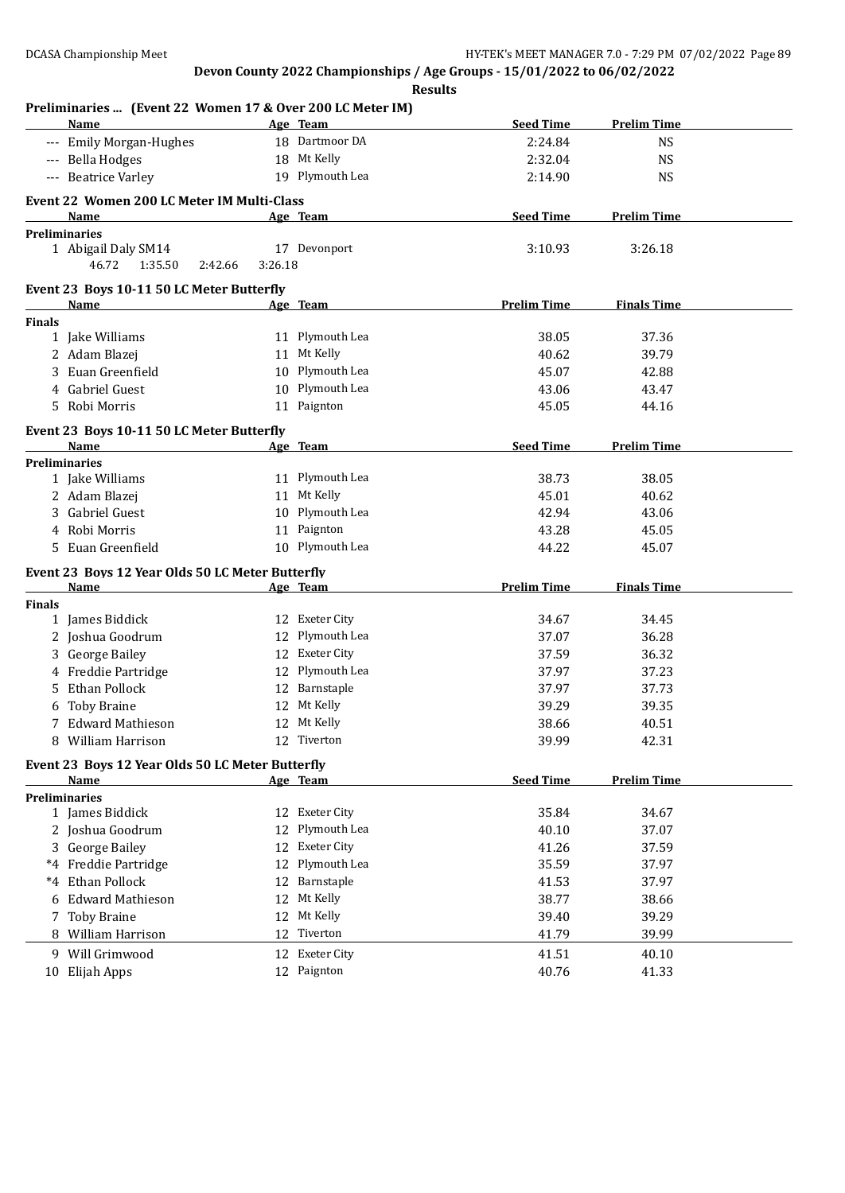**Devon County 2022 Championships / Age Groups - 15/01/2022 to 06/02/2022**

**Results**

### Preliminaries ... (Event 22 Women 17 & Over 200 LC Meter IM)

| | Name | Age | Team | Seed Time | Prelim Time |
|---|---|---|---|---|---|
| --- | Emily Morgan-Hughes | 18 | Dartmoor DA | 2:24.84 | NS |
| --- | Bella Hodges | 18 | Mt Kelly | 2:32.04 | NS |
| --- | Beatrice Varley | 19 | Plymouth Lea | 2:14.90 | NS |

### Event 22 Women 200 LC Meter IM Multi-Class

| | Name | Age | Team | Seed Time | Prelim Time |
|---|---|---|---|---|---|
| **Preliminaries** | | | | | |
| 1 | Abigail Daly SM14 | 17 | Devonport | 3:10.93 | 3:26.18 |
| | 46.72 1:35.50 2:42.66 3:26.18 | | | | |

### Event 23 Boys 10-11 50 LC Meter Butterfly

| | Name | Age | Team | Prelim Time | Finals Time |
|---|---|---|---|---|---|
| **Finals** | | | | | |
| 1 | Jake Williams | 11 | Plymouth Lea | 38.05 | 37.36 |
| 2 | Adam Blazej | 11 | Mt Kelly | 40.62 | 39.79 |
| 3 | Euan Greenfield | 10 | Plymouth Lea | 45.07 | 42.88 |
| 4 | Gabriel Guest | 10 | Plymouth Lea | 43.06 | 43.47 |
| 5 | Robi Morris | 11 | Paignton | 45.05 | 44.16 |

### Event 23 Boys 10-11 50 LC Meter Butterfly

| | Name | Age | Team | Seed Time | Prelim Time |
|---|---|---|---|---|---|
| **Preliminaries** | | | | | |
| 1 | Jake Williams | 11 | Plymouth Lea | 38.73 | 38.05 |
| 2 | Adam Blazej | 11 | Mt Kelly | 45.01 | 40.62 |
| 3 | Gabriel Guest | 10 | Plymouth Lea | 42.94 | 43.06 |
| 4 | Robi Morris | 11 | Paignton | 43.28 | 45.05 |
| 5 | Euan Greenfield | 10 | Plymouth Lea | 44.22 | 45.07 |

### Event 23 Boys 12 Year Olds 50 LC Meter Butterfly

| | Name | Age | Team | Prelim Time | Finals Time |
|---|---|---|---|---|---|
| **Finals** | | | | | |
| 1 | James Biddick | 12 | Exeter City | 34.67 | 34.45 |
| 2 | Joshua Goodrum | 12 | Plymouth Lea | 37.07 | 36.28 |
| 3 | George Bailey | 12 | Exeter City | 37.59 | 36.32 |
| 4 | Freddie Partridge | 12 | Plymouth Lea | 37.97 | 37.23 |
| 5 | Ethan Pollock | 12 | Barnstaple | 37.97 | 37.73 |
| 6 | Toby Braine | 12 | Mt Kelly | 39.29 | 39.35 |
| 7 | Edward Mathieson | 12 | Mt Kelly | 38.66 | 40.51 |
| 8 | William Harrison | 12 | Tiverton | 39.99 | 42.31 |

### Event 23 Boys 12 Year Olds 50 LC Meter Butterfly

| | Name | Age | Team | Seed Time | Prelim Time |
|---|---|---|---|---|---|
| **Preliminaries** | | | | | |
| 1 | James Biddick | 12 | Exeter City | 35.84 | 34.67 |
| 2 | Joshua Goodrum | 12 | Plymouth Lea | 40.10 | 37.07 |
| 3 | George Bailey | 12 | Exeter City | 41.26 | 37.59 |
| *4 | Freddie Partridge | 12 | Plymouth Lea | 35.59 | 37.97 |
| *4 | Ethan Pollock | 12 | Barnstaple | 41.53 | 37.97 |
| 6 | Edward Mathieson | 12 | Mt Kelly | 38.77 | 38.66 |
| 7 | Toby Braine | 12 | Mt Kelly | 39.40 | 39.29 |
| 8 | William Harrison | 12 | Tiverton | 41.79 | 39.99 |
| 9 | Will Grimwood | 12 | Exeter City | 41.51 | 40.10 |
| 10 | Elijah Apps | 12 | Paignton | 40.76 | 41.33 |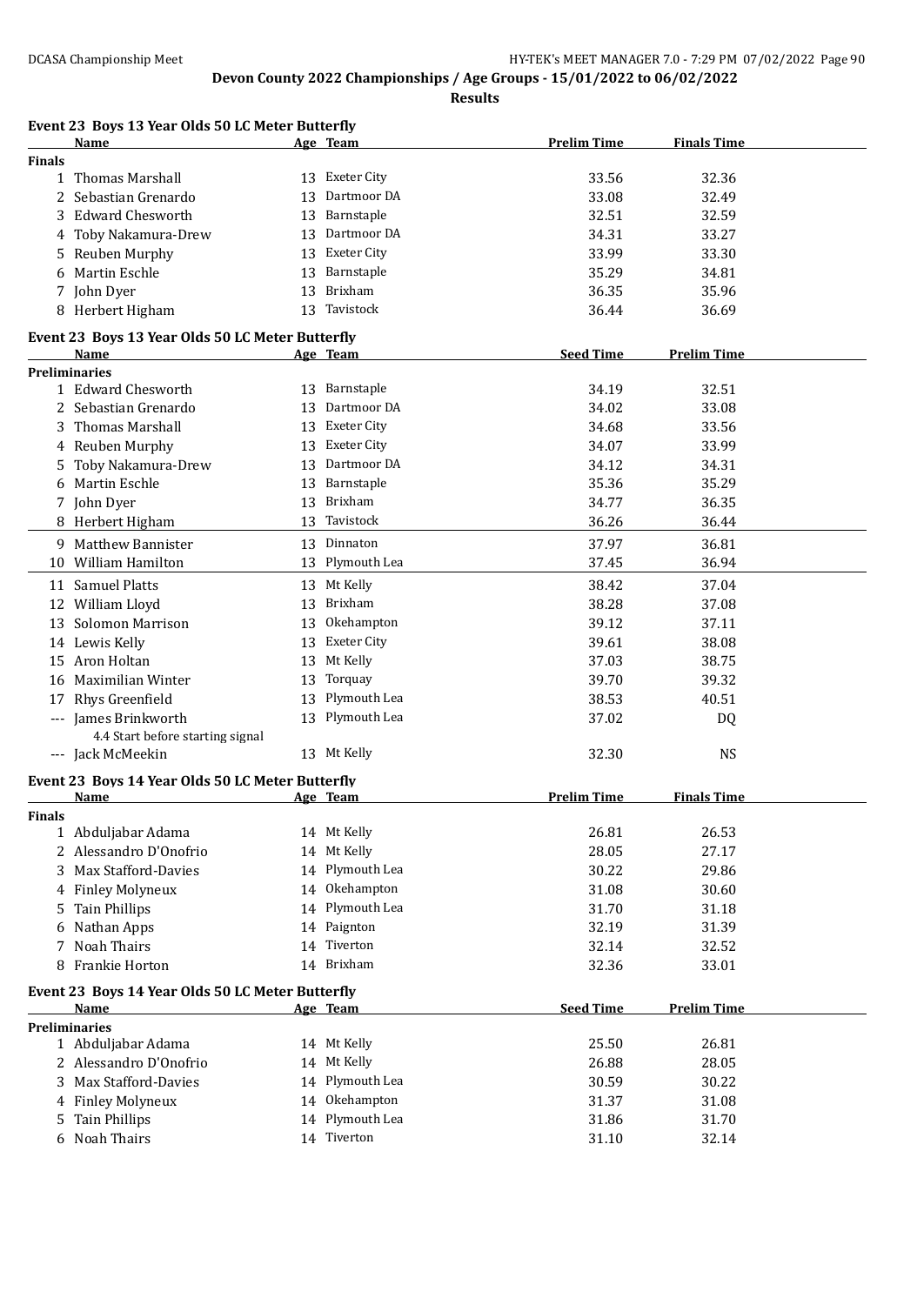## Devon County 2022 Championships / Age Groups - 15/01/2022 to 06/02/2022

**Results**

### Event 23 Boys 13 Year Olds 50 LC Meter Butterfly

| | Name | Age | Team | Prelim Time | Finals Time |
|---|---|---|---|---|---|
| **Finals** | | | | | |
| 1 | Thomas Marshall | 13 | Exeter City | 33.56 | 32.36 |
| 2 | Sebastian Grenardo | 13 | Dartmoor DA | 33.08 | 32.49 |
| 3 | Edward Chesworth | 13 | Barnstaple | 32.51 | 32.59 |
| 4 | Toby Nakamura-Drew | 13 | Dartmoor DA | 34.31 | 33.27 |
| 5 | Reuben Murphy | 13 | Exeter City | 33.99 | 33.30 |
| 6 | Martin Eschle | 13 | Barnstaple | 35.29 | 34.81 |
| 7 | John Dyer | 13 | Brixham | 36.35 | 35.96 |
| 8 | Herbert Higham | 13 | Tavistock | 36.44 | 36.69 |

### Event 23 Boys 13 Year Olds 50 LC Meter Butterfly

| | Name | Age | Team | Seed Time | Prelim Time |
|---|---|---|---|---|---|
| **Preliminaries** | | | | | |
| 1 | Edward Chesworth | 13 | Barnstaple | 34.19 | 32.51 |
| 2 | Sebastian Grenardo | 13 | Dartmoor DA | 34.02 | 33.08 |
| 3 | Thomas Marshall | 13 | Exeter City | 34.68 | 33.56 |
| 4 | Reuben Murphy | 13 | Exeter City | 34.07 | 33.99 |
| 5 | Toby Nakamura-Drew | 13 | Dartmoor DA | 34.12 | 34.31 |
| 6 | Martin Eschle | 13 | Barnstaple | 35.36 | 35.29 |
| 7 | John Dyer | 13 | Brixham | 34.77 | 36.35 |
| 8 | Herbert Higham | 13 | Tavistock | 36.26 | 36.44 |
| 9 | Matthew Bannister | 13 | Dinnaton | 37.97 | 36.81 |
| 10 | William Hamilton | 13 | Plymouth Lea | 37.45 | 36.94 |
| 11 | Samuel Platts | 13 | Mt Kelly | 38.42 | 37.04 |
| 12 | William Lloyd | 13 | Brixham | 38.28 | 37.08 |
| 13 | Solomon Marrison | 13 | Okehampton | 39.12 | 37.11 |
| 14 | Lewis Kelly | 13 | Exeter City | 39.61 | 38.08 |
| 15 | Aron Holtan | 13 | Mt Kelly | 37.03 | 38.75 |
| 16 | Maximilian Winter | 13 | Torquay | 39.70 | 39.32 |
| 17 | Rhys Greenfield | 13 | Plymouth Lea | 38.53 | 40.51 |
| --- | James Brinkworth | 13 | Plymouth Lea | 37.02 | DQ |
| | 4.4 Start before starting signal | | | | |
| --- | Jack McMeekin | 13 | Mt Kelly | 32.30 | NS |

### Event 23 Boys 14 Year Olds 50 LC Meter Butterfly

| | Name | Age | Team | Prelim Time | Finals Time |
|---|---|---|---|---|---|
| **Finals** | | | | | |
| 1 | Abduljabar Adama | 14 | Mt Kelly | 26.81 | 26.53 |
| 2 | Alessandro D'Onofrio | 14 | Mt Kelly | 28.05 | 27.17 |
| 3 | Max Stafford-Davies | 14 | Plymouth Lea | 30.22 | 29.86 |
| 4 | Finley Molyneux | 14 | Okehampton | 31.08 | 30.60 |
| 5 | Tain Phillips | 14 | Plymouth Lea | 31.70 | 31.18 |
| 6 | Nathan Apps | 14 | Paignton | 32.19 | 31.39 |
| 7 | Noah Thairs | 14 | Tiverton | 32.14 | 32.52 |
| 8 | Frankie Horton | 14 | Brixham | 32.36 | 33.01 |

### Event 23 Boys 14 Year Olds 50 LC Meter Butterfly

| | Name | Age | Team | Seed Time | Prelim Time |
|---|---|---|---|---|---|
| **Preliminaries** | | | | | |
| 1 | Abduljabar Adama | 14 | Mt Kelly | 25.50 | 26.81 |
| 2 | Alessandro D'Onofrio | 14 | Mt Kelly | 26.88 | 28.05 |
| 3 | Max Stafford-Davies | 14 | Plymouth Lea | 30.59 | 30.22 |
| 4 | Finley Molyneux | 14 | Okehampton | 31.37 | 31.08 |
| 5 | Tain Phillips | 14 | Plymouth Lea | 31.86 | 31.70 |
| 6 | Noah Thairs | 14 | Tiverton | 31.10 | 32.14 |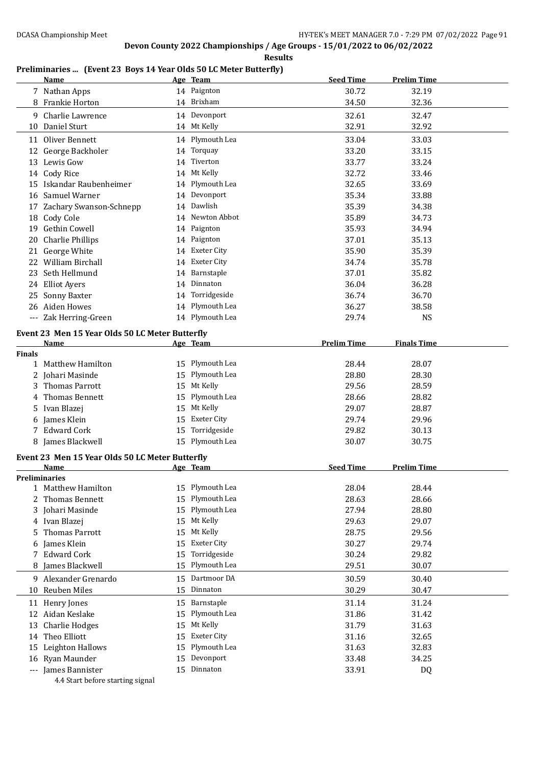# Devon County 2022 Championships / Age Groups - 15/01/2022 to 06/02/2022

**Results**

## Preliminaries ... (Event 23 Boys 14 Year Olds 50 LC Meter Butterfly)

| | Name | Age | Team | Seed Time | Prelim Time |
|---|---|---|---|---|---|
| 7 | Nathan Apps | 14 | Paignton | 30.72 | 32.19 |
| 8 | Frankie Horton | 14 | Brixham | 34.50 | 32.36 |
| 9 | Charlie Lawrence | 14 | Devonport | 32.61 | 32.47 |
| 10 | Daniel Sturt | 14 | Mt Kelly | 32.91 | 32.92 |
| 11 | Oliver Bennett | 14 | Plymouth Lea | 33.04 | 33.03 |
| 12 | George Backholer | 14 | Torquay | 33.20 | 33.15 |
| 13 | Lewis Gow | 14 | Tiverton | 33.77 | 33.24 |
| 14 | Cody Rice | 14 | Mt Kelly | 32.72 | 33.46 |
| 15 | Iskandar Raubenheimer | 14 | Plymouth Lea | 32.65 | 33.69 |
| 16 | Samuel Warner | 14 | Devonport | 35.34 | 33.88 |
| 17 | Zachary Swanson-Schnepp | 14 | Dawlish | 35.39 | 34.38 |
| 18 | Cody Cole | 14 | Newton Abbot | 35.89 | 34.73 |
| 19 | Gethin Cowell | 14 | Paignton | 35.93 | 34.94 |
| 20 | Charlie Phillips | 14 | Paignton | 37.01 | 35.13 |
| 21 | George White | 14 | Exeter City | 35.90 | 35.39 |
| 22 | William Birchall | 14 | Exeter City | 34.74 | 35.78 |
| 23 | Seth Hellmund | 14 | Barnstaple | 37.01 | 35.82 |
| 24 | Elliot Ayers | 14 | Dinnaton | 36.04 | 36.28 |
| 25 | Sonny Baxter | 14 | Torridgeside | 36.74 | 36.70 |
| 26 | Aiden Howes | 14 | Plymouth Lea | 36.27 | 38.58 |
| --- | Zak Herring-Green | 14 | Plymouth Lea | 29.74 | NS |

## Event 23 Men 15 Year Olds 50 LC Meter Butterfly

| | Name | Age | Team | Prelim Time | Finals Time |
|---|---|---|---|---|---|
| **Finals** | | | | | |
| 1 | Matthew Hamilton | 15 | Plymouth Lea | 28.44 | 28.07 |
| 2 | Johari Masinde | 15 | Plymouth Lea | 28.80 | 28.30 |
| 3 | Thomas Parrott | 15 | Mt Kelly | 29.56 | 28.59 |
| 4 | Thomas Bennett | 15 | Plymouth Lea | 28.66 | 28.82 |
| 5 | Ivan Blazej | 15 | Mt Kelly | 29.07 | 28.87 |
| 6 | James Klein | 15 | Exeter City | 29.74 | 29.96 |
| 7 | Edward Cork | 15 | Torridgeside | 29.82 | 30.13 |
| 8 | James Blackwell | 15 | Plymouth Lea | 30.07 | 30.75 |

## Event 23 Men 15 Year Olds 50 LC Meter Butterfly

| | Name | Age | Team | Seed Time | Prelim Time |
|---|---|---|---|---|---|
| **Preliminaries** | | | | | |
| 1 | Matthew Hamilton | 15 | Plymouth Lea | 28.04 | 28.44 |
| 2 | Thomas Bennett | 15 | Plymouth Lea | 28.63 | 28.66 |
| 3 | Johari Masinde | 15 | Plymouth Lea | 27.94 | 28.80 |
| 4 | Ivan Blazej | 15 | Mt Kelly | 29.63 | 29.07 |
| 5 | Thomas Parrott | 15 | Mt Kelly | 28.75 | 29.56 |
| 6 | James Klein | 15 | Exeter City | 30.27 | 29.74 |
| 7 | Edward Cork | 15 | Torridgeside | 30.24 | 29.82 |
| 8 | James Blackwell | 15 | Plymouth Lea | 29.51 | 30.07 |
| 9 | Alexander Grenardo | 15 | Dartmoor DA | 30.59 | 30.40 |
| 10 | Reuben Miles | 15 | Dinnaton | 30.29 | 30.47 |
| 11 | Henry Jones | 15 | Barnstaple | 31.14 | 31.24 |
| 12 | Aidan Keslake | 15 | Plymouth Lea | 31.86 | 31.42 |
| 13 | Charlie Hodges | 15 | Mt Kelly | 31.79 | 31.63 |
| 14 | Theo Elliott | 15 | Exeter City | 31.16 | 32.65 |
| 15 | Leighton Hallows | 15 | Plymouth Lea | 31.63 | 32.83 |
| 16 | Ryan Maunder | 15 | Devonport | 33.48 | 34.25 |
| --- | James Bannister | 15 | Dinnaton | 33.91 | DQ |

4.4 Start before starting signal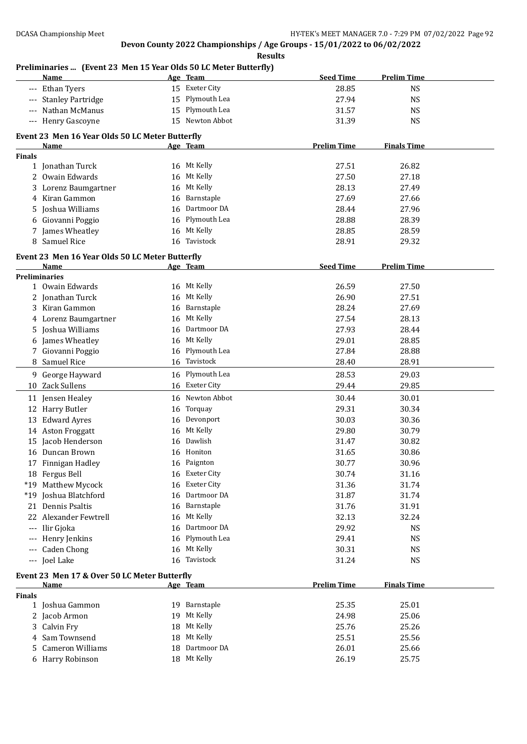**Devon County 2022 Championships / Age Groups - 15/01/2022 to 06/02/2022**

**Results**

### Preliminaries ... (Event 23 Men 15 Year Olds 50 LC Meter Butterfly)

| | Name | Age | Team | Seed Time | Prelim Time |
|---|---|---|---|---|---|
| --- | Ethan Tyers | 15 | Exeter City | 28.85 | NS |
| --- | Stanley Partridge | 15 | Plymouth Lea | 27.94 | NS |
| --- | Nathan McManus | 15 | Plymouth Lea | 31.57 | NS |
| --- | Henry Gascoyne | 15 | Newton Abbot | 31.39 | NS |

### Event 23 Men 16 Year Olds 50 LC Meter Butterfly

| | Name | Age | Team | Prelim Time | Finals Time |
|---|---|---|---|---|---|
| **Finals** | | | | | |
| 1 | Jonathan Turck | 16 | Mt Kelly | 27.51 | 26.82 |
| 2 | Owain Edwards | 16 | Mt Kelly | 27.50 | 27.18 |
| 3 | Lorenz Baumgartner | 16 | Mt Kelly | 28.13 | 27.49 |
| 4 | Kiran Gammon | 16 | Barnstaple | 27.69 | 27.66 |
| 5 | Joshua Williams | 16 | Dartmoor DA | 28.44 | 27.96 |
| 6 | Giovanni Poggio | 16 | Plymouth Lea | 28.88 | 28.39 |
| 7 | James Wheatley | 16 | Mt Kelly | 28.85 | 28.59 |
| 8 | Samuel Rice | 16 | Tavistock | 28.91 | 29.32 |

### Event 23 Men 16 Year Olds 50 LC Meter Butterfly

| | Name | Age | Team | Seed Time | Prelim Time |
|---|---|---|---|---|---|
| **Preliminaries** | | | | | |
| 1 | Owain Edwards | 16 | Mt Kelly | 26.59 | 27.50 |
| 2 | Jonathan Turck | 16 | Mt Kelly | 26.90 | 27.51 |
| 3 | Kiran Gammon | 16 | Barnstaple | 28.24 | 27.69 |
| 4 | Lorenz Baumgartner | 16 | Mt Kelly | 27.54 | 28.13 |
| 5 | Joshua Williams | 16 | Dartmoor DA | 27.93 | 28.44 |
| 6 | James Wheatley | 16 | Mt Kelly | 29.01 | 28.85 |
| 7 | Giovanni Poggio | 16 | Plymouth Lea | 27.84 | 28.88 |
| 8 | Samuel Rice | 16 | Tavistock | 28.40 | 28.91 |
| 9 | George Hayward | 16 | Plymouth Lea | 28.53 | 29.03 |
| 10 | Zack Sullens | 16 | Exeter City | 29.44 | 29.85 |
| 11 | Jensen Healey | 16 | Newton Abbot | 30.44 | 30.01 |
| 12 | Harry Butler | 16 | Torquay | 29.31 | 30.34 |
| 13 | Edward Ayres | 16 | Devonport | 30.03 | 30.36 |
| 14 | Aston Froggatt | 16 | Mt Kelly | 29.80 | 30.79 |
| 15 | Jacob Henderson | 16 | Dawlish | 31.47 | 30.82 |
| 16 | Duncan Brown | 16 | Honiton | 31.65 | 30.86 |
| 17 | Finnigan Hadley | 16 | Paignton | 30.77 | 30.96 |
| 18 | Fergus Bell | 16 | Exeter City | 30.74 | 31.16 |
| *19 | Matthew Mycock | 16 | Exeter City | 31.36 | 31.74 |
| *19 | Joshua Blatchford | 16 | Dartmoor DA | 31.87 | 31.74 |
| 21 | Dennis Psaltis | 16 | Barnstaple | 31.76 | 31.91 |
| 22 | Alexander Fewtrell | 16 | Mt Kelly | 32.13 | 32.24 |
| --- | Ilir Gjoka | 16 | Dartmoor DA | 29.92 | NS |
| --- | Henry Jenkins | 16 | Plymouth Lea | 29.41 | NS |
| --- | Caden Chong | 16 | Mt Kelly | 30.31 | NS |
| --- | Joel Lake | 16 | Tavistock | 31.24 | NS |

### Event 23 Men 17 & Over 50 LC Meter Butterfly

| | Name | Age | Team | Prelim Time | Finals Time |
|---|---|---|---|---|---|
| **Finals** | | | | | |
| 1 | Joshua Gammon | 19 | Barnstaple | 25.35 | 25.01 |
| 2 | Jacob Armon | 19 | Mt Kelly | 24.98 | 25.06 |
| 3 | Calvin Fry | 18 | Mt Kelly | 25.76 | 25.26 |
| 4 | Sam Townsend | 18 | Mt Kelly | 25.51 | 25.56 |
| 5 | Cameron Williams | 18 | Dartmoor DA | 26.01 | 25.66 |
| 6 | Harry Robinson | 18 | Mt Kelly | 26.19 | 25.75 |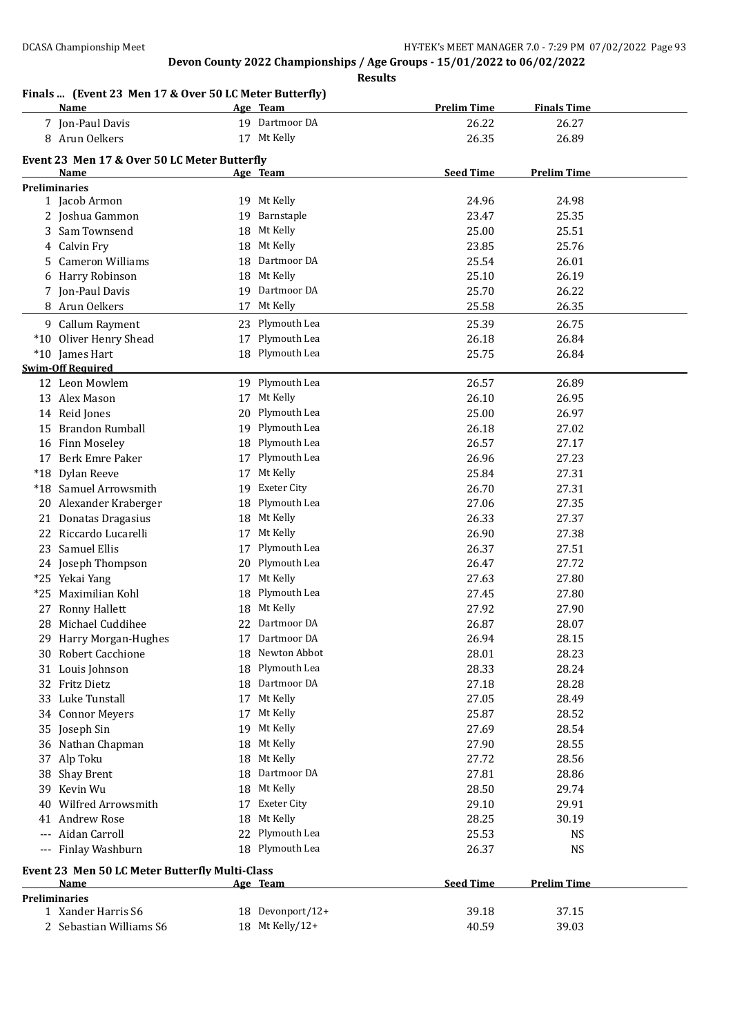**Devon County 2022 Championships / Age Groups - 15/01/2022 to 06/02/2022**

**Results**

### Finals ... (Event 23 Men 17 & Over 50 LC Meter Butterfly)

| | Name | Age | Team | Prelim Time | Finals Time |
|---|---|---|---|---|---|
| 7 | Jon-Paul Davis | 19 | Dartmoor DA | 26.22 | 26.27 |
| 8 | Arun Oelkers | 17 | Mt Kelly | 26.35 | 26.89 |

### Event 23 Men 17 & Over 50 LC Meter Butterfly

| | Name | Age | Team | Seed Time | Prelim Time |
|---|---|---|---|---|---|
| **Preliminaries** | | | | | |
| 1 | Jacob Armon | 19 | Mt Kelly | 24.96 | 24.98 |
| 2 | Joshua Gammon | 19 | Barnstaple | 23.47 | 25.35 |
| 3 | Sam Townsend | 18 | Mt Kelly | 25.00 | 25.51 |
| 4 | Calvin Fry | 18 | Mt Kelly | 23.85 | 25.76 |
| 5 | Cameron Williams | 18 | Dartmoor DA | 25.54 | 26.01 |
| 6 | Harry Robinson | 18 | Mt Kelly | 25.10 | 26.19 |
| 7 | Jon-Paul Davis | 19 | Dartmoor DA | 25.70 | 26.22 |
| 8 | Arun Oelkers | 17 | Mt Kelly | 25.58 | 26.35 |
| 9 | Callum Rayment | 23 | Plymouth Lea | 25.39 | 26.75 |
| *10 | Oliver Henry Shead | 17 | Plymouth Lea | 26.18 | 26.84 |
| *10 | James Hart | 18 | Plymouth Lea | 25.75 | 26.84 |
| **Swim-Off Required** | | | | | |
| 12 | Leon Mowlem | 19 | Plymouth Lea | 26.57 | 26.89 |
| 13 | Alex Mason | 17 | Mt Kelly | 26.10 | 26.95 |
| 14 | Reid Jones | 20 | Plymouth Lea | 25.00 | 26.97 |
| 15 | Brandon Rumball | 19 | Plymouth Lea | 26.18 | 27.02 |
| 16 | Finn Moseley | 18 | Plymouth Lea | 26.57 | 27.17 |
| 17 | Berk Emre Paker | 17 | Plymouth Lea | 26.96 | 27.23 |
| *18 | Dylan Reeve | 17 | Mt Kelly | 25.84 | 27.31 |
| *18 | Samuel Arrowsmith | 19 | Exeter City | 26.70 | 27.31 |
| 20 | Alexander Kraberger | 18 | Plymouth Lea | 27.06 | 27.35 |
| 21 | Donatas Dragasius | 18 | Mt Kelly | 26.33 | 27.37 |
| 22 | Riccardo Lucarelli | 17 | Mt Kelly | 26.90 | 27.38 |
| 23 | Samuel Ellis | 17 | Plymouth Lea | 26.37 | 27.51 |
| 24 | Joseph Thompson | 20 | Plymouth Lea | 26.47 | 27.72 |
| *25 | Yekai Yang | 17 | Mt Kelly | 27.63 | 27.80 |
| *25 | Maximilian Kohl | 18 | Plymouth Lea | 27.45 | 27.80 |
| 27 | Ronny Hallett | 18 | Mt Kelly | 27.92 | 27.90 |
| 28 | Michael Cuddihee | 22 | Dartmoor DA | 26.87 | 28.07 |
| 29 | Harry Morgan-Hughes | 17 | Dartmoor DA | 26.94 | 28.15 |
| 30 | Robert Cacchione | 18 | Newton Abbot | 28.01 | 28.23 |
| 31 | Louis Johnson | 18 | Plymouth Lea | 28.33 | 28.24 |
| 32 | Fritz Dietz | 18 | Dartmoor DA | 27.18 | 28.28 |
| 33 | Luke Tunstall | 17 | Mt Kelly | 27.05 | 28.49 |
| 34 | Connor Meyers | 17 | Mt Kelly | 25.87 | 28.52 |
| 35 | Joseph Sin | 19 | Mt Kelly | 27.69 | 28.54 |
| 36 | Nathan Chapman | 18 | Mt Kelly | 27.90 | 28.55 |
| 37 | Alp Toku | 18 | Mt Kelly | 27.72 | 28.56 |
| 38 | Shay Brent | 18 | Dartmoor DA | 27.81 | 28.86 |
| 39 | Kevin Wu | 18 | Mt Kelly | 28.50 | 29.74 |
| 40 | Wilfred Arrowsmith | 17 | Exeter City | 29.10 | 29.91 |
| 41 | Andrew Rose | 18 | Mt Kelly | 28.25 | 30.19 |
| --- | Aidan Carroll | 22 | Plymouth Lea | 25.53 | NS |
| --- | Finlay Washburn | 18 | Plymouth Lea | 26.37 | NS |

### Event 23 Men 50 LC Meter Butterfly Multi-Class

| | Name | Age | Team | Seed Time | Prelim Time |
|---|---|---|---|---|---|
| **Preliminaries** | | | | | |
| 1 | Xander Harris S6 | 18 | Devonport/12+ | 39.18 | 37.15 |
| 2 | Sebastian Williams S6 | 18 | Mt Kelly/12+ | 40.59 | 39.03 |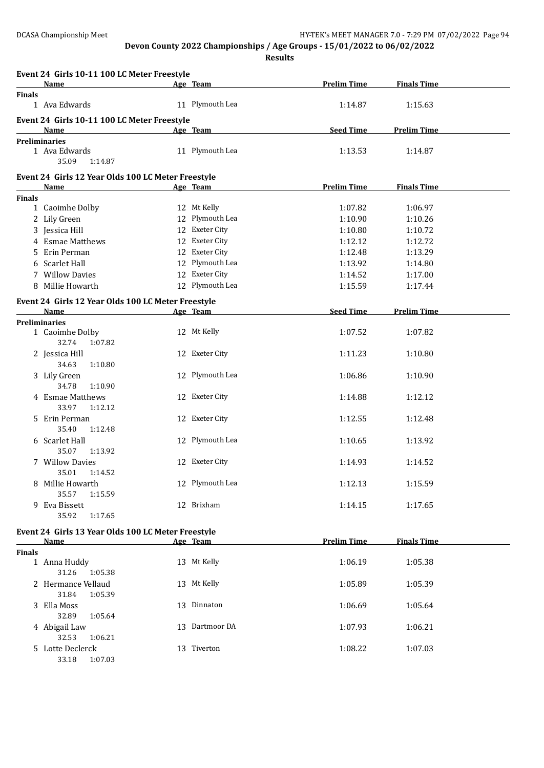**Devon County 2022 Championships / Age Groups - 15/01/2022 to 06/02/2022**

**Results**

### Event 24 Girls 10-11 100 LC Meter Freestyle

| | Name | Age | Team | Prelim Time | Finals Time |
|---|---|---|---|---|---|
| **Finals** | | | | | |
| 1 | Ava Edwards | 11 | Plymouth Lea | 1:14.87 | 1:15.63 |

### Event 24 Girls 10-11 100 LC Meter Freestyle

| | Name | Age | Team | Seed Time | Prelim Time |
|---|---|---|---|---|---|
| **Preliminaries** | | | | | |
| 1 | Ava Edwards | 11 | Plymouth Lea | 1:13.53 | 1:14.87 |
| | 35.09 1:14.87 | | | | |

### Event 24 Girls 12 Year Olds 100 LC Meter Freestyle

| | Name | Age | Team | Prelim Time | Finals Time |
|---|---|---|---|---|---|
| **Finals** | | | | | |
| 1 | Caoimhe Dolby | 12 | Mt Kelly | 1:07.82 | 1:06.97 |
| 2 | Lily Green | 12 | Plymouth Lea | 1:10.90 | 1:10.26 |
| 3 | Jessica Hill | 12 | Exeter City | 1:10.80 | 1:10.72 |
| 4 | Esmae Matthews | 12 | Exeter City | 1:12.12 | 1:12.72 |
| 5 | Erin Perman | 12 | Exeter City | 1:12.48 | 1:13.29 |
| 6 | Scarlet Hall | 12 | Plymouth Lea | 1:13.92 | 1:14.80 |
| 7 | Willow Davies | 12 | Exeter City | 1:14.52 | 1:17.00 |
| 8 | Millie Howarth | 12 | Plymouth Lea | 1:15.59 | 1:17.44 |

### Event 24 Girls 12 Year Olds 100 LC Meter Freestyle

| | Name | Age | Team | Seed Time | Prelim Time |
|---|---|---|---|---|---|
| **Preliminaries** | | | | | |
| 1 | Caoimhe Dolby | 12 | Mt Kelly | 1:07.52 | 1:07.82 |
| | 32.74 1:07.82 | | | | |
| 2 | Jessica Hill | 12 | Exeter City | 1:11.23 | 1:10.80 |
| | 34.63 1:10.80 | | | | |
| 3 | Lily Green | 12 | Plymouth Lea | 1:06.86 | 1:10.90 |
| | 34.78 1:10.90 | | | | |
| 4 | Esmae Matthews | 12 | Exeter City | 1:14.88 | 1:12.12 |
| | 33.97 1:12.12 | | | | |
| 5 | Erin Perman | 12 | Exeter City | 1:12.55 | 1:12.48 |
| | 35.40 1:12.48 | | | | |
| 6 | Scarlet Hall | 12 | Plymouth Lea | 1:10.65 | 1:13.92 |
| | 35.07 1:13.92 | | | | |
| 7 | Willow Davies | 12 | Exeter City | 1:14.93 | 1:14.52 |
| | 35.01 1:14.52 | | | | |
| 8 | Millie Howarth | 12 | Plymouth Lea | 1:12.13 | 1:15.59 |
| | 35.57 1:15.59 | | | | |
| 9 | Eva Bissett | 12 | Brixham | 1:14.15 | 1:17.65 |
| | 35.92 1:17.65 | | | | |

### Event 24 Girls 13 Year Olds 100 LC Meter Freestyle

| | Name | Age | Team | Prelim Time | Finals Time |
|---|---|---|---|---|---|
| **Finals** | | | | | |
| 1 | Anna Huddy | 13 | Mt Kelly | 1:06.19 | 1:05.38 |
| | 31.26 1:05.38 | | | | |
| 2 | Hermance Vellaud | 13 | Mt Kelly | 1:05.89 | 1:05.39 |
| | 31.84 1:05.39 | | | | |
| 3 | Ella Moss | 13 | Dinnaton | 1:06.69 | 1:05.64 |
| | 32.89 1:05.64 | | | | |
| 4 | Abigail Law | 13 | Dartmoor DA | 1:07.93 | 1:06.21 |
| | 32.53 1:06.21 | | | | |
| 5 | Lotte Declerck | 13 | Tiverton | 1:08.22 | 1:07.03 |
| | 33.18 1:07.03 | | | | |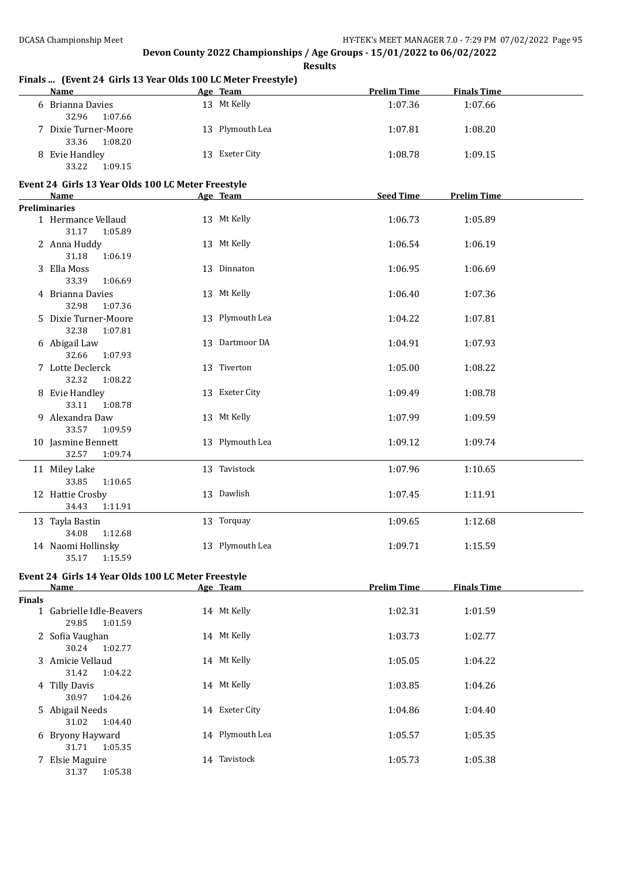**Devon County 2022 Championships / Age Groups - 15/01/2022 to 06/02/2022**

**Results**

### Finals ... (Event 24 Girls 13 Year Olds 100 LC Meter Freestyle)

| | Name | Age | Team | Prelim Time | Finals Time |
|---|---|---|---|---|---|
| 6 | Brianna Davies | 13 | Mt Kelly | 1:07.36 | 1:07.66 |
| | 32.96 1:07.66 | | | | |
| 7 | Dixie Turner-Moore | 13 | Plymouth Lea | 1:07.81 | 1:08.20 |
| | 33.36 1:08.20 | | | | |
| 8 | Evie Handley | 13 | Exeter City | 1:08.78 | 1:09.15 |
| | 33.22 1:09.15 | | | | |

### Event 24 Girls 13 Year Olds 100 LC Meter Freestyle

| | Name | Age | Team | Seed Time | Prelim Time |
|---|---|---|---|---|---|
| **Preliminaries** | | | | | |
| 1 | Hermance Vellaud | 13 | Mt Kelly | 1:06.73 | 1:05.89 |
| | 31.17 1:05.89 | | | | |
| 2 | Anna Huddy | 13 | Mt Kelly | 1:06.54 | 1:06.19 |
| | 31.18 1:06.19 | | | | |
| 3 | Ella Moss | 13 | Dinnaton | 1:06.95 | 1:06.69 |
| | 33.39 1:06.69 | | | | |
| 4 | Brianna Davies | 13 | Mt Kelly | 1:06.40 | 1:07.36 |
| | 32.98 1:07.36 | | | | |
| 5 | Dixie Turner-Moore | 13 | Plymouth Lea | 1:04.22 | 1:07.81 |
| | 32.38 1:07.81 | | | | |
| 6 | Abigail Law | 13 | Dartmoor DA | 1:04.91 | 1:07.93 |
| | 32.66 1:07.93 | | | | |
| 7 | Lotte Declerck | 13 | Tiverton | 1:05.00 | 1:08.22 |
| | 32.32 1:08.22 | | | | |
| 8 | Evie Handley | 13 | Exeter City | 1:09.49 | 1:08.78 |
| | 33.11 1:08.78 | | | | |
| 9 | Alexandra Daw | 13 | Mt Kelly | 1:07.99 | 1:09.59 |
| | 33.57 1:09.59 | | | | |
| 10 | Jasmine Bennett | 13 | Plymouth Lea | 1:09.12 | 1:09.74 |
| | 32.57 1:09.74 | | | | |
| 11 | Miley Lake | 13 | Tavistock | 1:07.96 | 1:10.65 |
| | 33.85 1:10.65 | | | | |
| 12 | Hattie Crosby | 13 | Dawlish | 1:07.45 | 1:11.91 |
| | 34.43 1:11.91 | | | | |
| 13 | Tayla Bastin | 13 | Torquay | 1:09.65 | 1:12.68 |
| | 34.08 1:12.68 | | | | |
| 14 | Naomi Hollinsky | 13 | Plymouth Lea | 1:09.71 | 1:15.59 |
| | 35.17 1:15.59 | | | | |

### Event 24 Girls 14 Year Olds 100 LC Meter Freestyle

| | Name | Age | Team | Prelim Time | Finals Time |
|---|---|---|---|---|---|
| **Finals** | | | | | |
| 1 | Gabrielle Idle-Beavers | 14 | Mt Kelly | 1:02.31 | 1:01.59 |
| | 29.85 1:01.59 | | | | |
| 2 | Sofia Vaughan | 14 | Mt Kelly | 1:03.73 | 1:02.77 |
| | 30.24 1:02.77 | | | | |
| 3 | Amicie Vellaud | 14 | Mt Kelly | 1:05.05 | 1:04.22 |
| | 31.42 1:04.22 | | | | |
| 4 | Tilly Davis | 14 | Mt Kelly | 1:03.85 | 1:04.26 |
| | 30.97 1:04.26 | | | | |
| 5 | Abigail Needs | 14 | Exeter City | 1:04.86 | 1:04.40 |
| | 31.02 1:04.40 | | | | |
| 6 | Bryony Hayward | 14 | Plymouth Lea | 1:05.57 | 1:05.35 |
| | 31.71 1:05.35 | | | | |
| 7 | Elsie Maguire | 14 | Tavistock | 1:05.73 | 1:05.38 |
| | 31.37 1:05.38 | | | | |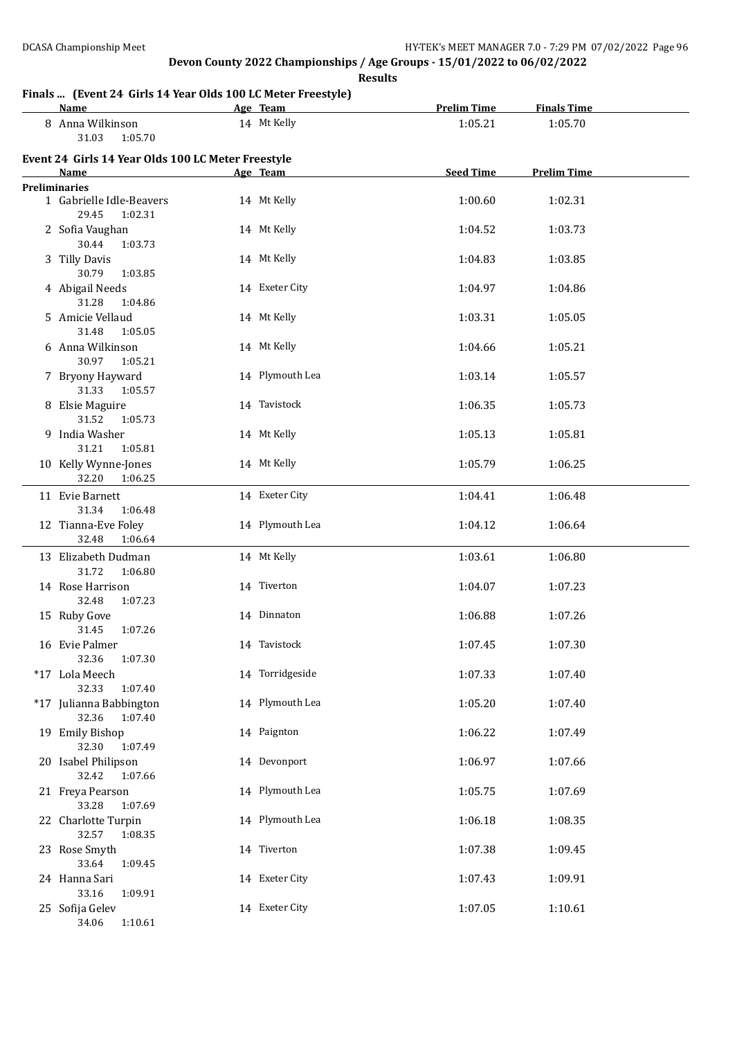**Devon County 2022 Championships / Age Groups - 15/01/2022 to 06/02/2022**

**Results**

### Finals ... (Event 24 Girls 14 Year Olds 100 LC Meter Freestyle)

| Name | Age | Team | Prelim Time | Finals Time |
|---|---|---|---|---|
| 8 Anna Wilkinson | 14 | Mt Kelly | 1:05.21 | 1:05.70 |
| 31.03 1:05.70 | | | | |

### Event 24 Girls 14 Year Olds 100 LC Meter Freestyle

| Name | Age | Team | Seed Time | Prelim Time |
|---|---|---|---|---|
| **Preliminaries** | | | | |
| 1 Gabrielle Idle-Beavers | 14 | Mt Kelly | 1:00.60 | 1:02.31 |
| 29.45 1:02.31 | | | | |
| 2 Sofia Vaughan | 14 | Mt Kelly | 1:04.52 | 1:03.73 |
| 30.44 1:03.73 | | | | |
| 3 Tilly Davis | 14 | Mt Kelly | 1:04.83 | 1:03.85 |
| 30.79 1:03.85 | | | | |
| 4 Abigail Needs | 14 | Exeter City | 1:04.97 | 1:04.86 |
| 31.28 1:04.86 | | | | |
| 5 Amicie Vellaud | 14 | Mt Kelly | 1:03.31 | 1:05.05 |
| 31.48 1:05.05 | | | | |
| 6 Anna Wilkinson | 14 | Mt Kelly | 1:04.66 | 1:05.21 |
| 30.97 1:05.21 | | | | |
| 7 Bryony Hayward | 14 | Plymouth Lea | 1:03.14 | 1:05.57 |
| 31.33 1:05.57 | | | | |
| 8 Elsie Maguire | 14 | Tavistock | 1:06.35 | 1:05.73 |
| 31.52 1:05.73 | | | | |
| 9 India Washer | 14 | Mt Kelly | 1:05.13 | 1:05.81 |
| 31.21 1:05.81 | | | | |
| 10 Kelly Wynne-Jones | 14 | Mt Kelly | 1:05.79 | 1:06.25 |
| 32.20 1:06.25 | | | | |
| 11 Evie Barnett | 14 | Exeter City | 1:04.41 | 1:06.48 |
| 31.34 1:06.48 | | | | |
| 12 Tianna-Eve Foley | 14 | Plymouth Lea | 1:04.12 | 1:06.64 |
| 32.48 1:06.64 | | | | |
| 13 Elizabeth Dudman | 14 | Mt Kelly | 1:03.61 | 1:06.80 |
| 31.72 1:06.80 | | | | |
| 14 Rose Harrison | 14 | Tiverton | 1:04.07 | 1:07.23 |
| 32.48 1:07.23 | | | | |
| 15 Ruby Gove | 14 | Dinnaton | 1:06.88 | 1:07.26 |
| 31.45 1:07.26 | | | | |
| 16 Evie Palmer | 14 | Tavistock | 1:07.45 | 1:07.30 |
| 32.36 1:07.30 | | | | |
| *17 Lola Meech | 14 | Torridgeside | 1:07.33 | 1:07.40 |
| 32.33 1:07.40 | | | | |
| *17 Julianna Babbington | 14 | Plymouth Lea | 1:05.20 | 1:07.40 |
| 32.36 1:07.40 | | | | |
| 19 Emily Bishop | 14 | Paignton | 1:06.22 | 1:07.49 |
| 32.30 1:07.49 | | | | |
| 20 Isabel Philipson | 14 | Devonport | 1:06.97 | 1:07.66 |
| 32.42 1:07.66 | | | | |
| 21 Freya Pearson | 14 | Plymouth Lea | 1:05.75 | 1:07.69 |
| 33.28 1:07.69 | | | | |
| 22 Charlotte Turpin | 14 | Plymouth Lea | 1:06.18 | 1:08.35 |
| 32.57 1:08.35 | | | | |
| 23 Rose Smyth | 14 | Tiverton | 1:07.38 | 1:09.45 |
| 33.64 1:09.45 | | | | |
| 24 Hanna Sari | 14 | Exeter City | 1:07.43 | 1:09.91 |
| 33.16 1:09.91 | | | | |
| 25 Sofija Gelev | 14 | Exeter City | 1:07.05 | 1:10.61 |
| 34.06 1:10.61 | | | | |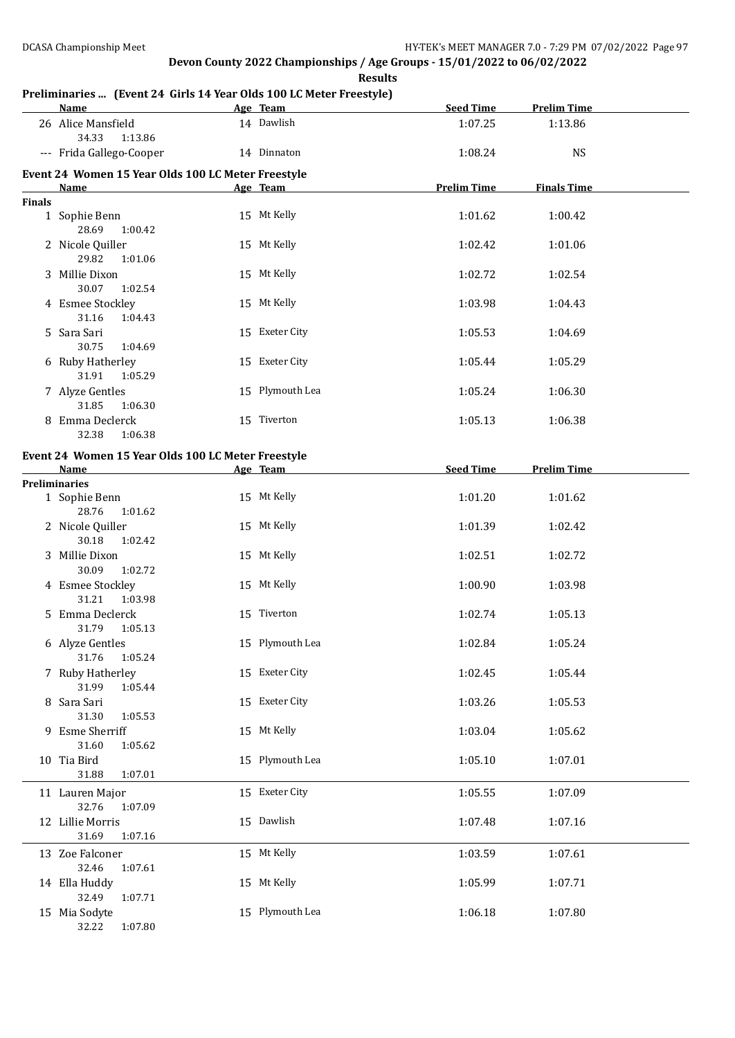**Devon County 2022 Championships / Age Groups - 15/01/2022 to 06/02/2022**

**Results**

## Preliminaries ... (Event 24 Girls 14 Year Olds 100 LC Meter Freestyle)

| | Name | Age | Team | Seed Time | Prelim Time |
|---|---|---|---|---|---|
| 26 | Alice Mansfield<br>34.33 1:13.86 | 14 | Dawlish | 1:07.25 | 1:13.86 |
| --- | Frida Gallego-Cooper | 14 | Dinnaton | 1:08.24 | NS |

## Event 24 Women 15 Year Olds 100 LC Meter Freestyle

| | Name | Age | Team | Prelim Time | Finals Time |
|---|---|---|---|---|---|
| **Finals** | | | | | |
| 1 | Sophie Benn<br>28.69 1:00.42 | 15 | Mt Kelly | 1:01.62 | 1:00.42 |
| 2 | Nicole Quiller<br>29.82 1:01.06 | 15 | Mt Kelly | 1:02.42 | 1:01.06 |
| 3 | Millie Dixon<br>30.07 1:02.54 | 15 | Mt Kelly | 1:02.72 | 1:02.54 |
| 4 | Esmee Stockley<br>31.16 1:04.43 | 15 | Mt Kelly | 1:03.98 | 1:04.43 |
| 5 | Sara Sari<br>30.75 1:04.69 | 15 | Exeter City | 1:05.53 | 1:04.69 |
| 6 | Ruby Hatherley<br>31.91 1:05.29 | 15 | Exeter City | 1:05.44 | 1:05.29 |
| 7 | Alyze Gentles<br>31.85 1:06.30 | 15 | Plymouth Lea | 1:05.24 | 1:06.30 |
| 8 | Emma Declerck<br>32.38 1:06.38 | 15 | Tiverton | 1:05.13 | 1:06.38 |

## Event 24 Women 15 Year Olds 100 LC Meter Freestyle

| | Name | Age | Team | Seed Time | Prelim Time |
|---|---|---|---|---|---|
| **Preliminaries** | | | | | |
| 1 | Sophie Benn<br>28.76 1:01.62 | 15 | Mt Kelly | 1:01.20 | 1:01.62 |
| 2 | Nicole Quiller<br>30.18 1:02.42 | 15 | Mt Kelly | 1:01.39 | 1:02.42 |
| 3 | Millie Dixon<br>30.09 1:02.72 | 15 | Mt Kelly | 1:02.51 | 1:02.72 |
| 4 | Esmee Stockley<br>31.21 1:03.98 | 15 | Mt Kelly | 1:00.90 | 1:03.98 |
| 5 | Emma Declerck<br>31.79 1:05.13 | 15 | Tiverton | 1:02.74 | 1:05.13 |
| 6 | Alyze Gentles<br>31.76 1:05.24 | 15 | Plymouth Lea | 1:02.84 | 1:05.24 |
| 7 | Ruby Hatherley<br>31.99 1:05.44 | 15 | Exeter City | 1:02.45 | 1:05.44 |
| 8 | Sara Sari<br>31.30 1:05.53 | 15 | Exeter City | 1:03.26 | 1:05.53 |
| 9 | Esme Sherriff<br>31.60 1:05.62 | 15 | Mt Kelly | 1:03.04 | 1:05.62 |
| 10 | Tia Bird<br>31.88 1:07.01 | 15 | Plymouth Lea | 1:05.10 | 1:07.01 |
| 11 | Lauren Major<br>32.76 1:07.09 | 15 | Exeter City | 1:05.55 | 1:07.09 |
| 12 | Lillie Morris<br>31.69 1:07.16 | 15 | Dawlish | 1:07.48 | 1:07.16 |
| 13 | Zoe Falconer<br>32.46 1:07.61 | 15 | Mt Kelly | 1:03.59 | 1:07.61 |
| 14 | Ella Huddy<br>32.49 1:07.71 | 15 | Mt Kelly | 1:05.99 | 1:07.71 |
| 15 | Mia Sodyte<br>32.22 1:07.80 | 15 | Plymouth Lea | 1:06.18 | 1:07.80 |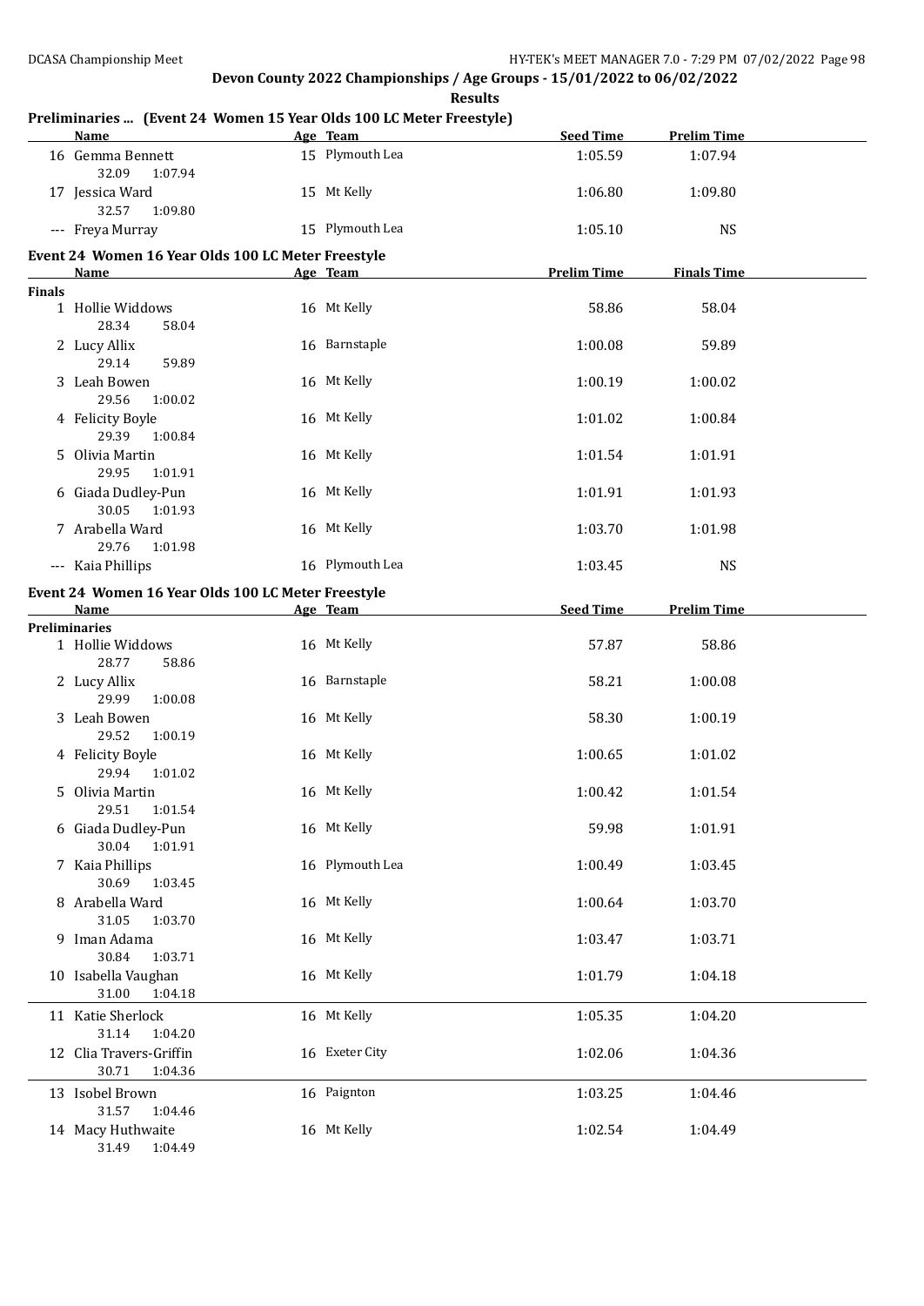## Devon County 2022 Championships / Age Groups - 15/01/2022 to 06/02/2022

**Results**

### Preliminaries ... (Event 24 Women 15 Year Olds 100 LC Meter Freestyle)

| | Name | Age | Team | Seed Time | Prelim Time |
|---|---|---|---|---|---|
| 16 | Gemma Bennett | 15 | Plymouth Lea | 1:05.59 | 1:07.94 |
| | 32.09 1:07.94 | | | | |
| 17 | Jessica Ward | 15 | Mt Kelly | 1:06.80 | 1:09.80 |
| | 32.57 1:09.80 | | | | |
| --- | Freya Murray | 15 | Plymouth Lea | 1:05.10 | NS |

### Event 24 Women 16 Year Olds 100 LC Meter Freestyle

| | Name | Age | Team | Prelim Time | Finals Time |
|---|---|---|---|---|---|
| **Finals** | | | | | |
| 1 | Hollie Widdows | 16 | Mt Kelly | 58.86 | 58.04 |
| | 28.34 58.04 | | | | |
| 2 | Lucy Allix | 16 | Barnstaple | 1:00.08 | 59.89 |
| | 29.14 59.89 | | | | |
| 3 | Leah Bowen | 16 | Mt Kelly | 1:00.19 | 1:00.02 |
| | 29.56 1:00.02 | | | | |
| 4 | Felicity Boyle | 16 | Mt Kelly | 1:01.02 | 1:00.84 |
| | 29.39 1:00.84 | | | | |
| 5 | Olivia Martin | 16 | Mt Kelly | 1:01.54 | 1:01.91 |
| | 29.95 1:01.91 | | | | |
| 6 | Giada Dudley-Pun | 16 | Mt Kelly | 1:01.91 | 1:01.93 |
| | 30.05 1:01.93 | | | | |
| 7 | Arabella Ward | 16 | Mt Kelly | 1:03.70 | 1:01.98 |
| | 29.76 1:01.98 | | | | |
| --- | Kaia Phillips | 16 | Plymouth Lea | 1:03.45 | NS |

### Event 24 Women 16 Year Olds 100 LC Meter Freestyle

| | Name | Age | Team | Seed Time | Prelim Time |
|---|---|---|---|---|---|
| **Preliminaries** | | | | | |
| 1 | Hollie Widdows | 16 | Mt Kelly | 57.87 | 58.86 |
| | 28.77 58.86 | | | | |
| 2 | Lucy Allix | 16 | Barnstaple | 58.21 | 1:00.08 |
| | 29.99 1:00.08 | | | | |
| 3 | Leah Bowen | 16 | Mt Kelly | 58.30 | 1:00.19 |
| | 29.52 1:00.19 | | | | |
| 4 | Felicity Boyle | 16 | Mt Kelly | 1:00.65 | 1:01.02 |
| | 29.94 1:01.02 | | | | |
| 5 | Olivia Martin | 16 | Mt Kelly | 1:00.42 | 1:01.54 |
| | 29.51 1:01.54 | | | | |
| 6 | Giada Dudley-Pun | 16 | Mt Kelly | 59.98 | 1:01.91 |
| | 30.04 1:01.91 | | | | |
| 7 | Kaia Phillips | 16 | Plymouth Lea | 1:00.49 | 1:03.45 |
| | 30.69 1:03.45 | | | | |
| 8 | Arabella Ward | 16 | Mt Kelly | 1:00.64 | 1:03.70 |
| | 31.05 1:03.70 | | | | |
| 9 | Iman Adama | 16 | Mt Kelly | 1:03.47 | 1:03.71 |
| | 30.84 1:03.71 | | | | |
| 10 | Isabella Vaughan | 16 | Mt Kelly | 1:01.79 | 1:04.18 |
| | 31.00 1:04.18 | | | | |
| 11 | Katie Sherlock | 16 | Mt Kelly | 1:05.35 | 1:04.20 |
| | 31.14 1:04.20 | | | | |
| 12 | Clia Travers-Griffin | 16 | Exeter City | 1:02.06 | 1:04.36 |
| | 30.71 1:04.36 | | | | |
| 13 | Isobel Brown | 16 | Paignton | 1:03.25 | 1:04.46 |
| | 31.57 1:04.46 | | | | |
| 14 | Macy Huthwaite | 16 | Mt Kelly | 1:02.54 | 1:04.49 |
| | 31.49 1:04.49 | | | | |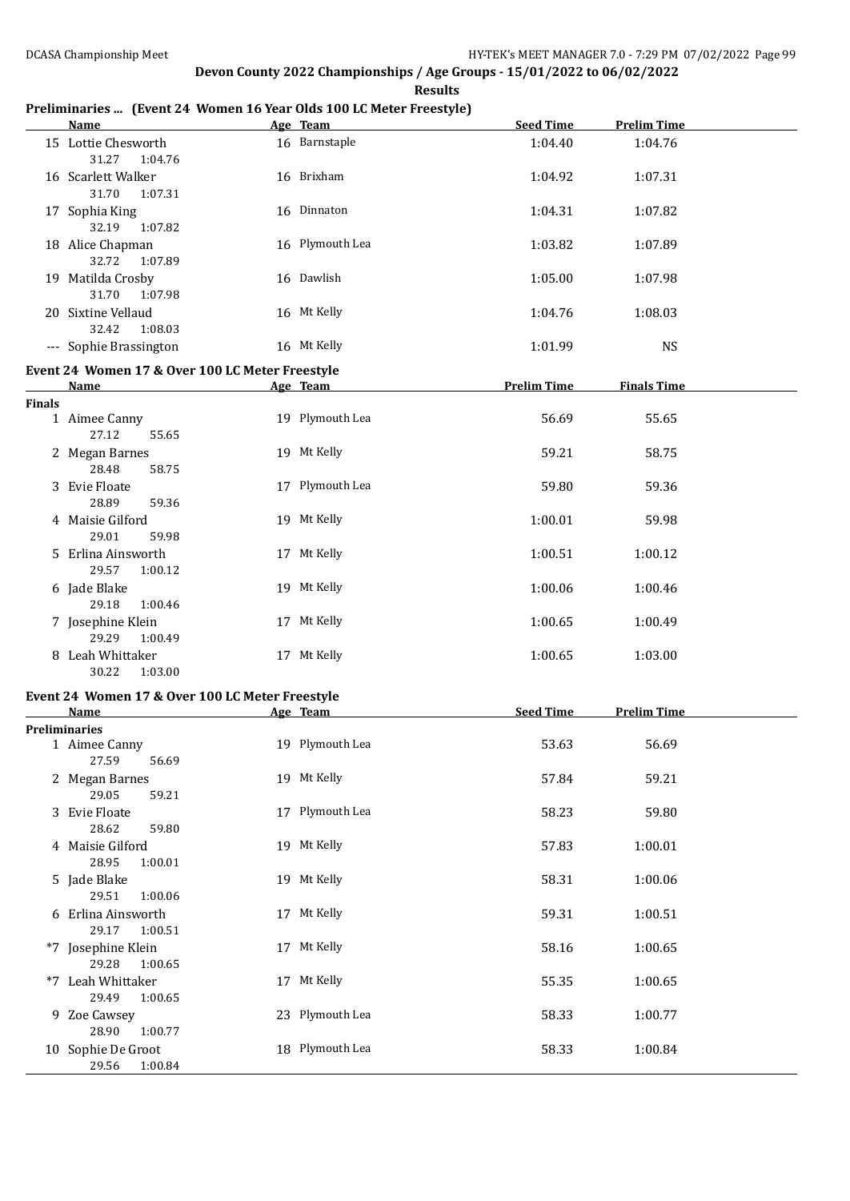## Devon County 2022 Championships / Age Groups - 15/01/2022 to 06/02/2022

**Results**

### Preliminaries ... (Event 24 Women 16 Year Olds 100 LC Meter Freestyle)

| | Name | Age | Team | Seed Time | Prelim Time |
|---|---|---|---|---|---|
| 15 | Lottie Chesworth | 16 | Barnstaple | 1:04.40 | 1:04.76 |
| | 31.27 1:04.76 | | | | |
| 16 | Scarlett Walker | 16 | Brixham | 1:04.92 | 1:07.31 |
| | 31.70 1:07.31 | | | | |
| 17 | Sophia King | 16 | Dinnaton | 1:04.31 | 1:07.82 |
| | 32.19 1:07.82 | | | | |
| 18 | Alice Chapman | 16 | Plymouth Lea | 1:03.82 | 1:07.89 |
| | 32.72 1:07.89 | | | | |
| 19 | Matilda Crosby | 16 | Dawlish | 1:05.00 | 1:07.98 |
| | 31.70 1:07.98 | | | | |
| 20 | Sixtine Vellaud | 16 | Mt Kelly | 1:04.76 | 1:08.03 |
| | 32.42 1:08.03 | | | | |
| --- | Sophie Brassington | 16 | Mt Kelly | 1:01.99 | NS |

### Event 24 Women 17 & Over 100 LC Meter Freestyle

**Finals**

| | Name | Age | Team | Prelim Time | Finals Time |
|---|---|---|---|---|---|
| 1 | Aimee Canny | 19 | Plymouth Lea | 56.69 | 55.65 |
| | 27.12 55.65 | | | | |
| 2 | Megan Barnes | 19 | Mt Kelly | 59.21 | 58.75 |
| | 28.48 58.75 | | | | |
| 3 | Evie Floate | 17 | Plymouth Lea | 59.80 | 59.36 |
| | 28.89 59.36 | | | | |
| 4 | Maisie Gilford | 19 | Mt Kelly | 1:00.01 | 59.98 |
| | 29.01 59.98 | | | | |
| 5 | Erlina Ainsworth | 17 | Mt Kelly | 1:00.51 | 1:00.12 |
| | 29.57 1:00.12 | | | | |
| 6 | Jade Blake | 19 | Mt Kelly | 1:00.06 | 1:00.46 |
| | 29.18 1:00.46 | | | | |
| 7 | Josephine Klein | 17 | Mt Kelly | 1:00.65 | 1:00.49 |
| | 29.29 1:00.49 | | | | |
| 8 | Leah Whittaker | 17 | Mt Kelly | 1:00.65 | 1:03.00 |
| | 30.22 1:03.00 | | | | |

### Event 24 Women 17 & Over 100 LC Meter Freestyle

**Preliminaries**

| | Name | Age | Team | Seed Time | Prelim Time |
|---|---|---|---|---|---|
| 1 | Aimee Canny | 19 | Plymouth Lea | 53.63 | 56.69 |
| | 27.59 56.69 | | | | |
| 2 | Megan Barnes | 19 | Mt Kelly | 57.84 | 59.21 |
| | 29.05 59.21 | | | | |
| 3 | Evie Floate | 17 | Plymouth Lea | 58.23 | 59.80 |
| | 28.62 59.80 | | | | |
| 4 | Maisie Gilford | 19 | Mt Kelly | 57.83 | 1:00.01 |
| | 28.95 1:00.01 | | | | |
| 5 | Jade Blake | 19 | Mt Kelly | 58.31 | 1:00.06 |
| | 29.51 1:00.06 | | | | |
| 6 | Erlina Ainsworth | 17 | Mt Kelly | 59.31 | 1:00.51 |
| | 29.17 1:00.51 | | | | |
| *7 | Josephine Klein | 17 | Mt Kelly | 58.16 | 1:00.65 |
| | 29.28 1:00.65 | | | | |
| *7 | Leah Whittaker | 17 | Mt Kelly | 55.35 | 1:00.65 |
| | 29.49 1:00.65 | | | | |
| 9 | Zoe Cawsey | 23 | Plymouth Lea | 58.33 | 1:00.77 |
| | 28.90 1:00.77 | | | | |
| 10 | Sophie De Groot | 18 | Plymouth Lea | 58.33 | 1:00.84 |
| | 29.56 1:00.84 | | | | |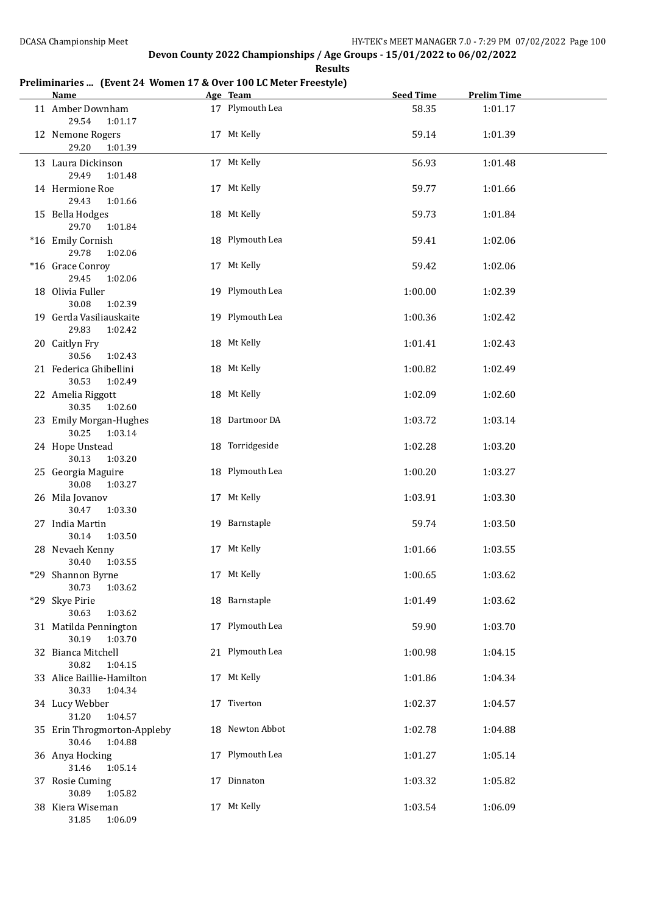**Devon County 2022 Championships / Age Groups - 15/01/2022 to 06/02/2022**

**Results**

### Preliminaries ... (Event 24 Women 17 & Over 100 LC Meter Freestyle)

| Name | Age | Team | Seed Time | Prelim Time |
|---|---|---|---|---|
| 11 Amber Downham | 17 | Plymouth Lea | 58.35 | 1:01.17 |
| 29.54 1:01.17 | | | | |
| 12 Nemone Rogers | 17 | Mt Kelly | 59.14 | 1:01.39 |
| 29.20 1:01.39 | | | | |
| 13 Laura Dickinson | 17 | Mt Kelly | 56.93 | 1:01.48 |
| 29.49 1:01.48 | | | | |
| 14 Hermione Roe | 17 | Mt Kelly | 59.77 | 1:01.66 |
| 29.43 1:01.66 | | | | |
| 15 Bella Hodges | 18 | Mt Kelly | 59.73 | 1:01.84 |
| 29.70 1:01.84 | | | | |
| *16 Emily Cornish | 18 | Plymouth Lea | 59.41 | 1:02.06 |
| 29.78 1:02.06 | | | | |
| *16 Grace Conroy | 17 | Mt Kelly | 59.42 | 1:02.06 |
| 29.45 1:02.06 | | | | |
| 18 Olivia Fuller | 19 | Plymouth Lea | 1:00.00 | 1:02.39 |
| 30.08 1:02.39 | | | | |
| 19 Gerda Vasiliauskaite | 19 | Plymouth Lea | 1:00.36 | 1:02.42 |
| 29.83 1:02.42 | | | | |
| 20 Caitlyn Fry | 18 | Mt Kelly | 1:01.41 | 1:02.43 |
| 30.56 1:02.43 | | | | |
| 21 Federica Ghibellini | 18 | Mt Kelly | 1:00.82 | 1:02.49 |
| 30.53 1:02.49 | | | | |
| 22 Amelia Riggott | 18 | Mt Kelly | 1:02.09 | 1:02.60 |
| 30.35 1:02.60 | | | | |
| 23 Emily Morgan-Hughes | 18 | Dartmoor DA | 1:03.72 | 1:03.14 |
| 30.25 1:03.14 | | | | |
| 24 Hope Unstead | 18 | Torridgeside | 1:02.28 | 1:03.20 |
| 30.13 1:03.20 | | | | |
| 25 Georgia Maguire | 18 | Plymouth Lea | 1:00.20 | 1:03.27 |
| 30.08 1:03.27 | | | | |
| 26 Mila Jovanov | 17 | Mt Kelly | 1:03.91 | 1:03.30 |
| 30.47 1:03.30 | | | | |
| 27 India Martin | 19 | Barnstaple | 59.74 | 1:03.50 |
| 30.14 1:03.50 | | | | |
| 28 Nevaeh Kenny | 17 | Mt Kelly | 1:01.66 | 1:03.55 |
| 30.40 1:03.55 | | | | |
| *29 Shannon Byrne | 17 | Mt Kelly | 1:00.65 | 1:03.62 |
| 30.73 1:03.62 | | | | |
| *29 Skye Pirie | 18 | Barnstaple | 1:01.49 | 1:03.62 |
| 30.63 1:03.62 | | | | |
| 31 Matilda Pennington | 17 | Plymouth Lea | 59.90 | 1:03.70 |
| 30.19 1:03.70 | | | | |
| 32 Bianca Mitchell | 21 | Plymouth Lea | 1:00.98 | 1:04.15 |
| 30.82 1:04.15 | | | | |
| 33 Alice Baillie-Hamilton | 17 | Mt Kelly | 1:01.86 | 1:04.34 |
| 30.33 1:04.34 | | | | |
| 34 Lucy Webber | 17 | Tiverton | 1:02.37 | 1:04.57 |
| 31.20 1:04.57 | | | | |
| 35 Erin Throgmorton-Appleby | 18 | Newton Abbot | 1:02.78 | 1:04.88 |
| 30.46 1:04.88 | | | | |
| 36 Anya Hocking | 17 | Plymouth Lea | 1:01.27 | 1:05.14 |
| 31.46 1:05.14 | | | | |
| 37 Rosie Cuming | 17 | Dinnaton | 1:03.32 | 1:05.82 |
| 30.89 1:05.82 | | | | |
| 38 Kiera Wiseman | 17 | Mt Kelly | 1:03.54 | 1:06.09 |
| 31.85 1:06.09 | | | | |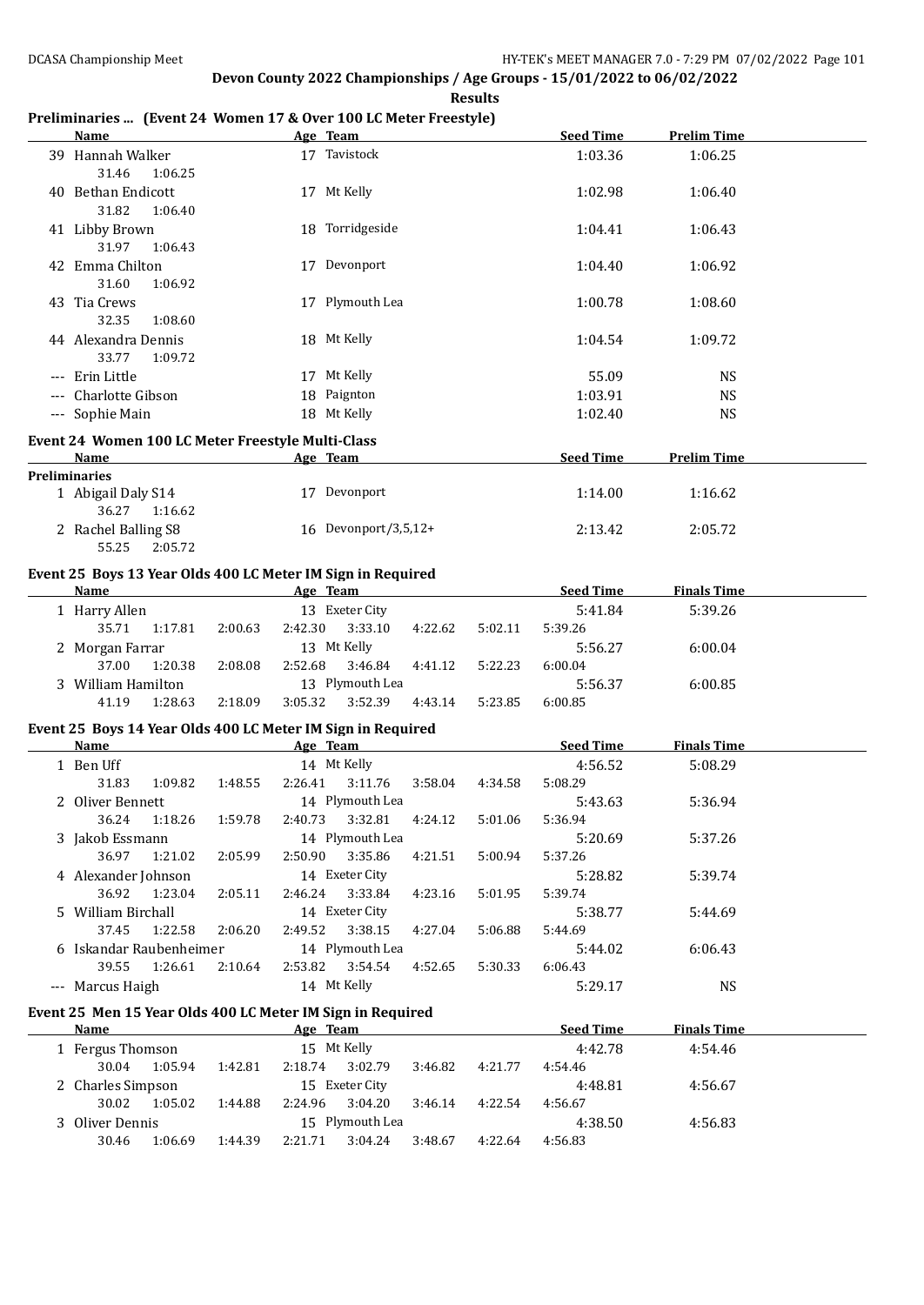## Devon County 2022 Championships / Age Groups - 15/01/2022 to 06/02/2022

**Results**

### Preliminaries ... (Event 24 Women 17 & Over 100 LC Meter Freestyle)

| | Name | Age | Team | Seed Time | Prelim Time |
|---|---|---|---|---|---|
| 39 | Hannah Walker | 17 | Tavistock | 1:03.36 | 1:06.25 |
| | 31.46 1:06.25 | | | | |
| 40 | Bethan Endicott | 17 | Mt Kelly | 1:02.98 | 1:06.40 |
| | 31.82 1:06.40 | | | | |
| 41 | Libby Brown | 18 | Torridgeside | 1:04.41 | 1:06.43 |
| | 31.97 1:06.43 | | | | |
| 42 | Emma Chilton | 17 | Devonport | 1:04.40 | 1:06.92 |
| | 31.60 1:06.92 | | | | |
| 43 | Tia Crews | 17 | Plymouth Lea | 1:00.78 | 1:08.60 |
| | 32.35 1:08.60 | | | | |
| 44 | Alexandra Dennis | 18 | Mt Kelly | 1:04.54 | 1:09.72 |
| | 33.77 1:09.72 | | | | |
| --- | Erin Little | 17 | Mt Kelly | 55.09 | NS |
| --- | Charlotte Gibson | 18 | Paignton | 1:03.91 | NS |
| --- | Sophie Main | 18 | Mt Kelly | 1:02.40 | NS |

### Event 24 Women 100 LC Meter Freestyle Multi-Class

| | Name | Age | Team | Seed Time | Prelim Time |
|---|---|---|---|---|---|
| **Preliminaries** | | | | | |
| 1 | Abigail Daly S14 | 17 | Devonport | 1:14.00 | 1:16.62 |
| | 36.27 1:16.62 | | | | |
| 2 | Rachel Balling S8 | 16 | Devonport/3,5,12+ | 2:13.42 | 2:05.72 |
| | 55.25 2:05.72 | | | | |

### Event 25 Boys 13 Year Olds 400 LC Meter IM Sign in Required

| | Name | Age | Team | Seed Time | Finals Time |
|---|---|---|---|---|---|
| 1 | Harry Allen | 13 | Exeter City | 5:41.84 | 5:39.26 |
| | 35.71 1:17.81 2:00.63 2:42.30 3:33.10 4:22.62 5:02.11 5:39.26 | | | | |
| 2 | Morgan Farrar | 13 | Mt Kelly | 5:56.27 | 6:00.04 |
| | 37.00 1:20.38 2:08.08 2:52.68 3:46.84 4:41.12 5:22.23 6:00.04 | | | | |
| 3 | William Hamilton | 13 | Plymouth Lea | 5:56.37 | 6:00.85 |
| | 41.19 1:28.63 2:18.09 3:05.32 3:52.39 4:43.14 5:23.85 6:00.85 | | | | |

### Event 25 Boys 14 Year Olds 400 LC Meter IM Sign in Required

| | Name | Age | Team | Seed Time | Finals Time |
|---|---|---|---|---|---|
| 1 | Ben Uff | 14 | Mt Kelly | 4:56.52 | 5:08.29 |
| | 31.83 1:09.82 1:48.55 2:26.41 3:11.76 3:58.04 4:34.58 5:08.29 | | | | |
| 2 | Oliver Bennett | 14 | Plymouth Lea | 5:43.63 | 5:36.94 |
| | 36.24 1:18.26 1:59.78 2:40.73 3:32.81 4:24.12 5:01.06 5:36.94 | | | | |
| 3 | Jakob Essmann | 14 | Plymouth Lea | 5:20.69 | 5:37.26 |
| | 36.97 1:21.02 2:05.99 2:50.90 3:35.86 4:21.51 5:00.94 5:37.26 | | | | |
| 4 | Alexander Johnson | 14 | Exeter City | 5:28.82 | 5:39.74 |
| | 36.92 1:23.04 2:05.11 2:46.24 3:33.84 4:23.16 5:01.95 5:39.74 | | | | |
| 5 | William Birchall | 14 | Exeter City | 5:38.77 | 5:44.69 |
| | 37.45 1:22.58 2:06.20 2:49.52 3:38.15 4:27.04 5:06.88 5:44.69 | | | | |
| 6 | Iskandar Raubenheimer | 14 | Plymouth Lea | 5:44.02 | 6:06.43 |
| | 39.55 1:26.61 2:10.64 2:53.82 3:54.54 4:52.65 5:30.33 6:06.43 | | | | |
| --- | Marcus Haigh | 14 | Mt Kelly | 5:29.17 | NS |

### Event 25 Men 15 Year Olds 400 LC Meter IM Sign in Required

| | Name | Age | Team | Seed Time | Finals Time |
|---|---|---|---|---|---|
| 1 | Fergus Thomson | 15 | Mt Kelly | 4:42.78 | 4:54.46 |
| | 30.04 1:05.94 1:42.81 2:18.74 3:02.79 3:46.82 4:21.77 4:54.46 | | | | |
| 2 | Charles Simpson | 15 | Exeter City | 4:48.81 | 4:56.67 |
| | 30.02 1:05.02 1:44.88 2:24.96 3:04.20 3:46.14 4:22.54 4:56.67 | | | | |
| 3 | Oliver Dennis | 15 | Plymouth Lea | 4:38.50 | 4:56.83 |
| | 30.46 1:06.69 1:44.39 2:21.71 3:04.24 3:48.67 4:22.64 4:56.83 | | | | |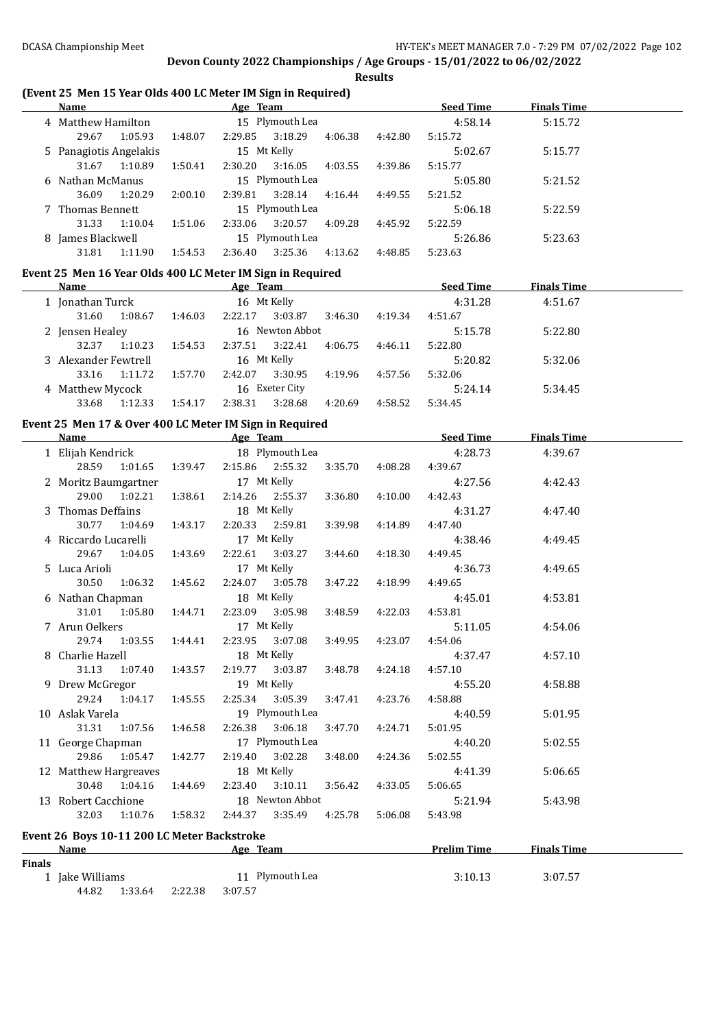Devon County 2022 Championships / Age Groups - 15/01/2022 to 06/02/2022

Results

### (Event 25 Men 15 Year Olds 400 LC Meter IM Sign in Required)

| Name | Age | Team | Seed Time | Finals Time |
|---|---|---|---|---|
| 4 Matthew Hamilton | 15 | Plymouth Lea | 4:58.14 | 5:15.72 |
| 29.67 1:05.93 1:48.07 2:29.85 3:18.29 4:06.38 4:42.80 5:15.72 | | | | |
| 5 Panagiotis Angelakis | 15 | Mt Kelly | 5:02.67 | 5:15.77 |
| 31.67 1:10.89 1:50.41 2:30.20 3:16.05 4:03.55 4:39.86 5:15.77 | | | | |
| 6 Nathan McManus | 15 | Plymouth Lea | 5:05.80 | 5:21.52 |
| 36.09 1:20.29 2:00.10 2:39.81 3:28.14 4:16.44 4:49.55 5:21.52 | | | | |
| 7 Thomas Bennett | 15 | Plymouth Lea | 5:06.18 | 5:22.59 |
| 31.33 1:10.04 1:51.06 2:33.06 3:20.57 4:09.28 4:45.92 5:22.59 | | | | |
| 8 James Blackwell | 15 | Plymouth Lea | 5:26.86 | 5:23.63 |
| 31.81 1:11.90 1:54.53 2:36.40 3:25.36 4:13.62 4:48.85 5:23.63 | | | | |

### Event 25 Men 16 Year Olds 400 LC Meter IM Sign in Required

| Name | Age | Team | Seed Time | Finals Time |
|---|---|---|---|---|
| 1 Jonathan Turck | 16 | Mt Kelly | 4:31.28 | 4:51.67 |
| 31.60 1:08.67 1:46.03 2:22.17 3:03.87 3:46.30 4:19.34 4:51.67 | | | | |
| 2 Jensen Healey | 16 | Newton Abbot | 5:15.78 | 5:22.80 |
| 32.37 1:10.23 1:54.53 2:37.51 3:22.41 4:06.75 4:46.11 5:22.80 | | | | |
| 3 Alexander Fewtrell | 16 | Mt Kelly | 5:20.82 | 5:32.06 |
| 33.16 1:11.72 1:57.70 2:42.07 3:30.95 4:19.96 4:57.56 5:32.06 | | | | |
| 4 Matthew Mycock | 16 | Exeter City | 5:24.14 | 5:34.45 |
| 33.68 1:12.33 1:54.17 2:38.31 3:28.68 4:20.69 4:58.52 5:34.45 | | | | |

### Event 25 Men 17 & Over 400 LC Meter IM Sign in Required

| Name | Age | Team | Seed Time | Finals Time |
|---|---|---|---|---|
| 1 Elijah Kendrick | 18 | Plymouth Lea | 4:28.73 | 4:39.67 |
| 28.59 1:01.65 1:39.47 2:15.86 2:55.32 3:35.70 4:08.28 4:39.67 | | | | |
| 2 Moritz Baumgartner | 17 | Mt Kelly | 4:27.56 | 4:42.43 |
| 29.00 1:02.21 1:38.61 2:14.26 2:55.37 3:36.80 4:10.00 4:42.43 | | | | |
| 3 Thomas Deffains | 18 | Mt Kelly | 4:31.27 | 4:47.40 |
| 30.77 1:04.69 1:43.17 2:20.33 2:59.81 3:39.98 4:14.89 4:47.40 | | | | |
| 4 Riccardo Lucarelli | 17 | Mt Kelly | 4:38.46 | 4:49.45 |
| 29.67 1:04.05 1:43.69 2:22.61 3:03.27 3:44.60 4:18.30 4:49.45 | | | | |
| 5 Luca Arioli | 17 | Mt Kelly | 4:36.73 | 4:49.65 |
| 30.50 1:06.32 1:45.62 2:24.07 3:05.78 3:47.22 4:18.99 4:49.65 | | | | |
| 6 Nathan Chapman | 18 | Mt Kelly | 4:45.01 | 4:53.81 |
| 31.01 1:05.80 1:44.71 2:23.09 3:05.98 3:48.59 4:22.03 4:53.81 | | | | |
| 7 Arun Oelkers | 17 | Mt Kelly | 5:11.05 | 4:54.06 |
| 29.74 1:03.55 1:44.41 2:23.95 3:07.08 3:49.95 4:23.07 4:54.06 | | | | |
| 8 Charlie Hazell | 18 | Mt Kelly | 4:37.47 | 4:57.10 |
| 31.13 1:07.40 1:43.57 2:19.77 3:03.87 3:48.78 4:24.18 4:57.10 | | | | |
| 9 Drew McGregor | 19 | Mt Kelly | 4:55.20 | 4:58.88 |
| 29.24 1:04.17 1:45.55 2:25.34 3:05.39 3:47.41 4:23.76 4:58.88 | | | | |
| 10 Aslak Varela | 19 | Plymouth Lea | 4:40.59 | 5:01.95 |
| 31.31 1:07.56 1:46.58 2:26.38 3:06.18 3:47.70 4:24.71 5:01.95 | | | | |
| 11 George Chapman | 17 | Plymouth Lea | 4:40.20 | 5:02.55 |
| 29.86 1:05.47 1:42.77 2:19.40 3:02.28 3:48.00 4:24.36 5:02.55 | | | | |
| 12 Matthew Hargreaves | 18 | Mt Kelly | 4:41.39 | 5:06.65 |
| 30.48 1:04.16 1:44.69 2:23.40 3:10.11 3:56.42 4:33.05 5:06.65 | | | | |
| 13 Robert Cacchione | 18 | Newton Abbot | 5:21.94 | 5:43.98 |
| 32.03 1:10.76 1:58.32 2:44.37 3:35.49 4:25.78 5:06.08 5:43.98 | | | | |

### Event 26 Boys 10-11 200 LC Meter Backstroke

| Name | Age | Team | Prelim Time | Finals Time |
|---|---|---|---|---|
| **Finals** | | | | |
| 1 Jake Williams | 11 | Plymouth Lea | 3:10.13 | 3:07.57 |
| 44.82 1:33.64 2:22.38 3:07.57 | | | | |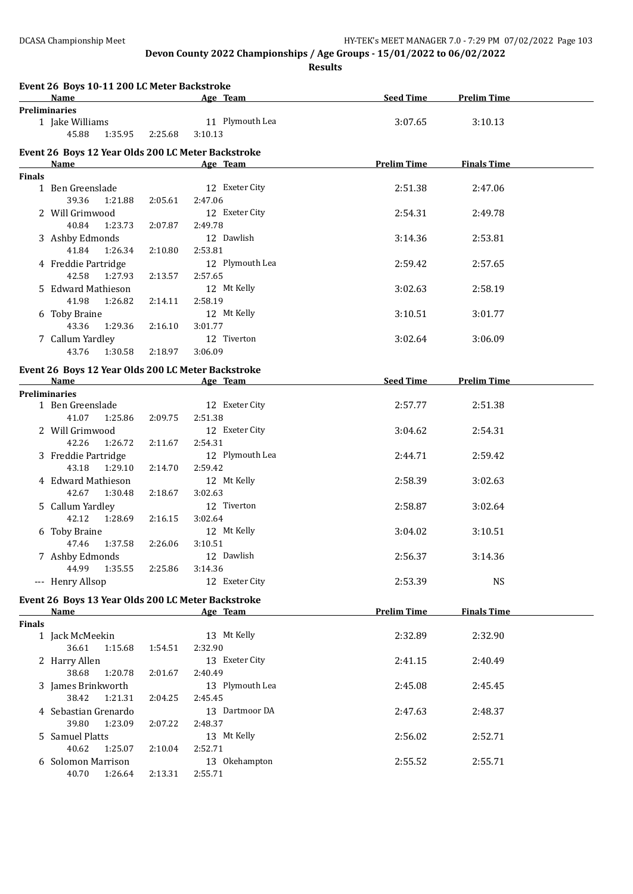# Devon County 2022 Championships / Age Groups - 15/01/2022 to 06/02/2022

## Results

### Event 26 Boys 10-11 200 LC Meter Backstroke

| | Name | Age | Team | Seed Time | Prelim Time |
|---|---|---|---|---|---|
| **Preliminaries** | | | | | |
| 1 | Jake Williams | 11 | Plymouth Lea | 3:07.65 | 3:10.13 |
| | 45.88 1:35.95 2:25.68 3:10.13 | | | | |

### Event 26 Boys 12 Year Olds 200 LC Meter Backstroke

| | Name | Age | Team | Prelim Time | Finals Time |
|---|---|---|---|---|---|
| **Finals** | | | | | |
| 1 | Ben Greenslade | 12 | Exeter City | 2:51.38 | 2:47.06 |
| | 39.36 1:21.88 2:05.61 2:47.06 | | | | |
| 2 | Will Grimwood | 12 | Exeter City | 2:54.31 | 2:49.78 |
| | 40.84 1:23.73 2:07.87 2:49.78 | | | | |
| 3 | Ashby Edmonds | 12 | Dawlish | 3:14.36 | 2:53.81 |
| | 41.84 1:26.34 2:10.80 2:53.81 | | | | |
| 4 | Freddie Partridge | 12 | Plymouth Lea | 2:59.42 | 2:57.65 |
| | 42.58 1:27.93 2:13.57 2:57.65 | | | | |
| 5 | Edward Mathieson | 12 | Mt Kelly | 3:02.63 | 2:58.19 |
| | 41.98 1:26.82 2:14.11 2:58.19 | | | | |
| 6 | Toby Braine | 12 | Mt Kelly | 3:10.51 | 3:01.77 |
| | 43.36 1:29.36 2:16.10 3:01.77 | | | | |
| 7 | Callum Yardley | 12 | Tiverton | 3:02.64 | 3:06.09 |
| | 43.76 1:30.58 2:18.97 3:06.09 | | | | |

### Event 26 Boys 12 Year Olds 200 LC Meter Backstroke

| | Name | Age | Team | Seed Time | Prelim Time |
|---|---|---|---|---|---|
| **Preliminaries** | | | | | |
| 1 | Ben Greenslade | 12 | Exeter City | 2:57.77 | 2:51.38 |
| | 41.07 1:25.86 2:09.75 2:51.38 | | | | |
| 2 | Will Grimwood | 12 | Exeter City | 3:04.62 | 2:54.31 |
| | 42.26 1:26.72 2:11.67 2:54.31 | | | | |
| 3 | Freddie Partridge | 12 | Plymouth Lea | 2:44.71 | 2:59.42 |
| | 43.18 1:29.10 2:14.70 2:59.42 | | | | |
| 4 | Edward Mathieson | 12 | Mt Kelly | 2:58.39 | 3:02.63 |
| | 42.67 1:30.48 2:18.67 3:02.63 | | | | |
| 5 | Callum Yardley | 12 | Tiverton | 2:58.87 | 3:02.64 |
| | 42.12 1:28.69 2:16.15 3:02.64 | | | | |
| 6 | Toby Braine | 12 | Mt Kelly | 3:04.02 | 3:10.51 |
| | 47.46 1:37.58 2:26.06 3:10.51 | | | | |
| 7 | Ashby Edmonds | 12 | Dawlish | 2:56.37 | 3:14.36 |
| | 44.99 1:35.55 2:25.86 3:14.36 | | | | |
| --- | Henry Allsop | 12 | Exeter City | 2:53.39 | NS |

### Event 26 Boys 13 Year Olds 200 LC Meter Backstroke

| | Name | Age | Team | Prelim Time | Finals Time |
|---|---|---|---|---|---|
| **Finals** | | | | | |
| 1 | Jack McMeekin | 13 | Mt Kelly | 2:32.89 | 2:32.90 |
| | 36.61 1:15.68 1:54.51 2:32.90 | | | | |
| 2 | Harry Allen | 13 | Exeter City | 2:41.15 | 2:40.49 |
| | 38.68 1:20.78 2:01.67 2:40.49 | | | | |
| 3 | James Brinkworth | 13 | Plymouth Lea | 2:45.08 | 2:45.45 |
| | 38.42 1:21.31 2:04.25 2:45.45 | | | | |
| 4 | Sebastian Grenardo | 13 | Dartmoor DA | 2:47.63 | 2:48.37 |
| | 39.80 1:23.09 2:07.22 2:48.37 | | | | |
| 5 | Samuel Platts | 13 | Mt Kelly | 2:56.02 | 2:52.71 |
| | 40.62 1:25.07 2:10.04 2:52.71 | | | | |
| 6 | Solomon Marrison | 13 | Okehampton | 2:55.52 | 2:55.71 |
| | 40.70 1:26.64 2:13.31 2:55.71 | | | | |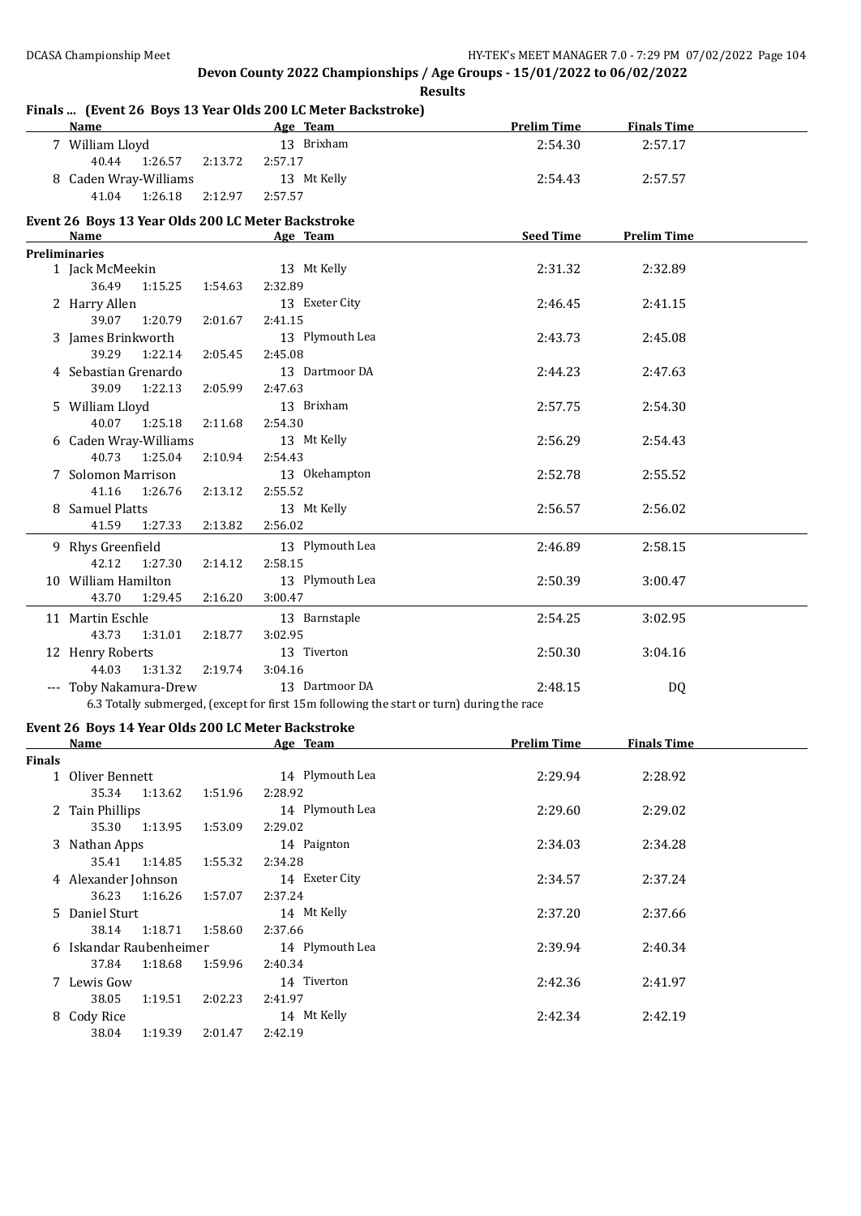Devon County 2022 Championships / Age Groups - 15/01/2022 to 06/02/2022

**Results**

## Finals ... (Event 26 Boys 13 Year Olds 200 LC Meter Backstroke)

| | Name | Age | Team | Prelim Time | Finals Time |
|---|---|---|---|---|---|
| 7 | William Lloyd | 13 | Brixham | 2:54.30 | 2:57.17 |
| | 40.44 1:26.57 2:13.72 2:57.17 | | | | |
| 8 | Caden Wray-Williams | 13 | Mt Kelly | 2:54.43 | 2:57.57 |
| | 41.04 1:26.18 2:12.97 2:57.57 | | | | |

## Event 26 Boys 13 Year Olds 200 LC Meter Backstroke

| | Name | Age | Team | Seed Time | Prelim Time |
|---|---|---|---|---|---|
| **Preliminaries** | | | | | |
| 1 | Jack McMeekin | 13 | Mt Kelly | 2:31.32 | 2:32.89 |
| | 36.49 1:15.25 1:54.63 2:32.89 | | | | |
| 2 | Harry Allen | 13 | Exeter City | 2:46.45 | 2:41.15 |
| | 39.07 1:20.79 2:01.67 2:41.15 | | | | |
| 3 | James Brinkworth | 13 | Plymouth Lea | 2:43.73 | 2:45.08 |
| | 39.29 1:22.14 2:05.45 2:45.08 | | | | |
| 4 | Sebastian Grenardo | 13 | Dartmoor DA | 2:44.23 | 2:47.63 |
| | 39.09 1:22.13 2:05.99 2:47.63 | | | | |
| 5 | William Lloyd | 13 | Brixham | 2:57.75 | 2:54.30 |
| | 40.07 1:25.18 2:11.68 2:54.30 | | | | |
| 6 | Caden Wray-Williams | 13 | Mt Kelly | 2:56.29 | 2:54.43 |
| | 40.73 1:25.04 2:10.94 2:54.43 | | | | |
| 7 | Solomon Marrison | 13 | Okehampton | 2:52.78 | 2:55.52 |
| | 41.16 1:26.76 2:13.12 2:55.52 | | | | |
| 8 | Samuel Platts | 13 | Mt Kelly | 2:56.57 | 2:56.02 |
| | 41.59 1:27.33 2:13.82 2:56.02 | | | | |
| 9 | Rhys Greenfield | 13 | Plymouth Lea | 2:46.89 | 2:58.15 |
| | 42.12 1:27.30 2:14.12 2:58.15 | | | | |
| 10 | William Hamilton | 13 | Plymouth Lea | 2:50.39 | 3:00.47 |
| | 43.70 1:29.45 2:16.20 3:00.47 | | | | |
| 11 | Martin Eschle | 13 | Barnstaple | 2:54.25 | 3:02.95 |
| | 43.73 1:31.01 2:18.77 3:02.95 | | | | |
| 12 | Henry Roberts | 13 | Tiverton | 2:50.30 | 3:04.16 |
| | 44.03 1:31.32 2:19.74 3:04.16 | | | | |
| --- | Toby Nakamura-Drew | 13 | Dartmoor DA | 2:48.15 | DQ |
| | 6.3 Totally submerged, (except for first 15m following the start or turn) during the race | | | | |

## Event 26 Boys 14 Year Olds 200 LC Meter Backstroke

| | Name | Age | Team | Prelim Time | Finals Time |
|---|---|---|---|---|---|
| **Finals** | | | | | |
| 1 | Oliver Bennett | 14 | Plymouth Lea | 2:29.94 | 2:28.92 |
| | 35.34 1:13.62 1:51.96 2:28.92 | | | | |
| 2 | Tain Phillips | 14 | Plymouth Lea | 2:29.60 | 2:29.02 |
| | 35.30 1:13.95 1:53.09 2:29.02 | | | | |
| 3 | Nathan Apps | 14 | Paignton | 2:34.03 | 2:34.28 |
| | 35.41 1:14.85 1:55.32 2:34.28 | | | | |
| 4 | Alexander Johnson | 14 | Exeter City | 2:34.57 | 2:37.24 |
| | 36.23 1:16.26 1:57.07 2:37.24 | | | | |
| 5 | Daniel Sturt | 14 | Mt Kelly | 2:37.20 | 2:37.66 |
| | 38.14 1:18.71 1:58.60 2:37.66 | | | | |
| 6 | Iskandar Raubenheimer | 14 | Plymouth Lea | 2:39.94 | 2:40.34 |
| | 37.84 1:18.68 1:59.96 2:40.34 | | | | |
| 7 | Lewis Gow | 14 | Tiverton | 2:42.36 | 2:41.97 |
| | 38.05 1:19.51 2:02.23 2:41.97 | | | | |
| 8 | Cody Rice | 14 | Mt Kelly | 2:42.34 | 2:42.19 |
| | 38.04 1:19.39 2:01.47 2:42.19 | | | | |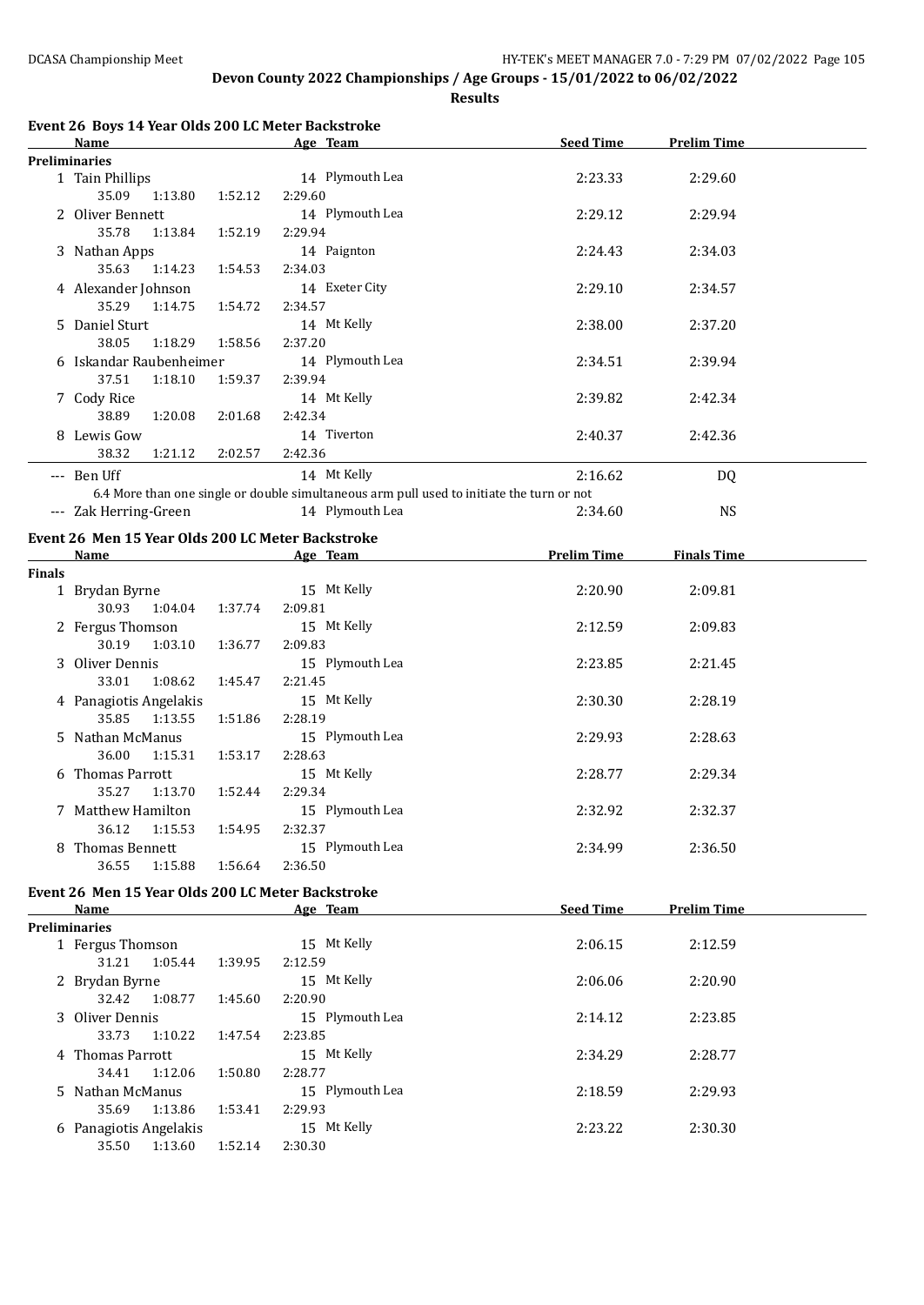## Devon County 2022 Championships / Age Groups - 15/01/2022 to 06/02/2022

**Results**

### Event 26 Boys 14 Year Olds 200 LC Meter Backstroke

| | Name | Age | Team | Seed Time | Prelim Time |
|---|---|---|---|---|---|
| **Preliminaries** | | | | | |
| 1 | Tain Phillips | 14 | Plymouth Lea | 2:23.33 | 2:29.60 |
| | 35.09 1:13.80 1:52.12 2:29.60 | | | | |
| 2 | Oliver Bennett | 14 | Plymouth Lea | 2:29.12 | 2:29.94 |
| | 35.78 1:13.84 1:52.19 2:29.94 | | | | |
| 3 | Nathan Apps | 14 | Paignton | 2:24.43 | 2:34.03 |
| | 35.63 1:14.23 1:54.53 2:34.03 | | | | |
| 4 | Alexander Johnson | 14 | Exeter City | 2:29.10 | 2:34.57 |
| | 35.29 1:14.75 1:54.72 2:34.57 | | | | |
| 5 | Daniel Sturt | 14 | Mt Kelly | 2:38.00 | 2:37.20 |
| | 38.05 1:18.29 1:58.56 2:37.20 | | | | |
| 6 | Iskandar Raubenheimer | 14 | Plymouth Lea | 2:34.51 | 2:39.94 |
| | 37.51 1:18.10 1:59.37 2:39.94 | | | | |
| 7 | Cody Rice | 14 | Mt Kelly | 2:39.82 | 2:42.34 |
| | 38.89 1:20.08 2:01.68 2:42.34 | | | | |
| 8 | Lewis Gow | 14 | Tiverton | 2:40.37 | 2:42.36 |
| | 38.32 1:21.12 2:02.57 2:42.36 | | | | |
| --- | Ben Uff | 14 | Mt Kelly | 2:16.62 | DQ |
| | 6.4 More than one single or double simultaneous arm pull used to initiate the turn or not | | | | |
| --- | Zak Herring-Green | 14 | Plymouth Lea | 2:34.60 | NS |

### Event 26 Men 15 Year Olds 200 LC Meter Backstroke

| | Name | Age | Team | Prelim Time | Finals Time |
|---|---|---|---|---|---|
| **Finals** | | | | | |
| 1 | Brydan Byrne | 15 | Mt Kelly | 2:20.90 | 2:09.81 |
| | 30.93 1:04.04 1:37.74 2:09.81 | | | | |
| 2 | Fergus Thomson | 15 | Mt Kelly | 2:12.59 | 2:09.83 |
| | 30.19 1:03.10 1:36.77 2:09.83 | | | | |
| 3 | Oliver Dennis | 15 | Plymouth Lea | 2:23.85 | 2:21.45 |
| | 33.01 1:08.62 1:45.47 2:21.45 | | | | |
| 4 | Panagiotis Angelakis | 15 | Mt Kelly | 2:30.30 | 2:28.19 |
| | 35.85 1:13.55 1:51.86 2:28.19 | | | | |
| 5 | Nathan McManus | 15 | Plymouth Lea | 2:29.93 | 2:28.63 |
| | 36.00 1:15.31 1:53.17 2:28.63 | | | | |
| 6 | Thomas Parrott | 15 | Mt Kelly | 2:28.77 | 2:29.34 |
| | 35.27 1:13.70 1:52.44 2:29.34 | | | | |
| 7 | Matthew Hamilton | 15 | Plymouth Lea | 2:32.92 | 2:32.37 |
| | 36.12 1:15.53 1:54.95 2:32.37 | | | | |
| 8 | Thomas Bennett | 15 | Plymouth Lea | 2:34.99 | 2:36.50 |
| | 36.55 1:15.88 1:56.64 2:36.50 | | | | |

### Event 26 Men 15 Year Olds 200 LC Meter Backstroke

| | Name | Age | Team | Seed Time | Prelim Time |
|---|---|---|---|---|---|
| **Preliminaries** | | | | | |
| 1 | Fergus Thomson | 15 | Mt Kelly | 2:06.15 | 2:12.59 |
| | 31.21 1:05.44 1:39.95 2:12.59 | | | | |
| 2 | Brydan Byrne | 15 | Mt Kelly | 2:06.06 | 2:20.90 |
| | 32.42 1:08.77 1:45.60 2:20.90 | | | | |
| 3 | Oliver Dennis | 15 | Plymouth Lea | 2:14.12 | 2:23.85 |
| | 33.73 1:10.22 1:47.54 2:23.85 | | | | |
| 4 | Thomas Parrott | 15 | Mt Kelly | 2:34.29 | 2:28.77 |
| | 34.41 1:12.06 1:50.80 2:28.77 | | | | |
| 5 | Nathan McManus | 15 | Plymouth Lea | 2:18.59 | 2:29.93 |
| | 35.69 1:13.86 1:53.41 2:29.93 | | | | |
| 6 | Panagiotis Angelakis | 15 | Mt Kelly | 2:23.22 | 2:30.30 |
| | 35.50 1:13.60 1:52.14 2:30.30 | | | | |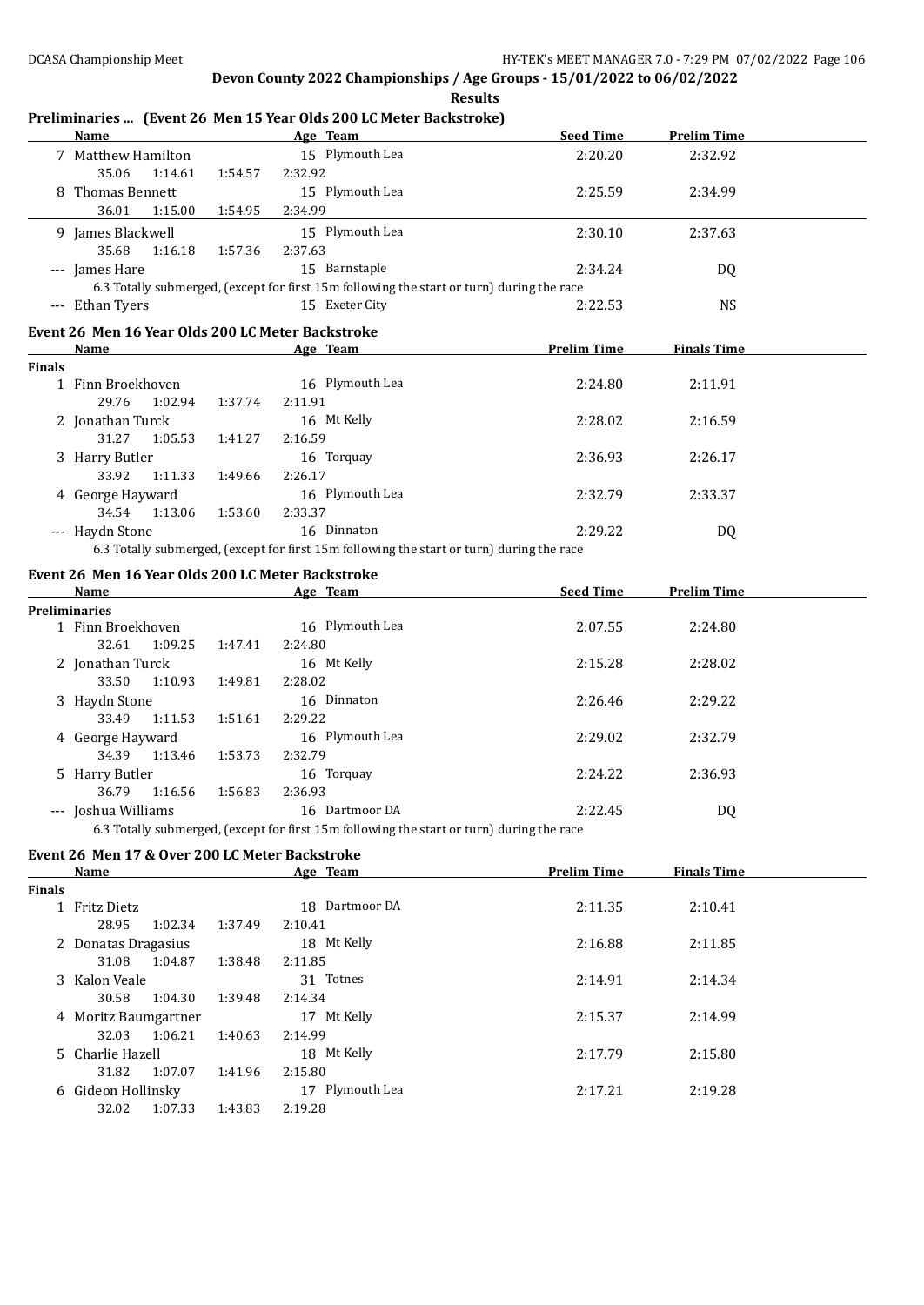## Devon County 2022 Championships / Age Groups - 15/01/2022 to 06/02/2022

**Results**

### Preliminaries ... (Event 26 Men 15 Year Olds 200 LC Meter Backstroke)

| | Name | Age | Team | Seed Time | Prelim Time |
|---|---|---|---|---|---|
| 7 | Matthew Hamilton | 15 | Plymouth Lea | 2:20.20 | 2:32.92 |
| | 35.06 1:14.61 1:54.57 2:32.92 | | | | |
| 8 | Thomas Bennett | 15 | Plymouth Lea | 2:25.59 | 2:34.99 |
| | 36.01 1:15.00 1:54.95 2:34.99 | | | | |
| 9 | James Blackwell | 15 | Plymouth Lea | 2:30.10 | 2:37.63 |
| | 35.68 1:16.18 1:57.36 2:37.63 | | | | |
| --- | James Hare | 15 | Barnstaple | 2:34.24 | DQ |
| | 6.3 Totally submerged, (except for first 15m following the start or turn) during the race | | | | |
| --- | Ethan Tyers | 15 | Exeter City | 2:22.53 | NS |

### Event 26 Men 16 Year Olds 200 LC Meter Backstroke

| | Name | Age | Team | Prelim Time | Finals Time |
|---|---|---|---|---|---|
| **Finals** | | | | | |
| 1 | Finn Broekhoven | 16 | Plymouth Lea | 2:24.80 | 2:11.91 |
| | 29.76 1:02.94 1:37.74 2:11.91 | | | | |
| 2 | Jonathan Turck | 16 | Mt Kelly | 2:28.02 | 2:16.59 |
| | 31.27 1:05.53 1:41.27 2:16.59 | | | | |
| 3 | Harry Butler | 16 | Torquay | 2:36.93 | 2:26.17 |
| | 33.92 1:11.33 1:49.66 2:26.17 | | | | |
| 4 | George Hayward | 16 | Plymouth Lea | 2:32.79 | 2:33.37 |
| | 34.54 1:13.06 1:53.60 2:33.37 | | | | |
| --- | Haydn Stone | 16 | Dinnaton | 2:29.22 | DQ |
| | 6.3 Totally submerged, (except for first 15m following the start or turn) during the race | | | | |

### Event 26 Men 16 Year Olds 200 LC Meter Backstroke

| | Name | Age | Team | Seed Time | Prelim Time |
|---|---|---|---|---|---|
| **Preliminaries** | | | | | |
| 1 | Finn Broekhoven | 16 | Plymouth Lea | 2:07.55 | 2:24.80 |
| | 32.61 1:09.25 1:47.41 2:24.80 | | | | |
| 2 | Jonathan Turck | 16 | Mt Kelly | 2:15.28 | 2:28.02 |
| | 33.50 1:10.93 1:49.81 2:28.02 | | | | |
| 3 | Haydn Stone | 16 | Dinnaton | 2:26.46 | 2:29.22 |
| | 33.49 1:11.53 1:51.61 2:29.22 | | | | |
| 4 | George Hayward | 16 | Plymouth Lea | 2:29.02 | 2:32.79 |
| | 34.39 1:13.46 1:53.73 2:32.79 | | | | |
| 5 | Harry Butler | 16 | Torquay | 2:24.22 | 2:36.93 |
| | 36.79 1:16.56 1:56.83 2:36.93 | | | | |
| --- | Joshua Williams | 16 | Dartmoor DA | 2:22.45 | DQ |
| | 6.3 Totally submerged, (except for first 15m following the start or turn) during the race | | | | |

### Event 26 Men 17 & Over 200 LC Meter Backstroke

| | Name | Age | Team | Prelim Time | Finals Time |
|---|---|---|---|---|---|
| **Finals** | | | | | |
| 1 | Fritz Dietz | 18 | Dartmoor DA | 2:11.35 | 2:10.41 |
| | 28.95 1:02.34 1:37.49 2:10.41 | | | | |
| 2 | Donatas Dragasius | 18 | Mt Kelly | 2:16.88 | 2:11.85 |
| | 31.08 1:04.87 1:38.48 2:11.85 | | | | |
| 3 | Kalon Veale | 31 | Totnes | 2:14.91 | 2:14.34 |
| | 30.58 1:04.30 1:39.48 2:14.34 | | | | |
| 4 | Moritz Baumgartner | 17 | Mt Kelly | 2:15.37 | 2:14.99 |
| | 32.03 1:06.21 1:40.63 2:14.99 | | | | |
| 5 | Charlie Hazell | 18 | Mt Kelly | 2:17.79 | 2:15.80 |
| | 31.82 1:07.07 1:41.96 2:15.80 | | | | |
| 6 | Gideon Hollinsky | 17 | Plymouth Lea | 2:17.21 | 2:19.28 |
| | 32.02 1:07.33 1:43.83 2:19.28 | | | | |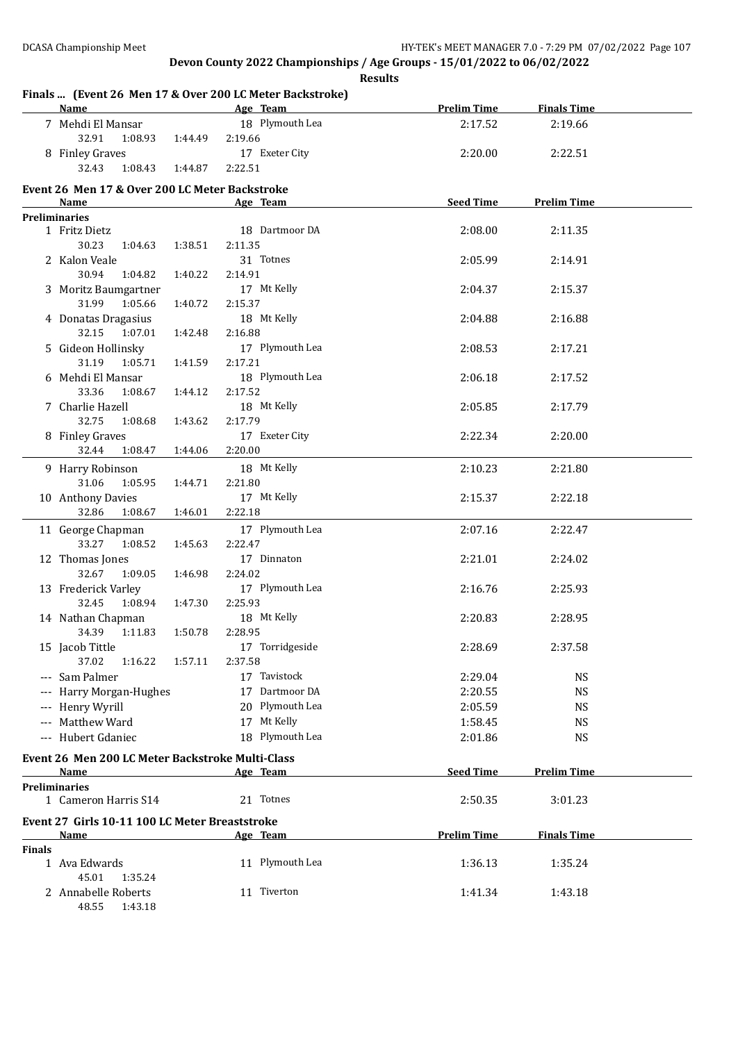## Devon County 2022 Championships / Age Groups - 15/01/2022 to 06/02/2022

**Results**

### Finals ... (Event 26 Men 17 & Over 200 LC Meter Backstroke)

| | Name | Age | Team | Prelim Time | Finals Time |
|---|---|---|---|---|---|
| 7 | Mehdi El Mansar | 18 | Plymouth Lea | 2:17.52 | 2:19.66 |
| | 32.91 1:08.93 1:44.49 2:19.66 | | | | |
| 8 | Finley Graves | 17 | Exeter City | 2:20.00 | 2:22.51 |
| | 32.43 1:08.43 1:44.87 2:22.51 | | | | |

### Event 26 Men 17 & Over 200 LC Meter Backstroke

| | Name | Age | Team | Seed Time | Prelim Time |
|---|---|---|---|---|---|
| **Preliminaries** | | | | | |
| 1 | Fritz Dietz | 18 | Dartmoor DA | 2:08.00 | 2:11.35 |
| | 30.23 1:04.63 1:38.51 2:11.35 | | | | |
| 2 | Kalon Veale | 31 | Totnes | 2:05.99 | 2:14.91 |
| | 30.94 1:04.82 1:40.22 2:14.91 | | | | |
| 3 | Moritz Baumgartner | 17 | Mt Kelly | 2:04.37 | 2:15.37 |
| | 31.99 1:05.66 1:40.72 2:15.37 | | | | |
| 4 | Donatas Dragasius | 18 | Mt Kelly | 2:04.88 | 2:16.88 |
| | 32.15 1:07.01 1:42.48 2:16.88 | | | | |
| 5 | Gideon Hollinsky | 17 | Plymouth Lea | 2:08.53 | 2:17.21 |
| | 31.19 1:05.71 1:41.59 2:17.21 | | | | |
| 6 | Mehdi El Mansar | 18 | Plymouth Lea | 2:06.18 | 2:17.52 |
| | 33.36 1:08.67 1:44.12 2:17.52 | | | | |
| 7 | Charlie Hazell | 18 | Mt Kelly | 2:05.85 | 2:17.79 |
| | 32.75 1:08.68 1:43.62 2:17.79 | | | | |
| 8 | Finley Graves | 17 | Exeter City | 2:22.34 | 2:20.00 |
| | 32.44 1:08.47 1:44.06 2:20.00 | | | | |
| 9 | Harry Robinson | 18 | Mt Kelly | 2:10.23 | 2:21.80 |
| | 31.06 1:05.95 1:44.71 2:21.80 | | | | |
| 10 | Anthony Davies | 17 | Mt Kelly | 2:15.37 | 2:22.18 |
| | 32.86 1:08.67 1:46.01 2:22.18 | | | | |
| 11 | George Chapman | 17 | Plymouth Lea | 2:07.16 | 2:22.47 |
| | 33.27 1:08.52 1:45.63 2:22.47 | | | | |
| 12 | Thomas Jones | 17 | Dinnaton | 2:21.01 | 2:24.02 |
| | 32.67 1:09.05 1:46.98 2:24.02 | | | | |
| 13 | Frederick Varley | 17 | Plymouth Lea | 2:16.76 | 2:25.93 |
| | 32.45 1:08.94 1:47.30 2:25.93 | | | | |
| 14 | Nathan Chapman | 18 | Mt Kelly | 2:20.83 | 2:28.95 |
| | 34.39 1:11.83 1:50.78 2:28.95 | | | | |
| 15 | Jacob Tittle | 17 | Torridgeside | 2:28.69 | 2:37.58 |
| | 37.02 1:16.22 1:57.11 2:37.58 | | | | |
| --- | Sam Palmer | 17 | Tavistock | 2:29.04 | NS |
| --- | Harry Morgan-Hughes | 17 | Dartmoor DA | 2:20.55 | NS |
| --- | Henry Wyrill | 20 | Plymouth Lea | 2:05.59 | NS |
| --- | Matthew Ward | 17 | Mt Kelly | 1:58.45 | NS |
| --- | Hubert Gdaniec | 18 | Plymouth Lea | 2:01.86 | NS |

### Event 26 Men 200 LC Meter Backstroke Multi-Class

| | Name | Age | Team | Seed Time | Prelim Time |
|---|---|---|---|---|---|
| **Preliminaries** | | | | | |
| 1 | Cameron Harris S14 | 21 | Totnes | 2:50.35 | 3:01.23 |

### Event 27 Girls 10-11 100 LC Meter Breaststroke

| | Name | Age | Team | Prelim Time | Finals Time |
|---|---|---|---|---|---|
| **Finals** | | | | | |
| 1 | Ava Edwards | 11 | Plymouth Lea | 1:36.13 | 1:35.24 |
| | 45.01 1:35.24 | | | | |
| 2 | Annabelle Roberts | 11 | Tiverton | 1:41.34 | 1:43.18 |
| | 48.55 1:43.18 | | | | |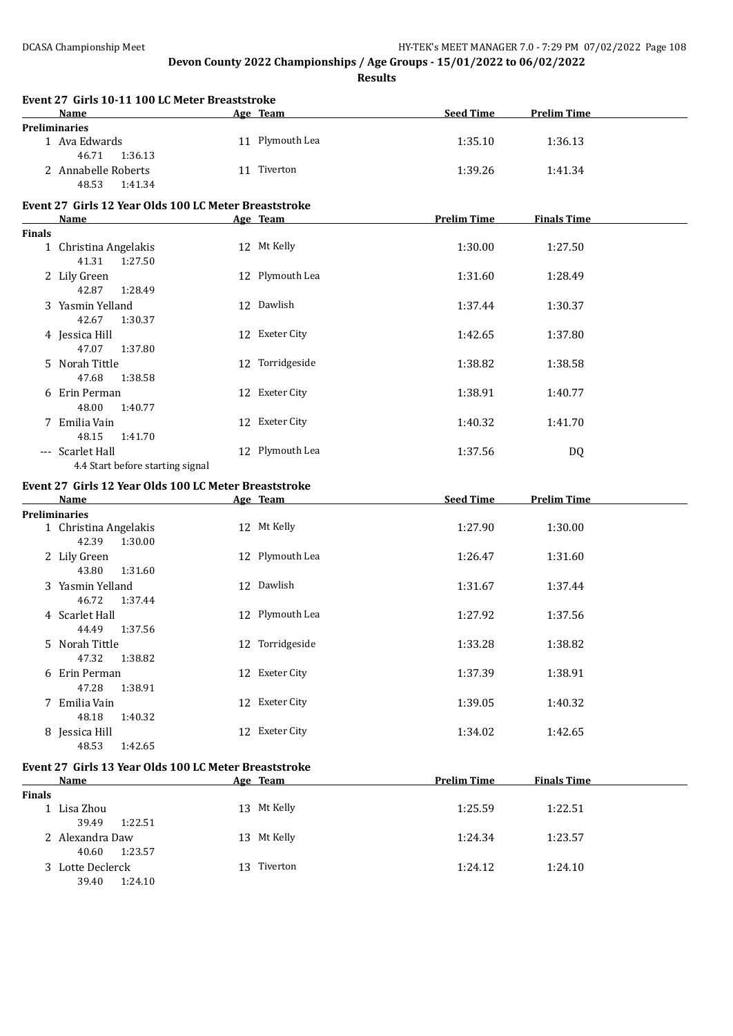**Devon County 2022 Championships / Age Groups - 15/01/2022 to 06/02/2022**

**Results**

### Event 27 Girls 10-11 100 LC Meter Breaststroke

| | Name | Age | Team | Seed Time | Prelim Time |
|---|---|---|---|---|---|
| **Preliminaries** | | | | | |
| 1 | Ava Edwards | 11 | Plymouth Lea | 1:35.10 | 1:36.13 |
| | 46.71 1:36.13 | | | | |
| 2 | Annabelle Roberts | 11 | Tiverton | 1:39.26 | 1:41.34 |
| | 48.53 1:41.34 | | | | |

### Event 27 Girls 12 Year Olds 100 LC Meter Breaststroke

| | Name | Age | Team | Prelim Time | Finals Time |
|---|---|---|---|---|---|
| **Finals** | | | | | |
| 1 | Christina Angelakis | 12 | Mt Kelly | 1:30.00 | 1:27.50 |
| | 41.31 1:27.50 | | | | |
| 2 | Lily Green | 12 | Plymouth Lea | 1:31.60 | 1:28.49 |
| | 42.87 1:28.49 | | | | |
| 3 | Yasmin Yelland | 12 | Dawlish | 1:37.44 | 1:30.37 |
| | 42.67 1:30.37 | | | | |
| 4 | Jessica Hill | 12 | Exeter City | 1:42.65 | 1:37.80 |
| | 47.07 1:37.80 | | | | |
| 5 | Norah Tittle | 12 | Torridgeside | 1:38.82 | 1:38.58 |
| | 47.68 1:38.58 | | | | |
| 6 | Erin Perman | 12 | Exeter City | 1:38.91 | 1:40.77 |
| | 48.00 1:40.77 | | | | |
| 7 | Emilia Vain | 12 | Exeter City | 1:40.32 | 1:41.70 |
| | 48.15 1:41.70 | | | | |
| --- | Scarlet Hall | 12 | Plymouth Lea | 1:37.56 | DQ |
| | 4.4 Start before starting signal | | | | |

### Event 27 Girls 12 Year Olds 100 LC Meter Breaststroke

| | Name | Age | Team | Seed Time | Prelim Time |
|---|---|---|---|---|---|
| **Preliminaries** | | | | | |
| 1 | Christina Angelakis | 12 | Mt Kelly | 1:27.90 | 1:30.00 |
| | 42.39 1:30.00 | | | | |
| 2 | Lily Green | 12 | Plymouth Lea | 1:26.47 | 1:31.60 |
| | 43.80 1:31.60 | | | | |
| 3 | Yasmin Yelland | 12 | Dawlish | 1:31.67 | 1:37.44 |
| | 46.72 1:37.44 | | | | |
| 4 | Scarlet Hall | 12 | Plymouth Lea | 1:27.92 | 1:37.56 |
| | 44.49 1:37.56 | | | | |
| 5 | Norah Tittle | 12 | Torridgeside | 1:33.28 | 1:38.82 |
| | 47.32 1:38.82 | | | | |
| 6 | Erin Perman | 12 | Exeter City | 1:37.39 | 1:38.91 |
| | 47.28 1:38.91 | | | | |
| 7 | Emilia Vain | 12 | Exeter City | 1:39.05 | 1:40.32 |
| | 48.18 1:40.32 | | | | |
| 8 | Jessica Hill | 12 | Exeter City | 1:34.02 | 1:42.65 |
| | 48.53 1:42.65 | | | | |

### Event 27 Girls 13 Year Olds 100 LC Meter Breaststroke

| | Name | Age | Team | Prelim Time | Finals Time |
|---|---|---|---|---|---|
| **Finals** | | | | | |
| 1 | Lisa Zhou | 13 | Mt Kelly | 1:25.59 | 1:22.51 |
| | 39.49 1:22.51 | | | | |
| 2 | Alexandra Daw | 13 | Mt Kelly | 1:24.34 | 1:23.57 |
| | 40.60 1:23.57 | | | | |
| 3 | Lotte Declerck | 13 | Tiverton | 1:24.12 | 1:24.10 |
| | 39.40 1:24.10 | | | | |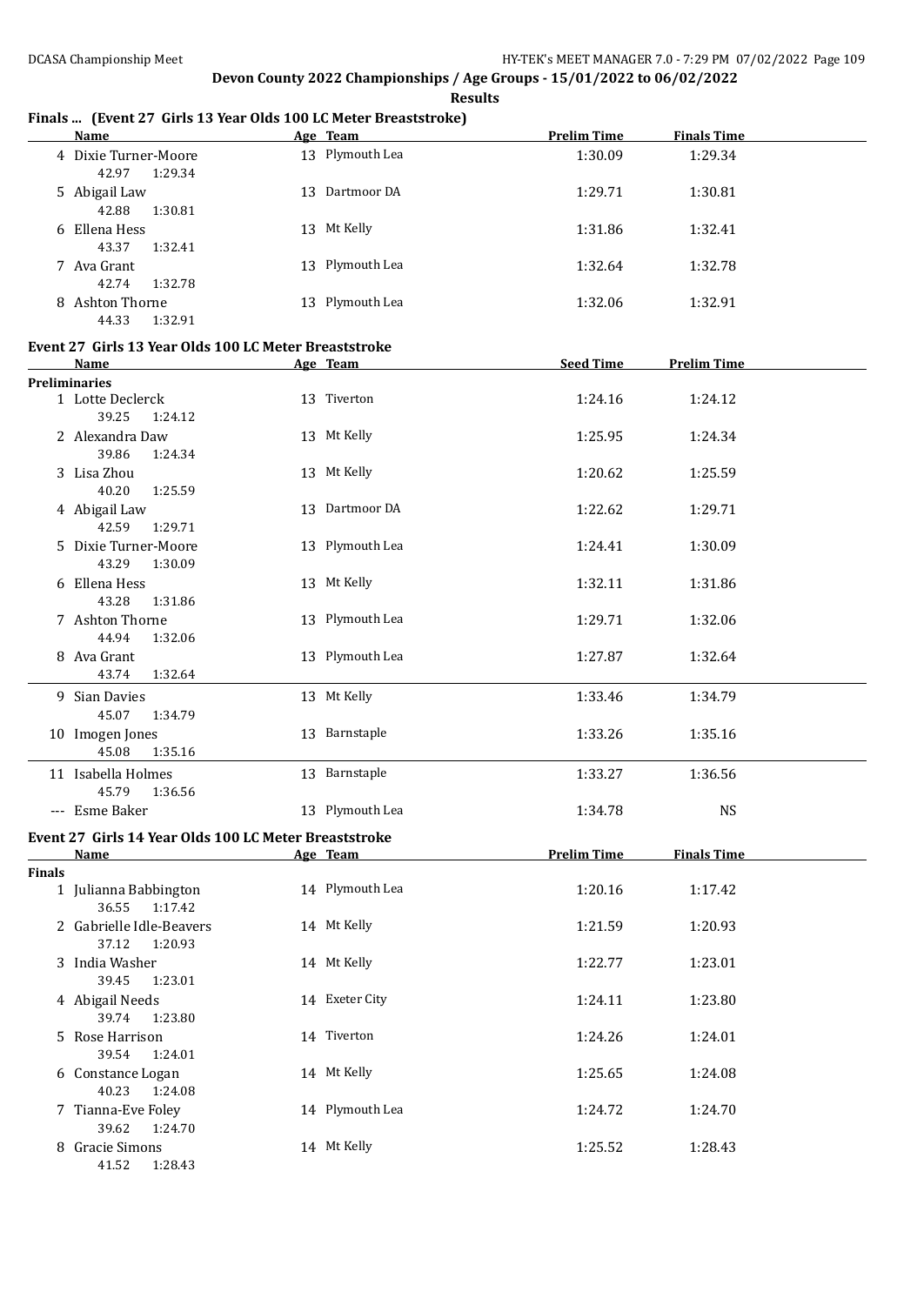Devon County 2022 Championships / Age Groups - 15/01/2022 to 06/02/2022

**Results**

### Finals ... (Event 27 Girls 13 Year Olds 100 LC Meter Breaststroke)

| | Name | Age | Team | Prelim Time | Finals Time |
|---|---|---|---|---|---|
| 4 | Dixie Turner-Moore | 13 | Plymouth Lea | 1:30.09 | 1:29.34 |
| | 42.97 1:29.34 | | | | |
| 5 | Abigail Law | 13 | Dartmoor DA | 1:29.71 | 1:30.81 |
| | 42.88 1:30.81 | | | | |
| 6 | Ellena Hess | 13 | Mt Kelly | 1:31.86 | 1:32.41 |
| | 43.37 1:32.41 | | | | |
| 7 | Ava Grant | 13 | Plymouth Lea | 1:32.64 | 1:32.78 |
| | 42.74 1:32.78 | | | | |
| 8 | Ashton Thorne | 13 | Plymouth Lea | 1:32.06 | 1:32.91 |
| | 44.33 1:32.91 | | | | |

### Event 27 Girls 13 Year Olds 100 LC Meter Breaststroke

| | Name | Age | Team | Seed Time | Prelim Time |
|---|---|---|---|---|---|
| **Preliminaries** | | | | | |
| 1 | Lotte Declerck | 13 | Tiverton | 1:24.16 | 1:24.12 |
| | 39.25 1:24.12 | | | | |
| 2 | Alexandra Daw | 13 | Mt Kelly | 1:25.95 | 1:24.34 |
| | 39.86 1:24.34 | | | | |
| 3 | Lisa Zhou | 13 | Mt Kelly | 1:20.62 | 1:25.59 |
| | 40.20 1:25.59 | | | | |
| 4 | Abigail Law | 13 | Dartmoor DA | 1:22.62 | 1:29.71 |
| | 42.59 1:29.71 | | | | |
| 5 | Dixie Turner-Moore | 13 | Plymouth Lea | 1:24.41 | 1:30.09 |
| | 43.29 1:30.09 | | | | |
| 6 | Ellena Hess | 13 | Mt Kelly | 1:32.11 | 1:31.86 |
| | 43.28 1:31.86 | | | | |
| 7 | Ashton Thorne | 13 | Plymouth Lea | 1:29.71 | 1:32.06 |
| | 44.94 1:32.06 | | | | |
| 8 | Ava Grant | 13 | Plymouth Lea | 1:27.87 | 1:32.64 |
| | 43.74 1:32.64 | | | | |
| 9 | Sian Davies | 13 | Mt Kelly | 1:33.46 | 1:34.79 |
| | 45.07 1:34.79 | | | | |
| 10 | Imogen Jones | 13 | Barnstaple | 1:33.26 | 1:35.16 |
| | 45.08 1:35.16 | | | | |
| 11 | Isabella Holmes | 13 | Barnstaple | 1:33.27 | 1:36.56 |
| | 45.79 1:36.56 | | | | |
| --- | Esme Baker | 13 | Plymouth Lea | 1:34.78 | NS |

### Event 27 Girls 14 Year Olds 100 LC Meter Breaststroke

| | Name | Age | Team | Prelim Time | Finals Time |
|---|---|---|---|---|---|
| **Finals** | | | | | |
| 1 | Julianna Babbington | 14 | Plymouth Lea | 1:20.16 | 1:17.42 |
| | 36.55 1:17.42 | | | | |
| 2 | Gabrielle Idle-Beavers | 14 | Mt Kelly | 1:21.59 | 1:20.93 |
| | 37.12 1:20.93 | | | | |
| 3 | India Washer | 14 | Mt Kelly | 1:22.77 | 1:23.01 |
| | 39.45 1:23.01 | | | | |
| 4 | Abigail Needs | 14 | Exeter City | 1:24.11 | 1:23.80 |
| | 39.74 1:23.80 | | | | |
| 5 | Rose Harrison | 14 | Tiverton | 1:24.26 | 1:24.01 |
| | 39.54 1:24.01 | | | | |
| 6 | Constance Logan | 14 | Mt Kelly | 1:25.65 | 1:24.08 |
| | 40.23 1:24.08 | | | | |
| 7 | Tianna-Eve Foley | 14 | Plymouth Lea | 1:24.72 | 1:24.70 |
| | 39.62 1:24.70 | | | | |
| 8 | Gracie Simons | 14 | Mt Kelly | 1:25.52 | 1:28.43 |
| | 41.52 1:28.43 | | | | |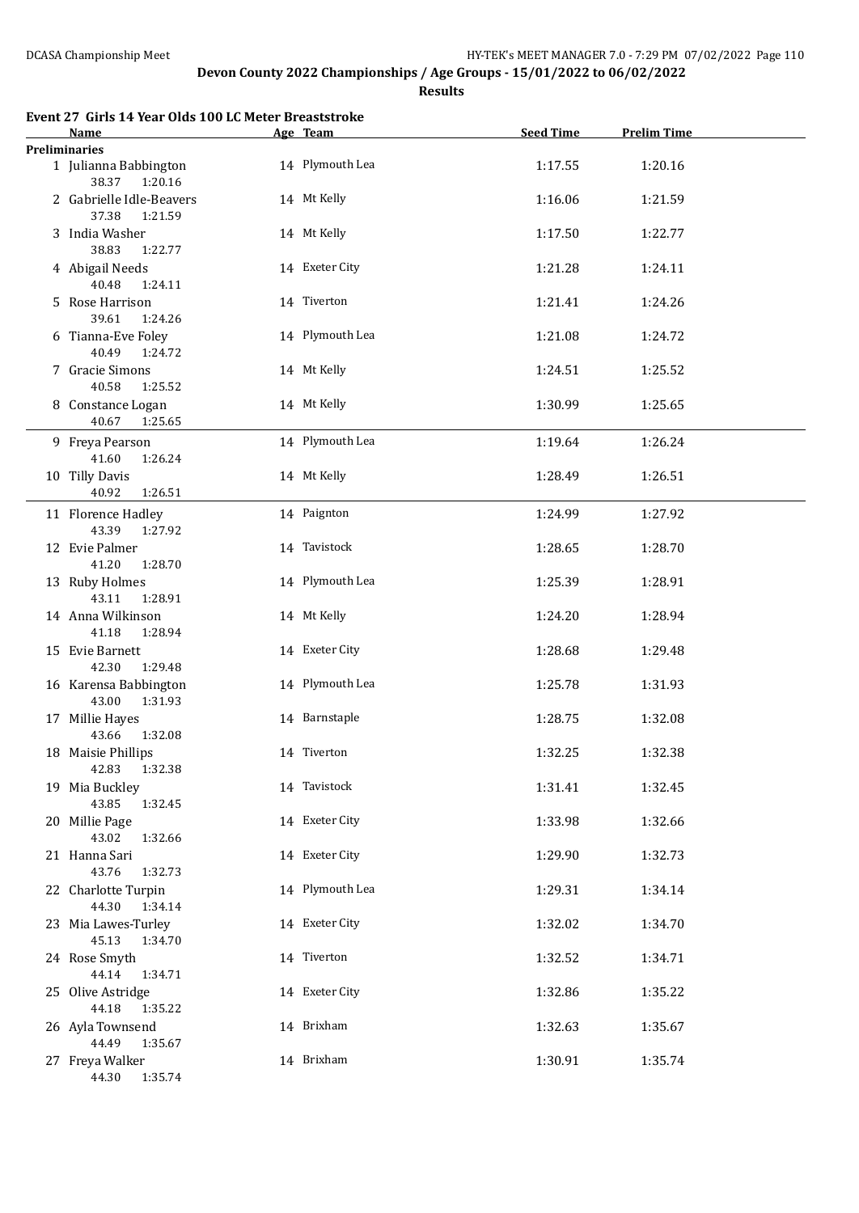## Devon County 2022 Championships / Age Groups - 15/01/2022 to 06/02/2022

**Results**

### Event 27 Girls 14 Year Olds 100 LC Meter Breaststroke

| | Name | Age | Team | Seed Time | Prelim Time |
|---|---|---|---|---|---|
| **Preliminaries** | | | | | |
| 1 | Julianna Babbington | 14 | Plymouth Lea | 1:17.55 | 1:20.16 |
| | 38.37 1:20.16 | | | | |
| 2 | Gabrielle Idle-Beavers | 14 | Mt Kelly | 1:16.06 | 1:21.59 |
| | 37.38 1:21.59 | | | | |
| 3 | India Washer | 14 | Mt Kelly | 1:17.50 | 1:22.77 |
| | 38.83 1:22.77 | | | | |
| 4 | Abigail Needs | 14 | Exeter City | 1:21.28 | 1:24.11 |
| | 40.48 1:24.11 | | | | |
| 5 | Rose Harrison | 14 | Tiverton | 1:21.41 | 1:24.26 |
| | 39.61 1:24.26 | | | | |
| 6 | Tianna-Eve Foley | 14 | Plymouth Lea | 1:21.08 | 1:24.72 |
| | 40.49 1:24.72 | | | | |
| 7 | Gracie Simons | 14 | Mt Kelly | 1:24.51 | 1:25.52 |
| | 40.58 1:25.52 | | | | |
| 8 | Constance Logan | 14 | Mt Kelly | 1:30.99 | 1:25.65 |
| | 40.67 1:25.65 | | | | |
| 9 | Freya Pearson | 14 | Plymouth Lea | 1:19.64 | 1:26.24 |
| | 41.60 1:26.24 | | | | |
| 10 | Tilly Davis | 14 | Mt Kelly | 1:28.49 | 1:26.51 |
| | 40.92 1:26.51 | | | | |
| 11 | Florence Hadley | 14 | Paignton | 1:24.99 | 1:27.92 |
| | 43.39 1:27.92 | | | | |
| 12 | Evie Palmer | 14 | Tavistock | 1:28.65 | 1:28.70 |
| | 41.20 1:28.70 | | | | |
| 13 | Ruby Holmes | 14 | Plymouth Lea | 1:25.39 | 1:28.91 |
| | 43.11 1:28.91 | | | | |
| 14 | Anna Wilkinson | 14 | Mt Kelly | 1:24.20 | 1:28.94 |
| | 41.18 1:28.94 | | | | |
| 15 | Evie Barnett | 14 | Exeter City | 1:28.68 | 1:29.48 |
| | 42.30 1:29.48 | | | | |
| 16 | Karensa Babbington | 14 | Plymouth Lea | 1:25.78 | 1:31.93 |
| | 43.00 1:31.93 | | | | |
| 17 | Millie Hayes | 14 | Barnstaple | 1:28.75 | 1:32.08 |
| | 43.66 1:32.08 | | | | |
| 18 | Maisie Phillips | 14 | Tiverton | 1:32.25 | 1:32.38 |
| | 42.83 1:32.38 | | | | |
| 19 | Mia Buckley | 14 | Tavistock | 1:31.41 | 1:32.45 |
| | 43.85 1:32.45 | | | | |
| 20 | Millie Page | 14 | Exeter City | 1:33.98 | 1:32.66 |
| | 43.02 1:32.66 | | | | |
| 21 | Hanna Sari | 14 | Exeter City | 1:29.90 | 1:32.73 |
| | 43.76 1:32.73 | | | | |
| 22 | Charlotte Turpin | 14 | Plymouth Lea | 1:29.31 | 1:34.14 |
| | 44.30 1:34.14 | | | | |
| 23 | Mia Lawes-Turley | 14 | Exeter City | 1:32.02 | 1:34.70 |
| | 45.13 1:34.70 | | | | |
| 24 | Rose Smyth | 14 | Tiverton | 1:32.52 | 1:34.71 |
| | 44.14 1:34.71 | | | | |
| 25 | Olive Astridge | 14 | Exeter City | 1:32.86 | 1:35.22 |
| | 44.18 1:35.22 | | | | |
| 26 | Ayla Townsend | 14 | Brixham | 1:32.63 | 1:35.67 |
| | 44.49 1:35.67 | | | | |
| 27 | Freya Walker | 14 | Brixham | 1:30.91 | 1:35.74 |
| | 44.30 1:35.74 | | | | |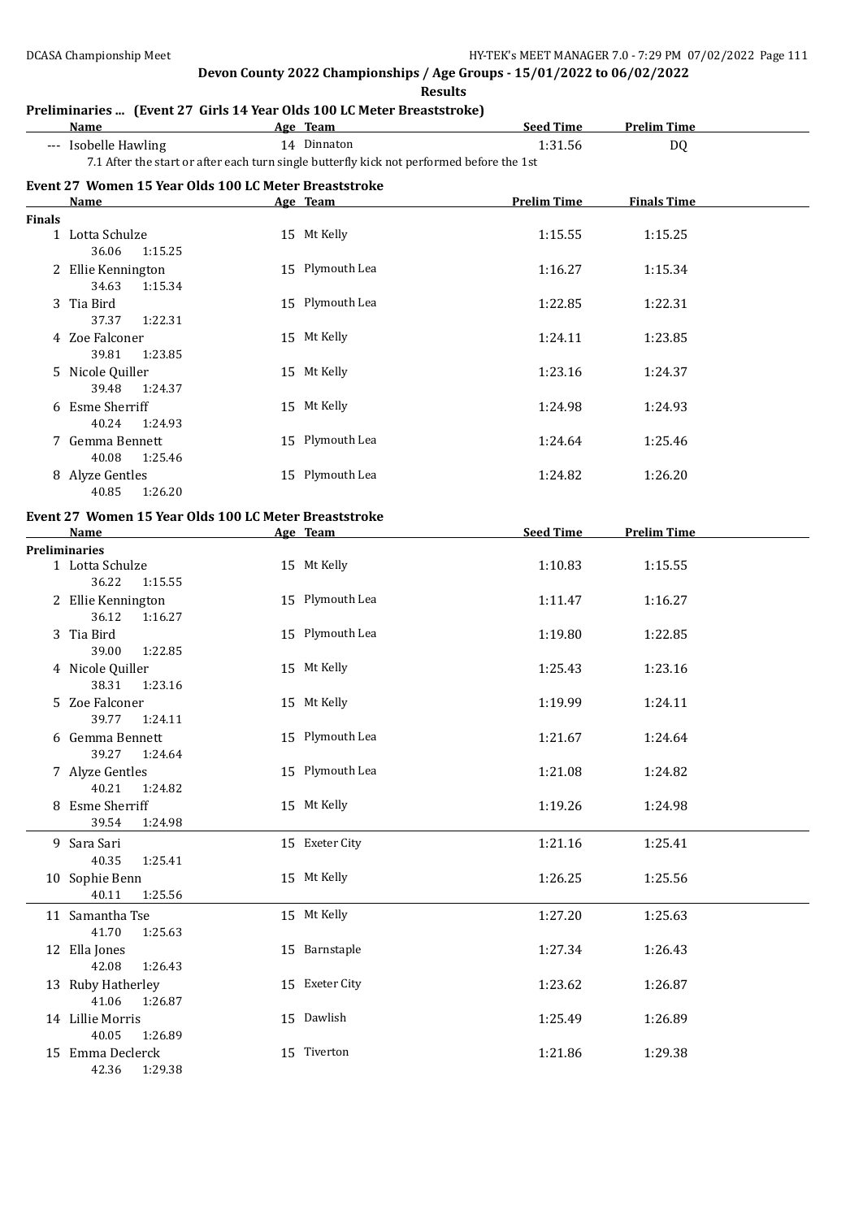**Devon County 2022 Championships / Age Groups - 15/01/2022 to 06/02/2022**

**Results**

### Preliminaries ... (Event 27 Girls 14 Year Olds 100 LC Meter Breaststroke)

| | Name | Age | Team | Seed Time | Prelim Time |
|---|---|---|---|---|---|
| --- | Isobelle Hawling | 14 | Dinnaton | 1:31.56 | DQ |

7.1 After the start or after each turn single butterfly kick not performed before the 1st

### Event 27 Women 15 Year Olds 100 LC Meter Breaststroke

**Finals**

| | Name | Age | Team | Prelim Time | Finals Time |
|---|---|---|---|---|---|
| 1 | Lotta Schulze | 15 | Mt Kelly | 1:15.55 | 1:15.25 |
| | 36.06 1:15.25 | | | | |
| 2 | Ellie Kennington | 15 | Plymouth Lea | 1:16.27 | 1:15.34 |
| | 34.63 1:15.34 | | | | |
| 3 | Tia Bird | 15 | Plymouth Lea | 1:22.85 | 1:22.31 |
| | 37.37 1:22.31 | | | | |
| 4 | Zoe Falconer | 15 | Mt Kelly | 1:24.11 | 1:23.85 |
| | 39.81 1:23.85 | | | | |
| 5 | Nicole Quiller | 15 | Mt Kelly | 1:23.16 | 1:24.37 |
| | 39.48 1:24.37 | | | | |
| 6 | Esme Sherriff | 15 | Mt Kelly | 1:24.98 | 1:24.93 |
| | 40.24 1:24.93 | | | | |
| 7 | Gemma Bennett | 15 | Plymouth Lea | 1:24.64 | 1:25.46 |
| | 40.08 1:25.46 | | | | |
| 8 | Alyze Gentles | 15 | Plymouth Lea | 1:24.82 | 1:26.20 |
| | 40.85 1:26.20 | | | | |

### Event 27 Women 15 Year Olds 100 LC Meter Breaststroke

**Preliminaries**

| | Name | Age | Team | Seed Time | Prelim Time |
|---|---|---|---|---|---|
| 1 | Lotta Schulze | 15 | Mt Kelly | 1:10.83 | 1:15.55 |
| | 36.22 1:15.55 | | | | |
| 2 | Ellie Kennington | 15 | Plymouth Lea | 1:11.47 | 1:16.27 |
| | 36.12 1:16.27 | | | | |
| 3 | Tia Bird | 15 | Plymouth Lea | 1:19.80 | 1:22.85 |
| | 39.00 1:22.85 | | | | |
| 4 | Nicole Quiller | 15 | Mt Kelly | 1:25.43 | 1:23.16 |
| | 38.31 1:23.16 | | | | |
| 5 | Zoe Falconer | 15 | Mt Kelly | 1:19.99 | 1:24.11 |
| | 39.77 1:24.11 | | | | |
| 6 | Gemma Bennett | 15 | Plymouth Lea | 1:21.67 | 1:24.64 |
| | 39.27 1:24.64 | | | | |
| 7 | Alyze Gentles | 15 | Plymouth Lea | 1:21.08 | 1:24.82 |
| | 40.21 1:24.82 | | | | |
| 8 | Esme Sherriff | 15 | Mt Kelly | 1:19.26 | 1:24.98 |
| | 39.54 1:24.98 | | | | |
| 9 | Sara Sari | 15 | Exeter City | 1:21.16 | 1:25.41 |
| | 40.35 1:25.41 | | | | |
| 10 | Sophie Benn | 15 | Mt Kelly | 1:26.25 | 1:25.56 |
| | 40.11 1:25.56 | | | | |
| 11 | Samantha Tse | 15 | Mt Kelly | 1:27.20 | 1:25.63 |
| | 41.70 1:25.63 | | | | |
| 12 | Ella Jones | 15 | Barnstaple | 1:27.34 | 1:26.43 |
| | 42.08 1:26.43 | | | | |
| 13 | Ruby Hatherley | 15 | Exeter City | 1:23.62 | 1:26.87 |
| | 41.06 1:26.87 | | | | |
| 14 | Lillie Morris | 15 | Dawlish | 1:25.49 | 1:26.89 |
| | 40.05 1:26.89 | | | | |
| 15 | Emma Declerck | 15 | Tiverton | 1:21.86 | 1:29.38 |
| | 42.36 1:29.38 | | | | |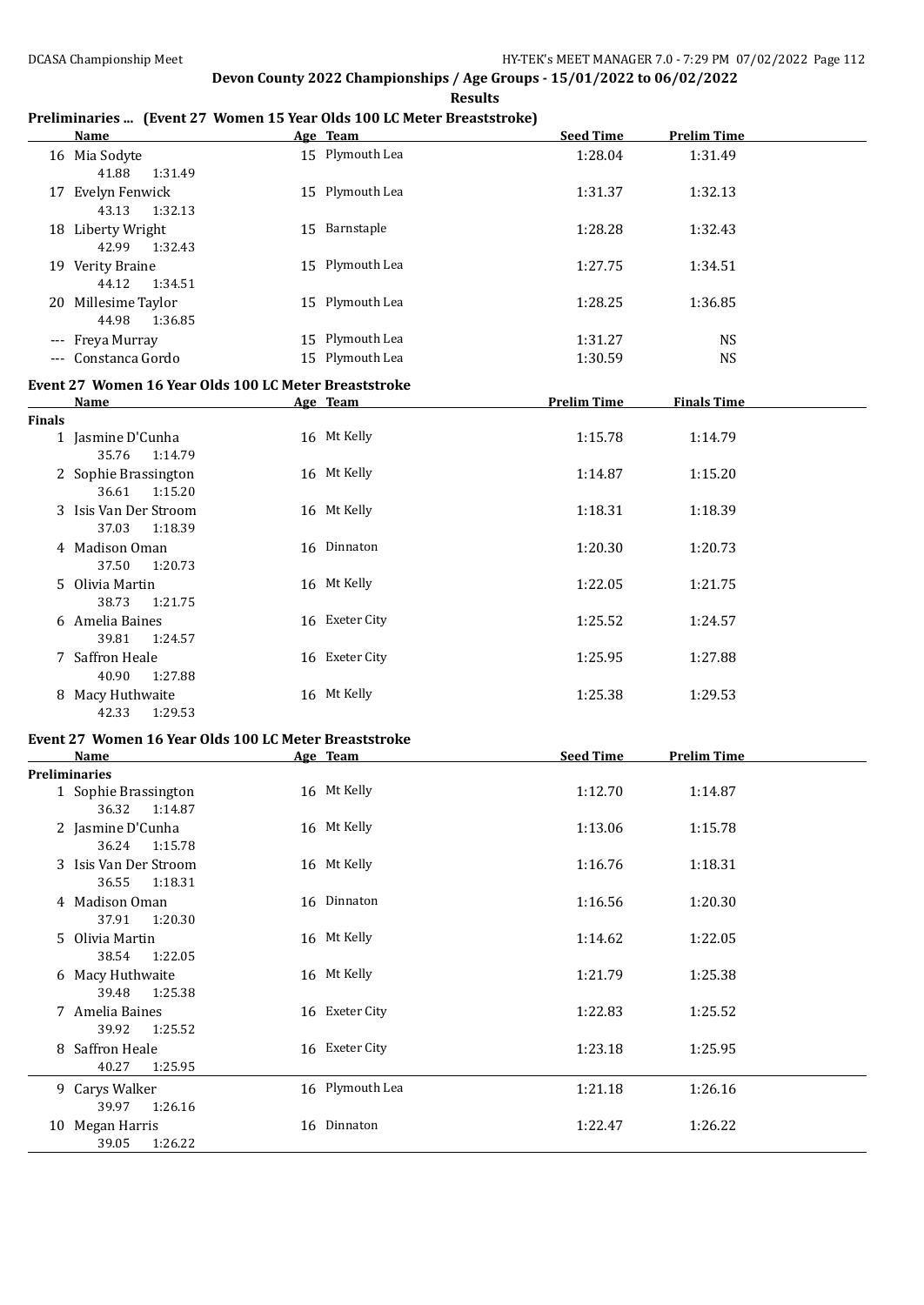## Devon County 2022 Championships / Age Groups - 15/01/2022 to 06/02/2022

**Results**

### Preliminaries ... (Event 27 Women 15 Year Olds 100 LC Meter Breaststroke)

| | Name | Age | Team | Seed Time | Prelim Time |
|---|---|---|---|---|---|
| 16 | Mia Sodyte | 15 | Plymouth Lea | 1:28.04 | 1:31.49 |
| | 41.88 1:31.49 | | | | |
| 17 | Evelyn Fenwick | 15 | Plymouth Lea | 1:31.37 | 1:32.13 |
| | 43.13 1:32.13 | | | | |
| 18 | Liberty Wright | 15 | Barnstaple | 1:28.28 | 1:32.43 |
| | 42.99 1:32.43 | | | | |
| 19 | Verity Braine | 15 | Plymouth Lea | 1:27.75 | 1:34.51 |
| | 44.12 1:34.51 | | | | |
| 20 | Millesime Taylor | 15 | Plymouth Lea | 1:28.25 | 1:36.85 |
| | 44.98 1:36.85 | | | | |
| --- | Freya Murray | 15 | Plymouth Lea | 1:31.27 | NS |
| --- | Constanca Gordo | 15 | Plymouth Lea | 1:30.59 | NS |

### Event 27 Women 16 Year Olds 100 LC Meter Breaststroke

| | Name | Age | Team | Prelim Time | Finals Time |
|---|---|---|---|---|---|
| **Finals** | | | | | |
| 1 | Jasmine D'Cunha | 16 | Mt Kelly | 1:15.78 | 1:14.79 |
| | 35.76 1:14.79 | | | | |
| 2 | Sophie Brassington | 16 | Mt Kelly | 1:14.87 | 1:15.20 |
| | 36.61 1:15.20 | | | | |
| 3 | Isis Van Der Stroom | 16 | Mt Kelly | 1:18.31 | 1:18.39 |
| | 37.03 1:18.39 | | | | |
| 4 | Madison Oman | 16 | Dinnaton | 1:20.30 | 1:20.73 |
| | 37.50 1:20.73 | | | | |
| 5 | Olivia Martin | 16 | Mt Kelly | 1:22.05 | 1:21.75 |
| | 38.73 1:21.75 | | | | |
| 6 | Amelia Baines | 16 | Exeter City | 1:25.52 | 1:24.57 |
| | 39.81 1:24.57 | | | | |
| 7 | Saffron Heale | 16 | Exeter City | 1:25.95 | 1:27.88 |
| | 40.90 1:27.88 | | | | |
| 8 | Macy Huthwaite | 16 | Mt Kelly | 1:25.38 | 1:29.53 |
| | 42.33 1:29.53 | | | | |

### Event 27 Women 16 Year Olds 100 LC Meter Breaststroke

| | Name | Age | Team | Seed Time | Prelim Time |
|---|---|---|---|---|---|
| **Preliminaries** | | | | | |
| 1 | Sophie Brassington | 16 | Mt Kelly | 1:12.70 | 1:14.87 |
| | 36.32 1:14.87 | | | | |
| 2 | Jasmine D'Cunha | 16 | Mt Kelly | 1:13.06 | 1:15.78 |
| | 36.24 1:15.78 | | | | |
| 3 | Isis Van Der Stroom | 16 | Mt Kelly | 1:16.76 | 1:18.31 |
| | 36.55 1:18.31 | | | | |
| 4 | Madison Oman | 16 | Dinnaton | 1:16.56 | 1:20.30 |
| | 37.91 1:20.30 | | | | |
| 5 | Olivia Martin | 16 | Mt Kelly | 1:14.62 | 1:22.05 |
| | 38.54 1:22.05 | | | | |
| 6 | Macy Huthwaite | 16 | Mt Kelly | 1:21.79 | 1:25.38 |
| | 39.48 1:25.38 | | | | |
| 7 | Amelia Baines | 16 | Exeter City | 1:22.83 | 1:25.52 |
| | 39.92 1:25.52 | | | | |
| 8 | Saffron Heale | 16 | Exeter City | 1:23.18 | 1:25.95 |
| | 40.27 1:25.95 | | | | |
| 9 | Carys Walker | 16 | Plymouth Lea | 1:21.18 | 1:26.16 |
| | 39.97 1:26.16 | | | | |
| 10 | Megan Harris | 16 | Dinnaton | 1:22.47 | 1:26.22 |
| | 39.05 1:26.22 | | | | |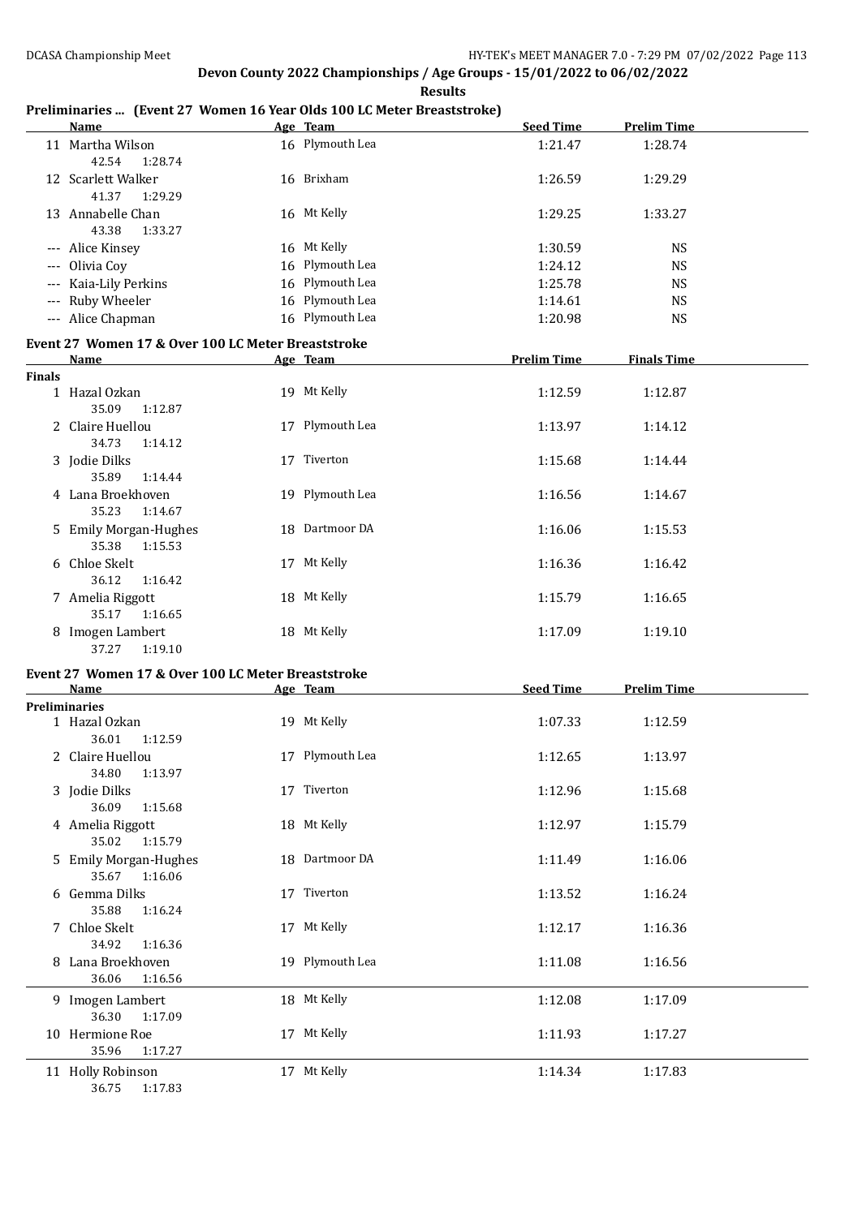**Devon County 2022 Championships / Age Groups - 15/01/2022 to 06/02/2022**

**Results**

## Preliminaries ... (Event 27 Women 16 Year Olds 100 LC Meter Breaststroke)

| | Name | Age | Team | Seed Time | Prelim Time |
|---|---|---|---|---|---|
| 11 | Martha Wilson | 16 | Plymouth Lea | 1:21.47 | 1:28.74 |
| | 42.54 1:28.74 | | | | |
| 12 | Scarlett Walker | 16 | Brixham | 1:26.59 | 1:29.29 |
| | 41.37 1:29.29 | | | | |
| 13 | Annabelle Chan | 16 | Mt Kelly | 1:29.25 | 1:33.27 |
| | 43.38 1:33.27 | | | | |
| --- | Alice Kinsey | 16 | Mt Kelly | 1:30.59 | NS |
| --- | Olivia Coy | 16 | Plymouth Lea | 1:24.12 | NS |
| --- | Kaia-Lily Perkins | 16 | Plymouth Lea | 1:25.78 | NS |
| --- | Ruby Wheeler | 16 | Plymouth Lea | 1:14.61 | NS |
| --- | Alice Chapman | 16 | Plymouth Lea | 1:20.98 | NS |

## Event 27 Women 17 & Over 100 LC Meter Breaststroke

| | Name | Age | Team | Prelim Time | Finals Time |
|---|---|---|---|---|---|
| **Finals** | | | | | |
| 1 | Hazal Ozkan | 19 | Mt Kelly | 1:12.59 | 1:12.87 |
| | 35.09 1:12.87 | | | | |
| 2 | Claire Huellou | 17 | Plymouth Lea | 1:13.97 | 1:14.12 |
| | 34.73 1:14.12 | | | | |
| 3 | Jodie Dilks | 17 | Tiverton | 1:15.68 | 1:14.44 |
| | 35.89 1:14.44 | | | | |
| 4 | Lana Broekhoven | 19 | Plymouth Lea | 1:16.56 | 1:14.67 |
| | 35.23 1:14.67 | | | | |
| 5 | Emily Morgan-Hughes | 18 | Dartmoor DA | 1:16.06 | 1:15.53 |
| | 35.38 1:15.53 | | | | |
| 6 | Chloe Skelt | 17 | Mt Kelly | 1:16.36 | 1:16.42 |
| | 36.12 1:16.42 | | | | |
| 7 | Amelia Riggott | 18 | Mt Kelly | 1:15.79 | 1:16.65 |
| | 35.17 1:16.65 | | | | |
| 8 | Imogen Lambert | 18 | Mt Kelly | 1:17.09 | 1:19.10 |
| | 37.27 1:19.10 | | | | |

## Event 27 Women 17 & Over 100 LC Meter Breaststroke

| | Name | Age | Team | Seed Time | Prelim Time |
|---|---|---|---|---|---|
| **Preliminaries** | | | | | |
| 1 | Hazal Ozkan | 19 | Mt Kelly | 1:07.33 | 1:12.59 |
| | 36.01 1:12.59 | | | | |
| 2 | Claire Huellou | 17 | Plymouth Lea | 1:12.65 | 1:13.97 |
| | 34.80 1:13.97 | | | | |
| 3 | Jodie Dilks | 17 | Tiverton | 1:12.96 | 1:15.68 |
| | 36.09 1:15.68 | | | | |
| 4 | Amelia Riggott | 18 | Mt Kelly | 1:12.97 | 1:15.79 |
| | 35.02 1:15.79 | | | | |
| 5 | Emily Morgan-Hughes | 18 | Dartmoor DA | 1:11.49 | 1:16.06 |
| | 35.67 1:16.06 | | | | |
| 6 | Gemma Dilks | 17 | Tiverton | 1:13.52 | 1:16.24 |
| | 35.88 1:16.24 | | | | |
| 7 | Chloe Skelt | 17 | Mt Kelly | 1:12.17 | 1:16.36 |
| | 34.92 1:16.36 | | | | |
| 8 | Lana Broekhoven | 19 | Plymouth Lea | 1:11.08 | 1:16.56 |
| | 36.06 1:16.56 | | | | |
| 9 | Imogen Lambert | 18 | Mt Kelly | 1:12.08 | 1:17.09 |
| | 36.30 1:17.09 | | | | |
| 10 | Hermione Roe | 17 | Mt Kelly | 1:11.93 | 1:17.27 |
| | 35.96 1:17.27 | | | | |
| 11 | Holly Robinson | 17 | Mt Kelly | 1:14.34 | 1:17.83 |
| | 36.75 1:17.83 | | | | |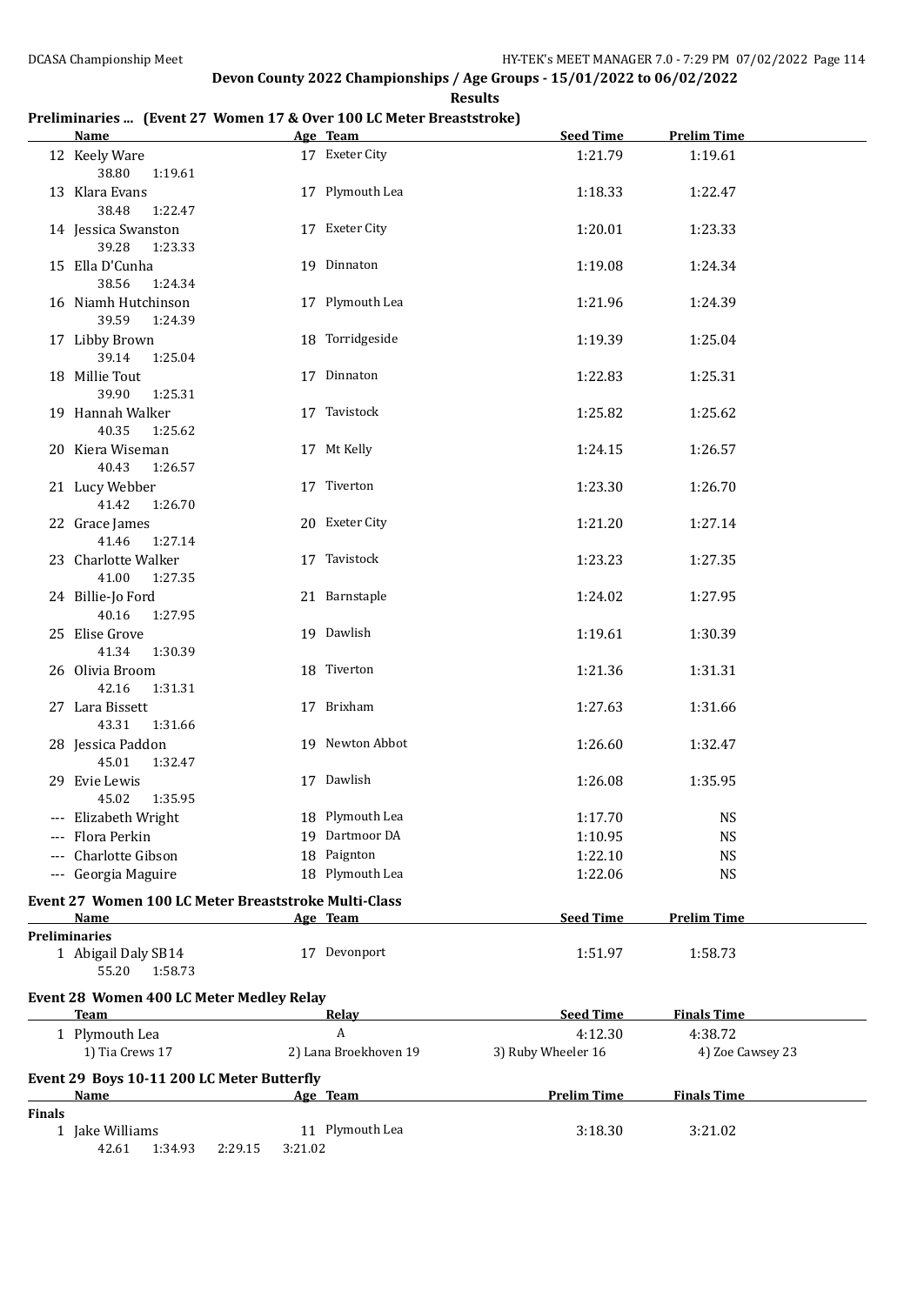## Devon County 2022 Championships / Age Groups - 15/01/2022 to 06/02/2022

**Results**

### Preliminaries ... (Event 27 Women 17 & Over 100 LC Meter Breaststroke)

| | Name | Age | Team | Seed Time | Prelim Time |
|---|---|---|---|---|---|
| 12 | Keely Ware | 17 | Exeter City | 1:21.79 | 1:19.61 |
| | 38.80 1:19.61 | | | | |
| 13 | Klara Evans | 17 | Plymouth Lea | 1:18.33 | 1:22.47 |
| | 38.48 1:22.47 | | | | |
| 14 | Jessica Swanston | 17 | Exeter City | 1:20.01 | 1:23.33 |
| | 39.28 1:23.33 | | | | |
| 15 | Ella D'Cunha | 19 | Dinnaton | 1:19.08 | 1:24.34 |
| | 38.56 1:24.34 | | | | |
| 16 | Niamh Hutchinson | 17 | Plymouth Lea | 1:21.96 | 1:24.39 |
| | 39.59 1:24.39 | | | | |
| 17 | Libby Brown | 18 | Torridgeside | 1:19.39 | 1:25.04 |
| | 39.14 1:25.04 | | | | |
| 18 | Millie Tout | 17 | Dinnaton | 1:22.83 | 1:25.31 |
| | 39.90 1:25.31 | | | | |
| 19 | Hannah Walker | 17 | Tavistock | 1:25.82 | 1:25.62 |
| | 40.35 1:25.62 | | | | |
| 20 | Kiera Wiseman | 17 | Mt Kelly | 1:24.15 | 1:26.57 |
| | 40.43 1:26.57 | | | | |
| 21 | Lucy Webber | 17 | Tiverton | 1:23.30 | 1:26.70 |
| | 41.42 1:26.70 | | | | |
| 22 | Grace James | 20 | Exeter City | 1:21.20 | 1:27.14 |
| | 41.46 1:27.14 | | | | |
| 23 | Charlotte Walker | 17 | Tavistock | 1:23.23 | 1:27.35 |
| | 41.00 1:27.35 | | | | |
| 24 | Billie-Jo Ford | 21 | Barnstaple | 1:24.02 | 1:27.95 |
| | 40.16 1:27.95 | | | | |
| 25 | Elise Grove | 19 | Dawlish | 1:19.61 | 1:30.39 |
| | 41.34 1:30.39 | | | | |
| 26 | Olivia Broom | 18 | Tiverton | 1:21.36 | 1:31.31 |
| | 42.16 1:31.31 | | | | |
| 27 | Lara Bissett | 17 | Brixham | 1:27.63 | 1:31.66 |
| | 43.31 1:31.66 | | | | |
| 28 | Jessica Paddon | 19 | Newton Abbot | 1:26.60 | 1:32.47 |
| | 45.01 1:32.47 | | | | |
| 29 | Evie Lewis | 17 | Dawlish | 1:26.08 | 1:35.95 |
| | 45.02 1:35.95 | | | | |
| --- | Elizabeth Wright | 18 | Plymouth Lea | 1:17.70 | NS |
| --- | Flora Perkin | 19 | Dartmoor DA | 1:10.95 | NS |
| --- | Charlotte Gibson | 18 | Paignton | 1:22.10 | NS |
| --- | Georgia Maguire | 18 | Plymouth Lea | 1:22.06 | NS |

### Event 27 Women 100 LC Meter Breaststroke Multi-Class

| | Name | Age | Team | Seed Time | Prelim Time |
|---|---|---|---|---|---|
| **Preliminaries** | | | | | |
| 1 | Abigail Daly SB14 | 17 | Devonport | 1:51.97 | 1:58.73 |
| | 55.20 1:58.73 | | | | |

### Event 28 Women 400 LC Meter Medley Relay

| | Team | Relay | Seed Time | Finals Time |
|---|---|---|---|---|
| 1 | Plymouth Lea | A | 4:12.30 | 4:38.72 |
| | 1) Tia Crews 17 | 2) Lana Broekhoven 19 | 3) Ruby Wheeler 16 | 4) Zoe Cawsey 23 |

### Event 29 Boys 10-11 200 LC Meter Butterfly

| | Name | Age | Team | Prelim Time | Finals Time |
|---|---|---|---|---|---|
| **Finals** | | | | | |
| 1 | Jake Williams | 11 | Plymouth Lea | 3:18.30 | 3:21.02 |
| | 42.61 1:34.93 2:29.15 3:21.02 | | | | |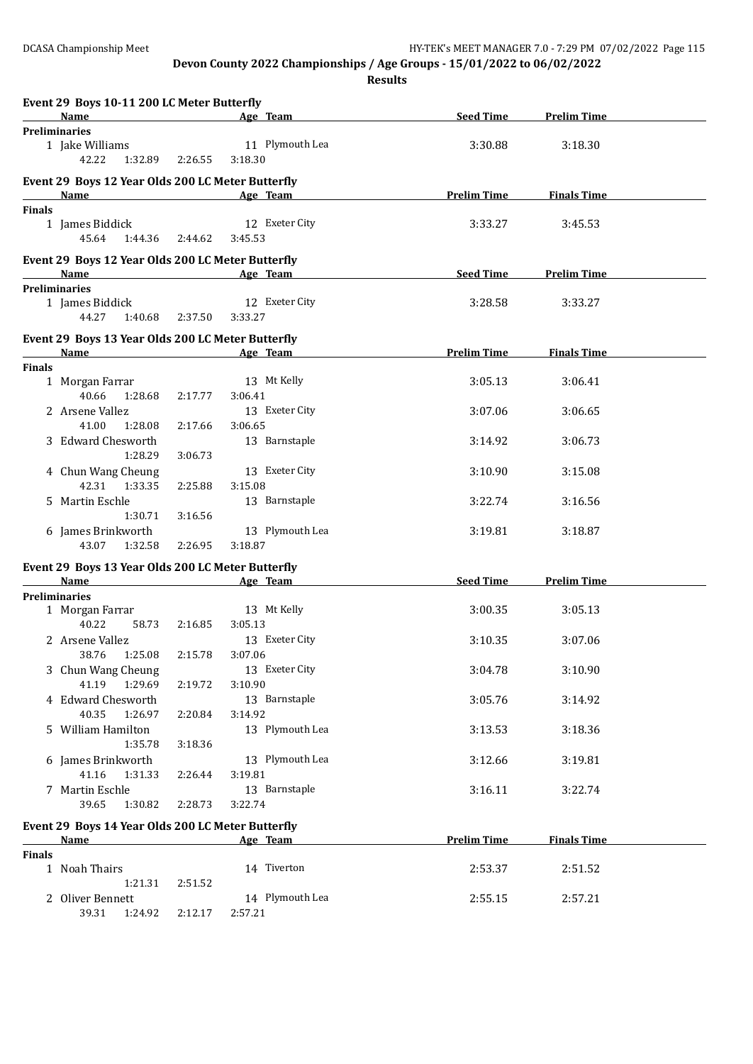**Devon County 2022 Championships / Age Groups - 15/01/2022 to 06/02/2022**

**Results**

## Event 29 Boys 10-11 200 LC Meter Butterfly

| Name | Age | Team | Seed Time | Prelim Time |
|---|---|---|---|---|
| **Preliminaries** | | | | |
| 1 Jake Williams | 11 | Plymouth Lea | 3:30.88 | 3:18.30 |
| 42.22 1:32.89 2:26.55 3:18.30 | | | | |

## Event 29 Boys 12 Year Olds 200 LC Meter Butterfly

| Name | Age | Team | Prelim Time | Finals Time |
|---|---|---|---|---|
| **Finals** | | | | |
| 1 James Biddick | 12 | Exeter City | 3:33.27 | 3:45.53 |
| 45.64 1:44.36 2:44.62 3:45.53 | | | | |

## Event 29 Boys 12 Year Olds 200 LC Meter Butterfly

| Name | Age | Team | Seed Time | Prelim Time |
|---|---|---|---|---|
| **Preliminaries** | | | | |
| 1 James Biddick | 12 | Exeter City | 3:28.58 | 3:33.27 |
| 44.27 1:40.68 2:37.50 3:33.27 | | | | |

## Event 29 Boys 13 Year Olds 200 LC Meter Butterfly

| Name | Age | Team | Prelim Time | Finals Time |
|---|---|---|---|---|
| **Finals** | | | | |
| 1 Morgan Farrar | 13 | Mt Kelly | 3:05.13 | 3:06.41 |
| 40.66 1:28.68 2:17.77 3:06.41 | | | | |
| 2 Arsene Vallez | 13 | Exeter City | 3:07.06 | 3:06.65 |
| 41.00 1:28.08 2:17.66 3:06.65 | | | | |
| 3 Edward Chesworth | 13 | Barnstaple | 3:14.92 | 3:06.73 |
| 1:28.29 3:06.73 | | | | |
| 4 Chun Wang Cheung | 13 | Exeter City | 3:10.90 | 3:15.08 |
| 42.31 1:33.35 2:25.88 3:15.08 | | | | |
| 5 Martin Eschle | 13 | Barnstaple | 3:22.74 | 3:16.56 |
| 1:30.71 3:16.56 | | | | |
| 6 James Brinkworth | 13 | Plymouth Lea | 3:19.81 | 3:18.87 |
| 43.07 1:32.58 2:26.95 3:18.87 | | | | |

## Event 29 Boys 13 Year Olds 200 LC Meter Butterfly

| Name | Age | Team | Seed Time | Prelim Time |
|---|---|---|---|---|
| **Preliminaries** | | | | |
| 1 Morgan Farrar | 13 | Mt Kelly | 3:00.35 | 3:05.13 |
| 40.22 58.73 2:16.85 3:05.13 | | | | |
| 2 Arsene Vallez | 13 | Exeter City | 3:10.35 | 3:07.06 |
| 38.76 1:25.08 2:15.78 3:07.06 | | | | |
| 3 Chun Wang Cheung | 13 | Exeter City | 3:04.78 | 3:10.90 |
| 41.19 1:29.69 2:19.72 3:10.90 | | | | |
| 4 Edward Chesworth | 13 | Barnstaple | 3:05.76 | 3:14.92 |
| 40.35 1:26.97 2:20.84 3:14.92 | | | | |
| 5 William Hamilton | 13 | Plymouth Lea | 3:13.53 | 3:18.36 |
| 1:35.78 3:18.36 | | | | |
| 6 James Brinkworth | 13 | Plymouth Lea | 3:12.66 | 3:19.81 |
| 41.16 1:31.33 2:26.44 3:19.81 | | | | |
| 7 Martin Eschle | 13 | Barnstaple | 3:16.11 | 3:22.74 |
| 39.65 1:30.82 2:28.73 3:22.74 | | | | |

## Event 29 Boys 14 Year Olds 200 LC Meter Butterfly

| Name | Age | Team | Prelim Time | Finals Time |
|---|---|---|---|---|
| **Finals** | | | | |
| 1 Noah Thairs | 14 | Tiverton | 2:53.37 | 2:51.52 |
| 1:21.31 2:51.52 | | | | |
| 2 Oliver Bennett | 14 | Plymouth Lea | 2:55.15 | 2:57.21 |
| 39.31 1:24.92 2:12.17 2:57.21 | | | | |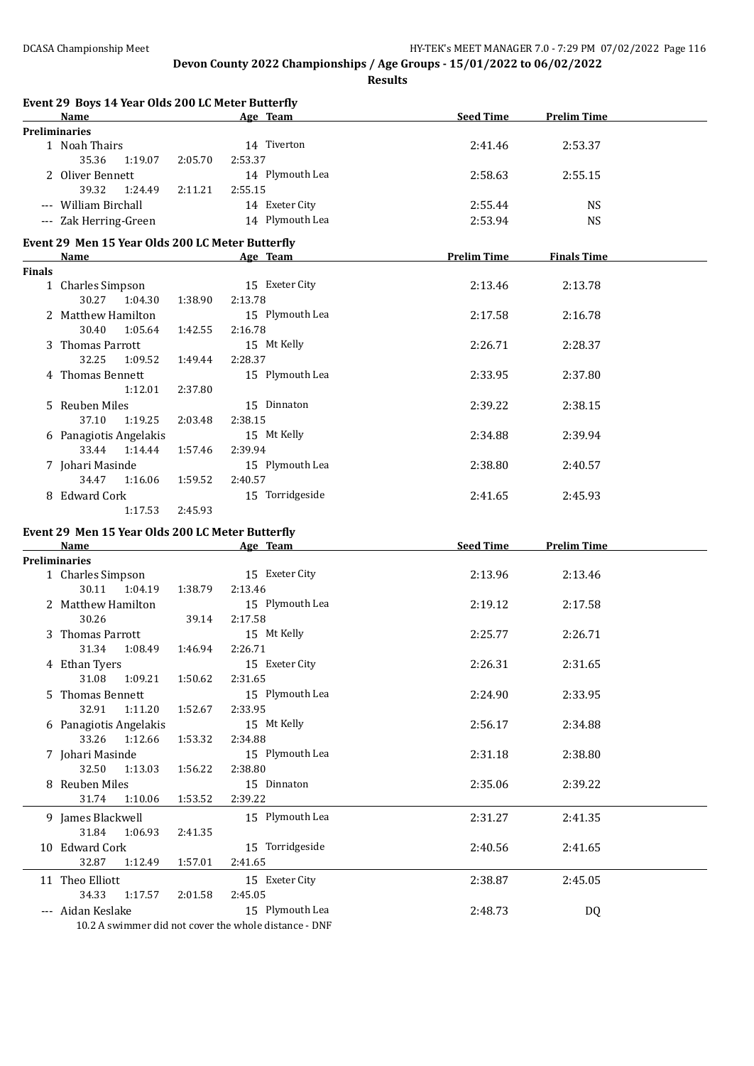**Devon County 2022 Championships / Age Groups - 15/01/2022 to 06/02/2022**

**Results**

### Event 29 Boys 14 Year Olds 200 LC Meter Butterfly

| | Name | Age | Team | Seed Time | Prelim Time |
|---|---|---|---|---|---|
| **Preliminaries** | | | | | |
| 1 | Noah Thairs | 14 | Tiverton | 2:41.46 | 2:53.37 |
| | 35.36  1:19.07  2:05.70  2:53.37 | | | | |
| 2 | Oliver Bennett | 14 | Plymouth Lea | 2:58.63 | 2:55.15 |
| | 39.32  1:24.49  2:11.21  2:55.15 | | | | |
| --- | William Birchall | 14 | Exeter City | 2:55.44 | NS |
| --- | Zak Herring-Green | 14 | Plymouth Lea | 2:53.94 | NS |

### Event 29 Men 15 Year Olds 200 LC Meter Butterfly

| | Name | Age | Team | Prelim Time | Finals Time |
|---|---|---|---|---|---|
| **Finals** | | | | | |
| 1 | Charles Simpson | 15 | Exeter City | 2:13.46 | 2:13.78 |
| | 30.27  1:04.30  1:38.90  2:13.78 | | | | |
| 2 | Matthew Hamilton | 15 | Plymouth Lea | 2:17.58 | 2:16.78 |
| | 30.40  1:05.64  1:42.55  2:16.78 | | | | |
| 3 | Thomas Parrott | 15 | Mt Kelly | 2:26.71 | 2:28.37 |
| | 32.25  1:09.52  1:49.44  2:28.37 | | | | |
| 4 | Thomas Bennett | 15 | Plymouth Lea | 2:33.95 | 2:37.80 |
| | 1:12.01  2:37.80 | | | | |
| 5 | Reuben Miles | 15 | Dinnaton | 2:39.22 | 2:38.15 |
| | 37.10  1:19.25  2:03.48  2:38.15 | | | | |
| 6 | Panagiotis Angelakis | 15 | Mt Kelly | 2:34.88 | 2:39.94 |
| | 33.44  1:14.44  1:57.46  2:39.94 | | | | |
| 7 | Johari Masinde | 15 | Plymouth Lea | 2:38.80 | 2:40.57 |
| | 34.47  1:16.06  1:59.52  2:40.57 | | | | |
| 8 | Edward Cork | 15 | Torridgeside | 2:41.65 | 2:45.93 |
| | 1:17.53  2:45.93 | | | | |

### Event 29 Men 15 Year Olds 200 LC Meter Butterfly

| | Name | Age | Team | Seed Time | Prelim Time |
|---|---|---|---|---|---|
| **Preliminaries** | | | | | |
| 1 | Charles Simpson | 15 | Exeter City | 2:13.96 | 2:13.46 |
| | 30.11  1:04.19  1:38.79  2:13.46 | | | | |
| 2 | Matthew Hamilton | 15 | Plymouth Lea | 2:19.12 | 2:17.58 |
| | 30.26  39.14  2:17.58 | | | | |
| 3 | Thomas Parrott | 15 | Mt Kelly | 2:25.77 | 2:26.71 |
| | 31.34  1:08.49  1:46.94  2:26.71 | | | | |
| 4 | Ethan Tyers | 15 | Exeter City | 2:26.31 | 2:31.65 |
| | 31.08  1:09.21  1:50.62  2:31.65 | | | | |
| 5 | Thomas Bennett | 15 | Plymouth Lea | 2:24.90 | 2:33.95 |
| | 32.91  1:11.20  1:52.67  2:33.95 | | | | |
| 6 | Panagiotis Angelakis | 15 | Mt Kelly | 2:56.17 | 2:34.88 |
| | 33.26  1:12.66  1:53.32  2:34.88 | | | | |
| 7 | Johari Masinde | 15 | Plymouth Lea | 2:31.18 | 2:38.80 |
| | 32.50  1:13.03  1:56.22  2:38.80 | | | | |
| 8 | Reuben Miles | 15 | Dinnaton | 2:35.06 | 2:39.22 |
| | 31.74  1:10.06  1:53.52  2:39.22 | | | | |
| 9 | James Blackwell | 15 | Plymouth Lea | 2:31.27 | 2:41.35 |
| | 31.84  1:06.93  2:41.35 | | | | |
| 10 | Edward Cork | 15 | Torridgeside | 2:40.56 | 2:41.65 |
| | 32.87  1:12.49  1:57.01  2:41.65 | | | | |
| 11 | Theo Elliott | 15 | Exeter City | 2:38.87 | 2:45.05 |
| | 34.33  1:17.57  2:01.58  2:45.05 | | | | |
| --- | Aidan Keslake | 15 | Plymouth Lea | 2:48.73 | DQ |
| | 10.2 A swimmer did not cover the whole distance - DNF | | | | |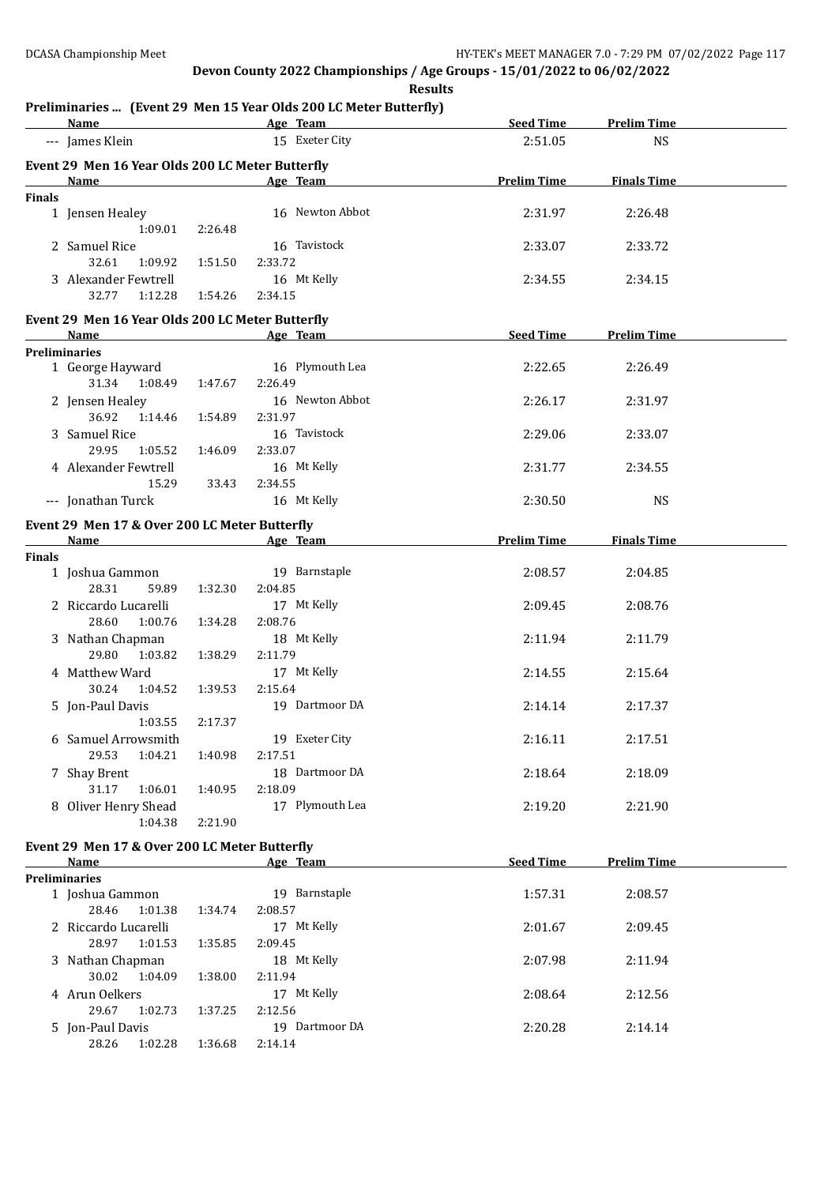**Devon County 2022 Championships / Age Groups - 15/01/2022 to 06/02/2022**

**Results**

## Preliminaries ... (Event 29 Men 15 Year Olds 200 LC Meter Butterfly)

| | Name | Age | Team | Seed Time | Prelim Time |
|---|---|---|---|---|---|
| --- | James Klein | 15 | Exeter City | 2:51.05 | NS |

## Event 29 Men 16 Year Olds 200 LC Meter Butterfly

| | Name | Age | Team | Prelim Time | Finals Time |
|---|---|---|---|---|---|
| **Finals** | | | | | |
| 1 | Jensen Healey | 16 | Newton Abbot | 2:31.97 | 2:26.48 |
| | 1:09.01 2:26.48 | | | | |
| 2 | Samuel Rice | 16 | Tavistock | 2:33.07 | 2:33.72 |
| | 32.61 1:09.92 1:51.50 2:33.72 | | | | |
| 3 | Alexander Fewtrell | 16 | Mt Kelly | 2:34.55 | 2:34.15 |
| | 32.77 1:12.28 1:54.26 2:34.15 | | | | |

## Event 29 Men 16 Year Olds 200 LC Meter Butterfly

| | Name | Age | Team | Seed Time | Prelim Time |
|---|---|---|---|---|---|
| **Preliminaries** | | | | | |
| 1 | George Hayward | 16 | Plymouth Lea | 2:22.65 | 2:26.49 |
| | 31.34 1:08.49 1:47.67 2:26.49 | | | | |
| 2 | Jensen Healey | 16 | Newton Abbot | 2:26.17 | 2:31.97 |
| | 36.92 1:14.46 1:54.89 2:31.97 | | | | |
| 3 | Samuel Rice | 16 | Tavistock | 2:29.06 | 2:33.07 |
| | 29.95 1:05.52 1:46.09 2:33.07 | | | | |
| 4 | Alexander Fewtrell | 16 | Mt Kelly | 2:31.77 | 2:34.55 |
| | 15.29 33.43 2:34.55 | | | | |
| --- | Jonathan Turck | 16 | Mt Kelly | 2:30.50 | NS |

## Event 29 Men 17 & Over 200 LC Meter Butterfly

| | Name | Age | Team | Prelim Time | Finals Time |
|---|---|---|---|---|---|
| **Finals** | | | | | |
| 1 | Joshua Gammon | 19 | Barnstaple | 2:08.57 | 2:04.85 |
| | 28.31 59.89 1:32.30 2:04.85 | | | | |
| 2 | Riccardo Lucarelli | 17 | Mt Kelly | 2:09.45 | 2:08.76 |
| | 28.60 1:00.76 1:34.28 2:08.76 | | | | |
| 3 | Nathan Chapman | 18 | Mt Kelly | 2:11.94 | 2:11.79 |
| | 29.80 1:03.82 1:38.29 2:11.79 | | | | |
| 4 | Matthew Ward | 17 | Mt Kelly | 2:14.55 | 2:15.64 |
| | 30.24 1:04.52 1:39.53 2:15.64 | | | | |
| 5 | Jon-Paul Davis | 19 | Dartmoor DA | 2:14.14 | 2:17.37 |
| | 1:03.55 2:17.37 | | | | |
| 6 | Samuel Arrowsmith | 19 | Exeter City | 2:16.11 | 2:17.51 |
| | 29.53 1:04.21 1:40.98 2:17.51 | | | | |
| 7 | Shay Brent | 18 | Dartmoor DA | 2:18.64 | 2:18.09 |
| | 31.17 1:06.01 1:40.95 2:18.09 | | | | |
| 8 | Oliver Henry Shead | 17 | Plymouth Lea | 2:19.20 | 2:21.90 |
| | 1:04.38 2:21.90 | | | | |

## Event 29 Men 17 & Over 200 LC Meter Butterfly

| | Name | Age | Team | Seed Time | Prelim Time |
|---|---|---|---|---|---|
| **Preliminaries** | | | | | |
| 1 | Joshua Gammon | 19 | Barnstaple | 1:57.31 | 2:08.57 |
| | 28.46 1:01.38 1:34.74 2:08.57 | | | | |
| 2 | Riccardo Lucarelli | 17 | Mt Kelly | 2:01.67 | 2:09.45 |
| | 28.97 1:01.53 1:35.85 2:09.45 | | | | |
| 3 | Nathan Chapman | 18 | Mt Kelly | 2:07.98 | 2:11.94 |
| | 30.02 1:04.09 1:38.00 2:11.94 | | | | |
| 4 | Arun Oelkers | 17 | Mt Kelly | 2:08.64 | 2:12.56 |
| | 29.67 1:02.73 1:37.25 2:12.56 | | | | |
| 5 | Jon-Paul Davis | 19 | Dartmoor DA | 2:20.28 | 2:14.14 |
| | 28.26 1:02.28 1:36.68 2:14.14 | | | | |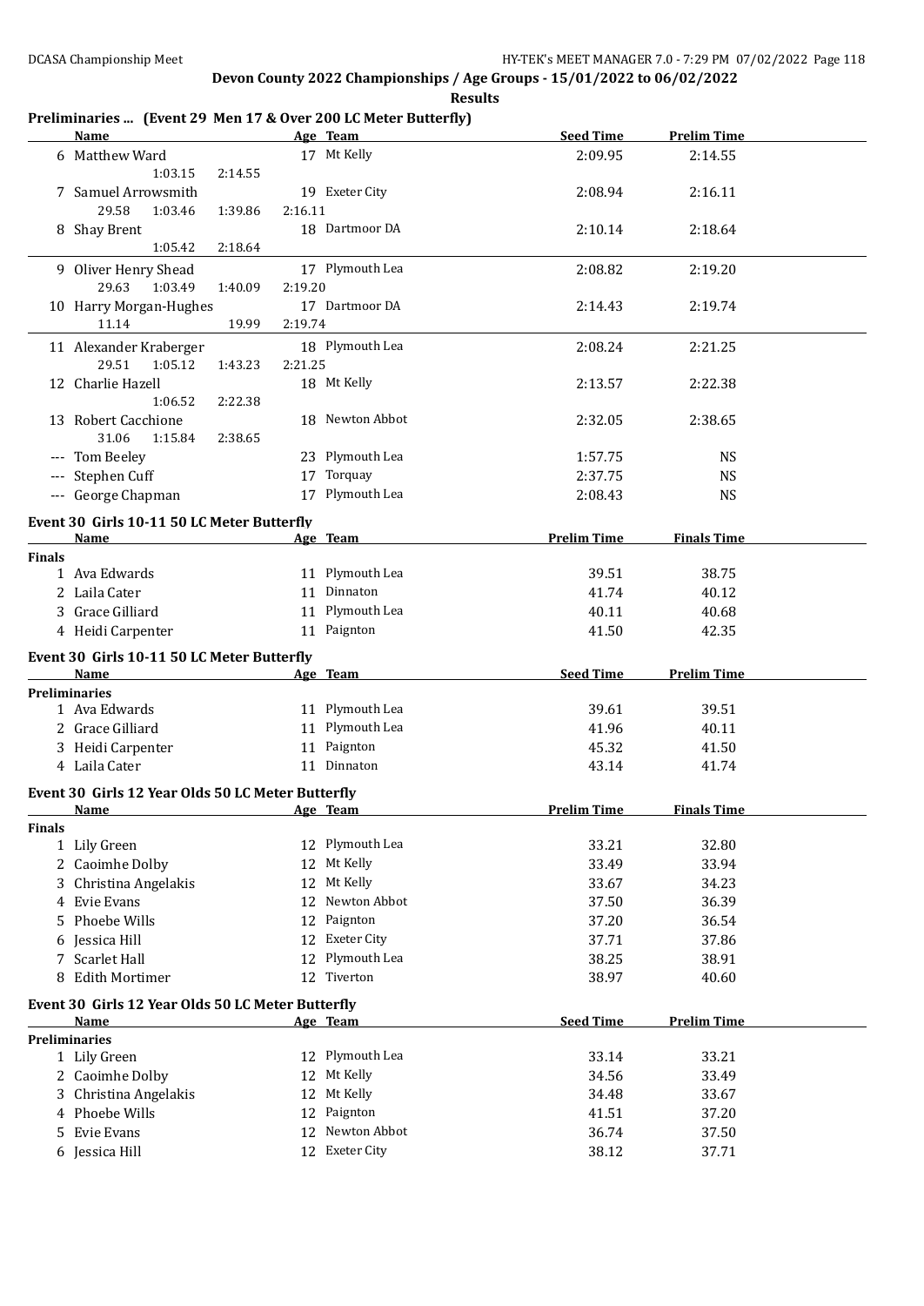**Devon County 2022 Championships / Age Groups - 15/01/2022 to 06/02/2022**

**Results**

## Preliminaries ... (Event 29 Men 17 & Over 200 LC Meter Butterfly)

| | Name | Age | Team | Seed Time | Prelim Time |
|---|---|---|---|---|---|
| 6 | Matthew Ward | 17 | Mt Kelly | 2:09.95 | 2:14.55 |
| | 1:03.15 2:14.55 | | | | |
| 7 | Samuel Arrowsmith | 19 | Exeter City | 2:08.94 | 2:16.11 |
| | 29.58 1:03.46 1:39.86 2:16.11 | | | | |
| 8 | Shay Brent | 18 | Dartmoor DA | 2:10.14 | 2:18.64 |
| | 1:05.42 2:18.64 | | | | |
| 9 | Oliver Henry Shead | 17 | Plymouth Lea | 2:08.82 | 2:19.20 |
| | 29.63 1:03.49 1:40.09 2:19.20 | | | | |
| 10 | Harry Morgan-Hughes | 17 | Dartmoor DA | 2:14.43 | 2:19.74 |
| | 11.14 19.99 2:19.74 | | | | |
| 11 | Alexander Kraberger | 18 | Plymouth Lea | 2:08.24 | 2:21.25 |
| | 29.51 1:05.12 1:43.23 2:21.25 | | | | |
| 12 | Charlie Hazell | 18 | Mt Kelly | 2:13.57 | 2:22.38 |
| | 1:06.52 2:22.38 | | | | |
| 13 | Robert Cacchione | 18 | Newton Abbot | 2:32.05 | 2:38.65 |
| | 31.06 1:15.84 2:38.65 | | | | |
| --- | Tom Beeley | 23 | Plymouth Lea | 1:57.75 | NS |
| --- | Stephen Cuff | 17 | Torquay | 2:37.75 | NS |
| --- | George Chapman | 17 | Plymouth Lea | 2:08.43 | NS |

## Event 30 Girls 10-11 50 LC Meter Butterfly

| | Name | Age | Team | Prelim Time | Finals Time |
|---|---|---|---|---|---|
| **Finals** | | | | | |
| 1 | Ava Edwards | 11 | Plymouth Lea | 39.51 | 38.75 |
| 2 | Laila Cater | 11 | Dinnaton | 41.74 | 40.12 |
| 3 | Grace Gilliard | 11 | Plymouth Lea | 40.11 | 40.68 |
| 4 | Heidi Carpenter | 11 | Paignton | 41.50 | 42.35 |

## Event 30 Girls 10-11 50 LC Meter Butterfly

| | Name | Age | Team | Seed Time | Prelim Time |
|---|---|---|---|---|---|
| **Preliminaries** | | | | | |
| 1 | Ava Edwards | 11 | Plymouth Lea | 39.61 | 39.51 |
| 2 | Grace Gilliard | 11 | Plymouth Lea | 41.96 | 40.11 |
| 3 | Heidi Carpenter | 11 | Paignton | 45.32 | 41.50 |
| 4 | Laila Cater | 11 | Dinnaton | 43.14 | 41.74 |

## Event 30 Girls 12 Year Olds 50 LC Meter Butterfly

| | Name | Age | Team | Prelim Time | Finals Time |
|---|---|---|---|---|---|
| **Finals** | | | | | |
| 1 | Lily Green | 12 | Plymouth Lea | 33.21 | 32.80 |
| 2 | Caoimhe Dolby | 12 | Mt Kelly | 33.49 | 33.94 |
| 3 | Christina Angelakis | 12 | Mt Kelly | 33.67 | 34.23 |
| 4 | Evie Evans | 12 | Newton Abbot | 37.50 | 36.39 |
| 5 | Phoebe Wills | 12 | Paignton | 37.20 | 36.54 |
| 6 | Jessica Hill | 12 | Exeter City | 37.71 | 37.86 |
| 7 | Scarlet Hall | 12 | Plymouth Lea | 38.25 | 38.91 |
| 8 | Edith Mortimer | 12 | Tiverton | 38.97 | 40.60 |

## Event 30 Girls 12 Year Olds 50 LC Meter Butterfly

| | Name | Age | Team | Seed Time | Prelim Time |
|---|---|---|---|---|---|
| **Preliminaries** | | | | | |
| 1 | Lily Green | 12 | Plymouth Lea | 33.14 | 33.21 |
| 2 | Caoimhe Dolby | 12 | Mt Kelly | 34.56 | 33.49 |
| 3 | Christina Angelakis | 12 | Mt Kelly | 34.48 | 33.67 |
| 4 | Phoebe Wills | 12 | Paignton | 41.51 | 37.20 |
| 5 | Evie Evans | 12 | Newton Abbot | 36.74 | 37.50 |
| 6 | Jessica Hill | 12 | Exeter City | 38.12 | 37.71 |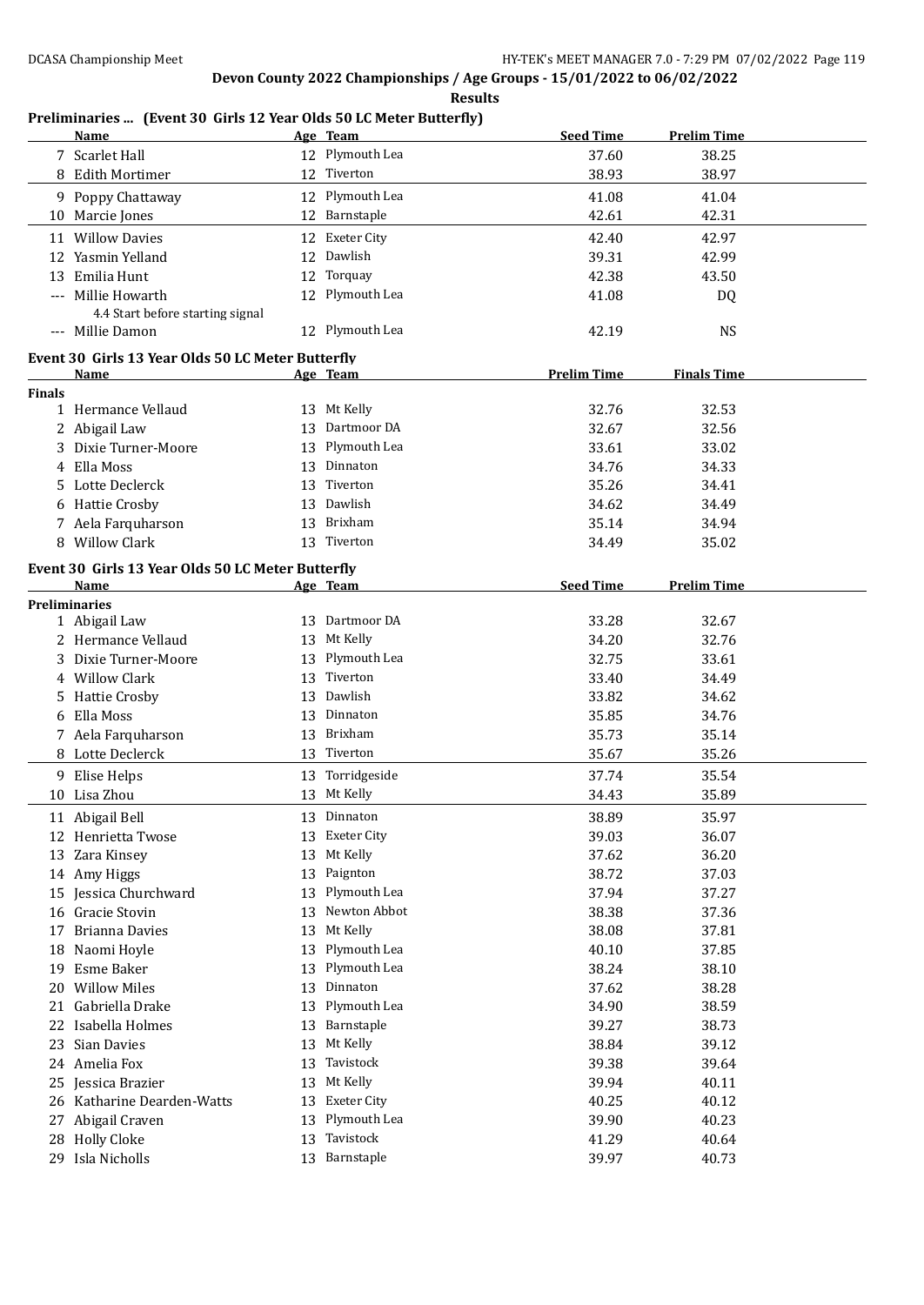## Devon County 2022 Championships / Age Groups - 15/01/2022 to 06/02/2022

**Results**

### Preliminaries ... (Event 30 Girls 12 Year Olds 50 LC Meter Butterfly)

| | Name | Age | Team | Seed Time | Prelim Time |
|---|---|---|---|---|---|
| 7 | Scarlet Hall | 12 | Plymouth Lea | 37.60 | 38.25 |
| 8 | Edith Mortimer | 12 | Tiverton | 38.93 | 38.97 |
| 9 | Poppy Chattaway | 12 | Plymouth Lea | 41.08 | 41.04 |
| 10 | Marcie Jones | 12 | Barnstaple | 42.61 | 42.31 |
| 11 | Willow Davies | 12 | Exeter City | 42.40 | 42.97 |
| 12 | Yasmin Yelland | 12 | Dawlish | 39.31 | 42.99 |
| 13 | Emilia Hunt | 12 | Torquay | 42.38 | 43.50 |
| --- | Millie Howarth | 12 | Plymouth Lea | 41.08 | DQ |
| | 4.4 Start before starting signal | | | | |
| --- | Millie Damon | 12 | Plymouth Lea | 42.19 | NS |

### Event 30 Girls 13 Year Olds 50 LC Meter Butterfly

| | Name | Age | Team | Prelim Time | Finals Time |
|---|---|---|---|---|---|
| **Finals** | | | | | |
| 1 | Hermance Vellaud | 13 | Mt Kelly | 32.76 | 32.53 |
| 2 | Abigail Law | 13 | Dartmoor DA | 32.67 | 32.56 |
| 3 | Dixie Turner-Moore | 13 | Plymouth Lea | 33.61 | 33.02 |
| 4 | Ella Moss | 13 | Dinnaton | 34.76 | 34.33 |
| 5 | Lotte Declerck | 13 | Tiverton | 35.26 | 34.41 |
| 6 | Hattie Crosby | 13 | Dawlish | 34.62 | 34.49 |
| 7 | Aela Farquharson | 13 | Brixham | 35.14 | 34.94 |
| 8 | Willow Clark | 13 | Tiverton | 34.49 | 35.02 |

### Event 30 Girls 13 Year Olds 50 LC Meter Butterfly

| | Name | Age | Team | Seed Time | Prelim Time |
|---|---|---|---|---|---|
| **Preliminaries** | | | | | |
| 1 | Abigail Law | 13 | Dartmoor DA | 33.28 | 32.67 |
| 2 | Hermance Vellaud | 13 | Mt Kelly | 34.20 | 32.76 |
| 3 | Dixie Turner-Moore | 13 | Plymouth Lea | 32.75 | 33.61 |
| 4 | Willow Clark | 13 | Tiverton | 33.40 | 34.49 |
| 5 | Hattie Crosby | 13 | Dawlish | 33.82 | 34.62 |
| 6 | Ella Moss | 13 | Dinnaton | 35.85 | 34.76 |
| 7 | Aela Farquharson | 13 | Brixham | 35.73 | 35.14 |
| 8 | Lotte Declerck | 13 | Tiverton | 35.67 | 35.26 |
| 9 | Elise Helps | 13 | Torridgeside | 37.74 | 35.54 |
| 10 | Lisa Zhou | 13 | Mt Kelly | 34.43 | 35.89 |
| 11 | Abigail Bell | 13 | Dinnaton | 38.89 | 35.97 |
| 12 | Henrietta Twose | 13 | Exeter City | 39.03 | 36.07 |
| 13 | Zara Kinsey | 13 | Mt Kelly | 37.62 | 36.20 |
| 14 | Amy Higgs | 13 | Paignton | 38.72 | 37.03 |
| 15 | Jessica Churchward | 13 | Plymouth Lea | 37.94 | 37.27 |
| 16 | Gracie Stovin | 13 | Newton Abbot | 38.38 | 37.36 |
| 17 | Brianna Davies | 13 | Mt Kelly | 38.08 | 37.81 |
| 18 | Naomi Hoyle | 13 | Plymouth Lea | 40.10 | 37.85 |
| 19 | Esme Baker | 13 | Plymouth Lea | 38.24 | 38.10 |
| 20 | Willow Miles | 13 | Dinnaton | 37.62 | 38.28 |
| 21 | Gabriella Drake | 13 | Plymouth Lea | 34.90 | 38.59 |
| 22 | Isabella Holmes | 13 | Barnstaple | 39.27 | 38.73 |
| 23 | Sian Davies | 13 | Mt Kelly | 38.84 | 39.12 |
| 24 | Amelia Fox | 13 | Tavistock | 39.38 | 39.64 |
| 25 | Jessica Brazier | 13 | Mt Kelly | 39.94 | 40.11 |
| 26 | Katharine Dearden-Watts | 13 | Exeter City | 40.25 | 40.12 |
| 27 | Abigail Craven | 13 | Plymouth Lea | 39.90 | 40.23 |
| 28 | Holly Cloke | 13 | Tavistock | 41.29 | 40.64 |
| 29 | Isla Nicholls | 13 | Barnstaple | 39.97 | 40.73 |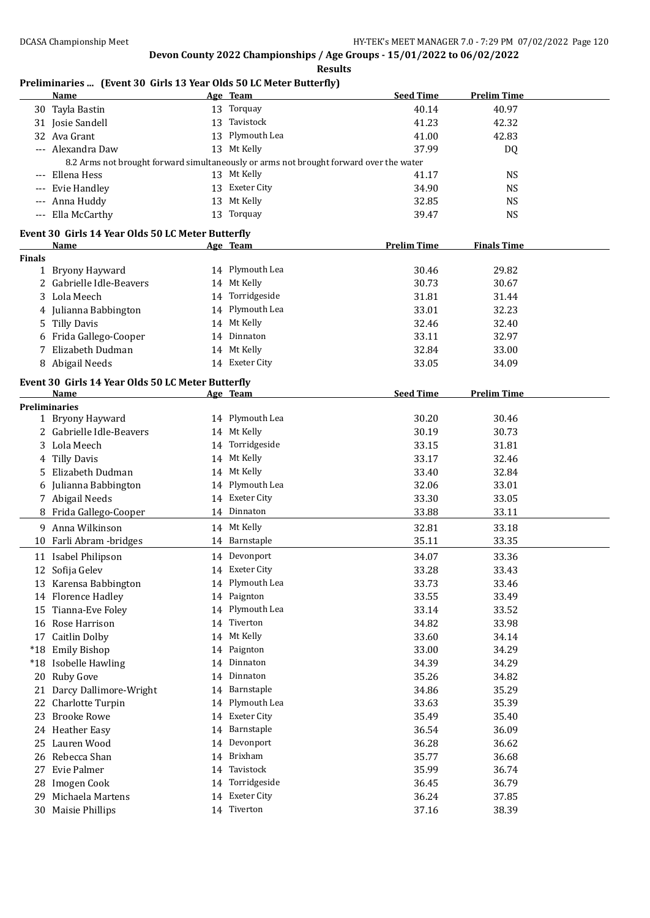## Devon County 2022 Championships / Age Groups - 15/01/2022 to 06/02/2022

**Results**

### Preliminaries ... (Event 30 Girls 13 Year Olds 50 LC Meter Butterfly)

| | Name | Age | Team | Seed Time | Prelim Time |
|---|---|---|---|---|---|
| 30 | Tayla Bastin | 13 | Torquay | 40.14 | 40.97 |
| 31 | Josie Sandell | 13 | Tavistock | 41.23 | 42.32 |
| 32 | Ava Grant | 13 | Plymouth Lea | 41.00 | 42.83 |
| --- | Alexandra Daw | 13 | Mt Kelly | 37.99 | DQ |
| | 8.2 Arms not brought forward simultaneously or arms not brought forward over the water | | | | |
| --- | Ellena Hess | 13 | Mt Kelly | 41.17 | NS |
| --- | Evie Handley | 13 | Exeter City | 34.90 | NS |
| --- | Anna Huddy | 13 | Mt Kelly | 32.85 | NS |
| --- | Ella McCarthy | 13 | Torquay | 39.47 | NS |

### Event 30 Girls 14 Year Olds 50 LC Meter Butterfly

| | Name | Age | Team | Prelim Time | Finals Time |
|---|---|---|---|---|---|
| **Finals** | | | | | |
| 1 | Bryony Hayward | 14 | Plymouth Lea | 30.46 | 29.82 |
| 2 | Gabrielle Idle-Beavers | 14 | Mt Kelly | 30.73 | 30.67 |
| 3 | Lola Meech | 14 | Torridgeside | 31.81 | 31.44 |
| 4 | Julianna Babbington | 14 | Plymouth Lea | 33.01 | 32.23 |
| 5 | Tilly Davis | 14 | Mt Kelly | 32.46 | 32.40 |
| 6 | Frida Gallego-Cooper | 14 | Dinnaton | 33.11 | 32.97 |
| 7 | Elizabeth Dudman | 14 | Mt Kelly | 32.84 | 33.00 |
| 8 | Abigail Needs | 14 | Exeter City | 33.05 | 34.09 |

### Event 30 Girls 14 Year Olds 50 LC Meter Butterfly

| | Name | Age | Team | Seed Time | Prelim Time |
|---|---|---|---|---|---|
| **Preliminaries** | | | | | |
| 1 | Bryony Hayward | 14 | Plymouth Lea | 30.20 | 30.46 |
| 2 | Gabrielle Idle-Beavers | 14 | Mt Kelly | 30.19 | 30.73 |
| 3 | Lola Meech | 14 | Torridgeside | 33.15 | 31.81 |
| 4 | Tilly Davis | 14 | Mt Kelly | 33.17 | 32.46 |
| 5 | Elizabeth Dudman | 14 | Mt Kelly | 33.40 | 32.84 |
| 6 | Julianna Babbington | 14 | Plymouth Lea | 32.06 | 33.01 |
| 7 | Abigail Needs | 14 | Exeter City | 33.30 | 33.05 |
| 8 | Frida Gallego-Cooper | 14 | Dinnaton | 33.88 | 33.11 |
| 9 | Anna Wilkinson | 14 | Mt Kelly | 32.81 | 33.18 |
| 10 | Farli Abram -bridges | 14 | Barnstaple | 35.11 | 33.35 |
| 11 | Isabel Philipson | 14 | Devonport | 34.07 | 33.36 |
| 12 | Sofija Gelev | 14 | Exeter City | 33.28 | 33.43 |
| 13 | Karensa Babbington | 14 | Plymouth Lea | 33.73 | 33.46 |
| 14 | Florence Hadley | 14 | Paignton | 33.55 | 33.49 |
| 15 | Tianna-Eve Foley | 14 | Plymouth Lea | 33.14 | 33.52 |
| 16 | Rose Harrison | 14 | Tiverton | 34.82 | 33.98 |
| 17 | Caitlin Dolby | 14 | Mt Kelly | 33.60 | 34.14 |
| *18 | Emily Bishop | 14 | Paignton | 33.00 | 34.29 |
| *18 | Isobelle Hawling | 14 | Dinnaton | 34.39 | 34.29 |
| 20 | Ruby Gove | 14 | Dinnaton | 35.26 | 34.82 |
| 21 | Darcy Dallimore-Wright | 14 | Barnstaple | 34.86 | 35.29 |
| 22 | Charlotte Turpin | 14 | Plymouth Lea | 33.63 | 35.39 |
| 23 | Brooke Rowe | 14 | Exeter City | 35.49 | 35.40 |
| 24 | Heather Easy | 14 | Barnstaple | 36.54 | 36.09 |
| 25 | Lauren Wood | 14 | Devonport | 36.28 | 36.62 |
| 26 | Rebecca Shan | 14 | Brixham | 35.77 | 36.68 |
| 27 | Evie Palmer | 14 | Tavistock | 35.99 | 36.74 |
| 28 | Imogen Cook | 14 | Torridgeside | 36.45 | 36.79 |
| 29 | Michaela Martens | 14 | Exeter City | 36.24 | 37.85 |
| 30 | Maisie Phillips | 14 | Tiverton | 37.16 | 38.39 |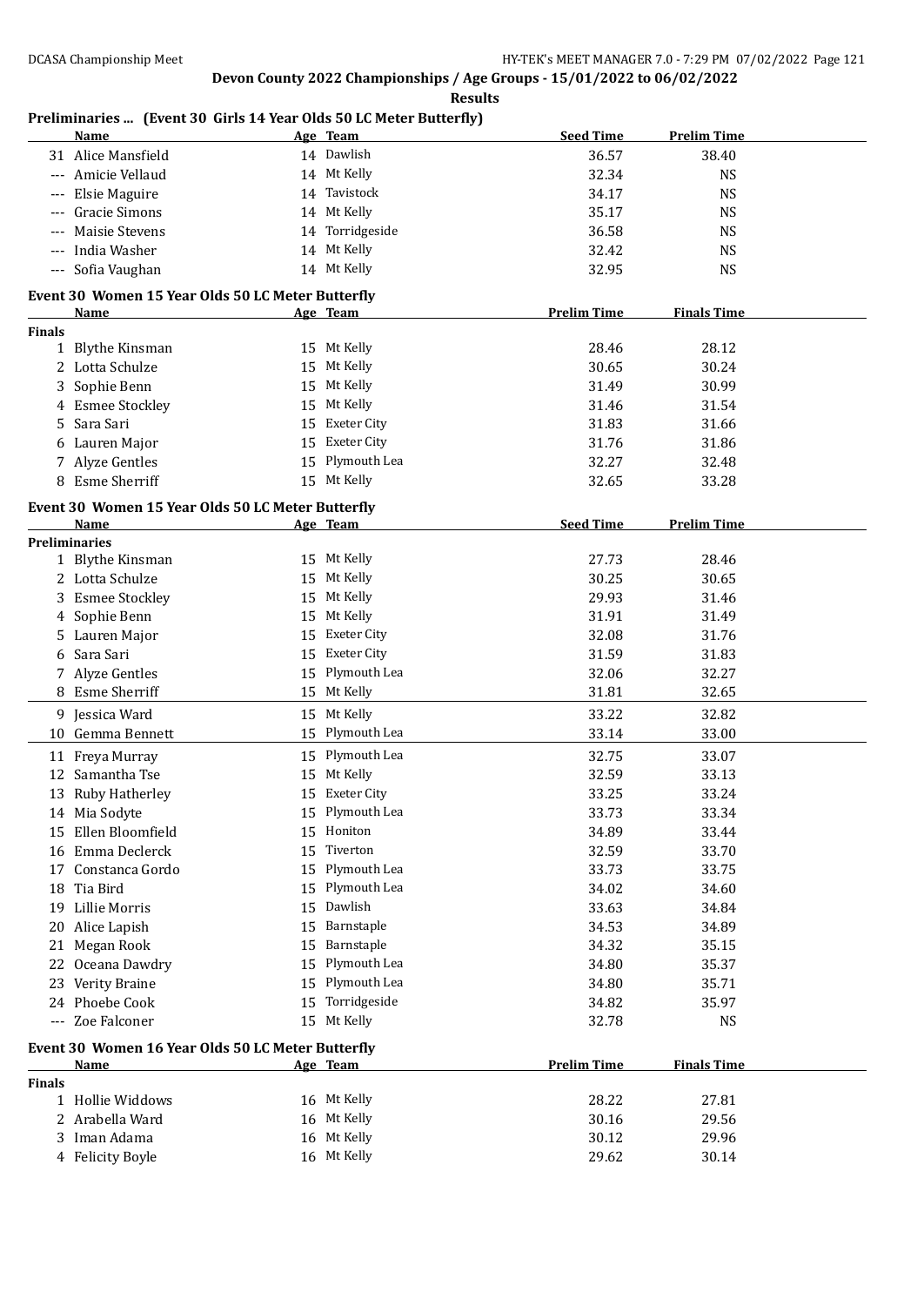## Devon County 2022 Championships / Age Groups - 15/01/2022 to 06/02/2022

**Results**

### Preliminaries ... (Event 30 Girls 14 Year Olds 50 LC Meter Butterfly)

| | Name | Age | Team | Seed Time | Prelim Time |
|---|---|---|---|---|---|
| 31 | Alice Mansfield | 14 | Dawlish | 36.57 | 38.40 |
| --- | Amicie Vellaud | 14 | Mt Kelly | 32.34 | NS |
| --- | Elsie Maguire | 14 | Tavistock | 34.17 | NS |
| --- | Gracie Simons | 14 | Mt Kelly | 35.17 | NS |
| --- | Maisie Stevens | 14 | Torridgeside | 36.58 | NS |
| --- | India Washer | 14 | Mt Kelly | 32.42 | NS |
| --- | Sofia Vaughan | 14 | Mt Kelly | 32.95 | NS |

### Event 30 Women 15 Year Olds 50 LC Meter Butterfly

| | Name | Age | Team | Prelim Time | Finals Time |
|---|---|---|---|---|---|
| **Finals** | | | | | |
| 1 | Blythe Kinsman | 15 | Mt Kelly | 28.46 | 28.12 |
| 2 | Lotta Schulze | 15 | Mt Kelly | 30.65 | 30.24 |
| 3 | Sophie Benn | 15 | Mt Kelly | 31.49 | 30.99 |
| 4 | Esmee Stockley | 15 | Mt Kelly | 31.46 | 31.54 |
| 5 | Sara Sari | 15 | Exeter City | 31.83 | 31.66 |
| 6 | Lauren Major | 15 | Exeter City | 31.76 | 31.86 |
| 7 | Alyze Gentles | 15 | Plymouth Lea | 32.27 | 32.48 |
| 8 | Esme Sherriff | 15 | Mt Kelly | 32.65 | 33.28 |

### Event 30 Women 15 Year Olds 50 LC Meter Butterfly

| | Name | Age | Team | Seed Time | Prelim Time |
|---|---|---|---|---|---|
| **Preliminaries** | | | | | |
| 1 | Blythe Kinsman | 15 | Mt Kelly | 27.73 | 28.46 |
| 2 | Lotta Schulze | 15 | Mt Kelly | 30.25 | 30.65 |
| 3 | Esmee Stockley | 15 | Mt Kelly | 29.93 | 31.46 |
| 4 | Sophie Benn | 15 | Mt Kelly | 31.91 | 31.49 |
| 5 | Lauren Major | 15 | Exeter City | 32.08 | 31.76 |
| 6 | Sara Sari | 15 | Exeter City | 31.59 | 31.83 |
| 7 | Alyze Gentles | 15 | Plymouth Lea | 32.06 | 32.27 |
| 8 | Esme Sherriff | 15 | Mt Kelly | 31.81 | 32.65 |
| 9 | Jessica Ward | 15 | Mt Kelly | 33.22 | 32.82 |
| 10 | Gemma Bennett | 15 | Plymouth Lea | 33.14 | 33.00 |
| 11 | Freya Murray | 15 | Plymouth Lea | 32.75 | 33.07 |
| 12 | Samantha Tse | 15 | Mt Kelly | 32.59 | 33.13 |
| 13 | Ruby Hatherley | 15 | Exeter City | 33.25 | 33.24 |
| 14 | Mia Sodyte | 15 | Plymouth Lea | 33.73 | 33.34 |
| 15 | Ellen Bloomfield | 15 | Honiton | 34.89 | 33.44 |
| 16 | Emma Declerck | 15 | Tiverton | 32.59 | 33.70 |
| 17 | Constanca Gordo | 15 | Plymouth Lea | 33.73 | 33.75 |
| 18 | Tia Bird | 15 | Plymouth Lea | 34.02 | 34.60 |
| 19 | Lillie Morris | 15 | Dawlish | 33.63 | 34.84 |
| 20 | Alice Lapish | 15 | Barnstaple | 34.53 | 34.89 |
| 21 | Megan Rook | 15 | Barnstaple | 34.32 | 35.15 |
| 22 | Oceana Dawdry | 15 | Plymouth Lea | 34.80 | 35.37 |
| 23 | Verity Braine | 15 | Plymouth Lea | 34.80 | 35.71 |
| 24 | Phoebe Cook | 15 | Torridgeside | 34.82 | 35.97 |
| --- | Zoe Falconer | 15 | Mt Kelly | 32.78 | NS |

### Event 30 Women 16 Year Olds 50 LC Meter Butterfly

| | Name | Age | Team | Prelim Time | Finals Time |
|---|---|---|---|---|---|
| **Finals** | | | | | |
| 1 | Hollie Widdows | 16 | Mt Kelly | 28.22 | 27.81 |
| 2 | Arabella Ward | 16 | Mt Kelly | 30.16 | 29.56 |
| 3 | Iman Adama | 16 | Mt Kelly | 30.12 | 29.96 |
| 4 | Felicity Boyle | 16 | Mt Kelly | 29.62 | 30.14 |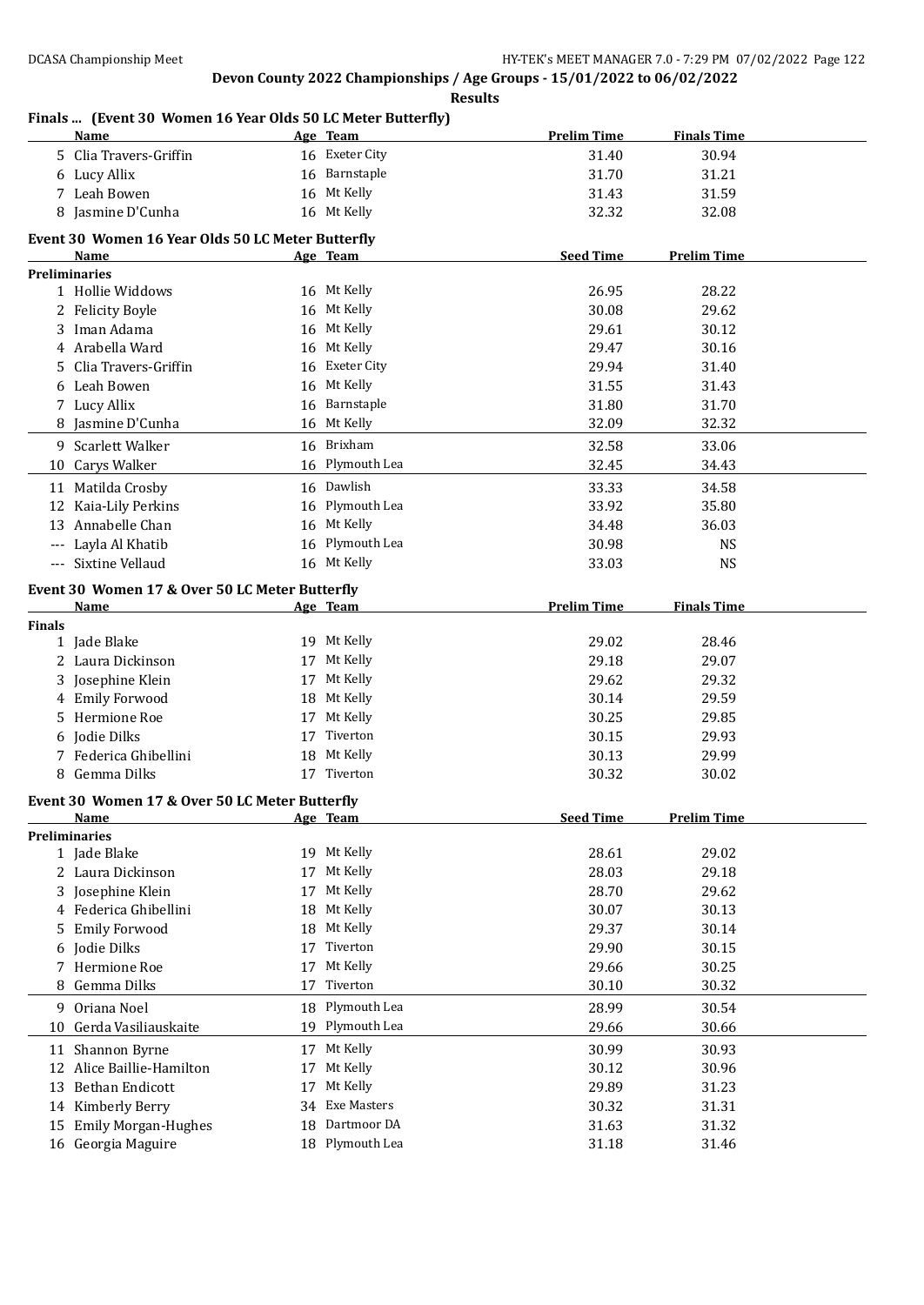## Devon County 2022 Championships / Age Groups - 15/01/2022 to 06/02/2022

**Results**

### Finals ... (Event 30 Women 16 Year Olds 50 LC Meter Butterfly)

| | Name | Age | Team | Prelim Time | Finals Time |
|---|---|---|---|---|---|
| 5 | Clia Travers-Griffin | 16 | Exeter City | 31.40 | 30.94 |
| 6 | Lucy Allix | 16 | Barnstaple | 31.70 | 31.21 |
| 7 | Leah Bowen | 16 | Mt Kelly | 31.43 | 31.59 |
| 8 | Jasmine D'Cunha | 16 | Mt Kelly | 32.32 | 32.08 |

### Event 30 Women 16 Year Olds 50 LC Meter Butterfly

| | Name | Age | Team | Seed Time | Prelim Time |
|---|---|---|---|---|---|
| **Preliminaries** | | | | | |
| 1 | Hollie Widdows | 16 | Mt Kelly | 26.95 | 28.22 |
| 2 | Felicity Boyle | 16 | Mt Kelly | 30.08 | 29.62 |
| 3 | Iman Adama | 16 | Mt Kelly | 29.61 | 30.12 |
| 4 | Arabella Ward | 16 | Mt Kelly | 29.47 | 30.16 |
| 5 | Clia Travers-Griffin | 16 | Exeter City | 29.94 | 31.40 |
| 6 | Leah Bowen | 16 | Mt Kelly | 31.55 | 31.43 |
| 7 | Lucy Allix | 16 | Barnstaple | 31.80 | 31.70 |
| 8 | Jasmine D'Cunha | 16 | Mt Kelly | 32.09 | 32.32 |
| 9 | Scarlett Walker | 16 | Brixham | 32.58 | 33.06 |
| 10 | Carys Walker | 16 | Plymouth Lea | 32.45 | 34.43 |
| 11 | Matilda Crosby | 16 | Dawlish | 33.33 | 34.58 |
| 12 | Kaia-Lily Perkins | 16 | Plymouth Lea | 33.92 | 35.80 |
| 13 | Annabelle Chan | 16 | Mt Kelly | 34.48 | 36.03 |
| --- | Layla Al Khatib | 16 | Plymouth Lea | 30.98 | NS |
| --- | Sixtine Vellaud | 16 | Mt Kelly | 33.03 | NS |

### Event 30 Women 17 & Over 50 LC Meter Butterfly

| | Name | Age | Team | Prelim Time | Finals Time |
|---|---|---|---|---|---|
| **Finals** | | | | | |
| 1 | Jade Blake | 19 | Mt Kelly | 29.02 | 28.46 |
| 2 | Laura Dickinson | 17 | Mt Kelly | 29.18 | 29.07 |
| 3 | Josephine Klein | 17 | Mt Kelly | 29.62 | 29.32 |
| 4 | Emily Forwood | 18 | Mt Kelly | 30.14 | 29.59 |
| 5 | Hermione Roe | 17 | Mt Kelly | 30.25 | 29.85 |
| 6 | Jodie Dilks | 17 | Tiverton | 30.15 | 29.93 |
| 7 | Federica Ghibellini | 18 | Mt Kelly | 30.13 | 29.99 |
| 8 | Gemma Dilks | 17 | Tiverton | 30.32 | 30.02 |

### Event 30 Women 17 & Over 50 LC Meter Butterfly

| | Name | Age | Team | Seed Time | Prelim Time |
|---|---|---|---|---|---|
| **Preliminaries** | | | | | |
| 1 | Jade Blake | 19 | Mt Kelly | 28.61 | 29.02 |
| 2 | Laura Dickinson | 17 | Mt Kelly | 28.03 | 29.18 |
| 3 | Josephine Klein | 17 | Mt Kelly | 28.70 | 29.62 |
| 4 | Federica Ghibellini | 18 | Mt Kelly | 30.07 | 30.13 |
| 5 | Emily Forwood | 18 | Mt Kelly | 29.37 | 30.14 |
| 6 | Jodie Dilks | 17 | Tiverton | 29.90 | 30.15 |
| 7 | Hermione Roe | 17 | Mt Kelly | 29.66 | 30.25 |
| 8 | Gemma Dilks | 17 | Tiverton | 30.10 | 30.32 |
| 9 | Oriana Noel | 18 | Plymouth Lea | 28.99 | 30.54 |
| 10 | Gerda Vasiliauskaite | 19 | Plymouth Lea | 29.66 | 30.66 |
| 11 | Shannon Byrne | 17 | Mt Kelly | 30.99 | 30.93 |
| 12 | Alice Baillie-Hamilton | 17 | Mt Kelly | 30.12 | 30.96 |
| 13 | Bethan Endicott | 17 | Mt Kelly | 29.89 | 31.23 |
| 14 | Kimberly Berry | 34 | Exe Masters | 30.32 | 31.31 |
| 15 | Emily Morgan-Hughes | 18 | Dartmoor DA | 31.63 | 31.32 |
| 16 | Georgia Maguire | 18 | Plymouth Lea | 31.18 | 31.46 |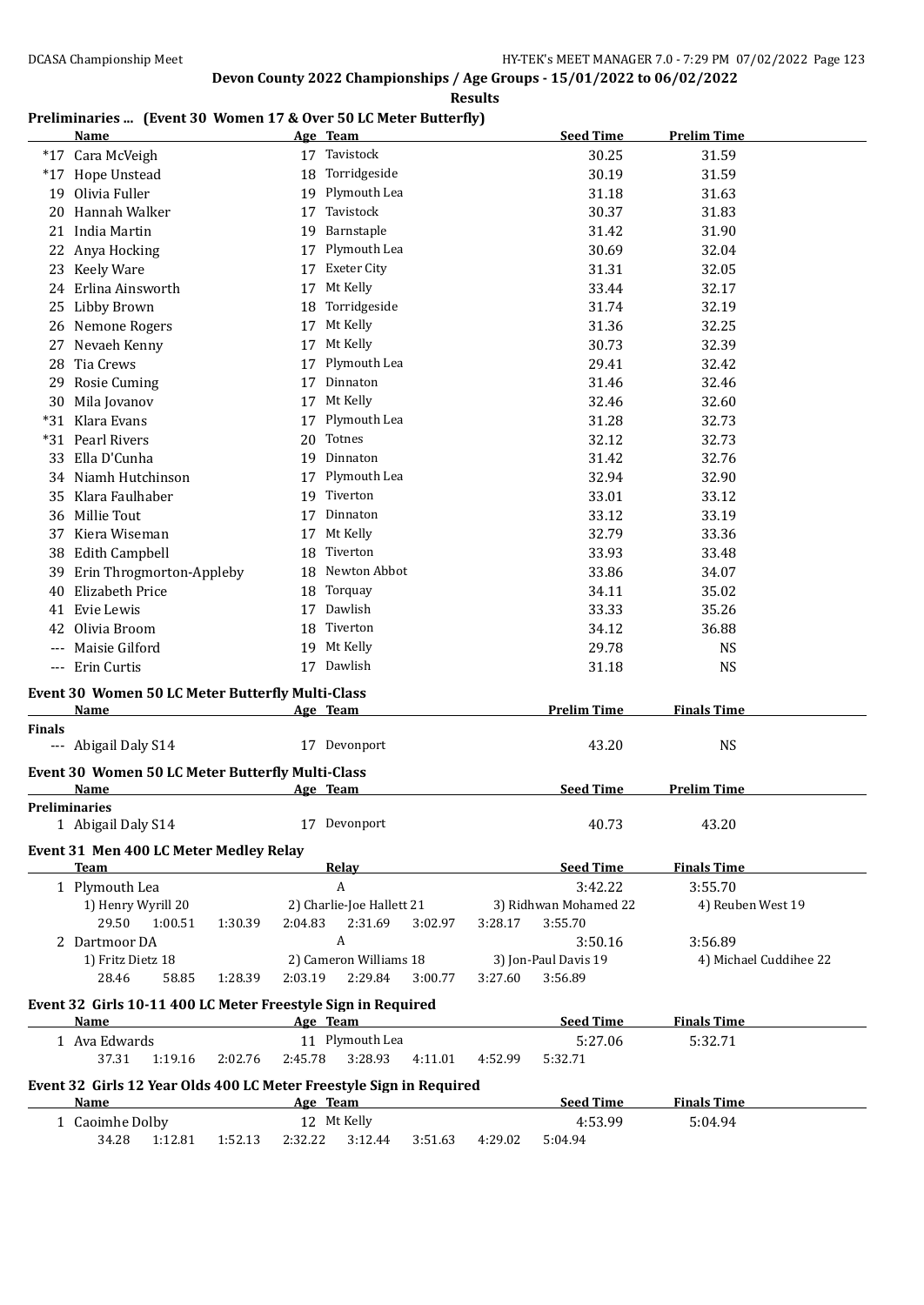## Devon County 2022 Championships / Age Groups - 15/01/2022 to 06/02/2022

**Results**

### Preliminaries ... (Event 30 Women 17 & Over 50 LC Meter Butterfly)

| | Name | Age | Team | Seed Time | Prelim Time |
|---|---|---|---|---|---|
| *17 | Cara McVeigh | 17 | Tavistock | 30.25 | 31.59 |
| *17 | Hope Unstead | 18 | Torridgeside | 30.19 | 31.59 |
| 19 | Olivia Fuller | 19 | Plymouth Lea | 31.18 | 31.63 |
| 20 | Hannah Walker | 17 | Tavistock | 30.37 | 31.83 |
| 21 | India Martin | 19 | Barnstaple | 31.42 | 31.90 |
| 22 | Anya Hocking | 17 | Plymouth Lea | 30.69 | 32.04 |
| 23 | Keely Ware | 17 | Exeter City | 31.31 | 32.05 |
| 24 | Erlina Ainsworth | 17 | Mt Kelly | 33.44 | 32.17 |
| 25 | Libby Brown | 18 | Torridgeside | 31.74 | 32.19 |
| 26 | Nemone Rogers | 17 | Mt Kelly | 31.36 | 32.25 |
| 27 | Nevaeh Kenny | 17 | Mt Kelly | 30.73 | 32.39 |
| 28 | Tia Crews | 17 | Plymouth Lea | 29.41 | 32.42 |
| 29 | Rosie Cuming | 17 | Dinnaton | 31.46 | 32.46 |
| 30 | Mila Jovanov | 17 | Mt Kelly | 32.46 | 32.60 |
| *31 | Klara Evans | 17 | Plymouth Lea | 31.28 | 32.73 |
| *31 | Pearl Rivers | 20 | Totnes | 32.12 | 32.73 |
| 33 | Ella D'Cunha | 19 | Dinnaton | 31.42 | 32.76 |
| 34 | Niamh Hutchinson | 17 | Plymouth Lea | 32.94 | 32.90 |
| 35 | Klara Faulhaber | 19 | Tiverton | 33.01 | 33.12 |
| 36 | Millie Tout | 17 | Dinnaton | 33.12 | 33.19 |
| 37 | Kiera Wiseman | 17 | Mt Kelly | 32.79 | 33.36 |
| 38 | Edith Campbell | 18 | Tiverton | 33.93 | 33.48 |
| 39 | Erin Throgmorton-Appleby | 18 | Newton Abbot | 33.86 | 34.07 |
| 40 | Elizabeth Price | 18 | Torquay | 34.11 | 35.02 |
| 41 | Evie Lewis | 17 | Dawlish | 33.33 | 35.26 |
| 42 | Olivia Broom | 18 | Tiverton | 34.12 | 36.88 |
| --- | Maisie Gilford | 19 | Mt Kelly | 29.78 | NS |
| --- | Erin Curtis | 17 | Dawlish | 31.18 | NS |

### Event 30 Women 50 LC Meter Butterfly Multi-Class

| | Name | Age | Team | Prelim Time | Finals Time |
|---|---|---|---|---|---|
| **Finals** | | | | | |
| --- | Abigail Daly S14 | 17 | Devonport | 43.20 | NS |

### Event 30 Women 50 LC Meter Butterfly Multi-Class

| | Name | Age | Team | Seed Time | Prelim Time |
|---|---|---|---|---|---|
| **Preliminaries** | | | | | |
| 1 | Abigail Daly S14 | 17 | Devonport | 40.73 | 43.20 |

### Event 31 Men 400 LC Meter Medley Relay

| | Team | Relay | Seed Time | Finals Time |
|---|---|---|---|---|
| 1 | Plymouth Lea | A | 3:42.22 | 3:55.70 |
| | 1) Henry Wyrill 20 | 2) Charlie-Joe Hallett 21 | 3) Ridhwan Mohamed 22 | 4) Reuben West 19 |
| | 29.50 1:00.51 1:30.39 2:04.83 | 2:31.69 3:02.97 3:28.17 3:55.70 | | |
| 2 | Dartmoor DA | A | 3:50.16 | 3:56.89 |
| | 1) Fritz Dietz 18 | 2) Cameron Williams 18 | 3) Jon-Paul Davis 19 | 4) Michael Cuddihee 22 |
| | 28.46 58.85 1:28.39 2:03.19 | 2:29.84 3:00.77 3:27.60 3:56.89 | | |

### Event 32 Girls 10-11 400 LC Meter Freestyle Sign in Required

| | Name | Age | Team | Seed Time | Finals Time |
|---|---|---|---|---|---|
| 1 | Ava Edwards | 11 | Plymouth Lea | 5:27.06 | 5:32.71 |
| | 37.31 1:19.16 2:02.76 2:45.78 | 3:28.93 4:11.01 4:52.99 5:32.71 | | | |

### Event 32 Girls 12 Year Olds 400 LC Meter Freestyle Sign in Required

| | Name | Age | Team | Seed Time | Finals Time |
|---|---|---|---|---|---|
| 1 | Caoimhe Dolby | 12 | Mt Kelly | 4:53.99 | 5:04.94 |
| | 34.28 1:12.81 1:52.13 2:32.22 | 3:12.44 3:51.63 4:29.02 5:04.94 | | | |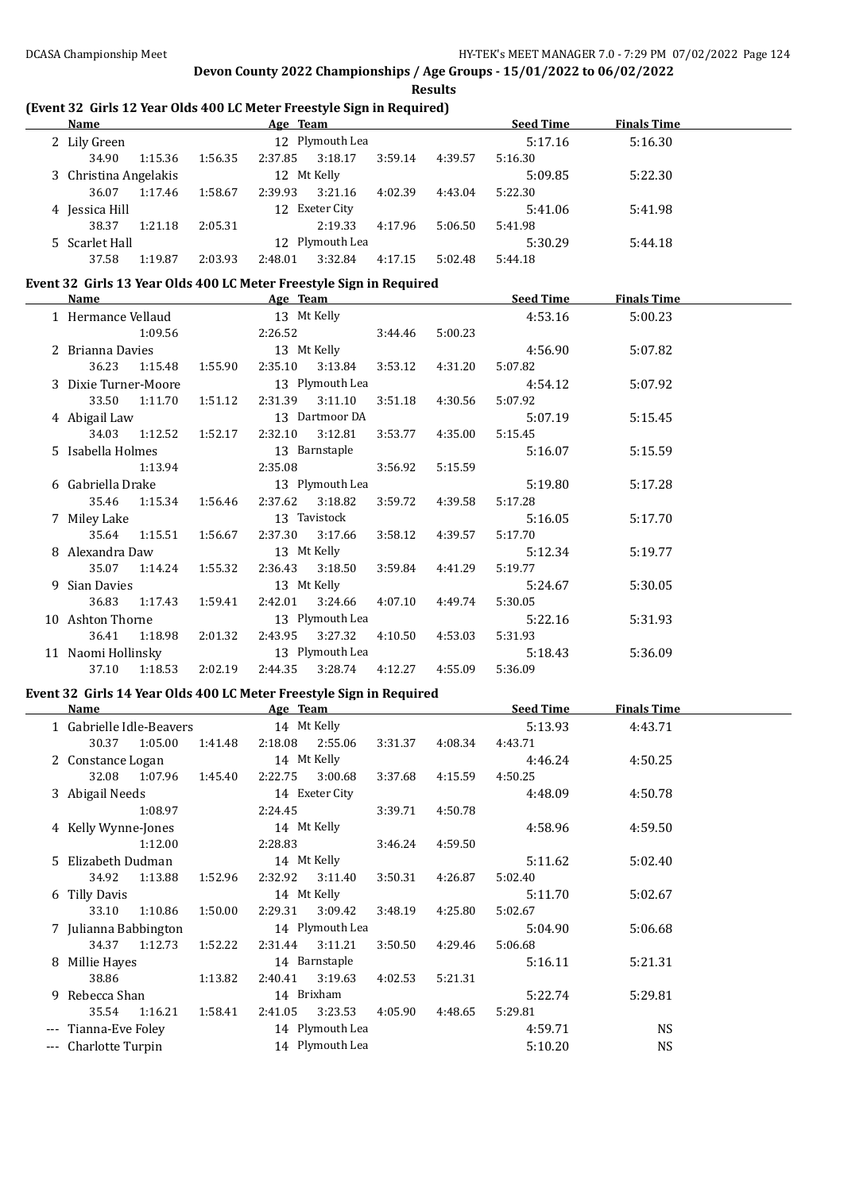Devon County 2022 Championships / Age Groups - 15/01/2022 to 06/02/2022

Results

## (Event 32 Girls 12 Year Olds 400 LC Meter Freestyle Sign in Required)

| Name | Age | Team | Seed Time | Finals Time |
|---|---|---|---|---|
| 2 Lily Green | 12 | Plymouth Lea | 5:17.16 | 5:16.30 |
| 34.90 1:15.36 1:56.35 2:37.85 3:18.17 3:59.14 4:39.57 5:16.30 | | | | |
| 3 Christina Angelakis | 12 | Mt Kelly | 5:09.85 | 5:22.30 |
| 36.07 1:17.46 1:58.67 2:39.93 3:21.16 4:02.39 4:43.04 5:22.30 | | | | |
| 4 Jessica Hill | 12 | Exeter City | 5:41.06 | 5:41.98 |
| 38.37 1:21.18 2:05.31 2:19.33 4:17.96 5:06.50 5:41.98 | | | | |
| 5 Scarlet Hall | 12 | Plymouth Lea | 5:30.29 | 5:44.18 |
| 37.58 1:19.87 2:03.93 2:48.01 3:32.84 4:17.15 5:02.48 5:44.18 | | | | |

## Event 32 Girls 13 Year Olds 400 LC Meter Freestyle Sign in Required

| Name | Age | Team | Seed Time | Finals Time |
|---|---|---|---|---|
| 1 Hermance Vellaud | 13 | Mt Kelly | 4:53.16 | 5:00.23 |
| 1:09.56 2:26.52 3:44.46 5:00.23 | | | | |
| 2 Brianna Davies | 13 | Mt Kelly | 4:56.90 | 5:07.82 |
| 36.23 1:15.48 1:55.90 2:35.10 3:13.84 3:53.12 4:31.20 5:07.82 | | | | |
| 3 Dixie Turner-Moore | 13 | Plymouth Lea | 4:54.12 | 5:07.92 |
| 33.50 1:11.70 1:51.12 2:31.39 3:11.10 3:51.18 4:30.56 5:07.92 | | | | |
| 4 Abigail Law | 13 | Dartmoor DA | 5:07.19 | 5:15.45 |
| 34.03 1:12.52 1:52.17 2:32.10 3:12.81 3:53.77 4:35.00 5:15.45 | | | | |
| 5 Isabella Holmes | 13 | Barnstaple | 5:16.07 | 5:15.59 |
| 1:13.94 2:35.08 3:56.92 5:15.59 | | | | |
| 6 Gabriella Drake | 13 | Plymouth Lea | 5:19.80 | 5:17.28 |
| 35.46 1:15.34 1:56.46 2:37.62 3:18.82 3:59.72 4:39.58 5:17.28 | | | | |
| 7 Miley Lake | 13 | Tavistock | 5:16.05 | 5:17.70 |
| 35.64 1:15.51 1:56.67 2:37.30 3:17.66 3:58.12 4:39.57 5:17.70 | | | | |
| 8 Alexandra Daw | 13 | Mt Kelly | 5:12.34 | 5:19.77 |
| 35.07 1:14.24 1:55.32 2:36.43 3:18.50 3:59.84 4:41.29 5:19.77 | | | | |
| 9 Sian Davies | 13 | Mt Kelly | 5:24.67 | 5:30.05 |
| 36.83 1:17.43 1:59.41 2:42.01 3:24.66 4:07.10 4:49.74 5:30.05 | | | | |
| 10 Ashton Thorne | 13 | Plymouth Lea | 5:22.16 | 5:31.93 |
| 36.41 1:18.98 2:01.32 2:43.95 3:27.32 4:10.50 4:53.03 5:31.93 | | | | |
| 11 Naomi Hollinsky | 13 | Plymouth Lea | 5:18.43 | 5:36.09 |
| 37.10 1:18.53 2:02.19 2:44.35 3:28.74 4:12.27 4:55.09 5:36.09 | | | | |

## Event 32 Girls 14 Year Olds 400 LC Meter Freestyle Sign in Required

| Name | Age | Team | Seed Time | Finals Time |
|---|---|---|---|---|
| 1 Gabrielle Idle-Beavers | 14 | Mt Kelly | 5:13.93 | 4:43.71 |
| 30.37 1:05.00 1:41.48 2:18.08 2:55.06 3:31.37 4:08.34 4:43.71 | | | | |
| 2 Constance Logan | 14 | Mt Kelly | 4:46.24 | 4:50.25 |
| 32.08 1:07.96 1:45.40 2:22.75 3:00.68 3:37.68 4:15.59 4:50.25 | | | | |
| 3 Abigail Needs | 14 | Exeter City | 4:48.09 | 4:50.78 |
| 1:08.97 2:24.45 3:39.71 4:50.78 | | | | |
| 4 Kelly Wynne-Jones | 14 | Mt Kelly | 4:58.96 | 4:59.50 |
| 1:12.00 2:28.83 3:46.24 4:59.50 | | | | |
| 5 Elizabeth Dudman | 14 | Mt Kelly | 5:11.62 | 5:02.40 |
| 34.92 1:13.88 1:52.96 2:32.92 3:11.40 3:50.31 4:26.87 5:02.40 | | | | |
| 6 Tilly Davis | 14 | Mt Kelly | 5:11.70 | 5:02.67 |
| 33.10 1:10.86 1:50.00 2:29.31 3:09.42 3:48.19 4:25.80 5:02.67 | | | | |
| 7 Julianna Babbington | 14 | Plymouth Lea | 5:04.90 | 5:06.68 |
| 34.37 1:12.73 1:52.22 2:31.44 3:11.21 3:50.50 4:29.46 5:06.68 | | | | |
| 8 Millie Hayes | 14 | Barnstaple | 5:16.11 | 5:21.31 |
| 38.86 1:13.82 2:40.41 3:19.63 4:02.53 5:21.31 | | | | |
| 9 Rebecca Shan | 14 | Brixham | 5:22.74 | 5:29.81 |
| 35.54 1:16.21 1:58.41 2:41.05 3:23.53 4:05.90 4:48.65 5:29.81 | | | | |
| --- Tianna-Eve Foley | 14 | Plymouth Lea | 4:59.71 | NS |
| --- Charlotte Turpin | 14 | Plymouth Lea | 5:10.20 | NS |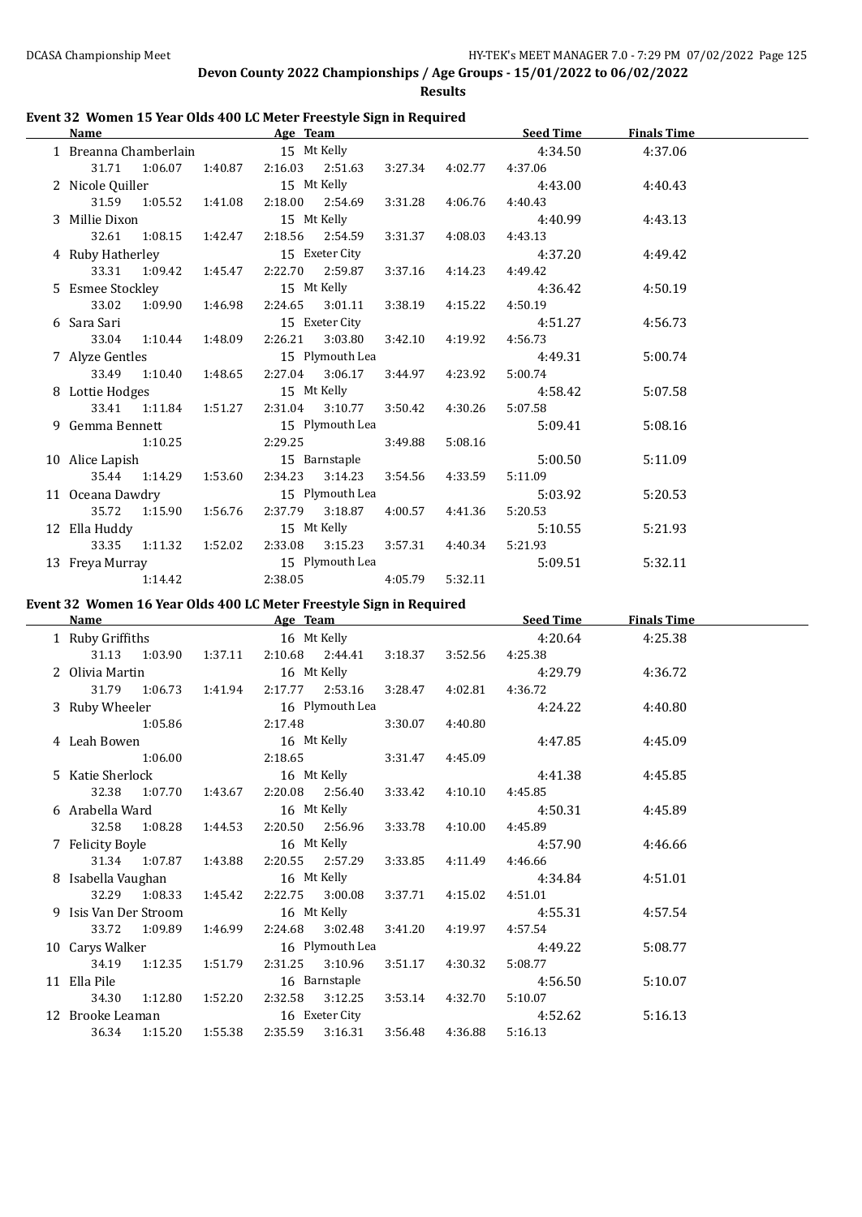Devon County 2022 Championships / Age Groups - 15/01/2022 to 06/02/2022

**Results**

### Event 32 Women 15 Year Olds 400 LC Meter Freestyle Sign in Required

| Name | Age | Team | Seed Time | Finals Time |
|---|---|---|---|---|
| 1 Breanna Chamberlain | 15 | Mt Kelly | 4:34.50 | 4:37.06 |
| 31.71 1:06.07 1:40.87 2:16.03 2:51.63 3:27.34 4:02.77 4:37.06 | | | | |
| 2 Nicole Quiller | 15 | Mt Kelly | 4:43.00 | 4:40.43 |
| 31.59 1:05.52 1:41.08 2:18.00 2:54.69 3:31.28 4:06.76 4:40.43 | | | | |
| 3 Millie Dixon | 15 | Mt Kelly | 4:40.99 | 4:43.13 |
| 32.61 1:08.15 1:42.47 2:18.56 2:54.59 3:31.37 4:08.03 4:43.13 | | | | |
| 4 Ruby Hatherley | 15 | Exeter City | 4:37.20 | 4:49.42 |
| 33.31 1:09.42 1:45.47 2:22.70 2:59.87 3:37.16 4:14.23 4:49.42 | | | | |
| 5 Esmee Stockley | 15 | Mt Kelly | 4:36.42 | 4:50.19 |
| 33.02 1:09.90 1:46.98 2:24.65 3:01.11 3:38.19 4:15.22 4:50.19 | | | | |
| 6 Sara Sari | 15 | Exeter City | 4:51.27 | 4:56.73 |
| 33.04 1:10.44 1:48.09 2:26.21 3:03.80 3:42.10 4:19.92 4:56.73 | | | | |
| 7 Alyze Gentles | 15 | Plymouth Lea | 4:49.31 | 5:00.74 |
| 33.49 1:10.40 1:48.65 2:27.04 3:06.17 3:44.97 4:23.92 5:00.74 | | | | |
| 8 Lottie Hodges | 15 | Mt Kelly | 4:58.42 | 5:07.58 |
| 33.41 1:11.84 1:51.27 2:31.04 3:10.77 3:50.42 4:30.26 5:07.58 | | | | |
| 9 Gemma Bennett | 15 | Plymouth Lea | 5:09.41 | 5:08.16 |
| 1:10.25 2:29.25 3:49.88 5:08.16 | | | | |
| 10 Alice Lapish | 15 | Barnstaple | 5:00.50 | 5:11.09 |
| 35.44 1:14.29 1:53.60 2:34.23 3:14.23 3:54.56 4:33.59 5:11.09 | | | | |
| 11 Oceana Dawdry | 15 | Plymouth Lea | 5:03.92 | 5:20.53 |
| 35.72 1:15.90 1:56.76 2:37.79 3:18.87 4:00.57 4:41.36 5:20.53 | | | | |
| 12 Ella Huddy | 15 | Mt Kelly | 5:10.55 | 5:21.93 |
| 33.35 1:11.32 1:52.02 2:33.08 3:15.23 3:57.31 4:40.34 5:21.93 | | | | |
| 13 Freya Murray | 15 | Plymouth Lea | 5:09.51 | 5:32.11 |
| 1:14.42 2:38.05 4:05.79 5:32.11 | | | | |

### Event 32 Women 16 Year Olds 400 LC Meter Freestyle Sign in Required

| Name | Age | Team | Seed Time | Finals Time |
|---|---|---|---|---|
| 1 Ruby Griffiths | 16 | Mt Kelly | 4:20.64 | 4:25.38 |
| 31.13 1:03.90 1:37.11 2:10.68 2:44.41 3:18.37 3:52.56 4:25.38 | | | | |
| 2 Olivia Martin | 16 | Mt Kelly | 4:29.79 | 4:36.72 |
| 31.79 1:06.73 1:41.94 2:17.77 2:53.16 3:28.47 4:02.81 4:36.72 | | | | |
| 3 Ruby Wheeler | 16 | Plymouth Lea | 4:24.22 | 4:40.80 |
| 1:05.86 2:17.48 3:30.07 4:40.80 | | | | |
| 4 Leah Bowen | 16 | Mt Kelly | 4:47.85 | 4:45.09 |
| 1:06.00 2:18.65 3:31.47 4:45.09 | | | | |
| 5 Katie Sherlock | 16 | Mt Kelly | 4:41.38 | 4:45.85 |
| 32.38 1:07.70 1:43.67 2:20.08 2:56.40 3:33.42 4:10.10 4:45.85 | | | | |
| 6 Arabella Ward | 16 | Mt Kelly | 4:50.31 | 4:45.89 |
| 32.58 1:08.28 1:44.53 2:20.50 2:56.96 3:33.78 4:10.00 4:45.89 | | | | |
| 7 Felicity Boyle | 16 | Mt Kelly | 4:57.90 | 4:46.66 |
| 31.34 1:07.87 1:43.88 2:20.55 2:57.29 3:33.85 4:11.49 4:46.66 | | | | |
| 8 Isabella Vaughan | 16 | Mt Kelly | 4:34.84 | 4:51.01 |
| 32.29 1:08.33 1:45.42 2:22.75 3:00.08 3:37.71 4:15.02 4:51.01 | | | | |
| 9 Isis Van Der Stroom | 16 | Mt Kelly | 4:55.31 | 4:57.54 |
| 33.72 1:09.89 1:46.99 2:24.68 3:02.48 3:41.20 4:19.97 4:57.54 | | | | |
| 10 Carys Walker | 16 | Plymouth Lea | 4:49.22 | 5:08.77 |
| 34.19 1:12.35 1:51.79 2:31.25 3:10.96 3:51.17 4:30.32 5:08.77 | | | | |
| 11 Ella Pile | 16 | Barnstaple | 4:56.50 | 5:10.07 |
| 34.30 1:12.80 1:52.20 2:32.58 3:12.25 3:53.14 4:32.70 5:10.07 | | | | |
| 12 Brooke Leaman | 16 | Exeter City | 4:52.62 | 5:16.13 |
| 36.34 1:15.20 1:55.38 2:35.59 3:16.31 3:56.48 4:36.88 5:16.13 | | | | |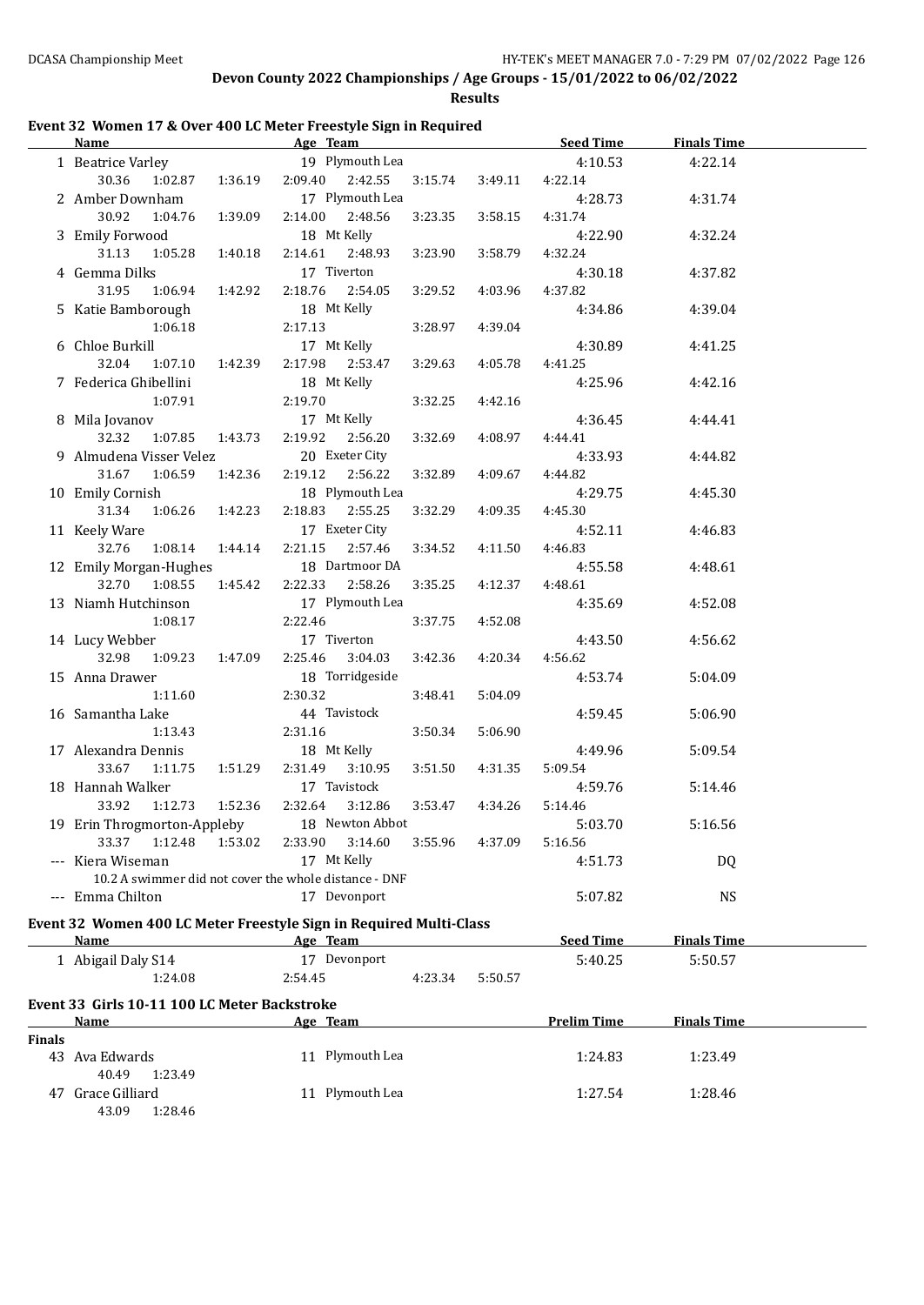DCASA Championship Meet — HY-TEK's MEET MANAGER 7.0 - 7:29 PM 07/02/2022

# Devon County 2022 Championships / Age Groups - 15/01/2022 to 06/02/2022

## Results

### Event 32 Women 17 & Over 400 LC Meter Freestyle Sign in Required

| | Name | Age | Team | Seed Time | Finals Time |
|---|---|---|---|---|---|
| 1 | Beatrice Varley | 19 | Plymouth Lea | 4:10.53 | 4:22.14 |
| | 30.36 1:02.87 1:36.19 2:09.40 2:42.55 3:15.74 3:49.11 4:22.14 | | | | |
| 2 | Amber Downham | 17 | Plymouth Lea | 4:28.73 | 4:31.74 |
| | 30.92 1:04.76 1:39.09 2:14.00 2:48.56 3:23.35 3:58.15 4:31.74 | | | | |
| 3 | Emily Forwood | 18 | Mt Kelly | 4:22.90 | 4:32.24 |
| | 31.13 1:05.28 1:40.18 2:14.61 2:48.93 3:23.90 3:58.79 4:32.24 | | | | |
| 4 | Gemma Dilks | 17 | Tiverton | 4:30.18 | 4:37.82 |
| | 31.95 1:06.94 1:42.92 2:18.76 2:54.05 3:29.52 4:03.96 4:37.82 | | | | |
| 5 | Katie Bamborough | 18 | Mt Kelly | 4:34.86 | 4:39.04 |
| | 1:06.18 2:17.13 3:28.97 4:39.04 | | | | |
| 6 | Chloe Burkill | 17 | Mt Kelly | 4:30.89 | 4:41.25 |
| | 32.04 1:07.10 1:42.39 2:17.98 2:53.47 3:29.63 4:05.78 4:41.25 | | | | |
| 7 | Federica Ghibellini | 18 | Mt Kelly | 4:25.96 | 4:42.16 |
| | 1:07.91 2:19.70 3:32.25 4:42.16 | | | | |
| 8 | Mila Jovanov | 17 | Mt Kelly | 4:36.45 | 4:44.41 |
| | 32.32 1:07.85 1:43.73 2:19.92 2:56.20 3:32.69 4:08.97 4:44.41 | | | | |
| 9 | Almudena Visser Velez | 20 | Exeter City | 4:33.93 | 4:44.82 |
| | 31.67 1:06.59 1:42.36 2:19.12 2:56.22 3:32.89 4:09.67 4:44.82 | | | | |
| 10 | Emily Cornish | 18 | Plymouth Lea | 4:29.75 | 4:45.30 |
| | 31.34 1:06.26 1:42.23 2:18.83 2:55.25 3:32.29 4:09.35 4:45.30 | | | | |
| 11 | Keely Ware | 17 | Exeter City | 4:52.11 | 4:46.83 |
| | 32.76 1:08.14 1:44.14 2:21.15 2:57.46 3:34.52 4:11.50 4:46.83 | | | | |
| 12 | Emily Morgan-Hughes | 18 | Dartmoor DA | 4:55.58 | 4:48.61 |
| | 32.70 1:08.55 1:45.42 2:22.33 2:58.26 3:35.25 4:12.37 4:48.61 | | | | |
| 13 | Niamh Hutchinson | 17 | Plymouth Lea | 4:35.69 | 4:52.08 |
| | 1:08.17 2:22.46 3:37.75 4:52.08 | | | | |
| 14 | Lucy Webber | 17 | Tiverton | 4:43.50 | 4:56.62 |
| | 32.98 1:09.23 1:47.09 2:25.46 3:04.03 3:42.36 4:20.34 4:56.62 | | | | |
| 15 | Anna Drawer | 18 | Torridgeside | 4:53.74 | 5:04.09 |
| | 1:11.60 2:30.32 3:48.41 5:04.09 | | | | |
| 16 | Samantha Lake | 44 | Tavistock | 4:59.45 | 5:06.90 |
| | 1:13.43 2:31.16 3:50.34 5:06.90 | | | | |
| 17 | Alexandra Dennis | 18 | Mt Kelly | 4:49.96 | 5:09.54 |
| | 33.67 1:11.75 1:51.29 2:31.49 3:10.95 3:51.50 4:31.35 5:09.54 | | | | |
| 18 | Hannah Walker | 17 | Tavistock | 4:59.76 | 5:14.46 |
| | 33.92 1:12.73 1:52.36 2:32.64 3:12.86 3:53.47 4:34.26 5:14.46 | | | | |
| 19 | Erin Throgmorton-Appleby | 18 | Newton Abbot | 5:03.70 | 5:16.56 |
| | 33.37 1:12.48 1:53.02 2:33.90 3:14.60 3:55.96 4:37.09 5:16.56 | | | | |
| --- | Kiera Wiseman | 17 | Mt Kelly | 4:51.73 | DQ |
| | 10.2 A swimmer did not cover the whole distance - DNF | | | | |
| --- | Emma Chilton | 17 | Devonport | 5:07.82 | NS |

### Event 32 Women 400 LC Meter Freestyle Sign in Required Multi-Class

| | Name | Age | Team | Seed Time | Finals Time |
|---|---|---|---|---|---|
| 1 | Abigail Daly S14 | 17 | Devonport | 5:40.25 | 5:50.57 |
| | 1:24.08 2:54.45 4:23.34 5:50.57 | | | | |

### Event 33 Girls 10-11 100 LC Meter Backstroke

| | Name | Age | Team | Prelim Time | Finals Time |
|---|---|---|---|---|---|
| **Finals** | | | | | |
| 43 | Ava Edwards | 11 | Plymouth Lea | 1:24.83 | 1:23.49 |
| | 40.49 1:23.49 | | | | |
| 47 | Grace Gilliard | 11 | Plymouth Lea | 1:27.54 | 1:28.46 |
| | 43.09 1:28.46 | | | | |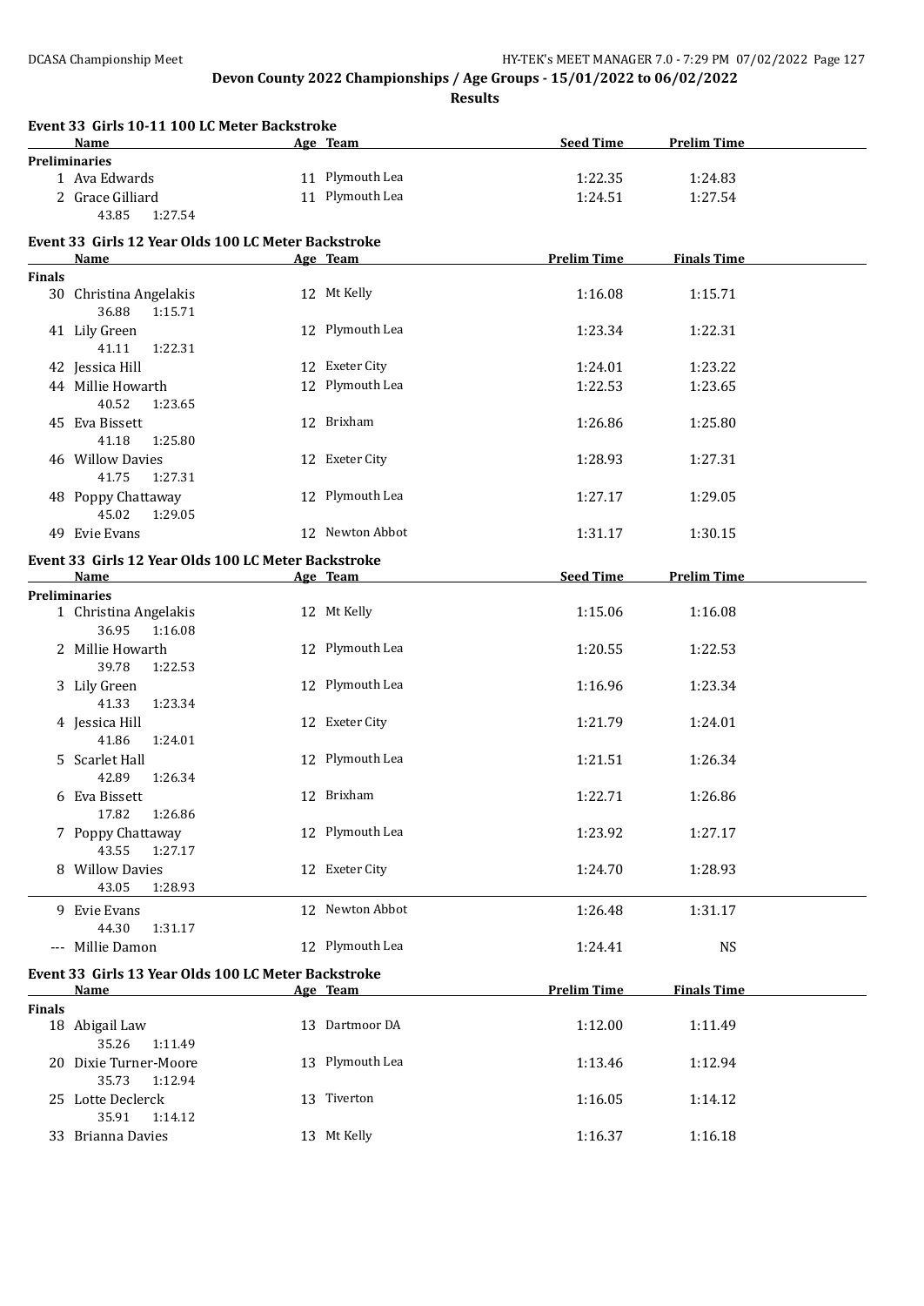## Devon County 2022 Championships / Age Groups - 15/01/2022 to 06/02/2022

**Results**

### Event 33 Girls 10-11 100 LC Meter Backstroke

| Name | Age | Team | Seed Time | Prelim Time |
|---|---|---|---|---|
| **Preliminaries** | | | | |
| 1 Ava Edwards | 11 | Plymouth Lea | 1:22.35 | 1:24.83 |
| 2 Grace Gilliard | 11 | Plymouth Lea | 1:24.51 | 1:27.54 |
| 43.85 1:27.54 | | | | |

### Event 33 Girls 12 Year Olds 100 LC Meter Backstroke

| Name | Age | Team | Prelim Time | Finals Time |
|---|---|---|---|---|
| **Finals** | | | | |
| 30 Christina Angelakis | 12 | Mt Kelly | 1:16.08 | 1:15.71 |
| 36.88 1:15.71 | | | | |
| 41 Lily Green | 12 | Plymouth Lea | 1:23.34 | 1:22.31 |
| 41.11 1:22.31 | | | | |
| 42 Jessica Hill | 12 | Exeter City | 1:24.01 | 1:23.22 |
| 44 Millie Howarth | 12 | Plymouth Lea | 1:22.53 | 1:23.65 |
| 40.52 1:23.65 | | | | |
| 45 Eva Bissett | 12 | Brixham | 1:26.86 | 1:25.80 |
| 41.18 1:25.80 | | | | |
| 46 Willow Davies | 12 | Exeter City | 1:28.93 | 1:27.31 |
| 41.75 1:27.31 | | | | |
| 48 Poppy Chattaway | 12 | Plymouth Lea | 1:27.17 | 1:29.05 |
| 45.02 1:29.05 | | | | |
| 49 Evie Evans | 12 | Newton Abbot | 1:31.17 | 1:30.15 |

### Event 33 Girls 12 Year Olds 100 LC Meter Backstroke

| Name | Age | Team | Seed Time | Prelim Time |
|---|---|---|---|---|
| **Preliminaries** | | | | |
| 1 Christina Angelakis | 12 | Mt Kelly | 1:15.06 | 1:16.08 |
| 36.95 1:16.08 | | | | |
| 2 Millie Howarth | 12 | Plymouth Lea | 1:20.55 | 1:22.53 |
| 39.78 1:22.53 | | | | |
| 3 Lily Green | 12 | Plymouth Lea | 1:16.96 | 1:23.34 |
| 41.33 1:23.34 | | | | |
| 4 Jessica Hill | 12 | Exeter City | 1:21.79 | 1:24.01 |
| 41.86 1:24.01 | | | | |
| 5 Scarlet Hall | 12 | Plymouth Lea | 1:21.51 | 1:26.34 |
| 42.89 1:26.34 | | | | |
| 6 Eva Bissett | 12 | Brixham | 1:22.71 | 1:26.86 |
| 17.82 1:26.86 | | | | |
| 7 Poppy Chattaway | 12 | Plymouth Lea | 1:23.92 | 1:27.17 |
| 43.55 1:27.17 | | | | |
| 8 Willow Davies | 12 | Exeter City | 1:24.70 | 1:28.93 |
| 43.05 1:28.93 | | | | |
| 9 Evie Evans | 12 | Newton Abbot | 1:26.48 | 1:31.17 |
| 44.30 1:31.17 | | | | |
| --- Millie Damon | 12 | Plymouth Lea | 1:24.41 | NS |

### Event 33 Girls 13 Year Olds 100 LC Meter Backstroke

| Name | Age | Team | Prelim Time | Finals Time |
|---|---|---|---|---|
| **Finals** | | | | |
| 18 Abigail Law | 13 | Dartmoor DA | 1:12.00 | 1:11.49 |
| 35.26 1:11.49 | | | | |
| 20 Dixie Turner-Moore | 13 | Plymouth Lea | 1:13.46 | 1:12.94 |
| 35.73 1:12.94 | | | | |
| 25 Lotte Declerck | 13 | Tiverton | 1:16.05 | 1:14.12 |
| 35.91 1:14.12 | | | | |
| 33 Brianna Davies | 13 | Mt Kelly | 1:16.37 | 1:16.18 |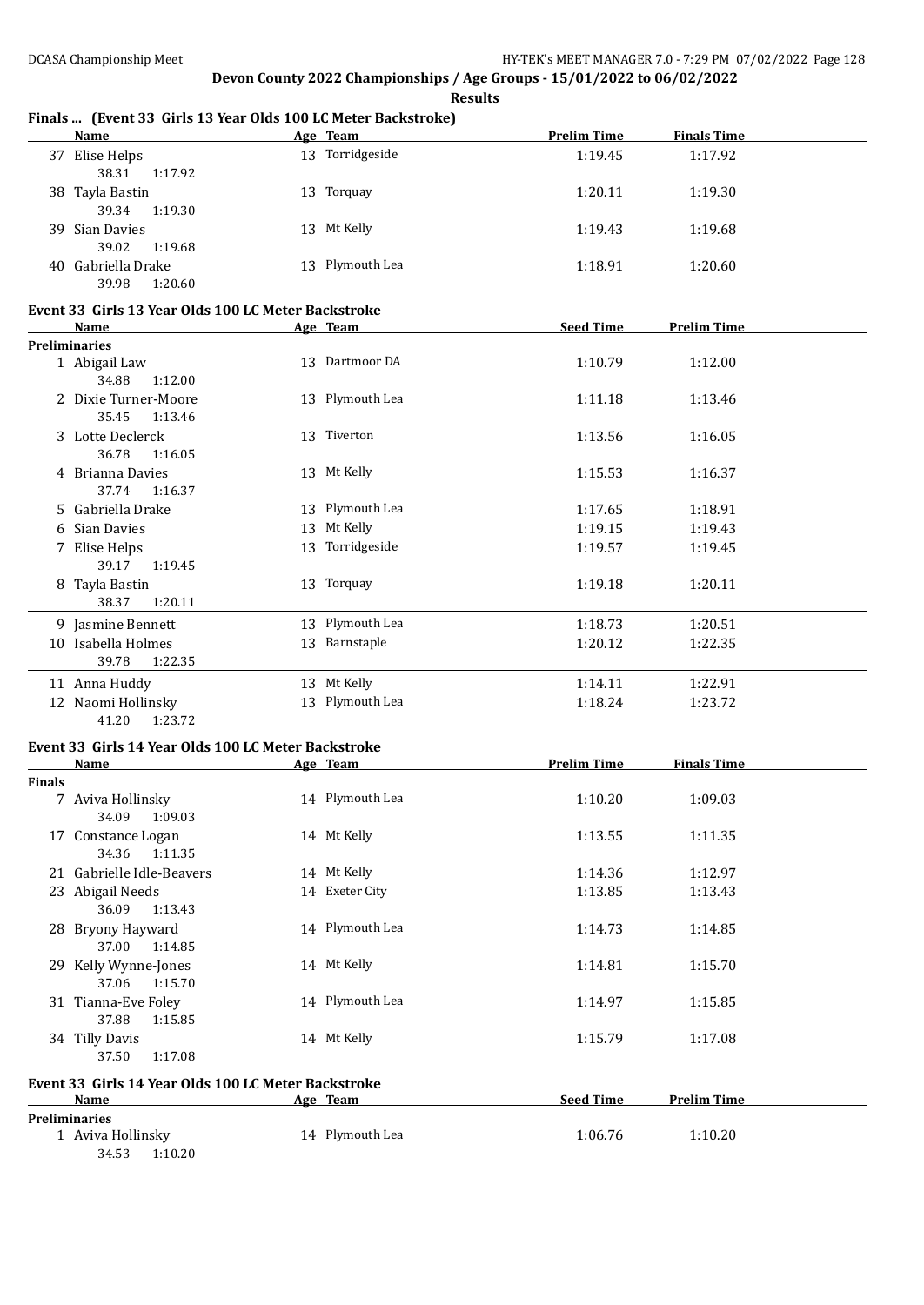## Devon County 2022 Championships / Age Groups - 15/01/2022 to 06/02/2022

**Results**

### Finals ... (Event 33 Girls 13 Year Olds 100 LC Meter Backstroke)

| | Name | Age | Team | Prelim Time | Finals Time |
|---|---|---|---|---|---|
| 37 | Elise Helps | 13 | Torridgeside | 1:19.45 | 1:17.92 |
| | 38.31 1:17.92 | | | | |
| 38 | Tayla Bastin | 13 | Torquay | 1:20.11 | 1:19.30 |
| | 39.34 1:19.30 | | | | |
| 39 | Sian Davies | 13 | Mt Kelly | 1:19.43 | 1:19.68 |
| | 39.02 1:19.68 | | | | |
| 40 | Gabriella Drake | 13 | Plymouth Lea | 1:18.91 | 1:20.60 |
| | 39.98 1:20.60 | | | | |

### Event 33 Girls 13 Year Olds 100 LC Meter Backstroke

| | Name | Age | Team | Seed Time | Prelim Time |
|---|---|---|---|---|---|
| **Preliminaries** | | | | | |
| 1 | Abigail Law | 13 | Dartmoor DA | 1:10.79 | 1:12.00 |
| | 34.88 1:12.00 | | | | |
| 2 | Dixie Turner-Moore | 13 | Plymouth Lea | 1:11.18 | 1:13.46 |
| | 35.45 1:13.46 | | | | |
| 3 | Lotte Declerck | 13 | Tiverton | 1:13.56 | 1:16.05 |
| | 36.78 1:16.05 | | | | |
| 4 | Brianna Davies | 13 | Mt Kelly | 1:15.53 | 1:16.37 |
| | 37.74 1:16.37 | | | | |
| 5 | Gabriella Drake | 13 | Plymouth Lea | 1:17.65 | 1:18.91 |
| 6 | Sian Davies | 13 | Mt Kelly | 1:19.15 | 1:19.43 |
| 7 | Elise Helps | 13 | Torridgeside | 1:19.57 | 1:19.45 |
| | 39.17 1:19.45 | | | | |
| 8 | Tayla Bastin | 13 | Torquay | 1:19.18 | 1:20.11 |
| | 38.37 1:20.11 | | | | |
| 9 | Jasmine Bennett | 13 | Plymouth Lea | 1:18.73 | 1:20.51 |
| 10 | Isabella Holmes | 13 | Barnstaple | 1:20.12 | 1:22.35 |
| | 39.78 1:22.35 | | | | |
| 11 | Anna Huddy | 13 | Mt Kelly | 1:14.11 | 1:22.91 |
| 12 | Naomi Hollinsky | 13 | Plymouth Lea | 1:18.24 | 1:23.72 |
| | 41.20 1:23.72 | | | | |

### Event 33 Girls 14 Year Olds 100 LC Meter Backstroke

| | Name | Age | Team | Prelim Time | Finals Time |
|---|---|---|---|---|---|
| **Finals** | | | | | |
| 7 | Aviva Hollinsky | 14 | Plymouth Lea | 1:10.20 | 1:09.03 |
| | 34.09 1:09.03 | | | | |
| 17 | Constance Logan | 14 | Mt Kelly | 1:13.55 | 1:11.35 |
| | 34.36 1:11.35 | | | | |
| 21 | Gabrielle Idle-Beavers | 14 | Mt Kelly | 1:14.36 | 1:12.97 |
| 23 | Abigail Needs | 14 | Exeter City | 1:13.85 | 1:13.43 |
| | 36.09 1:13.43 | | | | |
| 28 | Bryony Hayward | 14 | Plymouth Lea | 1:14.73 | 1:14.85 |
| | 37.00 1:14.85 | | | | |
| 29 | Kelly Wynne-Jones | 14 | Mt Kelly | 1:14.81 | 1:15.70 |
| | 37.06 1:15.70 | | | | |
| 31 | Tianna-Eve Foley | 14 | Plymouth Lea | 1:14.97 | 1:15.85 |
| | 37.88 1:15.85 | | | | |
| 34 | Tilly Davis | 14 | Mt Kelly | 1:15.79 | 1:17.08 |
| | 37.50 1:17.08 | | | | |

### Event 33 Girls 14 Year Olds 100 LC Meter Backstroke

| | Name | Age | Team | Seed Time | Prelim Time |
|---|---|---|---|---|---|
| **Preliminaries** | | | | | |
| 1 | Aviva Hollinsky | 14 | Plymouth Lea | 1:06.76 | 1:10.20 |
| | 34.53 1:10.20 | | | | |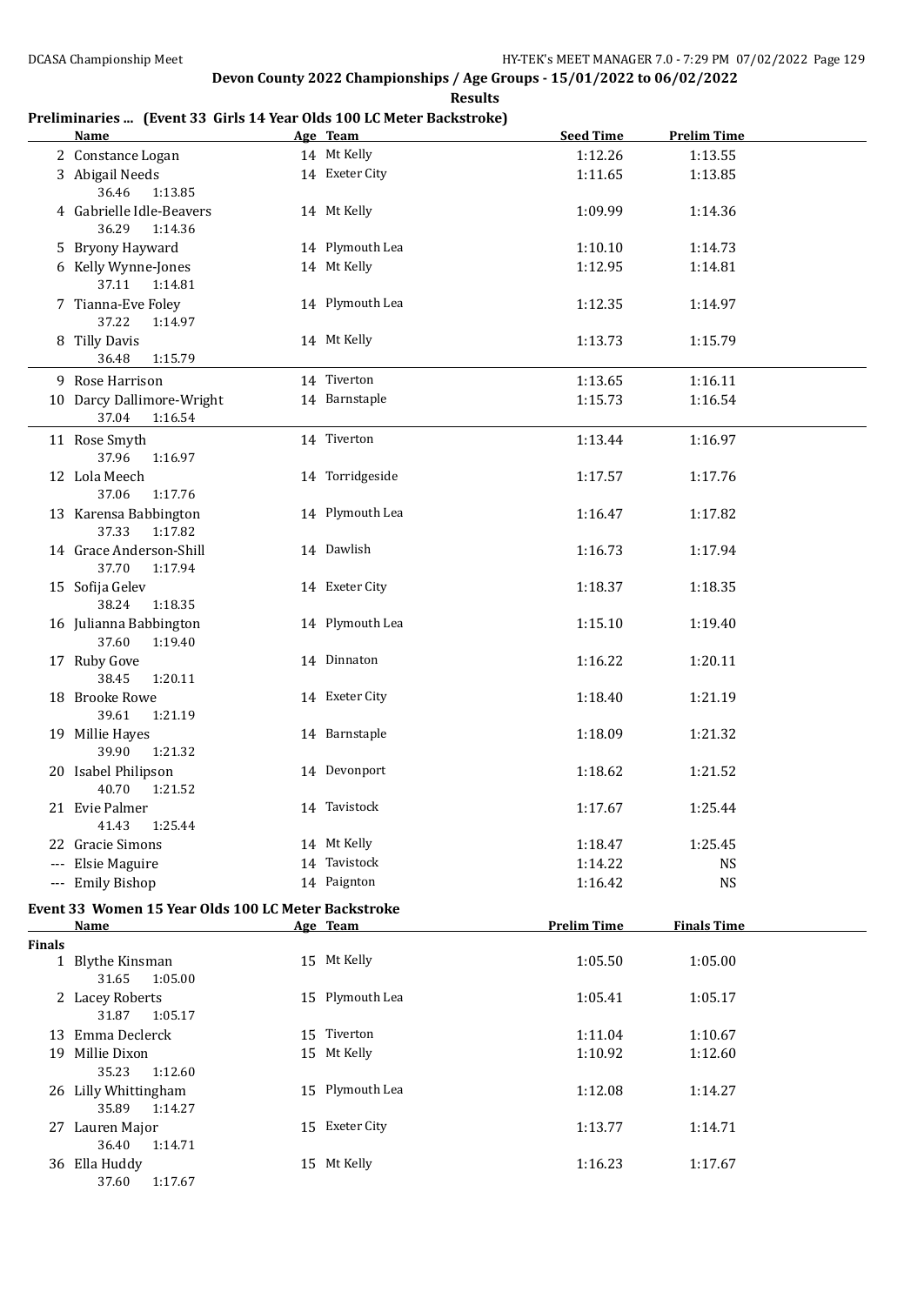# Devon County 2022 Championships / Age Groups - 15/01/2022 to 06/02/2022

**Results**

## Preliminaries ... (Event 33 Girls 14 Year Olds 100 LC Meter Backstroke)

| | Name | Age | Team | Seed Time | Prelim Time |
|---|---|---|---|---|---|
| 2 | Constance Logan | 14 | Mt Kelly | 1:12.26 | 1:13.55 |
| 3 | Abigail Needs | 14 | Exeter City | 1:11.65 | 1:13.85 |
| | 36.46 1:13.85 | | | | |
| 4 | Gabrielle Idle-Beavers | 14 | Mt Kelly | 1:09.99 | 1:14.36 |
| | 36.29 1:14.36 | | | | |
| 5 | Bryony Hayward | 14 | Plymouth Lea | 1:10.10 | 1:14.73 |
| 6 | Kelly Wynne-Jones | 14 | Mt Kelly | 1:12.95 | 1:14.81 |
| | 37.11 1:14.81 | | | | |
| 7 | Tianna-Eve Foley | 14 | Plymouth Lea | 1:12.35 | 1:14.97 |
| | 37.22 1:14.97 | | | | |
| 8 | Tilly Davis | 14 | Mt Kelly | 1:13.73 | 1:15.79 |
| | 36.48 1:15.79 | | | | |
| 9 | Rose Harrison | 14 | Tiverton | 1:13.65 | 1:16.11 |
| 10 | Darcy Dallimore-Wright | 14 | Barnstaple | 1:15.73 | 1:16.54 |
| | 37.04 1:16.54 | | | | |
| 11 | Rose Smyth | 14 | Tiverton | 1:13.44 | 1:16.97 |
| | 37.96 1:16.97 | | | | |
| 12 | Lola Meech | 14 | Torridgeside | 1:17.57 | 1:17.76 |
| | 37.06 1:17.76 | | | | |
| 13 | Karensa Babbington | 14 | Plymouth Lea | 1:16.47 | 1:17.82 |
| | 37.33 1:17.82 | | | | |
| 14 | Grace Anderson-Shill | 14 | Dawlish | 1:16.73 | 1:17.94 |
| | 37.70 1:17.94 | | | | |
| 15 | Sofija Gelev | 14 | Exeter City | 1:18.37 | 1:18.35 |
| | 38.24 1:18.35 | | | | |
| 16 | Julianna Babbington | 14 | Plymouth Lea | 1:15.10 | 1:19.40 |
| | 37.60 1:19.40 | | | | |
| 17 | Ruby Gove | 14 | Dinnaton | 1:16.22 | 1:20.11 |
| | 38.45 1:20.11 | | | | |
| 18 | Brooke Rowe | 14 | Exeter City | 1:18.40 | 1:21.19 |
| | 39.61 1:21.19 | | | | |
| 19 | Millie Hayes | 14 | Barnstaple | 1:18.09 | 1:21.32 |
| | 39.90 1:21.32 | | | | |
| 20 | Isabel Philipson | 14 | Devonport | 1:18.62 | 1:21.52 |
| | 40.70 1:21.52 | | | | |
| 21 | Evie Palmer | 14 | Tavistock | 1:17.67 | 1:25.44 |
| | 41.43 1:25.44 | | | | |
| 22 | Gracie Simons | 14 | Mt Kelly | 1:18.47 | 1:25.45 |
| --- | Elsie Maguire | 14 | Tavistock | 1:14.22 | NS |
| --- | Emily Bishop | 14 | Paignton | 1:16.42 | NS |

## Event 33 Women 15 Year Olds 100 LC Meter Backstroke

| | Name | Age | Team | Prelim Time | Finals Time |
|---|---|---|---|---|---|
| **Finals** | | | | | |
| 1 | Blythe Kinsman | 15 | Mt Kelly | 1:05.50 | 1:05.00 |
| | 31.65 1:05.00 | | | | |
| 2 | Lacey Roberts | 15 | Plymouth Lea | 1:05.41 | 1:05.17 |
| | 31.87 1:05.17 | | | | |
| 13 | Emma Declerck | 15 | Tiverton | 1:11.04 | 1:10.67 |
| 19 | Millie Dixon | 15 | Mt Kelly | 1:10.92 | 1:12.60 |
| | 35.23 1:12.60 | | | | |
| 26 | Lilly Whittingham | 15 | Plymouth Lea | 1:12.08 | 1:14.27 |
| | 35.89 1:14.27 | | | | |
| 27 | Lauren Major | 15 | Exeter City | 1:13.77 | 1:14.71 |
| | 36.40 1:14.71 | | | | |
| 36 | Ella Huddy | 15 | Mt Kelly | 1:16.23 | 1:17.67 |
| | 37.60 1:17.67 | | | | |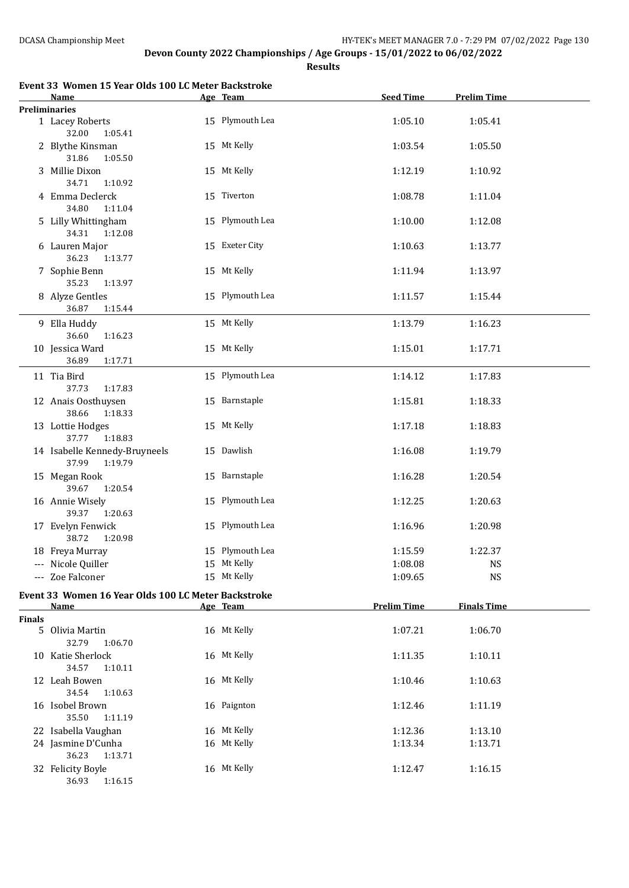Devon County 2022 Championships / Age Groups - 15/01/2022 to 06/02/2022

**Results**

### Event 33 Women 15 Year Olds 100 LC Meter Backstroke

| | Name | Age | Team | Seed Time | Prelim Time |
|---|---|---|---|---|---|
| **Preliminaries** | | | | | |
| 1 | Lacey Roberts | 15 | Plymouth Lea | 1:05.10 | 1:05.41 |
| | 32.00 1:05.41 | | | | |
| 2 | Blythe Kinsman | 15 | Mt Kelly | 1:03.54 | 1:05.50 |
| | 31.86 1:05.50 | | | | |
| 3 | Millie Dixon | 15 | Mt Kelly | 1:12.19 | 1:10.92 |
| | 34.71 1:10.92 | | | | |
| 4 | Emma Declerck | 15 | Tiverton | 1:08.78 | 1:11.04 |
| | 34.80 1:11.04 | | | | |
| 5 | Lilly Whittingham | 15 | Plymouth Lea | 1:10.00 | 1:12.08 |
| | 34.31 1:12.08 | | | | |
| 6 | Lauren Major | 15 | Exeter City | 1:10.63 | 1:13.77 |
| | 36.23 1:13.77 | | | | |
| 7 | Sophie Benn | 15 | Mt Kelly | 1:11.94 | 1:13.97 |
| | 35.23 1:13.97 | | | | |
| 8 | Alyze Gentles | 15 | Plymouth Lea | 1:11.57 | 1:15.44 |
| | 36.87 1:15.44 | | | | |
| 9 | Ella Huddy | 15 | Mt Kelly | 1:13.79 | 1:16.23 |
| | 36.60 1:16.23 | | | | |
| 10 | Jessica Ward | 15 | Mt Kelly | 1:15.01 | 1:17.71 |
| | 36.89 1:17.71 | | | | |
| 11 | Tia Bird | 15 | Plymouth Lea | 1:14.12 | 1:17.83 |
| | 37.73 1:17.83 | | | | |
| 12 | Anais Oosthuysen | 15 | Barnstaple | 1:15.81 | 1:18.33 |
| | 38.66 1:18.33 | | | | |
| 13 | Lottie Hodges | 15 | Mt Kelly | 1:17.18 | 1:18.83 |
| | 37.77 1:18.83 | | | | |
| 14 | Isabelle Kennedy-Bruyneels | 15 | Dawlish | 1:16.08 | 1:19.79 |
| | 37.99 1:19.79 | | | | |
| 15 | Megan Rook | 15 | Barnstaple | 1:16.28 | 1:20.54 |
| | 39.67 1:20.54 | | | | |
| 16 | Annie Wisely | 15 | Plymouth Lea | 1:12.25 | 1:20.63 |
| | 39.37 1:20.63 | | | | |
| 17 | Evelyn Fenwick | 15 | Plymouth Lea | 1:16.96 | 1:20.98 |
| | 38.72 1:20.98 | | | | |
| 18 | Freya Murray | 15 | Plymouth Lea | 1:15.59 | 1:22.37 |
| --- | Nicole Quiller | 15 | Mt Kelly | 1:08.08 | NS |
| --- | Zoe Falconer | 15 | Mt Kelly | 1:09.65 | NS |

### Event 33 Women 16 Year Olds 100 LC Meter Backstroke

| | Name | Age | Team | Prelim Time | Finals Time |
|---|---|---|---|---|---|
| **Finals** | | | | | |
| 5 | Olivia Martin | 16 | Mt Kelly | 1:07.21 | 1:06.70 |
| | 32.79 1:06.70 | | | | |
| 10 | Katie Sherlock | 16 | Mt Kelly | 1:11.35 | 1:10.11 |
| | 34.57 1:10.11 | | | | |
| 12 | Leah Bowen | 16 | Mt Kelly | 1:10.46 | 1:10.63 |
| | 34.54 1:10.63 | | | | |
| 16 | Isobel Brown | 16 | Paignton | 1:12.46 | 1:11.19 |
| | 35.50 1:11.19 | | | | |
| 22 | Isabella Vaughan | 16 | Mt Kelly | 1:12.36 | 1:13.10 |
| 24 | Jasmine D'Cunha | 16 | Mt Kelly | 1:13.34 | 1:13.71 |
| | 36.23 1:13.71 | | | | |
| 32 | Felicity Boyle | 16 | Mt Kelly | 1:12.47 | 1:16.15 |
| | 36.93 1:16.15 | | | | |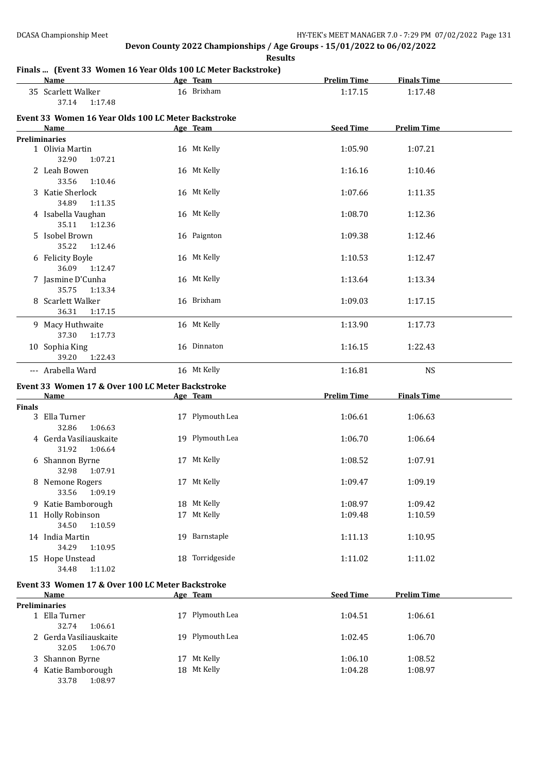# Devon County 2022 Championships / Age Groups - 15/01/2022 to 06/02/2022

**Results**

## Finals ... (Event 33 Women 16 Year Olds 100 LC Meter Backstroke)

| | Name | Age | Team | Prelim Time | Finals Time |
|---|---|---|---|---|---|
| 35 | Scarlett Walker | 16 | Brixham | 1:17.15 | 1:17.48 |
| | 37.14 1:17.48 | | | | |

## Event 33 Women 16 Year Olds 100 LC Meter Backstroke

| | Name | Age | Team | Seed Time | Prelim Time |
|---|---|---|---|---|---|
| **Preliminaries** | | | | | |
| 1 | Olivia Martin | 16 | Mt Kelly | 1:05.90 | 1:07.21 |
| | 32.90 1:07.21 | | | | |
| 2 | Leah Bowen | 16 | Mt Kelly | 1:16.16 | 1:10.46 |
| | 33.56 1:10.46 | | | | |
| 3 | Katie Sherlock | 16 | Mt Kelly | 1:07.66 | 1:11.35 |
| | 34.89 1:11.35 | | | | |
| 4 | Isabella Vaughan | 16 | Mt Kelly | 1:08.70 | 1:12.36 |
| | 35.11 1:12.36 | | | | |
| 5 | Isobel Brown | 16 | Paignton | 1:09.38 | 1:12.46 |
| | 35.22 1:12.46 | | | | |
| 6 | Felicity Boyle | 16 | Mt Kelly | 1:10.53 | 1:12.47 |
| | 36.09 1:12.47 | | | | |
| 7 | Jasmine D'Cunha | 16 | Mt Kelly | 1:13.64 | 1:13.34 |
| | 35.75 1:13.34 | | | | |
| 8 | Scarlett Walker | 16 | Brixham | 1:09.03 | 1:17.15 |
| | 36.31 1:17.15 | | | | |
| 9 | Macy Huthwaite | 16 | Mt Kelly | 1:13.90 | 1:17.73 |
| | 37.30 1:17.73 | | | | |
| 10 | Sophia King | 16 | Dinnaton | 1:16.15 | 1:22.43 |
| | 39.20 1:22.43 | | | | |
| --- | Arabella Ward | 16 | Mt Kelly | 1:16.81 | NS |

## Event 33 Women 17 & Over 100 LC Meter Backstroke

| | Name | Age | Team | Prelim Time | Finals Time |
|---|---|---|---|---|---|
| **Finals** | | | | | |
| 3 | Ella Turner | 17 | Plymouth Lea | 1:06.61 | 1:06.63 |
| | 32.86 1:06.63 | | | | |
| 4 | Gerda Vasiliauskaite | 19 | Plymouth Lea | 1:06.70 | 1:06.64 |
| | 31.92 1:06.64 | | | | |
| 6 | Shannon Byrne | 17 | Mt Kelly | 1:08.52 | 1:07.91 |
| | 32.98 1:07.91 | | | | |
| 8 | Nemone Rogers | 17 | Mt Kelly | 1:09.47 | 1:09.19 |
| | 33.56 1:09.19 | | | | |
| 9 | Katie Bamborough | 18 | Mt Kelly | 1:08.97 | 1:09.42 |
| 11 | Holly Robinson | 17 | Mt Kelly | 1:09.48 | 1:10.59 |
| | 34.50 1:10.59 | | | | |
| 14 | India Martin | 19 | Barnstaple | 1:11.13 | 1:10.95 |
| | 34.29 1:10.95 | | | | |
| 15 | Hope Unstead | 18 | Torridgeside | 1:11.02 | 1:11.02 |
| | 34.48 1:11.02 | | | | |

## Event 33 Women 17 & Over 100 LC Meter Backstroke

| | Name | Age | Team | Seed Time | Prelim Time |
|---|---|---|---|---|---|
| **Preliminaries** | | | | | |
| 1 | Ella Turner | 17 | Plymouth Lea | 1:04.51 | 1:06.61 |
| | 32.74 1:06.61 | | | | |
| 2 | Gerda Vasiliauskaite | 19 | Plymouth Lea | 1:02.45 | 1:06.70 |
| | 32.05 1:06.70 | | | | |
| 3 | Shannon Byrne | 17 | Mt Kelly | 1:06.10 | 1:08.52 |
| 4 | Katie Bamborough | 18 | Mt Kelly | 1:04.28 | 1:08.97 |
| | 33.78 1:08.97 | | | | |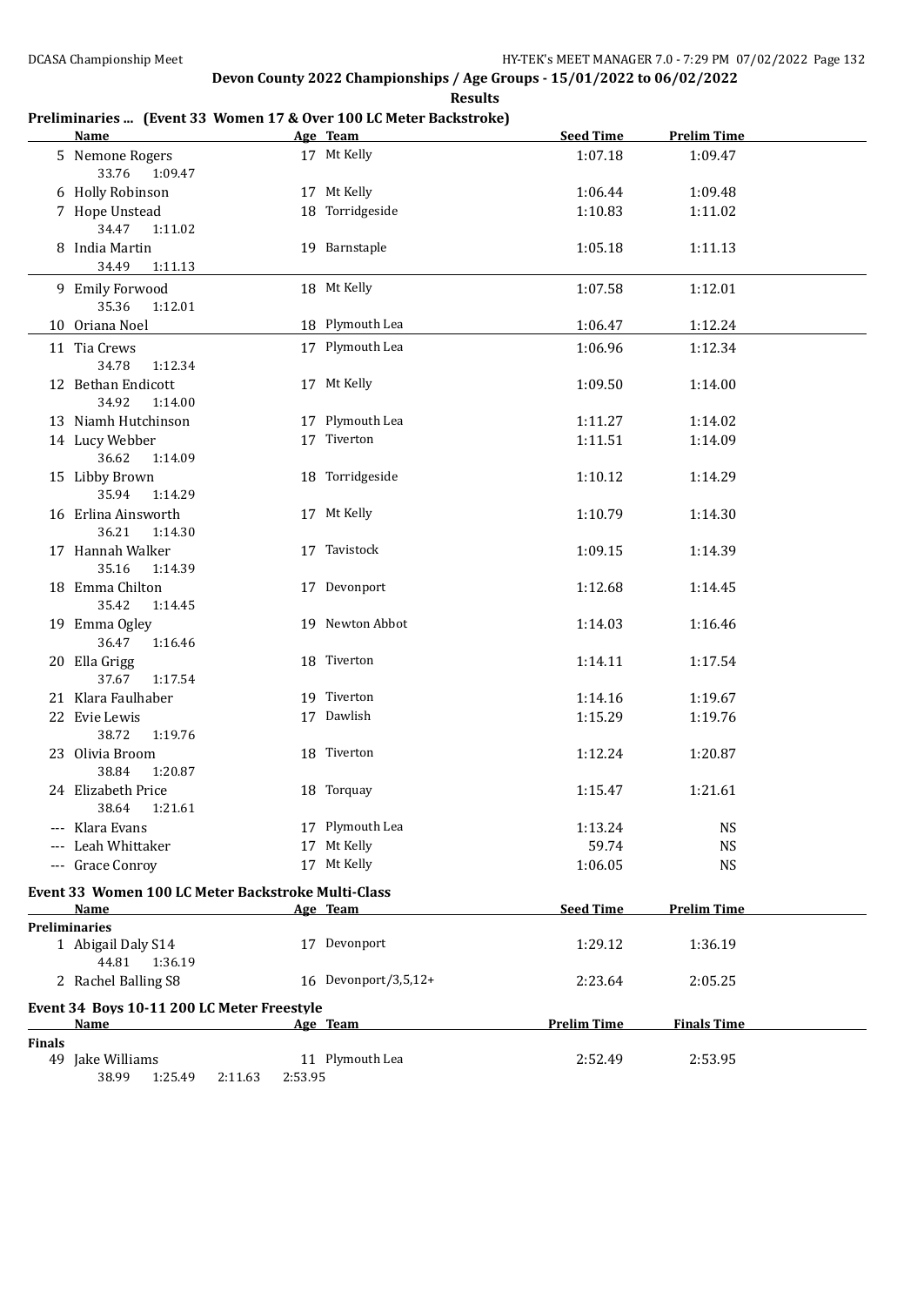Devon County 2022 Championships / Age Groups - 15/01/2022 to 06/02/2022

**Results**

### Preliminaries ... (Event 33 Women 17 & Over 100 LC Meter Backstroke)

| | Name | Age | Team | Seed Time | Prelim Time |
|---|---|---|---|---|---|
| 5 | Nemone Rogers | 17 | Mt Kelly | 1:07.18 | 1:09.47 |
| | 33.76 1:09.47 | | | | |
| 6 | Holly Robinson | 17 | Mt Kelly | 1:06.44 | 1:09.48 |
| 7 | Hope Unstead | 18 | Torridgeside | 1:10.83 | 1:11.02 |
| | 34.47 1:11.02 | | | | |
| 8 | India Martin | 19 | Barnstaple | 1:05.18 | 1:11.13 |
| | 34.49 1:11.13 | | | | |
| 9 | Emily Forwood | 18 | Mt Kelly | 1:07.58 | 1:12.01 |
| | 35.36 1:12.01 | | | | |
| 10 | Oriana Noel | 18 | Plymouth Lea | 1:06.47 | 1:12.24 |
| 11 | Tia Crews | 17 | Plymouth Lea | 1:06.96 | 1:12.34 |
| | 34.78 1:12.34 | | | | |
| 12 | Bethan Endicott | 17 | Mt Kelly | 1:09.50 | 1:14.00 |
| | 34.92 1:14.00 | | | | |
| 13 | Niamh Hutchinson | 17 | Plymouth Lea | 1:11.27 | 1:14.02 |
| 14 | Lucy Webber | 17 | Tiverton | 1:11.51 | 1:14.09 |
| | 36.62 1:14.09 | | | | |
| 15 | Libby Brown | 18 | Torridgeside | 1:10.12 | 1:14.29 |
| | 35.94 1:14.29 | | | | |
| 16 | Erlina Ainsworth | 17 | Mt Kelly | 1:10.79 | 1:14.30 |
| | 36.21 1:14.30 | | | | |
| 17 | Hannah Walker | 17 | Tavistock | 1:09.15 | 1:14.39 |
| | 35.16 1:14.39 | | | | |
| 18 | Emma Chilton | 17 | Devonport | 1:12.68 | 1:14.45 |
| | 35.42 1:14.45 | | | | |
| 19 | Emma Ogley | 19 | Newton Abbot | 1:14.03 | 1:16.46 |
| | 36.47 1:16.46 | | | | |
| 20 | Ella Grigg | 18 | Tiverton | 1:14.11 | 1:17.54 |
| | 37.67 1:17.54 | | | | |
| 21 | Klara Faulhaber | 19 | Tiverton | 1:14.16 | 1:19.67 |
| 22 | Evie Lewis | 17 | Dawlish | 1:15.29 | 1:19.76 |
| | 38.72 1:19.76 | | | | |
| 23 | Olivia Broom | 18 | Tiverton | 1:12.24 | 1:20.87 |
| | 38.84 1:20.87 | | | | |
| 24 | Elizabeth Price | 18 | Torquay | 1:15.47 | 1:21.61 |
| | 38.64 1:21.61 | | | | |
| --- | Klara Evans | 17 | Plymouth Lea | 1:13.24 | NS |
| --- | Leah Whittaker | 17 | Mt Kelly | 59.74 | NS |
| --- | Grace Conroy | 17 | Mt Kelly | 1:06.05 | NS |

### Event 33 Women 100 LC Meter Backstroke Multi-Class

| | Name | Age | Team | Seed Time | Prelim Time |
|---|---|---|---|---|---|
| **Preliminaries** | | | | | |
| 1 | Abigail Daly S14 | 17 | Devonport | 1:29.12 | 1:36.19 |
| | 44.81 1:36.19 | | | | |
| 2 | Rachel Balling S8 | 16 | Devonport/3,5,12+ | 2:23.64 | 2:05.25 |

### Event 34 Boys 10-11 200 LC Meter Freestyle

| | Name | Age | Team | Prelim Time | Finals Time |
|---|---|---|---|---|---|
| **Finals** | | | | | |
| 49 | Jake Williams | 11 | Plymouth Lea | 2:52.49 | 2:53.95 |
| | 38.99 1:25.49 2:11.63 2:53.95 | | | | |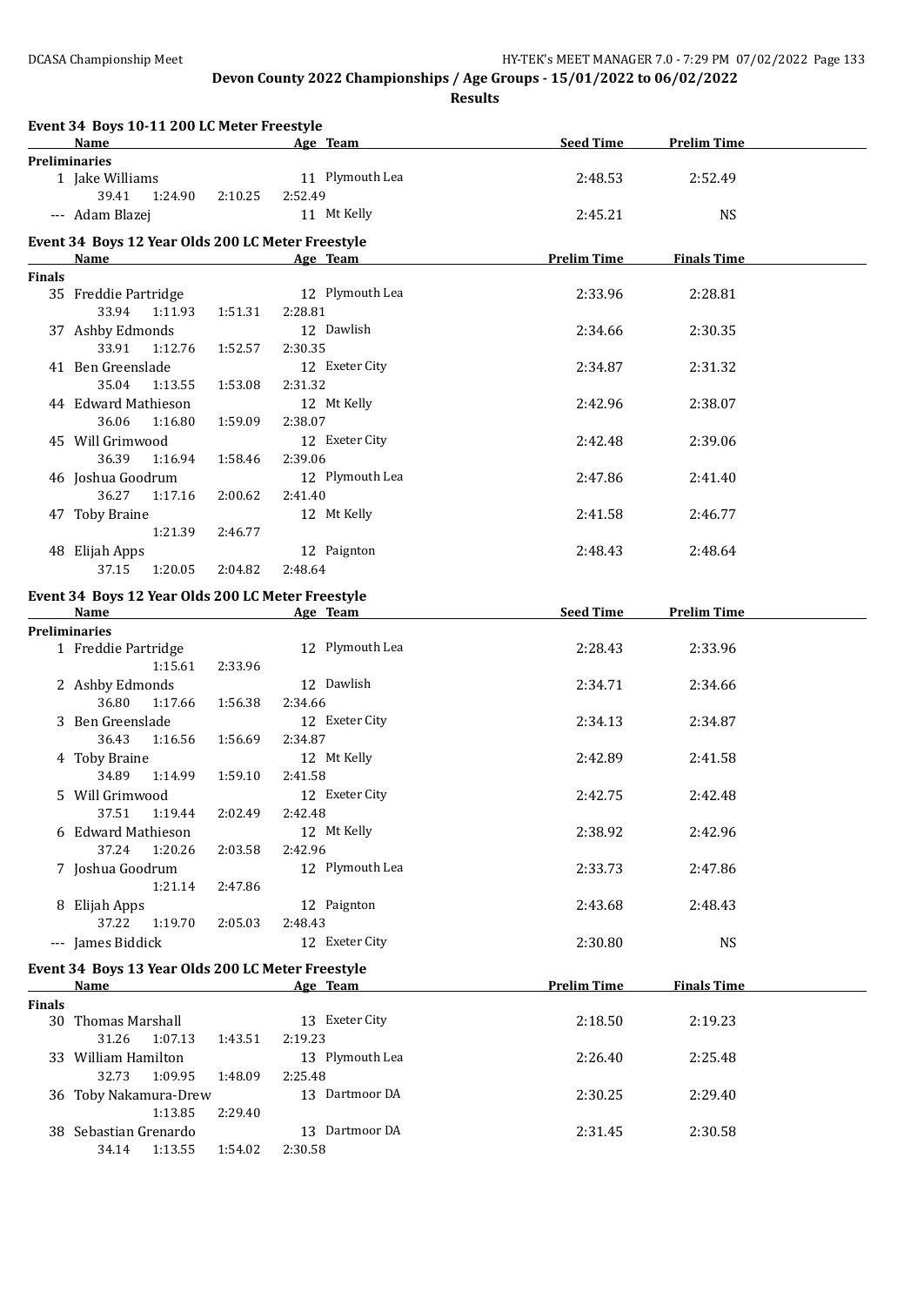**Devon County 2022 Championships / Age Groups - 15/01/2022 to 06/02/2022**

**Results**

### Event 34 Boys 10-11 200 LC Meter Freestyle

| | Name | Age | Team | Seed Time | Prelim Time |
|---|---|---|---|---|---|
| **Preliminaries** | | | | | |
| 1 | Jake Williams | 11 | Plymouth Lea | 2:48.53 | 2:52.49 |
| | 39.41 1:24.90 2:10.25 2:52.49 | | | | |
| --- | Adam Blazej | 11 | Mt Kelly | 2:45.21 | NS |

### Event 34 Boys 12 Year Olds 200 LC Meter Freestyle

| | Name | Age | Team | Prelim Time | Finals Time |
|---|---|---|---|---|---|
| **Finals** | | | | | |
| 35 | Freddie Partridge | 12 | Plymouth Lea | 2:33.96 | 2:28.81 |
| | 33.94 1:11.93 1:51.31 2:28.81 | | | | |
| 37 | Ashby Edmonds | 12 | Dawlish | 2:34.66 | 2:30.35 |
| | 33.91 1:12.76 1:52.57 2:30.35 | | | | |
| 41 | Ben Greenslade | 12 | Exeter City | 2:34.87 | 2:31.32 |
| | 35.04 1:13.55 1:53.08 2:31.32 | | | | |
| 44 | Edward Mathieson | 12 | Mt Kelly | 2:42.96 | 2:38.07 |
| | 36.06 1:16.80 1:59.09 2:38.07 | | | | |
| 45 | Will Grimwood | 12 | Exeter City | 2:42.48 | 2:39.06 |
| | 36.39 1:16.94 1:58.46 2:39.06 | | | | |
| 46 | Joshua Goodrum | 12 | Plymouth Lea | 2:47.86 | 2:41.40 |
| | 36.27 1:17.16 2:00.62 2:41.40 | | | | |
| 47 | Toby Braine | 12 | Mt Kelly | 2:41.58 | 2:46.77 |
| | 1:21.39 2:46.77 | | | | |
| 48 | Elijah Apps | 12 | Paignton | 2:48.43 | 2:48.64 |
| | 37.15 1:20.05 2:04.82 2:48.64 | | | | |

### Event 34 Boys 12 Year Olds 200 LC Meter Freestyle

| | Name | Age | Team | Seed Time | Prelim Time |
|---|---|---|---|---|---|
| **Preliminaries** | | | | | |
| 1 | Freddie Partridge | 12 | Plymouth Lea | 2:28.43 | 2:33.96 |
| | 1:15.61 2:33.96 | | | | |
| 2 | Ashby Edmonds | 12 | Dawlish | 2:34.71 | 2:34.66 |
| | 36.80 1:17.66 1:56.38 2:34.66 | | | | |
| 3 | Ben Greenslade | 12 | Exeter City | 2:34.13 | 2:34.87 |
| | 36.43 1:16.56 1:56.69 2:34.87 | | | | |
| 4 | Toby Braine | 12 | Mt Kelly | 2:42.89 | 2:41.58 |
| | 34.89 1:14.99 1:59.10 2:41.58 | | | | |
| 5 | Will Grimwood | 12 | Exeter City | 2:42.75 | 2:42.48 |
| | 37.51 1:19.44 2:02.49 2:42.48 | | | | |
| 6 | Edward Mathieson | 12 | Mt Kelly | 2:38.92 | 2:42.96 |
| | 37.24 1:20.26 2:03.58 2:42.96 | | | | |
| 7 | Joshua Goodrum | 12 | Plymouth Lea | 2:33.73 | 2:47.86 |
| | 1:21.14 2:47.86 | | | | |
| 8 | Elijah Apps | 12 | Paignton | 2:43.68 | 2:48.43 |
| | 37.22 1:19.70 2:05.03 2:48.43 | | | | |
| --- | James Biddick | 12 | Exeter City | 2:30.80 | NS |

### Event 34 Boys 13 Year Olds 200 LC Meter Freestyle

| | Name | Age | Team | Prelim Time | Finals Time |
|---|---|---|---|---|---|
| **Finals** | | | | | |
| 30 | Thomas Marshall | 13 | Exeter City | 2:18.50 | 2:19.23 |
| | 31.26 1:07.13 1:43.51 2:19.23 | | | | |
| 33 | William Hamilton | 13 | Plymouth Lea | 2:26.40 | 2:25.48 |
| | 32.73 1:09.95 1:48.09 2:25.48 | | | | |
| 36 | Toby Nakamura-Drew | 13 | Dartmoor DA | 2:30.25 | 2:29.40 |
| | 1:13.85 2:29.40 | | | | |
| 38 | Sebastian Grenardo | 13 | Dartmoor DA | 2:31.45 | 2:30.58 |
| | 34.14 1:13.55 1:54.02 2:30.58 | | | | |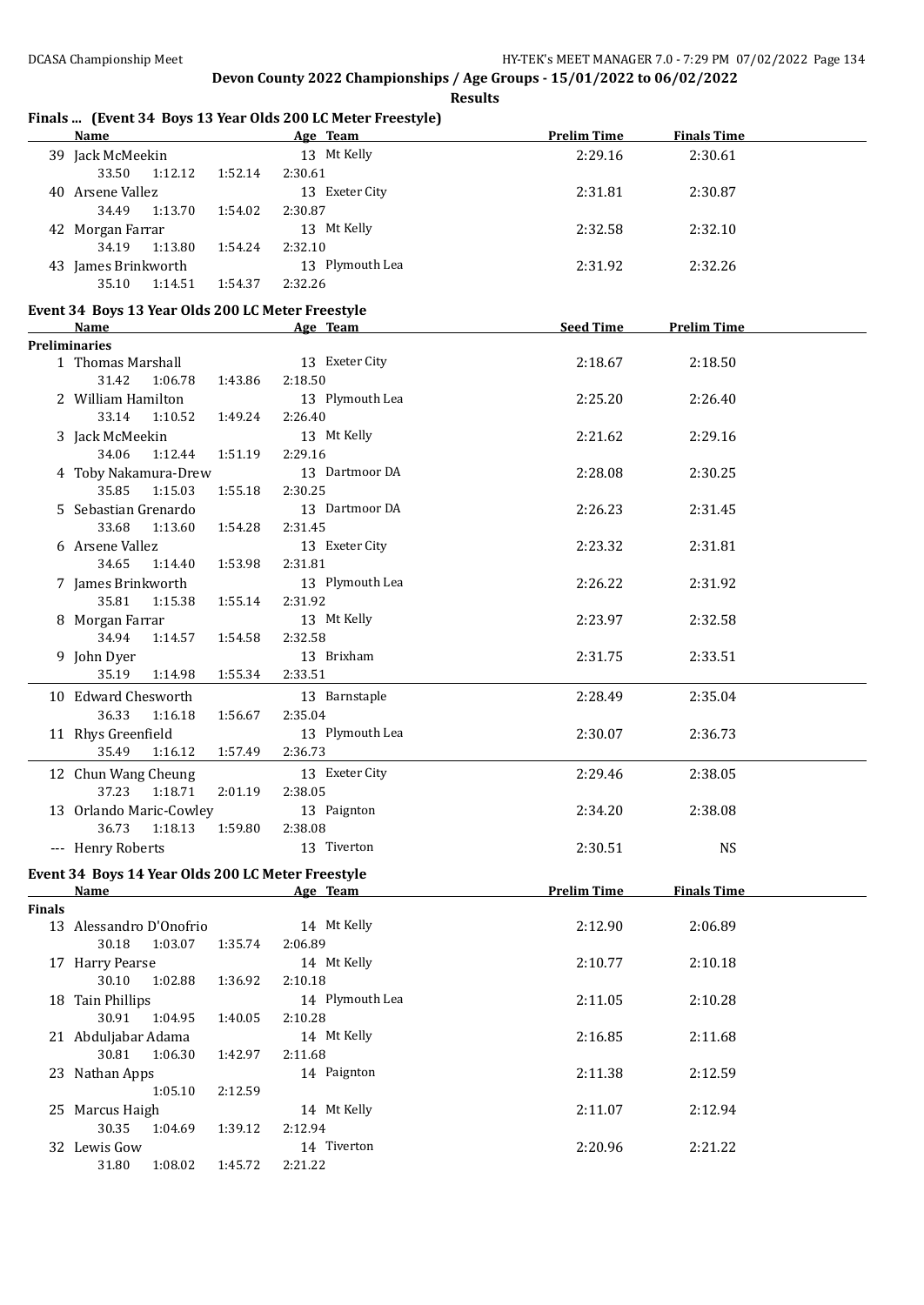## Devon County 2022 Championships / Age Groups - 15/01/2022 to 06/02/2022

**Results**

### Finals ... (Event 34 Boys 13 Year Olds 200 LC Meter Freestyle)

| | Name | Age | Team | Prelim Time | Finals Time |
|---|---|---|---|---|---|
| 39 | Jack McMeekin | 13 | Mt Kelly | 2:29.16 | 2:30.61 |
| | 33.50 1:12.12 1:52.14 2:30.61 | | | | |
| 40 | Arsene Vallez | 13 | Exeter City | 2:31.81 | 2:30.87 |
| | 34.49 1:13.70 1:54.02 2:30.87 | | | | |
| 42 | Morgan Farrar | 13 | Mt Kelly | 2:32.58 | 2:32.10 |
| | 34.19 1:13.80 1:54.24 2:32.10 | | | | |
| 43 | James Brinkworth | 13 | Plymouth Lea | 2:31.92 | 2:32.26 |
| | 35.10 1:14.51 1:54.37 2:32.26 | | | | |

### Event 34 Boys 13 Year Olds 200 LC Meter Freestyle

**Preliminaries**

| | Name | Age | Team | Seed Time | Prelim Time |
|---|---|---|---|---|---|
| 1 | Thomas Marshall | 13 | Exeter City | 2:18.67 | 2:18.50 |
| | 31.42 1:06.78 1:43.86 2:18.50 | | | | |
| 2 | William Hamilton | 13 | Plymouth Lea | 2:25.20 | 2:26.40 |
| | 33.14 1:10.52 1:49.24 2:26.40 | | | | |
| 3 | Jack McMeekin | 13 | Mt Kelly | 2:21.62 | 2:29.16 |
| | 34.06 1:12.44 1:51.19 2:29.16 | | | | |
| 4 | Toby Nakamura-Drew | 13 | Dartmoor DA | 2:28.08 | 2:30.25 |
| | 35.85 1:15.03 1:55.18 2:30.25 | | | | |
| 5 | Sebastian Grenardo | 13 | Dartmoor DA | 2:26.23 | 2:31.45 |
| | 33.68 1:13.60 1:54.28 2:31.45 | | | | |
| 6 | Arsene Vallez | 13 | Exeter City | 2:23.32 | 2:31.81 |
| | 34.65 1:14.40 1:53.98 2:31.81 | | | | |
| 7 | James Brinkworth | 13 | Plymouth Lea | 2:26.22 | 2:31.92 |
| | 35.81 1:15.38 1:55.14 2:31.92 | | | | |
| 8 | Morgan Farrar | 13 | Mt Kelly | 2:23.97 | 2:32.58 |
| | 34.94 1:14.57 1:54.58 2:32.58 | | | | |
| 9 | John Dyer | 13 | Brixham | 2:31.75 | 2:33.51 |
| | 35.19 1:14.98 1:55.34 2:33.51 | | | | |
| 10 | Edward Chesworth | 13 | Barnstaple | 2:28.49 | 2:35.04 |
| | 36.33 1:16.18 1:56.67 2:35.04 | | | | |
| 11 | Rhys Greenfield | 13 | Plymouth Lea | 2:30.07 | 2:36.73 |
| | 35.49 1:16.12 1:57.49 2:36.73 | | | | |
| 12 | Chun Wang Cheung | 13 | Exeter City | 2:29.46 | 2:38.05 |
| | 37.23 1:18.71 2:01.19 2:38.05 | | | | |
| 13 | Orlando Maric-Cowley | 13 | Paignton | 2:34.20 | 2:38.08 |
| | 36.73 1:18.13 1:59.80 2:38.08 | | | | |
| --- | Henry Roberts | 13 | Tiverton | 2:30.51 | NS |

### Event 34 Boys 14 Year Olds 200 LC Meter Freestyle

**Finals**

| | Name | Age | Team | Prelim Time | Finals Time |
|---|---|---|---|---|---|
| 13 | Alessandro D'Onofrio | 14 | Mt Kelly | 2:12.90 | 2:06.89 |
| | 30.18 1:03.07 1:35.74 2:06.89 | | | | |
| 17 | Harry Pearse | 14 | Mt Kelly | 2:10.77 | 2:10.18 |
| | 30.10 1:02.88 1:36.92 2:10.18 | | | | |
| 18 | Tain Phillips | 14 | Plymouth Lea | 2:11.05 | 2:10.28 |
| | 30.91 1:04.95 1:40.05 2:10.28 | | | | |
| 21 | Abduljabar Adama | 14 | Mt Kelly | 2:16.85 | 2:11.68 |
| | 30.81 1:06.30 1:42.97 2:11.68 | | | | |
| 23 | Nathan Apps | 14 | Paignton | 2:11.38 | 2:12.59 |
| | 1:05.10 2:12.59 | | | | |
| 25 | Marcus Haigh | 14 | Mt Kelly | 2:11.07 | 2:12.94 |
| | 30.35 1:04.69 1:39.12 2:12.94 | | | | |
| 32 | Lewis Gow | 14 | Tiverton | 2:20.96 | 2:21.22 |
| | 31.80 1:08.02 1:45.72 2:21.22 | | | | |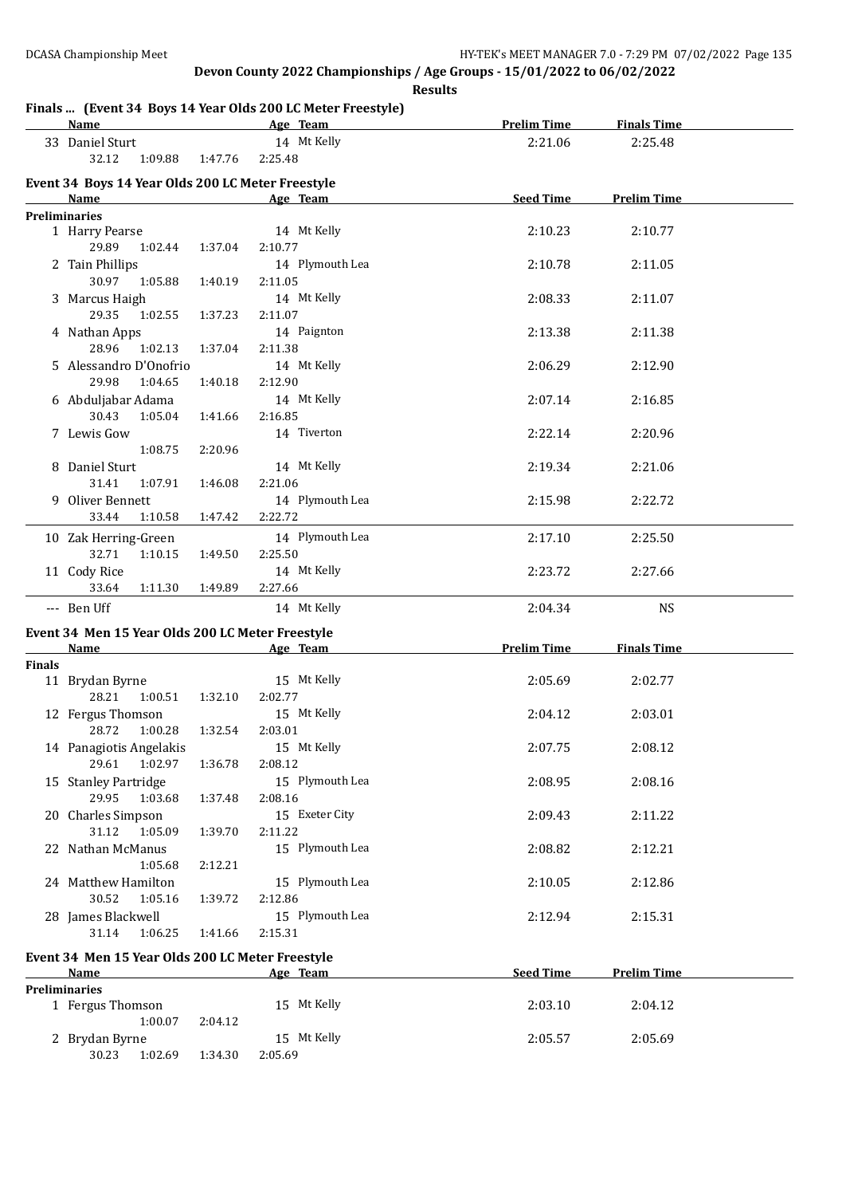Devon County 2022 Championships / Age Groups - 15/01/2022 to 06/02/2022

**Results**

### Finals ... (Event 34 Boys 14 Year Olds 200 LC Meter Freestyle)

| Name | Age | Team | Prelim Time | Finals Time |
|---|---|---|---|---|
| 33 Daniel Sturt | 14 | Mt Kelly | 2:21.06 | 2:25.48 |
| 32.12 1:09.88 1:47.76 2:25.48 | | | | |

### Event 34 Boys 14 Year Olds 200 LC Meter Freestyle

| Name | Age | Team | Seed Time | Prelim Time |
|---|---|---|---|---|
| **Preliminaries** | | | | |
| 1 Harry Pearse | 14 | Mt Kelly | 2:10.23 | 2:10.77 |
| 29.89 1:02.44 1:37.04 2:10.77 | | | | |
| 2 Tain Phillips | 14 | Plymouth Lea | 2:10.78 | 2:11.05 |
| 30.97 1:05.88 1:40.19 2:11.05 | | | | |
| 3 Marcus Haigh | 14 | Mt Kelly | 2:08.33 | 2:11.07 |
| 29.35 1:02.55 1:37.23 2:11.07 | | | | |
| 4 Nathan Apps | 14 | Paignton | 2:13.38 | 2:11.38 |
| 28.96 1:02.13 1:37.04 2:11.38 | | | | |
| 5 Alessandro D'Onofrio | 14 | Mt Kelly | 2:06.29 | 2:12.90 |
| 29.98 1:04.65 1:40.18 2:12.90 | | | | |
| 6 Abduljabar Adama | 14 | Mt Kelly | 2:07.14 | 2:16.85 |
| 30.43 1:05.04 1:41.66 2:16.85 | | | | |
| 7 Lewis Gow | 14 | Tiverton | 2:22.14 | 2:20.96 |
| 1:08.75 2:20.96 | | | | |
| 8 Daniel Sturt | 14 | Mt Kelly | 2:19.34 | 2:21.06 |
| 31.41 1:07.91 1:46.08 2:21.06 | | | | |
| 9 Oliver Bennett | 14 | Plymouth Lea | 2:15.98 | 2:22.72 |
| 33.44 1:10.58 1:47.42 2:22.72 | | | | |
| 10 Zak Herring-Green | 14 | Plymouth Lea | 2:17.10 | 2:25.50 |
| 32.71 1:10.15 1:49.50 2:25.50 | | | | |
| 11 Cody Rice | 14 | Mt Kelly | 2:23.72 | 2:27.66 |
| 33.64 1:11.30 1:49.89 2:27.66 | | | | |
| --- Ben Uff | 14 | Mt Kelly | 2:04.34 | NS |

### Event 34 Men 15 Year Olds 200 LC Meter Freestyle

| Name | Age | Team | Prelim Time | Finals Time |
|---|---|---|---|---|
| **Finals** | | | | |
| 11 Brydan Byrne | 15 | Mt Kelly | 2:05.69 | 2:02.77 |
| 28.21 1:00.51 1:32.10 2:02.77 | | | | |
| 12 Fergus Thomson | 15 | Mt Kelly | 2:04.12 | 2:03.01 |
| 28.72 1:00.28 1:32.54 2:03.01 | | | | |
| 14 Panagiotis Angelakis | 15 | Mt Kelly | 2:07.75 | 2:08.12 |
| 29.61 1:02.97 1:36.78 2:08.12 | | | | |
| 15 Stanley Partridge | 15 | Plymouth Lea | 2:08.95 | 2:08.16 |
| 29.95 1:03.68 1:37.48 2:08.16 | | | | |
| 20 Charles Simpson | 15 | Exeter City | 2:09.43 | 2:11.22 |
| 31.12 1:05.09 1:39.70 2:11.22 | | | | |
| 22 Nathan McManus | 15 | Plymouth Lea | 2:08.82 | 2:12.21 |
| 1:05.68 2:12.21 | | | | |
| 24 Matthew Hamilton | 15 | Plymouth Lea | 2:10.05 | 2:12.86 |
| 30.52 1:05.16 1:39.72 2:12.86 | | | | |
| 28 James Blackwell | 15 | Plymouth Lea | 2:12.94 | 2:15.31 |
| 31.14 1:06.25 1:41.66 2:15.31 | | | | |

### Event 34 Men 15 Year Olds 200 LC Meter Freestyle

| Name | Age | Team | Seed Time | Prelim Time |
|---|---|---|---|---|
| **Preliminaries** | | | | |
| 1 Fergus Thomson | 15 | Mt Kelly | 2:03.10 | 2:04.12 |
| 1:00.07 2:04.12 | | | | |
| 2 Brydan Byrne | 15 | Mt Kelly | 2:05.57 | 2:05.69 |
| 30.23 1:02.69 1:34.30 2:05.69 | | | | |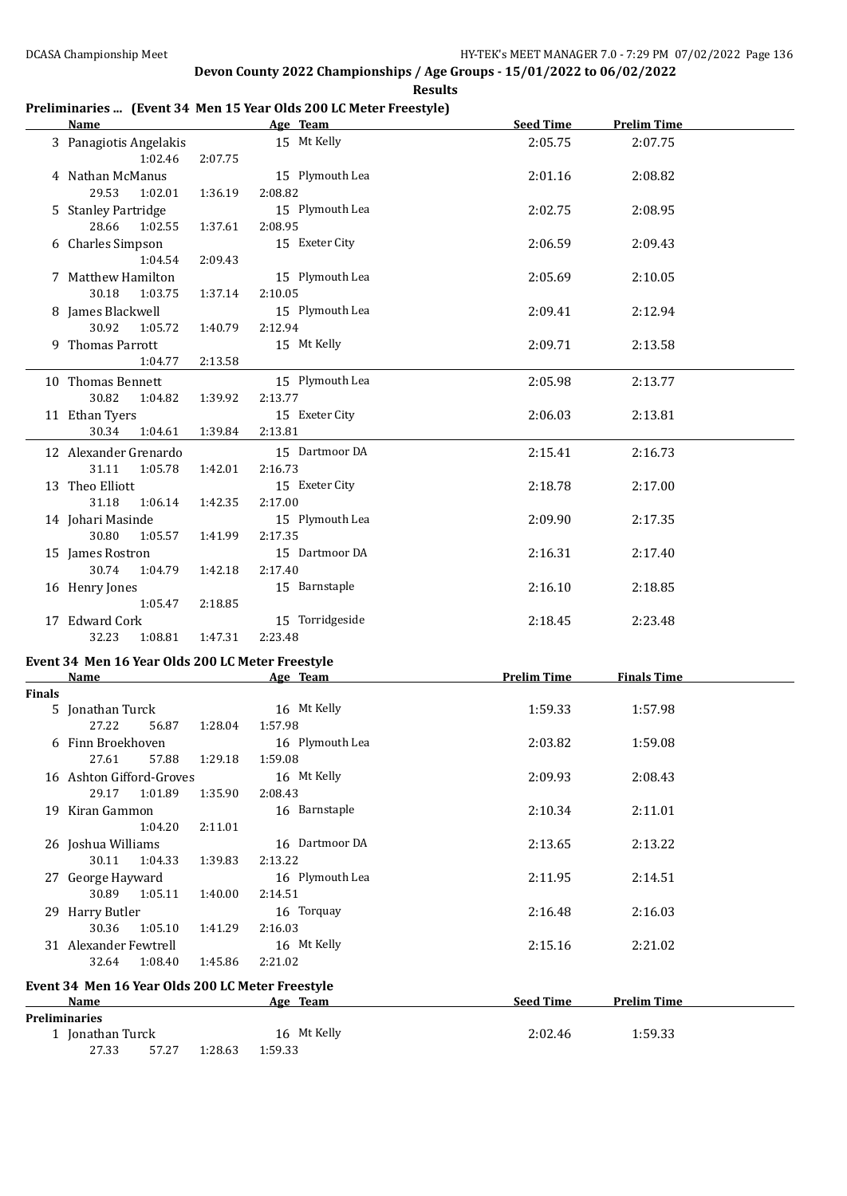**Devon County 2022 Championships / Age Groups - 15/01/2022 to 06/02/2022**

**Results**

## Preliminaries ... (Event 34 Men 15 Year Olds 200 LC Meter Freestyle)

| | Name | Age | Team | Seed Time | Prelim Time |
|---|---|---|---|---|---|
| 3 | Panagiotis Angelakis | 15 | Mt Kelly | 2:05.75 | 2:07.75 |
| | 1:02.46 &nbsp; 2:07.75 | | | | |
| 4 | Nathan McManus | 15 | Plymouth Lea | 2:01.16 | 2:08.82 |
| | 29.53 &nbsp; 1:02.01 &nbsp; 1:36.19 &nbsp; 2:08.82 | | | | |
| 5 | Stanley Partridge | 15 | Plymouth Lea | 2:02.75 | 2:08.95 |
| | 28.66 &nbsp; 1:02.55 &nbsp; 1:37.61 &nbsp; 2:08.95 | | | | |
| 6 | Charles Simpson | 15 | Exeter City | 2:06.59 | 2:09.43 |
| | 1:04.54 &nbsp; 2:09.43 | | | | |
| 7 | Matthew Hamilton | 15 | Plymouth Lea | 2:05.69 | 2:10.05 |
| | 30.18 &nbsp; 1:03.75 &nbsp; 1:37.14 &nbsp; 2:10.05 | | | | |
| 8 | James Blackwell | 15 | Plymouth Lea | 2:09.41 | 2:12.94 |
| | 30.92 &nbsp; 1:05.72 &nbsp; 1:40.79 &nbsp; 2:12.94 | | | | |
| 9 | Thomas Parrott | 15 | Mt Kelly | 2:09.71 | 2:13.58 |
| | 1:04.77 &nbsp; 2:13.58 | | | | |
| 10 | Thomas Bennett | 15 | Plymouth Lea | 2:05.98 | 2:13.77 |
| | 30.82 &nbsp; 1:04.82 &nbsp; 1:39.92 &nbsp; 2:13.77 | | | | |
| 11 | Ethan Tyers | 15 | Exeter City | 2:06.03 | 2:13.81 |
| | 30.34 &nbsp; 1:04.61 &nbsp; 1:39.84 &nbsp; 2:13.81 | | | | |
| 12 | Alexander Grenardo | 15 | Dartmoor DA | 2:15.41 | 2:16.73 |
| | 31.11 &nbsp; 1:05.78 &nbsp; 1:42.01 &nbsp; 2:16.73 | | | | |
| 13 | Theo Elliott | 15 | Exeter City | 2:18.78 | 2:17.00 |
| | 31.18 &nbsp; 1:06.14 &nbsp; 1:42.35 &nbsp; 2:17.00 | | | | |
| 14 | Johari Masinde | 15 | Plymouth Lea | 2:09.90 | 2:17.35 |
| | 30.80 &nbsp; 1:05.57 &nbsp; 1:41.99 &nbsp; 2:17.35 | | | | |
| 15 | James Rostron | 15 | Dartmoor DA | 2:16.31 | 2:17.40 |
| | 30.74 &nbsp; 1:04.79 &nbsp; 1:42.18 &nbsp; 2:17.40 | | | | |
| 16 | Henry Jones | 15 | Barnstaple | 2:16.10 | 2:18.85 |
| | 1:05.47 &nbsp; 2:18.85 | | | | |
| 17 | Edward Cork | 15 | Torridgeside | 2:18.45 | 2:23.48 |
| | 32.23 &nbsp; 1:08.81 &nbsp; 1:47.31 &nbsp; 2:23.48 | | | | |

## Event 34 Men 16 Year Olds 200 LC Meter Freestyle

**Finals**

| | Name | Age | Team | Prelim Time | Finals Time |
|---|---|---|---|---|---|
| 5 | Jonathan Turck | 16 | Mt Kelly | 1:59.33 | 1:57.98 |
| | 27.22 &nbsp; 56.87 &nbsp; 1:28.04 &nbsp; 1:57.98 | | | | |
| 6 | Finn Broekhoven | 16 | Plymouth Lea | 2:03.82 | 1:59.08 |
| | 27.61 &nbsp; 57.88 &nbsp; 1:29.18 &nbsp; 1:59.08 | | | | |
| 16 | Ashton Gifford-Groves | 16 | Mt Kelly | 2:09.93 | 2:08.43 |
| | 29.17 &nbsp; 1:01.89 &nbsp; 1:35.90 &nbsp; 2:08.43 | | | | |
| 19 | Kiran Gammon | 16 | Barnstaple | 2:10.34 | 2:11.01 |
| | 1:04.20 &nbsp; 2:11.01 | | | | |
| 26 | Joshua Williams | 16 | Dartmoor DA | 2:13.65 | 2:13.22 |
| | 30.11 &nbsp; 1:04.33 &nbsp; 1:39.83 &nbsp; 2:13.22 | | | | |
| 27 | George Hayward | 16 | Plymouth Lea | 2:11.95 | 2:14.51 |
| | 30.89 &nbsp; 1:05.11 &nbsp; 1:40.00 &nbsp; 2:14.51 | | | | |
| 29 | Harry Butler | 16 | Torquay | 2:16.48 | 2:16.03 |
| | 30.36 &nbsp; 1:05.10 &nbsp; 1:41.29 &nbsp; 2:16.03 | | | | |
| 31 | Alexander Fewtrell | 16 | Mt Kelly | 2:15.16 | 2:21.02 |
| | 32.64 &nbsp; 1:08.40 &nbsp; 1:45.86 &nbsp; 2:21.02 | | | | |

## Event 34 Men 16 Year Olds 200 LC Meter Freestyle

**Preliminaries**

| | Name | Age | Team | Seed Time | Prelim Time |
|---|---|---|---|---|---|
| 1 | Jonathan Turck | 16 | Mt Kelly | 2:02.46 | 1:59.33 |
| | 27.33 &nbsp; 57.27 &nbsp; 1:28.63 &nbsp; 1:59.33 | | | | |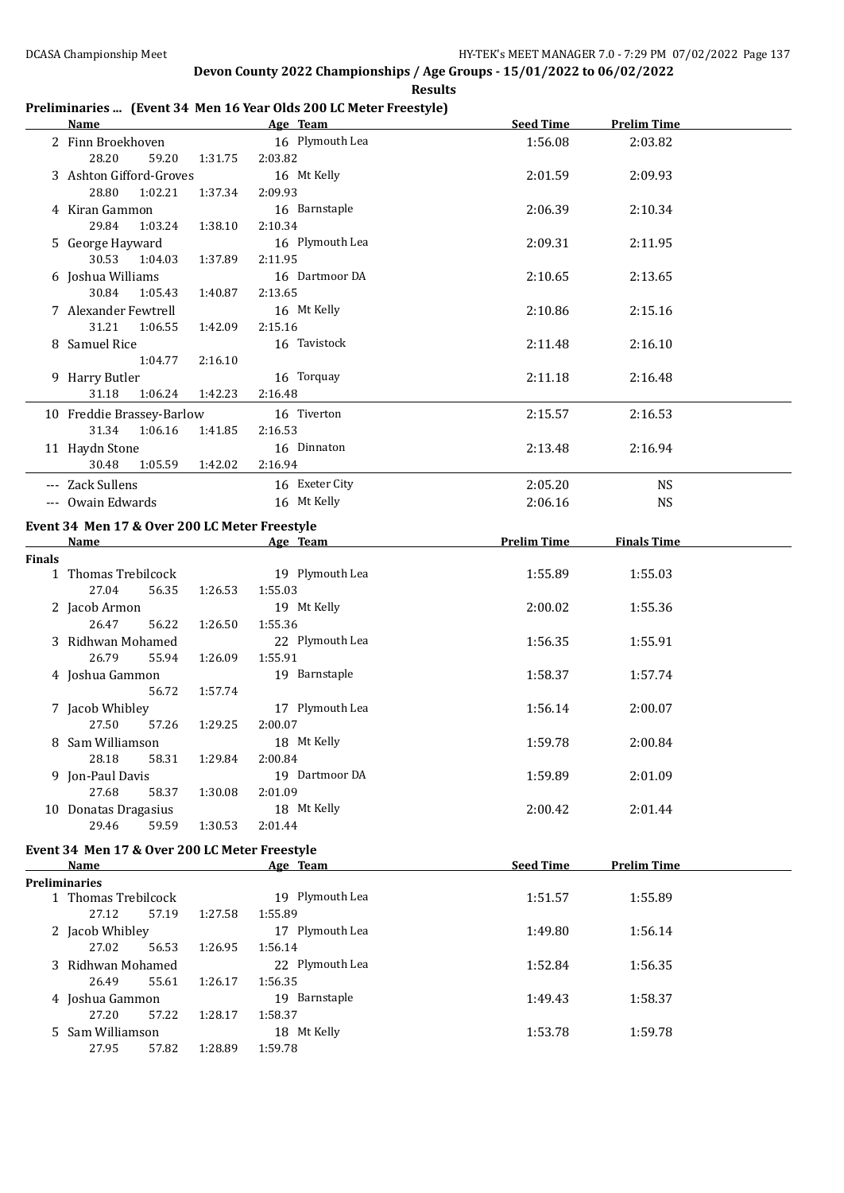## Devon County 2022 Championships / Age Groups - 15/01/2022 to 06/02/2022

**Results**

### Preliminaries ... (Event 34 Men 16 Year Olds 200 LC Meter Freestyle)

| | Name | Age | Team | Seed Time | Prelim Time |
|---|---|---|---|---|---|
| 2 | Finn Broekhoven | 16 | Plymouth Lea | 1:56.08 | 2:03.82 |
| | 28.20 59.20 1:31.75 2:03.82 | | | | |
| 3 | Ashton Gifford-Groves | 16 | Mt Kelly | 2:01.59 | 2:09.93 |
| | 28.80 1:02.21 1:37.34 2:09.93 | | | | |
| 4 | Kiran Gammon | 16 | Barnstaple | 2:06.39 | 2:10.34 |
| | 29.84 1:03.24 1:38.10 2:10.34 | | | | |
| 5 | George Hayward | 16 | Plymouth Lea | 2:09.31 | 2:11.95 |
| | 30.53 1:04.03 1:37.89 2:11.95 | | | | |
| 6 | Joshua Williams | 16 | Dartmoor DA | 2:10.65 | 2:13.65 |
| | 30.84 1:05.43 1:40.87 2:13.65 | | | | |
| 7 | Alexander Fewtrell | 16 | Mt Kelly | 2:10.86 | 2:15.16 |
| | 31.21 1:06.55 1:42.09 2:15.16 | | | | |
| 8 | Samuel Rice | 16 | Tavistock | 2:11.48 | 2:16.10 |
| | 1:04.77 2:16.10 | | | | |
| 9 | Harry Butler | 16 | Torquay | 2:11.18 | 2:16.48 |
| | 31.18 1:06.24 1:42.23 2:16.48 | | | | |
| 10 | Freddie Brassey-Barlow | 16 | Tiverton | 2:15.57 | 2:16.53 |
| | 31.34 1:06.16 1:41.85 2:16.53 | | | | |
| 11 | Haydn Stone | 16 | Dinnaton | 2:13.48 | 2:16.94 |
| | 30.48 1:05.59 1:42.02 2:16.94 | | | | |
| --- | Zack Sullens | 16 | Exeter City | 2:05.20 | NS |
| --- | Owain Edwards | 16 | Mt Kelly | 2:06.16 | NS |

### Event 34 Men 17 & Over 200 LC Meter Freestyle

| | Name | Age | Team | Prelim Time | Finals Time |
|---|---|---|---|---|---|
| **Finals** | | | | | |
| 1 | Thomas Trebilcock | 19 | Plymouth Lea | 1:55.89 | 1:55.03 |
| | 27.04 56.35 1:26.53 1:55.03 | | | | |
| 2 | Jacob Armon | 19 | Mt Kelly | 2:00.02 | 1:55.36 |
| | 26.47 56.22 1:26.50 1:55.36 | | | | |
| 3 | Ridhwan Mohamed | 22 | Plymouth Lea | 1:56.35 | 1:55.91 |
| | 26.79 55.94 1:26.09 1:55.91 | | | | |
| 4 | Joshua Gammon | 19 | Barnstaple | 1:58.37 | 1:57.74 |
| | 56.72 1:57.74 | | | | |
| 7 | Jacob Whibley | 17 | Plymouth Lea | 1:56.14 | 2:00.07 |
| | 27.50 57.26 1:29.25 2:00.07 | | | | |
| 8 | Sam Williamson | 18 | Mt Kelly | 1:59.78 | 2:00.84 |
| | 28.18 58.31 1:29.84 2:00.84 | | | | |
| 9 | Jon-Paul Davis | 19 | Dartmoor DA | 1:59.89 | 2:01.09 |
| | 27.68 58.37 1:30.08 2:01.09 | | | | |
| 10 | Donatas Dragasius | 18 | Mt Kelly | 2:00.42 | 2:01.44 |
| | 29.46 59.59 1:30.53 2:01.44 | | | | |

### Event 34 Men 17 & Over 200 LC Meter Freestyle

| | Name | Age | Team | Seed Time | Prelim Time |
|---|---|---|---|---|---|
| **Preliminaries** | | | | | |
| 1 | Thomas Trebilcock | 19 | Plymouth Lea | 1:51.57 | 1:55.89 |
| | 27.12 57.19 1:27.58 1:55.89 | | | | |
| 2 | Jacob Whibley | 17 | Plymouth Lea | 1:49.80 | 1:56.14 |
| | 27.02 56.53 1:26.95 1:56.14 | | | | |
| 3 | Ridhwan Mohamed | 22 | Plymouth Lea | 1:52.84 | 1:56.35 |
| | 26.49 55.61 1:26.17 1:56.35 | | | | |
| 4 | Joshua Gammon | 19 | Barnstaple | 1:49.43 | 1:58.37 |
| | 27.20 57.22 1:28.17 1:58.37 | | | | |
| 5 | Sam Williamson | 18 | Mt Kelly | 1:53.78 | 1:59.78 |
| | 27.95 57.82 1:28.89 1:59.78 | | | | |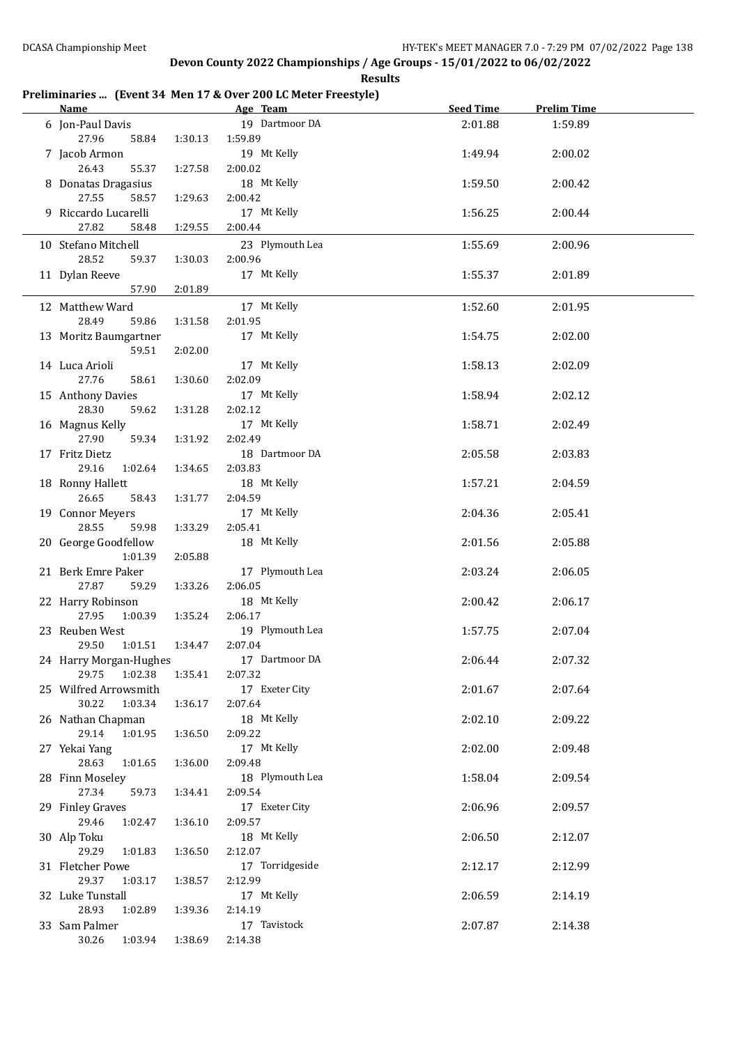**Devon County 2022 Championships / Age Groups - 15/01/2022 to 06/02/2022**

**Results**

**Preliminaries ... (Event 34 Men 17 & Over 200 LC Meter Freestyle)**

| Name | Age | Team | Seed Time | Prelim Time |
|---|---|---|---|---|
| 6 Jon-Paul Davis | 19 | Dartmoor DA | 2:01.88 | 1:59.89 |
| 27.96 58.84 1:30.13 1:59.89 | | | | |
| 7 Jacob Armon | 19 | Mt Kelly | 1:49.94 | 2:00.02 |
| 26.43 55.37 1:27.58 2:00.02 | | | | |
| 8 Donatas Dragasius | 18 | Mt Kelly | 1:59.50 | 2:00.42 |
| 27.55 58.57 1:29.63 2:00.42 | | | | |
| 9 Riccardo Lucarelli | 17 | Mt Kelly | 1:56.25 | 2:00.44 |
| 27.82 58.48 1:29.55 2:00.44 | | | | |
| 10 Stefano Mitchell | 23 | Plymouth Lea | 1:55.69 | 2:00.96 |
| 28.52 59.37 1:30.03 2:00.96 | | | | |
| 11 Dylan Reeve | 17 | Mt Kelly | 1:55.37 | 2:01.89 |
| 57.90 2:01.89 | | | | |
| 12 Matthew Ward | 17 | Mt Kelly | 1:52.60 | 2:01.95 |
| 28.49 59.86 1:31.58 2:01.95 | | | | |
| 13 Moritz Baumgartner | 17 | Mt Kelly | 1:54.75 | 2:02.00 |
| 59.51 2:02.00 | | | | |
| 14 Luca Arioli | 17 | Mt Kelly | 1:58.13 | 2:02.09 |
| 27.76 58.61 1:30.60 2:02.09 | | | | |
| 15 Anthony Davies | 17 | Mt Kelly | 1:58.94 | 2:02.12 |
| 28.30 59.62 1:31.28 2:02.12 | | | | |
| 16 Magnus Kelly | 17 | Mt Kelly | 1:58.71 | 2:02.49 |
| 27.90 59.34 1:31.92 2:02.49 | | | | |
| 17 Fritz Dietz | 18 | Dartmoor DA | 2:05.58 | 2:03.83 |
| 29.16 1:02.64 1:34.65 2:03.83 | | | | |
| 18 Ronny Hallett | 18 | Mt Kelly | 1:57.21 | 2:04.59 |
| 26.65 58.43 1:31.77 2:04.59 | | | | |
| 19 Connor Meyers | 17 | Mt Kelly | 2:04.36 | 2:05.41 |
| 28.55 59.98 1:33.29 2:05.41 | | | | |
| 20 George Goodfellow | 18 | Mt Kelly | 2:01.56 | 2:05.88 |
| 1:01.39 2:05.88 | | | | |
| 21 Berk Emre Paker | 17 | Plymouth Lea | 2:03.24 | 2:06.05 |
| 27.87 59.29 1:33.26 2:06.05 | | | | |
| 22 Harry Robinson | 18 | Mt Kelly | 2:00.42 | 2:06.17 |
| 27.95 1:00.39 1:35.24 2:06.17 | | | | |
| 23 Reuben West | 19 | Plymouth Lea | 1:57.75 | 2:07.04 |
| 29.50 1:01.51 1:34.47 2:07.04 | | | | |
| 24 Harry Morgan-Hughes | 17 | Dartmoor DA | 2:06.44 | 2:07.32 |
| 29.75 1:02.38 1:35.41 2:07.32 | | | | |
| 25 Wilfred Arrowsmith | 17 | Exeter City | 2:01.67 | 2:07.64 |
| 30.22 1:03.34 1:36.17 2:07.64 | | | | |
| 26 Nathan Chapman | 18 | Mt Kelly | 2:02.10 | 2:09.22 |
| 29.14 1:01.95 1:36.50 2:09.22 | | | | |
| 27 Yekai Yang | 17 | Mt Kelly | 2:02.00 | 2:09.48 |
| 28.63 1:01.65 1:36.00 2:09.48 | | | | |
| 28 Finn Moseley | 18 | Plymouth Lea | 1:58.04 | 2:09.54 |
| 27.34 59.73 1:34.41 2:09.54 | | | | |
| 29 Finley Graves | 17 | Exeter City | 2:06.96 | 2:09.57 |
| 29.46 1:02.47 1:36.10 2:09.57 | | | | |
| 30 Alp Toku | 18 | Mt Kelly | 2:06.50 | 2:12.07 |
| 29.29 1:01.83 1:36.50 2:12.07 | | | | |
| 31 Fletcher Powe | 17 | Torridgeside | 2:12.17 | 2:12.99 |
| 29.37 1:03.17 1:38.57 2:12.99 | | | | |
| 32 Luke Tunstall | 17 | Mt Kelly | 2:06.59 | 2:14.19 |
| 28.93 1:02.89 1:39.36 2:14.19 | | | | |
| 33 Sam Palmer | 17 | Tavistock | 2:07.87 | 2:14.38 |
| 30.26 1:03.94 1:38.69 2:14.38 | | | | |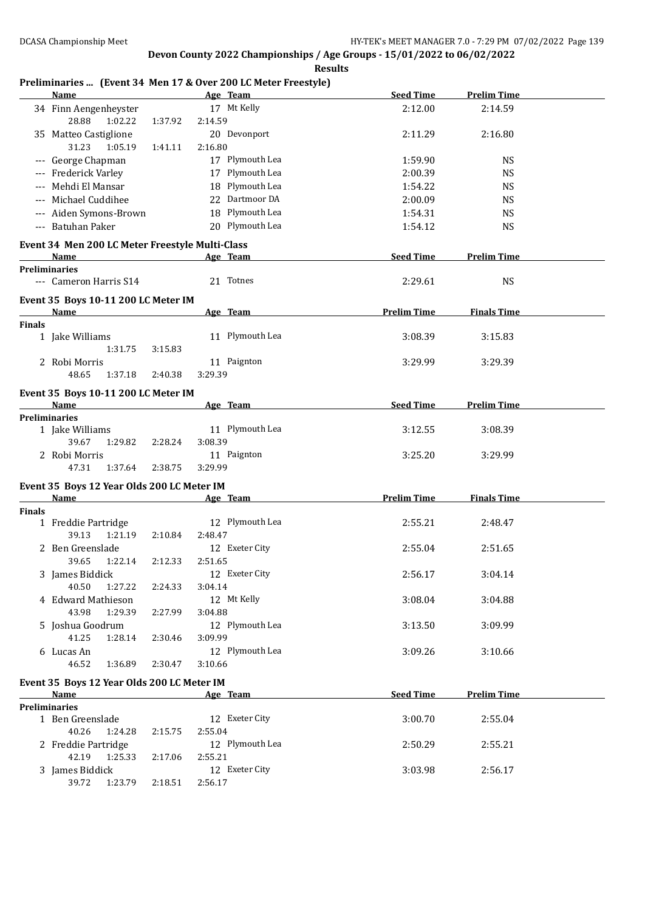## Devon County 2022 Championships / Age Groups - 15/01/2022 to 06/02/2022

**Results**

### Preliminaries ... (Event 34 Men 17 & Over 200 LC Meter Freestyle)

| | Name | Age | Team | Seed Time | Prelim Time |
|---|---|---|---|---|---|
| 34 | Finn Aengenheyster | 17 | Mt Kelly | 2:12.00 | 2:14.59 |
| | 28.88 1:02.22 1:37.92 2:14.59 | | | | |
| 35 | Matteo Castiglione | 20 | Devonport | 2:11.29 | 2:16.80 |
| | 31.23 1:05.19 1:41.11 2:16.80 | | | | |
| --- | George Chapman | 17 | Plymouth Lea | 1:59.90 | NS |
| --- | Frederick Varley | 17 | Plymouth Lea | 2:00.39 | NS |
| --- | Mehdi El Mansar | 18 | Plymouth Lea | 1:54.22 | NS |
| --- | Michael Cuddihee | 22 | Dartmoor DA | 2:00.09 | NS |
| --- | Aiden Symons-Brown | 18 | Plymouth Lea | 1:54.31 | NS |
| --- | Batuhan Paker | 20 | Plymouth Lea | 1:54.12 | NS |

### Event 34 Men 200 LC Meter Freestyle Multi-Class

| | Name | Age | Team | Seed Time | Prelim Time |
|---|---|---|---|---|---|
| **Preliminaries** | | | | | |
| --- | Cameron Harris S14 | 21 | Totnes | 2:29.61 | NS |

### Event 35 Boys 10-11 200 LC Meter IM

| | Name | Age | Team | Prelim Time | Finals Time |
|---|---|---|---|---|---|
| **Finals** | | | | | |
| 1 | Jake Williams | 11 | Plymouth Lea | 3:08.39 | 3:15.83 |
| | 1:31.75 3:15.83 | | | | |
| 2 | Robi Morris | 11 | Paignton | 3:29.99 | 3:29.39 |
| | 48.65 1:37.18 2:40.38 3:29.39 | | | | |

### Event 35 Boys 10-11 200 LC Meter IM

| | Name | Age | Team | Seed Time | Prelim Time |
|---|---|---|---|---|---|
| **Preliminaries** | | | | | |
| 1 | Jake Williams | 11 | Plymouth Lea | 3:12.55 | 3:08.39 |
| | 39.67 1:29.82 2:28.24 3:08.39 | | | | |
| 2 | Robi Morris | 11 | Paignton | 3:25.20 | 3:29.99 |
| | 47.31 1:37.64 2:38.75 3:29.99 | | | | |

### Event 35 Boys 12 Year Olds 200 LC Meter IM

| | Name | Age | Team | Prelim Time | Finals Time |
|---|---|---|---|---|---|
| **Finals** | | | | | |
| 1 | Freddie Partridge | 12 | Plymouth Lea | 2:55.21 | 2:48.47 |
| | 39.13 1:21.19 2:10.84 2:48.47 | | | | |
| 2 | Ben Greenslade | 12 | Exeter City | 2:55.04 | 2:51.65 |
| | 39.65 1:22.14 2:12.33 2:51.65 | | | | |
| 3 | James Biddick | 12 | Exeter City | 2:56.17 | 3:04.14 |
| | 40.50 1:27.22 2:24.33 3:04.14 | | | | |
| 4 | Edward Mathieson | 12 | Mt Kelly | 3:08.04 | 3:04.88 |
| | 43.98 1:29.39 2:27.99 3:04.88 | | | | |
| 5 | Joshua Goodrum | 12 | Plymouth Lea | 3:13.50 | 3:09.99 |
| | 41.25 1:28.14 2:30.46 3:09.99 | | | | |
| 6 | Lucas An | 12 | Plymouth Lea | 3:09.26 | 3:10.66 |
| | 46.52 1:36.89 2:30.47 3:10.66 | | | | |

### Event 35 Boys 12 Year Olds 200 LC Meter IM

| | Name | Age | Team | Seed Time | Prelim Time |
|---|---|---|---|---|---|
| **Preliminaries** | | | | | |
| 1 | Ben Greenslade | 12 | Exeter City | 3:00.70 | 2:55.04 |
| | 40.26 1:24.28 2:15.75 2:55.04 | | | | |
| 2 | Freddie Partridge | 12 | Plymouth Lea | 2:50.29 | 2:55.21 |
| | 42.19 1:25.33 2:17.06 2:55.21 | | | | |
| 3 | James Biddick | 12 | Exeter City | 3:03.98 | 2:56.17 |
| | 39.72 1:23.79 2:18.51 2:56.17 | | | | |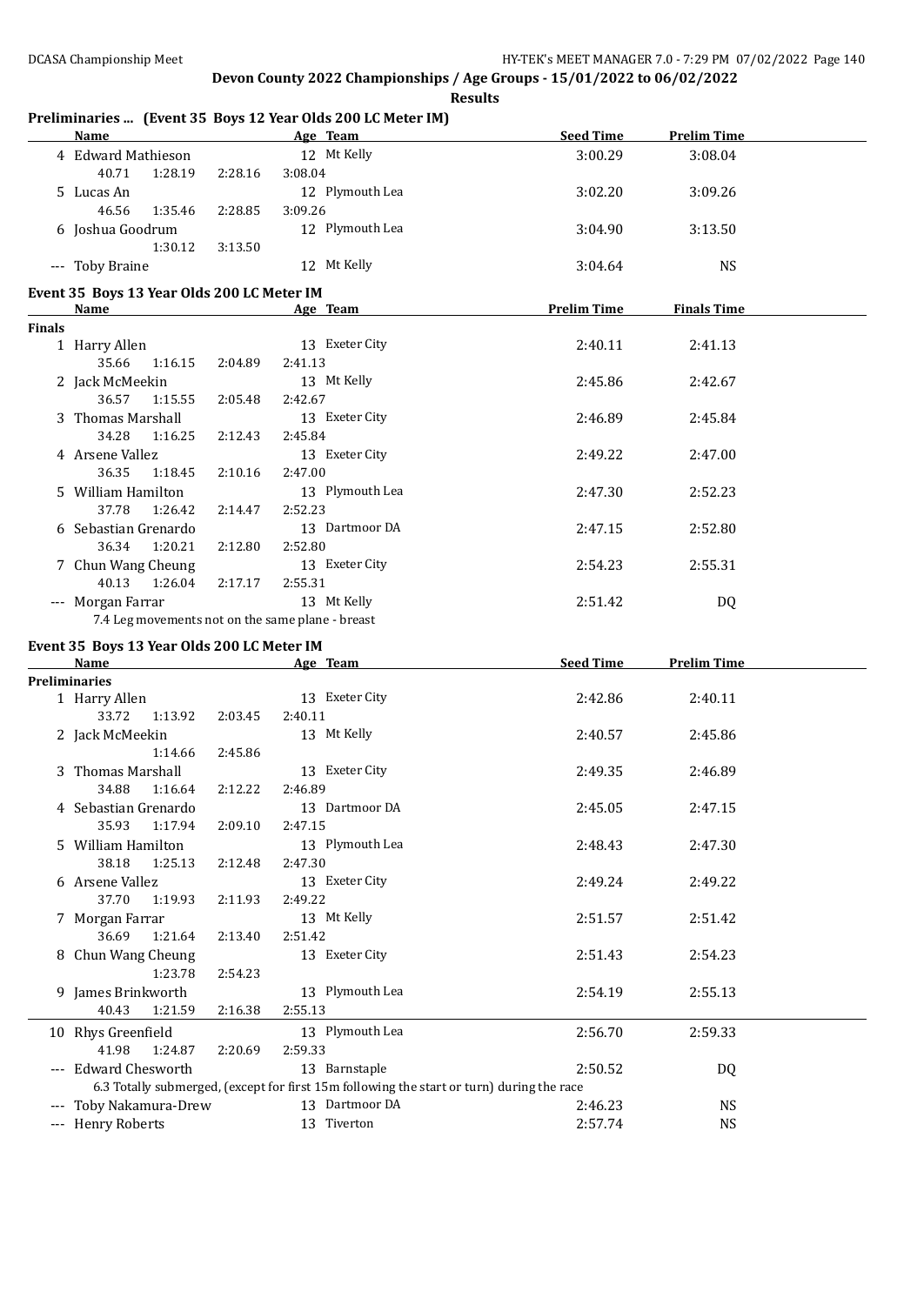## Devon County 2022 Championships / Age Groups - 15/01/2022 to 06/02/2022

**Results**

### Preliminaries ... (Event 35 Boys 12 Year Olds 200 LC Meter IM)

| | Name | Age | Team | Seed Time | Prelim Time |
|---|---|---|---|---|---|
| 4 | Edward Mathieson | 12 | Mt Kelly | 3:00.29 | 3:08.04 |
| | 40.71 1:28.19 2:28.16 3:08.04 | | | | |
| 5 | Lucas An | 12 | Plymouth Lea | 3:02.20 | 3:09.26 |
| | 46.56 1:35.46 2:28.85 3:09.26 | | | | |
| 6 | Joshua Goodrum | 12 | Plymouth Lea | 3:04.90 | 3:13.50 |
| | 1:30.12 3:13.50 | | | | |
| --- | Toby Braine | 12 | Mt Kelly | 3:04.64 | NS |

### Event 35 Boys 13 Year Olds 200 LC Meter IM

| | Name | Age | Team | Prelim Time | Finals Time |
|---|---|---|---|---|---|
| **Finals** | | | | | |
| 1 | Harry Allen | 13 | Exeter City | 2:40.11 | 2:41.13 |
| | 35.66 1:16.15 2:04.89 2:41.13 | | | | |
| 2 | Jack McMeekin | 13 | Mt Kelly | 2:45.86 | 2:42.67 |
| | 36.57 1:15.55 2:05.48 2:42.67 | | | | |
| 3 | Thomas Marshall | 13 | Exeter City | 2:46.89 | 2:45.84 |
| | 34.28 1:16.25 2:12.43 2:45.84 | | | | |
| 4 | Arsene Vallez | 13 | Exeter City | 2:49.22 | 2:47.00 |
| | 36.35 1:18.45 2:10.16 2:47.00 | | | | |
| 5 | William Hamilton | 13 | Plymouth Lea | 2:47.30 | 2:52.23 |
| | 37.78 1:26.42 2:14.47 2:52.23 | | | | |
| 6 | Sebastian Grenardo | 13 | Dartmoor DA | 2:47.15 | 2:52.80 |
| | 36.34 1:20.21 2:12.80 2:52.80 | | | | |
| 7 | Chun Wang Cheung | 13 | Exeter City | 2:54.23 | 2:55.31 |
| | 40.13 1:26.04 2:17.17 2:55.31 | | | | |
| --- | Morgan Farrar | 13 | Mt Kelly | 2:51.42 | DQ |
| | 7.4 Leg movements not on the same plane - breast | | | | |

### Event 35 Boys 13 Year Olds 200 LC Meter IM

| | Name | Age | Team | Seed Time | Prelim Time |
|---|---|---|---|---|---|
| **Preliminaries** | | | | | |
| 1 | Harry Allen | 13 | Exeter City | 2:42.86 | 2:40.11 |
| | 33.72 1:13.92 2:03.45 2:40.11 | | | | |
| 2 | Jack McMeekin | 13 | Mt Kelly | 2:40.57 | 2:45.86 |
| | 1:14.66 2:45.86 | | | | |
| 3 | Thomas Marshall | 13 | Exeter City | 2:49.35 | 2:46.89 |
| | 34.88 1:16.64 2:12.22 2:46.89 | | | | |
| 4 | Sebastian Grenardo | 13 | Dartmoor DA | 2:45.05 | 2:47.15 |
| | 35.93 1:17.94 2:09.10 2:47.15 | | | | |
| 5 | William Hamilton | 13 | Plymouth Lea | 2:48.43 | 2:47.30 |
| | 38.18 1:25.13 2:12.48 2:47.30 | | | | |
| 6 | Arsene Vallez | 13 | Exeter City | 2:49.24 | 2:49.22 |
| | 37.70 1:19.93 2:11.93 2:49.22 | | | | |
| 7 | Morgan Farrar | 13 | Mt Kelly | 2:51.57 | 2:51.42 |
| | 36.69 1:21.64 2:13.40 2:51.42 | | | | |
| 8 | Chun Wang Cheung | 13 | Exeter City | 2:51.43 | 2:54.23 |
| | 1:23.78 2:54.23 | | | | |
| 9 | James Brinkworth | 13 | Plymouth Lea | 2:54.19 | 2:55.13 |
| | 40.43 1:21.59 2:16.38 2:55.13 | | | | |
| 10 | Rhys Greenfield | 13 | Plymouth Lea | 2:56.70 | 2:59.33 |
| | 41.98 1:24.87 2:20.69 2:59.33 | | | | |
| --- | Edward Chesworth | 13 | Barnstaple | 2:50.52 | DQ |
| | 6.3 Totally submerged, (except for first 15m following the start or turn) during the race | | | | |
| --- | Toby Nakamura-Drew | 13 | Dartmoor DA | 2:46.23 | NS |
| --- | Henry Roberts | 13 | Tiverton | 2:57.74 | NS |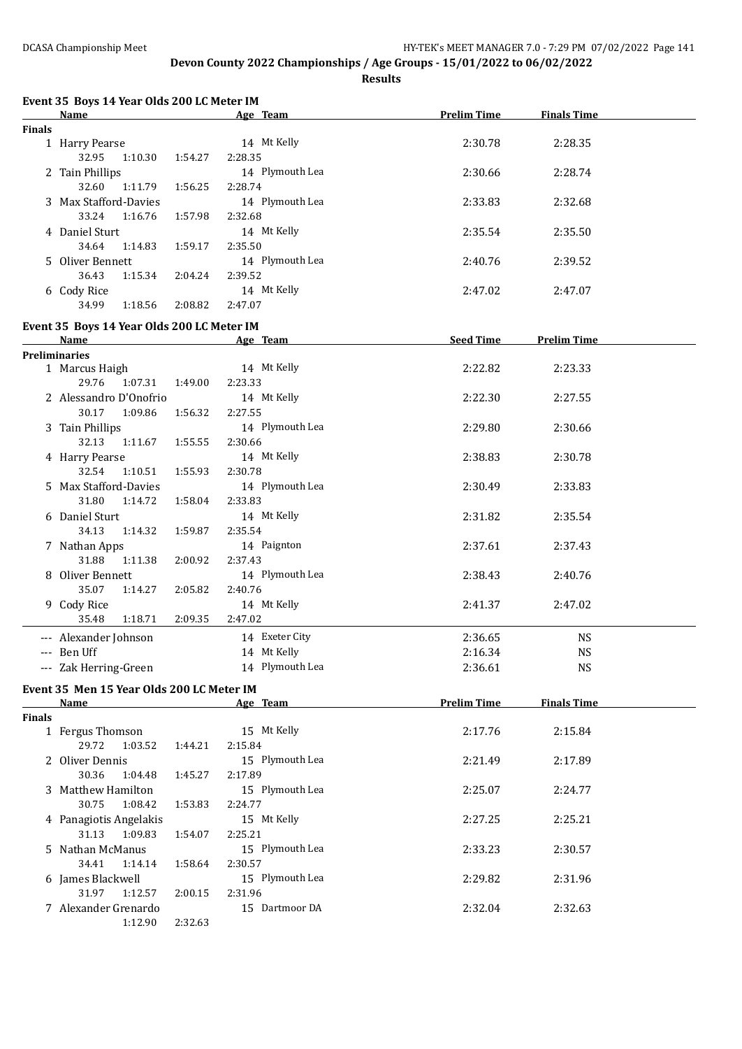## Devon County 2022 Championships / Age Groups - 15/01/2022 to 06/02/2022

**Results**

### Event 35 Boys 14 Year Olds 200 LC Meter IM

| | Name | Age | Team | Prelim Time | Finals Time |
|---|---|---|---|---|---|
| **Finals** | | | | | |
| 1 | Harry Pearse | 14 | Mt Kelly | 2:30.78 | 2:28.35 |
| | 32.95 1:10.30 1:54.27 2:28.35 | | | | |
| 2 | Tain Phillips | 14 | Plymouth Lea | 2:30.66 | 2:28.74 |
| | 32.60 1:11.79 1:56.25 2:28.74 | | | | |
| 3 | Max Stafford-Davies | 14 | Plymouth Lea | 2:33.83 | 2:32.68 |
| | 33.24 1:16.76 1:57.98 2:32.68 | | | | |
| 4 | Daniel Sturt | 14 | Mt Kelly | 2:35.54 | 2:35.50 |
| | 34.64 1:14.83 1:59.17 2:35.50 | | | | |
| 5 | Oliver Bennett | 14 | Plymouth Lea | 2:40.76 | 2:39.52 |
| | 36.43 1:15.34 2:04.24 2:39.52 | | | | |
| 6 | Cody Rice | 14 | Mt Kelly | 2:47.02 | 2:47.07 |
| | 34.99 1:18.56 2:08.82 2:47.07 | | | | |

### Event 35 Boys 14 Year Olds 200 LC Meter IM

| | Name | Age | Team | Seed Time | Prelim Time |
|---|---|---|---|---|---|
| **Preliminaries** | | | | | |
| 1 | Marcus Haigh | 14 | Mt Kelly | 2:22.82 | 2:23.33 |
| | 29.76 1:07.31 1:49.00 2:23.33 | | | | |
| 2 | Alessandro D'Onofrio | 14 | Mt Kelly | 2:22.30 | 2:27.55 |
| | 30.17 1:09.86 1:56.32 2:27.55 | | | | |
| 3 | Tain Phillips | 14 | Plymouth Lea | 2:29.80 | 2:30.66 |
| | 32.13 1:11.67 1:55.55 2:30.66 | | | | |
| 4 | Harry Pearse | 14 | Mt Kelly | 2:38.83 | 2:30.78 |
| | 32.54 1:10.51 1:55.93 2:30.78 | | | | |
| 5 | Max Stafford-Davies | 14 | Plymouth Lea | 2:30.49 | 2:33.83 |
| | 31.80 1:14.72 1:58.04 2:33.83 | | | | |
| 6 | Daniel Sturt | 14 | Mt Kelly | 2:31.82 | 2:35.54 |
| | 34.13 1:14.32 1:59.87 2:35.54 | | | | |
| 7 | Nathan Apps | 14 | Paignton | 2:37.61 | 2:37.43 |
| | 31.88 1:11.38 2:00.92 2:37.43 | | | | |
| 8 | Oliver Bennett | 14 | Plymouth Lea | 2:38.43 | 2:40.76 |
| | 35.07 1:14.27 2:05.82 2:40.76 | | | | |
| 9 | Cody Rice | 14 | Mt Kelly | 2:41.37 | 2:47.02 |
| | 35.48 1:18.71 2:09.35 2:47.02 | | | | |
| --- | Alexander Johnson | 14 | Exeter City | 2:36.65 | NS |
| --- | Ben Uff | 14 | Mt Kelly | 2:16.34 | NS |
| --- | Zak Herring-Green | 14 | Plymouth Lea | 2:36.61 | NS |

### Event 35 Men 15 Year Olds 200 LC Meter IM

| | Name | Age | Team | Prelim Time | Finals Time |
|---|---|---|---|---|---|
| **Finals** | | | | | |
| 1 | Fergus Thomson | 15 | Mt Kelly | 2:17.76 | 2:15.84 |
| | 29.72 1:03.52 1:44.21 2:15.84 | | | | |
| 2 | Oliver Dennis | 15 | Plymouth Lea | 2:21.49 | 2:17.89 |
| | 30.36 1:04.48 1:45.27 2:17.89 | | | | |
| 3 | Matthew Hamilton | 15 | Plymouth Lea | 2:25.07 | 2:24.77 |
| | 30.75 1:08.42 1:53.83 2:24.77 | | | | |
| 4 | Panagiotis Angelakis | 15 | Mt Kelly | 2:27.25 | 2:25.21 |
| | 31.13 1:09.83 1:54.07 2:25.21 | | | | |
| 5 | Nathan McManus | 15 | Plymouth Lea | 2:33.23 | 2:30.57 |
| | 34.41 1:14.14 1:58.64 2:30.57 | | | | |
| 6 | James Blackwell | 15 | Plymouth Lea | 2:29.82 | 2:31.96 |
| | 31.97 1:12.57 2:00.15 2:31.96 | | | | |
| 7 | Alexander Grenardo | 15 | Dartmoor DA | 2:32.04 | 2:32.63 |
| | 1:12.90 2:32.63 | | | | |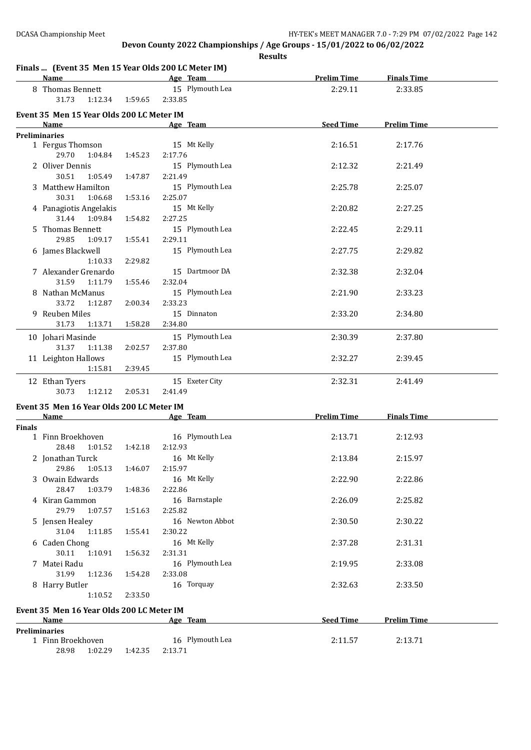**Devon County 2022 Championships / Age Groups - 15/01/2022 to 06/02/2022**

**Results**

### Finals ... (Event 35 Men 15 Year Olds 200 LC Meter IM)

| Name | Age | Team | Prelim Time | Finals Time |
|---|---|---|---|---|
| 8 Thomas Bennett | 15 | Plymouth Lea | 2:29.11 | 2:33.85 |
| 31.73 1:12.34 1:59.65 2:33.85 | | | | |

### Event 35 Men 15 Year Olds 200 LC Meter IM

| Name | Age | Team | Seed Time | Prelim Time |
|---|---|---|---|---|
| **Preliminaries** | | | | |
| 1 Fergus Thomson | 15 | Mt Kelly | 2:16.51 | 2:17.76 |
| 29.70 1:04.84 1:45.23 2:17.76 | | | | |
| 2 Oliver Dennis | 15 | Plymouth Lea | 2:12.32 | 2:21.49 |
| 30.51 1:05.49 1:47.87 2:21.49 | | | | |
| 3 Matthew Hamilton | 15 | Plymouth Lea | 2:25.78 | 2:25.07 |
| 30.31 1:06.68 1:53.16 2:25.07 | | | | |
| 4 Panagiotis Angelakis | 15 | Mt Kelly | 2:20.82 | 2:27.25 |
| 31.44 1:09.84 1:54.82 2:27.25 | | | | |
| 5 Thomas Bennett | 15 | Plymouth Lea | 2:22.45 | 2:29.11 |
| 29.85 1:09.17 1:55.41 2:29.11 | | | | |
| 6 James Blackwell | 15 | Plymouth Lea | 2:27.75 | 2:29.82 |
| 1:10.33 2:29.82 | | | | |
| 7 Alexander Grenardo | 15 | Dartmoor DA | 2:32.38 | 2:32.04 |
| 31.59 1:11.79 1:55.46 2:32.04 | | | | |
| 8 Nathan McManus | 15 | Plymouth Lea | 2:21.90 | 2:33.23 |
| 33.72 1:12.87 2:00.34 2:33.23 | | | | |
| 9 Reuben Miles | 15 | Dinnaton | 2:33.20 | 2:34.80 |
| 31.73 1:13.71 1:58.28 2:34.80 | | | | |
| 10 Johari Masinde | 15 | Plymouth Lea | 2:30.39 | 2:37.80 |
| 31.37 1:11.38 2:02.57 2:37.80 | | | | |
| 11 Leighton Hallows | 15 | Plymouth Lea | 2:32.27 | 2:39.45 |
| 1:15.81 2:39.45 | | | | |
| 12 Ethan Tyers | 15 | Exeter City | 2:32.31 | 2:41.49 |
| 30.73 1:12.12 2:05.31 2:41.49 | | | | |

### Event 35 Men 16 Year Olds 200 LC Meter IM

| Name | Age | Team | Prelim Time | Finals Time |
|---|---|---|---|---|
| **Finals** | | | | |
| 1 Finn Broekhoven | 16 | Plymouth Lea | 2:13.71 | 2:12.93 |
| 28.48 1:01.52 1:42.18 2:12.93 | | | | |
| 2 Jonathan Turck | 16 | Mt Kelly | 2:13.84 | 2:15.97 |
| 29.86 1:05.13 1:46.07 2:15.97 | | | | |
| 3 Owain Edwards | 16 | Mt Kelly | 2:22.90 | 2:22.86 |
| 28.47 1:03.79 1:48.36 2:22.86 | | | | |
| 4 Kiran Gammon | 16 | Barnstaple | 2:26.09 | 2:25.82 |
| 29.79 1:07.57 1:51.63 2:25.82 | | | | |
| 5 Jensen Healey | 16 | Newton Abbot | 2:30.50 | 2:30.22 |
| 31.04 1:11.85 1:55.41 2:30.22 | | | | |
| 6 Caden Chong | 16 | Mt Kelly | 2:37.28 | 2:31.31 |
| 30.11 1:10.91 1:56.32 2:31.31 | | | | |
| 7 Matei Radu | 16 | Plymouth Lea | 2:19.95 | 2:33.08 |
| 31.99 1:12.36 1:54.28 2:33.08 | | | | |
| 8 Harry Butler | 16 | Torquay | 2:32.63 | 2:33.50 |
| 1:10.52 2:33.50 | | | | |

### Event 35 Men 16 Year Olds 200 LC Meter IM

| Name | Age | Team | Seed Time | Prelim Time |
|---|---|---|---|---|
| **Preliminaries** | | | | |
| 1 Finn Broekhoven | 16 | Plymouth Lea | 2:11.57 | 2:13.71 |
| 28.98 1:02.29 1:42.35 2:13.71 | | | | |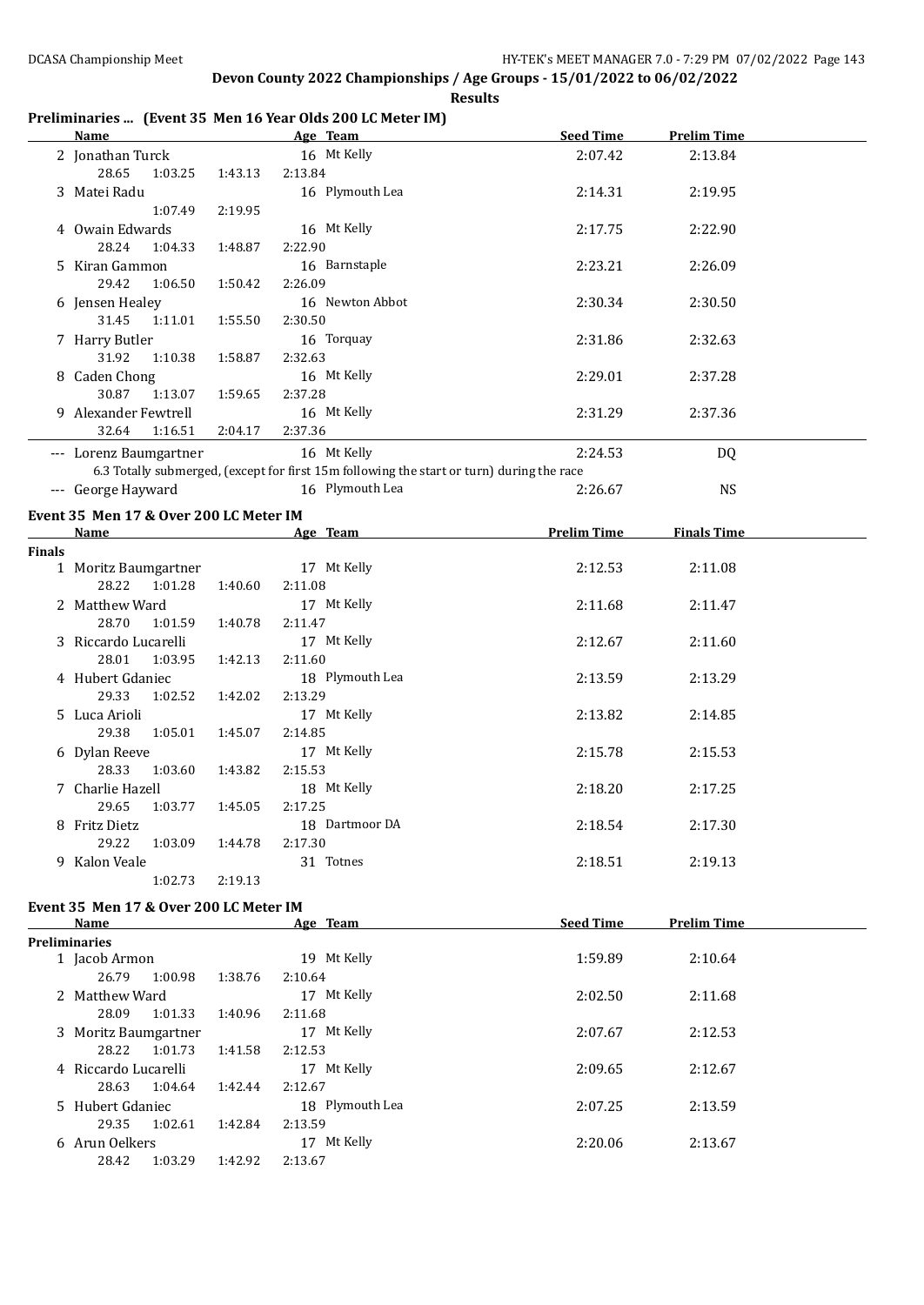## Devon County 2022 Championships / Age Groups - 15/01/2022 to 06/02/2022

**Results**

### Preliminaries ... (Event 35 Men 16 Year Olds 200 LC Meter IM)

| | Name | Age | Team | Seed Time | Prelim Time |
|---|---|---|---|---|---|
| 2 | Jonathan Turck | 16 | Mt Kelly | 2:07.42 | 2:13.84 |
| | 28.65 1:03.25 1:43.13 2:13.84 | | | | |
| 3 | Matei Radu | 16 | Plymouth Lea | 2:14.31 | 2:19.95 |
| | 1:07.49 2:19.95 | | | | |
| 4 | Owain Edwards | 16 | Mt Kelly | 2:17.75 | 2:22.90 |
| | 28.24 1:04.33 1:48.87 2:22.90 | | | | |
| 5 | Kiran Gammon | 16 | Barnstaple | 2:23.21 | 2:26.09 |
| | 29.42 1:06.50 1:50.42 2:26.09 | | | | |
| 6 | Jensen Healey | 16 | Newton Abbot | 2:30.34 | 2:30.50 |
| | 31.45 1:11.01 1:55.50 2:30.50 | | | | |
| 7 | Harry Butler | 16 | Torquay | 2:31.86 | 2:32.63 |
| | 31.92 1:10.38 1:58.87 2:32.63 | | | | |
| 8 | Caden Chong | 16 | Mt Kelly | 2:29.01 | 2:37.28 |
| | 30.87 1:13.07 1:59.65 2:37.28 | | | | |
| 9 | Alexander Fewtrell | 16 | Mt Kelly | 2:31.29 | 2:37.36 |
| | 32.64 1:16.51 2:04.17 2:37.36 | | | | |
| --- | Lorenz Baumgartner | 16 | Mt Kelly | 2:24.53 | DQ |
| | 6.3 Totally submerged, (except for first 15m following the start or turn) during the race | | | | |
| --- | George Hayward | 16 | Plymouth Lea | 2:26.67 | NS |

### Event 35 Men 17 & Over 200 LC Meter IM

| | Name | Age | Team | Prelim Time | Finals Time |
|---|---|---|---|---|---|
| **Finals** | | | | | |
| 1 | Moritz Baumgartner | 17 | Mt Kelly | 2:12.53 | 2:11.08 |
| | 28.22 1:01.28 1:40.60 2:11.08 | | | | |
| 2 | Matthew Ward | 17 | Mt Kelly | 2:11.68 | 2:11.47 |
| | 28.70 1:01.59 1:40.78 2:11.47 | | | | |
| 3 | Riccardo Lucarelli | 17 | Mt Kelly | 2:12.67 | 2:11.60 |
| | 28.01 1:03.95 1:42.13 2:11.60 | | | | |
| 4 | Hubert Gdaniec | 18 | Plymouth Lea | 2:13.59 | 2:13.29 |
| | 29.33 1:02.52 1:42.02 2:13.29 | | | | |
| 5 | Luca Arioli | 17 | Mt Kelly | 2:13.82 | 2:14.85 |
| | 29.38 1:05.01 1:45.07 2:14.85 | | | | |
| 6 | Dylan Reeve | 17 | Mt Kelly | 2:15.78 | 2:15.53 |
| | 28.33 1:03.60 1:43.82 2:15.53 | | | | |
| 7 | Charlie Hazell | 18 | Mt Kelly | 2:18.20 | 2:17.25 |
| | 29.65 1:03.77 1:45.05 2:17.25 | | | | |
| 8 | Fritz Dietz | 18 | Dartmoor DA | 2:18.54 | 2:17.30 |
| | 29.22 1:03.09 1:44.78 2:17.30 | | | | |
| 9 | Kalon Veale | 31 | Totnes | 2:18.51 | 2:19.13 |
| | 1:02.73 2:19.13 | | | | |

### Event 35 Men 17 & Over 200 LC Meter IM

| | Name | Age | Team | Seed Time | Prelim Time |
|---|---|---|---|---|---|
| **Preliminaries** | | | | | |
| 1 | Jacob Armon | 19 | Mt Kelly | 1:59.89 | 2:10.64 |
| | 26.79 1:00.98 1:38.76 2:10.64 | | | | |
| 2 | Matthew Ward | 17 | Mt Kelly | 2:02.50 | 2:11.68 |
| | 28.09 1:01.33 1:40.96 2:11.68 | | | | |
| 3 | Moritz Baumgartner | 17 | Mt Kelly | 2:07.67 | 2:12.53 |
| | 28.22 1:01.73 1:41.58 2:12.53 | | | | |
| 4 | Riccardo Lucarelli | 17 | Mt Kelly | 2:09.65 | 2:12.67 |
| | 28.63 1:04.64 1:42.44 2:12.67 | | | | |
| 5 | Hubert Gdaniec | 18 | Plymouth Lea | 2:07.25 | 2:13.59 |
| | 29.35 1:02.61 1:42.84 2:13.59 | | | | |
| 6 | Arun Oelkers | 17 | Mt Kelly | 2:20.06 | 2:13.67 |
| | 28.42 1:03.29 1:42.92 2:13.67 | | | | |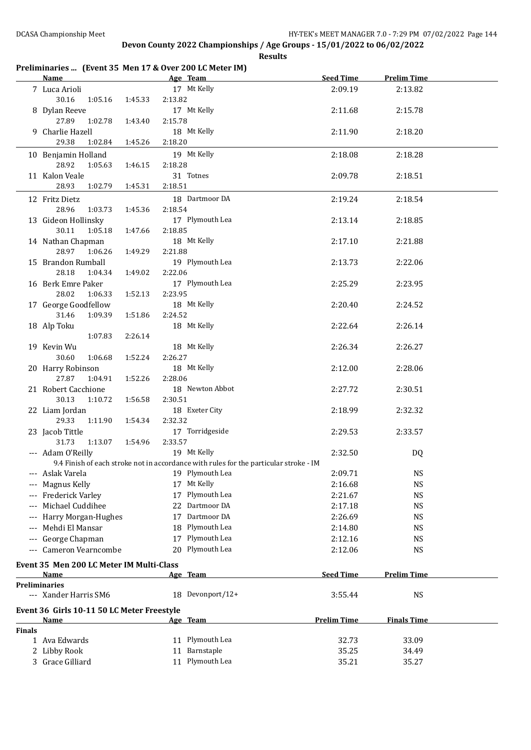## Devon County 2022 Championships / Age Groups - 15/01/2022 to 06/02/2022

**Results**

### Preliminaries ... (Event 35 Men 17 & Over 200 LC Meter IM)

| | Name | Age | Team | Seed Time | Prelim Time |
|---|---|---|---|---|---|
| 7 | Luca Arioli | 17 | Mt Kelly | 2:09.19 | 2:13.82 |
| | 30.16 1:05.16 1:45.33 2:13.82 | | | | |
| 8 | Dylan Reeve | 17 | Mt Kelly | 2:11.68 | 2:15.78 |
| | 27.89 1:02.78 1:43.40 2:15.78 | | | | |
| 9 | Charlie Hazell | 18 | Mt Kelly | 2:11.90 | 2:18.20 |
| | 29.38 1:02.84 1:45.26 2:18.20 | | | | |
| 10 | Benjamin Holland | 19 | Mt Kelly | 2:18.08 | 2:18.28 |
| | 28.92 1:05.63 1:46.15 2:18.28 | | | | |
| 11 | Kalon Veale | 31 | Totnes | 2:09.78 | 2:18.51 |
| | 28.93 1:02.79 1:45.31 2:18.51 | | | | |
| 12 | Fritz Dietz | 18 | Dartmoor DA | 2:19.24 | 2:18.54 |
| | 28.96 1:03.73 1:45.36 2:18.54 | | | | |
| 13 | Gideon Hollinsky | 17 | Plymouth Lea | 2:13.14 | 2:18.85 |
| | 30.11 1:05.18 1:47.66 2:18.85 | | | | |
| 14 | Nathan Chapman | 18 | Mt Kelly | 2:17.10 | 2:21.88 |
| | 28.97 1:06.26 1:49.29 2:21.88 | | | | |
| 15 | Brandon Rumball | 19 | Plymouth Lea | 2:13.73 | 2:22.06 |
| | 28.18 1:04.34 1:49.02 2:22.06 | | | | |
| 16 | Berk Emre Paker | 17 | Plymouth Lea | 2:25.29 | 2:23.95 |
| | 28.02 1:06.33 1:52.13 2:23.95 | | | | |
| 17 | George Goodfellow | 18 | Mt Kelly | 2:20.40 | 2:24.52 |
| | 31.46 1:09.39 1:51.86 2:24.52 | | | | |
| 18 | Alp Toku | 18 | Mt Kelly | 2:22.64 | 2:26.14 |
| | 1:07.83 2:26.14 | | | | |
| 19 | Kevin Wu | 18 | Mt Kelly | 2:26.34 | 2:26.27 |
| | 30.60 1:06.68 1:52.24 2:26.27 | | | | |
| 20 | Harry Robinson | 18 | Mt Kelly | 2:12.00 | 2:28.06 |
| | 27.87 1:04.91 1:52.26 2:28.06 | | | | |
| 21 | Robert Cacchione | 18 | Newton Abbot | 2:27.72 | 2:30.51 |
| | 30.13 1:10.72 1:56.58 2:30.51 | | | | |
| 22 | Liam Jordan | 18 | Exeter City | 2:18.99 | 2:32.32 |
| | 29.33 1:11.90 1:54.34 2:32.32 | | | | |
| 23 | Jacob Tittle | 17 | Torridgeside | 2:29.53 | 2:33.57 |
| | 31.73 1:13.07 1:54.96 2:33.57 | | | | |
| --- | Adam O'Reilly | 19 | Mt Kelly | 2:32.50 | DQ |
| | 9.4 Finish of each stroke not in accordance with rules for the particular stroke - IM | | | | |
| --- | Aslak Varela | 19 | Plymouth Lea | 2:09.71 | NS |
| --- | Magnus Kelly | 17 | Mt Kelly | 2:16.68 | NS |
| --- | Frederick Varley | 17 | Plymouth Lea | 2:21.67 | NS |
| --- | Michael Cuddihee | 22 | Dartmoor DA | 2:17.18 | NS |
| --- | Harry Morgan-Hughes | 17 | Dartmoor DA | 2:26.69 | NS |
| --- | Mehdi El Mansar | 18 | Plymouth Lea | 2:14.80 | NS |
| --- | George Chapman | 17 | Plymouth Lea | 2:12.16 | NS |
| --- | Cameron Vearncombe | 20 | Plymouth Lea | 2:12.06 | NS |

### Event 35 Men 200 LC Meter IM Multi-Class

| | Name | Age | Team | Seed Time | Prelim Time |
|---|---|---|---|---|---|
| **Preliminaries** | | | | | |
| --- | Xander Harris SM6 | 18 | Devonport/12+ | 3:55.44 | NS |

### Event 36 Girls 10-11 50 LC Meter Freestyle

| | Name | Age | Team | Prelim Time | Finals Time |
|---|---|---|---|---|---|
| **Finals** | | | | | |
| 1 | Ava Edwards | 11 | Plymouth Lea | 32.73 | 33.09 |
| 2 | Libby Rook | 11 | Barnstaple | 35.25 | 34.49 |
| 3 | Grace Gilliard | 11 | Plymouth Lea | 35.21 | 35.27 |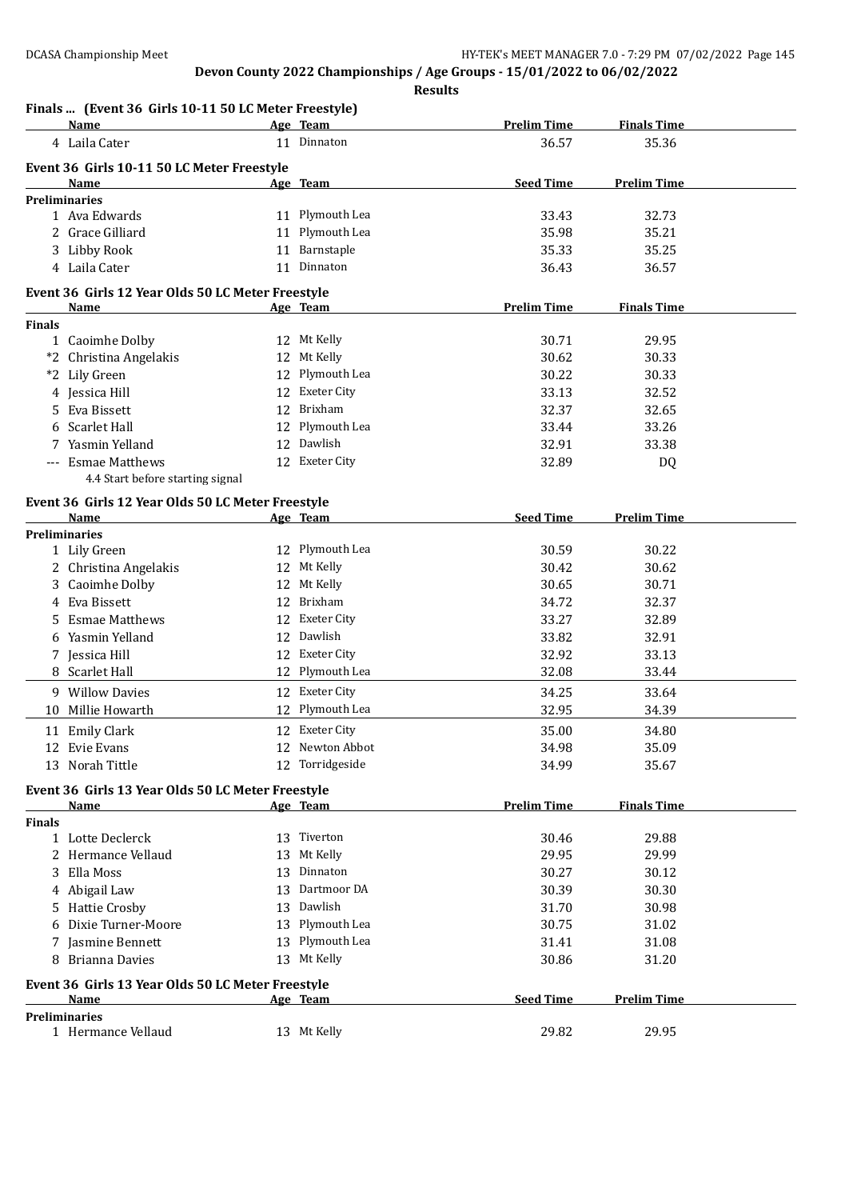## Devon County 2022 Championships / Age Groups - 15/01/2022 to 06/02/2022

**Results**

### Finals ... (Event 36 Girls 10-11 50 LC Meter Freestyle)

| | Name | Age | Team | Prelim Time | Finals Time |
|---|---|---|---|---|---|
| 4 | Laila Cater | 11 | Dinnaton | 36.57 | 35.36 |

### Event 36 Girls 10-11 50 LC Meter Freestyle

| | Name | Age | Team | Seed Time | Prelim Time |
|---|---|---|---|---|---|
| **Preliminaries** | | | | | |
| 1 | Ava Edwards | 11 | Plymouth Lea | 33.43 | 32.73 |
| 2 | Grace Gilliard | 11 | Plymouth Lea | 35.98 | 35.21 |
| 3 | Libby Rook | 11 | Barnstaple | 35.33 | 35.25 |
| 4 | Laila Cater | 11 | Dinnaton | 36.43 | 36.57 |

### Event 36 Girls 12 Year Olds 50 LC Meter Freestyle

| | Name | Age | Team | Prelim Time | Finals Time |
|---|---|---|---|---|---|
| **Finals** | | | | | |
| 1 | Caoimhe Dolby | 12 | Mt Kelly | 30.71 | 29.95 |
| *2 | Christina Angelakis | 12 | Mt Kelly | 30.62 | 30.33 |
| *2 | Lily Green | 12 | Plymouth Lea | 30.22 | 30.33 |
| 4 | Jessica Hill | 12 | Exeter City | 33.13 | 32.52 |
| 5 | Eva Bissett | 12 | Brixham | 32.37 | 32.65 |
| 6 | Scarlet Hall | 12 | Plymouth Lea | 33.44 | 33.26 |
| 7 | Yasmin Yelland | 12 | Dawlish | 32.91 | 33.38 |
| --- | Esmae Matthews | 12 | Exeter City | 32.89 | DQ |
| | 4.4 Start before starting signal | | | | |

### Event 36 Girls 12 Year Olds 50 LC Meter Freestyle

| | Name | Age | Team | Seed Time | Prelim Time |
|---|---|---|---|---|---|
| **Preliminaries** | | | | | |
| 1 | Lily Green | 12 | Plymouth Lea | 30.59 | 30.22 |
| 2 | Christina Angelakis | 12 | Mt Kelly | 30.42 | 30.62 |
| 3 | Caoimhe Dolby | 12 | Mt Kelly | 30.65 | 30.71 |
| 4 | Eva Bissett | 12 | Brixham | 34.72 | 32.37 |
| 5 | Esmae Matthews | 12 | Exeter City | 33.27 | 32.89 |
| 6 | Yasmin Yelland | 12 | Dawlish | 33.82 | 32.91 |
| 7 | Jessica Hill | 12 | Exeter City | 32.92 | 33.13 |
| 8 | Scarlet Hall | 12 | Plymouth Lea | 32.08 | 33.44 |
| 9 | Willow Davies | 12 | Exeter City | 34.25 | 33.64 |
| 10 | Millie Howarth | 12 | Plymouth Lea | 32.95 | 34.39 |
| 11 | Emily Clark | 12 | Exeter City | 35.00 | 34.80 |
| 12 | Evie Evans | 12 | Newton Abbot | 34.98 | 35.09 |
| 13 | Norah Tittle | 12 | Torridgeside | 34.99 | 35.67 |

### Event 36 Girls 13 Year Olds 50 LC Meter Freestyle

| | Name | Age | Team | Prelim Time | Finals Time |
|---|---|---|---|---|---|
| **Finals** | | | | | |
| 1 | Lotte Declerck | 13 | Tiverton | 30.46 | 29.88 |
| 2 | Hermance Vellaud | 13 | Mt Kelly | 29.95 | 29.99 |
| 3 | Ella Moss | 13 | Dinnaton | 30.27 | 30.12 |
| 4 | Abigail Law | 13 | Dartmoor DA | 30.39 | 30.30 |
| 5 | Hattie Crosby | 13 | Dawlish | 31.70 | 30.98 |
| 6 | Dixie Turner-Moore | 13 | Plymouth Lea | 30.75 | 31.02 |
| 7 | Jasmine Bennett | 13 | Plymouth Lea | 31.41 | 31.08 |
| 8 | Brianna Davies | 13 | Mt Kelly | 30.86 | 31.20 |

### Event 36 Girls 13 Year Olds 50 LC Meter Freestyle

| | Name | Age | Team | Seed Time | Prelim Time |
|---|---|---|---|---|---|
| **Preliminaries** | | | | | |
| 1 | Hermance Vellaud | 13 | Mt Kelly | 29.82 | 29.95 |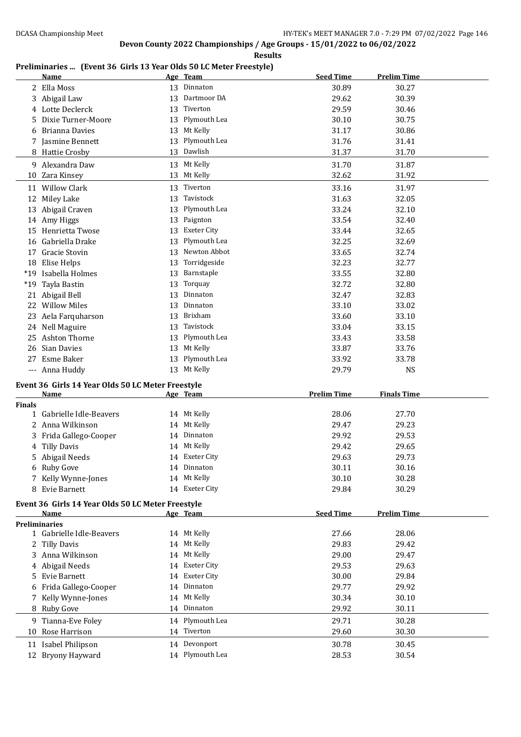## Devon County 2022 Championships / Age Groups - 15/01/2022 to 06/02/2022

**Results**

### Preliminaries ... (Event 36 Girls 13 Year Olds 50 LC Meter Freestyle)

| | Name | Age | Team | Seed Time | Prelim Time |
|---|---|---|---|---|---|
| 2 | Ella Moss | 13 | Dinnaton | 30.89 | 30.27 |
| 3 | Abigail Law | 13 | Dartmoor DA | 29.62 | 30.39 |
| 4 | Lotte Declerck | 13 | Tiverton | 29.59 | 30.46 |
| 5 | Dixie Turner-Moore | 13 | Plymouth Lea | 30.10 | 30.75 |
| 6 | Brianna Davies | 13 | Mt Kelly | 31.17 | 30.86 |
| 7 | Jasmine Bennett | 13 | Plymouth Lea | 31.76 | 31.41 |
| 8 | Hattie Crosby | 13 | Dawlish | 31.37 | 31.70 |
| 9 | Alexandra Daw | 13 | Mt Kelly | 31.70 | 31.87 |
| 10 | Zara Kinsey | 13 | Mt Kelly | 32.62 | 31.92 |
| 11 | Willow Clark | 13 | Tiverton | 33.16 | 31.97 |
| 12 | Miley Lake | 13 | Tavistock | 31.63 | 32.05 |
| 13 | Abigail Craven | 13 | Plymouth Lea | 33.24 | 32.10 |
| 14 | Amy Higgs | 13 | Paignton | 33.54 | 32.40 |
| 15 | Henrietta Twose | 13 | Exeter City | 33.44 | 32.65 |
| 16 | Gabriella Drake | 13 | Plymouth Lea | 32.25 | 32.69 |
| 17 | Gracie Stovin | 13 | Newton Abbot | 33.65 | 32.74 |
| 18 | Elise Helps | 13 | Torridgeside | 32.23 | 32.77 |
| *19 | Isabella Holmes | 13 | Barnstaple | 33.55 | 32.80 |
| *19 | Tayla Bastin | 13 | Torquay | 32.72 | 32.80 |
| 21 | Abigail Bell | 13 | Dinnaton | 32.47 | 32.83 |
| 22 | Willow Miles | 13 | Dinnaton | 33.10 | 33.02 |
| 23 | Aela Farquharson | 13 | Brixham | 33.60 | 33.10 |
| 24 | Nell Maguire | 13 | Tavistock | 33.04 | 33.15 |
| 25 | Ashton Thorne | 13 | Plymouth Lea | 33.43 | 33.58 |
| 26 | Sian Davies | 13 | Mt Kelly | 33.87 | 33.76 |
| 27 | Esme Baker | 13 | Plymouth Lea | 33.92 | 33.78 |
| --- | Anna Huddy | 13 | Mt Kelly | 29.79 | NS |

### Event 36 Girls 14 Year Olds 50 LC Meter Freestyle

| | Name | Age | Team | Prelim Time | Finals Time |
|---|---|---|---|---|---|
| **Finals** | | | | | |
| 1 | Gabrielle Idle-Beavers | 14 | Mt Kelly | 28.06 | 27.70 |
| 2 | Anna Wilkinson | 14 | Mt Kelly | 29.47 | 29.23 |
| 3 | Frida Gallego-Cooper | 14 | Dinnaton | 29.92 | 29.53 |
| 4 | Tilly Davis | 14 | Mt Kelly | 29.42 | 29.65 |
| 5 | Abigail Needs | 14 | Exeter City | 29.63 | 29.73 |
| 6 | Ruby Gove | 14 | Dinnaton | 30.11 | 30.16 |
| 7 | Kelly Wynne-Jones | 14 | Mt Kelly | 30.10 | 30.28 |
| 8 | Evie Barnett | 14 | Exeter City | 29.84 | 30.29 |

### Event 36 Girls 14 Year Olds 50 LC Meter Freestyle

| | Name | Age | Team | Seed Time | Prelim Time |
|---|---|---|---|---|---|
| **Preliminaries** | | | | | |
| 1 | Gabrielle Idle-Beavers | 14 | Mt Kelly | 27.66 | 28.06 |
| 2 | Tilly Davis | 14 | Mt Kelly | 29.83 | 29.42 |
| 3 | Anna Wilkinson | 14 | Mt Kelly | 29.00 | 29.47 |
| 4 | Abigail Needs | 14 | Exeter City | 29.53 | 29.63 |
| 5 | Evie Barnett | 14 | Exeter City | 30.00 | 29.84 |
| 6 | Frida Gallego-Cooper | 14 | Dinnaton | 29.77 | 29.92 |
| 7 | Kelly Wynne-Jones | 14 | Mt Kelly | 30.34 | 30.10 |
| 8 | Ruby Gove | 14 | Dinnaton | 29.92 | 30.11 |
| 9 | Tianna-Eve Foley | 14 | Plymouth Lea | 29.71 | 30.28 |
| 10 | Rose Harrison | 14 | Tiverton | 29.60 | 30.30 |
| 11 | Isabel Philipson | 14 | Devonport | 30.78 | 30.45 |
| 12 | Bryony Hayward | 14 | Plymouth Lea | 28.53 | 30.54 |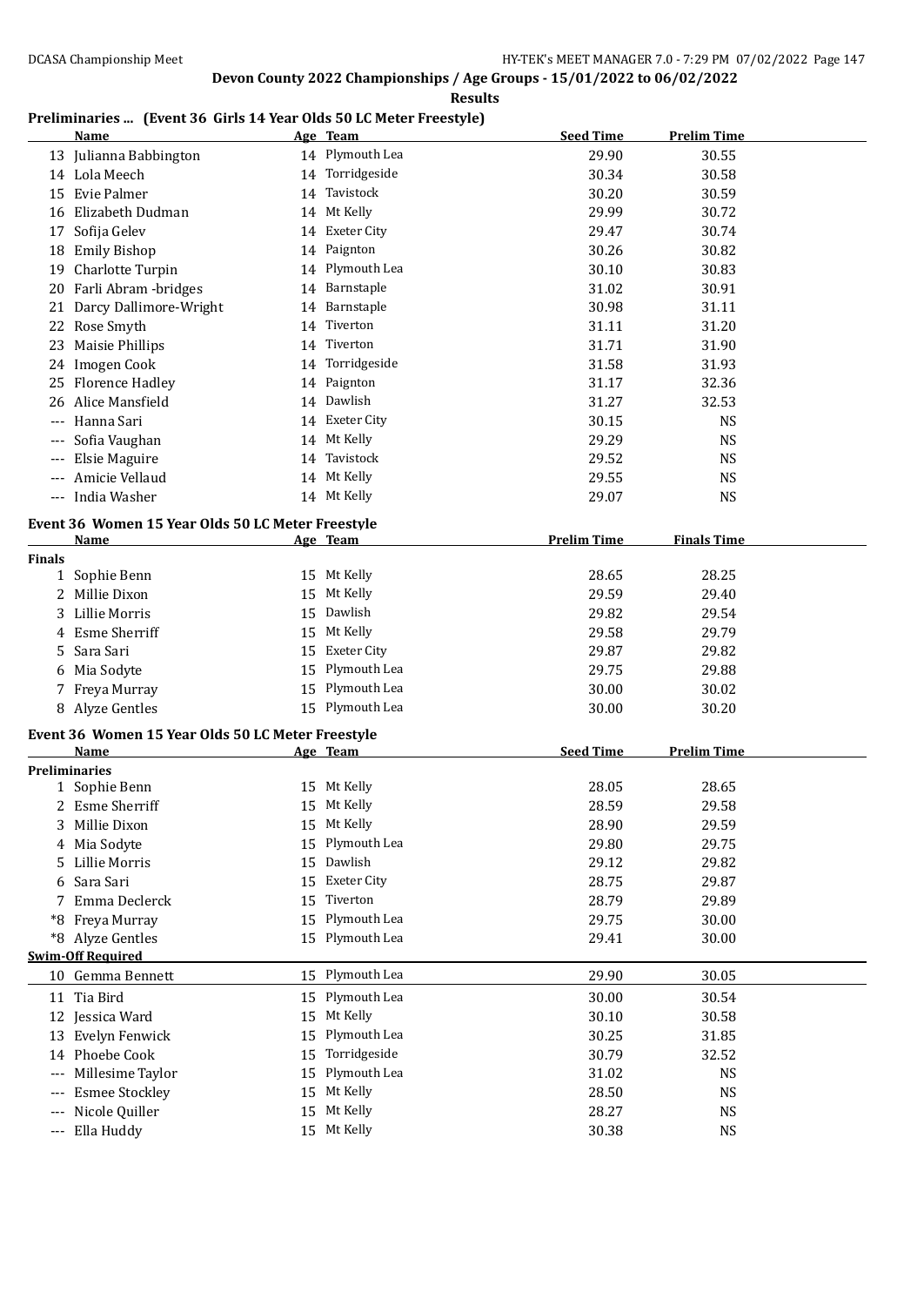## Devon County 2022 Championships / Age Groups - 15/01/2022 to 06/02/2022

**Results**

### Preliminaries ... (Event 36 Girls 14 Year Olds 50 LC Meter Freestyle)

| | Name | Age | Team | Seed Time | Prelim Time |
|---|---|---|---|---|---|
| 13 | Julianna Babbington | 14 | Plymouth Lea | 29.90 | 30.55 |
| 14 | Lola Meech | 14 | Torridgeside | 30.34 | 30.58 |
| 15 | Evie Palmer | 14 | Tavistock | 30.20 | 30.59 |
| 16 | Elizabeth Dudman | 14 | Mt Kelly | 29.99 | 30.72 |
| 17 | Sofija Gelev | 14 | Exeter City | 29.47 | 30.74 |
| 18 | Emily Bishop | 14 | Paignton | 30.26 | 30.82 |
| 19 | Charlotte Turpin | 14 | Plymouth Lea | 30.10 | 30.83 |
| 20 | Farli Abram -bridges | 14 | Barnstaple | 31.02 | 30.91 |
| 21 | Darcy Dallimore-Wright | 14 | Barnstaple | 30.98 | 31.11 |
| 22 | Rose Smyth | 14 | Tiverton | 31.11 | 31.20 |
| 23 | Maisie Phillips | 14 | Tiverton | 31.71 | 31.90 |
| 24 | Imogen Cook | 14 | Torridgeside | 31.58 | 31.93 |
| 25 | Florence Hadley | 14 | Paignton | 31.17 | 32.36 |
| 26 | Alice Mansfield | 14 | Dawlish | 31.27 | 32.53 |
| --- | Hanna Sari | 14 | Exeter City | 30.15 | NS |
| --- | Sofia Vaughan | 14 | Mt Kelly | 29.29 | NS |
| --- | Elsie Maguire | 14 | Tavistock | 29.52 | NS |
| --- | Amicie Vellaud | 14 | Mt Kelly | 29.55 | NS |
| --- | India Washer | 14 | Mt Kelly | 29.07 | NS |

### Event 36 Women 15 Year Olds 50 LC Meter Freestyle

| | Name | Age | Team | Prelim Time | Finals Time |
|---|---|---|---|---|---|
| **Finals** | | | | | |
| 1 | Sophie Benn | 15 | Mt Kelly | 28.65 | 28.25 |
| 2 | Millie Dixon | 15 | Mt Kelly | 29.59 | 29.40 |
| 3 | Lillie Morris | 15 | Dawlish | 29.82 | 29.54 |
| 4 | Esme Sherriff | 15 | Mt Kelly | 29.58 | 29.79 |
| 5 | Sara Sari | 15 | Exeter City | 29.87 | 29.82 |
| 6 | Mia Sodyte | 15 | Plymouth Lea | 29.75 | 29.88 |
| 7 | Freya Murray | 15 | Plymouth Lea | 30.00 | 30.02 |
| 8 | Alyze Gentles | 15 | Plymouth Lea | 30.00 | 30.20 |

### Event 36 Women 15 Year Olds 50 LC Meter Freestyle

| | Name | Age | Team | Seed Time | Prelim Time |
|---|---|---|---|---|---|
| **Preliminaries** | | | | | |
| 1 | Sophie Benn | 15 | Mt Kelly | 28.05 | 28.65 |
| 2 | Esme Sherriff | 15 | Mt Kelly | 28.59 | 29.58 |
| 3 | Millie Dixon | 15 | Mt Kelly | 28.90 | 29.59 |
| 4 | Mia Sodyte | 15 | Plymouth Lea | 29.80 | 29.75 |
| 5 | Lillie Morris | 15 | Dawlish | 29.12 | 29.82 |
| 6 | Sara Sari | 15 | Exeter City | 28.75 | 29.87 |
| 7 | Emma Declerck | 15 | Tiverton | 28.79 | 29.89 |
| *8 | Freya Murray | 15 | Plymouth Lea | 29.75 | 30.00 |
| *8 | Alyze Gentles | 15 | Plymouth Lea | 29.41 | 30.00 |
| **Swim-Off Required** | | | | | |
| 10 | Gemma Bennett | 15 | Plymouth Lea | 29.90 | 30.05 |
| 11 | Tia Bird | 15 | Plymouth Lea | 30.00 | 30.54 |
| 12 | Jessica Ward | 15 | Mt Kelly | 30.10 | 30.58 |
| 13 | Evelyn Fenwick | 15 | Plymouth Lea | 30.25 | 31.85 |
| 14 | Phoebe Cook | 15 | Torridgeside | 30.79 | 32.52 |
| --- | Millesime Taylor | 15 | Plymouth Lea | 31.02 | NS |
| --- | Esmee Stockley | 15 | Mt Kelly | 28.50 | NS |
| --- | Nicole Quiller | 15 | Mt Kelly | 28.27 | NS |
| --- | Ella Huddy | 15 | Mt Kelly | 30.38 | NS |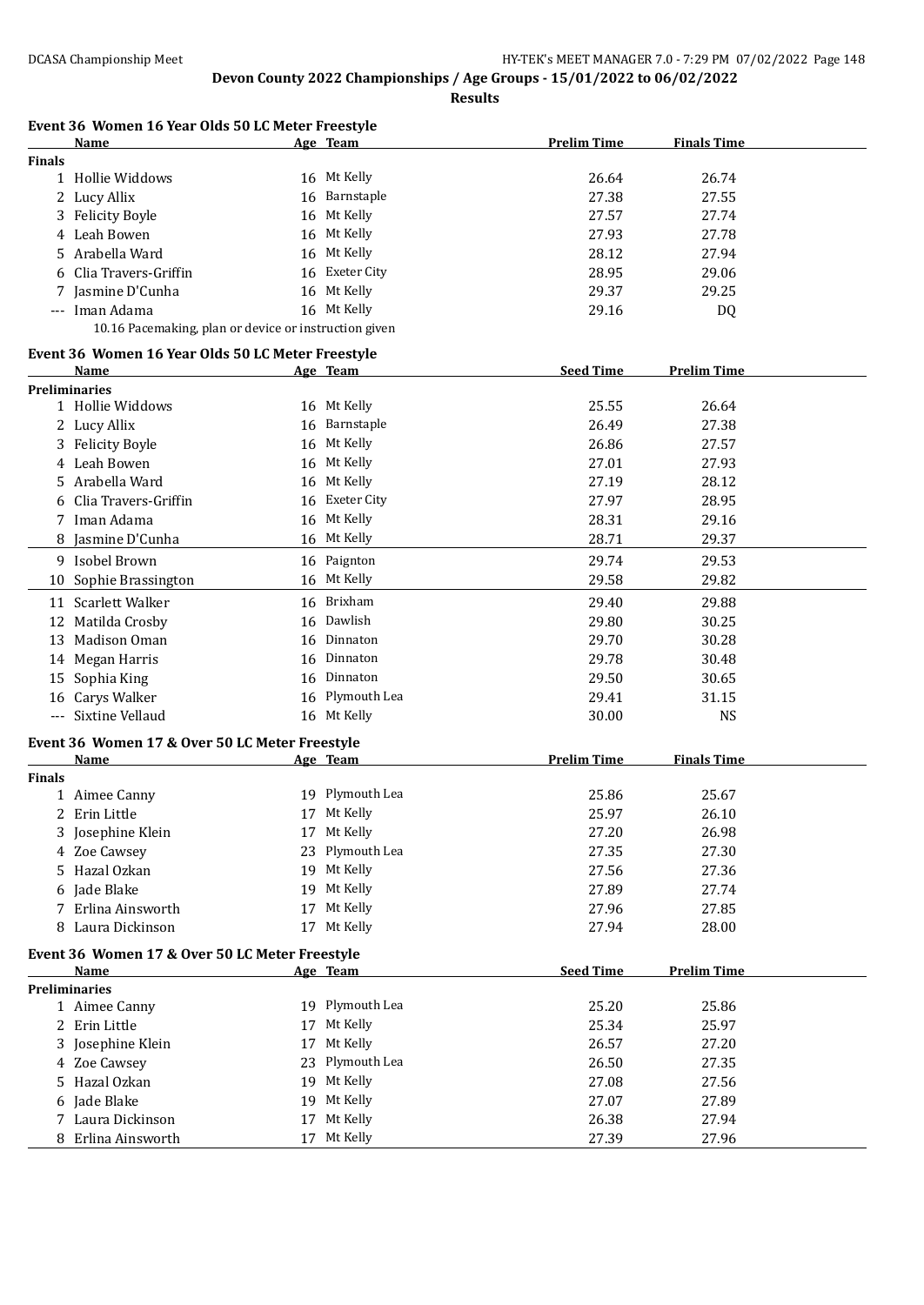## Devon County 2022 Championships / Age Groups - 15/01/2022 to 06/02/2022

**Results**

### Event 36 Women 16 Year Olds 50 LC Meter Freestyle

| | Name | Age | Team | Prelim Time | Finals Time |
|---|---|---|---|---|---|
| **Finals** | | | | | |
| 1 | Hollie Widdows | 16 | Mt Kelly | 26.64 | 26.74 |
| 2 | Lucy Allix | 16 | Barnstaple | 27.38 | 27.55 |
| 3 | Felicity Boyle | 16 | Mt Kelly | 27.57 | 27.74 |
| 4 | Leah Bowen | 16 | Mt Kelly | 27.93 | 27.78 |
| 5 | Arabella Ward | 16 | Mt Kelly | 28.12 | 27.94 |
| 6 | Clia Travers-Griffin | 16 | Exeter City | 28.95 | 29.06 |
| 7 | Jasmine D'Cunha | 16 | Mt Kelly | 29.37 | 29.25 |
| --- | Iman Adama | 16 | Mt Kelly | 29.16 | DQ |

10.16 Pacemaking, plan or device or instruction given

### Event 36 Women 16 Year Olds 50 LC Meter Freestyle

| | Name | Age | Team | Seed Time | Prelim Time |
|---|---|---|---|---|---|
| **Preliminaries** | | | | | |
| 1 | Hollie Widdows | 16 | Mt Kelly | 25.55 | 26.64 |
| 2 | Lucy Allix | 16 | Barnstaple | 26.49 | 27.38 |
| 3 | Felicity Boyle | 16 | Mt Kelly | 26.86 | 27.57 |
| 4 | Leah Bowen | 16 | Mt Kelly | 27.01 | 27.93 |
| 5 | Arabella Ward | 16 | Mt Kelly | 27.19 | 28.12 |
| 6 | Clia Travers-Griffin | 16 | Exeter City | 27.97 | 28.95 |
| 7 | Iman Adama | 16 | Mt Kelly | 28.31 | 29.16 |
| 8 | Jasmine D'Cunha | 16 | Mt Kelly | 28.71 | 29.37 |
| 9 | Isobel Brown | 16 | Paignton | 29.74 | 29.53 |
| 10 | Sophie Brassington | 16 | Mt Kelly | 29.58 | 29.82 |
| 11 | Scarlett Walker | 16 | Brixham | 29.40 | 29.88 |
| 12 | Matilda Crosby | 16 | Dawlish | 29.80 | 30.25 |
| 13 | Madison Oman | 16 | Dinnaton | 29.70 | 30.28 |
| 14 | Megan Harris | 16 | Dinnaton | 29.78 | 30.48 |
| 15 | Sophia King | 16 | Dinnaton | 29.50 | 30.65 |
| 16 | Carys Walker | 16 | Plymouth Lea | 29.41 | 31.15 |
| --- | Sixtine Vellaud | 16 | Mt Kelly | 30.00 | NS |

### Event 36 Women 17 & Over 50 LC Meter Freestyle

| | Name | Age | Team | Prelim Time | Finals Time |
|---|---|---|---|---|---|
| **Finals** | | | | | |
| 1 | Aimee Canny | 19 | Plymouth Lea | 25.86 | 25.67 |
| 2 | Erin Little | 17 | Mt Kelly | 25.97 | 26.10 |
| 3 | Josephine Klein | 17 | Mt Kelly | 27.20 | 26.98 |
| 4 | Zoe Cawsey | 23 | Plymouth Lea | 27.35 | 27.30 |
| 5 | Hazal Ozkan | 19 | Mt Kelly | 27.56 | 27.36 |
| 6 | Jade Blake | 19 | Mt Kelly | 27.89 | 27.74 |
| 7 | Erlina Ainsworth | 17 | Mt Kelly | 27.96 | 27.85 |
| 8 | Laura Dickinson | 17 | Mt Kelly | 27.94 | 28.00 |

### Event 36 Women 17 & Over 50 LC Meter Freestyle

| | Name | Age | Team | Seed Time | Prelim Time |
|---|---|---|---|---|---|
| **Preliminaries** | | | | | |
| 1 | Aimee Canny | 19 | Plymouth Lea | 25.20 | 25.86 |
| 2 | Erin Little | 17 | Mt Kelly | 25.34 | 25.97 |
| 3 | Josephine Klein | 17 | Mt Kelly | 26.57 | 27.20 |
| 4 | Zoe Cawsey | 23 | Plymouth Lea | 26.50 | 27.35 |
| 5 | Hazal Ozkan | 19 | Mt Kelly | 27.08 | 27.56 |
| 6 | Jade Blake | 19 | Mt Kelly | 27.07 | 27.89 |
| 7 | Laura Dickinson | 17 | Mt Kelly | 26.38 | 27.94 |
| 8 | Erlina Ainsworth | 17 | Mt Kelly | 27.39 | 27.96 |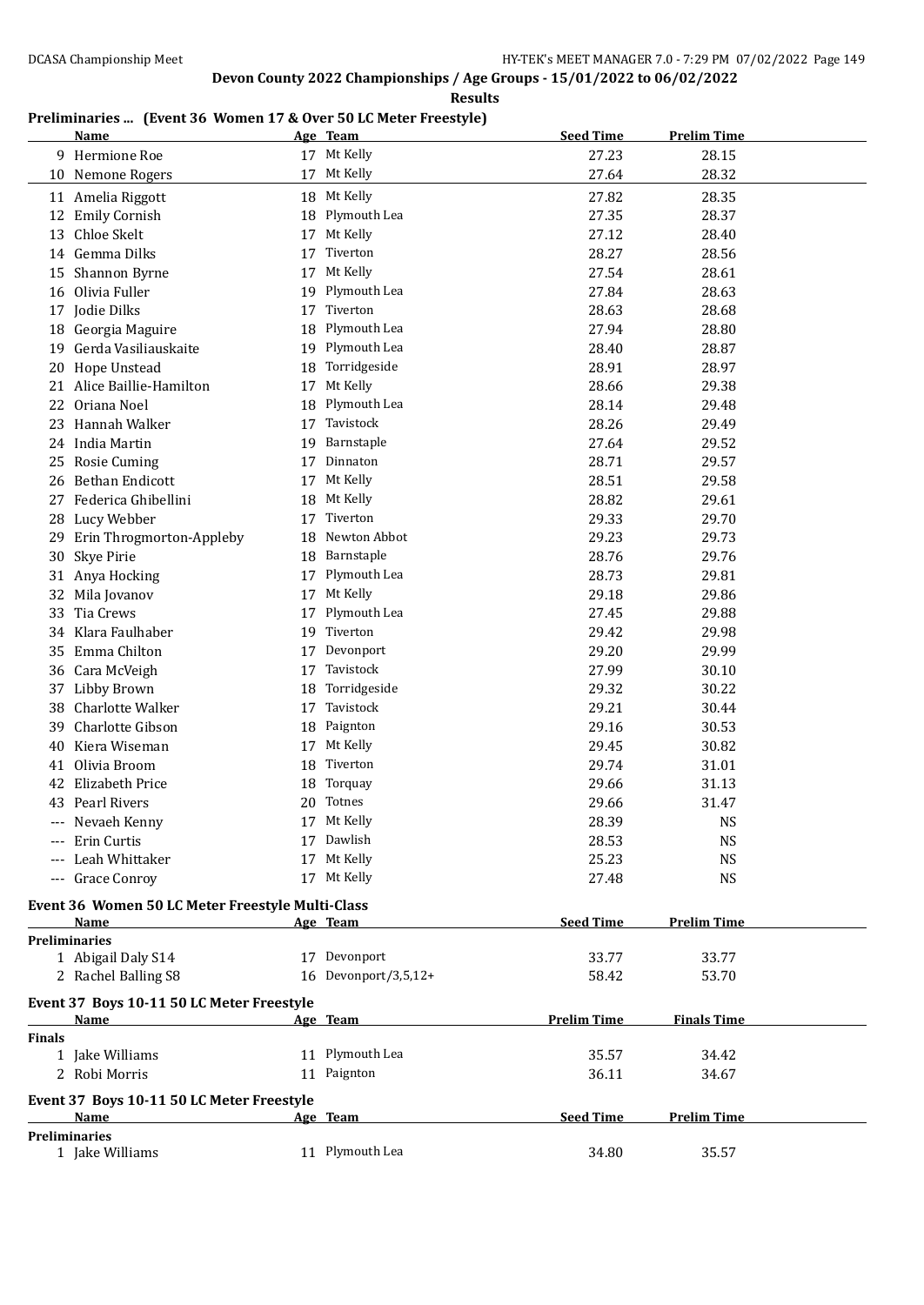## Devon County 2022 Championships / Age Groups - 15/01/2022 to 06/02/2022

**Results**

### Preliminaries ... (Event 36 Women 17 & Over 50 LC Meter Freestyle)

| | Name | Age | Team | Seed Time | Prelim Time |
|---|---|---|---|---|---|
| 9 | Hermione Roe | 17 | Mt Kelly | 27.23 | 28.15 |
| 10 | Nemone Rogers | 17 | Mt Kelly | 27.64 | 28.32 |
| 11 | Amelia Riggott | 18 | Mt Kelly | 27.82 | 28.35 |
| 12 | Emily Cornish | 18 | Plymouth Lea | 27.35 | 28.37 |
| 13 | Chloe Skelt | 17 | Mt Kelly | 27.12 | 28.40 |
| 14 | Gemma Dilks | 17 | Tiverton | 28.27 | 28.56 |
| 15 | Shannon Byrne | 17 | Mt Kelly | 27.54 | 28.61 |
| 16 | Olivia Fuller | 19 | Plymouth Lea | 27.84 | 28.63 |
| 17 | Jodie Dilks | 17 | Tiverton | 28.63 | 28.68 |
| 18 | Georgia Maguire | 18 | Plymouth Lea | 27.94 | 28.80 |
| 19 | Gerda Vasiliauskaite | 19 | Plymouth Lea | 28.40 | 28.87 |
| 20 | Hope Unstead | 18 | Torridgeside | 28.91 | 28.97 |
| 21 | Alice Baillie-Hamilton | 17 | Mt Kelly | 28.66 | 29.38 |
| 22 | Oriana Noel | 18 | Plymouth Lea | 28.14 | 29.48 |
| 23 | Hannah Walker | 17 | Tavistock | 28.26 | 29.49 |
| 24 | India Martin | 19 | Barnstaple | 27.64 | 29.52 |
| 25 | Rosie Cuming | 17 | Dinnaton | 28.71 | 29.57 |
| 26 | Bethan Endicott | 17 | Mt Kelly | 28.51 | 29.58 |
| 27 | Federica Ghibellini | 18 | Mt Kelly | 28.82 | 29.61 |
| 28 | Lucy Webber | 17 | Tiverton | 29.33 | 29.70 |
| 29 | Erin Throgmorton-Appleby | 18 | Newton Abbot | 29.23 | 29.73 |
| 30 | Skye Pirie | 18 | Barnstaple | 28.76 | 29.76 |
| 31 | Anya Hocking | 17 | Plymouth Lea | 28.73 | 29.81 |
| 32 | Mila Jovanov | 17 | Mt Kelly | 29.18 | 29.86 |
| 33 | Tia Crews | 17 | Plymouth Lea | 27.45 | 29.88 |
| 34 | Klara Faulhaber | 19 | Tiverton | 29.42 | 29.98 |
| 35 | Emma Chilton | 17 | Devonport | 29.20 | 29.99 |
| 36 | Cara McVeigh | 17 | Tavistock | 27.99 | 30.10 |
| 37 | Libby Brown | 18 | Torridgeside | 29.32 | 30.22 |
| 38 | Charlotte Walker | 17 | Tavistock | 29.21 | 30.44 |
| 39 | Charlotte Gibson | 18 | Paignton | 29.16 | 30.53 |
| 40 | Kiera Wiseman | 17 | Mt Kelly | 29.45 | 30.82 |
| 41 | Olivia Broom | 18 | Tiverton | 29.74 | 31.01 |
| 42 | Elizabeth Price | 18 | Torquay | 29.66 | 31.13 |
| 43 | Pearl Rivers | 20 | Totnes | 29.66 | 31.47 |
| --- | Nevaeh Kenny | 17 | Mt Kelly | 28.39 | NS |
| --- | Erin Curtis | 17 | Dawlish | 28.53 | NS |
| --- | Leah Whittaker | 17 | Mt Kelly | 25.23 | NS |
| --- | Grace Conroy | 17 | Mt Kelly | 27.48 | NS |

### Event 36 Women 50 LC Meter Freestyle Multi-Class

| | Name | Age | Team | Seed Time | Prelim Time |
|---|---|---|---|---|---|
| **Preliminaries** | | | | | |
| 1 | Abigail Daly S14 | 17 | Devonport | 33.77 | 33.77 |
| 2 | Rachel Balling S8 | 16 | Devonport/3,5,12+ | 58.42 | 53.70 |

### Event 37 Boys 10-11 50 LC Meter Freestyle

| | Name | Age | Team | Prelim Time | Finals Time |
|---|---|---|---|---|---|
| **Finals** | | | | | |
| 1 | Jake Williams | 11 | Plymouth Lea | 35.57 | 34.42 |
| 2 | Robi Morris | 11 | Paignton | 36.11 | 34.67 |

### Event 37 Boys 10-11 50 LC Meter Freestyle

| | Name | Age | Team | Seed Time | Prelim Time |
|---|---|---|---|---|---|
| **Preliminaries** | | | | | |
| 1 | Jake Williams | 11 | Plymouth Lea | 34.80 | 35.57 |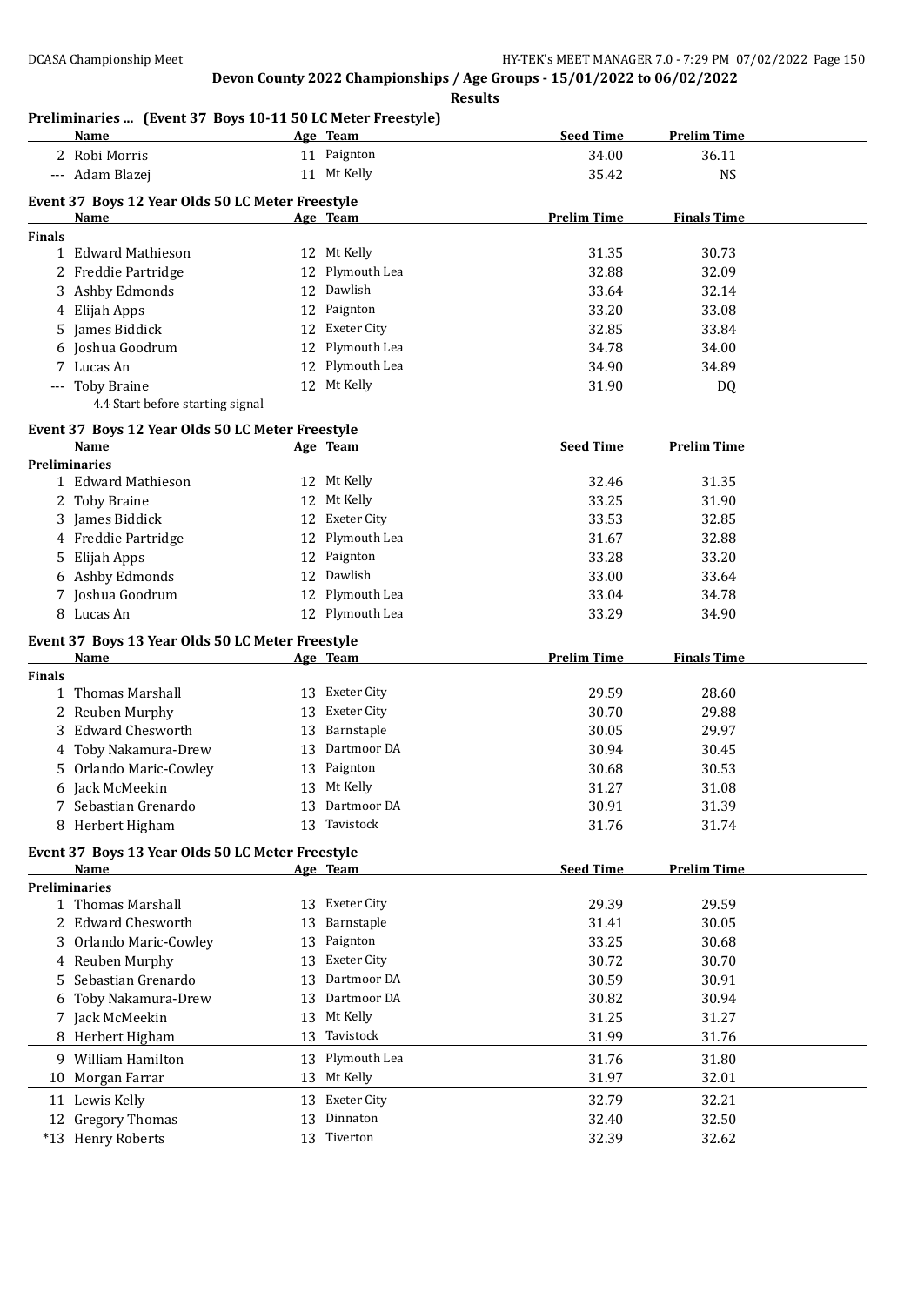**Devon County 2022 Championships / Age Groups - 15/01/2022 to 06/02/2022**

**Results**

### Preliminaries ... (Event 37 Boys 10-11 50 LC Meter Freestyle)

| | Name | Age | Team | Seed Time | Prelim Time |
|---|---|---|---|---|---|
| 2 | Robi Morris | 11 | Paignton | 34.00 | 36.11 |
| --- | Adam Blazej | 11 | Mt Kelly | 35.42 | NS |

### Event 37 Boys 12 Year Olds 50 LC Meter Freestyle

| | Name | Age | Team | Prelim Time | Finals Time |
|---|---|---|---|---|---|
| **Finals** | | | | | |
| 1 | Edward Mathieson | 12 | Mt Kelly | 31.35 | 30.73 |
| 2 | Freddie Partridge | 12 | Plymouth Lea | 32.88 | 32.09 |
| 3 | Ashby Edmonds | 12 | Dawlish | 33.64 | 32.14 |
| 4 | Elijah Apps | 12 | Paignton | 33.20 | 33.08 |
| 5 | James Biddick | 12 | Exeter City | 32.85 | 33.84 |
| 6 | Joshua Goodrum | 12 | Plymouth Lea | 34.78 | 34.00 |
| 7 | Lucas An | 12 | Plymouth Lea | 34.90 | 34.89 |
| --- | Toby Braine | 12 | Mt Kelly | 31.90 | DQ |
| | 4.4 Start before starting signal | | | | |

### Event 37 Boys 12 Year Olds 50 LC Meter Freestyle

| | Name | Age | Team | Seed Time | Prelim Time |
|---|---|---|---|---|---|
| **Preliminaries** | | | | | |
| 1 | Edward Mathieson | 12 | Mt Kelly | 32.46 | 31.35 |
| 2 | Toby Braine | 12 | Mt Kelly | 33.25 | 31.90 |
| 3 | James Biddick | 12 | Exeter City | 33.53 | 32.85 |
| 4 | Freddie Partridge | 12 | Plymouth Lea | 31.67 | 32.88 |
| 5 | Elijah Apps | 12 | Paignton | 33.28 | 33.20 |
| 6 | Ashby Edmonds | 12 | Dawlish | 33.00 | 33.64 |
| 7 | Joshua Goodrum | 12 | Plymouth Lea | 33.04 | 34.78 |
| 8 | Lucas An | 12 | Plymouth Lea | 33.29 | 34.90 |

### Event 37 Boys 13 Year Olds 50 LC Meter Freestyle

| | Name | Age | Team | Prelim Time | Finals Time |
|---|---|---|---|---|---|
| **Finals** | | | | | |
| 1 | Thomas Marshall | 13 | Exeter City | 29.59 | 28.60 |
| 2 | Reuben Murphy | 13 | Exeter City | 30.70 | 29.88 |
| 3 | Edward Chesworth | 13 | Barnstaple | 30.05 | 29.97 |
| 4 | Toby Nakamura-Drew | 13 | Dartmoor DA | 30.94 | 30.45 |
| 5 | Orlando Maric-Cowley | 13 | Paignton | 30.68 | 30.53 |
| 6 | Jack McMeekin | 13 | Mt Kelly | 31.27 | 31.08 |
| 7 | Sebastian Grenardo | 13 | Dartmoor DA | 30.91 | 31.39 |
| 8 | Herbert Higham | 13 | Tavistock | 31.76 | 31.74 |

### Event 37 Boys 13 Year Olds 50 LC Meter Freestyle

| | Name | Age | Team | Seed Time | Prelim Time |
|---|---|---|---|---|---|
| **Preliminaries** | | | | | |
| 1 | Thomas Marshall | 13 | Exeter City | 29.39 | 29.59 |
| 2 | Edward Chesworth | 13 | Barnstaple | 31.41 | 30.05 |
| 3 | Orlando Maric-Cowley | 13 | Paignton | 33.25 | 30.68 |
| 4 | Reuben Murphy | 13 | Exeter City | 30.72 | 30.70 |
| 5 | Sebastian Grenardo | 13 | Dartmoor DA | 30.59 | 30.91 |
| 6 | Toby Nakamura-Drew | 13 | Dartmoor DA | 30.82 | 30.94 |
| 7 | Jack McMeekin | 13 | Mt Kelly | 31.25 | 31.27 |
| 8 | Herbert Higham | 13 | Tavistock | 31.99 | 31.76 |
| 9 | William Hamilton | 13 | Plymouth Lea | 31.76 | 31.80 |
| 10 | Morgan Farrar | 13 | Mt Kelly | 31.97 | 32.01 |
| 11 | Lewis Kelly | 13 | Exeter City | 32.79 | 32.21 |
| 12 | Gregory Thomas | 13 | Dinnaton | 32.40 | 32.50 |
| *13 | Henry Roberts | 13 | Tiverton | 32.39 | 32.62 |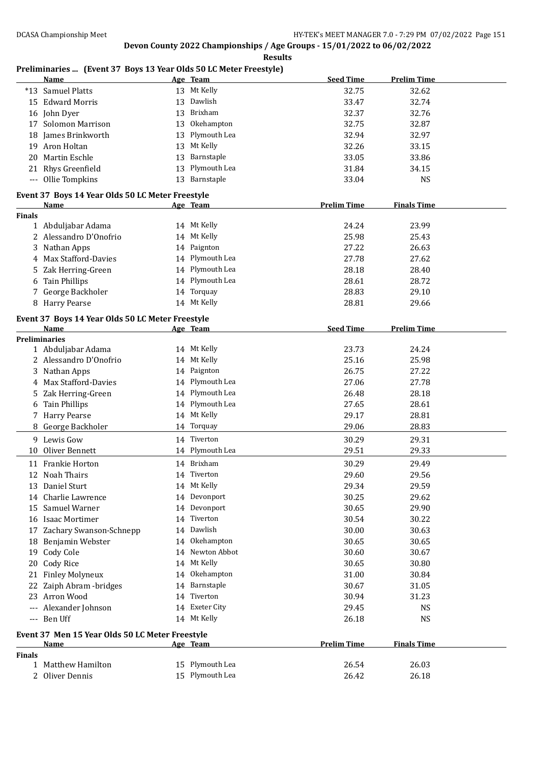**Devon County 2022 Championships / Age Groups - 15/01/2022 to 06/02/2022**

**Results**

## Preliminaries ... (Event 37 Boys 13 Year Olds 50 LC Meter Freestyle)

| | Name | Age | Team | Seed Time | Prelim Time |
|---|---|---|---|---|---|
| *13 | Samuel Platts | 13 | Mt Kelly | 32.75 | 32.62 |
| 15 | Edward Morris | 13 | Dawlish | 33.47 | 32.74 |
| 16 | John Dyer | 13 | Brixham | 32.37 | 32.76 |
| 17 | Solomon Marrison | 13 | Okehampton | 32.75 | 32.87 |
| 18 | James Brinkworth | 13 | Plymouth Lea | 32.94 | 32.97 |
| 19 | Aron Holtan | 13 | Mt Kelly | 32.26 | 33.15 |
| 20 | Martin Eschle | 13 | Barnstaple | 33.05 | 33.86 |
| 21 | Rhys Greenfield | 13 | Plymouth Lea | 31.84 | 34.15 |
| --- | Ollie Tompkins | 13 | Barnstaple | 33.04 | NS |

## Event 37 Boys 14 Year Olds 50 LC Meter Freestyle

| | Name | Age | Team | Prelim Time | Finals Time |
|---|---|---|---|---|---|
| **Finals** | | | | | |
| 1 | Abduljabar Adama | 14 | Mt Kelly | 24.24 | 23.99 |
| 2 | Alessandro D'Onofrio | 14 | Mt Kelly | 25.98 | 25.43 |
| 3 | Nathan Apps | 14 | Paignton | 27.22 | 26.63 |
| 4 | Max Stafford-Davies | 14 | Plymouth Lea | 27.78 | 27.62 |
| 5 | Zak Herring-Green | 14 | Plymouth Lea | 28.18 | 28.40 |
| 6 | Tain Phillips | 14 | Plymouth Lea | 28.61 | 28.72 |
| 7 | George Backholer | 14 | Torquay | 28.83 | 29.10 |
| 8 | Harry Pearse | 14 | Mt Kelly | 28.81 | 29.66 |

## Event 37 Boys 14 Year Olds 50 LC Meter Freestyle

| | Name | Age | Team | Seed Time | Prelim Time |
|---|---|---|---|---|---|
| **Preliminaries** | | | | | |
| 1 | Abduljabar Adama | 14 | Mt Kelly | 23.73 | 24.24 |
| 2 | Alessandro D'Onofrio | 14 | Mt Kelly | 25.16 | 25.98 |
| 3 | Nathan Apps | 14 | Paignton | 26.75 | 27.22 |
| 4 | Max Stafford-Davies | 14 | Plymouth Lea | 27.06 | 27.78 |
| 5 | Zak Herring-Green | 14 | Plymouth Lea | 26.48 | 28.18 |
| 6 | Tain Phillips | 14 | Plymouth Lea | 27.65 | 28.61 |
| 7 | Harry Pearse | 14 | Mt Kelly | 29.17 | 28.81 |
| 8 | George Backholer | 14 | Torquay | 29.06 | 28.83 |
| 9 | Lewis Gow | 14 | Tiverton | 30.29 | 29.31 |
| 10 | Oliver Bennett | 14 | Plymouth Lea | 29.51 | 29.33 |
| 11 | Frankie Horton | 14 | Brixham | 30.29 | 29.49 |
| 12 | Noah Thairs | 14 | Tiverton | 29.60 | 29.56 |
| 13 | Daniel Sturt | 14 | Mt Kelly | 29.34 | 29.59 |
| 14 | Charlie Lawrence | 14 | Devonport | 30.25 | 29.62 |
| 15 | Samuel Warner | 14 | Devonport | 30.65 | 29.90 |
| 16 | Isaac Mortimer | 14 | Tiverton | 30.54 | 30.22 |
| 17 | Zachary Swanson-Schnepp | 14 | Dawlish | 30.00 | 30.63 |
| 18 | Benjamin Webster | 14 | Okehampton | 30.65 | 30.65 |
| 19 | Cody Cole | 14 | Newton Abbot | 30.60 | 30.67 |
| 20 | Cody Rice | 14 | Mt Kelly | 30.65 | 30.80 |
| 21 | Finley Molyneux | 14 | Okehampton | 31.00 | 30.84 |
| 22 | Zaiph Abram -bridges | 14 | Barnstaple | 30.67 | 31.05 |
| 23 | Arron Wood | 14 | Tiverton | 30.94 | 31.23 |
| --- | Alexander Johnson | 14 | Exeter City | 29.45 | NS |
| --- | Ben Uff | 14 | Mt Kelly | 26.18 | NS |

## Event 37 Men 15 Year Olds 50 LC Meter Freestyle

| | Name | Age | Team | Prelim Time | Finals Time |
|---|---|---|---|---|---|
| **Finals** | | | | | |
| 1 | Matthew Hamilton | 15 | Plymouth Lea | 26.54 | 26.03 |
| 2 | Oliver Dennis | 15 | Plymouth Lea | 26.42 | 26.18 |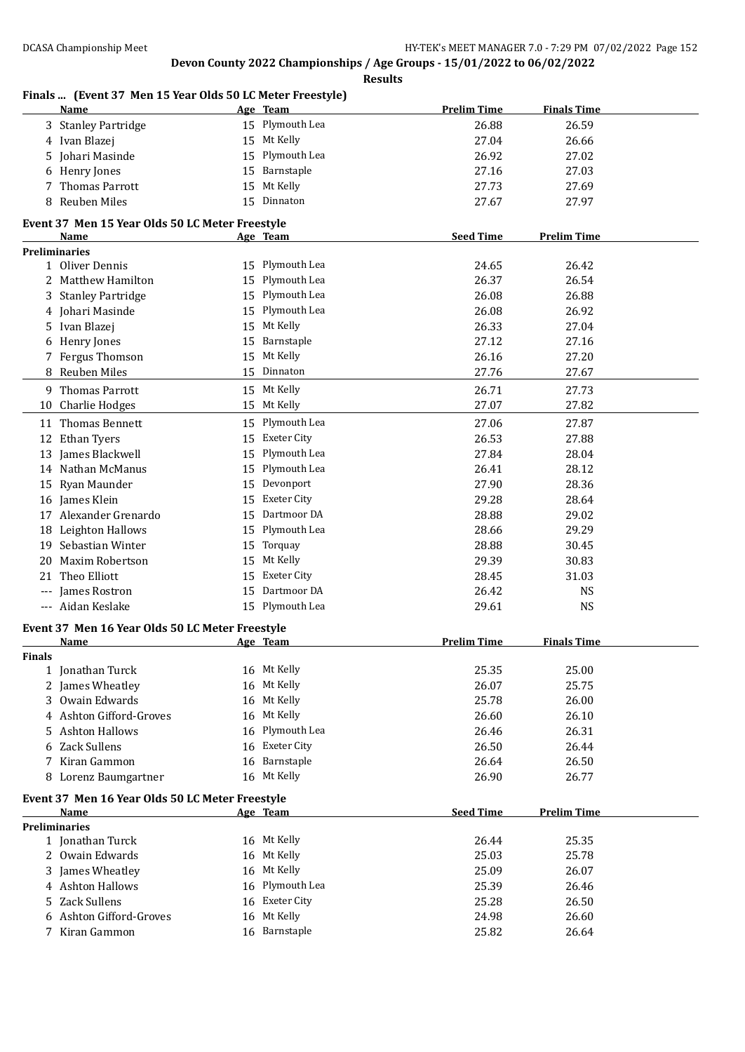**Devon County 2022 Championships / Age Groups - 15/01/2022 to 06/02/2022**

**Results**

### Finals ... (Event 37 Men 15 Year Olds 50 LC Meter Freestyle)

| | Name | Age | Team | Prelim Time | Finals Time |
|---|---|---|---|---|---|
| 3 | Stanley Partridge | 15 | Plymouth Lea | 26.88 | 26.59 |
| 4 | Ivan Blazej | 15 | Mt Kelly | 27.04 | 26.66 |
| 5 | Johari Masinde | 15 | Plymouth Lea | 26.92 | 27.02 |
| 6 | Henry Jones | 15 | Barnstaple | 27.16 | 27.03 |
| 7 | Thomas Parrott | 15 | Mt Kelly | 27.73 | 27.69 |
| 8 | Reuben Miles | 15 | Dinnaton | 27.67 | 27.97 |

### Event 37 Men 15 Year Olds 50 LC Meter Freestyle

| | Name | Age | Team | Seed Time | Prelim Time |
|---|---|---|---|---|---|
| **Preliminaries** | | | | | |
| 1 | Oliver Dennis | 15 | Plymouth Lea | 24.65 | 26.42 |
| 2 | Matthew Hamilton | 15 | Plymouth Lea | 26.37 | 26.54 |
| 3 | Stanley Partridge | 15 | Plymouth Lea | 26.08 | 26.88 |
| 4 | Johari Masinde | 15 | Plymouth Lea | 26.08 | 26.92 |
| 5 | Ivan Blazej | 15 | Mt Kelly | 26.33 | 27.04 |
| 6 | Henry Jones | 15 | Barnstaple | 27.12 | 27.16 |
| 7 | Fergus Thomson | 15 | Mt Kelly | 26.16 | 27.20 |
| 8 | Reuben Miles | 15 | Dinnaton | 27.76 | 27.67 |
| 9 | Thomas Parrott | 15 | Mt Kelly | 26.71 | 27.73 |
| 10 | Charlie Hodges | 15 | Mt Kelly | 27.07 | 27.82 |
| 11 | Thomas Bennett | 15 | Plymouth Lea | 27.06 | 27.87 |
| 12 | Ethan Tyers | 15 | Exeter City | 26.53 | 27.88 |
| 13 | James Blackwell | 15 | Plymouth Lea | 27.84 | 28.04 |
| 14 | Nathan McManus | 15 | Plymouth Lea | 26.41 | 28.12 |
| 15 | Ryan Maunder | 15 | Devonport | 27.90 | 28.36 |
| 16 | James Klein | 15 | Exeter City | 29.28 | 28.64 |
| 17 | Alexander Grenardo | 15 | Dartmoor DA | 28.88 | 29.02 |
| 18 | Leighton Hallows | 15 | Plymouth Lea | 28.66 | 29.29 |
| 19 | Sebastian Winter | 15 | Torquay | 28.88 | 30.45 |
| 20 | Maxim Robertson | 15 | Mt Kelly | 29.39 | 30.83 |
| 21 | Theo Elliott | 15 | Exeter City | 28.45 | 31.03 |
| --- | James Rostron | 15 | Dartmoor DA | 26.42 | NS |
| --- | Aidan Keslake | 15 | Plymouth Lea | 29.61 | NS |

### Event 37 Men 16 Year Olds 50 LC Meter Freestyle

| | Name | Age | Team | Prelim Time | Finals Time |
|---|---|---|---|---|---|
| **Finals** | | | | | |
| 1 | Jonathan Turck | 16 | Mt Kelly | 25.35 | 25.00 |
| 2 | James Wheatley | 16 | Mt Kelly | 26.07 | 25.75 |
| 3 | Owain Edwards | 16 | Mt Kelly | 25.78 | 26.00 |
| 4 | Ashton Gifford-Groves | 16 | Mt Kelly | 26.60 | 26.10 |
| 5 | Ashton Hallows | 16 | Plymouth Lea | 26.46 | 26.31 |
| 6 | Zack Sullens | 16 | Exeter City | 26.50 | 26.44 |
| 7 | Kiran Gammon | 16 | Barnstaple | 26.64 | 26.50 |
| 8 | Lorenz Baumgartner | 16 | Mt Kelly | 26.90 | 26.77 |

### Event 37 Men 16 Year Olds 50 LC Meter Freestyle

| | Name | Age | Team | Seed Time | Prelim Time |
|---|---|---|---|---|---|
| **Preliminaries** | | | | | |
| 1 | Jonathan Turck | 16 | Mt Kelly | 26.44 | 25.35 |
| 2 | Owain Edwards | 16 | Mt Kelly | 25.03 | 25.78 |
| 3 | James Wheatley | 16 | Mt Kelly | 25.09 | 26.07 |
| 4 | Ashton Hallows | 16 | Plymouth Lea | 25.39 | 26.46 |
| 5 | Zack Sullens | 16 | Exeter City | 25.28 | 26.50 |
| 6 | Ashton Gifford-Groves | 16 | Mt Kelly | 24.98 | 26.60 |
| 7 | Kiran Gammon | 16 | Barnstaple | 25.82 | 26.64 |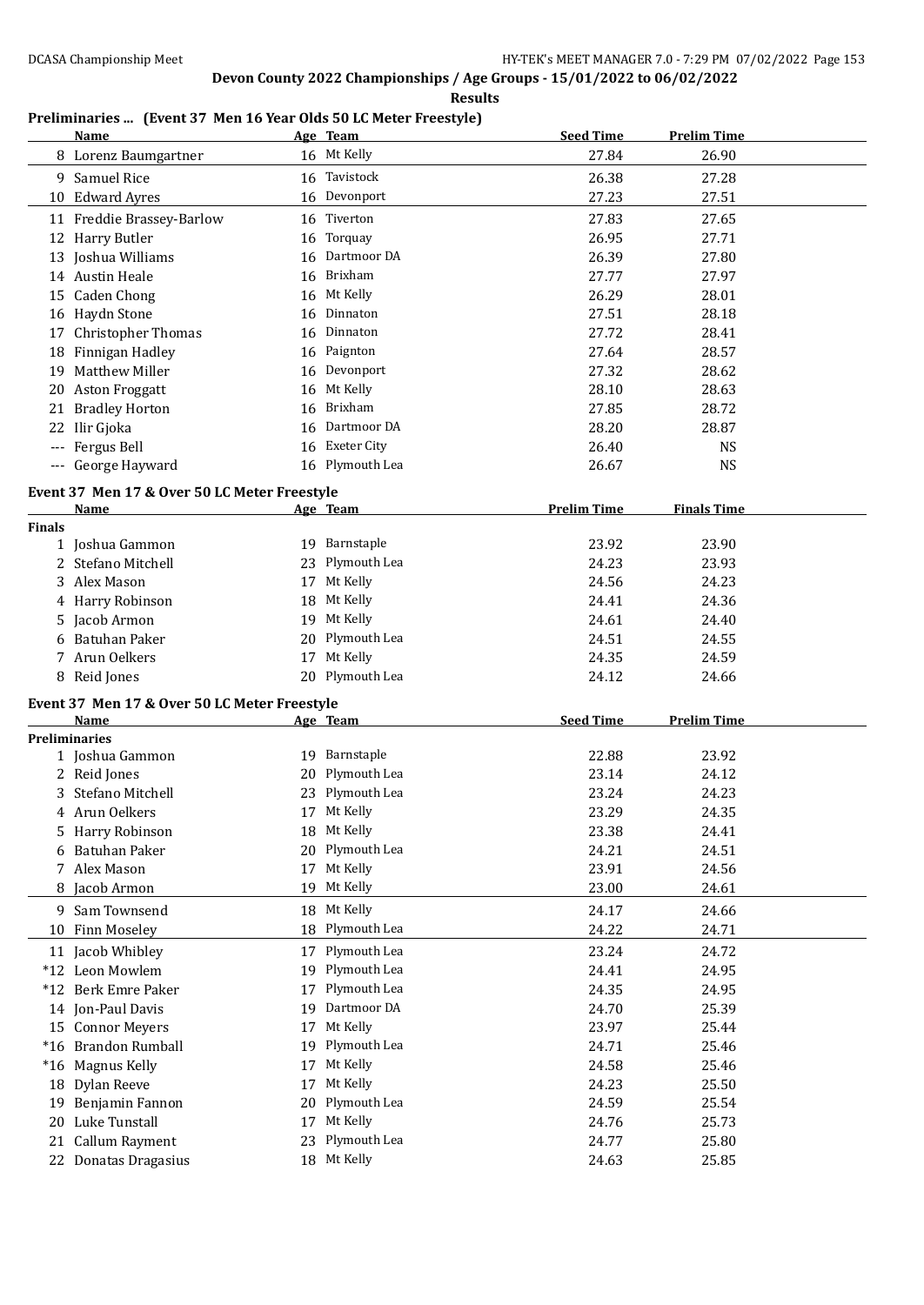## Devon County 2022 Championships / Age Groups - 15/01/2022 to 06/02/2022

**Results**

### Preliminaries ... (Event 37 Men 16 Year Olds 50 LC Meter Freestyle)

| | Name | Age | Team | Seed Time | Prelim Time |
|---|---|---|---|---|---|
| 8 | Lorenz Baumgartner | 16 | Mt Kelly | 27.84 | 26.90 |
| 9 | Samuel Rice | 16 | Tavistock | 26.38 | 27.28 |
| 10 | Edward Ayres | 16 | Devonport | 27.23 | 27.51 |
| 11 | Freddie Brassey-Barlow | 16 | Tiverton | 27.83 | 27.65 |
| 12 | Harry Butler | 16 | Torquay | 26.95 | 27.71 |
| 13 | Joshua Williams | 16 | Dartmoor DA | 26.39 | 27.80 |
| 14 | Austin Heale | 16 | Brixham | 27.77 | 27.97 |
| 15 | Caden Chong | 16 | Mt Kelly | 26.29 | 28.01 |
| 16 | Haydn Stone | 16 | Dinnaton | 27.51 | 28.18 |
| 17 | Christopher Thomas | 16 | Dinnaton | 27.72 | 28.41 |
| 18 | Finnigan Hadley | 16 | Paignton | 27.64 | 28.57 |
| 19 | Matthew Miller | 16 | Devonport | 27.32 | 28.62 |
| 20 | Aston Froggatt | 16 | Mt Kelly | 28.10 | 28.63 |
| 21 | Bradley Horton | 16 | Brixham | 27.85 | 28.72 |
| 22 | Ilir Gjoka | 16 | Dartmoor DA | 28.20 | 28.87 |
| --- | Fergus Bell | 16 | Exeter City | 26.40 | NS |
| --- | George Hayward | 16 | Plymouth Lea | 26.67 | NS |

### Event 37 Men 17 & Over 50 LC Meter Freestyle

**Finals**

| | Name | Age | Team | Prelim Time | Finals Time |
|---|---|---|---|---|---|
| 1 | Joshua Gammon | 19 | Barnstaple | 23.92 | 23.90 |
| 2 | Stefano Mitchell | 23 | Plymouth Lea | 24.23 | 23.93 |
| 3 | Alex Mason | 17 | Mt Kelly | 24.56 | 24.23 |
| 4 | Harry Robinson | 18 | Mt Kelly | 24.41 | 24.36 |
| 5 | Jacob Armon | 19 | Mt Kelly | 24.61 | 24.40 |
| 6 | Batuhan Paker | 20 | Plymouth Lea | 24.51 | 24.55 |
| 7 | Arun Oelkers | 17 | Mt Kelly | 24.35 | 24.59 |
| 8 | Reid Jones | 20 | Plymouth Lea | 24.12 | 24.66 |

### Event 37 Men 17 & Over 50 LC Meter Freestyle

**Preliminaries**

| | Name | Age | Team | Seed Time | Prelim Time |
|---|---|---|---|---|---|
| 1 | Joshua Gammon | 19 | Barnstaple | 22.88 | 23.92 |
| 2 | Reid Jones | 20 | Plymouth Lea | 23.14 | 24.12 |
| 3 | Stefano Mitchell | 23 | Plymouth Lea | 23.24 | 24.23 |
| 4 | Arun Oelkers | 17 | Mt Kelly | 23.29 | 24.35 |
| 5 | Harry Robinson | 18 | Mt Kelly | 23.38 | 24.41 |
| 6 | Batuhan Paker | 20 | Plymouth Lea | 24.21 | 24.51 |
| 7 | Alex Mason | 17 | Mt Kelly | 23.91 | 24.56 |
| 8 | Jacob Armon | 19 | Mt Kelly | 23.00 | 24.61 |
| 9 | Sam Townsend | 18 | Mt Kelly | 24.17 | 24.66 |
| 10 | Finn Moseley | 18 | Plymouth Lea | 24.22 | 24.71 |
| 11 | Jacob Whibley | 17 | Plymouth Lea | 23.24 | 24.72 |
| *12 | Leon Mowlem | 19 | Plymouth Lea | 24.41 | 24.95 |
| *12 | Berk Emre Paker | 17 | Plymouth Lea | 24.35 | 24.95 |
| 14 | Jon-Paul Davis | 19 | Dartmoor DA | 24.70 | 25.39 |
| 15 | Connor Meyers | 17 | Mt Kelly | 23.97 | 25.44 |
| *16 | Brandon Rumball | 19 | Plymouth Lea | 24.71 | 25.46 |
| *16 | Magnus Kelly | 17 | Mt Kelly | 24.58 | 25.46 |
| 18 | Dylan Reeve | 17 | Mt Kelly | 24.23 | 25.50 |
| 19 | Benjamin Fannon | 20 | Plymouth Lea | 24.59 | 25.54 |
| 20 | Luke Tunstall | 17 | Mt Kelly | 24.76 | 25.73 |
| 21 | Callum Rayment | 23 | Plymouth Lea | 24.77 | 25.80 |
| 22 | Donatas Dragasius | 18 | Mt Kelly | 24.63 | 25.85 |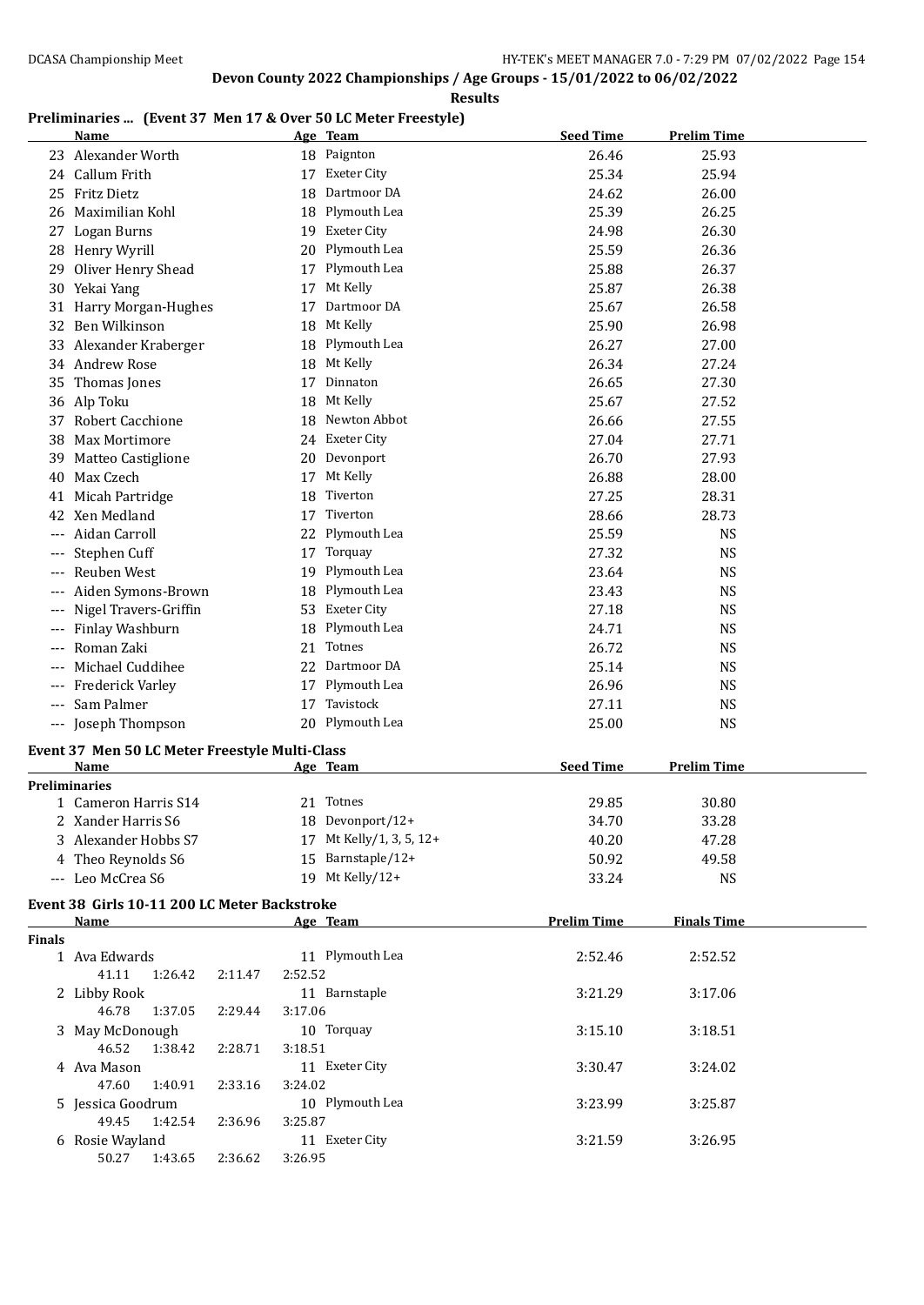## Devon County 2022 Championships / Age Groups - 15/01/2022 to 06/02/2022

**Results**

### Preliminaries ... (Event 37 Men 17 & Over 50 LC Meter Freestyle)

| | Name | Age | Team | Seed Time | Prelim Time |
|---|---|---|---|---|---|
| 23 | Alexander Worth | 18 | Paignton | 26.46 | 25.93 |
| 24 | Callum Frith | 17 | Exeter City | 25.34 | 25.94 |
| 25 | Fritz Dietz | 18 | Dartmoor DA | 24.62 | 26.00 |
| 26 | Maximilian Kohl | 18 | Plymouth Lea | 25.39 | 26.25 |
| 27 | Logan Burns | 19 | Exeter City | 24.98 | 26.30 |
| 28 | Henry Wyrill | 20 | Plymouth Lea | 25.59 | 26.36 |
| 29 | Oliver Henry Shead | 17 | Plymouth Lea | 25.88 | 26.37 |
| 30 | Yekai Yang | 17 | Mt Kelly | 25.87 | 26.38 |
| 31 | Harry Morgan-Hughes | 17 | Dartmoor DA | 25.67 | 26.58 |
| 32 | Ben Wilkinson | 18 | Mt Kelly | 25.90 | 26.98 |
| 33 | Alexander Kraberger | 18 | Plymouth Lea | 26.27 | 27.00 |
| 34 | Andrew Rose | 18 | Mt Kelly | 26.34 | 27.24 |
| 35 | Thomas Jones | 17 | Dinnaton | 26.65 | 27.30 |
| 36 | Alp Toku | 18 | Mt Kelly | 25.67 | 27.52 |
| 37 | Robert Cacchione | 18 | Newton Abbot | 26.66 | 27.55 |
| 38 | Max Mortimore | 24 | Exeter City | 27.04 | 27.71 |
| 39 | Matteo Castiglione | 20 | Devonport | 26.70 | 27.93 |
| 40 | Max Czech | 17 | Mt Kelly | 26.88 | 28.00 |
| 41 | Micah Partridge | 18 | Tiverton | 27.25 | 28.31 |
| 42 | Xen Medland | 17 | Tiverton | 28.66 | 28.73 |
| --- | Aidan Carroll | 22 | Plymouth Lea | 25.59 | NS |
| --- | Stephen Cuff | 17 | Torquay | 27.32 | NS |
| --- | Reuben West | 19 | Plymouth Lea | 23.64 | NS |
| --- | Aiden Symons-Brown | 18 | Plymouth Lea | 23.43 | NS |
| --- | Nigel Travers-Griffin | 53 | Exeter City | 27.18 | NS |
| --- | Finlay Washburn | 18 | Plymouth Lea | 24.71 | NS |
| --- | Roman Zaki | 21 | Totnes | 26.72 | NS |
| --- | Michael Cuddihee | 22 | Dartmoor DA | 25.14 | NS |
| --- | Frederick Varley | 17 | Plymouth Lea | 26.96 | NS |
| --- | Sam Palmer | 17 | Tavistock | 27.11 | NS |
| --- | Joseph Thompson | 20 | Plymouth Lea | 25.00 | NS |

### Event 37 Men 50 LC Meter Freestyle Multi-Class

**Preliminaries**

| | Name | Age | Team | Seed Time | Prelim Time |
|---|---|---|---|---|---|
| 1 | Cameron Harris S14 | 21 | Totnes | 29.85 | 30.80 |
| 2 | Xander Harris S6 | 18 | Devonport/12+ | 34.70 | 33.28 |
| 3 | Alexander Hobbs S7 | 17 | Mt Kelly/1, 3, 5, 12+ | 40.20 | 47.28 |
| 4 | Theo Reynolds S6 | 15 | Barnstaple/12+ | 50.92 | 49.58 |
| --- | Leo McCrea S6 | 19 | Mt Kelly/12+ | 33.24 | NS |

### Event 38 Girls 10-11 200 LC Meter Backstroke

**Finals**

| | Name | Age | Team | Prelim Time | Finals Time |
|---|---|---|---|---|---|
| 1 | Ava Edwards | 11 | Plymouth Lea | 2:52.46 | 2:52.52 |
| | 41.11 1:26.42 2:11.47 2:52.52 | | | | |
| 2 | Libby Rook | 11 | Barnstaple | 3:21.29 | 3:17.06 |
| | 46.78 1:37.05 2:29.44 3:17.06 | | | | |
| 3 | May McDonough | 10 | Torquay | 3:15.10 | 3:18.51 |
| | 46.52 1:38.42 2:28.71 3:18.51 | | | | |
| 4 | Ava Mason | 11 | Exeter City | 3:30.47 | 3:24.02 |
| | 47.60 1:40.91 2:33.16 3:24.02 | | | | |
| 5 | Jessica Goodrum | 10 | Plymouth Lea | 3:23.99 | 3:25.87 |
| | 49.45 1:42.54 2:36.96 3:25.87 | | | | |
| 6 | Rosie Wayland | 11 | Exeter City | 3:21.59 | 3:26.95 |
| | 50.27 1:43.65 2:36.62 3:26.95 | | | | |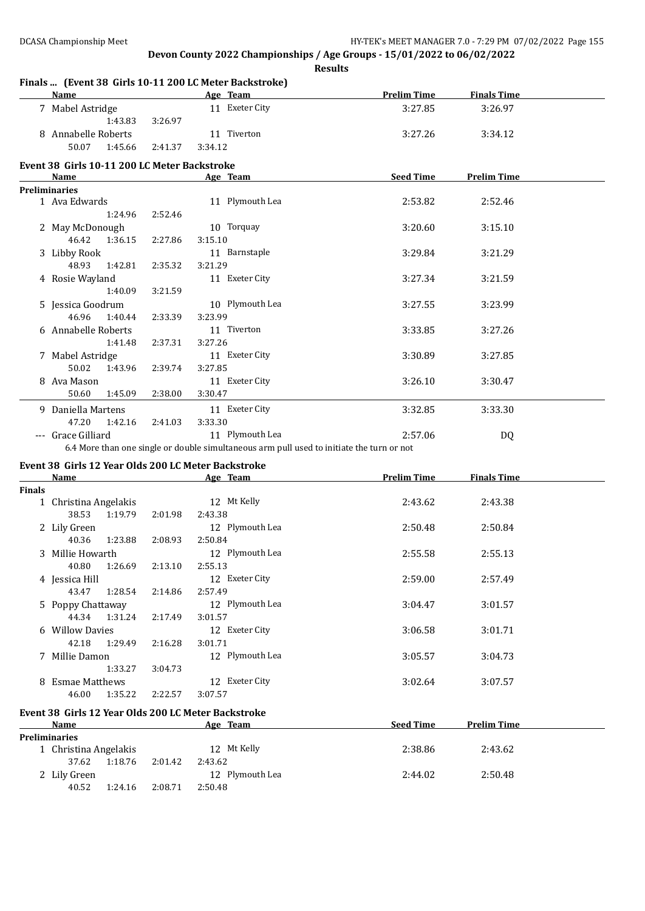**Devon County 2022 Championships / Age Groups - 15/01/2022 to 06/02/2022**

**Results**

### Finals ... (Event 38 Girls 10-11 200 LC Meter Backstroke)

| | Name | Age | Team | Prelim Time | Finals Time |
|---|---|---|---|---|---|
| 7 | Mabel Astridge | 11 | Exeter City | 3:27.85 | 3:26.97 |
| | 1:43.83 3:26.97 | | | | |
| 8 | Annabelle Roberts | 11 | Tiverton | 3:27.26 | 3:34.12 |
| | 50.07 1:45.66 2:41.37 3:34.12 | | | | |

### Event 38 Girls 10-11 200 LC Meter Backstroke

| | Name | Age | Team | Seed Time | Prelim Time |
|---|---|---|---|---|---|
| **Preliminaries** | | | | | |
| 1 | Ava Edwards | 11 | Plymouth Lea | 2:53.82 | 2:52.46 |
| | 1:24.96 2:52.46 | | | | |
| 2 | May McDonough | 10 | Torquay | 3:20.60 | 3:15.10 |
| | 46.42 1:36.15 2:27.86 3:15.10 | | | | |
| 3 | Libby Rook | 11 | Barnstaple | 3:29.84 | 3:21.29 |
| | 48.93 1:42.81 2:35.32 3:21.29 | | | | |
| 4 | Rosie Wayland | 11 | Exeter City | 3:27.34 | 3:21.59 |
| | 1:40.09 3:21.59 | | | | |
| 5 | Jessica Goodrum | 10 | Plymouth Lea | 3:27.55 | 3:23.99 |
| | 46.96 1:40.44 2:33.39 3:23.99 | | | | |
| 6 | Annabelle Roberts | 11 | Tiverton | 3:33.85 | 3:27.26 |
| | 1:41.48 2:37.31 3:27.26 | | | | |
| 7 | Mabel Astridge | 11 | Exeter City | 3:30.89 | 3:27.85 |
| | 50.02 1:43.96 2:39.74 3:27.85 | | | | |
| 8 | Ava Mason | 11 | Exeter City | 3:26.10 | 3:30.47 |
| | 50.60 1:45.09 2:38.00 3:30.47 | | | | |
| 9 | Daniella Martens | 11 | Exeter City | 3:32.85 | 3:33.30 |
| | 47.20 1:42.16 2:41.03 3:33.30 | | | | |
| --- | Grace Gilliard | 11 | Plymouth Lea | 2:57.06 | DQ |
| | 6.4 More than one single or double simultaneous arm pull used to initiate the turn or not | | | | |

### Event 38 Girls 12 Year Olds 200 LC Meter Backstroke

| | Name | Age | Team | Prelim Time | Finals Time |
|---|---|---|---|---|---|
| **Finals** | | | | | |
| 1 | Christina Angelakis | 12 | Mt Kelly | 2:43.62 | 2:43.38 |
| | 38.53 1:19.79 2:01.98 2:43.38 | | | | |
| 2 | Lily Green | 12 | Plymouth Lea | 2:50.48 | 2:50.84 |
| | 40.36 1:23.88 2:08.93 2:50.84 | | | | |
| 3 | Millie Howarth | 12 | Plymouth Lea | 2:55.58 | 2:55.13 |
| | 40.80 1:26.69 2:13.10 2:55.13 | | | | |
| 4 | Jessica Hill | 12 | Exeter City | 2:59.00 | 2:57.49 |
| | 43.47 1:28.54 2:14.86 2:57.49 | | | | |
| 5 | Poppy Chattaway | 12 | Plymouth Lea | 3:04.47 | 3:01.57 |
| | 44.34 1:31.24 2:17.49 3:01.57 | | | | |
| 6 | Willow Davies | 12 | Exeter City | 3:06.58 | 3:01.71 |
| | 42.18 1:29.49 2:16.28 3:01.71 | | | | |
| 7 | Millie Damon | 12 | Plymouth Lea | 3:05.57 | 3:04.73 |
| | 1:33.27 3:04.73 | | | | |
| 8 | Esmae Matthews | 12 | Exeter City | 3:02.64 | 3:07.57 |
| | 46.00 1:35.22 2:22.57 3:07.57 | | | | |

### Event 38 Girls 12 Year Olds 200 LC Meter Backstroke

| | Name | Age | Team | Seed Time | Prelim Time |
|---|---|---|---|---|---|
| **Preliminaries** | | | | | |
| 1 | Christina Angelakis | 12 | Mt Kelly | 2:38.86 | 2:43.62 |
| | 37.62 1:18.76 2:01.42 2:43.62 | | | | |
| 2 | Lily Green | 12 | Plymouth Lea | 2:44.02 | 2:50.48 |
| | 40.52 1:24.16 2:08.71 2:50.48 | | | | |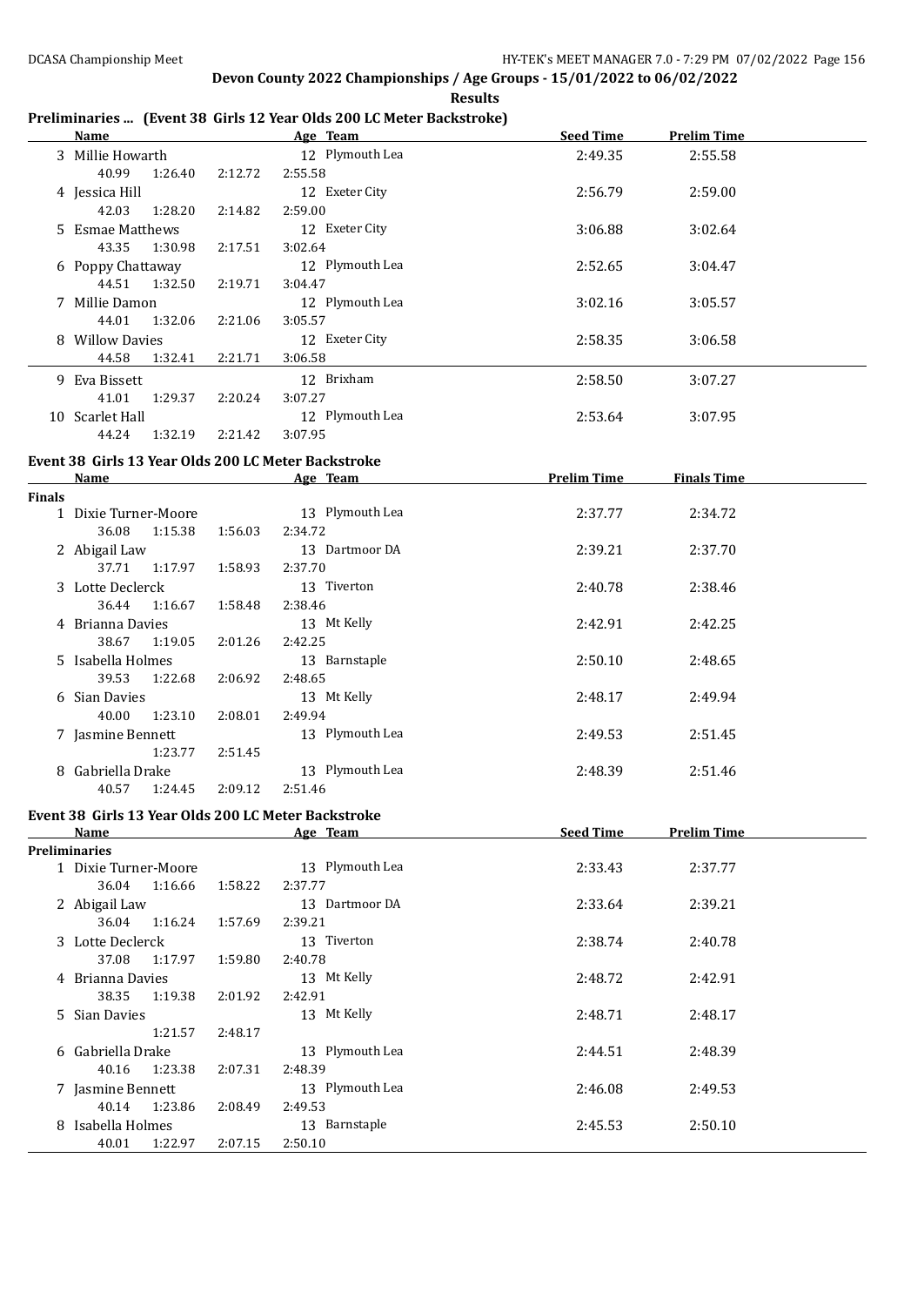**Devon County 2022 Championships / Age Groups - 15/01/2022 to 06/02/2022**

**Results**

## Preliminaries ... (Event 38 Girls 12 Year Olds 200 LC Meter Backstroke)

| | Name | Age | Team | Seed Time | Prelim Time |
|---|---|---|---|---|---|
| 3 | Millie Howarth | 12 | Plymouth Lea | 2:49.35 | 2:55.58 |
| | 40.99 1:26.40 2:12.72 2:55.58 | | | | |
| 4 | Jessica Hill | 12 | Exeter City | 2:56.79 | 2:59.00 |
| | 42.03 1:28.20 2:14.82 2:59.00 | | | | |
| 5 | Esmae Matthews | 12 | Exeter City | 3:06.88 | 3:02.64 |
| | 43.35 1:30.98 2:17.51 3:02.64 | | | | |
| 6 | Poppy Chattaway | 12 | Plymouth Lea | 2:52.65 | 3:04.47 |
| | 44.51 1:32.50 2:19.71 3:04.47 | | | | |
| 7 | Millie Damon | 12 | Plymouth Lea | 3:02.16 | 3:05.57 |
| | 44.01 1:32.06 2:21.06 3:05.57 | | | | |
| 8 | Willow Davies | 12 | Exeter City | 2:58.35 | 3:06.58 |
| | 44.58 1:32.41 2:21.71 3:06.58 | | | | |
| 9 | Eva Bissett | 12 | Brixham | 2:58.50 | 3:07.27 |
| | 41.01 1:29.37 2:20.24 3:07.27 | | | | |
| 10 | Scarlet Hall | 12 | Plymouth Lea | 2:53.64 | 3:07.95 |
| | 44.24 1:32.19 2:21.42 3:07.95 | | | | |

## Event 38 Girls 13 Year Olds 200 LC Meter Backstroke

**Finals**

| | Name | Age | Team | Prelim Time | Finals Time |
|---|---|---|---|---|---|
| 1 | Dixie Turner-Moore | 13 | Plymouth Lea | 2:37.77 | 2:34.72 |
| | 36.08 1:15.38 1:56.03 2:34.72 | | | | |
| 2 | Abigail Law | 13 | Dartmoor DA | 2:39.21 | 2:37.70 |
| | 37.71 1:17.97 1:58.93 2:37.70 | | | | |
| 3 | Lotte Declerck | 13 | Tiverton | 2:40.78 | 2:38.46 |
| | 36.44 1:16.67 1:58.48 2:38.46 | | | | |
| 4 | Brianna Davies | 13 | Mt Kelly | 2:42.91 | 2:42.25 |
| | 38.67 1:19.05 2:01.26 2:42.25 | | | | |
| 5 | Isabella Holmes | 13 | Barnstaple | 2:50.10 | 2:48.65 |
| | 39.53 1:22.68 2:06.92 2:48.65 | | | | |
| 6 | Sian Davies | 13 | Mt Kelly | 2:48.17 | 2:49.94 |
| | 40.00 1:23.10 2:08.01 2:49.94 | | | | |
| 7 | Jasmine Bennett | 13 | Plymouth Lea | 2:49.53 | 2:51.45 |
| | 1:23.77 2:51.45 | | | | |
| 8 | Gabriella Drake | 13 | Plymouth Lea | 2:48.39 | 2:51.46 |
| | 40.57 1:24.45 2:09.12 2:51.46 | | | | |

## Event 38 Girls 13 Year Olds 200 LC Meter Backstroke

**Preliminaries**

| | Name | Age | Team | Seed Time | Prelim Time |
|---|---|---|---|---|---|
| 1 | Dixie Turner-Moore | 13 | Plymouth Lea | 2:33.43 | 2:37.77 |
| | 36.04 1:16.66 1:58.22 2:37.77 | | | | |
| 2 | Abigail Law | 13 | Dartmoor DA | 2:33.64 | 2:39.21 |
| | 36.04 1:16.24 1:57.69 2:39.21 | | | | |
| 3 | Lotte Declerck | 13 | Tiverton | 2:38.74 | 2:40.78 |
| | 37.08 1:17.97 1:59.80 2:40.78 | | | | |
| 4 | Brianna Davies | 13 | Mt Kelly | 2:48.72 | 2:42.91 |
| | 38.35 1:19.38 2:01.92 2:42.91 | | | | |
| 5 | Sian Davies | 13 | Mt Kelly | 2:48.71 | 2:48.17 |
| | 1:21.57 2:48.17 | | | | |
| 6 | Gabriella Drake | 13 | Plymouth Lea | 2:44.51 | 2:48.39 |
| | 40.16 1:23.38 2:07.31 2:48.39 | | | | |
| 7 | Jasmine Bennett | 13 | Plymouth Lea | 2:46.08 | 2:49.53 |
| | 40.14 1:23.86 2:08.49 2:49.53 | | | | |
| 8 | Isabella Holmes | 13 | Barnstaple | 2:45.53 | 2:50.10 |
| | 40.01 1:22.97 2:07.15 2:50.10 | | | | |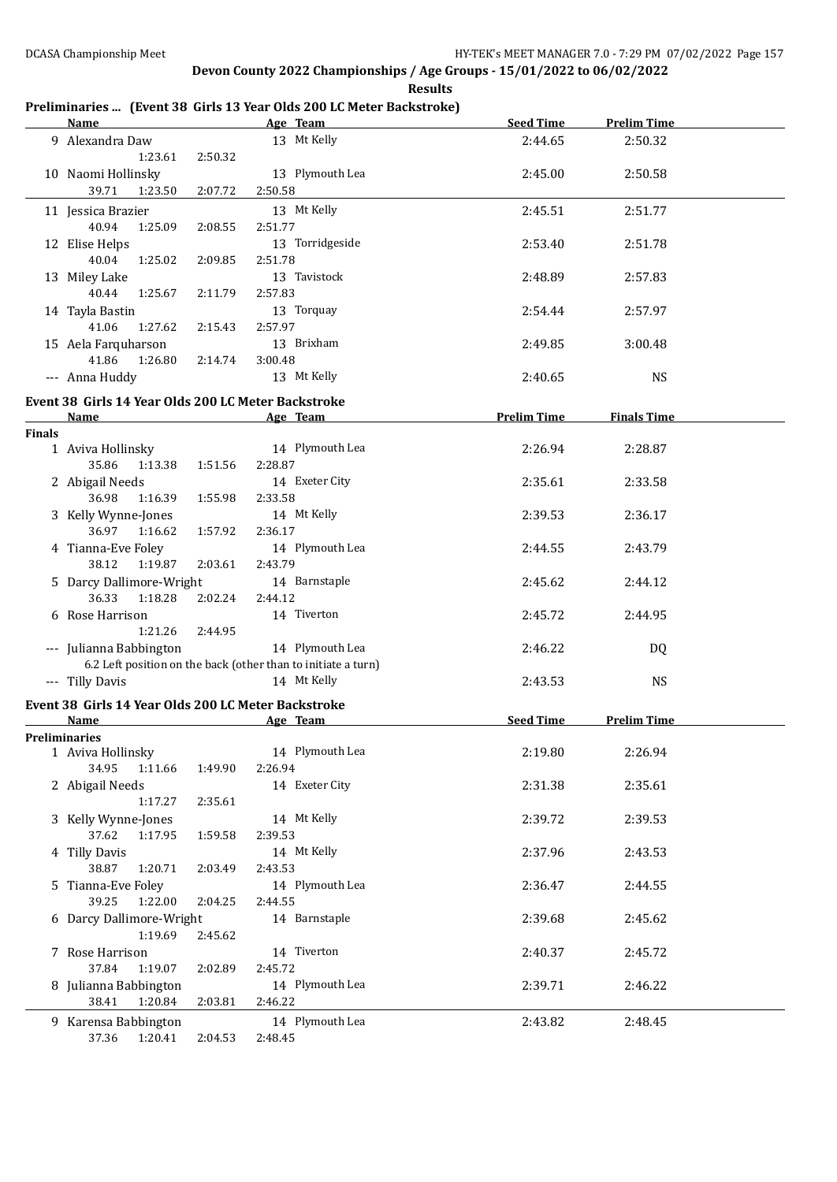**Devon County 2022 Championships / Age Groups - 15/01/2022 to 06/02/2022**

**Results**

### Preliminaries ... (Event 38 Girls 13 Year Olds 200 LC Meter Backstroke)

| | Name | Age | Team | Seed Time | Prelim Time |
|---|---|---|---|---|---|
| 9 | Alexandra Daw | 13 | Mt Kelly | 2:44.65 | 2:50.32 |
| | 1:23.61 2:50.32 | | | | |
| 10 | Naomi Hollinsky | 13 | Plymouth Lea | 2:45.00 | 2:50.58 |
| | 39.71 1:23.50 2:07.72 2:50.58 | | | | |
| 11 | Jessica Brazier | 13 | Mt Kelly | 2:45.51 | 2:51.77 |
| | 40.94 1:25.09 2:08.55 2:51.77 | | | | |
| 12 | Elise Helps | 13 | Torridgeside | 2:53.40 | 2:51.78 |
| | 40.04 1:25.02 2:09.85 2:51.78 | | | | |
| 13 | Miley Lake | 13 | Tavistock | 2:48.89 | 2:57.83 |
| | 40.44 1:25.67 2:11.79 2:57.83 | | | | |
| 14 | Tayla Bastin | 13 | Torquay | 2:54.44 | 2:57.97 |
| | 41.06 1:27.62 2:15.43 2:57.97 | | | | |
| 15 | Aela Farquharson | 13 | Brixham | 2:49.85 | 3:00.48 |
| | 41.86 1:26.80 2:14.74 3:00.48 | | | | |
| --- | Anna Huddy | 13 | Mt Kelly | 2:40.65 | NS |

### Event 38 Girls 14 Year Olds 200 LC Meter Backstroke

**Finals**

| | Name | Age | Team | Prelim Time | Finals Time |
|---|---|---|---|---|---|
| 1 | Aviva Hollinsky | 14 | Plymouth Lea | 2:26.94 | 2:28.87 |
| | 35.86 1:13.38 1:51.56 2:28.87 | | | | |
| 2 | Abigail Needs | 14 | Exeter City | 2:35.61 | 2:33.58 |
| | 36.98 1:16.39 1:55.98 2:33.58 | | | | |
| 3 | Kelly Wynne-Jones | 14 | Mt Kelly | 2:39.53 | 2:36.17 |
| | 36.97 1:16.62 1:57.92 2:36.17 | | | | |
| 4 | Tianna-Eve Foley | 14 | Plymouth Lea | 2:44.55 | 2:43.79 |
| | 38.12 1:19.87 2:03.61 2:43.79 | | | | |
| 5 | Darcy Dallimore-Wright | 14 | Barnstaple | 2:45.62 | 2:44.12 |
| | 36.33 1:18.28 2:02.24 2:44.12 | | | | |
| 6 | Rose Harrison | 14 | Tiverton | 2:45.72 | 2:44.95 |
| | 1:21.26 2:44.95 | | | | |
| --- | Julianna Babbington | 14 | Plymouth Lea | 2:46.22 | DQ |
| | 6.2 Left position on the back (other than to initiate a turn) | | | | |
| --- | Tilly Davis | 14 | Mt Kelly | 2:43.53 | NS |

### Event 38 Girls 14 Year Olds 200 LC Meter Backstroke

**Preliminaries**

| | Name | Age | Team | Seed Time | Prelim Time |
|---|---|---|---|---|---|
| 1 | Aviva Hollinsky | 14 | Plymouth Lea | 2:19.80 | 2:26.94 |
| | 34.95 1:11.66 1:49.90 2:26.94 | | | | |
| 2 | Abigail Needs | 14 | Exeter City | 2:31.38 | 2:35.61 |
| | 1:17.27 2:35.61 | | | | |
| 3 | Kelly Wynne-Jones | 14 | Mt Kelly | 2:39.72 | 2:39.53 |
| | 37.62 1:17.95 1:59.58 2:39.53 | | | | |
| 4 | Tilly Davis | 14 | Mt Kelly | 2:37.96 | 2:43.53 |
| | 38.87 1:20.71 2:03.49 2:43.53 | | | | |
| 5 | Tianna-Eve Foley | 14 | Plymouth Lea | 2:36.47 | 2:44.55 |
| | 39.25 1:22.00 2:04.25 2:44.55 | | | | |
| 6 | Darcy Dallimore-Wright | 14 | Barnstaple | 2:39.68 | 2:45.62 |
| | 1:19.69 2:45.62 | | | | |
| 7 | Rose Harrison | 14 | Tiverton | 2:40.37 | 2:45.72 |
| | 37.84 1:19.07 2:02.89 2:45.72 | | | | |
| 8 | Julianna Babbington | 14 | Plymouth Lea | 2:39.71 | 2:46.22 |
| | 38.41 1:20.84 2:03.81 2:46.22 | | | | |
| 9 | Karensa Babbington | 14 | Plymouth Lea | 2:43.82 | 2:48.45 |
| | 37.36 1:20.41 2:04.53 2:48.45 | | | | |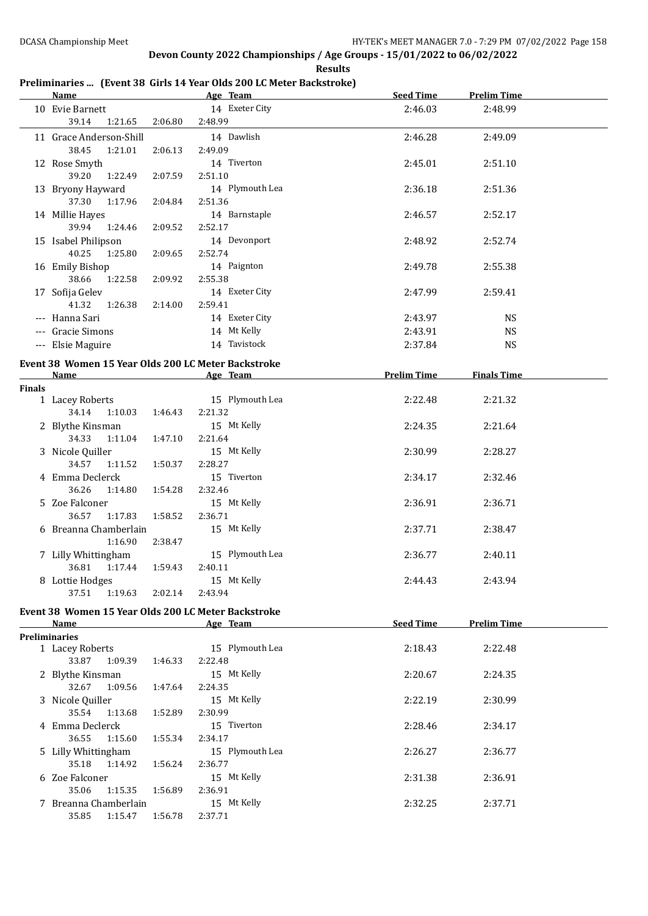**Devon County 2022 Championships / Age Groups - 15/01/2022 to 06/02/2022**

**Results**

## Preliminaries ... (Event 38 Girls 14 Year Olds 200 LC Meter Backstroke)

| | Name | Age | Team | Seed Time | Prelim Time |
|---|---|---|---|---|---|
| 10 | Evie Barnett | 14 | Exeter City | 2:46.03 | 2:48.99 |
| | 39.14 1:21.65 2:06.80 2:48.99 | | | | |
| 11 | Grace Anderson-Shill | 14 | Dawlish | 2:46.28 | 2:49.09 |
| | 38.45 1:21.01 2:06.13 2:49.09 | | | | |
| 12 | Rose Smyth | 14 | Tiverton | 2:45.01 | 2:51.10 |
| | 39.20 1:22.49 2:07.59 2:51.10 | | | | |
| 13 | Bryony Hayward | 14 | Plymouth Lea | 2:36.18 | 2:51.36 |
| | 37.30 1:17.96 2:04.84 2:51.36 | | | | |
| 14 | Millie Hayes | 14 | Barnstaple | 2:46.57 | 2:52.17 |
| | 39.94 1:24.46 2:09.52 2:52.17 | | | | |
| 15 | Isabel Philipson | 14 | Devonport | 2:48.92 | 2:52.74 |
| | 40.25 1:25.80 2:09.65 2:52.74 | | | | |
| 16 | Emily Bishop | 14 | Paignton | 2:49.78 | 2:55.38 |
| | 38.66 1:22.58 2:09.92 2:55.38 | | | | |
| 17 | Sofija Gelev | 14 | Exeter City | 2:47.99 | 2:59.41 |
| | 41.32 1:26.38 2:14.00 2:59.41 | | | | |
| --- | Hanna Sari | 14 | Exeter City | 2:43.97 | NS |
| --- | Gracie Simons | 14 | Mt Kelly | 2:43.91 | NS |
| --- | Elsie Maguire | 14 | Tavistock | 2:37.84 | NS |

## Event 38 Women 15 Year Olds 200 LC Meter Backstroke

**Finals**

| | Name | Age | Team | Prelim Time | Finals Time |
|---|---|---|---|---|---|
| 1 | Lacey Roberts | 15 | Plymouth Lea | 2:22.48 | 2:21.32 |
| | 34.14 1:10.03 1:46.43 2:21.32 | | | | |
| 2 | Blythe Kinsman | 15 | Mt Kelly | 2:24.35 | 2:21.64 |
| | 34.33 1:11.04 1:47.10 2:21.64 | | | | |
| 3 | Nicole Quiller | 15 | Mt Kelly | 2:30.99 | 2:28.27 |
| | 34.57 1:11.52 1:50.37 2:28.27 | | | | |
| 4 | Emma Declerck | 15 | Tiverton | 2:34.17 | 2:32.46 |
| | 36.26 1:14.80 1:54.28 2:32.46 | | | | |
| 5 | Zoe Falconer | 15 | Mt Kelly | 2:36.91 | 2:36.71 |
| | 36.57 1:17.83 1:58.52 2:36.71 | | | | |
| 6 | Breanna Chamberlain | 15 | Mt Kelly | 2:37.71 | 2:38.47 |
| | 1:16.90 2:38.47 | | | | |
| 7 | Lilly Whittingham | 15 | Plymouth Lea | 2:36.77 | 2:40.11 |
| | 36.81 1:17.44 1:59.43 2:40.11 | | | | |
| 8 | Lottie Hodges | 15 | Mt Kelly | 2:44.43 | 2:43.94 |
| | 37.51 1:19.63 2:02.14 2:43.94 | | | | |

## Event 38 Women 15 Year Olds 200 LC Meter Backstroke

**Preliminaries**

| | Name | Age | Team | Seed Time | Prelim Time |
|---|---|---|---|---|---|
| 1 | Lacey Roberts | 15 | Plymouth Lea | 2:18.43 | 2:22.48 |
| | 33.87 1:09.39 1:46.33 2:22.48 | | | | |
| 2 | Blythe Kinsman | 15 | Mt Kelly | 2:20.67 | 2:24.35 |
| | 32.67 1:09.56 1:47.64 2:24.35 | | | | |
| 3 | Nicole Quiller | 15 | Mt Kelly | 2:22.19 | 2:30.99 |
| | 35.54 1:13.68 1:52.89 2:30.99 | | | | |
| 4 | Emma Declerck | 15 | Tiverton | 2:28.46 | 2:34.17 |
| | 36.55 1:15.60 1:55.34 2:34.17 | | | | |
| 5 | Lilly Whittingham | 15 | Plymouth Lea | 2:26.27 | 2:36.77 |
| | 35.18 1:14.92 1:56.24 2:36.77 | | | | |
| 6 | Zoe Falconer | 15 | Mt Kelly | 2:31.38 | 2:36.91 |
| | 35.06 1:15.35 1:56.89 2:36.91 | | | | |
| 7 | Breanna Chamberlain | 15 | Mt Kelly | 2:32.25 | 2:37.71 |
| | 35.85 1:15.47 1:56.78 2:37.71 | | | | |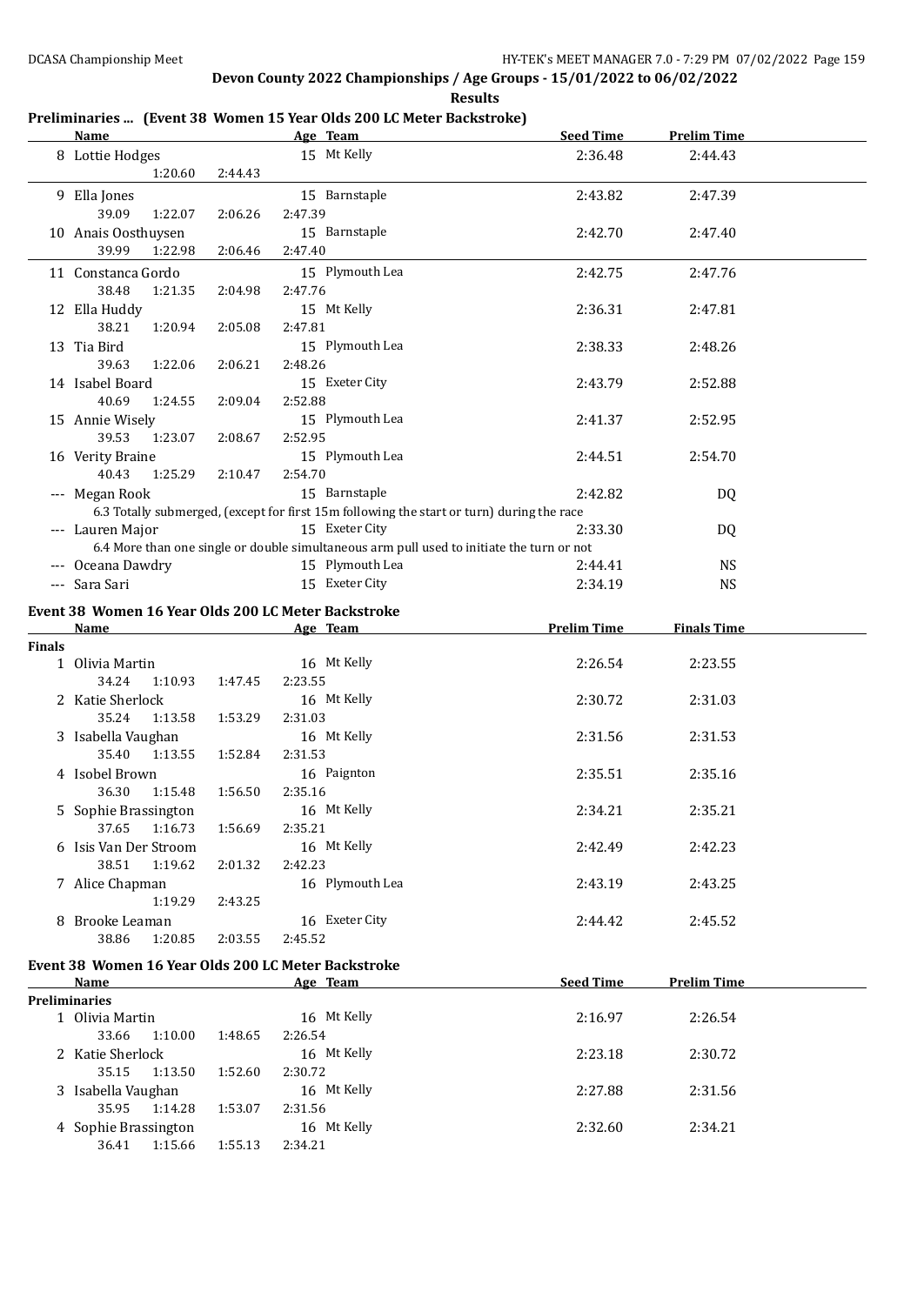## Devon County 2022 Championships / Age Groups - 15/01/2022 to 06/02/2022

**Results**

### Preliminaries ... (Event 38 Women 15 Year Olds 200 LC Meter Backstroke)

| | Name | Age | Team | Seed Time | Prelim Time |
|---|---|---|---|---|---|
| 8 | Lottie Hodges | 15 | Mt Kelly | 2:36.48 | 2:44.43 |
| | 1:20.60 2:44.43 | | | | |
| 9 | Ella Jones | 15 | Barnstaple | 2:43.82 | 2:47.39 |
| | 39.09 1:22.07 2:06.26 2:47.39 | | | | |
| 10 | Anais Oosthuysen | 15 | Barnstaple | 2:42.70 | 2:47.40 |
| | 39.99 1:22.98 2:06.46 2:47.40 | | | | |
| 11 | Constanca Gordo | 15 | Plymouth Lea | 2:42.75 | 2:47.76 |
| | 38.48 1:21.35 2:04.98 2:47.76 | | | | |
| 12 | Ella Huddy | 15 | Mt Kelly | 2:36.31 | 2:47.81 |
| | 38.21 1:20.94 2:05.08 2:47.81 | | | | |
| 13 | Tia Bird | 15 | Plymouth Lea | 2:38.33 | 2:48.26 |
| | 39.63 1:22.06 2:06.21 2:48.26 | | | | |
| 14 | Isabel Board | 15 | Exeter City | 2:43.79 | 2:52.88 |
| | 40.69 1:24.55 2:09.04 2:52.88 | | | | |
| 15 | Annie Wisely | 15 | Plymouth Lea | 2:41.37 | 2:52.95 |
| | 39.53 1:23.07 2:08.67 2:52.95 | | | | |
| 16 | Verity Braine | 15 | Plymouth Lea | 2:44.51 | 2:54.70 |
| | 40.43 1:25.29 2:10.47 2:54.70 | | | | |
| --- | Megan Rook | 15 | Barnstaple | 2:42.82 | DQ |
| | 6.3 Totally submerged, (except for first 15m following the start or turn) during the race | | | | |
| --- | Lauren Major | 15 | Exeter City | 2:33.30 | DQ |
| | 6.4 More than one single or double simultaneous arm pull used to initiate the turn or not | | | | |
| --- | Oceana Dawdry | 15 | Plymouth Lea | 2:44.41 | NS |
| --- | Sara Sari | 15 | Exeter City | 2:34.19 | NS |

### Event 38 Women 16 Year Olds 200 LC Meter Backstroke

| | Name | Age | Team | Prelim Time | Finals Time |
|---|---|---|---|---|---|
| **Finals** | | | | | |
| 1 | Olivia Martin | 16 | Mt Kelly | 2:26.54 | 2:23.55 |
| | 34.24 1:10.93 1:47.45 2:23.55 | | | | |
| 2 | Katie Sherlock | 16 | Mt Kelly | 2:30.72 | 2:31.03 |
| | 35.24 1:13.58 1:53.29 2:31.03 | | | | |
| 3 | Isabella Vaughan | 16 | Mt Kelly | 2:31.56 | 2:31.53 |
| | 35.40 1:13.55 1:52.84 2:31.53 | | | | |
| 4 | Isobel Brown | 16 | Paignton | 2:35.51 | 2:35.16 |
| | 36.30 1:15.48 1:56.50 2:35.16 | | | | |
| 5 | Sophie Brassington | 16 | Mt Kelly | 2:34.21 | 2:35.21 |
| | 37.65 1:16.73 1:56.69 2:35.21 | | | | |
| 6 | Isis Van Der Stroom | 16 | Mt Kelly | 2:42.49 | 2:42.23 |
| | 38.51 1:19.62 2:01.32 2:42.23 | | | | |
| 7 | Alice Chapman | 16 | Plymouth Lea | 2:43.19 | 2:43.25 |
| | 1:19.29 2:43.25 | | | | |
| 8 | Brooke Leaman | 16 | Exeter City | 2:44.42 | 2:45.52 |
| | 38.86 1:20.85 2:03.55 2:45.52 | | | | |

### Event 38 Women 16 Year Olds 200 LC Meter Backstroke

| | Name | Age | Team | Seed Time | Prelim Time |
|---|---|---|---|---|---|
| **Preliminaries** | | | | | |
| 1 | Olivia Martin | 16 | Mt Kelly | 2:16.97 | 2:26.54 |
| | 33.66 1:10.00 1:48.65 2:26.54 | | | | |
| 2 | Katie Sherlock | 16 | Mt Kelly | 2:23.18 | 2:30.72 |
| | 35.15 1:13.50 1:52.60 2:30.72 | | | | |
| 3 | Isabella Vaughan | 16 | Mt Kelly | 2:27.88 | 2:31.56 |
| | 35.95 1:14.28 1:53.07 2:31.56 | | | | |
| 4 | Sophie Brassington | 16 | Mt Kelly | 2:32.60 | 2:34.21 |
| | 36.41 1:15.66 1:55.13 2:34.21 | | | | |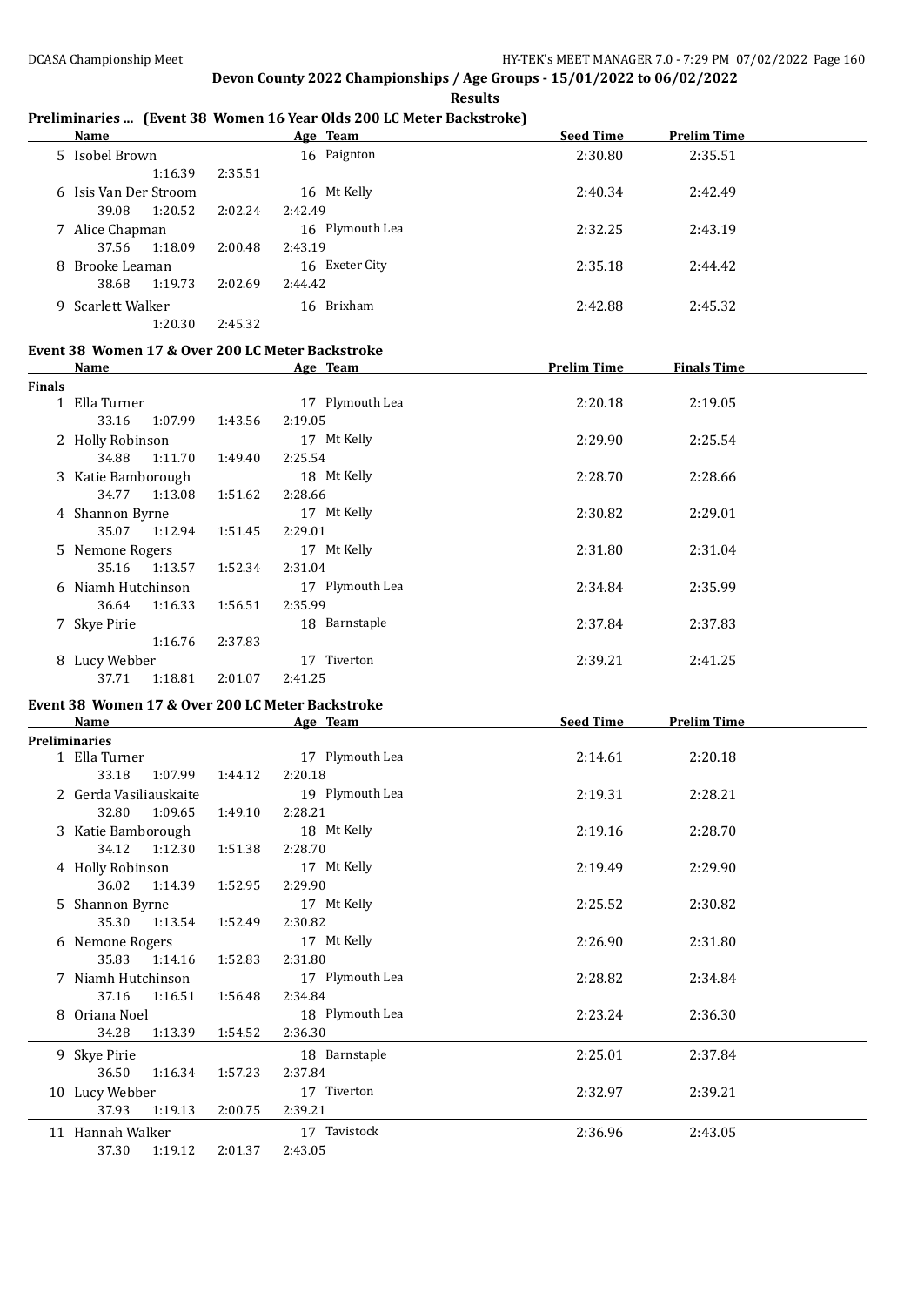## Devon County 2022 Championships / Age Groups - 15/01/2022 to 06/02/2022

**Results**

### Preliminaries ... (Event 38 Women 16 Year Olds 200 LC Meter Backstroke)

| | Name | Age | Team | Seed Time | Prelim Time |
|---|---|---|---|---|---|
| 5 | Isobel Brown | 16 | Paignton | 2:30.80 | 2:35.51 |
| | 1:16.39 2:35.51 | | | | |
| 6 | Isis Van Der Stroom | 16 | Mt Kelly | 2:40.34 | 2:42.49 |
| | 39.08 1:20.52 2:02.24 2:42.49 | | | | |
| 7 | Alice Chapman | 16 | Plymouth Lea | 2:32.25 | 2:43.19 |
| | 37.56 1:18.09 2:00.48 2:43.19 | | | | |
| 8 | Brooke Leaman | 16 | Exeter City | 2:35.18 | 2:44.42 |
| | 38.68 1:19.73 2:02.69 2:44.42 | | | | |
| 9 | Scarlett Walker | 16 | Brixham | 2:42.88 | 2:45.32 |
| | 1:20.30 2:45.32 | | | | |

### Event 38 Women 17 & Over 200 LC Meter Backstroke

| | Name | Age | Team | Prelim Time | Finals Time |
|---|---|---|---|---|---|
| **Finals** | | | | | |
| 1 | Ella Turner | 17 | Plymouth Lea | 2:20.18 | 2:19.05 |
| | 33.16 1:07.99 1:43.56 2:19.05 | | | | |
| 2 | Holly Robinson | 17 | Mt Kelly | 2:29.90 | 2:25.54 |
| | 34.88 1:11.70 1:49.40 2:25.54 | | | | |
| 3 | Katie Bamborough | 18 | Mt Kelly | 2:28.70 | 2:28.66 |
| | 34.77 1:13.08 1:51.62 2:28.66 | | | | |
| 4 | Shannon Byrne | 17 | Mt Kelly | 2:30.82 | 2:29.01 |
| | 35.07 1:12.94 1:51.45 2:29.01 | | | | |
| 5 | Nemone Rogers | 17 | Mt Kelly | 2:31.80 | 2:31.04 |
| | 35.16 1:13.57 1:52.34 2:31.04 | | | | |
| 6 | Niamh Hutchinson | 17 | Plymouth Lea | 2:34.84 | 2:35.99 |
| | 36.64 1:16.33 1:56.51 2:35.99 | | | | |
| 7 | Skye Pirie | 18 | Barnstaple | 2:37.84 | 2:37.83 |
| | 1:16.76 2:37.83 | | | | |
| 8 | Lucy Webber | 17 | Tiverton | 2:39.21 | 2:41.25 |
| | 37.71 1:18.81 2:01.07 2:41.25 | | | | |

### Event 38 Women 17 & Over 200 LC Meter Backstroke

| | Name | Age | Team | Seed Time | Prelim Time |
|---|---|---|---|---|---|
| **Preliminaries** | | | | | |
| 1 | Ella Turner | 17 | Plymouth Lea | 2:14.61 | 2:20.18 |
| | 33.18 1:07.99 1:44.12 2:20.18 | | | | |
| 2 | Gerda Vasiliauskaite | 19 | Plymouth Lea | 2:19.31 | 2:28.21 |
| | 32.80 1:09.65 1:49.10 2:28.21 | | | | |
| 3 | Katie Bamborough | 18 | Mt Kelly | 2:19.16 | 2:28.70 |
| | 34.12 1:12.30 1:51.38 2:28.70 | | | | |
| 4 | Holly Robinson | 17 | Mt Kelly | 2:19.49 | 2:29.90 |
| | 36.02 1:14.39 1:52.95 2:29.90 | | | | |
| 5 | Shannon Byrne | 17 | Mt Kelly | 2:25.52 | 2:30.82 |
| | 35.30 1:13.54 1:52.49 2:30.82 | | | | |
| 6 | Nemone Rogers | 17 | Mt Kelly | 2:26.90 | 2:31.80 |
| | 35.83 1:14.16 1:52.83 2:31.80 | | | | |
| 7 | Niamh Hutchinson | 17 | Plymouth Lea | 2:28.82 | 2:34.84 |
| | 37.16 1:16.51 1:56.48 2:34.84 | | | | |
| 8 | Oriana Noel | 18 | Plymouth Lea | 2:23.24 | 2:36.30 |
| | 34.28 1:13.39 1:54.52 2:36.30 | | | | |
| 9 | Skye Pirie | 18 | Barnstaple | 2:25.01 | 2:37.84 |
| | 36.50 1:16.34 1:57.23 2:37.84 | | | | |
| 10 | Lucy Webber | 17 | Tiverton | 2:32.97 | 2:39.21 |
| | 37.93 1:19.13 2:00.75 2:39.21 | | | | |
| 11 | Hannah Walker | 17 | Tavistock | 2:36.96 | 2:43.05 |
| | 37.30 1:19.12 2:01.37 2:43.05 | | | | |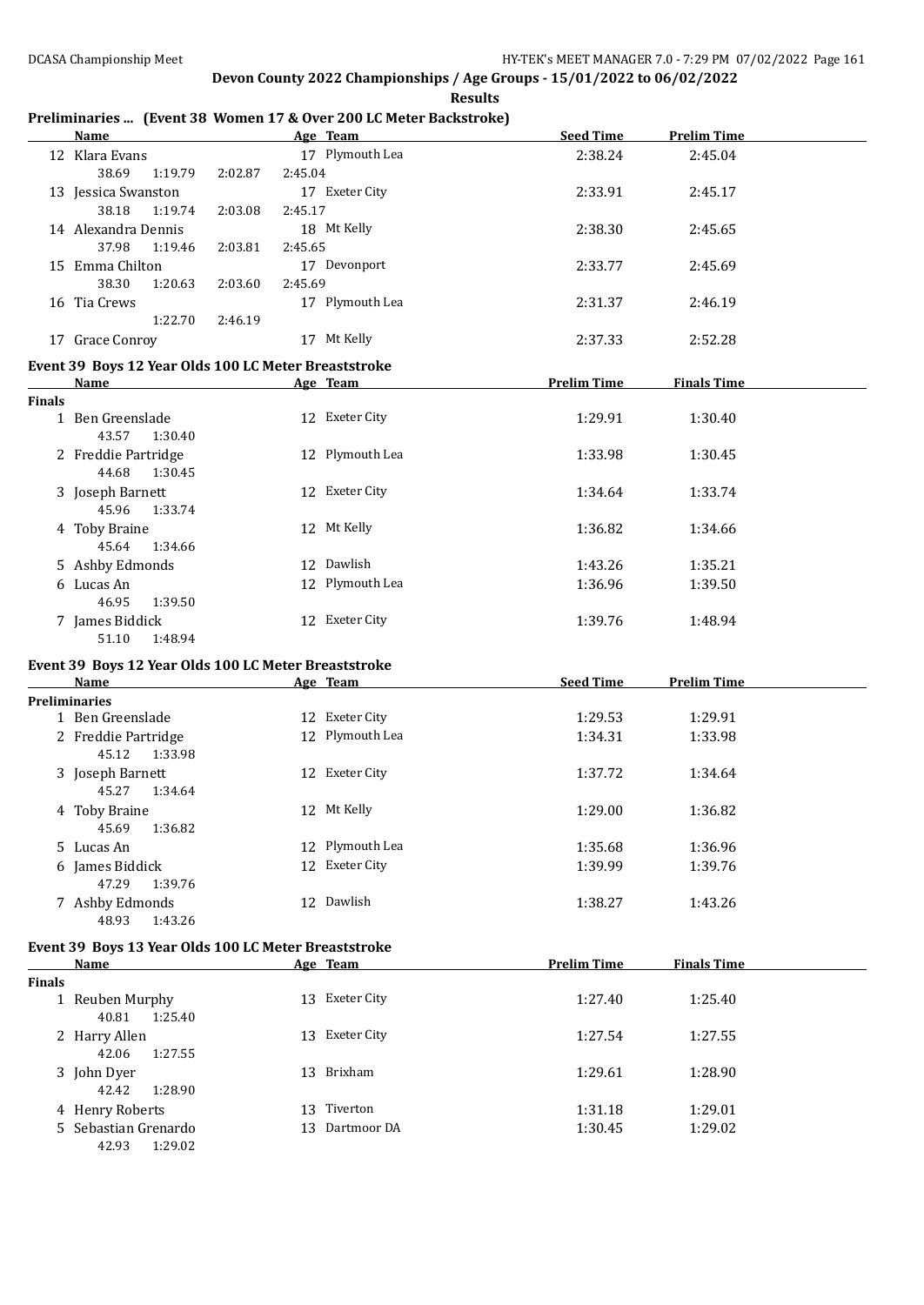## Devon County 2022 Championships / Age Groups - 15/01/2022 to 06/02/2022

**Results**

### Preliminaries ... (Event 38 Women 17 & Over 200 LC Meter Backstroke)

| | Name | Age | Team | Seed Time | Prelim Time |
|---|---|---|---|---|---|
| 12 | Klara Evans | 17 | Plymouth Lea | 2:38.24 | 2:45.04 |
| | 38.69 1:19.79 2:02.87 2:45.04 | | | | |
| 13 | Jessica Swanston | 17 | Exeter City | 2:33.91 | 2:45.17 |
| | 38.18 1:19.74 2:03.08 2:45.17 | | | | |
| 14 | Alexandra Dennis | 18 | Mt Kelly | 2:38.30 | 2:45.65 |
| | 37.98 1:19.46 2:03.81 2:45.65 | | | | |
| 15 | Emma Chilton | 17 | Devonport | 2:33.77 | 2:45.69 |
| | 38.30 1:20.63 2:03.60 2:45.69 | | | | |
| 16 | Tia Crews | 17 | Plymouth Lea | 2:31.37 | 2:46.19 |
| | 1:22.70 2:46.19 | | | | |
| 17 | Grace Conroy | 17 | Mt Kelly | 2:37.33 | 2:52.28 |

### Event 39 Boys 12 Year Olds 100 LC Meter Breaststroke

| | Name | Age | Team | Prelim Time | Finals Time |
|---|---|---|---|---|---|
| **Finals** | | | | | |
| 1 | Ben Greenslade | 12 | Exeter City | 1:29.91 | 1:30.40 |
| | 43.57 1:30.40 | | | | |
| 2 | Freddie Partridge | 12 | Plymouth Lea | 1:33.98 | 1:30.45 |
| | 44.68 1:30.45 | | | | |
| 3 | Joseph Barnett | 12 | Exeter City | 1:34.64 | 1:33.74 |
| | 45.96 1:33.74 | | | | |
| 4 | Toby Braine | 12 | Mt Kelly | 1:36.82 | 1:34.66 |
| | 45.64 1:34.66 | | | | |
| 5 | Ashby Edmonds | 12 | Dawlish | 1:43.26 | 1:35.21 |
| 6 | Lucas An | 12 | Plymouth Lea | 1:36.96 | 1:39.50 |
| | 46.95 1:39.50 | | | | |
| 7 | James Biddick | 12 | Exeter City | 1:39.76 | 1:48.94 |
| | 51.10 1:48.94 | | | | |

### Event 39 Boys 12 Year Olds 100 LC Meter Breaststroke

| | Name | Age | Team | Seed Time | Prelim Time |
|---|---|---|---|---|---|
| **Preliminaries** | | | | | |
| 1 | Ben Greenslade | 12 | Exeter City | 1:29.53 | 1:29.91 |
| 2 | Freddie Partridge | 12 | Plymouth Lea | 1:34.31 | 1:33.98 |
| | 45.12 1:33.98 | | | | |
| 3 | Joseph Barnett | 12 | Exeter City | 1:37.72 | 1:34.64 |
| | 45.27 1:34.64 | | | | |
| 4 | Toby Braine | 12 | Mt Kelly | 1:29.00 | 1:36.82 |
| | 45.69 1:36.82 | | | | |
| 5 | Lucas An | 12 | Plymouth Lea | 1:35.68 | 1:36.96 |
| 6 | James Biddick | 12 | Exeter City | 1:39.99 | 1:39.76 |
| | 47.29 1:39.76 | | | | |
| 7 | Ashby Edmonds | 12 | Dawlish | 1:38.27 | 1:43.26 |
| | 48.93 1:43.26 | | | | |

### Event 39 Boys 13 Year Olds 100 LC Meter Breaststroke

| | Name | Age | Team | Prelim Time | Finals Time |
|---|---|---|---|---|---|
| **Finals** | | | | | |
| 1 | Reuben Murphy | 13 | Exeter City | 1:27.40 | 1:25.40 |
| | 40.81 1:25.40 | | | | |
| 2 | Harry Allen | 13 | Exeter City | 1:27.54 | 1:27.55 |
| | 42.06 1:27.55 | | | | |
| 3 | John Dyer | 13 | Brixham | 1:29.61 | 1:28.90 |
| | 42.42 1:28.90 | | | | |
| 4 | Henry Roberts | 13 | Tiverton | 1:31.18 | 1:29.01 |
| 5 | Sebastian Grenardo | 13 | Dartmoor DA | 1:30.45 | 1:29.02 |
| | 42.93 1:29.02 | | | | |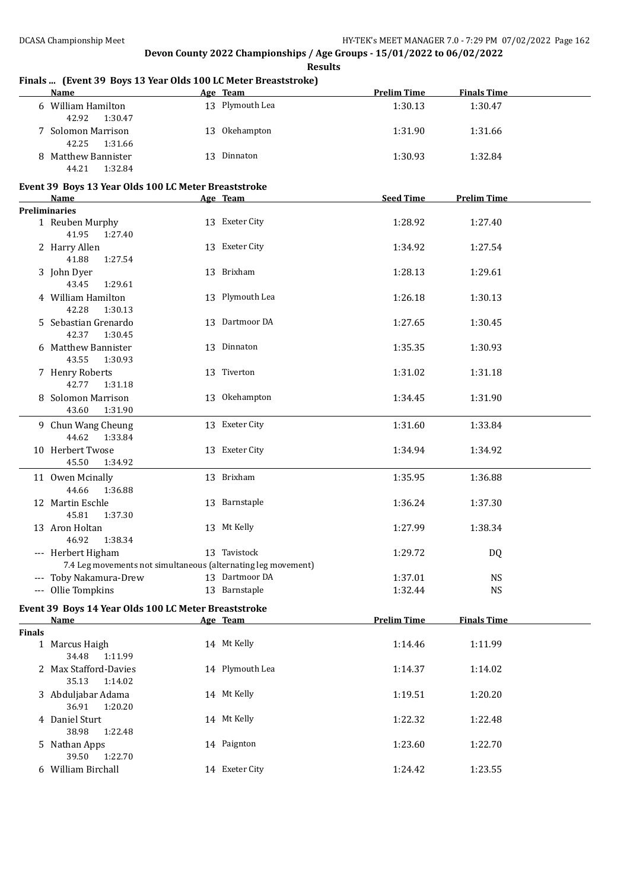## Devon County 2022 Championships / Age Groups - 15/01/2022 to 06/02/2022

**Results**

### Finals ... (Event 39 Boys 13 Year Olds 100 LC Meter Breaststroke)

| | Name | Age | Team | Prelim Time | Finals Time |
|---|---|---|---|---|---|
| 6 | William Hamilton | 13 | Plymouth Lea | 1:30.13 | 1:30.47 |
| | 42.92 1:30.47 | | | | |
| 7 | Solomon Marrison | 13 | Okehampton | 1:31.90 | 1:31.66 |
| | 42.25 1:31.66 | | | | |
| 8 | Matthew Bannister | 13 | Dinnaton | 1:30.93 | 1:32.84 |
| | 44.21 1:32.84 | | | | |

### Event 39 Boys 13 Year Olds 100 LC Meter Breaststroke

| | Name | Age | Team | Seed Time | Prelim Time |
|---|---|---|---|---|---|
| **Preliminaries** | | | | | |
| 1 | Reuben Murphy | 13 | Exeter City | 1:28.92 | 1:27.40 |
| | 41.95 1:27.40 | | | | |
| 2 | Harry Allen | 13 | Exeter City | 1:34.92 | 1:27.54 |
| | 41.88 1:27.54 | | | | |
| 3 | John Dyer | 13 | Brixham | 1:28.13 | 1:29.61 |
| | 43.45 1:29.61 | | | | |
| 4 | William Hamilton | 13 | Plymouth Lea | 1:26.18 | 1:30.13 |
| | 42.28 1:30.13 | | | | |
| 5 | Sebastian Grenardo | 13 | Dartmoor DA | 1:27.65 | 1:30.45 |
| | 42.37 1:30.45 | | | | |
| 6 | Matthew Bannister | 13 | Dinnaton | 1:35.35 | 1:30.93 |
| | 43.55 1:30.93 | | | | |
| 7 | Henry Roberts | 13 | Tiverton | 1:31.02 | 1:31.18 |
| | 42.77 1:31.18 | | | | |
| 8 | Solomon Marrison | 13 | Okehampton | 1:34.45 | 1:31.90 |
| | 43.60 1:31.90 | | | | |
| 9 | Chun Wang Cheung | 13 | Exeter City | 1:31.60 | 1:33.84 |
| | 44.62 1:33.84 | | | | |
| 10 | Herbert Twose | 13 | Exeter City | 1:34.94 | 1:34.92 |
| | 45.50 1:34.92 | | | | |
| 11 | Owen Mcinally | 13 | Brixham | 1:35.95 | 1:36.88 |
| | 44.66 1:36.88 | | | | |
| 12 | Martin Eschle | 13 | Barnstaple | 1:36.24 | 1:37.30 |
| | 45.81 1:37.30 | | | | |
| 13 | Aron Holtan | 13 | Mt Kelly | 1:27.99 | 1:38.34 |
| | 46.92 1:38.34 | | | | |
| --- | Herbert Higham | 13 | Tavistock | 1:29.72 | DQ |
| | 7.4 Leg movements not simultaneous (alternating leg movement) | | | | |
| --- | Toby Nakamura-Drew | 13 | Dartmoor DA | 1:37.01 | NS |
| --- | Ollie Tompkins | 13 | Barnstaple | 1:32.44 | NS |

### Event 39 Boys 14 Year Olds 100 LC Meter Breaststroke

| | Name | Age | Team | Prelim Time | Finals Time |
|---|---|---|---|---|---|
| **Finals** | | | | | |
| 1 | Marcus Haigh | 14 | Mt Kelly | 1:14.46 | 1:11.99 |
| | 34.48 1:11.99 | | | | |
| 2 | Max Stafford-Davies | 14 | Plymouth Lea | 1:14.37 | 1:14.02 |
| | 35.13 1:14.02 | | | | |
| 3 | Abduljabar Adama | 14 | Mt Kelly | 1:19.51 | 1:20.20 |
| | 36.91 1:20.20 | | | | |
| 4 | Daniel Sturt | 14 | Mt Kelly | 1:22.32 | 1:22.48 |
| | 38.98 1:22.48 | | | | |
| 5 | Nathan Apps | 14 | Paignton | 1:23.60 | 1:22.70 |
| | 39.50 1:22.70 | | | | |
| 6 | William Birchall | 14 | Exeter City | 1:24.42 | 1:23.55 |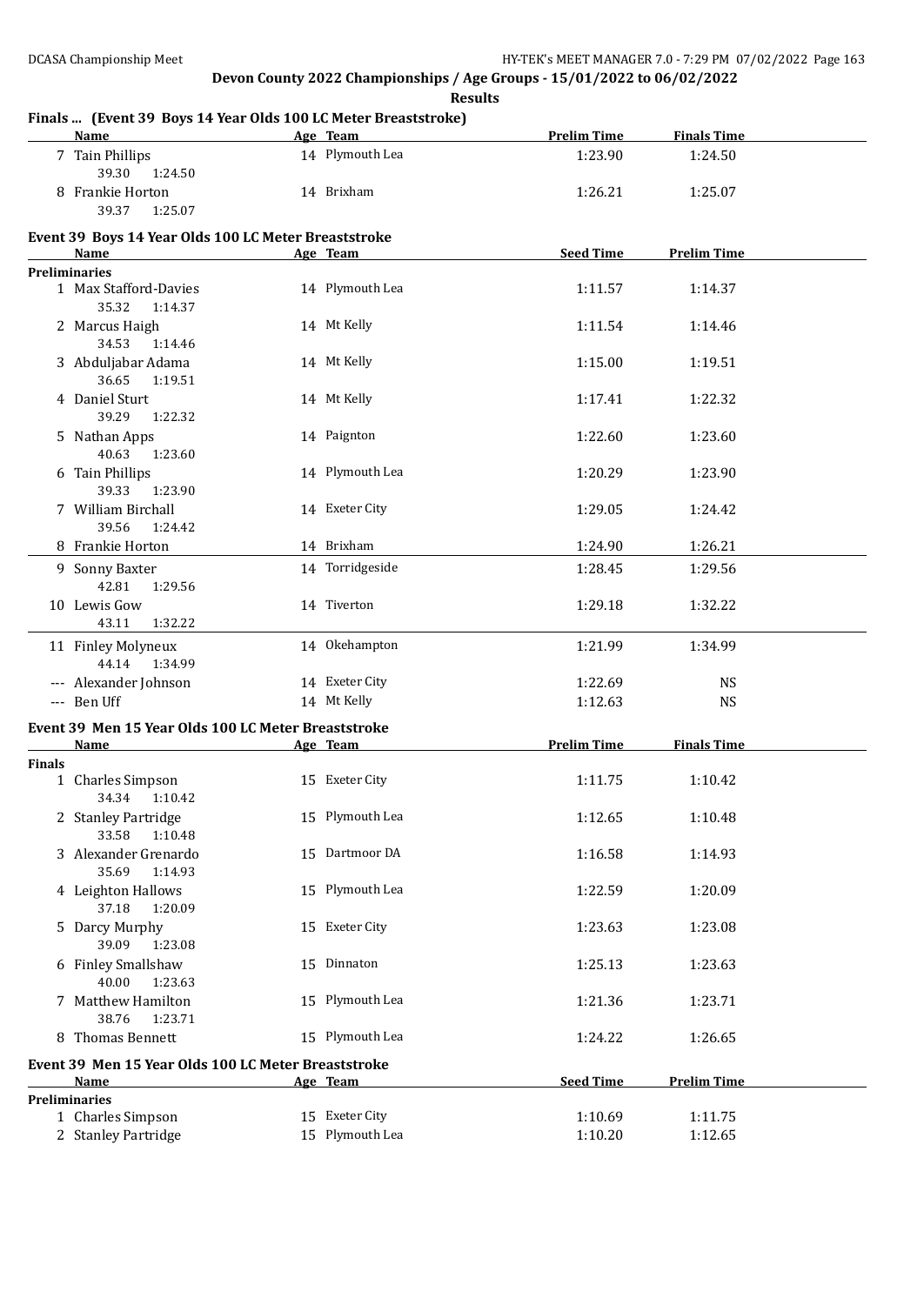## Devon County 2022 Championships / Age Groups - 15/01/2022 to 06/02/2022

**Results**

### Finals ... (Event 39 Boys 14 Year Olds 100 LC Meter Breaststroke)

| | Name | Age | Team | Prelim Time | Finals Time |
|---|---|---|---|---|---|
| 7 | Tain Phillips | 14 | Plymouth Lea | 1:23.90 | 1:24.50 |
| | 39.30 1:24.50 | | | | |
| 8 | Frankie Horton | 14 | Brixham | 1:26.21 | 1:25.07 |
| | 39.37 1:25.07 | | | | |

### Event 39 Boys 14 Year Olds 100 LC Meter Breaststroke

| | Name | Age | Team | Seed Time | Prelim Time |
|---|---|---|---|---|---|
| **Preliminaries** | | | | | |
| 1 | Max Stafford-Davies | 14 | Plymouth Lea | 1:11.57 | 1:14.37 |
| | 35.32 1:14.37 | | | | |
| 2 | Marcus Haigh | 14 | Mt Kelly | 1:11.54 | 1:14.46 |
| | 34.53 1:14.46 | | | | |
| 3 | Abduljabar Adama | 14 | Mt Kelly | 1:15.00 | 1:19.51 |
| | 36.65 1:19.51 | | | | |
| 4 | Daniel Sturt | 14 | Mt Kelly | 1:17.41 | 1:22.32 |
| | 39.29 1:22.32 | | | | |
| 5 | Nathan Apps | 14 | Paignton | 1:22.60 | 1:23.60 |
| | 40.63 1:23.60 | | | | |
| 6 | Tain Phillips | 14 | Plymouth Lea | 1:20.29 | 1:23.90 |
| | 39.33 1:23.90 | | | | |
| 7 | William Birchall | 14 | Exeter City | 1:29.05 | 1:24.42 |
| | 39.56 1:24.42 | | | | |
| 8 | Frankie Horton | 14 | Brixham | 1:24.90 | 1:26.21 |
| 9 | Sonny Baxter | 14 | Torridgeside | 1:28.45 | 1:29.56 |
| | 42.81 1:29.56 | | | | |
| 10 | Lewis Gow | 14 | Tiverton | 1:29.18 | 1:32.22 |
| | 43.11 1:32.22 | | | | |
| 11 | Finley Molyneux | 14 | Okehampton | 1:21.99 | 1:34.99 |
| | 44.14 1:34.99 | | | | |
| --- | Alexander Johnson | 14 | Exeter City | 1:22.69 | NS |
| --- | Ben Uff | 14 | Mt Kelly | 1:12.63 | NS |

### Event 39 Men 15 Year Olds 100 LC Meter Breaststroke

| | Name | Age | Team | Prelim Time | Finals Time |
|---|---|---|---|---|---|
| **Finals** | | | | | |
| 1 | Charles Simpson | 15 | Exeter City | 1:11.75 | 1:10.42 |
| | 34.34 1:10.42 | | | | |
| 2 | Stanley Partridge | 15 | Plymouth Lea | 1:12.65 | 1:10.48 |
| | 33.58 1:10.48 | | | | |
| 3 | Alexander Grenardo | 15 | Dartmoor DA | 1:16.58 | 1:14.93 |
| | 35.69 1:14.93 | | | | |
| 4 | Leighton Hallows | 15 | Plymouth Lea | 1:22.59 | 1:20.09 |
| | 37.18 1:20.09 | | | | |
| 5 | Darcy Murphy | 15 | Exeter City | 1:23.63 | 1:23.08 |
| | 39.09 1:23.08 | | | | |
| 6 | Finley Smallshaw | 15 | Dinnaton | 1:25.13 | 1:23.63 |
| | 40.00 1:23.63 | | | | |
| 7 | Matthew Hamilton | 15 | Plymouth Lea | 1:21.36 | 1:23.71 |
| | 38.76 1:23.71 | | | | |
| 8 | Thomas Bennett | 15 | Plymouth Lea | 1:24.22 | 1:26.65 |

### Event 39 Men 15 Year Olds 100 LC Meter Breaststroke

| | Name | Age | Team | Seed Time | Prelim Time |
|---|---|---|---|---|---|
| **Preliminaries** | | | | | |
| 1 | Charles Simpson | 15 | Exeter City | 1:10.69 | 1:11.75 |
| 2 | Stanley Partridge | 15 | Plymouth Lea | 1:10.20 | 1:12.65 |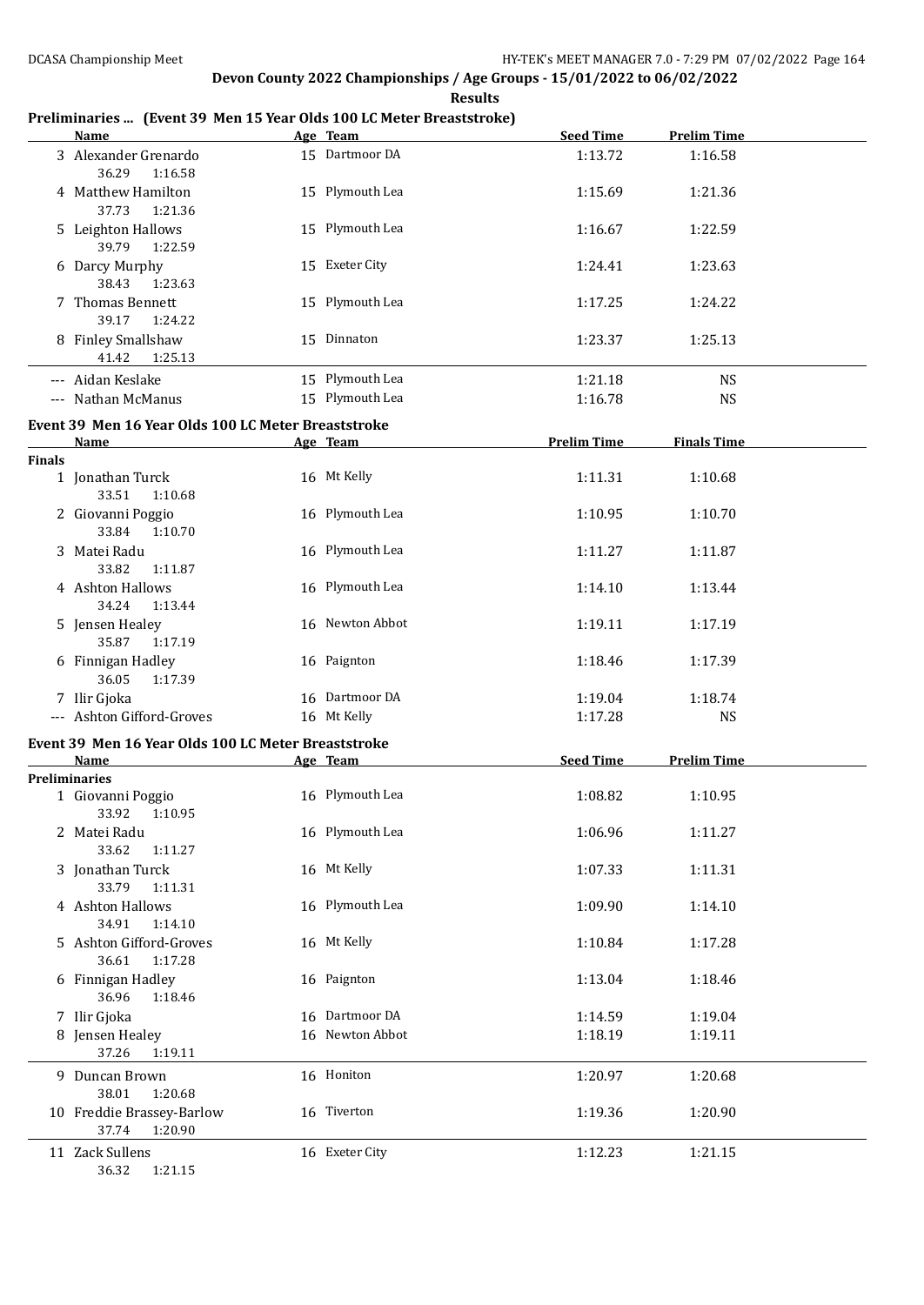**Devon County 2022 Championships / Age Groups - 15/01/2022 to 06/02/2022**

**Results**

## Preliminaries ... (Event 39 Men 15 Year Olds 100 LC Meter Breaststroke)

| | Name | Age | Team | Seed Time | Prelim Time |
|---|---|---|---|---|---|
| 3 | Alexander Grenardo | 15 | Dartmoor DA | 1:13.72 | 1:16.58 |
| | 36.29 1:16.58 | | | | |
| 4 | Matthew Hamilton | 15 | Plymouth Lea | 1:15.69 | 1:21.36 |
| | 37.73 1:21.36 | | | | |
| 5 | Leighton Hallows | 15 | Plymouth Lea | 1:16.67 | 1:22.59 |
| | 39.79 1:22.59 | | | | |
| 6 | Darcy Murphy | 15 | Exeter City | 1:24.41 | 1:23.63 |
| | 38.43 1:23.63 | | | | |
| 7 | Thomas Bennett | 15 | Plymouth Lea | 1:17.25 | 1:24.22 |
| | 39.17 1:24.22 | | | | |
| 8 | Finley Smallshaw | 15 | Dinnaton | 1:23.37 | 1:25.13 |
| | 41.42 1:25.13 | | | | |
| --- | Aidan Keslake | 15 | Plymouth Lea | 1:21.18 | NS |
| --- | Nathan McManus | 15 | Plymouth Lea | 1:16.78 | NS |

## Event 39 Men 16 Year Olds 100 LC Meter Breaststroke

**Finals**

| | Name | Age | Team | Prelim Time | Finals Time |
|---|---|---|---|---|---|
| 1 | Jonathan Turck | 16 | Mt Kelly | 1:11.31 | 1:10.68 |
| | 33.51 1:10.68 | | | | |
| 2 | Giovanni Poggio | 16 | Plymouth Lea | 1:10.95 | 1:10.70 |
| | 33.84 1:10.70 | | | | |
| 3 | Matei Radu | 16 | Plymouth Lea | 1:11.27 | 1:11.87 |
| | 33.82 1:11.87 | | | | |
| 4 | Ashton Hallows | 16 | Plymouth Lea | 1:14.10 | 1:13.44 |
| | 34.24 1:13.44 | | | | |
| 5 | Jensen Healey | 16 | Newton Abbot | 1:19.11 | 1:17.19 |
| | 35.87 1:17.19 | | | | |
| 6 | Finnigan Hadley | 16 | Paignton | 1:18.46 | 1:17.39 |
| | 36.05 1:17.39 | | | | |
| 7 | Ilir Gjoka | 16 | Dartmoor DA | 1:19.04 | 1:18.74 |
| --- | Ashton Gifford-Groves | 16 | Mt Kelly | 1:17.28 | NS |

## Event 39 Men 16 Year Olds 100 LC Meter Breaststroke

**Preliminaries**

| | Name | Age | Team | Seed Time | Prelim Time |
|---|---|---|---|---|---|
| 1 | Giovanni Poggio | 16 | Plymouth Lea | 1:08.82 | 1:10.95 |
| | 33.92 1:10.95 | | | | |
| 2 | Matei Radu | 16 | Plymouth Lea | 1:06.96 | 1:11.27 |
| | 33.62 1:11.27 | | | | |
| 3 | Jonathan Turck | 16 | Mt Kelly | 1:07.33 | 1:11.31 |
| | 33.79 1:11.31 | | | | |
| 4 | Ashton Hallows | 16 | Plymouth Lea | 1:09.90 | 1:14.10 |
| | 34.91 1:14.10 | | | | |
| 5 | Ashton Gifford-Groves | 16 | Mt Kelly | 1:10.84 | 1:17.28 |
| | 36.61 1:17.28 | | | | |
| 6 | Finnigan Hadley | 16 | Paignton | 1:13.04 | 1:18.46 |
| | 36.96 1:18.46 | | | | |
| 7 | Ilir Gjoka | 16 | Dartmoor DA | 1:14.59 | 1:19.04 |
| 8 | Jensen Healey | 16 | Newton Abbot | 1:18.19 | 1:19.11 |
| | 37.26 1:19.11 | | | | |
| 9 | Duncan Brown | 16 | Honiton | 1:20.97 | 1:20.68 |
| | 38.01 1:20.68 | | | | |
| 10 | Freddie Brassey-Barlow | 16 | Tiverton | 1:19.36 | 1:20.90 |
| | 37.74 1:20.90 | | | | |
| 11 | Zack Sullens | 16 | Exeter City | 1:12.23 | 1:21.15 |
| | 36.32 1:21.15 | | | | |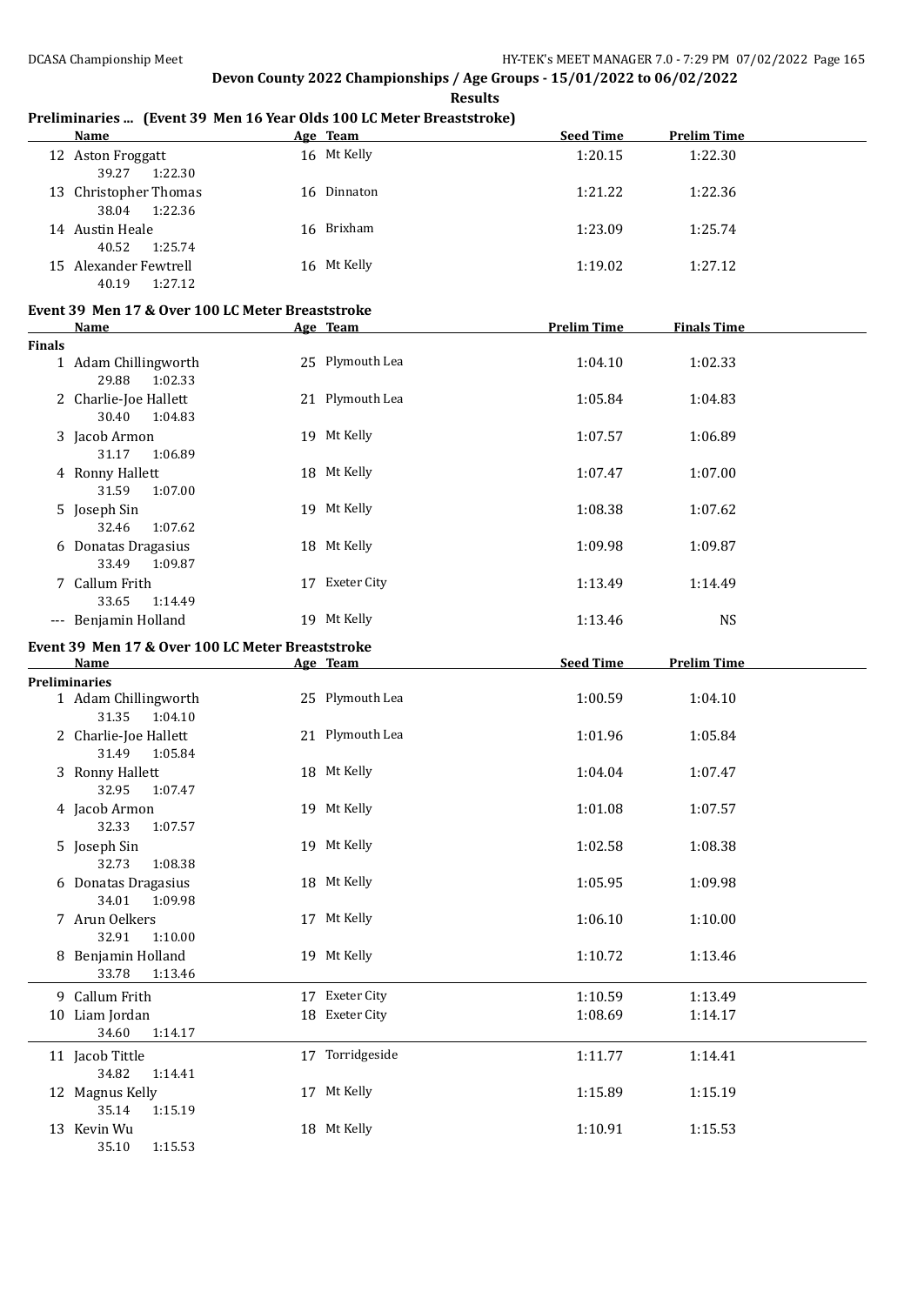## Devon County 2022 Championships / Age Groups - 15/01/2022 to 06/02/2022

**Results**

### Preliminaries ... (Event 39 Men 16 Year Olds 100 LC Meter Breaststroke)

| | Name | Age | Team | Seed Time | Prelim Time |
|---|---|---|---|---|---|
| 12 | Aston Froggatt | 16 | Mt Kelly | 1:20.15 | 1:22.30 |
| | 39.27 1:22.30 | | | | |
| 13 | Christopher Thomas | 16 | Dinnaton | 1:21.22 | 1:22.36 |
| | 38.04 1:22.36 | | | | |
| 14 | Austin Heale | 16 | Brixham | 1:23.09 | 1:25.74 |
| | 40.52 1:25.74 | | | | |
| 15 | Alexander Fewtrell | 16 | Mt Kelly | 1:19.02 | 1:27.12 |
| | 40.19 1:27.12 | | | | |

### Event 39 Men 17 & Over 100 LC Meter Breaststroke

| | Name | Age | Team | Prelim Time | Finals Time |
|---|---|---|---|---|---|
| **Finals** | | | | | |
| 1 | Adam Chillingworth | 25 | Plymouth Lea | 1:04.10 | 1:02.33 |
| | 29.88 1:02.33 | | | | |
| 2 | Charlie-Joe Hallett | 21 | Plymouth Lea | 1:05.84 | 1:04.83 |
| | 30.40 1:04.83 | | | | |
| 3 | Jacob Armon | 19 | Mt Kelly | 1:07.57 | 1:06.89 |
| | 31.17 1:06.89 | | | | |
| 4 | Ronny Hallett | 18 | Mt Kelly | 1:07.47 | 1:07.00 |
| | 31.59 1:07.00 | | | | |
| 5 | Joseph Sin | 19 | Mt Kelly | 1:08.38 | 1:07.62 |
| | 32.46 1:07.62 | | | | |
| 6 | Donatas Dragasius | 18 | Mt Kelly | 1:09.98 | 1:09.87 |
| | 33.49 1:09.87 | | | | |
| 7 | Callum Frith | 17 | Exeter City | 1:13.49 | 1:14.49 |
| | 33.65 1:14.49 | | | | |
| --- | Benjamin Holland | 19 | Mt Kelly | 1:13.46 | NS |

### Event 39 Men 17 & Over 100 LC Meter Breaststroke

| | Name | Age | Team | Seed Time | Prelim Time |
|---|---|---|---|---|---|
| **Preliminaries** | | | | | |
| 1 | Adam Chillingworth | 25 | Plymouth Lea | 1:00.59 | 1:04.10 |
| | 31.35 1:04.10 | | | | |
| 2 | Charlie-Joe Hallett | 21 | Plymouth Lea | 1:01.96 | 1:05.84 |
| | 31.49 1:05.84 | | | | |
| 3 | Ronny Hallett | 18 | Mt Kelly | 1:04.04 | 1:07.47 |
| | 32.95 1:07.47 | | | | |
| 4 | Jacob Armon | 19 | Mt Kelly | 1:01.08 | 1:07.57 |
| | 32.33 1:07.57 | | | | |
| 5 | Joseph Sin | 19 | Mt Kelly | 1:02.58 | 1:08.38 |
| | 32.73 1:08.38 | | | | |
| 6 | Donatas Dragasius | 18 | Mt Kelly | 1:05.95 | 1:09.98 |
| | 34.01 1:09.98 | | | | |
| 7 | Arun Oelkers | 17 | Mt Kelly | 1:06.10 | 1:10.00 |
| | 32.91 1:10.00 | | | | |
| 8 | Benjamin Holland | 19 | Mt Kelly | 1:10.72 | 1:13.46 |
| | 33.78 1:13.46 | | | | |
| 9 | Callum Frith | 17 | Exeter City | 1:10.59 | 1:13.49 |
| 10 | Liam Jordan | 18 | Exeter City | 1:08.69 | 1:14.17 |
| | 34.60 1:14.17 | | | | |
| 11 | Jacob Tittle | 17 | Torridgeside | 1:11.77 | 1:14.41 |
| | 34.82 1:14.41 | | | | |
| 12 | Magnus Kelly | 17 | Mt Kelly | 1:15.89 | 1:15.19 |
| | 35.14 1:15.19 | | | | |
| 13 | Kevin Wu | 18 | Mt Kelly | 1:10.91 | 1:15.53 |
| | 35.10 1:15.53 | | | | |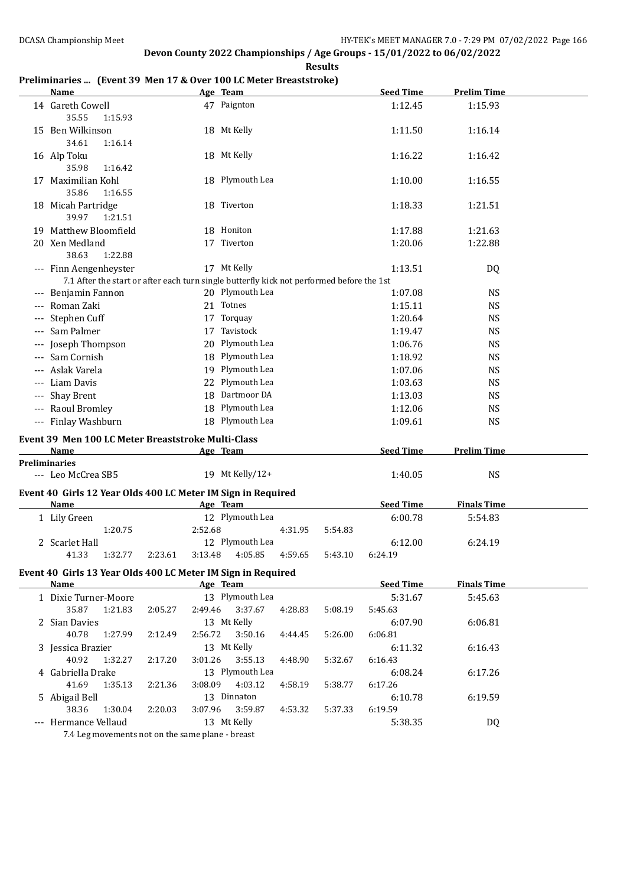Devon County 2022 Championships / Age Groups - 15/01/2022 to 06/02/2022

**Results**

### Preliminaries ... (Event 39 Men 17 & Over 100 LC Meter Breaststroke)

| | Name | Age | Team | Seed Time | Prelim Time |
|---|---|---|---|---|---|
| 14 | Gareth Cowell | 47 | Paignton | 1:12.45 | 1:15.93 |
| | 35.55 1:15.93 | | | | |
| 15 | Ben Wilkinson | 18 | Mt Kelly | 1:11.50 | 1:16.14 |
| | 34.61 1:16.14 | | | | |
| 16 | Alp Toku | 18 | Mt Kelly | 1:16.22 | 1:16.42 |
| | 35.98 1:16.42 | | | | |
| 17 | Maximilian Kohl | 18 | Plymouth Lea | 1:10.00 | 1:16.55 |
| | 35.86 1:16.55 | | | | |
| 18 | Micah Partridge | 18 | Tiverton | 1:18.33 | 1:21.51 |
| | 39.97 1:21.51 | | | | |
| 19 | Matthew Bloomfield | 18 | Honiton | 1:17.88 | 1:21.63 |
| 20 | Xen Medland | 17 | Tiverton | 1:20.06 | 1:22.88 |
| | 38.63 1:22.88 | | | | |
| --- | Finn Aengenheyster | 17 | Mt Kelly | 1:13.51 | DQ |
| | 7.1 After the start or after each turn single butterfly kick not performed before the 1st | | | | |
| --- | Benjamin Fannon | 20 | Plymouth Lea | 1:07.08 | NS |
| --- | Roman Zaki | 21 | Totnes | 1:15.11 | NS |
| --- | Stephen Cuff | 17 | Torquay | 1:20.64 | NS |
| --- | Sam Palmer | 17 | Tavistock | 1:19.47 | NS |
| --- | Joseph Thompson | 20 | Plymouth Lea | 1:06.76 | NS |
| --- | Sam Cornish | 18 | Plymouth Lea | 1:18.92 | NS |
| --- | Aslak Varela | 19 | Plymouth Lea | 1:07.06 | NS |
| --- | Liam Davis | 22 | Plymouth Lea | 1:03.63 | NS |
| --- | Shay Brent | 18 | Dartmoor DA | 1:13.03 | NS |
| --- | Raoul Bromley | 18 | Plymouth Lea | 1:12.06 | NS |
| --- | Finlay Washburn | 18 | Plymouth Lea | 1:09.61 | NS |

### Event 39 Men 100 LC Meter Breaststroke Multi-Class

| | Name | Age | Team | Seed Time | Prelim Time |
|---|---|---|---|---|---|
| **Preliminaries** | | | | | |
| --- | Leo McCrea SB5 | 19 | Mt Kelly/12+ | 1:40.05 | NS |

### Event 40 Girls 12 Year Olds 400 LC Meter IM Sign in Required

| | Name | Age | Team | Seed Time | Finals Time |
|---|---|---|---|---|---|
| 1 | Lily Green | 12 | Plymouth Lea | 6:00.78 | 5:54.83 |
| | 1:20.75 2:52.68 4:31.95 5:54.83 | | | | |
| 2 | Scarlet Hall | 12 | Plymouth Lea | 6:12.00 | 6:24.19 |
| | 41.33 1:32.77 2:23.61 3:13.48 4:05.85 4:59.65 5:43.10 6:24.19 | | | | |

### Event 40 Girls 13 Year Olds 400 LC Meter IM Sign in Required

| | Name | Age | Team | Seed Time | Finals Time |
|---|---|---|---|---|---|
| 1 | Dixie Turner-Moore | 13 | Plymouth Lea | 5:31.67 | 5:45.63 |
| | 35.87 1:21.83 2:05.27 2:49.46 3:37.67 4:28.83 5:08.19 5:45.63 | | | | |
| 2 | Sian Davies | 13 | Mt Kelly | 6:07.90 | 6:06.81 |
| | 40.78 1:27.99 2:12.49 2:56.72 3:50.16 4:44.45 5:26.00 6:06.81 | | | | |
| 3 | Jessica Brazier | 13 | Mt Kelly | 6:11.32 | 6:16.43 |
| | 40.92 1:32.27 2:17.20 3:01.26 3:55.13 4:48.90 5:32.67 6:16.43 | | | | |
| 4 | Gabriella Drake | 13 | Plymouth Lea | 6:08.24 | 6:17.26 |
| | 41.69 1:35.13 2:21.36 3:08.09 4:03.12 4:58.19 5:38.77 6:17.26 | | | | |
| 5 | Abigail Bell | 13 | Dinnaton | 6:10.78 | 6:19.59 |
| | 38.36 1:30.04 2:20.03 3:07.96 3:59.87 4:53.32 5:37.33 6:19.59 | | | | |
| --- | Hermance Vellaud | 13 | Mt Kelly | 5:38.35 | DQ |
| | 7.4 Leg movements not on the same plane - breast | | | | |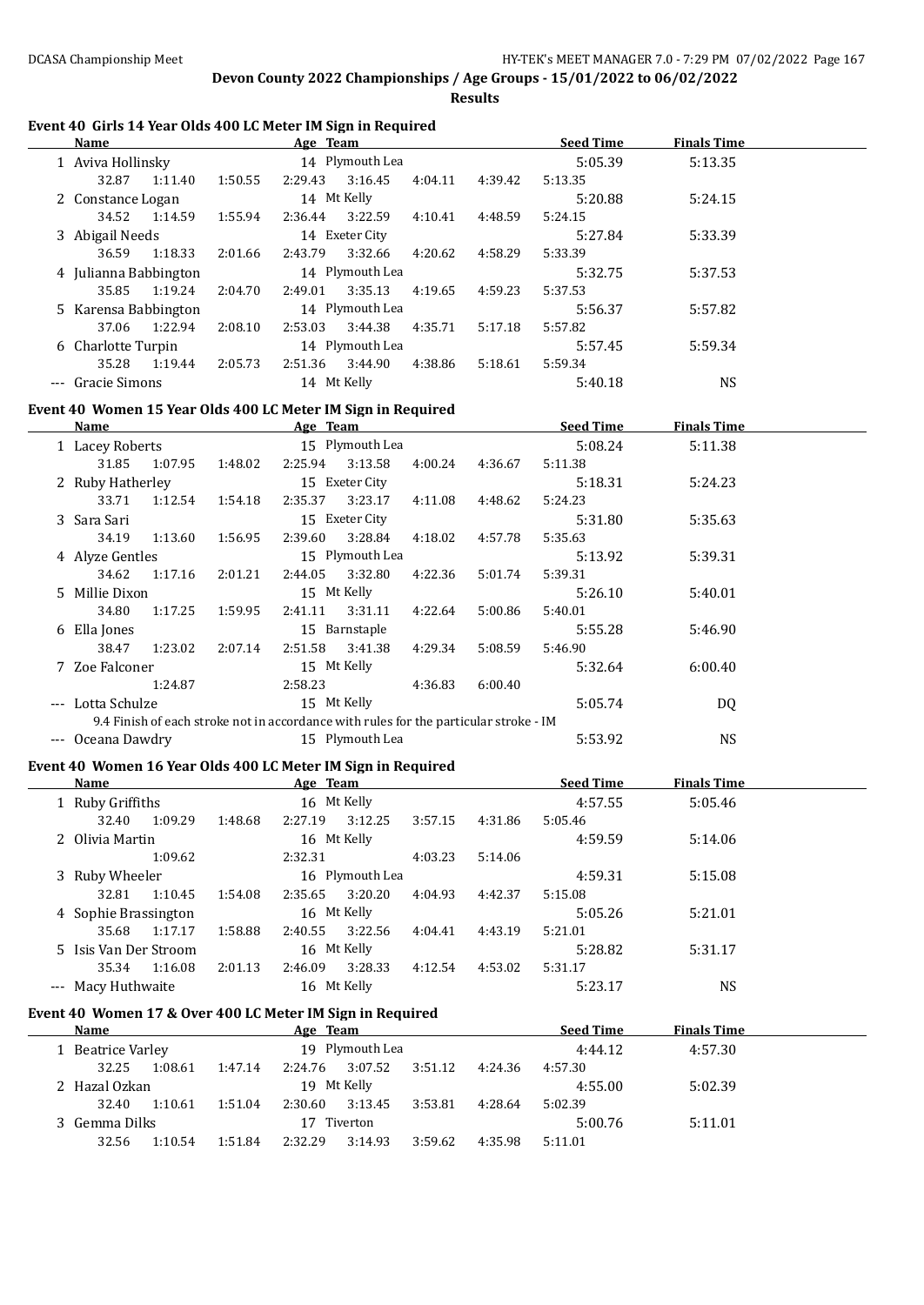**Devon County 2022 Championships / Age Groups - 15/01/2022 to 06/02/2022**

**Results**

## Event 40 Girls 14 Year Olds 400 LC Meter IM Sign in Required

| Name | Age | Team | Seed Time | Finals Time |
|---|---|---|---|---|
| 1 Aviva Hollinsky | 14 | Plymouth Lea | 5:05.39 | 5:13.35 |
| 32.87 1:11.40 1:50.55 2:29.43 3:16.45 4:04.11 4:39.42 5:13.35 | | | | |
| 2 Constance Logan | 14 | Mt Kelly | 5:20.88 | 5:24.15 |
| 34.52 1:14.59 1:55.94 2:36.44 3:22.59 4:10.41 4:48.59 5:24.15 | | | | |
| 3 Abigail Needs | 14 | Exeter City | 5:27.84 | 5:33.39 |
| 36.59 1:18.33 2:01.66 2:43.79 3:32.66 4:20.62 4:58.29 5:33.39 | | | | |
| 4 Julianna Babbington | 14 | Plymouth Lea | 5:32.75 | 5:37.53 |
| 35.85 1:19.24 2:04.70 2:49.01 3:35.13 4:19.65 4:59.23 5:37.53 | | | | |
| 5 Karensa Babbington | 14 | Plymouth Lea | 5:56.37 | 5:57.82 |
| 37.06 1:22.94 2:08.10 2:53.03 3:44.38 4:35.71 5:17.18 5:57.82 | | | | |
| 6 Charlotte Turpin | 14 | Plymouth Lea | 5:57.45 | 5:59.34 |
| 35.28 1:19.44 2:05.73 2:51.36 3:44.90 4:38.86 5:18.61 5:59.34 | | | | |
| --- Gracie Simons | 14 | Mt Kelly | 5:40.18 | NS |

## Event 40 Women 15 Year Olds 400 LC Meter IM Sign in Required

| Name | Age | Team | Seed Time | Finals Time |
|---|---|---|---|---|
| 1 Lacey Roberts | 15 | Plymouth Lea | 5:08.24 | 5:11.38 |
| 31.85 1:07.95 1:48.02 2:25.94 3:13.58 4:00.24 4:36.67 5:11.38 | | | | |
| 2 Ruby Hatherley | 15 | Exeter City | 5:18.31 | 5:24.23 |
| 33.71 1:12.54 1:54.18 2:35.37 3:23.17 4:11.08 4:48.62 5:24.23 | | | | |
| 3 Sara Sari | 15 | Exeter City | 5:31.80 | 5:35.63 |
| 34.19 1:13.60 1:56.95 2:39.60 3:28.84 4:18.02 4:57.78 5:35.63 | | | | |
| 4 Alyze Gentles | 15 | Plymouth Lea | 5:13.92 | 5:39.31 |
| 34.62 1:17.16 2:01.21 2:44.05 3:32.80 4:22.36 5:01.74 5:39.31 | | | | |
| 5 Millie Dixon | 15 | Mt Kelly | 5:26.10 | 5:40.01 |
| 34.80 1:17.25 1:59.95 2:41.11 3:31.11 4:22.64 5:00.86 5:40.01 | | | | |
| 6 Ella Jones | 15 | Barnstaple | 5:55.28 | 5:46.90 |
| 38.47 1:23.02 2:07.14 2:51.58 3:41.38 4:29.34 5:08.59 5:46.90 | | | | |
| 7 Zoe Falconer | 15 | Mt Kelly | 5:32.64 | 6:00.40 |
| 1:24.87 2:58.23 4:36.83 6:00.40 | | | | |
| --- Lotta Schulze | 15 | Mt Kelly | 5:05.74 | DQ |
| 9.4 Finish of each stroke not in accordance with rules for the particular stroke - IM | | | | |
| --- Oceana Dawdry | 15 | Plymouth Lea | 5:53.92 | NS |

## Event 40 Women 16 Year Olds 400 LC Meter IM Sign in Required

| Name | Age | Team | Seed Time | Finals Time |
|---|---|---|---|---|
| 1 Ruby Griffiths | 16 | Mt Kelly | 4:57.55 | 5:05.46 |
| 32.40 1:09.29 1:48.68 2:27.19 3:12.25 3:57.15 4:31.86 5:05.46 | | | | |
| 2 Olivia Martin | 16 | Mt Kelly | 4:59.59 | 5:14.06 |
| 1:09.62 2:32.31 4:03.23 5:14.06 | | | | |
| 3 Ruby Wheeler | 16 | Plymouth Lea | 4:59.31 | 5:15.08 |
| 32.81 1:10.45 1:54.08 2:35.65 3:20.20 4:04.93 4:42.37 5:15.08 | | | | |
| 4 Sophie Brassington | 16 | Mt Kelly | 5:05.26 | 5:21.01 |
| 35.68 1:17.17 1:58.88 2:40.55 3:22.56 4:04.41 4:43.19 5:21.01 | | | | |
| 5 Isis Van Der Stroom | 16 | Mt Kelly | 5:28.82 | 5:31.17 |
| 35.34 1:16.08 2:01.13 2:46.09 3:28.33 4:12.54 4:53.02 5:31.17 | | | | |
| --- Macy Huthwaite | 16 | Mt Kelly | 5:23.17 | NS |

## Event 40 Women 17 & Over 400 LC Meter IM Sign in Required

| Name | Age | Team | Seed Time | Finals Time |
|---|---|---|---|---|
| 1 Beatrice Varley | 19 | Plymouth Lea | 4:44.12 | 4:57.30 |
| 32.25 1:08.61 1:47.14 2:24.76 3:07.52 3:51.12 4:24.36 4:57.30 | | | | |
| 2 Hazal Ozkan | 19 | Mt Kelly | 4:55.00 | 5:02.39 |
| 32.40 1:10.61 1:51.04 2:30.60 3:13.45 3:53.81 4:28.64 5:02.39 | | | | |
| 3 Gemma Dilks | 17 | Tiverton | 5:00.76 | 5:11.01 |
| 32.56 1:10.54 1:51.84 2:32.29 3:14.93 3:59.62 4:35.98 5:11.01 | | | | |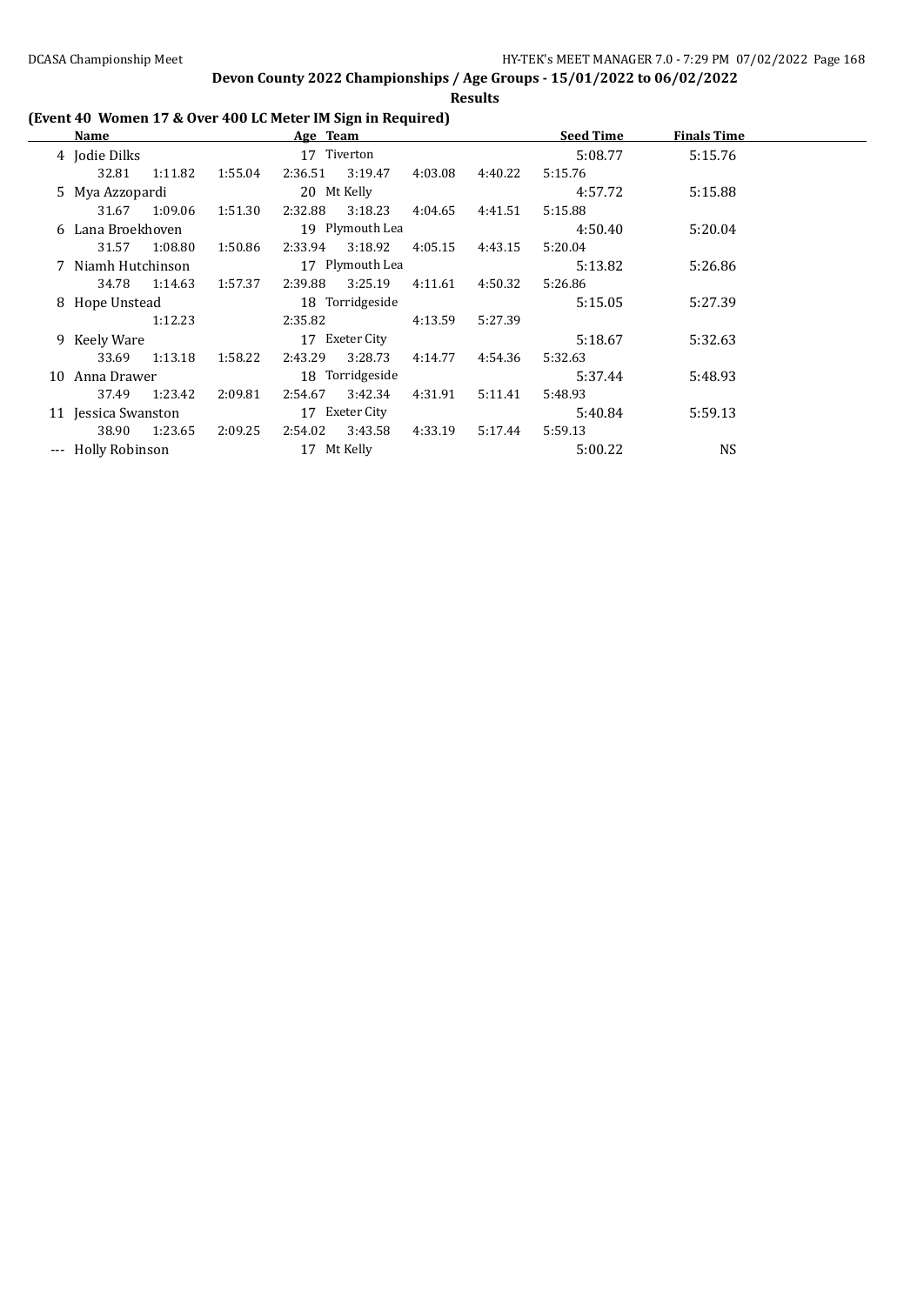## Devon County 2022 Championships / Age Groups - 15/01/2022 to 06/02/2022

**Results**

### (Event 40 Women 17 & Over 400 LC Meter IM Sign in Required)

| | Name | Age | Team | Seed Time | Finals Time |
|---|---|---|---|---|---|
| 4 | Jodie Dilks | 17 | Tiverton | 5:08.77 | 5:15.76 |
| | 32.81 1:11.82 1:55.04 2:36.51 3:19.47 4:03.08 4:40.22 5:15.76 | | | | |
| 5 | Mya Azzopardi | 20 | Mt Kelly | 4:57.72 | 5:15.88 |
| | 31.67 1:09.06 1:51.30 2:32.88 3:18.23 4:04.65 4:41.51 5:15.88 | | | | |
| 6 | Lana Broekhoven | 19 | Plymouth Lea | 4:50.40 | 5:20.04 |
| | 31.57 1:08.80 1:50.86 2:33.94 3:18.92 4:05.15 4:43.15 5:20.04 | | | | |
| 7 | Niamh Hutchinson | 17 | Plymouth Lea | 5:13.82 | 5:26.86 |
| | 34.78 1:14.63 1:57.37 2:39.88 3:25.19 4:11.61 4:50.32 5:26.86 | | | | |
| 8 | Hope Unstead | 18 | Torridgeside | 5:15.05 | 5:27.39 |
| | 1:12.23 2:35.82 4:13.59 5:27.39 | | | | |
| 9 | Keely Ware | 17 | Exeter City | 5:18.67 | 5:32.63 |
| | 33.69 1:13.18 1:58.22 2:43.29 3:28.73 4:14.77 4:54.36 5:32.63 | | | | |
| 10 | Anna Drawer | 18 | Torridgeside | 5:37.44 | 5:48.93 |
| | 37.49 1:23.42 2:09.81 2:54.67 3:42.34 4:31.91 5:11.41 5:48.93 | | | | |
| 11 | Jessica Swanston | 17 | Exeter City | 5:40.84 | 5:59.13 |
| | 38.90 1:23.65 2:09.25 2:54.02 3:43.58 4:33.19 5:17.44 5:59.13 | | | | |
| --- | Holly Robinson | 17 | Mt Kelly | 5:00.22 | NS |